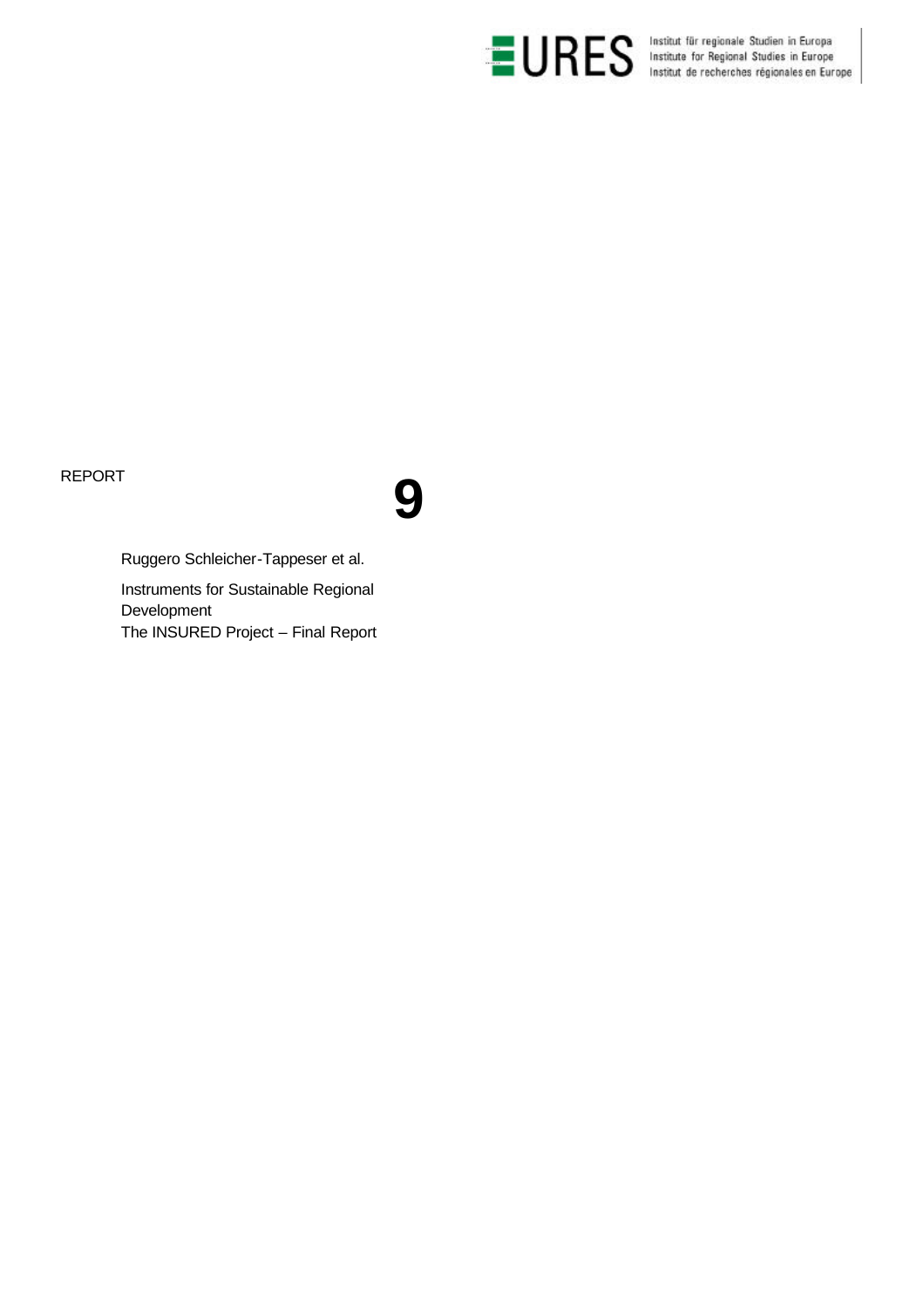EURES Institut für regionale Studien in Europa
Institute for Regional Studies in Europe
Institut de recherches régionales en Europe

REPORT

**9**

Ruggero Schleicher-Tappeser et al.

Instruments for Sustainable Regional Development
The INSURED Project – Final Report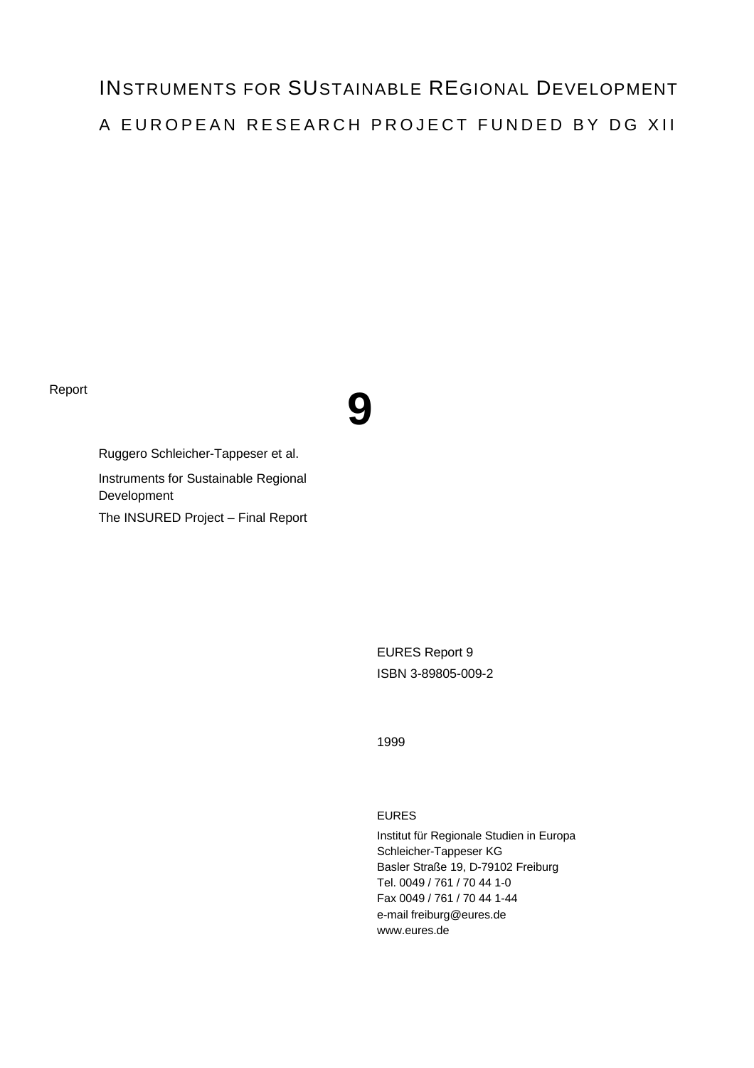# INSTRUMENTS FOR SUSTAINABLE REGIONAL DEVELOPMENT

## A EUROPEAN RESEARCH PROJECT FUNDED BY DG XII

Report

**9**

Ruggero Schleicher-Tappeser et al.

Instruments for Sustainable Regional Development

The INSURED Project – Final Report

EURES Report 9

ISBN 3-89805-009-2

1999

EURES

Institut für Regionale Studien in Europa
Schleicher-Tappeser KG
Basler Straße 19, D-79102 Freiburg
Tel. 0049 / 761 / 70 44 1-0
Fax 0049 / 761 / 70 44 1-44
e-mail freiburg@eures.de
www.eures.de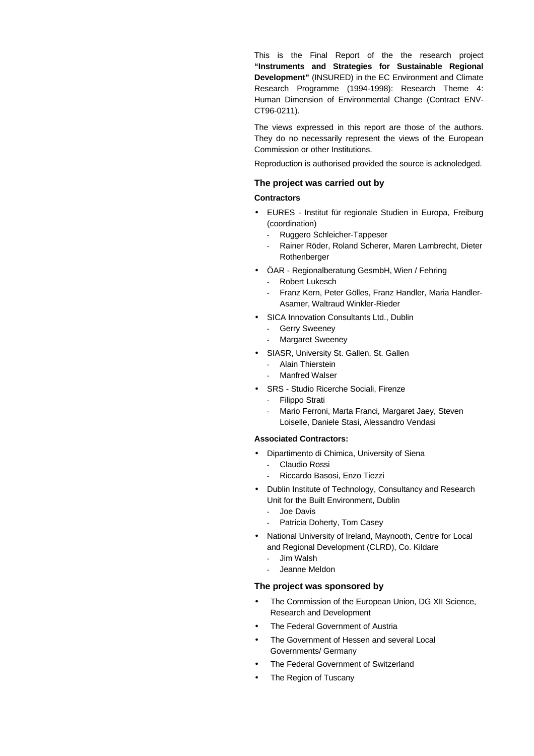This is the Final Report of the the research project **"Instruments and Strategies for Sustainable Regional Development"** (INSURED) in the EC Environment and Climate Research Programme (1994-1998): Research Theme 4: Human Dimension of Environmental Change (Contract ENV-CT96-0211).

The views expressed in this report are those of the authors. They do no necessarily represent the views of the European Commission or other Institutions.

Reproduction is authorised provided the source is acknoledged.

### The project was carried out by

**Contractors**

- EURES - Institut für regionale Studien in Europa, Freiburg (coordination)
  - Ruggero Schleicher-Tappeser
  - Rainer Röder, Roland Scherer, Maren Lambrecht, Dieter Rothenberger
- ÖAR - Regionalberatung GesmbH, Wien / Fehring
  - Robert Lukesch
  - Franz Kern, Peter Gölles, Franz Handler, Maria Handler-Asamer, Waltraud Winkler-Rieder
- SICA Innovation Consultants Ltd., Dublin
  - Gerry Sweeney
  - Margaret Sweeney
- SIASR, University St. Gallen, St. Gallen
  - Alain Thierstein
  - Manfred Walser
- SRS - Studio Ricerche Sociali, Firenze
  - Filippo Strati
  - Mario Ferroni, Marta Franci, Margaret Jaey, Steven Loiselle, Daniele Stasi, Alessandro Vendasi

**Associated Contractors:**

- Dipartimento di Chimica, University of Siena
  - Claudio Rossi
  - Riccardo Basosi, Enzo Tiezzi
- Dublin Institute of Technology, Consultancy and Research Unit for the Built Environment, Dublin
  - Joe Davis
  - Patricia Doherty, Tom Casey
- National University of Ireland, Maynooth, Centre for Local and Regional Development (CLRD), Co. Kildare
  - Jim Walsh
  - Jeanne Meldon

### The project was sponsored by

- The Commission of the European Union, DG XII Science, Research and Development
- The Federal Government of Austria
- The Government of Hessen and several Local Governments/ Germany
- The Federal Government of Switzerland
- The Region of Tuscany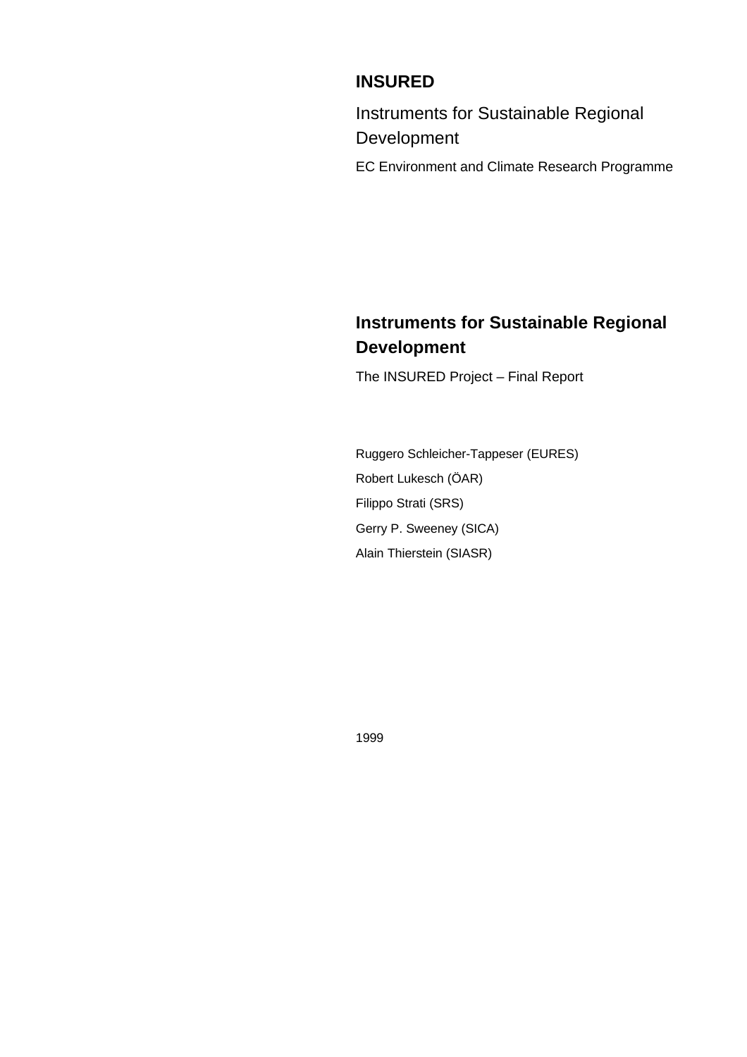**INSURED**

Instruments for Sustainable Regional Development

EC Environment and Climate Research Programme

# Instruments for Sustainable Regional Development

The INSURED Project – Final Report

Ruggero Schleicher-Tappeser (EURES)

Robert Lukesch (ÖAR)

Filippo Strati (SRS)

Gerry P. Sweeney (SICA)

Alain Thierstein (SIASR)

1999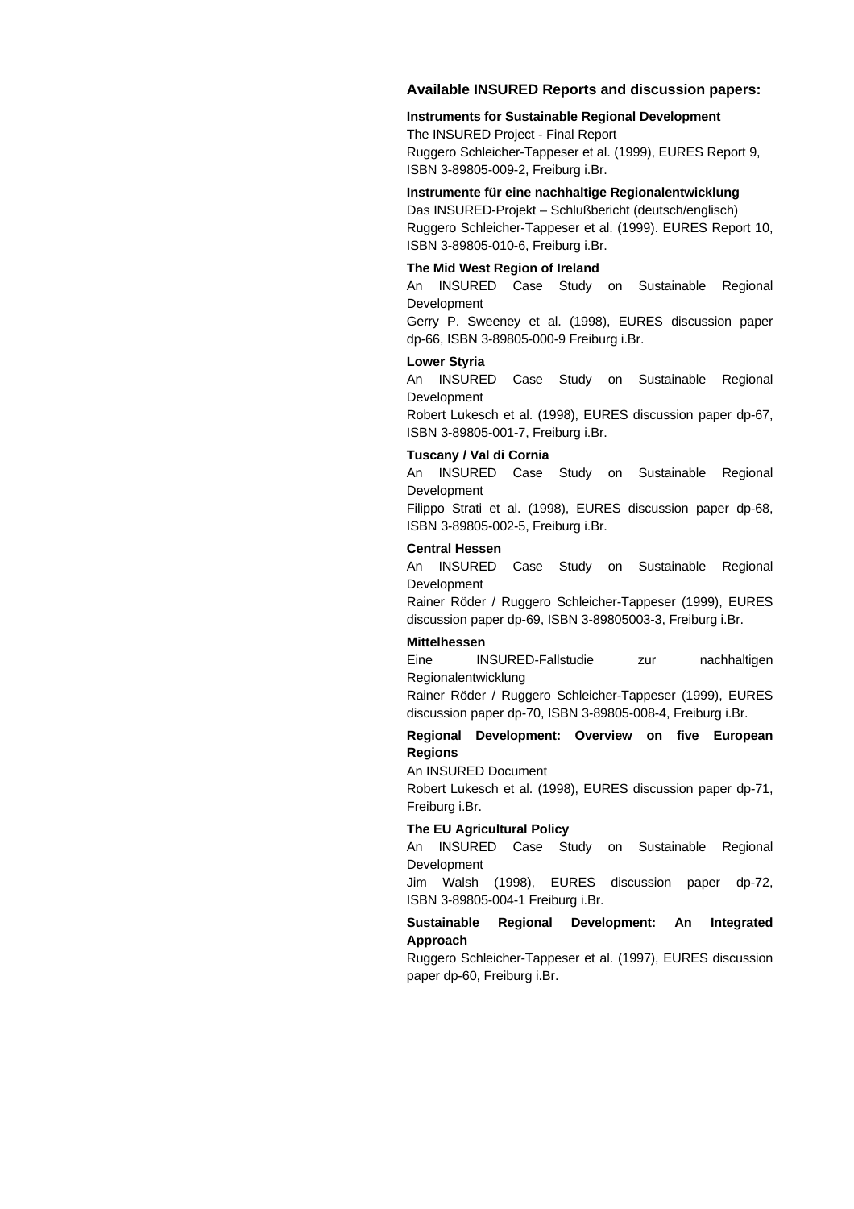## Available INSURED Reports and discussion papers:

**Instruments for Sustainable Regional Development**
The INSURED Project - Final Report
Ruggero Schleicher-Tappeser et al. (1999), EURES Report 9, ISBN 3-89805-009-2, Freiburg i.Br.

**Instrumente für eine nachhaltige Regionalentwicklung**
Das INSURED-Projekt – Schlußbericht (deutsch/englisch)
Ruggero Schleicher-Tappeser et al. (1999). EURES Report 10, ISBN 3-89805-010-6, Freiburg i.Br.

**The Mid West Region of Ireland**
An INSURED Case Study on Sustainable Regional Development
Gerry P. Sweeney et al. (1998), EURES discussion paper dp-66, ISBN 3-89805-000-9 Freiburg i.Br.

**Lower Styria**
An INSURED Case Study on Sustainable Regional Development
Robert Lukesch et al. (1998), EURES discussion paper dp-67, ISBN 3-89805-001-7, Freiburg i.Br.

**Tuscany / Val di Cornia**
An INSURED Case Study on Sustainable Regional Development
Filippo Strati et al. (1998), EURES discussion paper dp-68, ISBN 3-89805-002-5, Freiburg i.Br.

**Central Hessen**
An INSURED Case Study on Sustainable Regional Development
Rainer Röder / Ruggero Schleicher-Tappeser (1999), EURES discussion paper dp-69, ISBN 3-89805003-3, Freiburg i.Br.

**Mittelhessen**
Eine INSURED-Fallstudie zur nachhaltigen Regionalentwicklung
Rainer Röder / Ruggero Schleicher-Tappeser (1999), EURES discussion paper dp-70, ISBN 3-89805-008-4, Freiburg i.Br.

**Regional Development: Overview on five European Regions**
An INSURED Document
Robert Lukesch et al. (1998), EURES discussion paper dp-71, Freiburg i.Br.

**The EU Agricultural Policy**
An INSURED Case Study on Sustainable Regional Development
Jim Walsh (1998), EURES discussion paper dp-72, ISBN 3-89805-004-1 Freiburg i.Br.

**Sustainable Regional Development: An Integrated Approach**
Ruggero Schleicher-Tappeser et al. (1997), EURES discussion paper dp-60, Freiburg i.Br.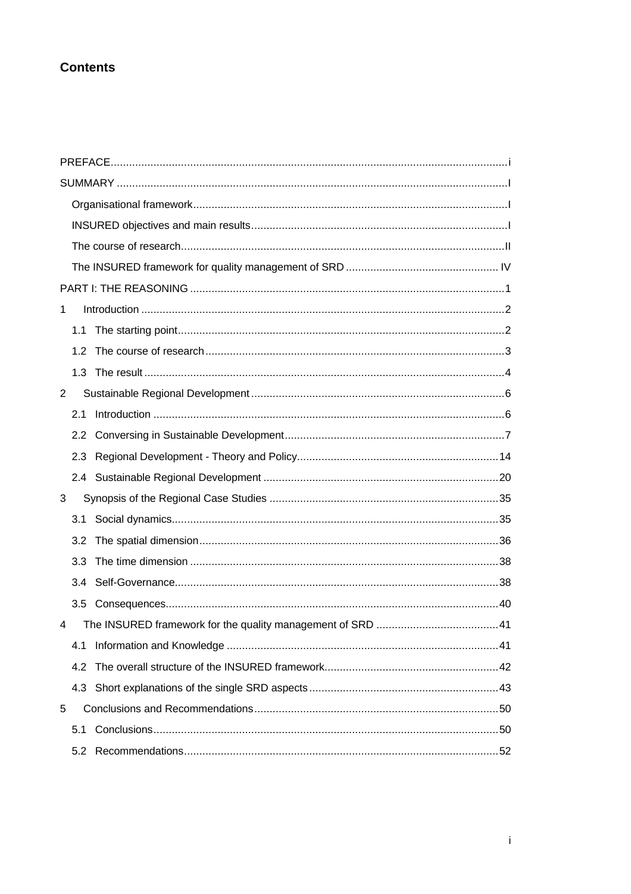# Contents

PREFACE ..... i

SUMMARY ..... I

- Organisational framework ..... I
- INSURED objectives and main results ..... I
- The course of research ..... II
- The INSURED framework for quality management of SRD ..... IV

PART I: THE REASONING ..... 1

1 Introduction ..... 2
- 1.1 The starting point ..... 2
- 1.2 The course of research ..... 3
- 1.3 The result ..... 4

2 Sustainable Regional Development ..... 6
- 2.1 Introduction ..... 6
- 2.2 Conversing in Sustainable Development ..... 7
- 2.3 Regional Development - Theory and Policy ..... 14
- 2.4 Sustainable Regional Development ..... 20

3 Synopsis of the Regional Case Studies ..... 35
- 3.1 Social dynamics ..... 35
- 3.2 The spatial dimension ..... 36
- 3.3 The time dimension ..... 38
- 3.4 Self-Governance ..... 38
- 3.5 Consequences ..... 40

4 The INSURED framework for the quality management of SRD ..... 41
- 4.1 Information and Knowledge ..... 41
- 4.2 The overall structure of the INSURED framework ..... 42
- 4.3 Short explanations of the single SRD aspects ..... 43

5 Conclusions and Recommendations ..... 50
- 5.1 Conclusions ..... 50
- 5.2 Recommendations ..... 52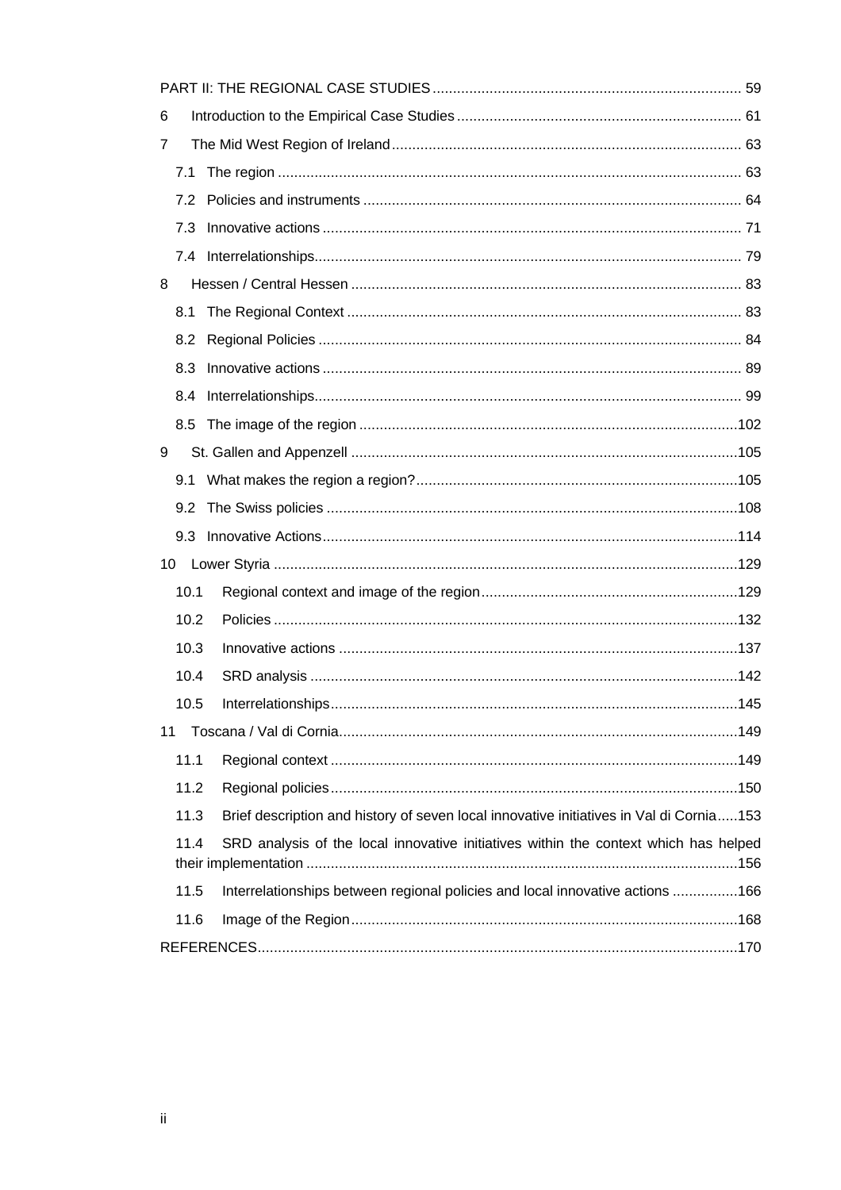PART II: THE REGIONAL CASE STUDIES ........................................................................... 59

6 Introduction to the Empirical Case Studies ..................................................................... 61

7 The Mid West Region of Ireland ..................................................................................... 63

7.1 The region ................................................................................................................ 63

7.2 Policies and instruments ........................................................................................... 64

7.3 Innovative actions ..................................................................................................... 71

7.4 Interrelationships....................................................................................................... 79

8 Hessen / Central Hessen ............................................................................................... 83

8.1 The Regional Context ............................................................................................... 83

8.2 Regional Policies ...................................................................................................... 84

8.3 Innovative actions ..................................................................................................... 89

8.4 Interrelationships....................................................................................................... 99

8.5 The image of the region ...........................................................................................102

9 St. Gallen and Appenzell ..............................................................................................105

9.1 What makes the region a region?..............................................................................105

9.2 The Swiss policies ...................................................................................................108

9.3 Innovative Actions....................................................................................................114

10 Lower Styria ................................................................................................................129

10.1 Regional context and image of the region..............................................................129

10.2 Policies ................................................................................................................132

10.3 Innovative actions .................................................................................................137

10.4 SRD analysis ........................................................................................................142

10.5 Interrelationships...................................................................................................145

11 Toscana / Val di Cornia.................................................................................................149

11.1 Regional context ...................................................................................................149

11.2 Regional policies...................................................................................................150

11.3 Brief description and history of seven local innovative initiatives in Val di Cornia.....153

11.4 SRD analysis of the local innovative initiatives within the context which has helped their implementation .........................................................................................................156

11.5 Interrelationships between regional policies and local innovative actions ................166

11.6 Image of the Region..............................................................................................168

REFERENCES.....................................................................................................................170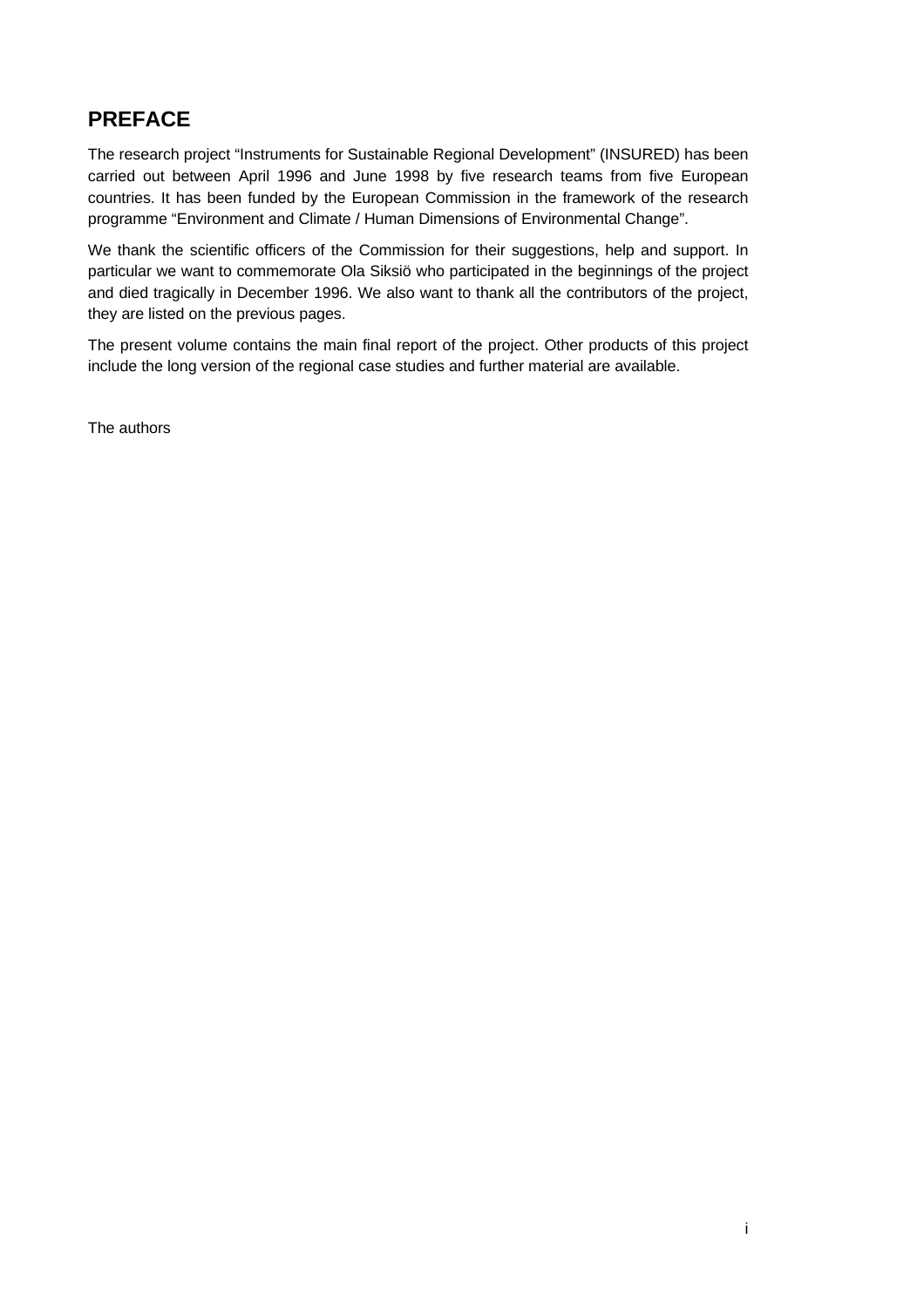# PREFACE

The research project "Instruments for Sustainable Regional Development" (INSURED) has been carried out between April 1996 and June 1998 by five research teams from five European countries. It has been funded by the European Commission in the framework of the research programme "Environment and Climate / Human Dimensions of Environmental Change".

We thank the scientific officers of the Commission for their suggestions, help and support. In particular we want to commemorate Ola Siksiö who participated in the beginnings of the project and died tragically in December 1996. We also want to thank all the contributors of the project, they are listed on the previous pages.

The present volume contains the main final report of the project. Other products of this project include the long version of the regional case studies and further material are available.

The authors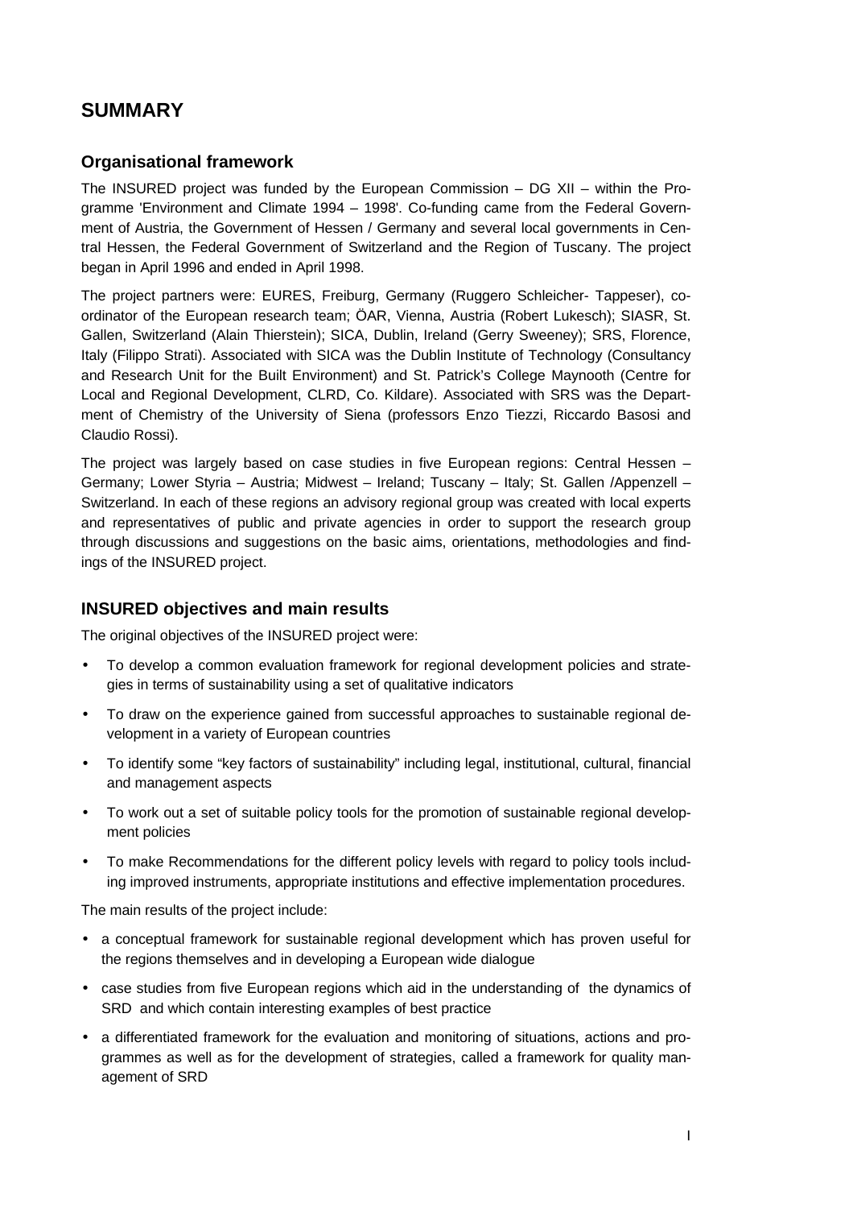# SUMMARY

## Organisational framework

The INSURED project was funded by the European Commission – DG XII – within the Programme 'Environment and Climate 1994 – 1998'. Co-funding came from the Federal Government of Austria, the Government of Hessen / Germany and several local governments in Central Hessen, the Federal Government of Switzerland and the Region of Tuscany. The project began in April 1996 and ended in April 1998.

The project partners were: EURES, Freiburg, Germany (Ruggero Schleicher- Tappeser), coordinator of the European research team; ÖAR, Vienna, Austria (Robert Lukesch); SIASR, St. Gallen, Switzerland (Alain Thierstein); SICA, Dublin, Ireland (Gerry Sweeney); SRS, Florence, Italy (Filippo Strati). Associated with SICA was the Dublin Institute of Technology (Consultancy and Research Unit for the Built Environment) and St. Patrick's College Maynooth (Centre for Local and Regional Development, CLRD, Co. Kildare). Associated with SRS was the Department of Chemistry of the University of Siena (professors Enzo Tiezzi, Riccardo Basosi and Claudio Rossi).

The project was largely based on case studies in five European regions: Central Hessen – Germany; Lower Styria – Austria; Midwest – Ireland; Tuscany – Italy; St. Gallen /Appenzell – Switzerland. In each of these regions an advisory regional group was created with local experts and representatives of public and private agencies in order to support the research group through discussions and suggestions on the basic aims, orientations, methodologies and findings of the INSURED project.

## INSURED objectives and main results

The original objectives of the INSURED project were:

- To develop a common evaluation framework for regional development policies and strategies in terms of sustainability using a set of qualitative indicators
- To draw on the experience gained from successful approaches to sustainable regional development in a variety of European countries
- To identify some "key factors of sustainability" including legal, institutional, cultural, financial and management aspects
- To work out a set of suitable policy tools for the promotion of sustainable regional development policies
- To make Recommendations for the different policy levels with regard to policy tools including improved instruments, appropriate institutions and effective implementation procedures.

The main results of the project include:

- a conceptual framework for sustainable regional development which has proven useful for the regions themselves and in developing a European wide dialogue
- case studies from five European regions which aid in the understanding of the dynamics of SRD and which contain interesting examples of best practice
- a differentiated framework for the evaluation and monitoring of situations, actions and programmes as well as for the development of strategies, called a framework for quality management of SRD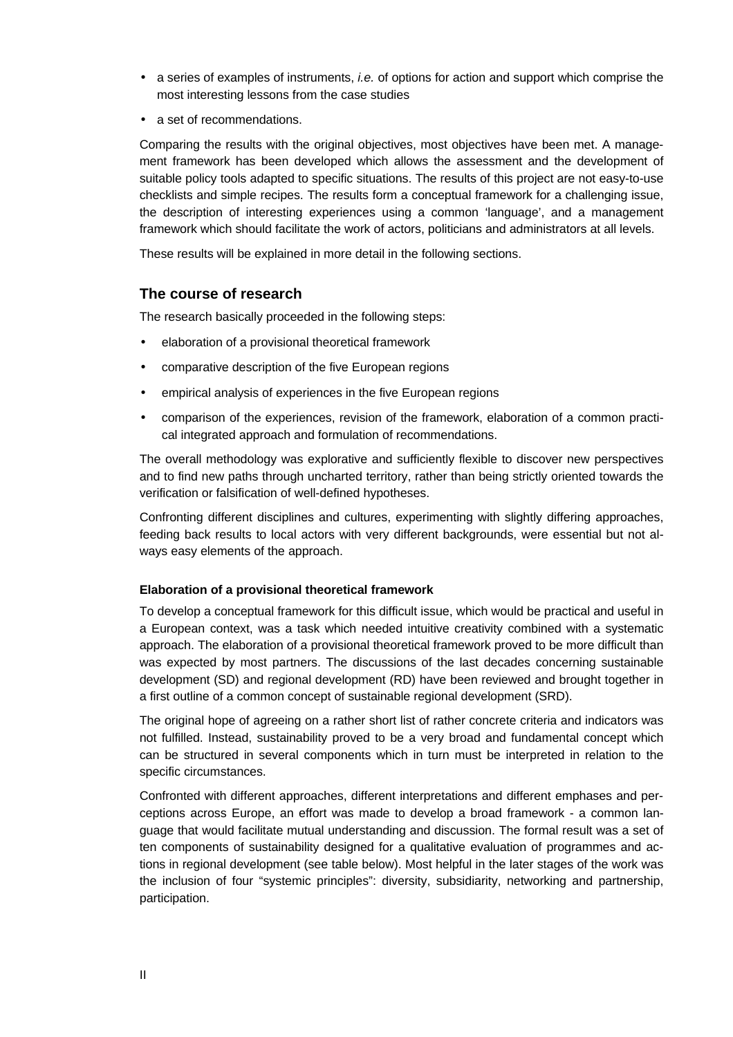- a series of examples of instruments, *i.e.* of options for action and support which comprise the most interesting lessons from the case studies
- a set of recommendations.

Comparing the results with the original objectives, most objectives have been met. A management framework has been developed which allows the assessment and the development of suitable policy tools adapted to specific situations. The results of this project are not easy-to-use checklists and simple recipes. The results form a conceptual framework for a challenging issue, the description of interesting experiences using a common 'language', and a management framework which should facilitate the work of actors, politicians and administrators at all levels.

These results will be explained in more detail in the following sections.

## The course of research

The research basically proceeded in the following steps:

- elaboration of a provisional theoretical framework
- comparative description of the five European regions
- empirical analysis of experiences in the five European regions
- comparison of the experiences, revision of the framework, elaboration of a common practical integrated approach and formulation of recommendations.

The overall methodology was explorative and sufficiently flexible to discover new perspectives and to find new paths through uncharted territory, rather than being strictly oriented towards the verification or falsification of well-defined hypotheses.

Confronting different disciplines and cultures, experimenting with slightly differing approaches, feeding back results to local actors with very different backgrounds, were essential but not always easy elements of the approach.

### Elaboration of a provisional theoretical framework

To develop a conceptual framework for this difficult issue, which would be practical and useful in a European context, was a task which needed intuitive creativity combined with a systematic approach. The elaboration of a provisional theoretical framework proved to be more difficult than was expected by most partners. The discussions of the last decades concerning sustainable development (SD) and regional development (RD) have been reviewed and brought together in a first outline of a common concept of sustainable regional development (SRD).

The original hope of agreeing on a rather short list of rather concrete criteria and indicators was not fulfilled. Instead, sustainability proved to be a very broad and fundamental concept which can be structured in several components which in turn must be interpreted in relation to the specific circumstances.

Confronted with different approaches, different interpretations and different emphases and perceptions across Europe, an effort was made to develop a broad framework - a common language that would facilitate mutual understanding and discussion. The formal result was a set of ten components of sustainability designed for a qualitative evaluation of programmes and actions in regional development (see table below). Most helpful in the later stages of the work was the inclusion of four "systemic principles": diversity, subsidiarity, networking and partnership, participation.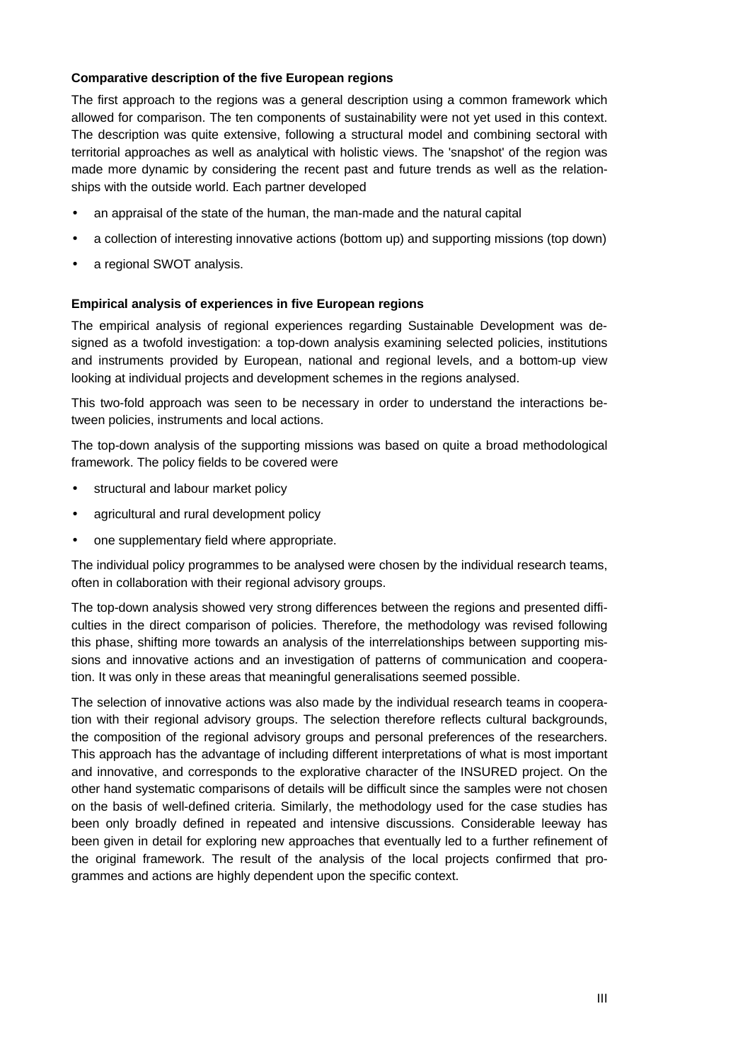**Comparative description of the five European regions**

The first approach to the regions was a general description using a common framework which allowed for comparison. The ten components of sustainability were not yet used in this context. The description was quite extensive, following a structural model and combining sectoral with territorial approaches as well as analytical with holistic views. The 'snapshot' of the region was made more dynamic by considering the recent past and future trends as well as the relationships with the outside world. Each partner developed

- an appraisal of the state of the human, the man-made and the natural capital
- a collection of interesting innovative actions (bottom up) and supporting missions (top down)
- a regional SWOT analysis.

**Empirical analysis of experiences in five European regions**

The empirical analysis of regional experiences regarding Sustainable Development was designed as a twofold investigation: a top-down analysis examining selected policies, institutions and instruments provided by European, national and regional levels, and a bottom-up view looking at individual projects and development schemes in the regions analysed.

This two-fold approach was seen to be necessary in order to understand the interactions between policies, instruments and local actions.

The top-down analysis of the supporting missions was based on quite a broad methodological framework. The policy fields to be covered were

- structural and labour market policy
- agricultural and rural development policy
- one supplementary field where appropriate.

The individual policy programmes to be analysed were chosen by the individual research teams, often in collaboration with their regional advisory groups.

The top-down analysis showed very strong differences between the regions and presented difficulties in the direct comparison of policies. Therefore, the methodology was revised following this phase, shifting more towards an analysis of the interrelationships between supporting missions and innovative actions and an investigation of patterns of communication and cooperation. It was only in these areas that meaningful generalisations seemed possible.

The selection of innovative actions was also made by the individual research teams in cooperation with their regional advisory groups. The selection therefore reflects cultural backgrounds, the composition of the regional advisory groups and personal preferences of the researchers. This approach has the advantage of including different interpretations of what is most important and innovative, and corresponds to the explorative character of the INSURED project. On the other hand systematic comparisons of details will be difficult since the samples were not chosen on the basis of well-defined criteria. Similarly, the methodology used for the case studies has been only broadly defined in repeated and intensive discussions. Considerable leeway has been given in detail for exploring new approaches that eventually led to a further refinement of the original framework. The result of the analysis of the local projects confirmed that programmes and actions are highly dependent upon the specific context.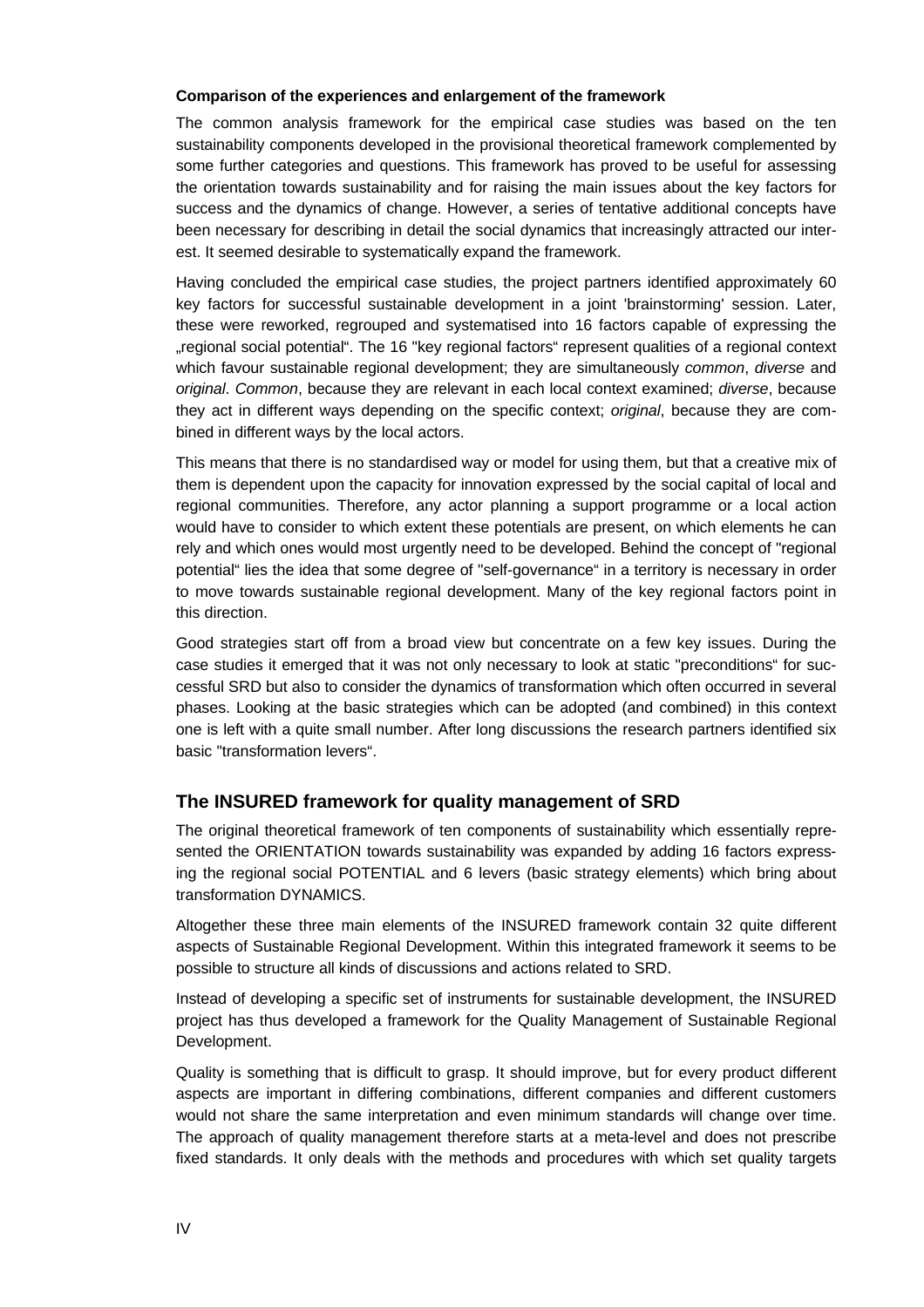**Comparison of the experiences and enlargement of the framework**

The common analysis framework for the empirical case studies was based on the ten sustainability components developed in the provisional theoretical framework complemented by some further categories and questions. This framework has proved to be useful for assessing the orientation towards sustainability and for raising the main issues about the key factors for success and the dynamics of change. However, a series of tentative additional concepts have been necessary for describing in detail the social dynamics that increasingly attracted our interest. It seemed desirable to systematically expand the framework.

Having concluded the empirical case studies, the project partners identified approximately 60 key factors for successful sustainable development in a joint 'brainstorming' session. Later, these were reworked, regrouped and systematised into 16 factors capable of expressing the „regional social potential“. The 16 "key regional factors“ represent qualities of a regional context which favour sustainable regional development; they are simultaneously *common*, *diverse* and *original*. *Common*, because they are relevant in each local context examined; *diverse*, because they act in different ways depending on the specific context; *original*, because they are combined in different ways by the local actors.

This means that there is no standardised way or model for using them, but that a creative mix of them is dependent upon the capacity for innovation expressed by the social capital of local and regional communities. Therefore, any actor planning a support programme or a local action would have to consider to which extent these potentials are present, on which elements he can rely and which ones would most urgently need to be developed. Behind the concept of "regional potential“ lies the idea that some degree of "self-governance“ in a territory is necessary in order to move towards sustainable regional development. Many of the key regional factors point in this direction.

Good strategies start off from a broad view but concentrate on a few key issues. During the case studies it emerged that it was not only necessary to look at static "preconditions“ for successful SRD but also to consider the dynamics of transformation which often occurred in several phases. Looking at the basic strategies which can be adopted (and combined) in this context one is left with a quite small number. After long discussions the research partners identified six basic "transformation levers“.

## The INSURED framework for quality management of SRD

The original theoretical framework of ten components of sustainability which essentially represented the ORIENTATION towards sustainability was expanded by adding 16 factors expressing the regional social POTENTIAL and 6 levers (basic strategy elements) which bring about transformation DYNAMICS.

Altogether these three main elements of the INSURED framework contain 32 quite different aspects of Sustainable Regional Development. Within this integrated framework it seems to be possible to structure all kinds of discussions and actions related to SRD.

Instead of developing a specific set of instruments for sustainable development, the INSURED project has thus developed a framework for the Quality Management of Sustainable Regional Development.

Quality is something that is difficult to grasp. It should improve, but for every product different aspects are important in differing combinations, different companies and different customers would not share the same interpretation and even minimum standards will change over time. The approach of quality management therefore starts at a meta-level and does not prescribe fixed standards. It only deals with the methods and procedures with which set quality targets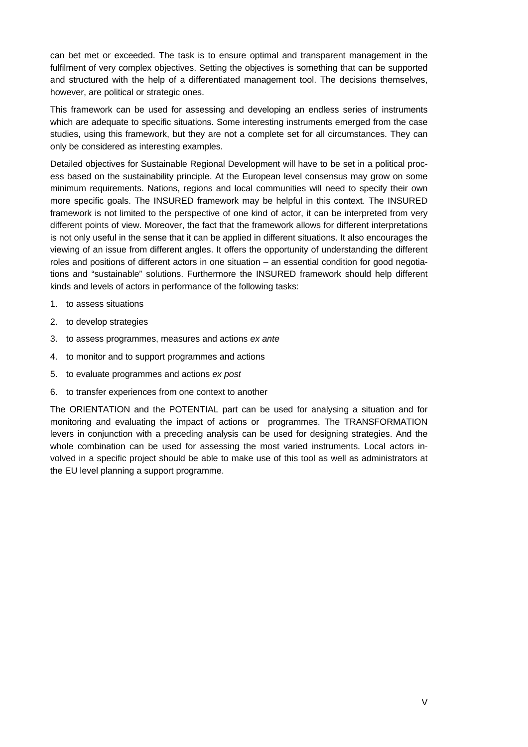can bet met or exceeded. The task is to ensure optimal and transparent management in the fulfilment of very complex objectives. Setting the objectives is something that can be supported and structured with the help of a differentiated management tool. The decisions themselves, however, are political or strategic ones.

This framework can be used for assessing and developing an endless series of instruments which are adequate to specific situations. Some interesting instruments emerged from the case studies, using this framework, but they are not a complete set for all circumstances. They can only be considered as interesting examples.

Detailed objectives for Sustainable Regional Development will have to be set in a political process based on the sustainability principle. At the European level consensus may grow on some minimum requirements. Nations, regions and local communities will need to specify their own more specific goals. The INSURED framework may be helpful in this context. The INSURED framework is not limited to the perspective of one kind of actor, it can be interpreted from very different points of view. Moreover, the fact that the framework allows for different interpretations is not only useful in the sense that it can be applied in different situations. It also encourages the viewing of an issue from different angles. It offers the opportunity of understanding the different roles and positions of different actors in one situation – an essential condition for good negotiations and "sustainable" solutions. Furthermore the INSURED framework should help different kinds and levels of actors in performance of the following tasks:

1. to assess situations
2. to develop strategies
3. to assess programmes, measures and actions *ex ante*
4. to monitor and to support programmes and actions
5. to evaluate programmes and actions *ex post*
6. to transfer experiences from one context to another

The ORIENTATION and the POTENTIAL part can be used for analysing a situation and for monitoring and evaluating the impact of actions or programmes. The TRANSFORMATION levers in conjunction with a preceding analysis can be used for designing strategies. And the whole combination can be used for assessing the most varied instruments. Local actors involved in a specific project should be able to make use of this tool as well as administrators at the EU level planning a support programme.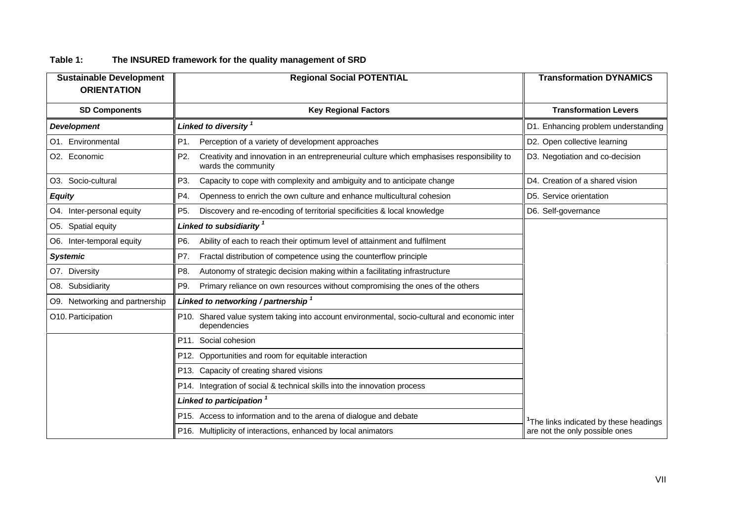**Table 1: The INSURED framework for the quality management of SRD**

| Sustainable Development ORIENTATION | Regional Social POTENTIAL | Transformation DYNAMICS |
|---|---|---|
| **SD Components** | **Key Regional Factors** | **Transformation Levers** |
| ***Development*** | ***Linked to diversity*** [1] | D1. Enhancing problem understanding |
| O1. Environmental | P1. Perception of a variety of development approaches | D2. Open collective learning |
| O2. Economic | P2. Creativity and innovation in an entrepreneurial culture which emphasises responsibility to wards the community | D3. Negotiation and co-decision |
| O3. Socio-cultural | P3. Capacity to cope with complexity and ambiguity and to anticipate change | D4. Creation of a shared vision |
| ***Equity*** | P4. Openness to enrich the own culture and enhance multicultural cohesion | D5. Service orientation |
| O4. Inter-personal equity | P5. Discovery and re-encoding of territorial specificities & local knowledge | D6. Self-governance |
| O5. Spatial equity | ***Linked to subsidiarity*** [1] | |
| O6. Inter-temporal equity | P6. Ability of each to reach their optimum level of attainment and fulfilment | |
| ***Systemic*** | P7. Fractal distribution of competence using the counterflow principle | |
| O7. Diversity | P8. Autonomy of strategic decision making within a facilitating infrastructure | |
| O8. Subsidiarity | P9. Primary reliance on own resources without compromising the ones of the others | |
| O9. Networking and partnership | ***Linked to networking / partnership*** [1] | |
| O10. Participation | P10. Shared value system taking into account environmental, socio-cultural and economic inter dependencies | |
| | P11. Social cohesion | |
| | P12. Opportunities and room for equitable interaction | |
| | P13. Capacity of creating shared visions | |
| | P14. Integration of social & technical skills into the innovation process | |
| | ***Linked to participation*** [1] | |
| | P15. Access to information and to the arena of dialogue and debate | [1]The links indicated by these headings are not the only possible ones |
| | P16. Multiplicity of interactions, enhanced by local animators | |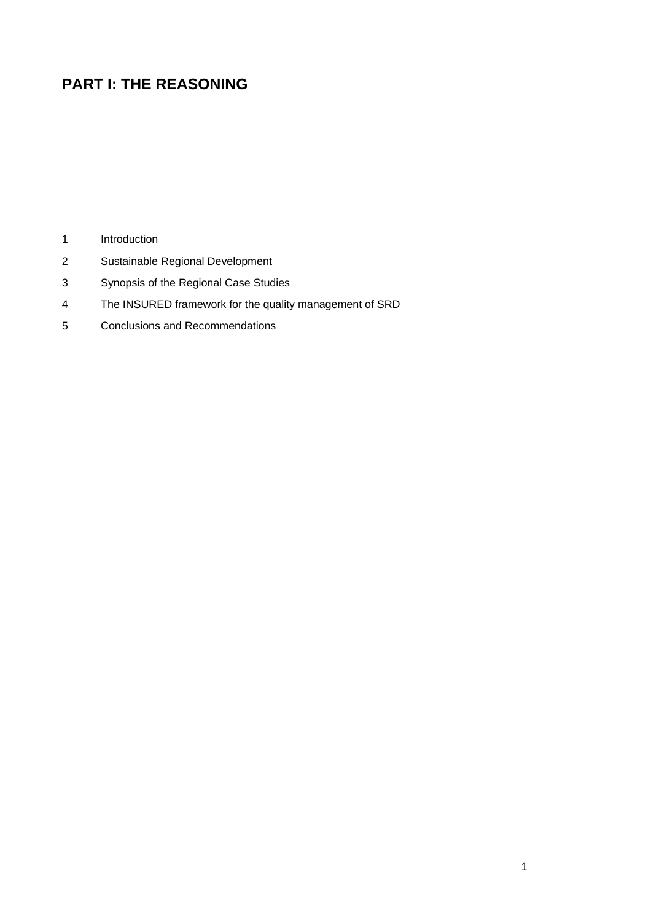# PART I: THE REASONING

1 Introduction

2 Sustainable Regional Development

3 Synopsis of the Regional Case Studies

4 The INSURED framework for the quality management of SRD

5 Conclusions and Recommendations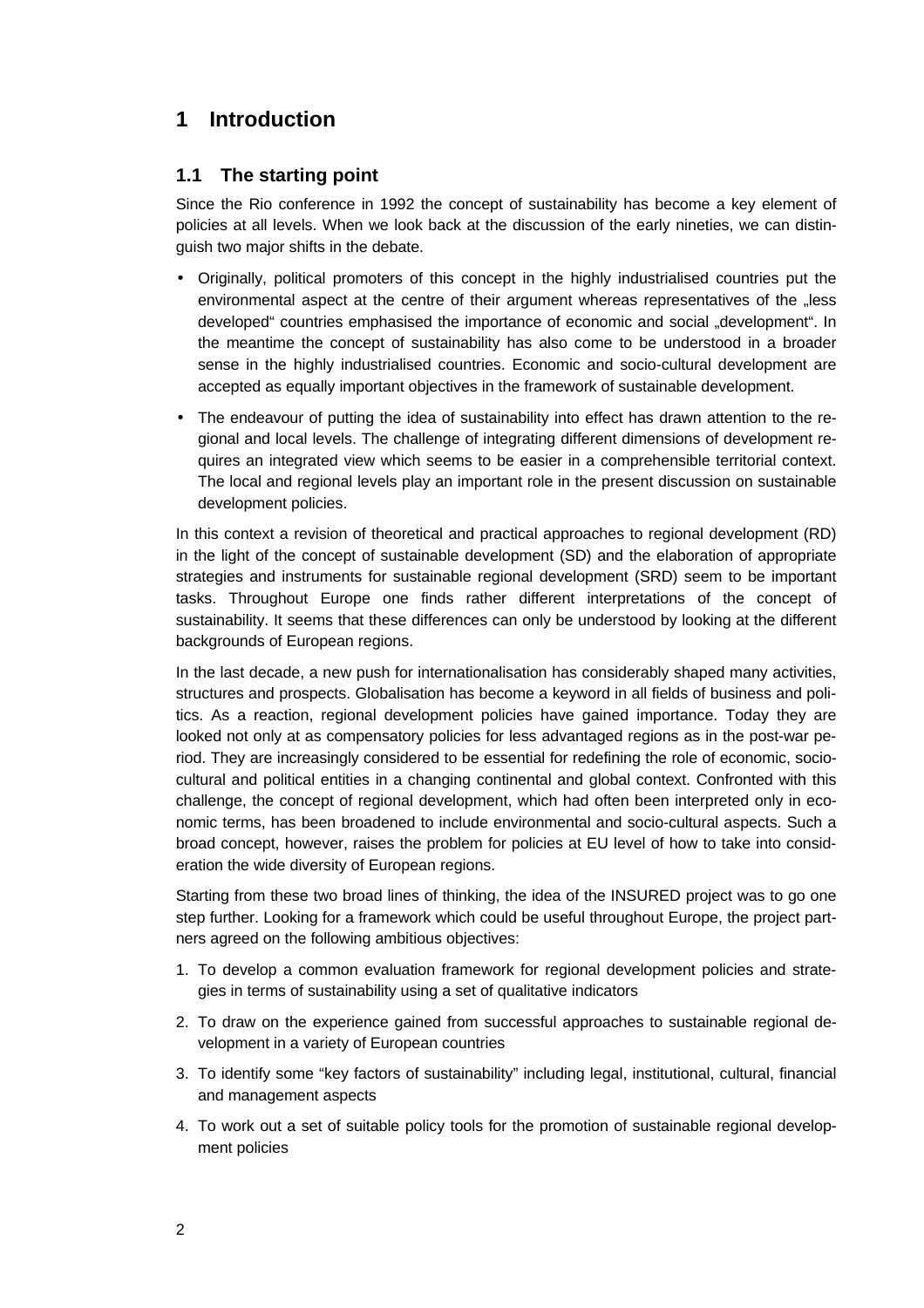# 1 Introduction

## 1.1 The starting point

Since the Rio conference in 1992 the concept of sustainability has become a key element of policies at all levels. When we look back at the discussion of the early nineties, we can distinguish two major shifts in the debate.

- Originally, political promoters of this concept in the highly industrialised countries put the environmental aspect at the centre of their argument whereas representatives of the „less developed" countries emphasised the importance of economic and social „development". In the meantime the concept of sustainability has also come to be understood in a broader sense in the highly industrialised countries. Economic and socio-cultural development are accepted as equally important objectives in the framework of sustainable development.
- The endeavour of putting the idea of sustainability into effect has drawn attention to the regional and local levels. The challenge of integrating different dimensions of development requires an integrated view which seems to be easier in a comprehensible territorial context. The local and regional levels play an important role in the present discussion on sustainable development policies.

In this context a revision of theoretical and practical approaches to regional development (RD) in the light of the concept of sustainable development (SD) and the elaboration of appropriate strategies and instruments for sustainable regional development (SRD) seem to be important tasks. Throughout Europe one finds rather different interpretations of the concept of sustainability. It seems that these differences can only be understood by looking at the different backgrounds of European regions.

In the last decade, a new push for internationalisation has considerably shaped many activities, structures and prospects. Globalisation has become a keyword in all fields of business and politics. As a reaction, regional development policies have gained importance. Today they are looked not only at as compensatory policies for less advantaged regions as in the post-war period. They are increasingly considered to be essential for redefining the role of economic, socio-cultural and political entities in a changing continental and global context. Confronted with this challenge, the concept of regional development, which had often been interpreted only in economic terms, has been broadened to include environmental and socio-cultural aspects. Such a broad concept, however, raises the problem for policies at EU level of how to take into consideration the wide diversity of European regions.

Starting from these two broad lines of thinking, the idea of the INSURED project was to go one step further. Looking for a framework which could be useful throughout Europe, the project partners agreed on the following ambitious objectives:

1. To develop a common evaluation framework for regional development policies and strategies in terms of sustainability using a set of qualitative indicators
2. To draw on the experience gained from successful approaches to sustainable regional development in a variety of European countries
3. To identify some "key factors of sustainability" including legal, institutional, cultural, financial and management aspects
4. To work out a set of suitable policy tools for the promotion of sustainable regional development policies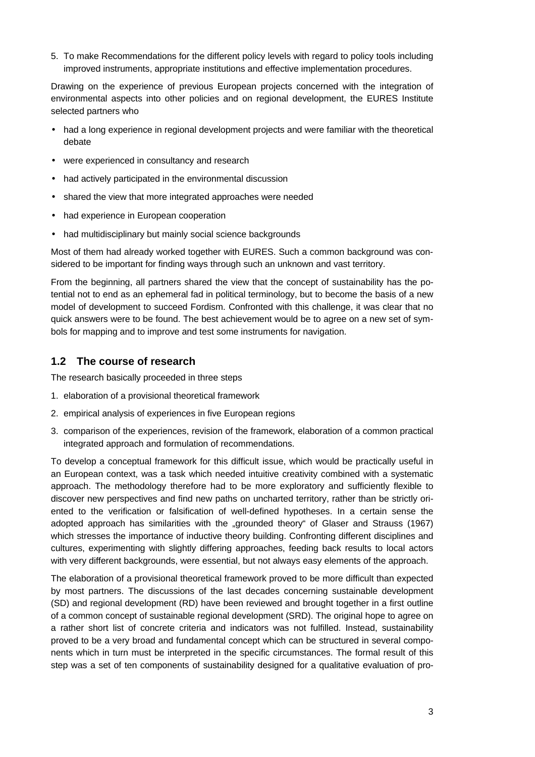5. To make Recommendations for the different policy levels with regard to policy tools including improved instruments, appropriate institutions and effective implementation procedures.

Drawing on the experience of previous European projects concerned with the integration of environmental aspects into other policies and on regional development, the EURES Institute selected partners who

- had a long experience in regional development projects and were familiar with the theoretical debate
- were experienced in consultancy and research
- had actively participated in the environmental discussion
- shared the view that more integrated approaches were needed
- had experience in European cooperation
- had multidisciplinary but mainly social science backgrounds

Most of them had already worked together with EURES. Such a common background was considered to be important for finding ways through such an unknown and vast territory.

From the beginning, all partners shared the view that the concept of sustainability has the potential not to end as an ephemeral fad in political terminology, but to become the basis of a new model of development to succeed Fordism. Confronted with this challenge, it was clear that no quick answers were to be found. The best achievement would be to agree on a new set of symbols for mapping and to improve and test some instruments for navigation.

## 1.2 The course of research

The research basically proceeded in three steps

1. elaboration of a provisional theoretical framework
2. empirical analysis of experiences in five European regions
3. comparison of the experiences, revision of the framework, elaboration of a common practical integrated approach and formulation of recommendations.

To develop a conceptual framework for this difficult issue, which would be practically useful in an European context, was a task which needed intuitive creativity combined with a systematic approach. The methodology therefore had to be more exploratory and sufficiently flexible to discover new perspectives and find new paths on uncharted territory, rather than be strictly oriented to the verification or falsification of well-defined hypotheses. In a certain sense the adopted approach has similarities with the „grounded theory" of Glaser and Strauss (1967) which stresses the importance of inductive theory building. Confronting different disciplines and cultures, experimenting with slightly differing approaches, feeding back results to local actors with very different backgrounds, were essential, but not always easy elements of the approach.

The elaboration of a provisional theoretical framework proved to be more difficult than expected by most partners. The discussions of the last decades concerning sustainable development (SD) and regional development (RD) have been reviewed and brought together in a first outline of a common concept of sustainable regional development (SRD). The original hope to agree on a rather short list of concrete criteria and indicators was not fulfilled. Instead, sustainability proved to be a very broad and fundamental concept which can be structured in several components which in turn must be interpreted in the specific circumstances. The formal result of this step was a set of ten components of sustainability designed for a qualitative evaluation of pro-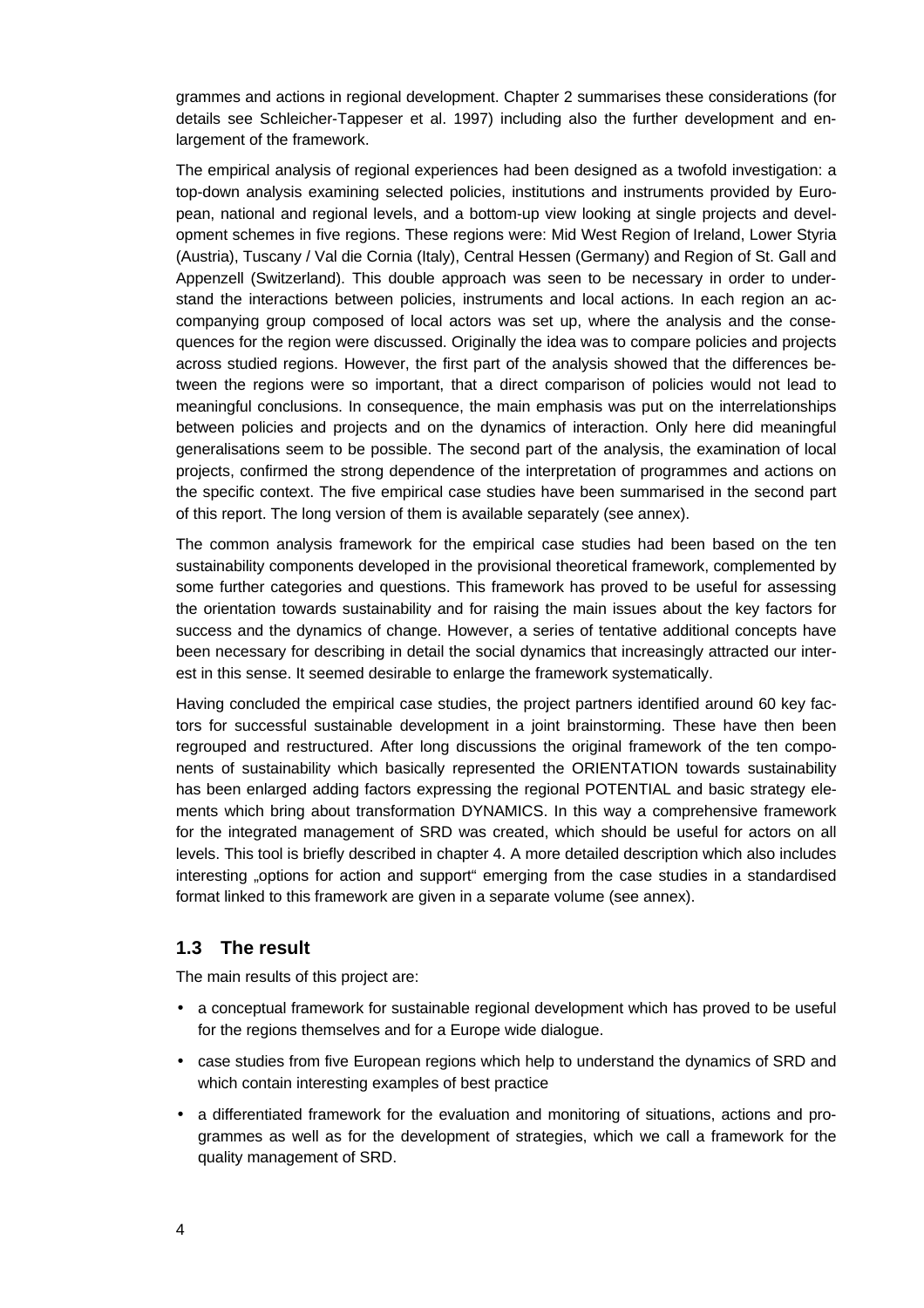grammes and actions in regional development. Chapter 2 summarises these considerations (for details see Schleicher-Tappeser et al. 1997) including also the further development and enlargement of the framework.

The empirical analysis of regional experiences had been designed as a twofold investigation: a top-down analysis examining selected policies, institutions and instruments provided by European, national and regional levels, and a bottom-up view looking at single projects and development schemes in five regions. These regions were: Mid West Region of Ireland, Lower Styria (Austria), Tuscany / Val die Cornia (Italy), Central Hessen (Germany) and Region of St. Gall and Appenzell (Switzerland). This double approach was seen to be necessary in order to understand the interactions between policies, instruments and local actions. In each region an accompanying group composed of local actors was set up, where the analysis and the consequences for the region were discussed. Originally the idea was to compare policies and projects across studied regions. However, the first part of the analysis showed that the differences between the regions were so important, that a direct comparison of policies would not lead to meaningful conclusions. In consequence, the main emphasis was put on the interrelationships between policies and projects and on the dynamics of interaction. Only here did meaningful generalisations seem to be possible. The second part of the analysis, the examination of local projects, confirmed the strong dependence of the interpretation of programmes and actions on the specific context. The five empirical case studies have been summarised in the second part of this report. The long version of them is available separately (see annex).

The common analysis framework for the empirical case studies had been based on the ten sustainability components developed in the provisional theoretical framework, complemented by some further categories and questions. This framework has proved to be useful for assessing the orientation towards sustainability and for raising the main issues about the key factors for success and the dynamics of change. However, a series of tentative additional concepts have been necessary for describing in detail the social dynamics that increasingly attracted our interest in this sense. It seemed desirable to enlarge the framework systematically.

Having concluded the empirical case studies, the project partners identified around 60 key factors for successful sustainable development in a joint brainstorming. These have then been regrouped and restructured. After long discussions the original framework of the ten components of sustainability which basically represented the ORIENTATION towards sustainability has been enlarged adding factors expressing the regional POTENTIAL and basic strategy elements which bring about transformation DYNAMICS. In this way a comprehensive framework for the integrated management of SRD was created, which should be useful for actors on all levels. This tool is briefly described in chapter 4. A more detailed description which also includes interesting „options for action and support“ emerging from the case studies in a standardised format linked to this framework are given in a separate volume (see annex).

## 1.3 The result

The main results of this project are:

- a conceptual framework for sustainable regional development which has proved to be useful for the regions themselves and for a Europe wide dialogue.
- case studies from five European regions which help to understand the dynamics of SRD and which contain interesting examples of best practice
- a differentiated framework for the evaluation and monitoring of situations, actions and programmes as well as for the development of strategies, which we call a framework for the quality management of SRD.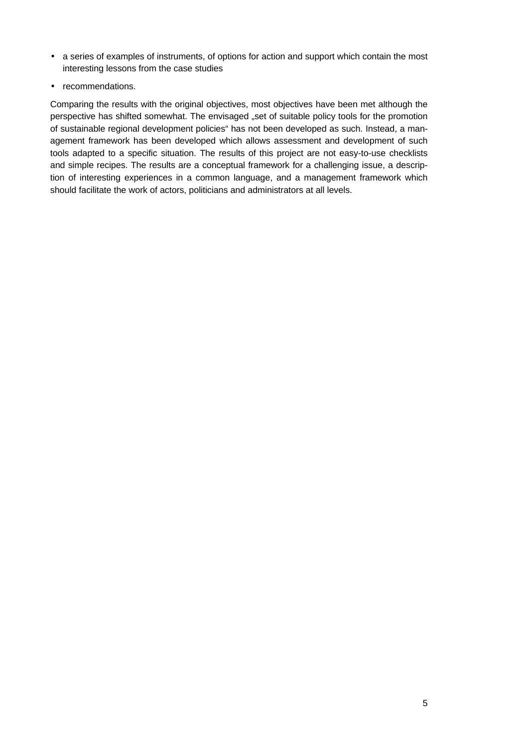- a series of examples of instruments, of options for action and support which contain the most interesting lessons from the case studies
- recommendations.

Comparing the results with the original objectives, most objectives have been met although the perspective has shifted somewhat. The envisaged „set of suitable policy tools for the promotion of sustainable regional development policies" has not been developed as such. Instead, a management framework has been developed which allows assessment and development of such tools adapted to a specific situation. The results of this project are not easy-to-use checklists and simple recipes. The results are a conceptual framework for a challenging issue, a description of interesting experiences in a common language, and a management framework which should facilitate the work of actors, politicians and administrators at all levels.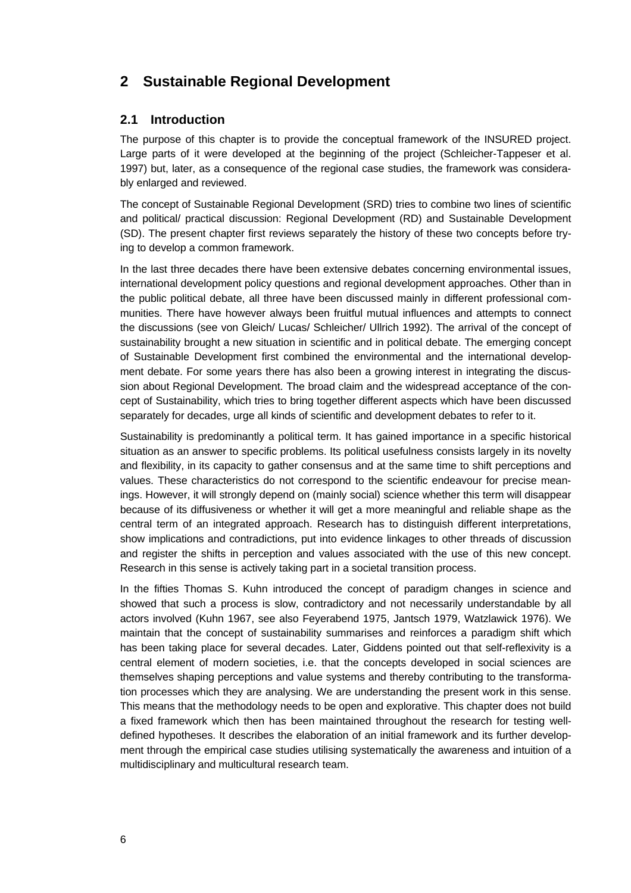# 2 Sustainable Regional Development

## 2.1 Introduction

The purpose of this chapter is to provide the conceptual framework of the INSURED project. Large parts of it were developed at the beginning of the project (Schleicher-Tappeser et al. 1997) but, later, as a consequence of the regional case studies, the framework was considerably enlarged and reviewed.

The concept of Sustainable Regional Development (SRD) tries to combine two lines of scientific and political/ practical discussion: Regional Development (RD) and Sustainable Development (SD). The present chapter first reviews separately the history of these two concepts before trying to develop a common framework.

In the last three decades there have been extensive debates concerning environmental issues, international development policy questions and regional development approaches. Other than in the public political debate, all three have been discussed mainly in different professional communities. There have however always been fruitful mutual influences and attempts to connect the discussions (see von Gleich/ Lucas/ Schleicher/ Ullrich 1992). The arrival of the concept of sustainability brought a new situation in scientific and in political debate. The emerging concept of Sustainable Development first combined the environmental and the international development debate. For some years there has also been a growing interest in integrating the discussion about Regional Development. The broad claim and the widespread acceptance of the concept of Sustainability, which tries to bring together different aspects which have been discussed separately for decades, urge all kinds of scientific and development debates to refer to it.

Sustainability is predominantly a political term. It has gained importance in a specific historical situation as an answer to specific problems. Its political usefulness consists largely in its novelty and flexibility, in its capacity to gather consensus and at the same time to shift perceptions and values. These characteristics do not correspond to the scientific endeavour for precise meanings. However, it will strongly depend on (mainly social) science whether this term will disappear because of its diffusiveness or whether it will get a more meaningful and reliable shape as the central term of an integrated approach. Research has to distinguish different interpretations, show implications and contradictions, put into evidence linkages to other threads of discussion and register the shifts in perception and values associated with the use of this new concept. Research in this sense is actively taking part in a societal transition process.

In the fifties Thomas S. Kuhn introduced the concept of paradigm changes in science and showed that such a process is slow, contradictory and not necessarily understandable by all actors involved (Kuhn 1967, see also Feyerabend 1975, Jantsch 1979, Watzlawick 1976). We maintain that the concept of sustainability summarises and reinforces a paradigm shift which has been taking place for several decades. Later, Giddens pointed out that self-reflexivity is a central element of modern societies, i.e. that the concepts developed in social sciences are themselves shaping perceptions and value systems and thereby contributing to the transformation processes which they are analysing. We are understanding the present work in this sense. This means that the methodology needs to be open and explorative. This chapter does not build a fixed framework which then has been maintained throughout the research for testing well-defined hypotheses. It describes the elaboration of an initial framework and its further development through the empirical case studies utilising systematically the awareness and intuition of a multidisciplinary and multicultural research team.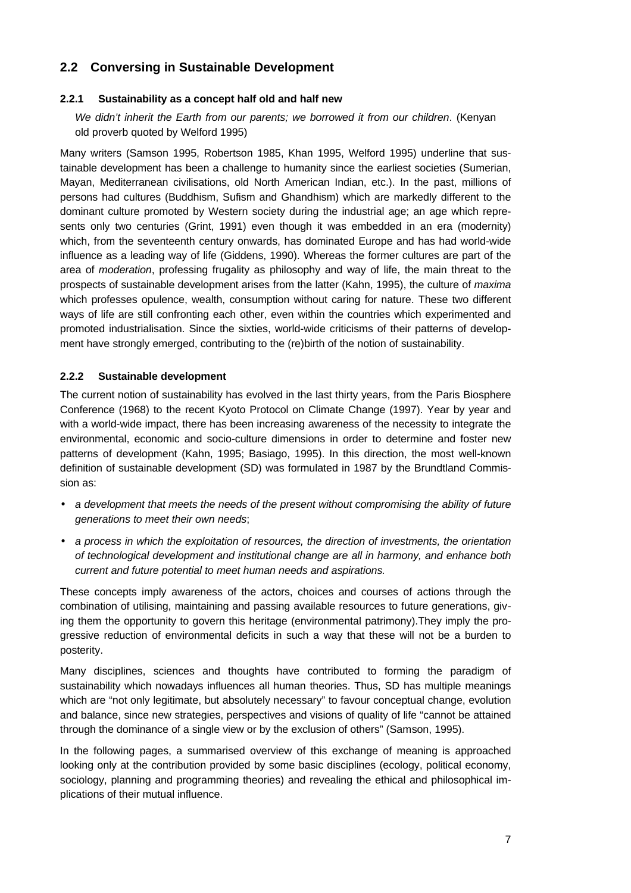## 2.2 Conversing in Sustainable Development

### 2.2.1 Sustainability as a concept half old and half new

*We didn't inherit the Earth from our parents; we borrowed it from our children*. (Kenyan old proverb quoted by Welford 1995)

Many writers (Samson 1995, Robertson 1985, Khan 1995, Welford 1995) underline that sustainable development has been a challenge to humanity since the earliest societies (Sumerian, Mayan, Mediterranean civilisations, old North American Indian, etc.). In the past, millions of persons had cultures (Buddhism, Sufism and Ghandhism) which are markedly different to the dominant culture promoted by Western society during the industrial age; an age which represents only two centuries (Grint, 1991) even though it was embedded in an era (modernity) which, from the seventeenth century onwards, has dominated Europe and has had world-wide influence as a leading way of life (Giddens, 1990). Whereas the former cultures are part of the area of *moderation*, professing frugality as philosophy and way of life, the main threat to the prospects of sustainable development arises from the latter (Kahn, 1995), the culture of *maxima* which professes opulence, wealth, consumption without caring for nature. These two different ways of life are still confronting each other, even within the countries which experimented and promoted industrialisation. Since the sixties, world-wide criticisms of their patterns of development have strongly emerged, contributing to the (re)birth of the notion of sustainability.

### 2.2.2 Sustainable development

The current notion of sustainability has evolved in the last thirty years, from the Paris Biosphere Conference (1968) to the recent Kyoto Protocol on Climate Change (1997). Year by year and with a world-wide impact, there has been increasing awareness of the necessity to integrate the environmental, economic and socio-culture dimensions in order to determine and foster new patterns of development (Kahn, 1995; Basiago, 1995). In this direction, the most well-known definition of sustainable development (SD) was formulated in 1987 by the Brundtland Commission as:

- *a development that meets the needs of the present without compromising the ability of future generations to meet their own needs*;
- *a process in which the exploitation of resources, the direction of investments, the orientation of technological development and institutional change are all in harmony, and enhance both current and future potential to meet human needs and aspirations.*

These concepts imply awareness of the actors, choices and courses of actions through the combination of utilising, maintaining and passing available resources to future generations, giving them the opportunity to govern this heritage (environmental patrimony).They imply the progressive reduction of environmental deficits in such a way that these will not be a burden to posterity.

Many disciplines, sciences and thoughts have contributed to forming the paradigm of sustainability which nowadays influences all human theories. Thus, SD has multiple meanings which are "not only legitimate, but absolutely necessary" to favour conceptual change, evolution and balance, since new strategies, perspectives and visions of quality of life "cannot be attained through the dominance of a single view or by the exclusion of others" (Samson, 1995).

In the following pages, a summarised overview of this exchange of meaning is approached looking only at the contribution provided by some basic disciplines (ecology, political economy, sociology, planning and programming theories) and revealing the ethical and philosophical implications of their mutual influence.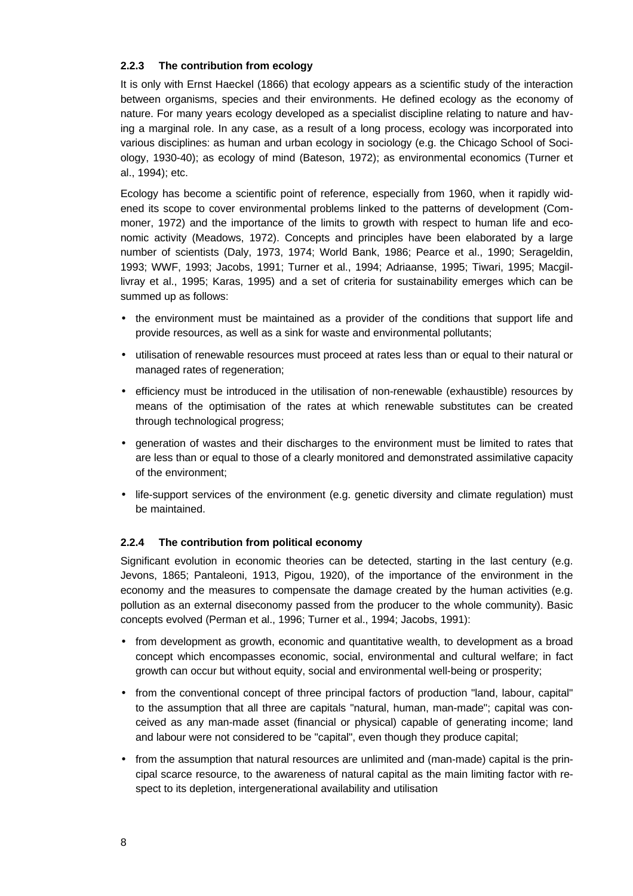### 2.2.3 The contribution from ecology

It is only with Ernst Haeckel (1866) that ecology appears as a scientific study of the interaction between organisms, species and their environments. He defined ecology as the economy of nature. For many years ecology developed as a specialist discipline relating to nature and having a marginal role. In any case, as a result of a long process, ecology was incorporated into various disciplines: as human and urban ecology in sociology (e.g. the Chicago School of Sociology, 1930-40); as ecology of mind (Bateson, 1972); as environmental economics (Turner et al., 1994); etc.

Ecology has become a scientific point of reference, especially from 1960, when it rapidly widened its scope to cover environmental problems linked to the patterns of development (Commoner, 1972) and the importance of the limits to growth with respect to human life and economic activity (Meadows, 1972). Concepts and principles have been elaborated by a large number of scientists (Daly, 1973, 1974; World Bank, 1986; Pearce et al., 1990; Serageldin, 1993; WWF, 1993; Jacobs, 1991; Turner et al., 1994; Adriaanse, 1995; Tiwari, 1995; Macgillivray et al., 1995; Karas, 1995) and a set of criteria for sustainability emerges which can be summed up as follows:

- the environment must be maintained as a provider of the conditions that support life and provide resources, as well as a sink for waste and environmental pollutants;
- utilisation of renewable resources must proceed at rates less than or equal to their natural or managed rates of regeneration;
- efficiency must be introduced in the utilisation of non-renewable (exhaustible) resources by means of the optimisation of the rates at which renewable substitutes can be created through technological progress;
- generation of wastes and their discharges to the environment must be limited to rates that are less than or equal to those of a clearly monitored and demonstrated assimilative capacity of the environment;
- life-support services of the environment (e.g. genetic diversity and climate regulation) must be maintained.

### 2.2.4 The contribution from political economy

Significant evolution in economic theories can be detected, starting in the last century (e.g. Jevons, 1865; Pantaleoni, 1913, Pigou, 1920), of the importance of the environment in the economy and the measures to compensate the damage created by the human activities (e.g. pollution as an external diseconomy passed from the producer to the whole community). Basic concepts evolved (Perman et al., 1996; Turner et al., 1994; Jacobs, 1991):

- from development as growth, economic and quantitative wealth, to development as a broad concept which encompasses economic, social, environmental and cultural welfare; in fact growth can occur but without equity, social and environmental well-being or prosperity;
- from the conventional concept of three principal factors of production "land, labour, capital" to the assumption that all three are capitals "natural, human, man-made"; capital was conceived as any man-made asset (financial or physical) capable of generating income; land and labour were not considered to be "capital", even though they produce capital;
- from the assumption that natural resources are unlimited and (man-made) capital is the principal scarce resource, to the awareness of natural capital as the main limiting factor with respect to its depletion, intergenerational availability and utilisation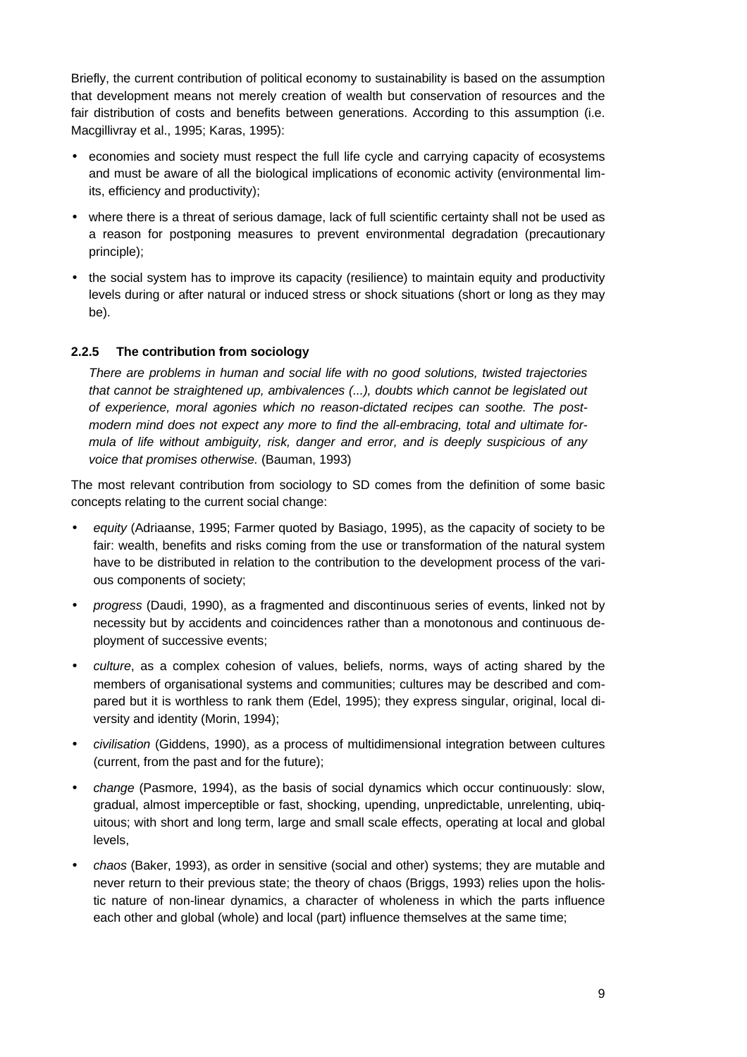Briefly, the current contribution of political economy to sustainability is based on the assumption that development means not merely creation of wealth but conservation of resources and the fair distribution of costs and benefits between generations. According to this assumption (i.e. Macgillivray et al., 1995; Karas, 1995):

- economies and society must respect the full life cycle and carrying capacity of ecosystems and must be aware of all the biological implications of economic activity (environmental limits, efficiency and productivity);
- where there is a threat of serious damage, lack of full scientific certainty shall not be used as a reason for postponing measures to prevent environmental degradation (precautionary principle);
- the social system has to improve its capacity (resilience) to maintain equity and productivity levels during or after natural or induced stress or shock situations (short or long as they may be).

### 2.2.5 The contribution from sociology

> *There are problems in human and social life with no good solutions, twisted trajectories that cannot be straightened up, ambivalences (...), doubts which cannot be legislated out of experience, moral agonies which no reason-dictated recipes can soothe. The post-modern mind does not expect any more to find the all-embracing, total and ultimate formula of life without ambiguity, risk, danger and error, and is deeply suspicious of any voice that promises otherwise.* (Bauman, 1993)

The most relevant contribution from sociology to SD comes from the definition of some basic concepts relating to the current social change:

- *equity* (Adriaanse, 1995; Farmer quoted by Basiago, 1995), as the capacity of society to be fair: wealth, benefits and risks coming from the use or transformation of the natural system have to be distributed in relation to the contribution to the development process of the various components of society;
- *progress* (Daudi, 1990), as a fragmented and discontinuous series of events, linked not by necessity but by accidents and coincidences rather than a monotonous and continuous deployment of successive events;
- *culture*, as a complex cohesion of values, beliefs, norms, ways of acting shared by the members of organisational systems and communities; cultures may be described and compared but it is worthless to rank them (Edel, 1995); they express singular, original, local diversity and identity (Morin, 1994);
- *civilisation* (Giddens, 1990), as a process of multidimensional integration between cultures (current, from the past and for the future);
- *change* (Pasmore, 1994), as the basis of social dynamics which occur continuously: slow, gradual, almost imperceptible or fast, shocking, upending, unpredictable, unrelenting, ubiquitous; with short and long term, large and small scale effects, operating at local and global levels,
- *chaos* (Baker, 1993), as order in sensitive (social and other) systems; they are mutable and never return to their previous state; the theory of chaos (Briggs, 1993) relies upon the holistic nature of non-linear dynamics, a character of wholeness in which the parts influence each other and global (whole) and local (part) influence themselves at the same time;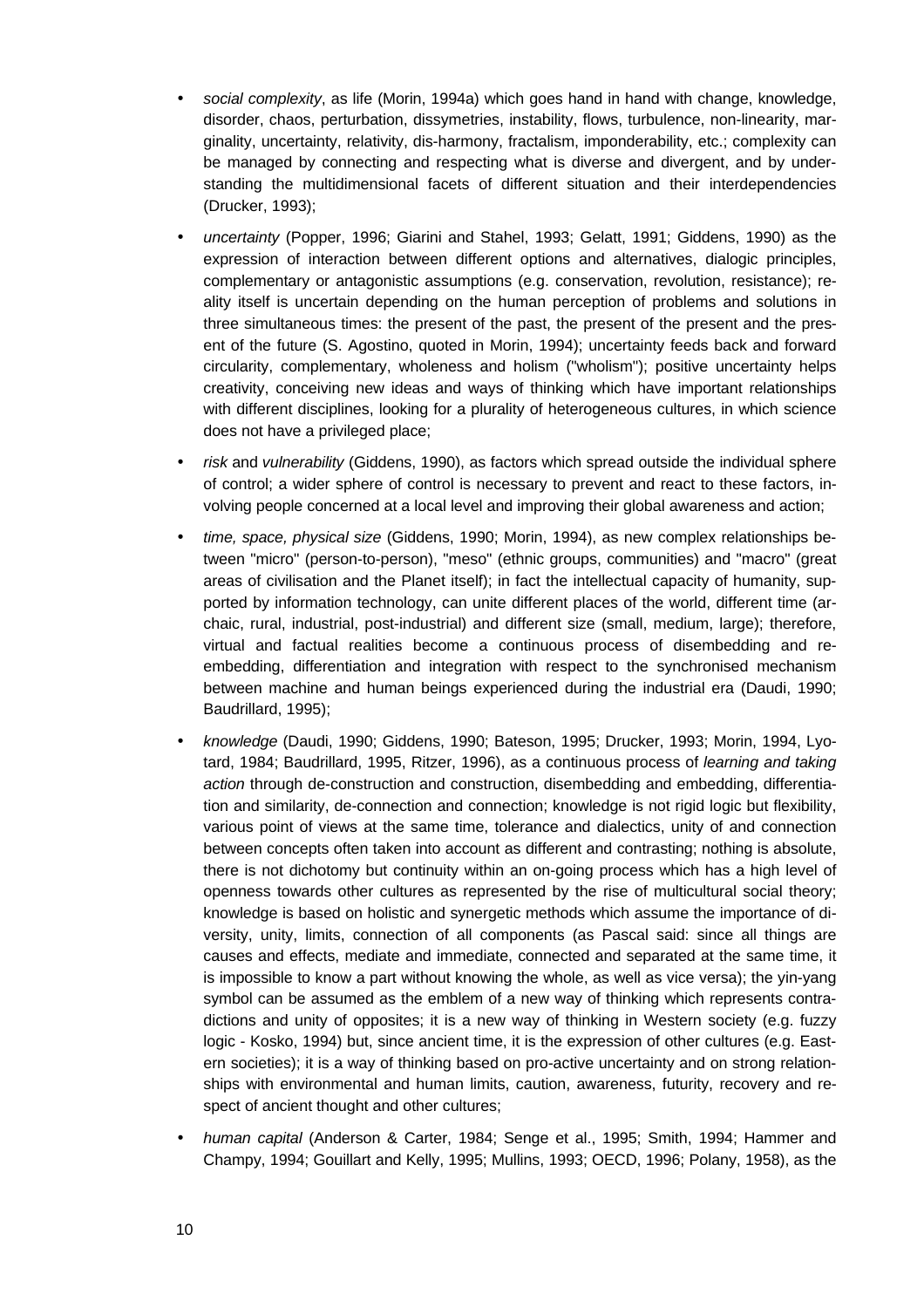- *social complexity*, as life (Morin, 1994a) which goes hand in hand with change, knowledge, disorder, chaos, perturbation, dissymetries, instability, flows, turbulence, non-linearity, marginality, uncertainty, relativity, dis-harmony, fractalism, imponderability, etc.; complexity can be managed by connecting and respecting what is diverse and divergent, and by understanding the multidimensional facets of different situation and their interdependencies (Drucker, 1993);

- *uncertainty* (Popper, 1996; Giarini and Stahel, 1993; Gelatt, 1991; Giddens, 1990) as the expression of interaction between different options and alternatives, dialogic principles, complementary or antagonistic assumptions (e.g. conservation, revolution, resistance); reality itself is uncertain depending on the human perception of problems and solutions in three simultaneous times: the present of the past, the present of the present and the present of the future (S. Agostino, quoted in Morin, 1994); uncertainty feeds back and forward circularity, complementary, wholeness and holism ("wholism"); positive uncertainty helps creativity, conceiving new ideas and ways of thinking which have important relationships with different disciplines, looking for a plurality of heterogeneous cultures, in which science does not have a privileged place;

- *risk* and *vulnerability* (Giddens, 1990), as factors which spread outside the individual sphere of control; a wider sphere of control is necessary to prevent and react to these factors, involving people concerned at a local level and improving their global awareness and action;

- *time, space, physical size* (Giddens, 1990; Morin, 1994), as new complex relationships between "micro" (person-to-person), "meso" (ethnic groups, communities) and "macro" (great areas of civilisation and the Planet itself); in fact the intellectual capacity of humanity, supported by information technology, can unite different places of the world, different time (archaic, rural, industrial, post-industrial) and different size (small, medium, large); therefore, virtual and factual realities become a continuous process of disembedding and re-embedding, differentiation and integration with respect to the synchronised mechanism between machine and human beings experienced during the industrial era (Daudi, 1990; Baudrillard, 1995);

- *knowledge* (Daudi, 1990; Giddens, 1990; Bateson, 1995; Drucker, 1993; Morin, 1994, Lyotard, 1984; Baudrillard, 1995, Ritzer, 1996), as a continuous process of *learning and taking action* through de-construction and construction, disembedding and embedding, differentiation and similarity, de-connection and connection; knowledge is not rigid logic but flexibility, various point of views at the same time, tolerance and dialectics, unity of and connection between concepts often taken into account as different and contrasting; nothing is absolute, there is not dichotomy but continuity within an on-going process which has a high level of openness towards other cultures as represented by the rise of multicultural social theory; knowledge is based on holistic and synergetic methods which assume the importance of diversity, unity, limits, connection of all components (as Pascal said: since all things are causes and effects, mediate and immediate, connected and separated at the same time, it is impossible to know a part without knowing the whole, as well as vice versa); the yin-yang symbol can be assumed as the emblem of a new way of thinking which represents contradictions and unity of opposites; it is a new way of thinking in Western society (e.g. fuzzy logic - Kosko, 1994) but, since ancient time, it is the expression of other cultures (e.g. Eastern societies); it is a way of thinking based on pro-active uncertainty and on strong relationships with environmental and human limits, caution, awareness, futurity, recovery and respect of ancient thought and other cultures;

- *human capital* (Anderson & Carter, 1984; Senge et al., 1995; Smith, 1994; Hammer and Champy, 1994; Gouillart and Kelly, 1995; Mullins, 1993; OECD, 1996; Polany, 1958), as the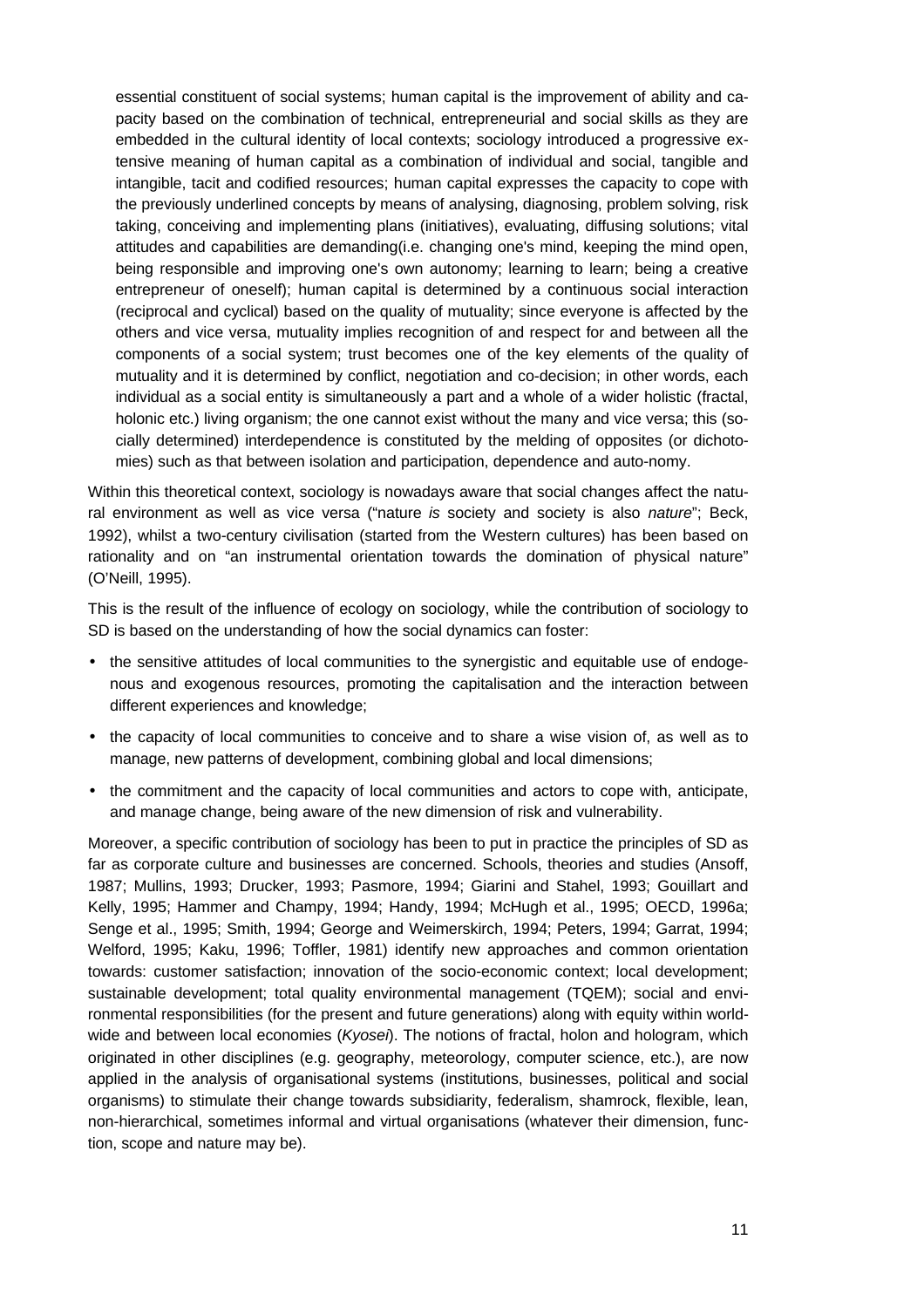essential constituent of social systems; human capital is the improvement of ability and capacity based on the combination of technical, entrepreneurial and social skills as they are embedded in the cultural identity of local contexts; sociology introduced a progressive extensive meaning of human capital as a combination of individual and social, tangible and intangible, tacit and codified resources; human capital expresses the capacity to cope with the previously underlined concepts by means of analysing, diagnosing, problem solving, risk taking, conceiving and implementing plans (initiatives), evaluating, diffusing solutions; vital attitudes and capabilities are demanding(i.e. changing one's mind, keeping the mind open, being responsible and improving one's own autonomy; learning to learn; being a creative entrepreneur of oneself); human capital is determined by a continuous social interaction (reciprocal and cyclical) based on the quality of mutuality; since everyone is affected by the others and vice versa, mutuality implies recognition of and respect for and between all the components of a social system; trust becomes one of the key elements of the quality of mutuality and it is determined by conflict, negotiation and co-decision; in other words, each individual as a social entity is simultaneously a part and a whole of a wider holistic (fractal, holonic etc.) living organism; the one cannot exist without the many and vice versa; this (socially determined) interdependence is constituted by the melding of opposites (or dichotomies) such as that between isolation and participation, dependence and auto-nomy.

Within this theoretical context, sociology is nowadays aware that social changes affect the natural environment as well as vice versa ("nature *is* society and society is also *nature*"; Beck, 1992), whilst a two-century civilisation (started from the Western cultures) has been based on rationality and on "an instrumental orientation towards the domination of physical nature" (O'Neill, 1995).

This is the result of the influence of ecology on sociology, while the contribution of sociology to SD is based on the understanding of how the social dynamics can foster:

- the sensitive attitudes of local communities to the synergistic and equitable use of endogenous and exogenous resources, promoting the capitalisation and the interaction between different experiences and knowledge;
- the capacity of local communities to conceive and to share a wise vision of, as well as to manage, new patterns of development, combining global and local dimensions;
- the commitment and the capacity of local communities and actors to cope with, anticipate, and manage change, being aware of the new dimension of risk and vulnerability.

Moreover, a specific contribution of sociology has been to put in practice the principles of SD as far as corporate culture and businesses are concerned. Schools, theories and studies (Ansoff, 1987; Mullins, 1993; Drucker, 1993; Pasmore, 1994; Giarini and Stahel, 1993; Gouillart and Kelly, 1995; Hammer and Champy, 1994; Handy, 1994; McHugh et al., 1995; OECD, 1996a; Senge et al., 1995; Smith, 1994; George and Weimerskirch, 1994; Peters, 1994; Garrat, 1994; Welford, 1995; Kaku, 1996; Toffler, 1981) identify new approaches and common orientation towards: customer satisfaction; innovation of the socio-economic context; local development; sustainable development; total quality environmental management (TQEM); social and environmental responsibilities (for the present and future generations) along with equity within worldwide and between local economies (*Kyosei*). The notions of fractal, holon and hologram, which originated in other disciplines (e.g. geography, meteorology, computer science, etc.), are now applied in the analysis of organisational systems (institutions, businesses, political and social organisms) to stimulate their change towards subsidiarity, federalism, shamrock, flexible, lean, non-hierarchical, sometimes informal and virtual organisations (whatever their dimension, function, scope and nature may be).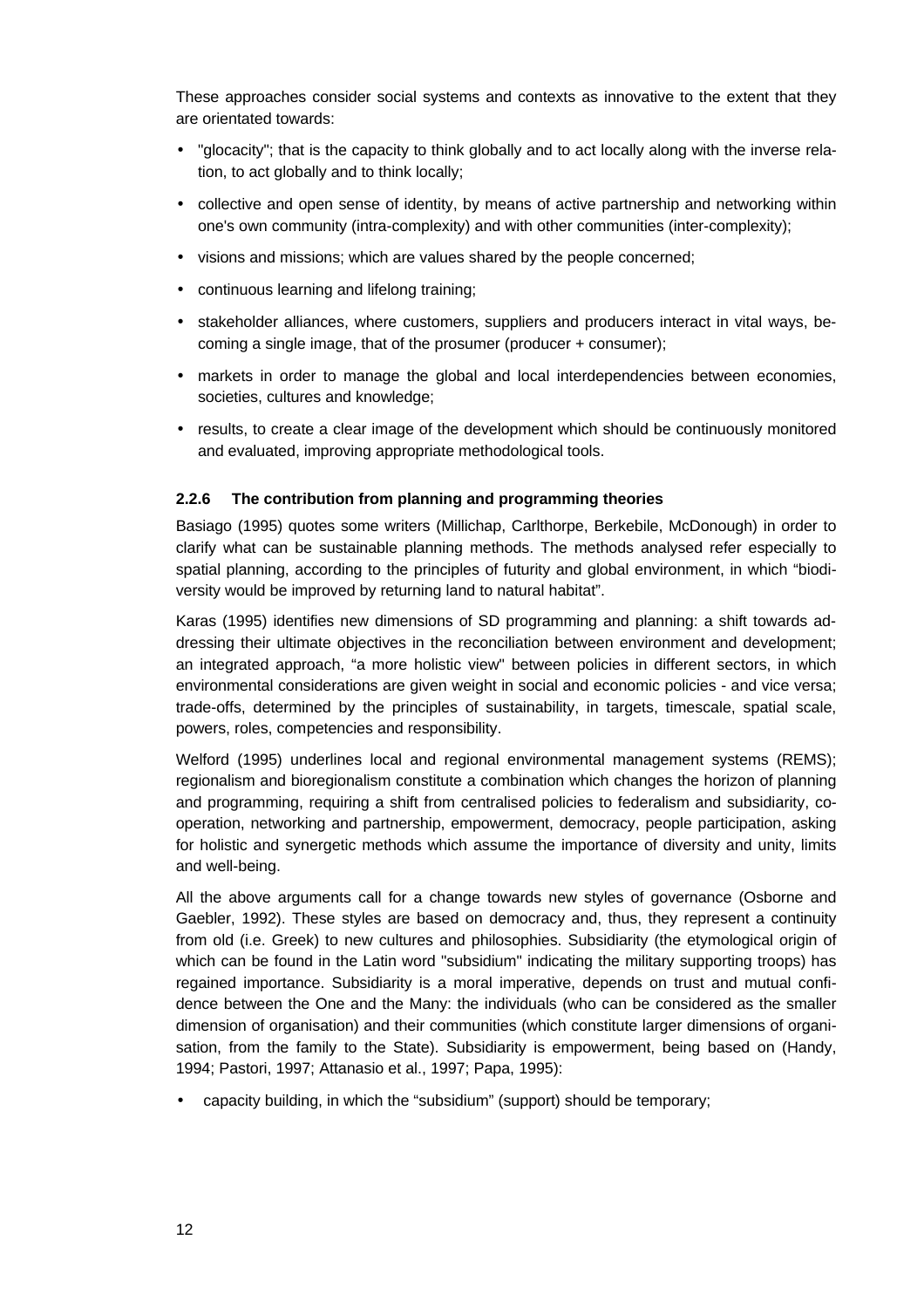These approaches consider social systems and contexts as innovative to the extent that they are orientated towards:

- "glocacity"; that is the capacity to think globally and to act locally along with the inverse relation, to act globally and to think locally;
- collective and open sense of identity, by means of active partnership and networking within one's own community (intra-complexity) and with other communities (inter-complexity);
- visions and missions; which are values shared by the people concerned;
- continuous learning and lifelong training;
- stakeholder alliances, where customers, suppliers and producers interact in vital ways, becoming a single image, that of the prosumer (producer + consumer);
- markets in order to manage the global and local interdependencies between economies, societies, cultures and knowledge;
- results, to create a clear image of the development which should be continuously monitored and evaluated, improving appropriate methodological tools.

#### 2.2.6 The contribution from planning and programming theories

Basiago (1995) quotes some writers (Millichap, Carlthorpe, Berkebile, McDonough) in order to clarify what can be sustainable planning methods. The methods analysed refer especially to spatial planning, according to the principles of futurity and global environment, in which "biodiversity would be improved by returning land to natural habitat".

Karas (1995) identifies new dimensions of SD programming and planning: a shift towards addressing their ultimate objectives in the reconciliation between environment and development; an integrated approach, "a more holistic view" between policies in different sectors, in which environmental considerations are given weight in social and economic policies - and vice versa; trade-offs, determined by the principles of sustainability, in targets, timescale, spatial scale, powers, roles, competencies and responsibility.

Welford (1995) underlines local and regional environmental management systems (REMS); regionalism and bioregionalism constitute a combination which changes the horizon of planning and programming, requiring a shift from centralised policies to federalism and subsidiarity, co-operation, networking and partnership, empowerment, democracy, people participation, asking for holistic and synergetic methods which assume the importance of diversity and unity, limits and well-being.

All the above arguments call for a change towards new styles of governance (Osborne and Gaebler, 1992). These styles are based on democracy and, thus, they represent a continuity from old (i.e. Greek) to new cultures and philosophies. Subsidiarity (the etymological origin of which can be found in the Latin word "subsidium" indicating the military supporting troops) has regained importance. Subsidiarity is a moral imperative, depends on trust and mutual confidence between the One and the Many: the individuals (who can be considered as the smaller dimension of organisation) and their communities (which constitute larger dimensions of organisation, from the family to the State). Subsidiarity is empowerment, being based on (Handy, 1994; Pastori, 1997; Attanasio et al., 1997; Papa, 1995):

- capacity building, in which the "subsidium" (support) should be temporary;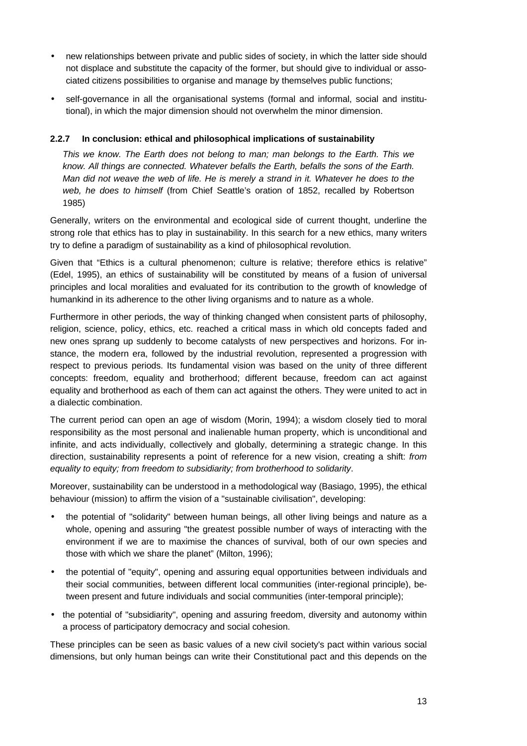- new relationships between private and public sides of society, in which the latter side should not displace and substitute the capacity of the former, but should give to individual or associated citizens possibilities to organise and manage by themselves public functions;
- self-governance in all the organisational systems (formal and informal, social and institutional), in which the major dimension should not overwhelm the minor dimension.

### 2.2.7 In conclusion: ethical and philosophical implications of sustainability

*This we know. The Earth does not belong to man; man belongs to the Earth. This we know. All things are connected. Whatever befalls the Earth, befalls the sons of the Earth. Man did not weave the web of life. He is merely a strand in it. Whatever he does to the web, he does to himself* (from Chief Seattle's oration of 1852, recalled by Robertson 1985)

Generally, writers on the environmental and ecological side of current thought, underline the strong role that ethics has to play in sustainability. In this search for a new ethics, many writers try to define a paradigm of sustainability as a kind of philosophical revolution.

Given that "Ethics is a cultural phenomenon; culture is relative; therefore ethics is relative" (Edel, 1995), an ethics of sustainability will be constituted by means of a fusion of universal principles and local moralities and evaluated for its contribution to the growth of knowledge of humankind in its adherence to the other living organisms and to nature as a whole.

Furthermore in other periods, the way of thinking changed when consistent parts of philosophy, religion, science, policy, ethics, etc. reached a critical mass in which old concepts faded and new ones sprang up suddenly to become catalysts of new perspectives and horizons. For instance, the modern era, followed by the industrial revolution, represented a progression with respect to previous periods. Its fundamental vision was based on the unity of three different concepts: freedom, equality and brotherhood; different because, freedom can act against equality and brotherhood as each of them can act against the others. They were united to act in a dialectic combination.

The current period can open an age of wisdom (Morin, 1994); a wisdom closely tied to moral responsibility as the most personal and inalienable human property, which is unconditional and infinite, and acts individually, collectively and globally, determining a strategic change. In this direction, sustainability represents a point of reference for a new vision, creating a shift: *from equality to equity; from freedom to subsidiarity; from brotherhood to solidarity*.

Moreover, sustainability can be understood in a methodological way (Basiago, 1995), the ethical behaviour (mission) to affirm the vision of a "sustainable civilisation", developing:

- the potential of "solidarity" between human beings, all other living beings and nature as a whole, opening and assuring "the greatest possible number of ways of interacting with the environment if we are to maximise the chances of survival, both of our own species and those with which we share the planet" (Milton, 1996);
- the potential of "equity", opening and assuring equal opportunities between individuals and their social communities, between different local communities (inter-regional principle), between present and future individuals and social communities (inter-temporal principle);
- the potential of "subsidiarity", opening and assuring freedom, diversity and autonomy within a process of participatory democracy and social cohesion.

These principles can be seen as basic values of a new civil society's pact within various social dimensions, but only human beings can write their Constitutional pact and this depends on the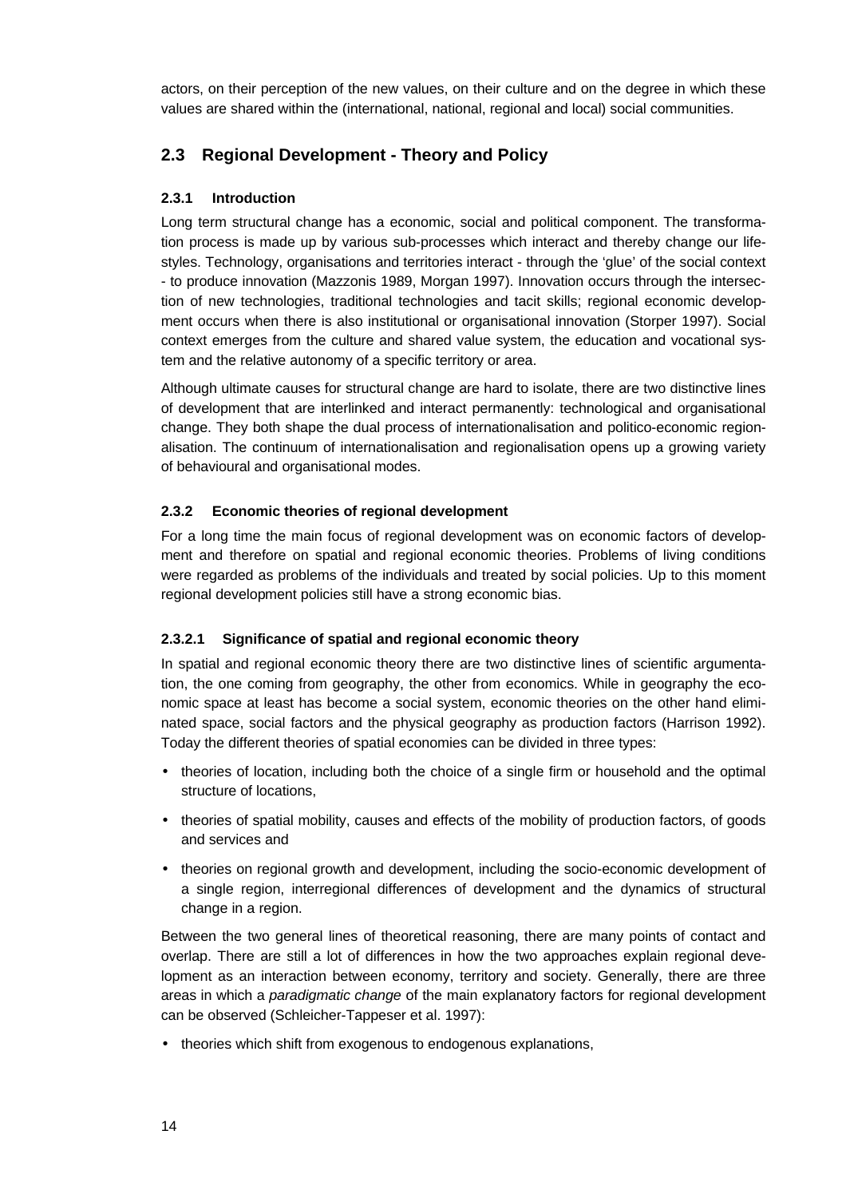actors, on their perception of the new values, on their culture and on the degree in which these values are shared within the (international, national, regional and local) social communities.

## 2.3 Regional Development - Theory and Policy

### 2.3.1 Introduction

Long term structural change has a economic, social and political component. The transformation process is made up by various sub-processes which interact and thereby change our lifestyles. Technology, organisations and territories interact - through the 'glue' of the social context - to produce innovation (Mazzonis 1989, Morgan 1997). Innovation occurs through the intersection of new technologies, traditional technologies and tacit skills; regional economic development occurs when there is also institutional or organisational innovation (Storper 1997). Social context emerges from the culture and shared value system, the education and vocational system and the relative autonomy of a specific territory or area.

Although ultimate causes for structural change are hard to isolate, there are two distinctive lines of development that are interlinked and interact permanently: technological and organisational change. They both shape the dual process of internationalisation and politico-economic regionalisation. The continuum of internationalisation and regionalisation opens up a growing variety of behavioural and organisational modes.

### 2.3.2 Economic theories of regional development

For a long time the main focus of regional development was on economic factors of development and therefore on spatial and regional economic theories. Problems of living conditions were regarded as problems of the individuals and treated by social policies. Up to this moment regional development policies still have a strong economic bias.

#### 2.3.2.1 Significance of spatial and regional economic theory

In spatial and regional economic theory there are two distinctive lines of scientific argumentation, the one coming from geography, the other from economics. While in geography the economic space at least has become a social system, economic theories on the other hand eliminated space, social factors and the physical geography as production factors (Harrison 1992). Today the different theories of spatial economies can be divided in three types:

- theories of location, including both the choice of a single firm or household and the optimal structure of locations,
- theories of spatial mobility, causes and effects of the mobility of production factors, of goods and services and
- theories on regional growth and development, including the socio-economic development of a single region, interregional differences of development and the dynamics of structural change in a region.

Between the two general lines of theoretical reasoning, there are many points of contact and overlap. There are still a lot of differences in how the two approaches explain regional development as an interaction between economy, territory and society. Generally, there are three areas in which a *paradigmatic change* of the main explanatory factors for regional development can be observed (Schleicher-Tappeser et al. 1997):

- theories which shift from exogenous to endogenous explanations,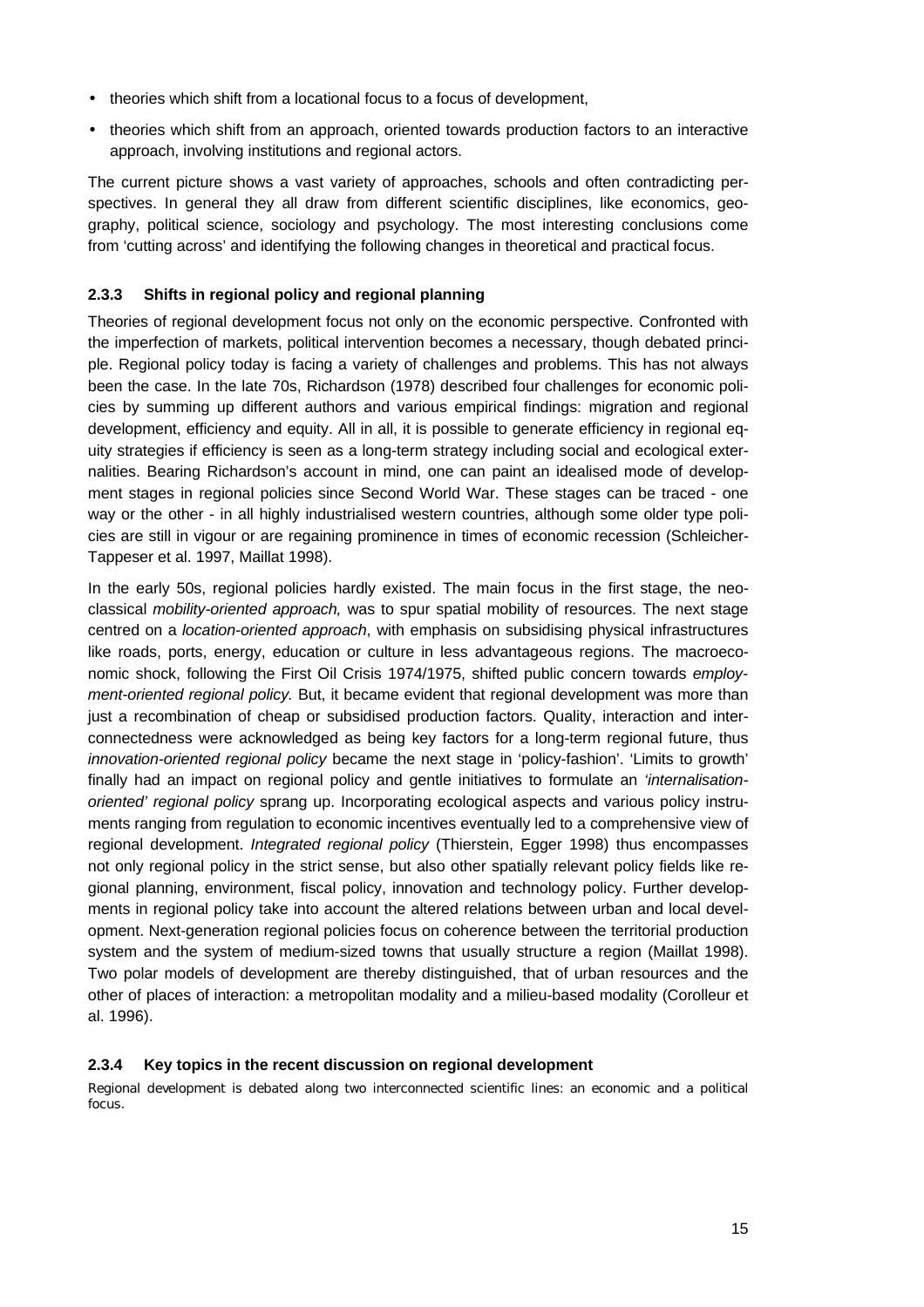- theories which shift from a locational focus to a focus of development,
- theories which shift from an approach, oriented towards production factors to an interactive approach, involving institutions and regional actors.

The current picture shows a vast variety of approaches, schools and often contradicting perspectives. In general they all draw from different scientific disciplines, like economics, geography, political science, sociology and psychology. The most interesting conclusions come from 'cutting across' and identifying the following changes in theoretical and practical focus.

### 2.3.3 Shifts in regional policy and regional planning

Theories of regional development focus not only on the economic perspective. Confronted with the imperfection of markets, political intervention becomes a necessary, though debated principle. Regional policy today is facing a variety of challenges and problems. This has not always been the case. In the late 70s, Richardson (1978) described four challenges for economic policies by summing up different authors and various empirical findings: migration and regional development, efficiency and equity. All in all, it is possible to generate efficiency in regional equity strategies if efficiency is seen as a long-term strategy including social and ecological externalities. Bearing Richardson's account in mind, one can paint an idealised mode of development stages in regional policies since Second World War. These stages can be traced - one way or the other - in all highly industrialised western countries, although some older type policies are still in vigour or are regaining prominence in times of economic recession (Schleicher-Tappeser et al. 1997, Maillat 1998).

In the early 50s, regional policies hardly existed. The main focus in the first stage, the neoclassical *mobility-oriented approach,* was to spur spatial mobility of resources. The next stage centred on a *location-oriented approach*, with emphasis on subsidising physical infrastructures like roads, ports, energy, education or culture in less advantageous regions. The macroeconomic shock, following the First Oil Crisis 1974/1975, shifted public concern towards *employment-oriented regional policy.* But, it became evident that regional development was more than just a recombination of cheap or subsidised production factors. Quality, interaction and interconnectedness were acknowledged as being key factors for a long-term regional future, thus *innovation-oriented regional policy* became the next stage in 'policy-fashion'. 'Limits to growth' finally had an impact on regional policy and gentle initiatives to formulate an *'internalisation-oriented' regional policy* sprang up. Incorporating ecological aspects and various policy instruments ranging from regulation to economic incentives eventually led to a comprehensive view of regional development. *Integrated regional policy* (Thierstein, Egger 1998) thus encompasses not only regional policy in the strict sense, but also other spatially relevant policy fields like regional planning, environment, fiscal policy, innovation and technology policy. Further developments in regional policy take into account the altered relations between urban and local development. Next-generation regional policies focus on coherence between the territorial production system and the system of medium-sized towns that usually structure a region (Maillat 1998). Two polar models of development are thereby distinguished, that of urban resources and the other of places of interaction: a metropolitan modality and a milieu-based modality (Corolleur et al. 1996).

### 2.3.4 Key topics in the recent discussion on regional development

Regional development is debated along two interconnected scientific lines: an economic and a political focus.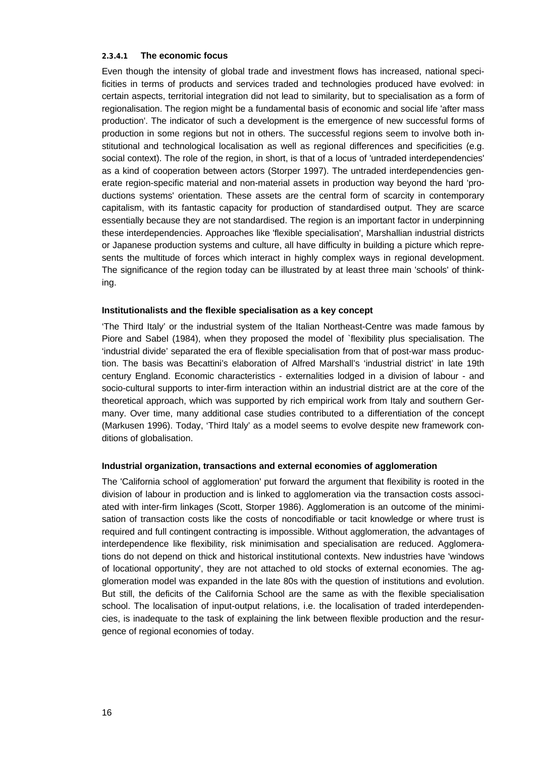#### 2.3.4.1 The economic focus

Even though the intensity of global trade and investment flows has increased, national specificities in terms of products and services traded and technologies produced have evolved: in certain aspects, territorial integration did not lead to similarity, but to specialisation as a form of regionalisation. The region might be a fundamental basis of economic and social life 'after mass production'. The indicator of such a development is the emergence of new successful forms of production in some regions but not in others. The successful regions seem to involve both institutional and technological localisation as well as regional differences and specificities (e.g. social context). The role of the region, in short, is that of a locus of 'untraded interdependencies' as a kind of cooperation between actors (Storper 1997). The untraded interdependencies generate region-specific material and non-material assets in production way beyond the hard 'productions systems' orientation. These assets are the central form of scarcity in contemporary capitalism, with its fantastic capacity for production of standardised output. They are scarce essentially because they are not standardised. The region is an important factor in underpinning these interdependencies. Approaches like 'flexible specialisation', Marshallian industrial districts or Japanese production systems and culture, all have difficulty in building a picture which represents the multitude of forces which interact in highly complex ways in regional development. The significance of the region today can be illustrated by at least three main 'schools' of thinking.

**Institutionalists and the flexible specialisation as a key concept**

'The Third Italy' or the industrial system of the Italian Northeast-Centre was made famous by Piore and Sabel (1984), when they proposed the model of `flexibility plus specialisation. The 'industrial divide' separated the era of flexible specialisation from that of post-war mass production. The basis was Becattini's elaboration of Alfred Marshall's 'industrial district' in late 19th century England. Economic characteristics - externalities lodged in a division of labour - and socio-cultural supports to inter-firm interaction within an industrial district are at the core of the theoretical approach, which was supported by rich empirical work from Italy and southern Germany. Over time, many additional case studies contributed to a differentiation of the concept (Markusen 1996). Today, 'Third Italy' as a model seems to evolve despite new framework conditions of globalisation.

**Industrial organization, transactions and external economies of agglomeration**

The 'California school of agglomeration' put forward the argument that flexibility is rooted in the division of labour in production and is linked to agglomeration via the transaction costs associated with inter-firm linkages (Scott, Storper 1986). Agglomeration is an outcome of the minimisation of transaction costs like the costs of noncodifiable or tacit knowledge or where trust is required and full contingent contracting is impossible. Without agglomeration, the advantages of interdependence like flexibility, risk minimisation and specialisation are reduced. Agglomerations do not depend on thick and historical institutional contexts. New industries have 'windows of locational opportunity', they are not attached to old stocks of external economies. The agglomeration model was expanded in the late 80s with the question of institutions and evolution. But still, the deficits of the California School are the same as with the flexible specialisation school. The localisation of input-output relations, i.e. the localisation of traded interdependencies, is inadequate to the task of explaining the link between flexible production and the resurgence of regional economies of today.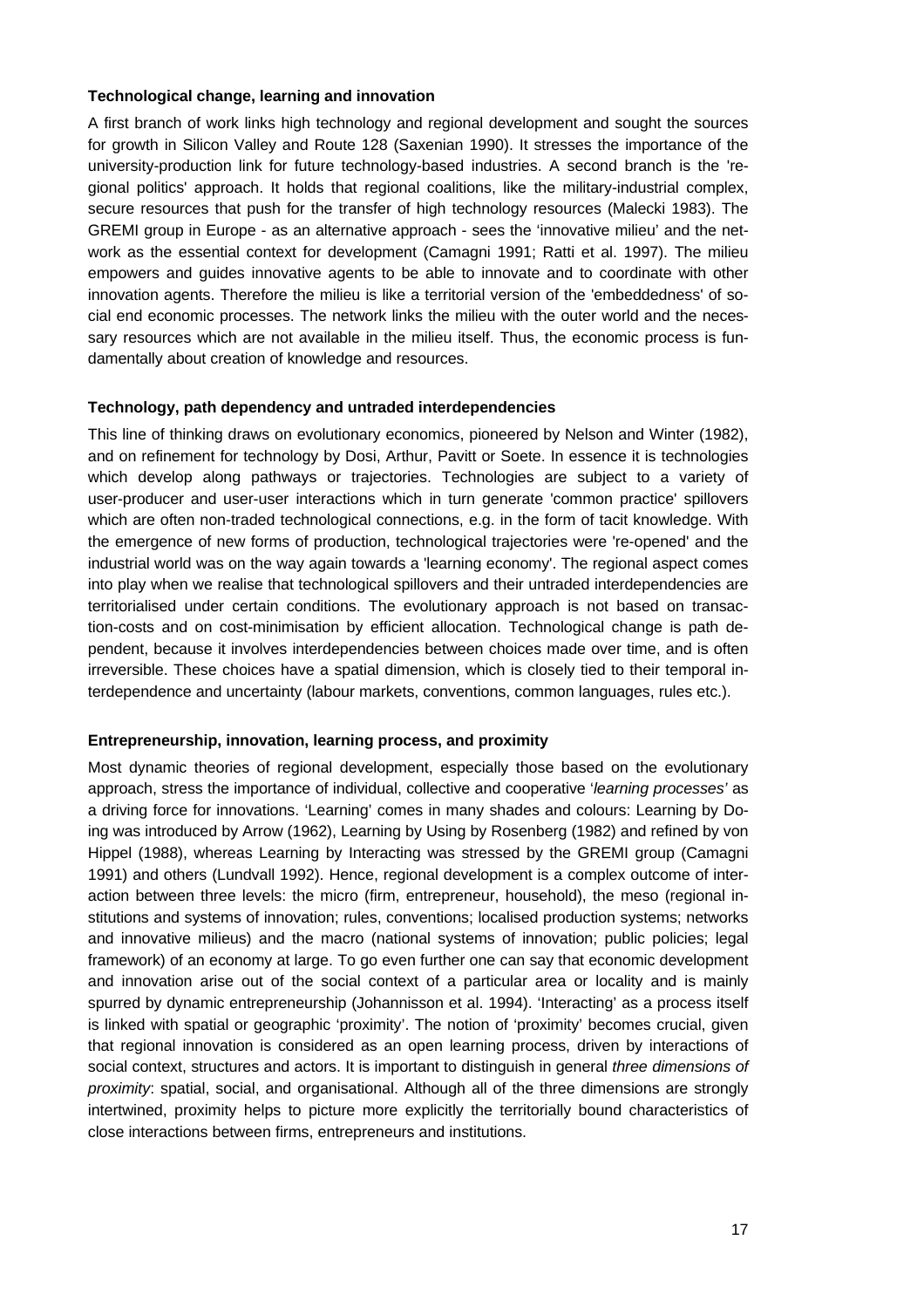**Technological change, learning and innovation**

A first branch of work links high technology and regional development and sought the sources for growth in Silicon Valley and Route 128 (Saxenian 1990). It stresses the importance of the university-production link for future technology-based industries. A second branch is the 'regional politics' approach. It holds that regional coalitions, like the military-industrial complex, secure resources that push for the transfer of high technology resources (Malecki 1983). The GREMI group in Europe - as an alternative approach - sees the 'innovative milieu' and the network as the essential context for development (Camagni 1991; Ratti et al. 1997). The milieu empowers and guides innovative agents to be able to innovate and to coordinate with other innovation agents. Therefore the milieu is like a territorial version of the 'embeddedness' of social end economic processes. The network links the milieu with the outer world and the necessary resources which are not available in the milieu itself. Thus, the economic process is fundamentally about creation of knowledge and resources.

**Technology, path dependency and untraded interdependencies**

This line of thinking draws on evolutionary economics, pioneered by Nelson and Winter (1982), and on refinement for technology by Dosi, Arthur, Pavitt or Soete. In essence it is technologies which develop along pathways or trajectories. Technologies are subject to a variety of user-producer and user-user interactions which in turn generate 'common practice' spillovers which are often non-traded technological connections, e.g. in the form of tacit knowledge. With the emergence of new forms of production, technological trajectories were 're-opened' and the industrial world was on the way again towards a 'learning economy'. The regional aspect comes into play when we realise that technological spillovers and their untraded interdependencies are territorialised under certain conditions. The evolutionary approach is not based on transaction-costs and on cost-minimisation by efficient allocation. Technological change is path dependent, because it involves interdependencies between choices made over time, and is often irreversible. These choices have a spatial dimension, which is closely tied to their temporal interdependence and uncertainty (labour markets, conventions, common languages, rules etc.).

**Entrepreneurship, innovation, learning process, and proximity**

Most dynamic theories of regional development, especially those based on the evolutionary approach, stress the importance of individual, collective and cooperative '*learning processes'* as a driving force for innovations. 'Learning' comes in many shades and colours: Learning by Doing was introduced by Arrow (1962), Learning by Using by Rosenberg (1982) and refined by von Hippel (1988), whereas Learning by Interacting was stressed by the GREMI group (Camagni 1991) and others (Lundvall 1992). Hence, regional development is a complex outcome of interaction between three levels: the micro (firm, entrepreneur, household), the meso (regional institutions and systems of innovation; rules, conventions; localised production systems; networks and innovative milieus) and the macro (national systems of innovation; public policies; legal framework) of an economy at large. To go even further one can say that economic development and innovation arise out of the social context of a particular area or locality and is mainly spurred by dynamic entrepreneurship (Johannisson et al. 1994). 'Interacting' as a process itself is linked with spatial or geographic 'proximity'. The notion of 'proximity' becomes crucial, given that regional innovation is considered as an open learning process, driven by interactions of social context, structures and actors. It is important to distinguish in general *three dimensions of proximity*: spatial, social, and organisational. Although all of the three dimensions are strongly intertwined, proximity helps to picture more explicitly the territorially bound characteristics of close interactions between firms, entrepreneurs and institutions.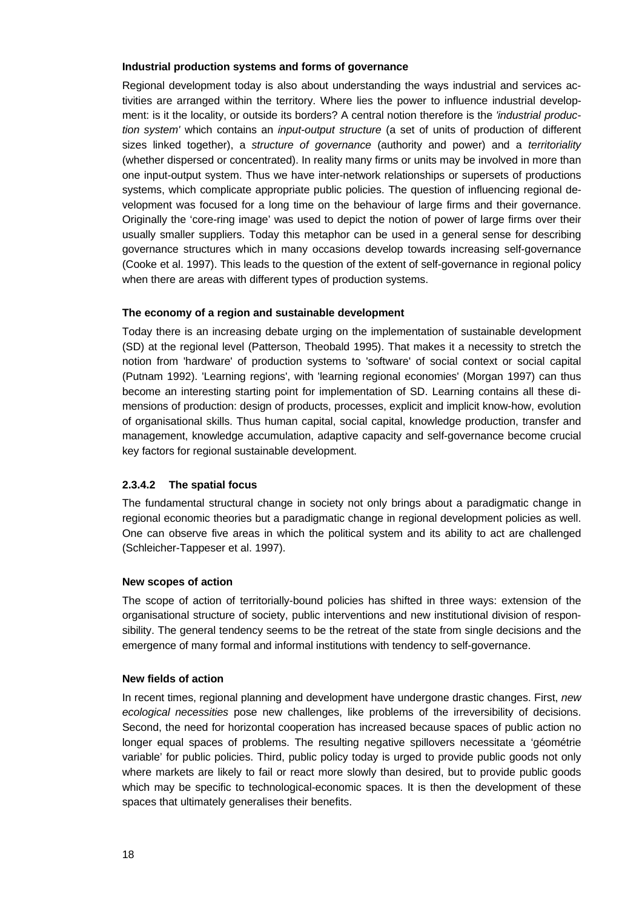**Industrial production systems and forms of governance**

Regional development today is also about understanding the ways industrial and services activities are arranged within the territory. Where lies the power to influence industrial development: is it the locality, or outside its borders? A central notion therefore is the *'industrial production system'* which contains an *input-output structure* (a set of units of production of different sizes linked together), a *structure of governance* (authority and power) and a *territoriality* (whether dispersed or concentrated). In reality many firms or units may be involved in more than one input-output system. Thus we have inter-network relationships or supersets of productions systems, which complicate appropriate public policies. The question of influencing regional development was focused for a long time on the behaviour of large firms and their governance. Originally the 'core-ring image' was used to depict the notion of power of large firms over their usually smaller suppliers. Today this metaphor can be used in a general sense for describing governance structures which in many occasions develop towards increasing self-governance (Cooke et al. 1997). This leads to the question of the extent of self-governance in regional policy when there are areas with different types of production systems.

**The economy of a region and sustainable development**

Today there is an increasing debate urging on the implementation of sustainable development (SD) at the regional level (Patterson, Theobald 1995). That makes it a necessity to stretch the notion from 'hardware' of production systems to 'software' of social context or social capital (Putnam 1992). 'Learning regions', with 'learning regional economies' (Morgan 1997) can thus become an interesting starting point for implementation of SD. Learning contains all these dimensions of production: design of products, processes, explicit and implicit know-how, evolution of organisational skills. Thus human capital, social capital, knowledge production, transfer and management, knowledge accumulation, adaptive capacity and self-governance become crucial key factors for regional sustainable development.

### 2.3.4.2 The spatial focus

The fundamental structural change in society not only brings about a paradigmatic change in regional economic theories but a paradigmatic change in regional development policies as well. One can observe five areas in which the political system and its ability to act are challenged (Schleicher-Tappeser et al. 1997).

**New scopes of action**

The scope of action of territorially-bound policies has shifted in three ways: extension of the organisational structure of society, public interventions and new institutional division of responsibility. The general tendency seems to be the retreat of the state from single decisions and the emergence of many formal and informal institutions with tendency to self-governance.

**New fields of action**

In recent times, regional planning and development have undergone drastic changes. First, *new ecological necessities* pose new challenges, like problems of the irreversibility of decisions. Second, the need for horizontal cooperation has increased because spaces of public action no longer equal spaces of problems. The resulting negative spillovers necessitate a 'géométrie variable' for public policies. Third, public policy today is urged to provide public goods not only where markets are likely to fail or react more slowly than desired, but to provide public goods which may be specific to technological-economic spaces. It is then the development of these spaces that ultimately generalises their benefits.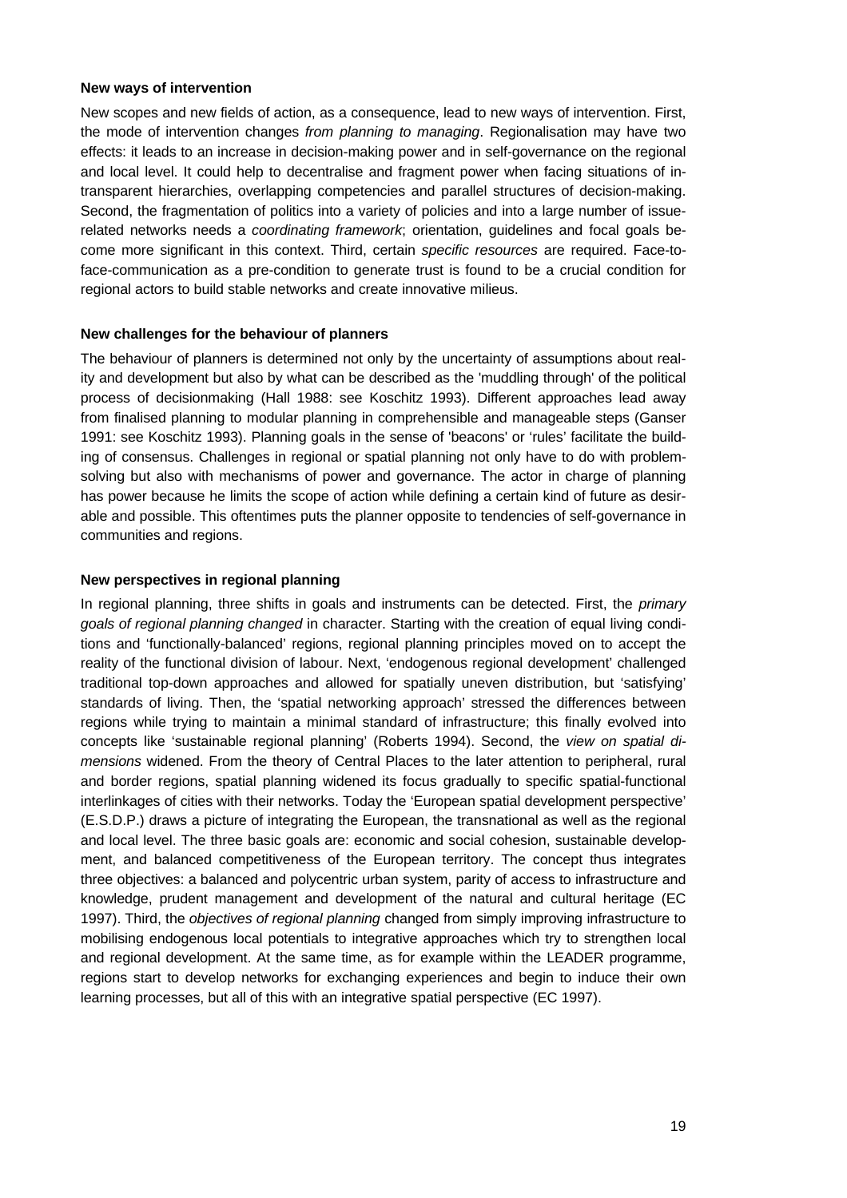**New ways of intervention**

New scopes and new fields of action, as a consequence, lead to new ways of intervention. First, the mode of intervention changes *from planning to managing*. Regionalisation may have two effects: it leads to an increase in decision-making power and in self-governance on the regional and local level. It could help to decentralise and fragment power when facing situations of intransparent hierarchies, overlapping competencies and parallel structures of decision-making. Second, the fragmentation of politics into a variety of policies and into a large number of issue-related networks needs a *coordinating framework*; orientation, guidelines and focal goals become more significant in this context. Third, certain *specific resources* are required. Face-to-face-communication as a pre-condition to generate trust is found to be a crucial condition for regional actors to build stable networks and create innovative milieus.

**New challenges for the behaviour of planners**

The behaviour of planners is determined not only by the uncertainty of assumptions about reality and development but also by what can be described as the 'muddling through' of the political process of decisionmaking (Hall 1988: see Koschitz 1993). Different approaches lead away from finalised planning to modular planning in comprehensible and manageable steps (Ganser 1991: see Koschitz 1993). Planning goals in the sense of 'beacons' or 'rules' facilitate the building of consensus. Challenges in regional or spatial planning not only have to do with problem-solving but also with mechanisms of power and governance. The actor in charge of planning has power because he limits the scope of action while defining a certain kind of future as desirable and possible. This oftentimes puts the planner opposite to tendencies of self-governance in communities and regions.

**New perspectives in regional planning**

In regional planning, three shifts in goals and instruments can be detected. First, the *primary goals of regional planning changed* in character. Starting with the creation of equal living conditions and 'functionally-balanced' regions, regional planning principles moved on to accept the reality of the functional division of labour. Next, 'endogenous regional development' challenged traditional top-down approaches and allowed for spatially uneven distribution, but 'satisfying' standards of living. Then, the 'spatial networking approach' stressed the differences between regions while trying to maintain a minimal standard of infrastructure; this finally evolved into concepts like 'sustainable regional planning' (Roberts 1994). Second, the *view on spatial dimensions* widened. From the theory of Central Places to the later attention to peripheral, rural and border regions, spatial planning widened its focus gradually to specific spatial-functional interlinkages of cities with their networks. Today the 'European spatial development perspective' (E.S.D.P.) draws a picture of integrating the European, the transnational as well as the regional and local level. The three basic goals are: economic and social cohesion, sustainable development, and balanced competitiveness of the European territory. The concept thus integrates three objectives: a balanced and polycentric urban system, parity of access to infrastructure and knowledge, prudent management and development of the natural and cultural heritage (EC 1997). Third, the *objectives of regional planning* changed from simply improving infrastructure to mobilising endogenous local potentials to integrative approaches which try to strengthen local and regional development. At the same time, as for example within the LEADER programme, regions start to develop networks for exchanging experiences and begin to induce their own learning processes, but all of this with an integrative spatial perspective (EC 1997).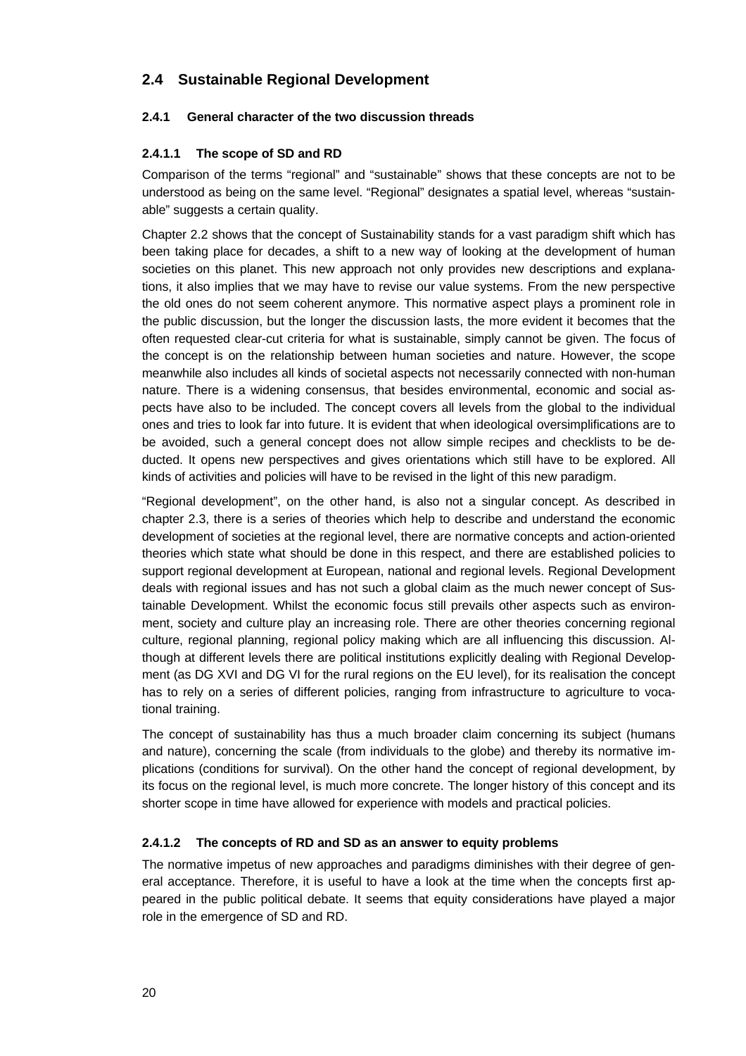## 2.4 Sustainable Regional Development

### 2.4.1 General character of the two discussion threads

#### 2.4.1.1 The scope of SD and RD

Comparison of the terms "regional" and "sustainable" shows that these concepts are not to be understood as being on the same level. "Regional" designates a spatial level, whereas "sustainable" suggests a certain quality.

Chapter 2.2 shows that the concept of Sustainability stands for a vast paradigm shift which has been taking place for decades, a shift to a new way of looking at the development of human societies on this planet. This new approach not only provides new descriptions and explanations, it also implies that we may have to revise our value systems. From the new perspective the old ones do not seem coherent anymore. This normative aspect plays a prominent role in the public discussion, but the longer the discussion lasts, the more evident it becomes that the often requested clear-cut criteria for what is sustainable, simply cannot be given. The focus of the concept is on the relationship between human societies and nature. However, the scope meanwhile also includes all kinds of societal aspects not necessarily connected with non-human nature. There is a widening consensus, that besides environmental, economic and social aspects have also to be included. The concept covers all levels from the global to the individual ones and tries to look far into future. It is evident that when ideological oversimplifications are to be avoided, such a general concept does not allow simple recipes and checklists to be deducted. It opens new perspectives and gives orientations which still have to be explored. All kinds of activities and policies will have to be revised in the light of this new paradigm.

"Regional development", on the other hand, is also not a singular concept. As described in chapter 2.3, there is a series of theories which help to describe and understand the economic development of societies at the regional level, there are normative concepts and action-oriented theories which state what should be done in this respect, and there are established policies to support regional development at European, national and regional levels. Regional Development deals with regional issues and has not such a global claim as the much newer concept of Sustainable Development. Whilst the economic focus still prevails other aspects such as environment, society and culture play an increasing role. There are other theories concerning regional culture, regional planning, regional policy making which are all influencing this discussion. Although at different levels there are political institutions explicitly dealing with Regional Development (as DG XVI and DG VI for the rural regions on the EU level), for its realisation the concept has to rely on a series of different policies, ranging from infrastructure to agriculture to vocational training.

The concept of sustainability has thus a much broader claim concerning its subject (humans and nature), concerning the scale (from individuals to the globe) and thereby its normative implications (conditions for survival). On the other hand the concept of regional development, by its focus on the regional level, is much more concrete. The longer history of this concept and its shorter scope in time have allowed for experience with models and practical policies.

#### 2.4.1.2 The concepts of RD and SD as an answer to equity problems

The normative impetus of new approaches and paradigms diminishes with their degree of general acceptance. Therefore, it is useful to have a look at the time when the concepts first appeared in the public political debate. It seems that equity considerations have played a major role in the emergence of SD and RD.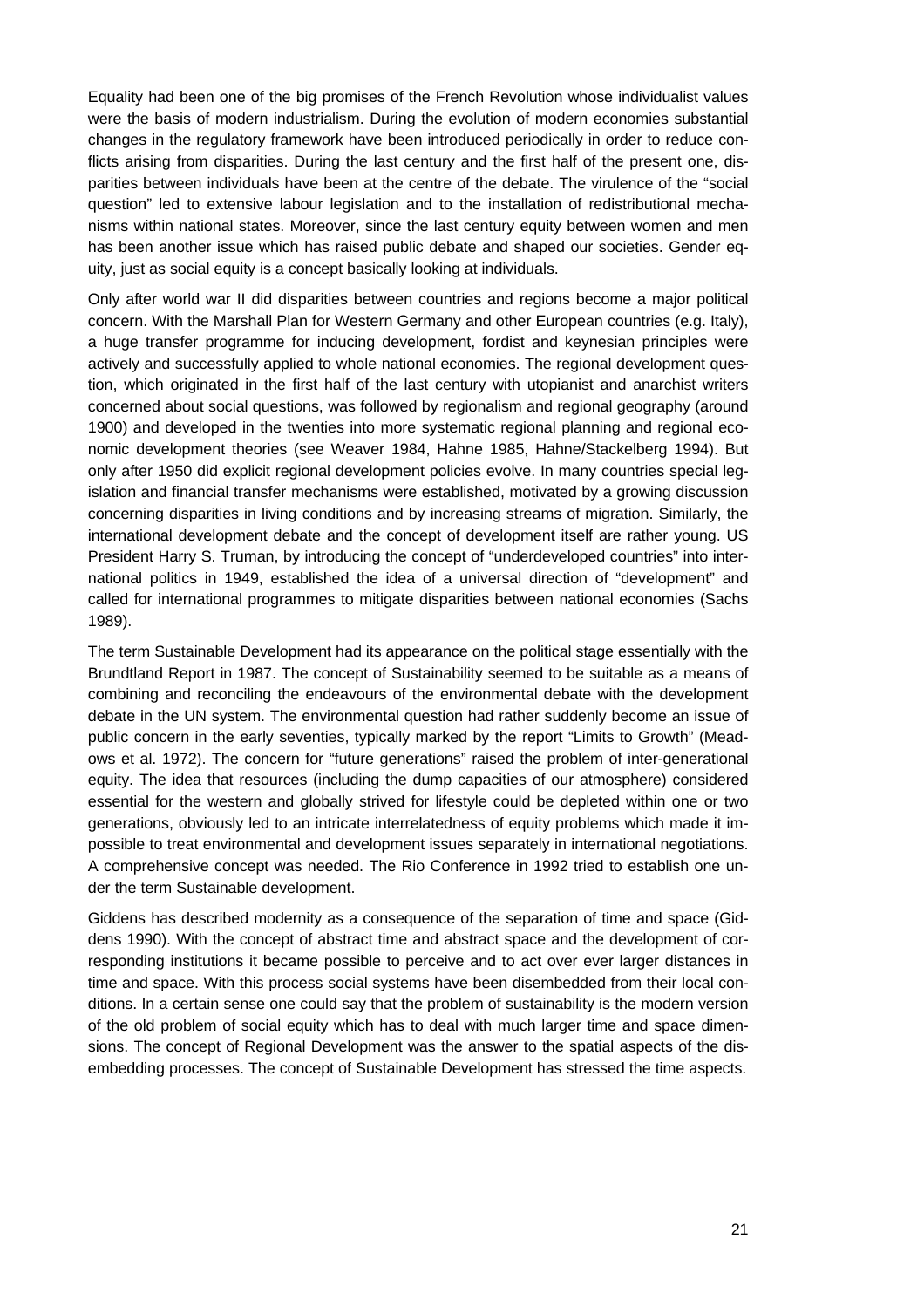Equality had been one of the big promises of the French Revolution whose individualist values were the basis of modern industrialism. During the evolution of modern economies substantial changes in the regulatory framework have been introduced periodically in order to reduce conflicts arising from disparities. During the last century and the first half of the present one, disparities between individuals have been at the centre of the debate. The virulence of the "social question" led to extensive labour legislation and to the installation of redistributional mechanisms within national states. Moreover, since the last century equity between women and men has been another issue which has raised public debate and shaped our societies. Gender equity, just as social equity is a concept basically looking at individuals.

Only after world war II did disparities between countries and regions become a major political concern. With the Marshall Plan for Western Germany and other European countries (e.g. Italy), a huge transfer programme for inducing development, fordist and keynesian principles were actively and successfully applied to whole national economies. The regional development question, which originated in the first half of the last century with utopianist and anarchist writers concerned about social questions, was followed by regionalism and regional geography (around 1900) and developed in the twenties into more systematic regional planning and regional economic development theories (see Weaver 1984, Hahne 1985, Hahne/Stackelberg 1994). But only after 1950 did explicit regional development policies evolve. In many countries special legislation and financial transfer mechanisms were established, motivated by a growing discussion concerning disparities in living conditions and by increasing streams of migration. Similarly, the international development debate and the concept of development itself are rather young. US President Harry S. Truman, by introducing the concept of "underdeveloped countries" into international politics in 1949, established the idea of a universal direction of "development" and called for international programmes to mitigate disparities between national economies (Sachs 1989).

The term Sustainable Development had its appearance on the political stage essentially with the Brundtland Report in 1987. The concept of Sustainability seemed to be suitable as a means of combining and reconciling the endeavours of the environmental debate with the development debate in the UN system. The environmental question had rather suddenly become an issue of public concern in the early seventies, typically marked by the report "Limits to Growth" (Meadows et al. 1972). The concern for "future generations" raised the problem of inter-generational equity. The idea that resources (including the dump capacities of our atmosphere) considered essential for the western and globally strived for lifestyle could be depleted within one or two generations, obviously led to an intricate interrelatedness of equity problems which made it impossible to treat environmental and development issues separately in international negotiations. A comprehensive concept was needed. The Rio Conference in 1992 tried to establish one under the term Sustainable development.

Giddens has described modernity as a consequence of the separation of time and space (Giddens 1990). With the concept of abstract time and abstract space and the development of corresponding institutions it became possible to perceive and to act over ever larger distances in time and space. With this process social systems have been disembedded from their local conditions. In a certain sense one could say that the problem of sustainability is the modern version of the old problem of social equity which has to deal with much larger time and space dimensions. The concept of Regional Development was the answer to the spatial aspects of the disembedding processes. The concept of Sustainable Development has stressed the time aspects.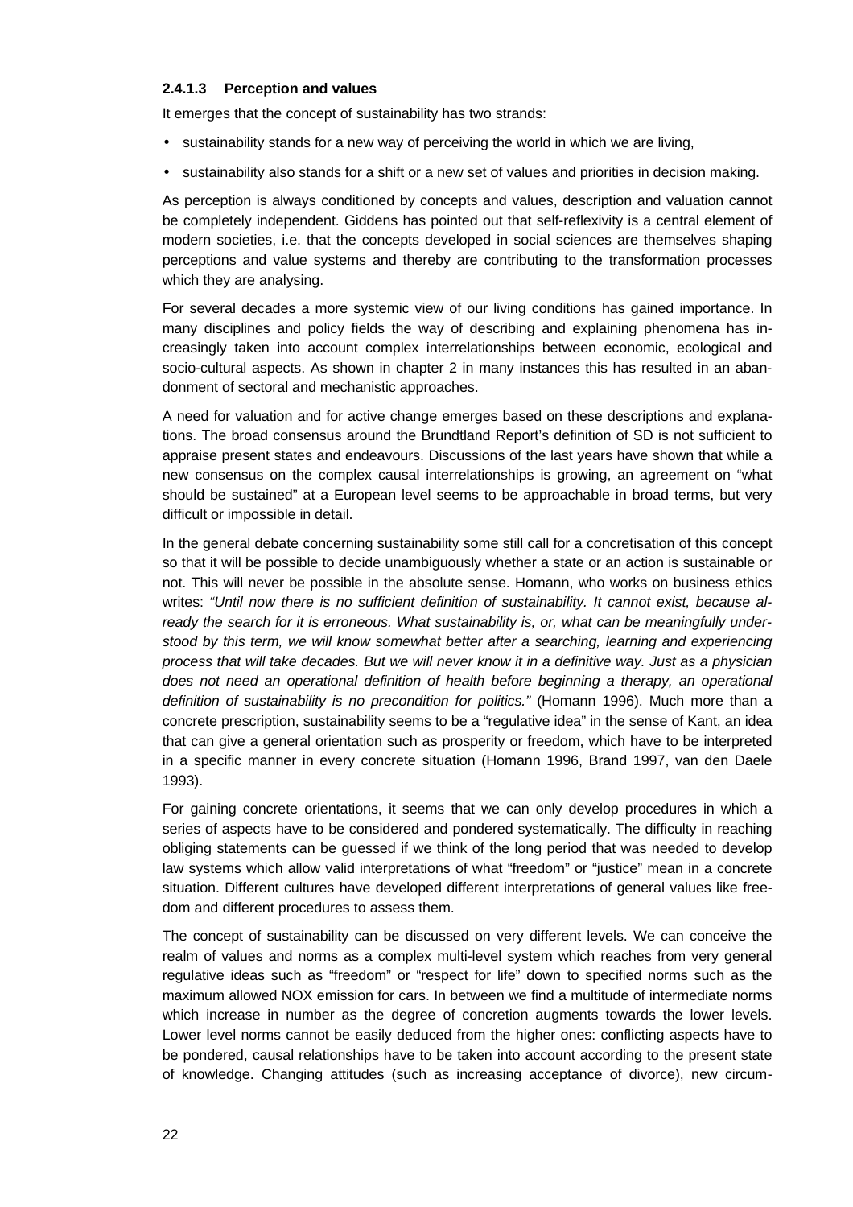#### 2.4.1.3 Perception and values

It emerges that the concept of sustainability has two strands:

- sustainability stands for a new way of perceiving the world in which we are living,
- sustainability also stands for a shift or a new set of values and priorities in decision making.

As perception is always conditioned by concepts and values, description and valuation cannot be completely independent. Giddens has pointed out that self-reflexivity is a central element of modern societies, i.e. that the concepts developed in social sciences are themselves shaping perceptions and value systems and thereby are contributing to the transformation processes which they are analysing.

For several decades a more systemic view of our living conditions has gained importance. In many disciplines and policy fields the way of describing and explaining phenomena has increasingly taken into account complex interrelationships between economic, ecological and socio-cultural aspects. As shown in chapter 2 in many instances this has resulted in an abandonment of sectoral and mechanistic approaches.

A need for valuation and for active change emerges based on these descriptions and explanations. The broad consensus around the Brundtland Report's definition of SD is not sufficient to appraise present states and endeavours. Discussions of the last years have shown that while a new consensus on the complex causal interrelationships is growing, an agreement on "what should be sustained" at a European level seems to be approachable in broad terms, but very difficult or impossible in detail.

In the general debate concerning sustainability some still call for a concretisation of this concept so that it will be possible to decide unambiguously whether a state or an action is sustainable or not. This will never be possible in the absolute sense. Homann, who works on business ethics writes: *"Until now there is no sufficient definition of sustainability. It cannot exist, because already the search for it is erroneous. What sustainability is, or, what can be meaningfully understood by this term, we will know somewhat better after a searching, learning and experiencing process that will take decades. But we will never know it in a definitive way. Just as a physician does not need an operational definition of health before beginning a therapy, an operational definition of sustainability is no precondition for politics."* (Homann 1996). Much more than a concrete prescription, sustainability seems to be a "regulative idea" in the sense of Kant, an idea that can give a general orientation such as prosperity or freedom, which have to be interpreted in a specific manner in every concrete situation (Homann 1996, Brand 1997, van den Daele 1993).

For gaining concrete orientations, it seems that we can only develop procedures in which a series of aspects have to be considered and pondered systematically. The difficulty in reaching obliging statements can be guessed if we think of the long period that was needed to develop law systems which allow valid interpretations of what "freedom" or "justice" mean in a concrete situation. Different cultures have developed different interpretations of general values like freedom and different procedures to assess them.

The concept of sustainability can be discussed on very different levels. We can conceive the realm of values and norms as a complex multi-level system which reaches from very general regulative ideas such as "freedom" or "respect for life" down to specified norms such as the maximum allowed NOX emission for cars. In between we find a multitude of intermediate norms which increase in number as the degree of concretion augments towards the lower levels. Lower level norms cannot be easily deduced from the higher ones: conflicting aspects have to be pondered, causal relationships have to be taken into account according to the present state of knowledge. Changing attitudes (such as increasing acceptance of divorce), new circum-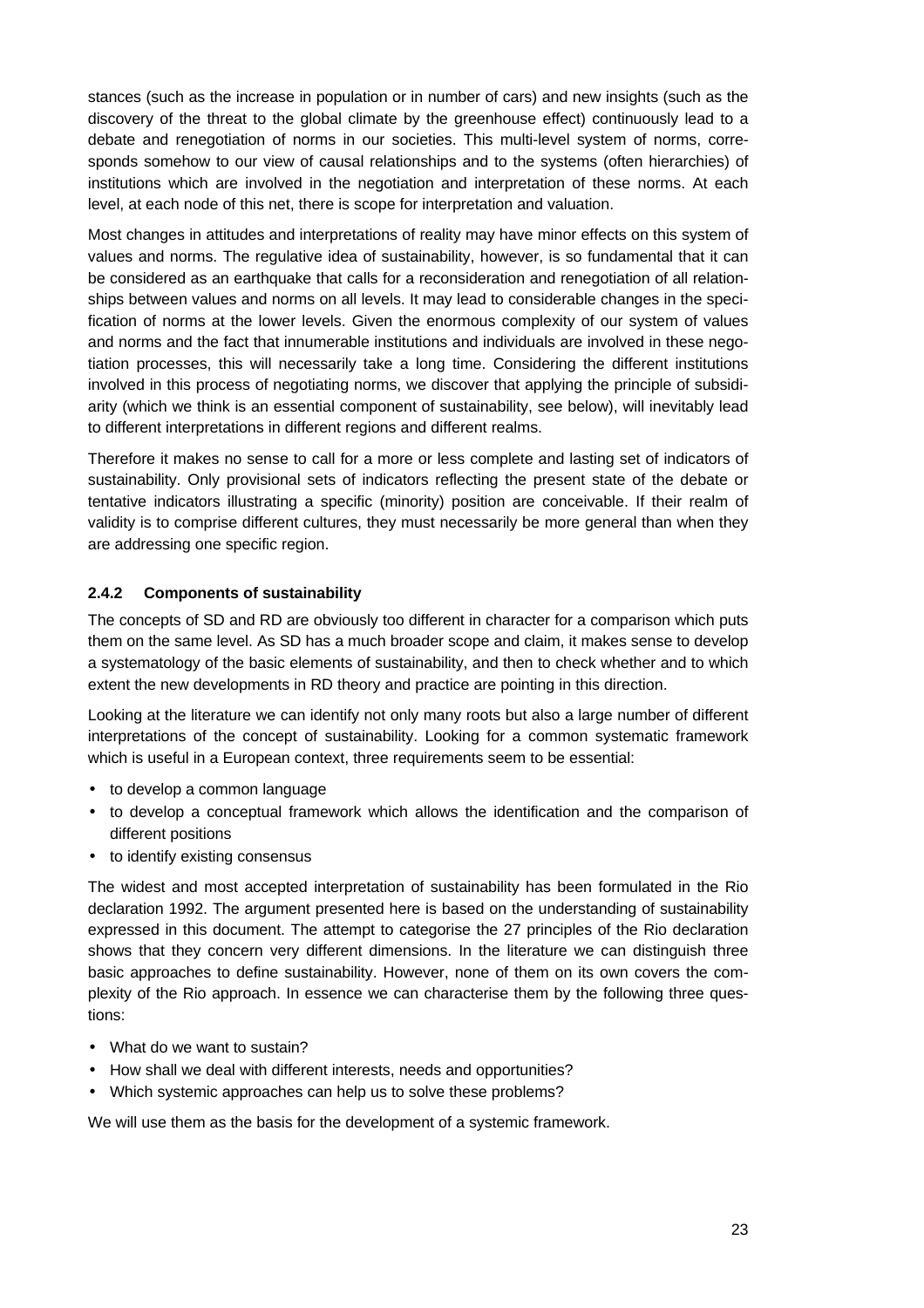stances (such as the increase in population or in number of cars) and new insights (such as the discovery of the threat to the global climate by the greenhouse effect) continuously lead to a debate and renegotiation of norms in our societies. This multi-level system of norms, corresponds somehow to our view of causal relationships and to the systems (often hierarchies) of institutions which are involved in the negotiation and interpretation of these norms. At each level, at each node of this net, there is scope for interpretation and valuation.

Most changes in attitudes and interpretations of reality may have minor effects on this system of values and norms. The regulative idea of sustainability, however, is so fundamental that it can be considered as an earthquake that calls for a reconsideration and renegotiation of all relationships between values and norms on all levels. It may lead to considerable changes in the specification of norms at the lower levels. Given the enormous complexity of our system of values and norms and the fact that innumerable institutions and individuals are involved in these negotiation processes, this will necessarily take a long time. Considering the different institutions involved in this process of negotiating norms, we discover that applying the principle of subsidiarity (which we think is an essential component of sustainability, see below), will inevitably lead to different interpretations in different regions and different realms.

Therefore it makes no sense to call for a more or less complete and lasting set of indicators of sustainability. Only provisional sets of indicators reflecting the present state of the debate or tentative indicators illustrating a specific (minority) position are conceivable. If their realm of validity is to comprise different cultures, they must necessarily be more general than when they are addressing one specific region.

### 2.4.2 Components of sustainability

The concepts of SD and RD are obviously too different in character for a comparison which puts them on the same level. As SD has a much broader scope and claim, it makes sense to develop a systematology of the basic elements of sustainability, and then to check whether and to which extent the new developments in RD theory and practice are pointing in this direction.

Looking at the literature we can identify not only many roots but also a large number of different interpretations of the concept of sustainability. Looking for a common systematic framework which is useful in a European context, three requirements seem to be essential:

- to develop a common language
- to develop a conceptual framework which allows the identification and the comparison of different positions
- to identify existing consensus

The widest and most accepted interpretation of sustainability has been formulated in the Rio declaration 1992. The argument presented here is based on the understanding of sustainability expressed in this document. The attempt to categorise the 27 principles of the Rio declaration shows that they concern very different dimensions. In the literature we can distinguish three basic approaches to define sustainability. However, none of them on its own covers the complexity of the Rio approach. In essence we can characterise them by the following three questions:

- What do we want to sustain?
- How shall we deal with different interests, needs and opportunities?
- Which systemic approaches can help us to solve these problems?

We will use them as the basis for the development of a systemic framework.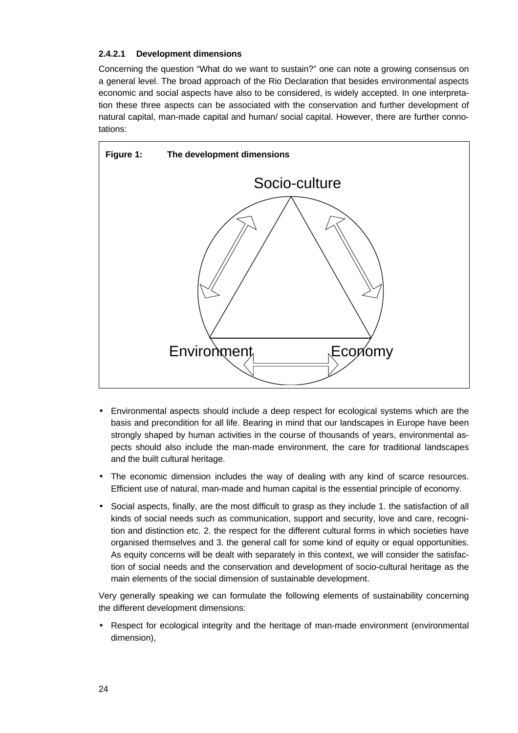#### 2.4.2.1 Development dimensions

Concerning the question "What do we want to sustain?" one can note a growing consensus on a general level. The broad approach of the Rio Declaration that besides environmental aspects economic and social aspects have also to be considered, is widely accepted. In one interpretation these three aspects can be associated with the conservation and further development of natural capital, man-made capital and human/ social capital. However, there are further connotations:

**Figure 1: The development dimensions**

Socio-culture

Environment

Economy

- Environmental aspects should include a deep respect for ecological systems which are the basis and precondition for all life. Bearing in mind that our landscapes in Europe have been strongly shaped by human activities in the course of thousands of years, environmental aspects should also include the man-made environment, the care for traditional landscapes and the built cultural heritage.
- The economic dimension includes the way of dealing with any kind of scarce resources. Efficient use of natural, man-made and human capital is the essential principle of economy.
- Social aspects, finally, are the most difficult to grasp as they include 1. the satisfaction of all kinds of social needs such as communication, support and security, love and care, recognition and distinction etc. 2. the respect for the different cultural forms in which societies have organised themselves and 3. the general call for some kind of equity or equal opportunities. As equity concerns will be dealt with separately in this context, we will consider the satisfaction of social needs and the conservation and development of socio-cultural heritage as the main elements of the social dimension of sustainable development.

Very generally speaking we can formulate the following elements of sustainability concerning the different development dimensions:

- Respect for ecological integrity and the heritage of man-made environment (environmental dimension),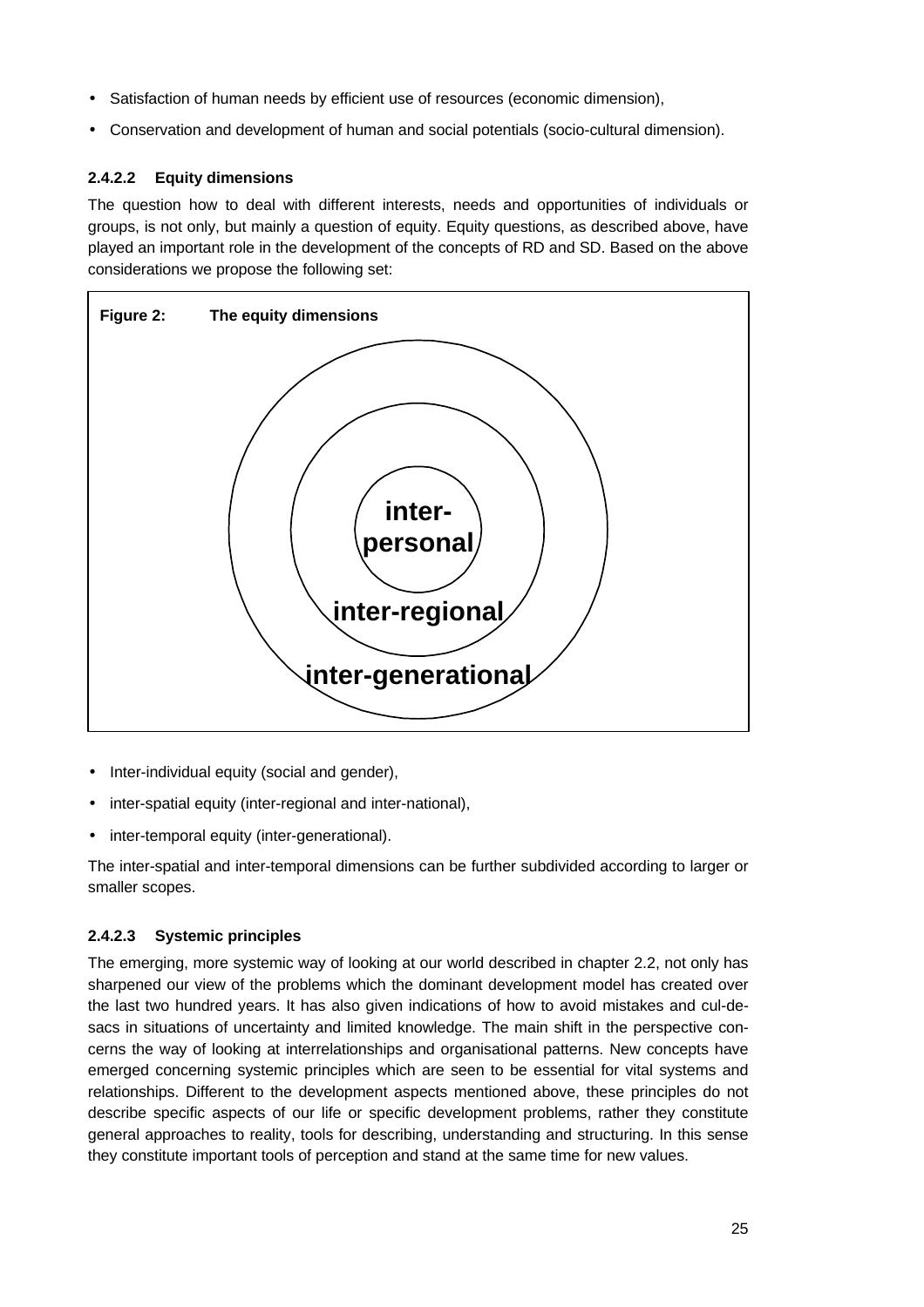- Satisfaction of human needs by efficient use of resources (economic dimension),
- Conservation and development of human and social potentials (socio-cultural dimension).

#### 2.4.2.2 Equity dimensions

The question how to deal with different interests, needs and opportunities of individuals or groups, is not only, but mainly a question of equity. Equity questions, as described above, have played an important role in the development of the concepts of RD and SD. Based on the above considerations we propose the following set:

**Figure 2: The equity dimensions**

inter-personal

inter-regional

inter-generational

- Inter-individual equity (social and gender),
- inter-spatial equity (inter-regional and inter-national),
- inter-temporal equity (inter-generational).

The inter-spatial and inter-temporal dimensions can be further subdivided according to larger or smaller scopes.

#### 2.4.2.3 Systemic principles

The emerging, more systemic way of looking at our world described in chapter 2.2, not only has sharpened our view of the problems which the dominant development model has created over the last two hundred years. It has also given indications of how to avoid mistakes and cul-de-sacs in situations of uncertainty and limited knowledge. The main shift in the perspective concerns the way of looking at interrelationships and organisational patterns. New concepts have emerged concerning systemic principles which are seen to be essential for vital systems and relationships. Different to the development aspects mentioned above, these principles do not describe specific aspects of our life or specific development problems, rather they constitute general approaches to reality, tools for describing, understanding and structuring. In this sense they constitute important tools of perception and stand at the same time for new values.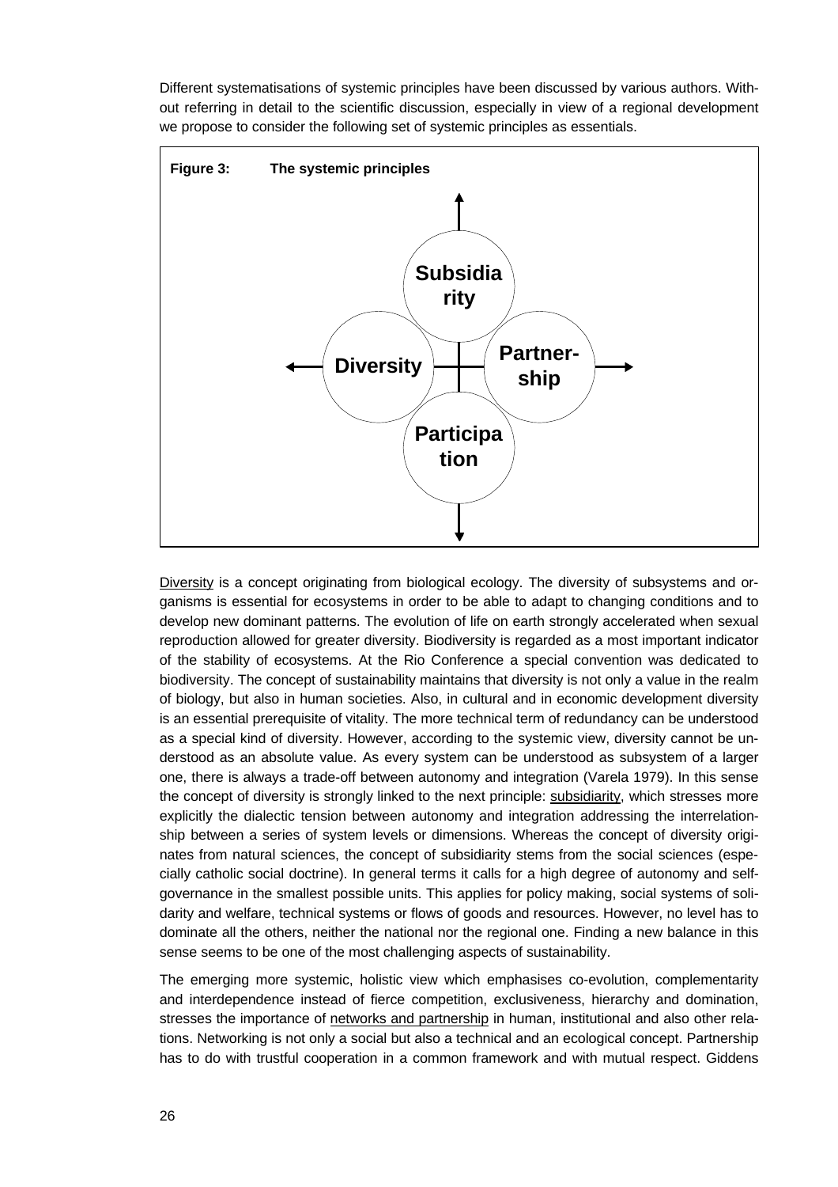Different systematisations of systemic principles have been discussed by various authors. Without referring in detail to the scientific discussion, especially in view of a regional development we propose to consider the following set of systemic principles as essentials.

**Figure 3: The systemic principles**

Subsidiarity

Diversity

Partnership

Participation

Diversity is a concept originating from biological ecology. The diversity of subsystems and organisms is essential for ecosystems in order to be able to adapt to changing conditions and to develop new dominant patterns. The evolution of life on earth strongly accelerated when sexual reproduction allowed for greater diversity. Biodiversity is regarded as a most important indicator of the stability of ecosystems. At the Rio Conference a special convention was dedicated to biodiversity. The concept of sustainability maintains that diversity is not only a value in the realm of biology, but also in human societies. Also, in cultural and in economic development diversity is an essential prerequisite of vitality. The more technical term of redundancy can be understood as a special kind of diversity. However, according to the systemic view, diversity cannot be understood as an absolute value. As every system can be understood as subsystem of a larger one, there is always a trade-off between autonomy and integration (Varela 1979). In this sense the concept of diversity is strongly linked to the next principle: subsidiarity, which stresses more explicitly the dialectic tension between autonomy and integration addressing the interrelationship between a series of system levels or dimensions. Whereas the concept of diversity originates from natural sciences, the concept of subsidiarity stems from the social sciences (especially catholic social doctrine). In general terms it calls for a high degree of autonomy and self-governance in the smallest possible units. This applies for policy making, social systems of solidarity and welfare, technical systems or flows of goods and resources. However, no level has to dominate all the others, neither the national nor the regional one. Finding a new balance in this sense seems to be one of the most challenging aspects of sustainability.

The emerging more systemic, holistic view which emphasises co-evolution, complementarity and interdependence instead of fierce competition, exclusiveness, hierarchy and domination, stresses the importance of networks and partnership in human, institutional and also other relations. Networking is not only a social but also a technical and an ecological concept. Partnership has to do with trustful cooperation in a common framework and with mutual respect. Giddens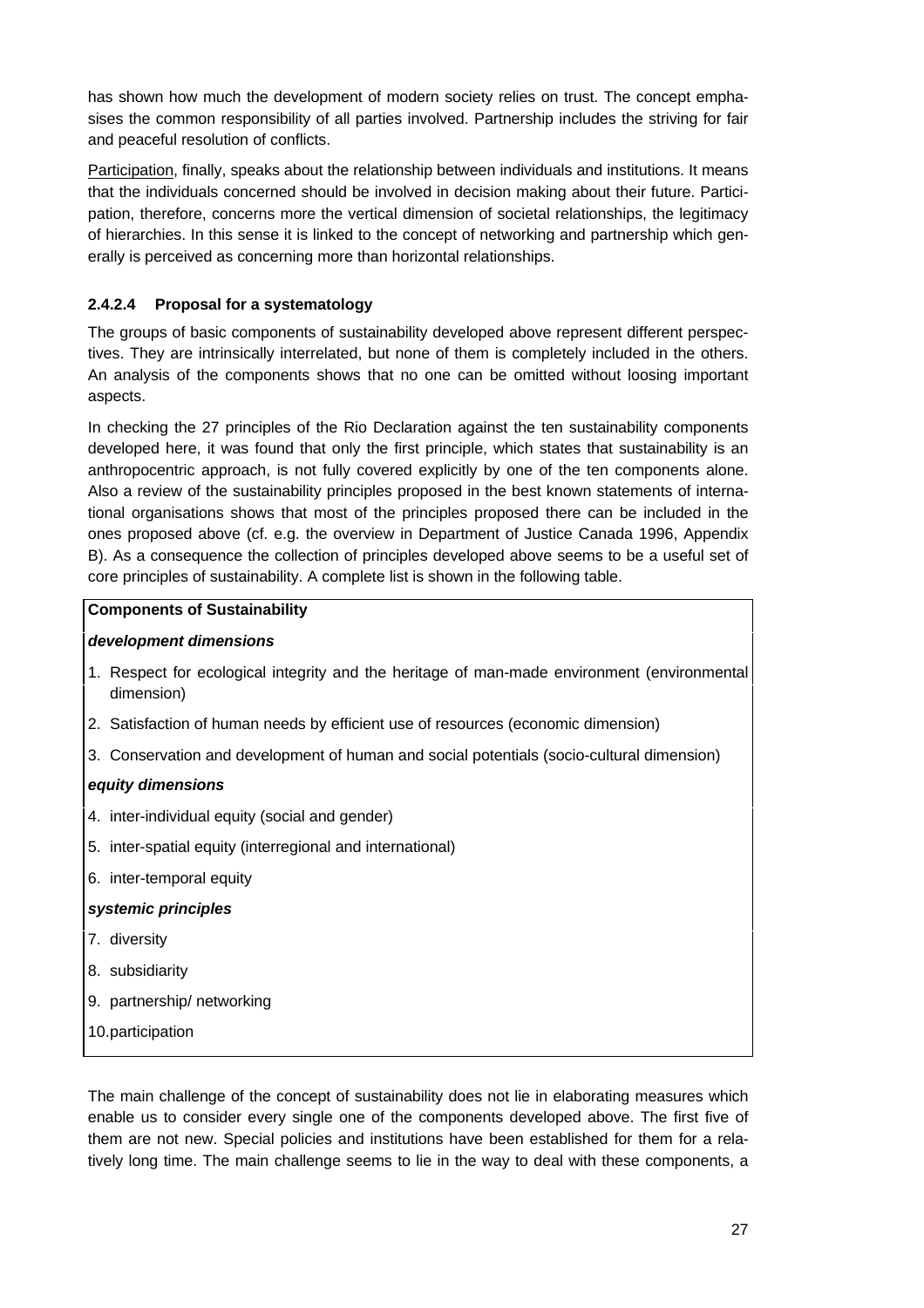has shown how much the development of modern society relies on trust. The concept emphasises the common responsibility of all parties involved. Partnership includes the striving for fair and peaceful resolution of conflicts.

Participation, finally, speaks about the relationship between individuals and institutions. It means that the individuals concerned should be involved in decision making about their future. Participation, therefore, concerns more the vertical dimension of societal relationships, the legitimacy of hierarchies. In this sense it is linked to the concept of networking and partnership which generally is perceived as concerning more than horizontal relationships.

#### 2.4.2.4 Proposal for a systematology

The groups of basic components of sustainability developed above represent different perspectives. They are intrinsically interrelated, but none of them is completely included in the others. An analysis of the components shows that no one can be omitted without loosing important aspects.

In checking the 27 principles of the Rio Declaration against the ten sustainability components developed here, it was found that only the first principle, which states that sustainability is an anthropocentric approach, is not fully covered explicitly by one of the ten components alone. Also a review of the sustainability principles proposed in the best known statements of international organisations shows that most of the principles proposed there can be included in the ones proposed above (cf. e.g. the overview in Department of Justice Canada 1996, Appendix B). As a consequence the collection of principles developed above seems to be a useful set of core principles of sustainability. A complete list is shown in the following table.

| **Components of Sustainability** |
| --- |
| ***development dimensions*** |
| 1. Respect for ecological integrity and the heritage of man-made environment (environmental dimension) |
| 2. Satisfaction of human needs by efficient use of resources (economic dimension) |
| 3. Conservation and development of human and social potentials (socio-cultural dimension) |
| ***equity dimensions*** |
| 4. inter-individual equity (social and gender) |
| 5. inter-spatial equity (interregional and international) |
| 6. inter-temporal equity |
| ***systemic principles*** |
| 7. diversity |
| 8. subsidiarity |
| 9. partnership/ networking |
| 10. participation |

The main challenge of the concept of sustainability does not lie in elaborating measures which enable us to consider every single one of the components developed above. The first five of them are not new. Special policies and institutions have been established for them for a relatively long time. The main challenge seems to lie in the way to deal with these components, a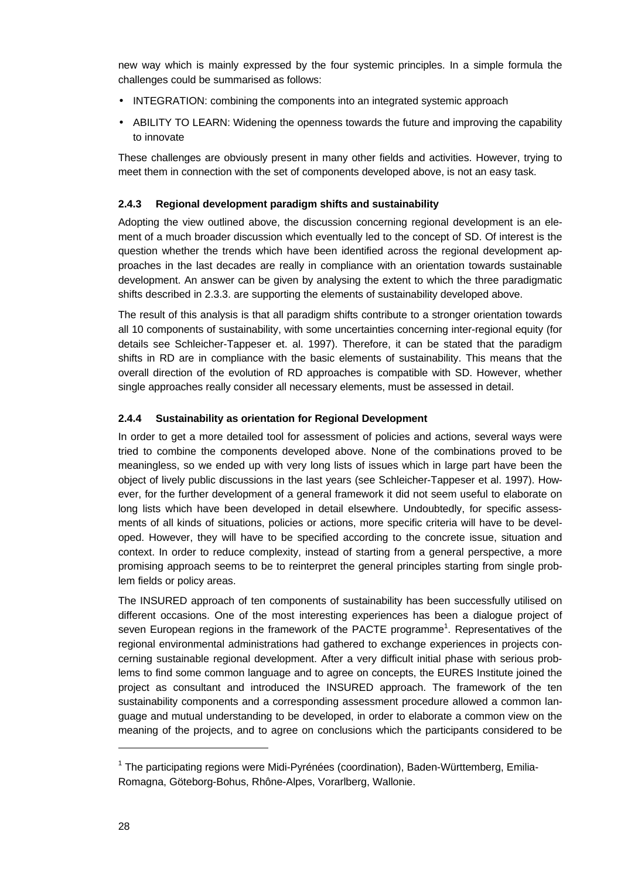new way which is mainly expressed by the four systemic principles. In a simple formula the challenges could be summarised as follows:

- INTEGRATION: combining the components into an integrated systemic approach
- ABILITY TO LEARN: Widening the openness towards the future and improving the capability to innovate

These challenges are obviously present in many other fields and activities. However, trying to meet them in connection with the set of components developed above, is not an easy task.

### 2.4.3 Regional development paradigm shifts and sustainability

Adopting the view outlined above, the discussion concerning regional development is an element of a much broader discussion which eventually led to the concept of SD. Of interest is the question whether the trends which have been identified across the regional development approaches in the last decades are really in compliance with an orientation towards sustainable development. An answer can be given by analysing the extent to which the three paradigmatic shifts described in 2.3.3. are supporting the elements of sustainability developed above.

The result of this analysis is that all paradigm shifts contribute to a stronger orientation towards all 10 components of sustainability, with some uncertainties concerning inter-regional equity (for details see Schleicher-Tappeser et. al. 1997). Therefore, it can be stated that the paradigm shifts in RD are in compliance with the basic elements of sustainability. This means that the overall direction of the evolution of RD approaches is compatible with SD. However, whether single approaches really consider all necessary elements, must be assessed in detail.

### 2.4.4 Sustainability as orientation for Regional Development

In order to get a more detailed tool for assessment of policies and actions, several ways were tried to combine the components developed above. None of the combinations proved to be meaningless, so we ended up with very long lists of issues which in large part have been the object of lively public discussions in the last years (see Schleicher-Tappeser et al. 1997). However, for the further development of a general framework it did not seem useful to elaborate on long lists which have been developed in detail elsewhere. Undoubtedly, for specific assessments of all kinds of situations, policies or actions, more specific criteria will have to be developed. However, they will have to be specified according to the concrete issue, situation and context. In order to reduce complexity, instead of starting from a general perspective, a more promising approach seems to be to reinterpret the general principles starting from single problem fields or policy areas.

The INSURED approach of ten components of sustainability has been successfully utilised on different occasions. One of the most interesting experiences has been a dialogue project of seven European regions in the framework of the PACTE programme[1]. Representatives of the regional environmental administrations had gathered to exchange experiences in projects concerning sustainable regional development. After a very difficult initial phase with serious problems to find some common language and to agree on concepts, the EURES Institute joined the project as consultant and introduced the INSURED approach. The framework of the ten sustainability components and a corresponding assessment procedure allowed a common language and mutual understanding to be developed, in order to elaborate a common view on the meaning of the projects, and to agree on conclusions which the participants considered to be

[1] The participating regions were Midi-Pyrénées (coordination), Baden-Württemberg, Emilia-Romagna, Göteborg-Bohus, Rhône-Alpes, Vorarlberg, Wallonie.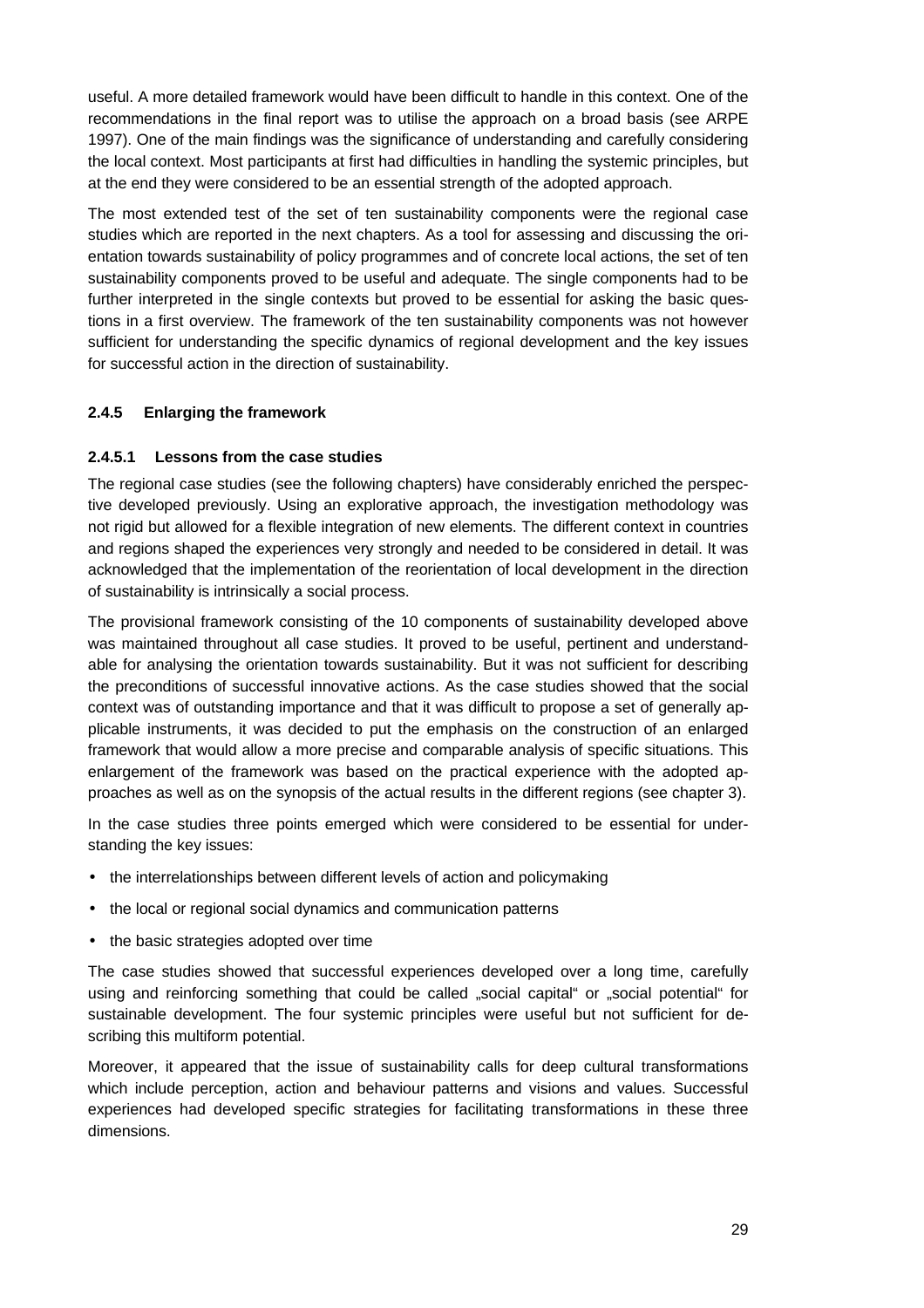useful. A more detailed framework would have been difficult to handle in this context. One of the recommendations in the final report was to utilise the approach on a broad basis (see ARPE 1997). One of the main findings was the significance of understanding and carefully considering the local context. Most participants at first had difficulties in handling the systemic principles, but at the end they were considered to be an essential strength of the adopted approach.

The most extended test of the set of ten sustainability components were the regional case studies which are reported in the next chapters. As a tool for assessing and discussing the orientation towards sustainability of policy programmes and of concrete local actions, the set of ten sustainability components proved to be useful and adequate. The single components had to be further interpreted in the single contexts but proved to be essential for asking the basic questions in a first overview. The framework of the ten sustainability components was not however sufficient for understanding the specific dynamics of regional development and the key issues for successful action in the direction of sustainability.

### 2.4.5 Enlarging the framework

#### 2.4.5.1 Lessons from the case studies

The regional case studies (see the following chapters) have considerably enriched the perspective developed previously. Using an explorative approach, the investigation methodology was not rigid but allowed for a flexible integration of new elements. The different context in countries and regions shaped the experiences very strongly and needed to be considered in detail. It was acknowledged that the implementation of the reorientation of local development in the direction of sustainability is intrinsically a social process.

The provisional framework consisting of the 10 components of sustainability developed above was maintained throughout all case studies. It proved to be useful, pertinent and understandable for analysing the orientation towards sustainability. But it was not sufficient for describing the preconditions of successful innovative actions. As the case studies showed that the social context was of outstanding importance and that it was difficult to propose a set of generally applicable instruments, it was decided to put the emphasis on the construction of an enlarged framework that would allow a more precise and comparable analysis of specific situations. This enlargement of the framework was based on the practical experience with the adopted approaches as well as on the synopsis of the actual results in the different regions (see chapter 3).

In the case studies three points emerged which were considered to be essential for understanding the key issues:

- the interrelationships between different levels of action and policymaking
- the local or regional social dynamics and communication patterns
- the basic strategies adopted over time

The case studies showed that successful experiences developed over a long time, carefully using and reinforcing something that could be called „social capital" or „social potential" for sustainable development. The four systemic principles were useful but not sufficient for describing this multiform potential.

Moreover, it appeared that the issue of sustainability calls for deep cultural transformations which include perception, action and behaviour patterns and visions and values. Successful experiences had developed specific strategies for facilitating transformations in these three dimensions.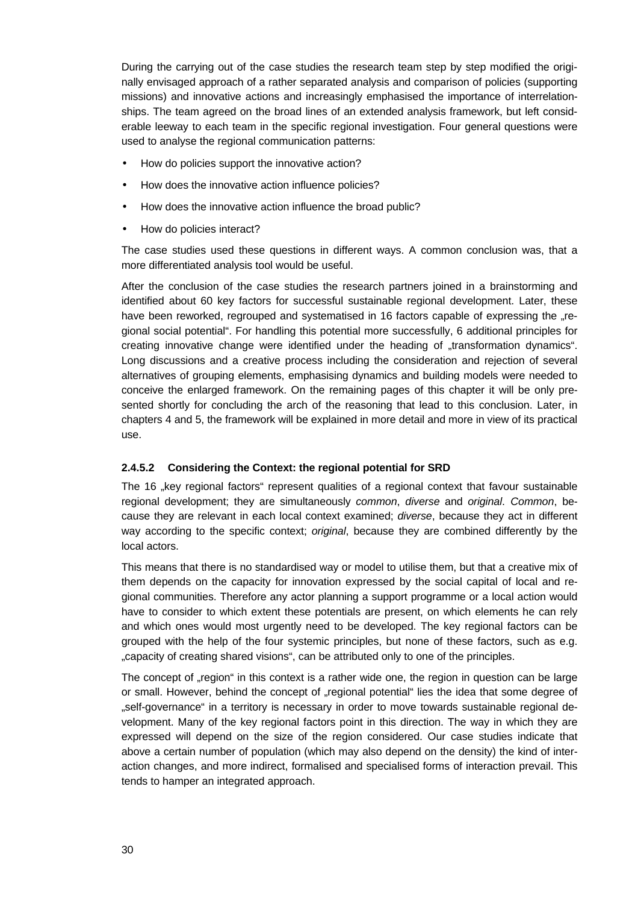During the carrying out of the case studies the research team step by step modified the originally envisaged approach of a rather separated analysis and comparison of policies (supporting missions) and innovative actions and increasingly emphasised the importance of interrelationships. The team agreed on the broad lines of an extended analysis framework, but left considerable leeway to each team in the specific regional investigation. Four general questions were used to analyse the regional communication patterns:

- How do policies support the innovative action?
- How does the innovative action influence policies?
- How does the innovative action influence the broad public?
- How do policies interact?

The case studies used these questions in different ways. A common conclusion was, that a more differentiated analysis tool would be useful.

After the conclusion of the case studies the research partners joined in a brainstorming and identified about 60 key factors for successful sustainable regional development. Later, these have been reworked, regrouped and systematised in 16 factors capable of expressing the „regional social potential". For handling this potential more successfully, 6 additional principles for creating innovative change were identified under the heading of „transformation dynamics". Long discussions and a creative process including the consideration and rejection of several alternatives of grouping elements, emphasising dynamics and building models were needed to conceive the enlarged framework. On the remaining pages of this chapter it will be only presented shortly for concluding the arch of the reasoning that lead to this conclusion. Later, in chapters 4 and 5, the framework will be explained in more detail and more in view of its practical use.

#### 2.4.5.2 Considering the Context: the regional potential for SRD

The 16 „key regional factors" represent qualities of a regional context that favour sustainable regional development; they are simultaneously *common*, *diverse* and *original*. *Common*, because they are relevant in each local context examined; *diverse*, because they act in different way according to the specific context; *original*, because they are combined differently by the local actors.

This means that there is no standardised way or model to utilise them, but that a creative mix of them depends on the capacity for innovation expressed by the social capital of local and regional communities. Therefore any actor planning a support programme or a local action would have to consider to which extent these potentials are present, on which elements he can rely and which ones would most urgently need to be developed. The key regional factors can be grouped with the help of the four systemic principles, but none of these factors, such as e.g. „capacity of creating shared visions", can be attributed only to one of the principles.

The concept of „region" in this context is a rather wide one, the region in question can be large or small. However, behind the concept of „regional potential" lies the idea that some degree of „self-governance" in a territory is necessary in order to move towards sustainable regional development. Many of the key regional factors point in this direction. The way in which they are expressed will depend on the size of the region considered. Our case studies indicate that above a certain number of population (which may also depend on the density) the kind of interaction changes, and more indirect, formalised and specialised forms of interaction prevail. This tends to hamper an integrated approach.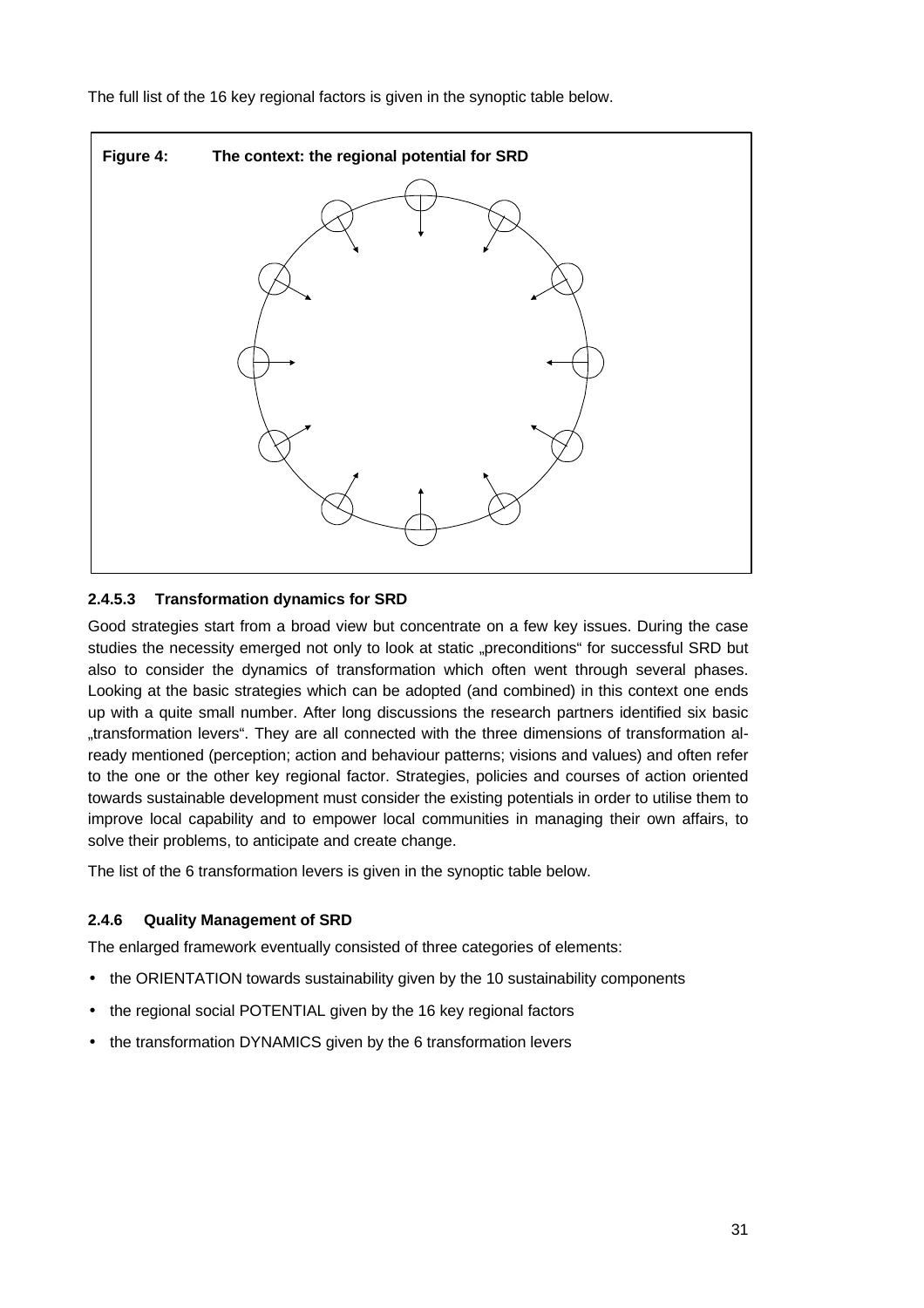The full list of the 16 key regional factors is given in the synoptic table below.

**Figure 4: The context: the regional potential for SRD**

#### 2.4.5.3 Transformation dynamics for SRD

Good strategies start from a broad view but concentrate on a few key issues. During the case studies the necessity emerged not only to look at static „preconditions“ for successful SRD but also to consider the dynamics of transformation which often went through several phases. Looking at the basic strategies which can be adopted (and combined) in this context one ends up with a quite small number. After long discussions the research partners identified six basic „transformation levers“. They are all connected with the three dimensions of transformation already mentioned (perception; action and behaviour patterns; visions and values) and often refer to the one or the other key regional factor. Strategies, policies and courses of action oriented towards sustainable development must consider the existing potentials in order to utilise them to improve local capability and to empower local communities in managing their own affairs, to solve their problems, to anticipate and create change.

The list of the 6 transformation levers is given in the synoptic table below.

### 2.4.6 Quality Management of SRD

The enlarged framework eventually consisted of three categories of elements:

- the ORIENTATION towards sustainability given by the 10 sustainability components
- the regional social POTENTIAL given by the 16 key regional factors
- the transformation DYNAMICS given by the 6 transformation levers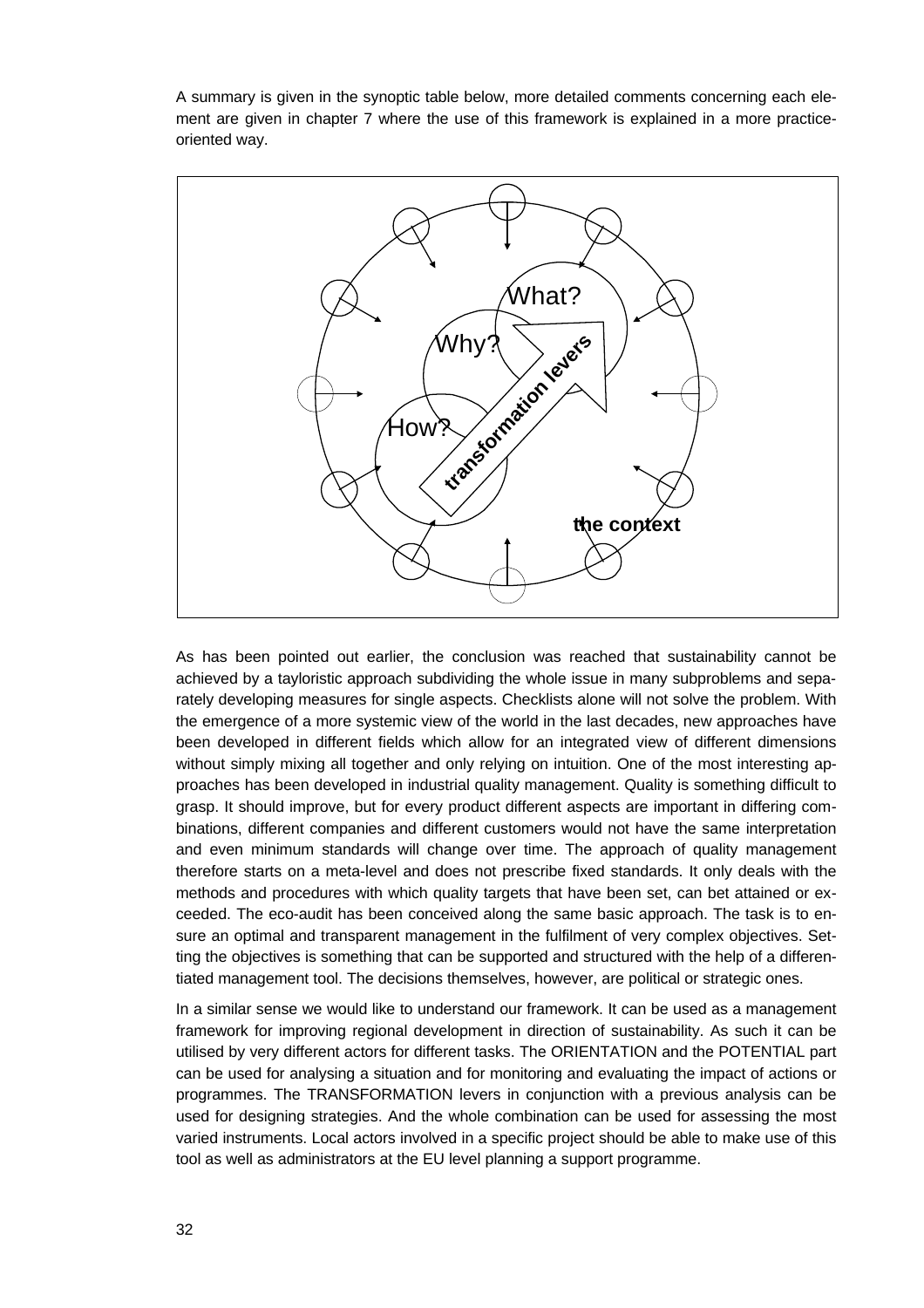A summary is given in the synoptic table below, more detailed comments concerning each element are given in chapter 7 where the use of this framework is explained in a more practice-oriented way.

What?

Why?

How?

transformation levers

the context

As has been pointed out earlier, the conclusion was reached that sustainability cannot be achieved by a tayloristic approach subdividing the whole issue in many subproblems and separately developing measures for single aspects. Checklists alone will not solve the problem. With the emergence of a more systemic view of the world in the last decades, new approaches have been developed in different fields which allow for an integrated view of different dimensions without simply mixing all together and only relying on intuition. One of the most interesting approaches has been developed in industrial quality management. Quality is something difficult to grasp. It should improve, but for every product different aspects are important in differing combinations, different companies and different customers would not have the same interpretation and even minimum standards will change over time. The approach of quality management therefore starts on a meta-level and does not prescribe fixed standards. It only deals with the methods and procedures with which quality targets that have been set, can bet attained or exceeded. The eco-audit has been conceived along the same basic approach. The task is to ensure an optimal and transparent management in the fulfilment of very complex objectives. Setting the objectives is something that can be supported and structured with the help of a differentiated management tool. The decisions themselves, however, are political or strategic ones.

In a similar sense we would like to understand our framework. It can be used as a management framework for improving regional development in direction of sustainability. As such it can be utilised by very different actors for different tasks. The ORIENTATION and the POTENTIAL part can be used for analysing a situation and for monitoring and evaluating the impact of actions or programmes. The TRANSFORMATION levers in conjunction with a previous analysis can be used for designing strategies. And the whole combination can be used for assessing the most varied instruments. Local actors involved in a specific project should be able to make use of this tool as well as administrators at the EU level planning a support programme.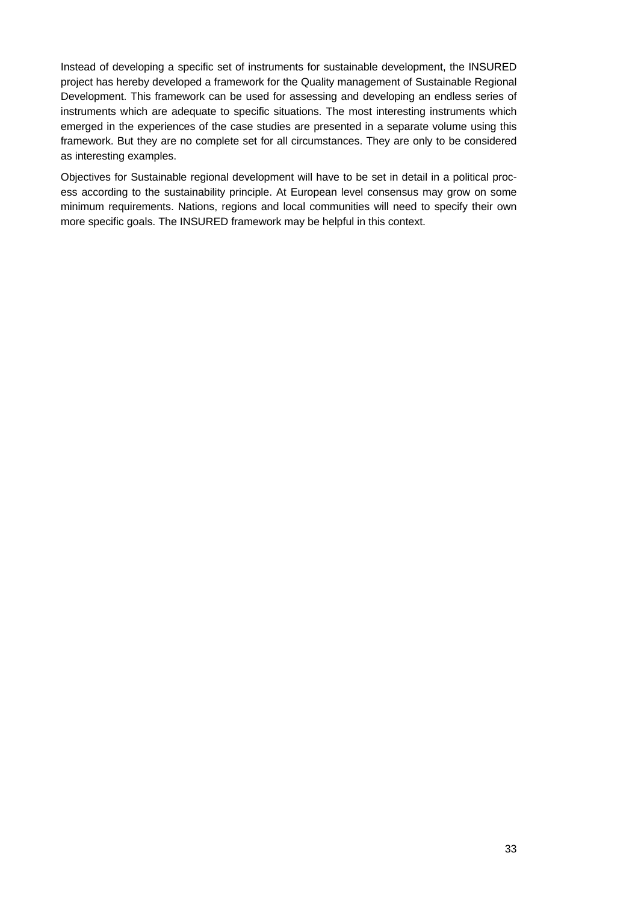Instead of developing a specific set of instruments for sustainable development, the INSURED project has hereby developed a framework for the Quality management of Sustainable Regional Development. This framework can be used for assessing and developing an endless series of instruments which are adequate to specific situations. The most interesting instruments which emerged in the experiences of the case studies are presented in a separate volume using this framework. But they are no complete set for all circumstances. They are only to be considered as interesting examples.

Objectives for Sustainable regional development will have to be set in detail in a political process according to the sustainability principle. At European level consensus may grow on some minimum requirements. Nations, regions and local communities will need to specify their own more specific goals. The INSURED framework may be helpful in this context.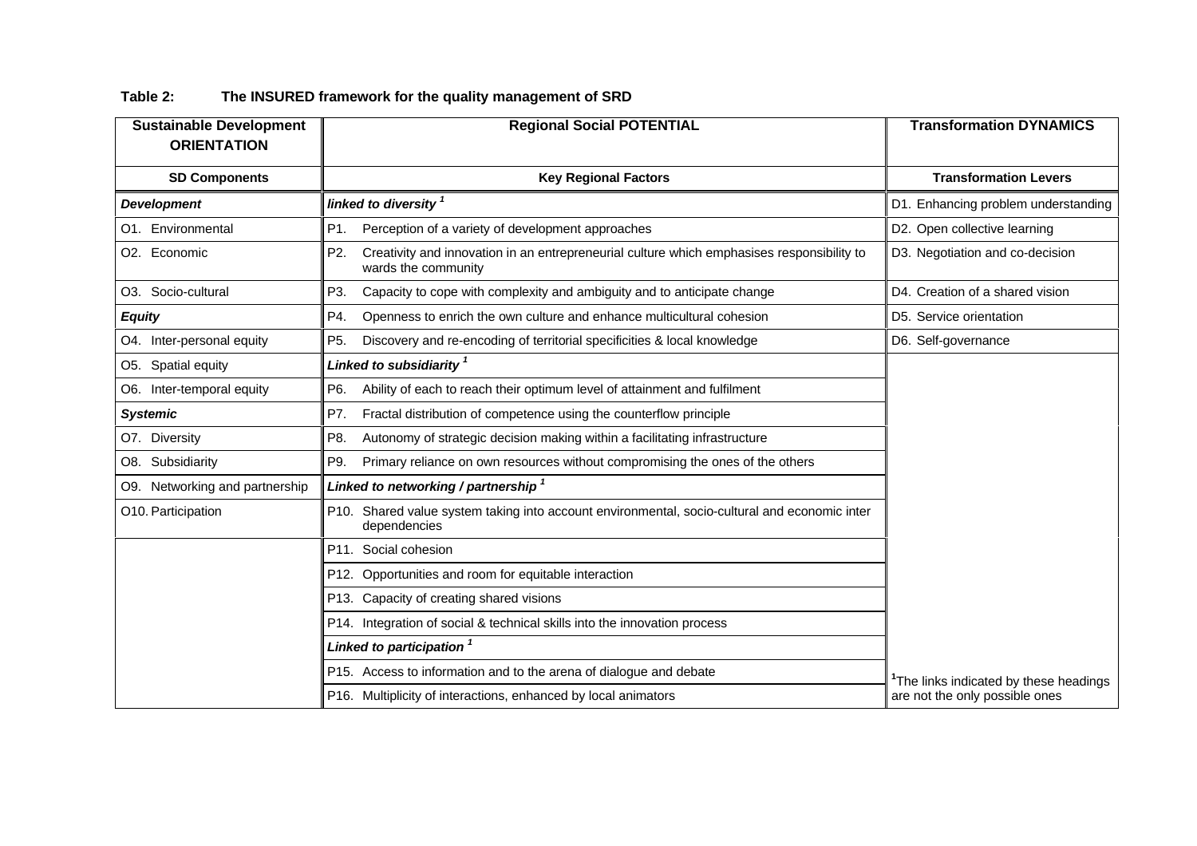**Table 2: The INSURED framework for the quality management of SRD**

| Sustainable Development ORIENTATION | Regional Social POTENTIAL | Transformation DYNAMICS |
|---|---|---|
| **SD Components** | **Key Regional Factors** | **Transformation Levers** |
| ***Development*** | ***linked to diversity*** [1] | D1. Enhancing problem understanding |
| O1. Environmental | P1. Perception of a variety of development approaches | D2. Open collective learning |
| O2. Economic | P2. Creativity and innovation in an entrepreneurial culture which emphasises responsibility to wards the community | D3. Negotiation and co-decision |
| O3. Socio-cultural | P3. Capacity to cope with complexity and ambiguity and to anticipate change | D4. Creation of a shared vision |
| ***Equity*** | P4. Openness to enrich the own culture and enhance multicultural cohesion | D5. Service orientation |
| O4. Inter-personal equity | P5. Discovery and re-encoding of territorial specificities & local knowledge | D6. Self-governance |
| O5. Spatial equity | ***Linked to subsidiarity*** [1] | |
| O6. Inter-temporal equity | P6. Ability of each to reach their optimum level of attainment and fulfilment | |
| ***Systemic*** | P7. Fractal distribution of competence using the counterflow principle | |
| O7. Diversity | P8. Autonomy of strategic decision making within a facilitating infrastructure | |
| O8. Subsidiarity | P9. Primary reliance on own resources without compromising the ones of the others | |
| O9. Networking and partnership | ***Linked to networking / partnership*** [1] | |
| O10. Participation | P10. Shared value system taking into account environmental, socio-cultural and economic inter dependencies | |
| | P11. Social cohesion | |
| | P12. Opportunities and room for equitable interaction | |
| | P13. Capacity of creating shared visions | |
| | P14. Integration of social & technical skills into the innovation process | |
| | ***Linked to participation*** [1] | |
| | P15. Access to information and to the arena of dialogue and debate | |
| | P16. Multiplicity of interactions, enhanced by local animators | [1]The links indicated by these headings are not the only possible ones |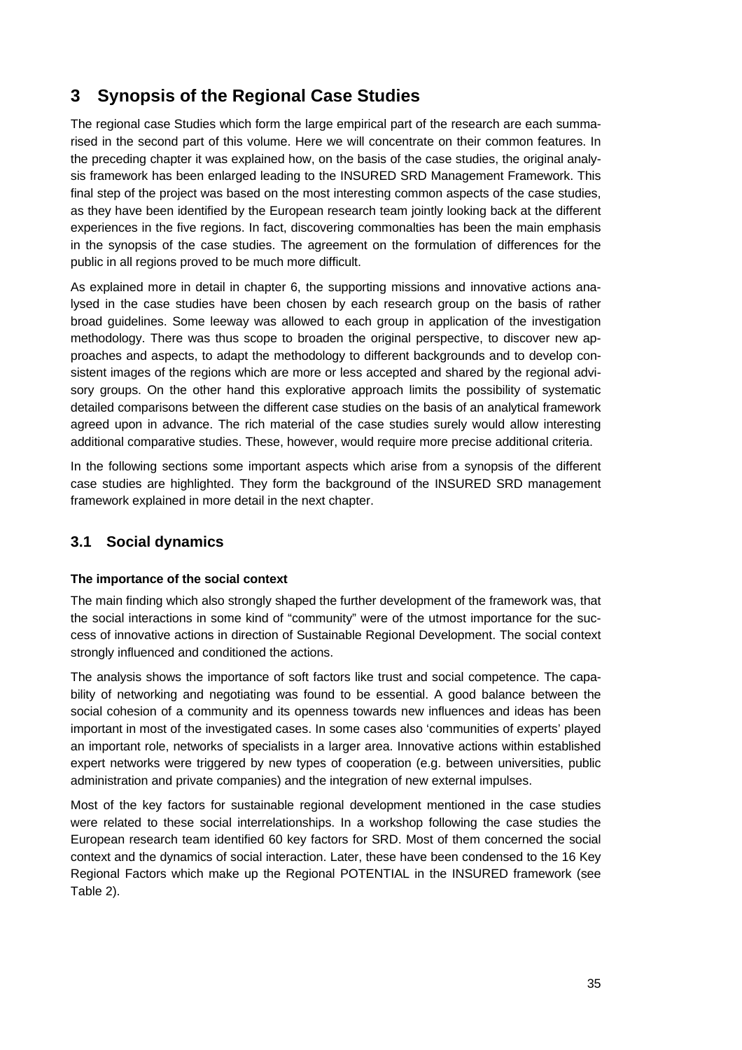# 3 Synopsis of the Regional Case Studies

The regional case Studies which form the large empirical part of the research are each summarised in the second part of this volume. Here we will concentrate on their common features. In the preceding chapter it was explained how, on the basis of the case studies, the original analysis framework has been enlarged leading to the INSURED SRD Management Framework. This final step of the project was based on the most interesting common aspects of the case studies, as they have been identified by the European research team jointly looking back at the different experiences in the five regions. In fact, discovering commonalties has been the main emphasis in the synopsis of the case studies. The agreement on the formulation of differences for the public in all regions proved to be much more difficult.

As explained more in detail in chapter 6, the supporting missions and innovative actions analysed in the case studies have been chosen by each research group on the basis of rather broad guidelines. Some leeway was allowed to each group in application of the investigation methodology. There was thus scope to broaden the original perspective, to discover new approaches and aspects, to adapt the methodology to different backgrounds and to develop consistent images of the regions which are more or less accepted and shared by the regional advisory groups. On the other hand this explorative approach limits the possibility of systematic detailed comparisons between the different case studies on the basis of an analytical framework agreed upon in advance. The rich material of the case studies surely would allow interesting additional comparative studies. These, however, would require more precise additional criteria.

In the following sections some important aspects which arise from a synopsis of the different case studies are highlighted. They form the background of the INSURED SRD management framework explained in more detail in the next chapter.

## 3.1 Social dynamics

**The importance of the social context**

The main finding which also strongly shaped the further development of the framework was, that the social interactions in some kind of "community" were of the utmost importance for the success of innovative actions in direction of Sustainable Regional Development. The social context strongly influenced and conditioned the actions.

The analysis shows the importance of soft factors like trust and social competence. The capability of networking and negotiating was found to be essential. A good balance between the social cohesion of a community and its openness towards new influences and ideas has been important in most of the investigated cases. In some cases also 'communities of experts' played an important role, networks of specialists in a larger area. Innovative actions within established expert networks were triggered by new types of cooperation (e.g. between universities, public administration and private companies) and the integration of new external impulses.

Most of the key factors for sustainable regional development mentioned in the case studies were related to these social interrelationships. In a workshop following the case studies the European research team identified 60 key factors for SRD. Most of them concerned the social context and the dynamics of social interaction. Later, these have been condensed to the 16 Key Regional Factors which make up the Regional POTENTIAL in the INSURED framework (see Table 2).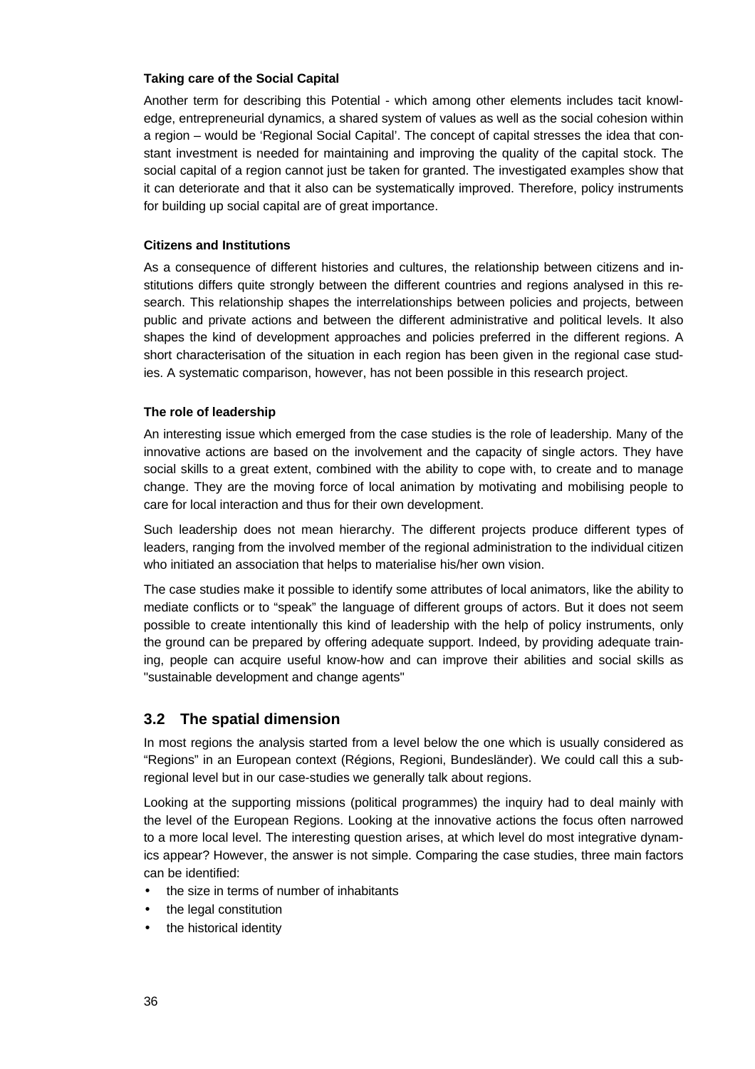**Taking care of the Social Capital**

Another term for describing this Potential - which among other elements includes tacit knowledge, entrepreneurial dynamics, a shared system of values as well as the social cohesion within a region – would be 'Regional Social Capital'. The concept of capital stresses the idea that constant investment is needed for maintaining and improving the quality of the capital stock. The social capital of a region cannot just be taken for granted. The investigated examples show that it can deteriorate and that it also can be systematically improved. Therefore, policy instruments for building up social capital are of great importance.

**Citizens and Institutions**

As a consequence of different histories and cultures, the relationship between citizens and institutions differs quite strongly between the different countries and regions analysed in this research. This relationship shapes the interrelationships between policies and projects, between public and private actions and between the different administrative and political levels. It also shapes the kind of development approaches and policies preferred in the different regions. A short characterisation of the situation in each region has been given in the regional case studies. A systematic comparison, however, has not been possible in this research project.

**The role of leadership**

An interesting issue which emerged from the case studies is the role of leadership. Many of the innovative actions are based on the involvement and the capacity of single actors. They have social skills to a great extent, combined with the ability to cope with, to create and to manage change. They are the moving force of local animation by motivating and mobilising people to care for local interaction and thus for their own development.

Such leadership does not mean hierarchy. The different projects produce different types of leaders, ranging from the involved member of the regional administration to the individual citizen who initiated an association that helps to materialise his/her own vision.

The case studies make it possible to identify some attributes of local animators, like the ability to mediate conflicts or to "speak" the language of different groups of actors. But it does not seem possible to create intentionally this kind of leadership with the help of policy instruments, only the ground can be prepared by offering adequate support. Indeed, by providing adequate training, people can acquire useful know-how and can improve their abilities and social skills as "sustainable development and change agents"

## 3.2 The spatial dimension

In most regions the analysis started from a level below the one which is usually considered as "Regions" in an European context (Régions, Regioni, Bundesländer). We could call this a sub-regional level but in our case-studies we generally talk about regions.

Looking at the supporting missions (political programmes) the inquiry had to deal mainly with the level of the European Regions. Looking at the innovative actions the focus often narrowed to a more local level. The interesting question arises, at which level do most integrative dynamics appear? However, the answer is not simple. Comparing the case studies, three main factors can be identified:

- the size in terms of number of inhabitants
- the legal constitution
- the historical identity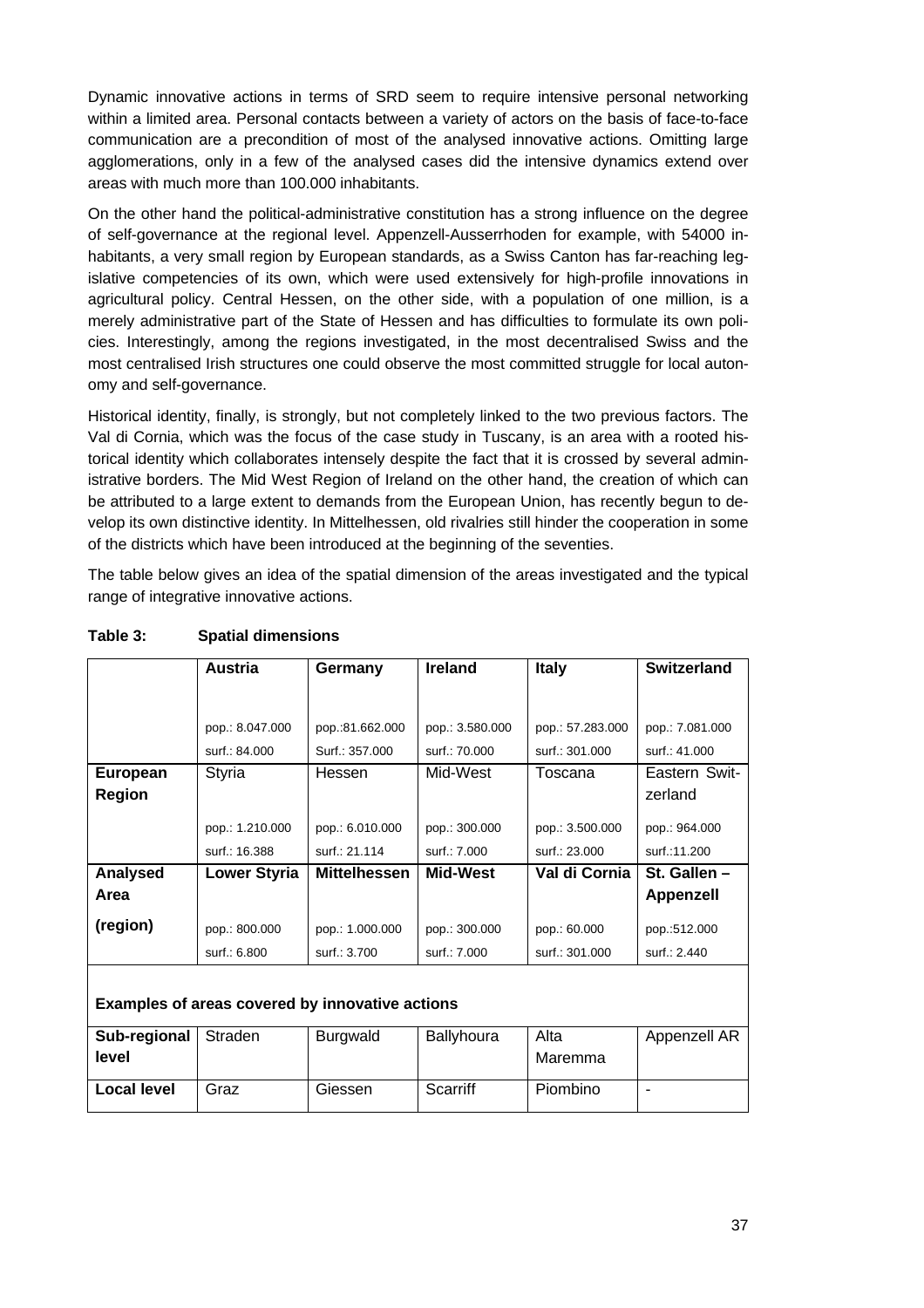Dynamic innovative actions in terms of SRD seem to require intensive personal networking within a limited area. Personal contacts between a variety of actors on the basis of face-to-face communication are a precondition of most of the analysed innovative actions. Omitting large agglomerations, only in a few of the analysed cases did the intensive dynamics extend over areas with much more than 100.000 inhabitants.

On the other hand the political-administrative constitution has a strong influence on the degree of self-governance at the regional level. Appenzell-Ausserrhoden for example, with 54000 inhabitants, a very small region by European standards, as a Swiss Canton has far-reaching legislative competencies of its own, which were used extensively for high-profile innovations in agricultural policy. Central Hessen, on the other side, with a population of one million, is a merely administrative part of the State of Hessen and has difficulties to formulate its own policies. Interestingly, among the regions investigated, in the most decentralised Swiss and the most centralised Irish structures one could observe the most committed struggle for local autonomy and self-governance.

Historical identity, finally, is strongly, but not completely linked to the two previous factors. The Val di Cornia, which was the focus of the case study in Tuscany, is an area with a rooted historical identity which collaborates intensely despite the fact that it is crossed by several administrative borders. The Mid West Region of Ireland on the other hand, the creation of which can be attributed to a large extent to demands from the European Union, has recently begun to develop its own distinctive identity. In Mittelhessen, old rivalries still hinder the cooperation in some of the districts which have been introduced at the beginning of the seventies.

The table below gives an idea of the spatial dimension of the areas investigated and the typical range of integrative innovative actions.

**Table 3: Spatial dimensions**

| | **Austria** | **Germany** | **Ireland** | **Italy** | **Switzerland** |
|---|---|---|---|---|---|
| | pop.: 8.047.000<br>surf.: 84.000 | pop.:81.662.000<br>Surf.: 357.000 | pop.: 3.580.000<br>surf.: 70.000 | pop.: 57.283.000<br>surf.: 301.000 | pop.: 7.081.000<br>surf.: 41.000 |
| **European Region** | Styria | Hessen | Mid-West | Toscana | Eastern Switzerland |
| | pop.: 1.210.000<br>surf.: 16.388 | pop.: 6.010.000<br>surf.: 21.114 | pop.: 300.000<br>surf.: 7.000 | pop.: 3.500.000<br>surf.: 23.000 | pop.: 964.000<br>surf.:11.200 |
| **Analysed Area (region)** | **Lower Styria**<br>pop.: 800.000<br>surf.: 6.800 | **Mittelhessen**<br>pop.: 1.000.000<br>surf.: 3.700 | **Mid-West**<br>pop.: 300.000<br>surf.: 7.000 | **Val di Cornia**<br>pop.: 60.000<br>surf.: 301.000 | **St. Gallen – Appenzell**<br>pop.:512.000<br>surf.: 2.440 |
| **Examples of areas covered by innovative actions** | | | | | |
| **Sub-regional level** | Straden | Burgwald | Ballyhoura | Alta Maremma | Appenzell AR |
| **Local level** | Graz | Giessen | Scarriff | Piombino | - |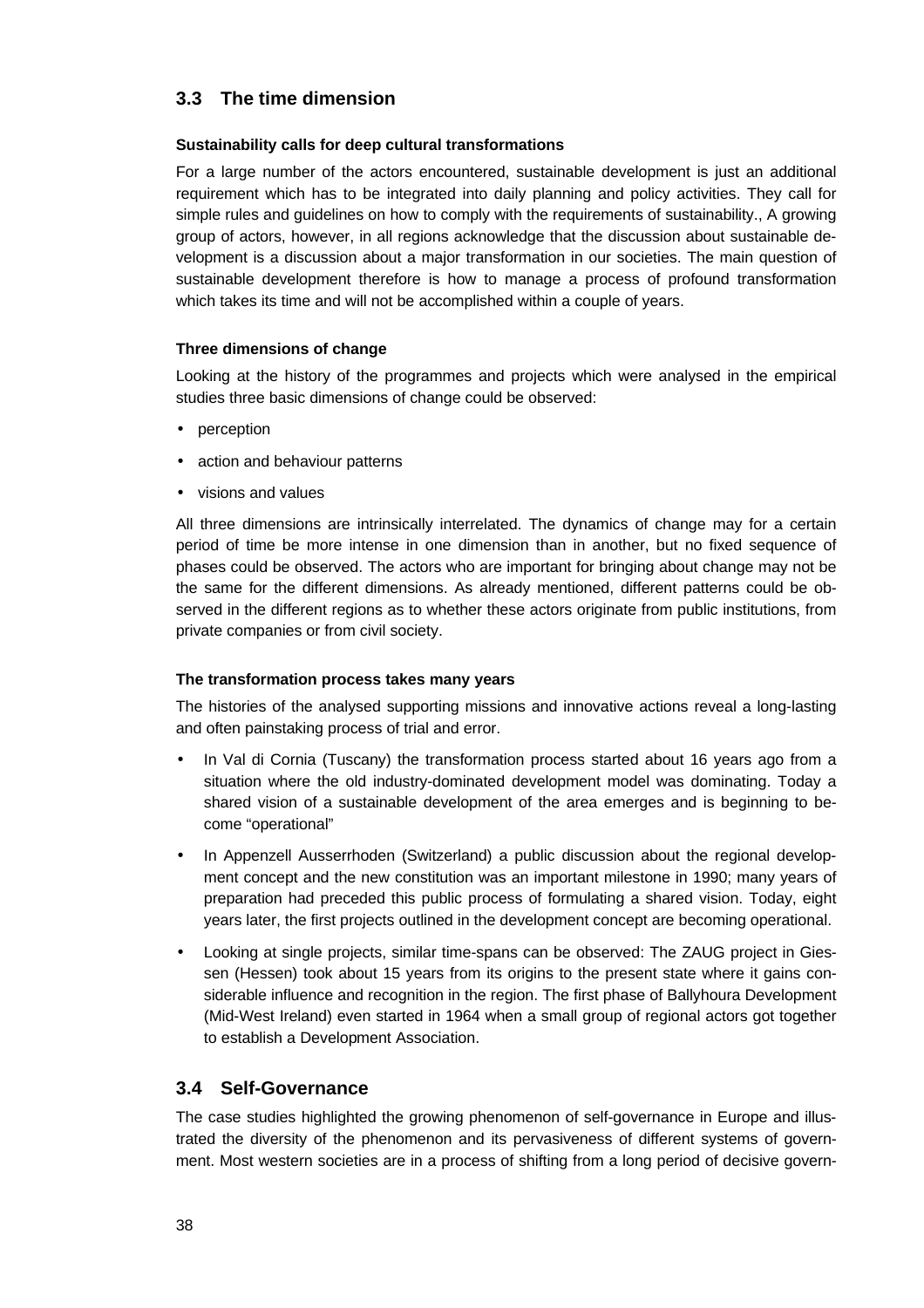## 3.3 The time dimension

**Sustainability calls for deep cultural transformations**

For a large number of the actors encountered, sustainable development is just an additional requirement which has to be integrated into daily planning and policy activities. They call for simple rules and guidelines on how to comply with the requirements of sustainability., A growing group of actors, however, in all regions acknowledge that the discussion about sustainable development is a discussion about a major transformation in our societies. The main question of sustainable development therefore is how to manage a process of profound transformation which takes its time and will not be accomplished within a couple of years.

**Three dimensions of change**

Looking at the history of the programmes and projects which were analysed in the empirical studies three basic dimensions of change could be observed:

- perception
- action and behaviour patterns
- visions and values

All three dimensions are intrinsically interrelated. The dynamics of change may for a certain period of time be more intense in one dimension than in another, but no fixed sequence of phases could be observed. The actors who are important for bringing about change may not be the same for the different dimensions. As already mentioned, different patterns could be observed in the different regions as to whether these actors originate from public institutions, from private companies or from civil society.

**The transformation process takes many years**

The histories of the analysed supporting missions and innovative actions reveal a long-lasting and often painstaking process of trial and error.

- In Val di Cornia (Tuscany) the transformation process started about 16 years ago from a situation where the old industry-dominated development model was dominating. Today a shared vision of a sustainable development of the area emerges and is beginning to become "operational"
- In Appenzell Ausserrhoden (Switzerland) a public discussion about the regional development concept and the new constitution was an important milestone in 1990; many years of preparation had preceded this public process of formulating a shared vision. Today, eight years later, the first projects outlined in the development concept are becoming operational.
- Looking at single projects, similar time-spans can be observed: The ZAUG project in Giessen (Hessen) took about 15 years from its origins to the present state where it gains considerable influence and recognition in the region. The first phase of Ballyhoura Development (Mid-West Ireland) even started in 1964 when a small group of regional actors got together to establish a Development Association.

## 3.4 Self-Governance

The case studies highlighted the growing phenomenon of self-governance in Europe and illustrated the diversity of the phenomenon and its pervasiveness of different systems of government. Most western societies are in a process of shifting from a long period of decisive govern-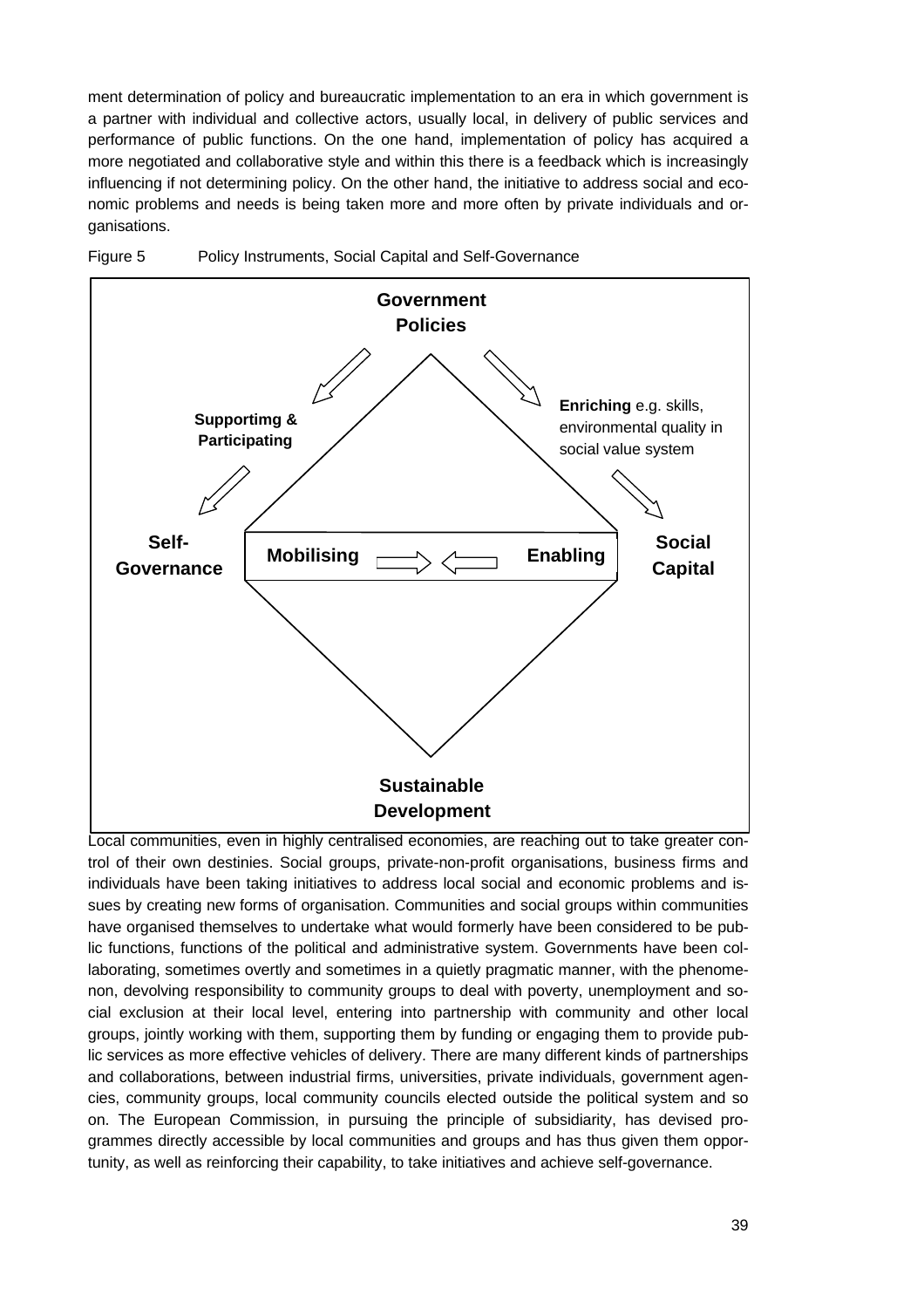ment determination of policy and bureaucratic implementation to an era in which government is a partner with individual and collective actors, usually local, in delivery of public services and performance of public functions. On the one hand, implementation of policy has acquired a more negotiated and collaborative style and within this there is a feedback which is increasingly influencing if not determining policy. On the other hand, the initiative to address social and economic problems and needs is being taken more and more often by private individuals and organisations.

Figure 5 Policy Instruments, Social Capital and Self-Governance

**Government Policies**

**Supportimg & Participating**

**Enriching** e.g. skills, environmental quality in social value system

**Self-Governance**

**Mobilising** ⇨ ⇦ **Enabling**

**Social Capital**

**Sustainable Development**

Local communities, even in highly centralised economies, are reaching out to take greater control of their own destinies. Social groups, private-non-profit organisations, business firms and individuals have been taking initiatives to address local social and economic problems and issues by creating new forms of organisation. Communities and social groups within communities have organised themselves to undertake what would formerly have been considered to be public functions, functions of the political and administrative system. Governments have been collaborating, sometimes overtly and sometimes in a quietly pragmatic manner, with the phenomenon, devolving responsibility to community groups to deal with poverty, unemployment and social exclusion at their local level, entering into partnership with community and other local groups, jointly working with them, supporting them by funding or engaging them to provide public services as more effective vehicles of delivery. There are many different kinds of partnerships and collaborations, between industrial firms, universities, private individuals, government agencies, community groups, local community councils elected outside the political system and so on. The European Commission, in pursuing the principle of subsidiarity, has devised programmes directly accessible by local communities and groups and has thus given them opportunity, as well as reinforcing their capability, to take initiatives and achieve self-governance.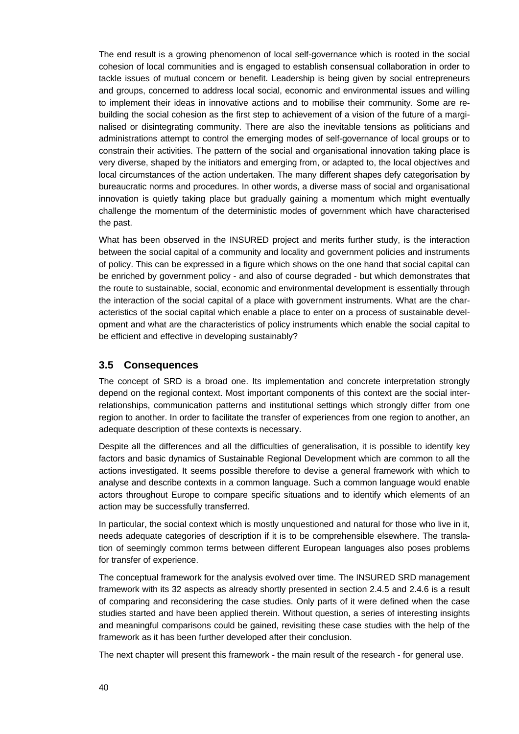The end result is a growing phenomenon of local self-governance which is rooted in the social cohesion of local communities and is engaged to establish consensual collaboration in order to tackle issues of mutual concern or benefit. Leadership is being given by social entrepreneurs and groups, concerned to address local social, economic and environmental issues and willing to implement their ideas in innovative actions and to mobilise their community. Some are re-building the social cohesion as the first step to achievement of a vision of the future of a marginalised or disintegrating community. There are also the inevitable tensions as politicians and administrations attempt to control the emerging modes of self-governance of local groups or to constrain their activities. The pattern of the social and organisational innovation taking place is very diverse, shaped by the initiators and emerging from, or adapted to, the local objectives and local circumstances of the action undertaken. The many different shapes defy categorisation by bureaucratic norms and procedures. In other words, a diverse mass of social and organisational innovation is quietly taking place but gradually gaining a momentum which might eventually challenge the momentum of the deterministic modes of government which have characterised the past.

What has been observed in the INSURED project and merits further study, is the interaction between the social capital of a community and locality and government policies and instruments of policy. This can be expressed in a figure which shows on the one hand that social capital can be enriched by government policy - and also of course degraded - but which demonstrates that the route to sustainable, social, economic and environmental development is essentially through the interaction of the social capital of a place with government instruments. What are the characteristics of the social capital which enable a place to enter on a process of sustainable development and what are the characteristics of policy instruments which enable the social capital to be efficient and effective in developing sustainably?

## 3.5 Consequences

The concept of SRD is a broad one. Its implementation and concrete interpretation strongly depend on the regional context. Most important components of this context are the social interrelationships, communication patterns and institutional settings which strongly differ from one region to another. In order to facilitate the transfer of experiences from one region to another, an adequate description of these contexts is necessary.

Despite all the differences and all the difficulties of generalisation, it is possible to identify key factors and basic dynamics of Sustainable Regional Development which are common to all the actions investigated. It seems possible therefore to devise a general framework with which to analyse and describe contexts in a common language. Such a common language would enable actors throughout Europe to compare specific situations and to identify which elements of an action may be successfully transferred.

In particular, the social context which is mostly unquestioned and natural for those who live in it, needs adequate categories of description if it is to be comprehensible elsewhere. The translation of seemingly common terms between different European languages also poses problems for transfer of experience.

The conceptual framework for the analysis evolved over time. The INSURED SRD management framework with its 32 aspects as already shortly presented in section 2.4.5 and 2.4.6 is a result of comparing and reconsidering the case studies. Only parts of it were defined when the case studies started and have been applied therein. Without question, a series of interesting insights and meaningful comparisons could be gained, revisiting these case studies with the help of the framework as it has been further developed after their conclusion.

The next chapter will present this framework - the main result of the research - for general use.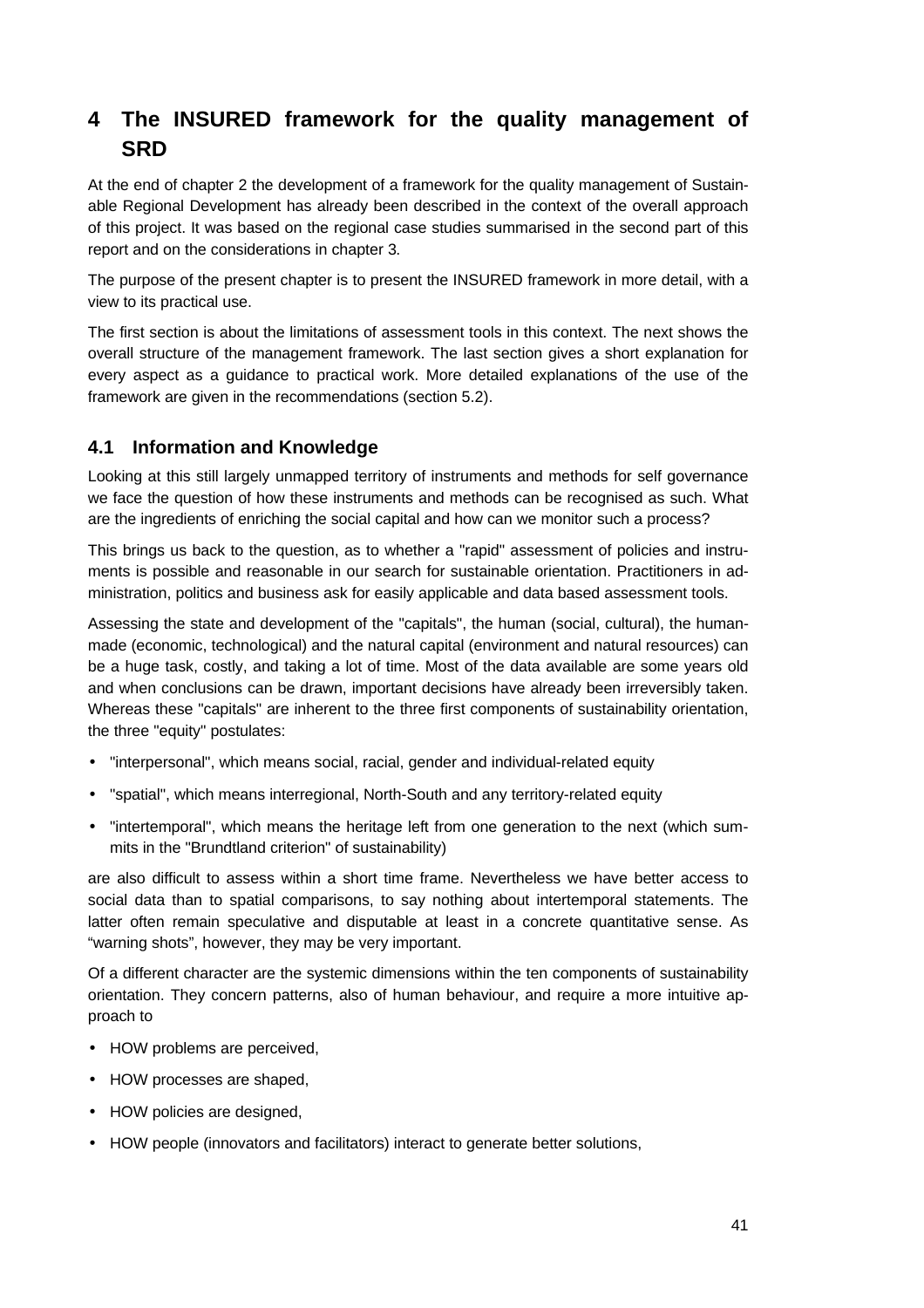# 4 The INSURED framework for the quality management of SRD

At the end of chapter 2 the development of a framework for the quality management of Sustainable Regional Development has already been described in the context of the overall approach of this project. It was based on the regional case studies summarised in the second part of this report and on the considerations in chapter 3.

The purpose of the present chapter is to present the INSURED framework in more detail, with a view to its practical use.

The first section is about the limitations of assessment tools in this context. The next shows the overall structure of the management framework. The last section gives a short explanation for every aspect as a guidance to practical work. More detailed explanations of the use of the framework are given in the recommendations (section 5.2).

## 4.1 Information and Knowledge

Looking at this still largely unmapped territory of instruments and methods for self governance we face the question of how these instruments and methods can be recognised as such. What are the ingredients of enriching the social capital and how can we monitor such a process?

This brings us back to the question, as to whether a "rapid" assessment of policies and instruments is possible and reasonable in our search for sustainable orientation. Practitioners in administration, politics and business ask for easily applicable and data based assessment tools.

Assessing the state and development of the "capitals", the human (social, cultural), the human-made (economic, technological) and the natural capital (environment and natural resources) can be a huge task, costly, and taking a lot of time. Most of the data available are some years old and when conclusions can be drawn, important decisions have already been irreversibly taken. Whereas these "capitals" are inherent to the three first components of sustainability orientation, the three "equity" postulates:

- "interpersonal", which means social, racial, gender and individual-related equity
- "spatial", which means interregional, North-South and any territory-related equity
- "intertemporal", which means the heritage left from one generation to the next (which summits in the "Brundtland criterion" of sustainability)

are also difficult to assess within a short time frame. Nevertheless we have better access to social data than to spatial comparisons, to say nothing about intertemporal statements. The latter often remain speculative and disputable at least in a concrete quantitative sense. As “warning shots”, however, they may be very important.

Of a different character are the systemic dimensions within the ten components of sustainability orientation. They concern patterns, also of human behaviour, and require a more intuitive approach to

- HOW problems are perceived,
- HOW processes are shaped,
- HOW policies are designed,
- HOW people (innovators and facilitators) interact to generate better solutions,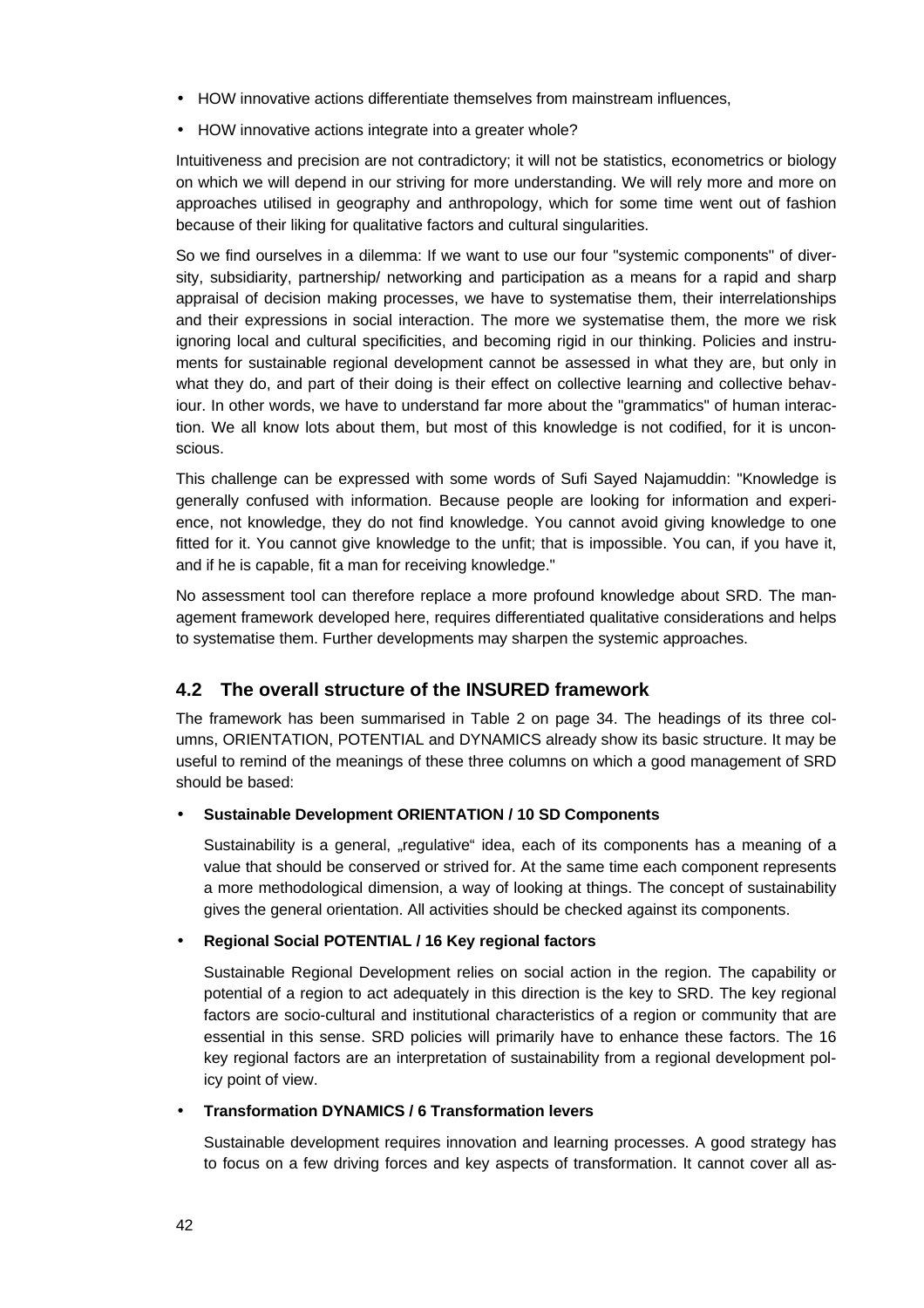- HOW innovative actions differentiate themselves from mainstream influences,
- HOW innovative actions integrate into a greater whole?

Intuitiveness and precision are not contradictory; it will not be statistics, econometrics or biology on which we will depend in our striving for more understanding. We will rely more and more on approaches utilised in geography and anthropology, which for some time went out of fashion because of their liking for qualitative factors and cultural singularities.

So we find ourselves in a dilemma: If we want to use our four "systemic components" of diversity, subsidiarity, partnership/ networking and participation as a means for a rapid and sharp appraisal of decision making processes, we have to systematise them, their interrelationships and their expressions in social interaction. The more we systematise them, the more we risk ignoring local and cultural specificities, and becoming rigid in our thinking. Policies and instruments for sustainable regional development cannot be assessed in what they are, but only in what they do, and part of their doing is their effect on collective learning and collective behaviour. In other words, we have to understand far more about the "grammatics" of human interaction. We all know lots about them, but most of this knowledge is not codified, for it is unconscious.

This challenge can be expressed with some words of Sufi Sayed Najamuddin: "Knowledge is generally confused with information. Because people are looking for information and experience, not knowledge, they do not find knowledge. You cannot avoid giving knowledge to one fitted for it. You cannot give knowledge to the unfit; that is impossible. You can, if you have it, and if he is capable, fit a man for receiving knowledge."

No assessment tool can therefore replace a more profound knowledge about SRD. The management framework developed here, requires differentiated qualitative considerations and helps to systematise them. Further developments may sharpen the systemic approaches.

## 4.2 The overall structure of the INSURED framework

The framework has been summarised in Table 2 on page 34. The headings of its three columns, ORIENTATION, POTENTIAL and DYNAMICS already show its basic structure. It may be useful to remind of the meanings of these three columns on which a good management of SRD should be based:

- **Sustainable Development ORIENTATION / 10 SD Components**

  Sustainability is a general, „regulative“ idea, each of its components has a meaning of a value that should be conserved or strived for. At the same time each component represents a more methodological dimension, a way of looking at things. The concept of sustainability gives the general orientation. All activities should be checked against its components.

- **Regional Social POTENTIAL / 16 Key regional factors**

  Sustainable Regional Development relies on social action in the region. The capability or potential of a region to act adequately in this direction is the key to SRD. The key regional factors are socio-cultural and institutional characteristics of a region or community that are essential in this sense. SRD policies will primarily have to enhance these factors. The 16 key regional factors are an interpretation of sustainability from a regional development policy point of view.

- **Transformation DYNAMICS / 6 Transformation levers**

  Sustainable development requires innovation and learning processes. A good strategy has to focus on a few driving forces and key aspects of transformation. It cannot cover all as-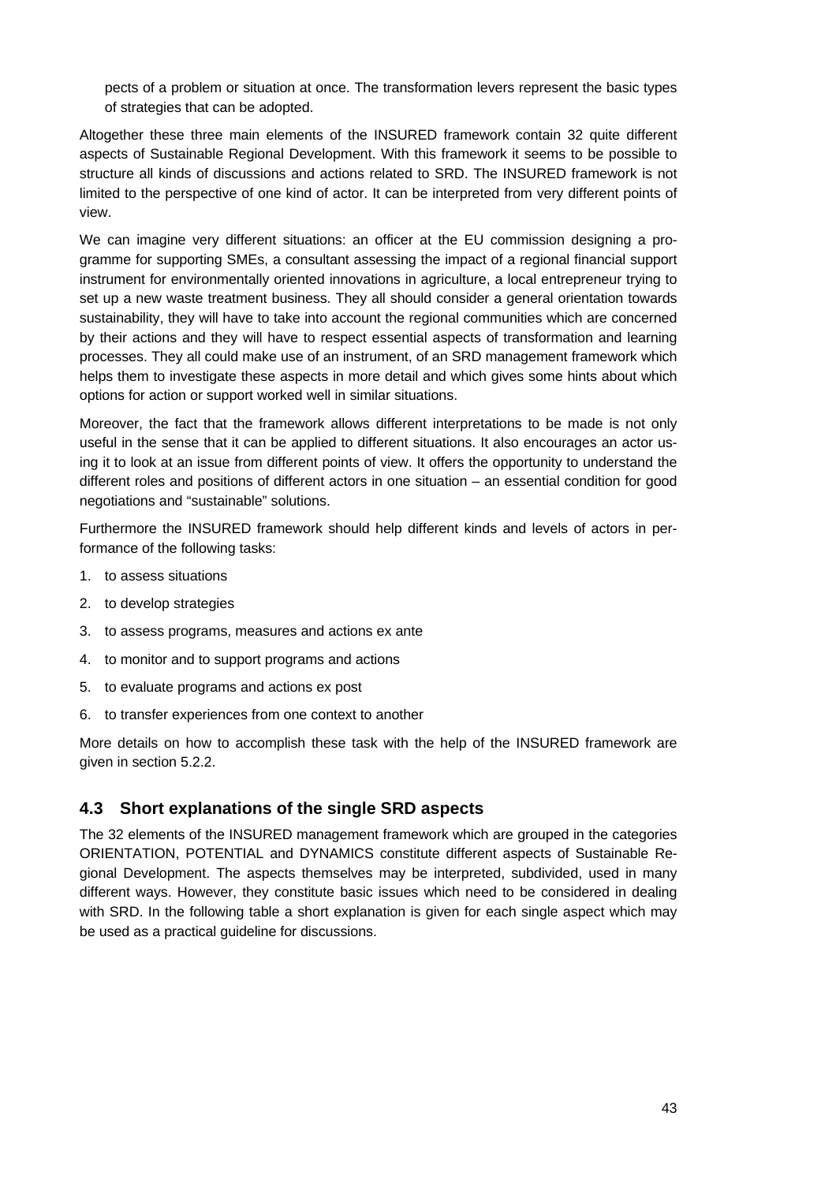pects of a problem or situation at once. The transformation levers represent the basic types of strategies that can be adopted.

Altogether these three main elements of the INSURED framework contain 32 quite different aspects of Sustainable Regional Development. With this framework it seems to be possible to structure all kinds of discussions and actions related to SRD. The INSURED framework is not limited to the perspective of one kind of actor. It can be interpreted from very different points of view.

We can imagine very different situations: an officer at the EU commission designing a programme for supporting SMEs, a consultant assessing the impact of a regional financial support instrument for environmentally oriented innovations in agriculture, a local entrepreneur trying to set up a new waste treatment business. They all should consider a general orientation towards sustainability, they will have to take into account the regional communities which are concerned by their actions and they will have to respect essential aspects of transformation and learning processes. They all could make use of an instrument, of an SRD management framework which helps them to investigate these aspects in more detail and which gives some hints about which options for action or support worked well in similar situations.

Moreover, the fact that the framework allows different interpretations to be made is not only useful in the sense that it can be applied to different situations. It also encourages an actor using it to look at an issue from different points of view. It offers the opportunity to understand the different roles and positions of different actors in one situation – an essential condition for good negotiations and "sustainable" solutions.

Furthermore the INSURED framework should help different kinds and levels of actors in performance of the following tasks:

1. to assess situations
2. to develop strategies
3. to assess programs, measures and actions ex ante
4. to monitor and to support programs and actions
5. to evaluate programs and actions ex post
6. to transfer experiences from one context to another

More details on how to accomplish these task with the help of the INSURED framework are given in section 5.2.2.

## 4.3 Short explanations of the single SRD aspects

The 32 elements of the INSURED management framework which are grouped in the categories ORIENTATION, POTENTIAL and DYNAMICS constitute different aspects of Sustainable Regional Development. The aspects themselves may be interpreted, subdivided, used in many different ways. However, they constitute basic issues which need to be considered in dealing with SRD. In the following table a short explanation is given for each single aspect which may be used as a practical guideline for discussions.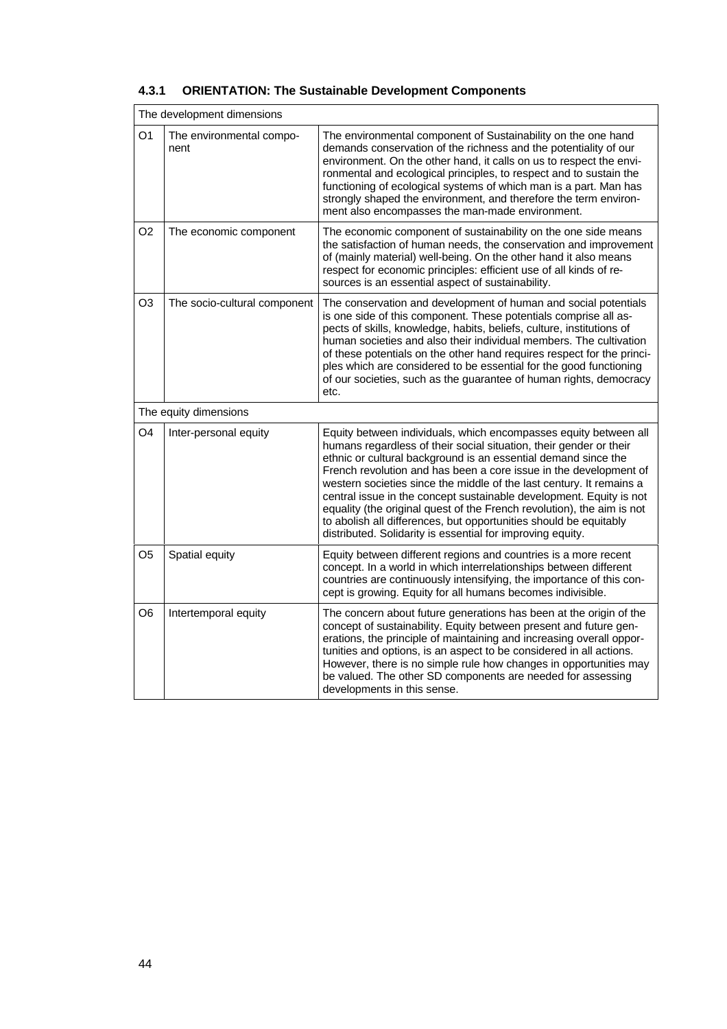### 4.3.1 ORIENTATION: The Sustainable Development Components

| | | |
|---|---|---|
| The development dimensions | | |
| O1 | The environmental component | The environmental component of Sustainability on the one hand demands conservation of the richness and the potentiality of our environment. On the other hand, it calls on us to respect the environmental and ecological principles, to respect and to sustain the functioning of ecological systems of which man is a part. Man has strongly shaped the environment, and therefore the term environment also encompasses the man-made environment. |
| O2 | The economic component | The economic component of sustainability on the one side means the satisfaction of human needs, the conservation and improvement of (mainly material) well-being. On the other hand it also means respect for economic principles: efficient use of all kinds of resources is an essential aspect of sustainability. |
| O3 | The socio-cultural component | The conservation and development of human and social potentials is one side of this component. These potentials comprise all aspects of skills, knowledge, habits, beliefs, culture, institutions of human societies and also their individual members. The cultivation of these potentials on the other hand requires respect for the principles which are considered to be essential for the good functioning of our societies, such as the guarantee of human rights, democracy etc. |
| The equity dimensions | | |
| O4 | Inter-personal equity | Equity between individuals, which encompasses equity between all humans regardless of their social situation, their gender or their ethnic or cultural background is an essential demand since the French revolution and has been a core issue in the development of western societies since the middle of the last century. It remains a central issue in the concept sustainable development. Equity is not equality (the original quest of the French revolution), the aim is not to abolish all differences, but opportunities should be equitably distributed. Solidarity is essential for improving equity. |
| O5 | Spatial equity | Equity between different regions and countries is a more recent concept. In a world in which interrelationships between different countries are continuously intensifying, the importance of this concept is growing. Equity for all humans becomes indivisible. |
| O6 | Intertemporal equity | The concern about future generations has been at the origin of the concept of sustainability. Equity between present and future generations, the principle of maintaining and increasing overall opportunities and options, is an aspect to be considered in all actions. However, there is no simple rule how changes in opportunities may be valued. The other SD components are needed for assessing developments in this sense. |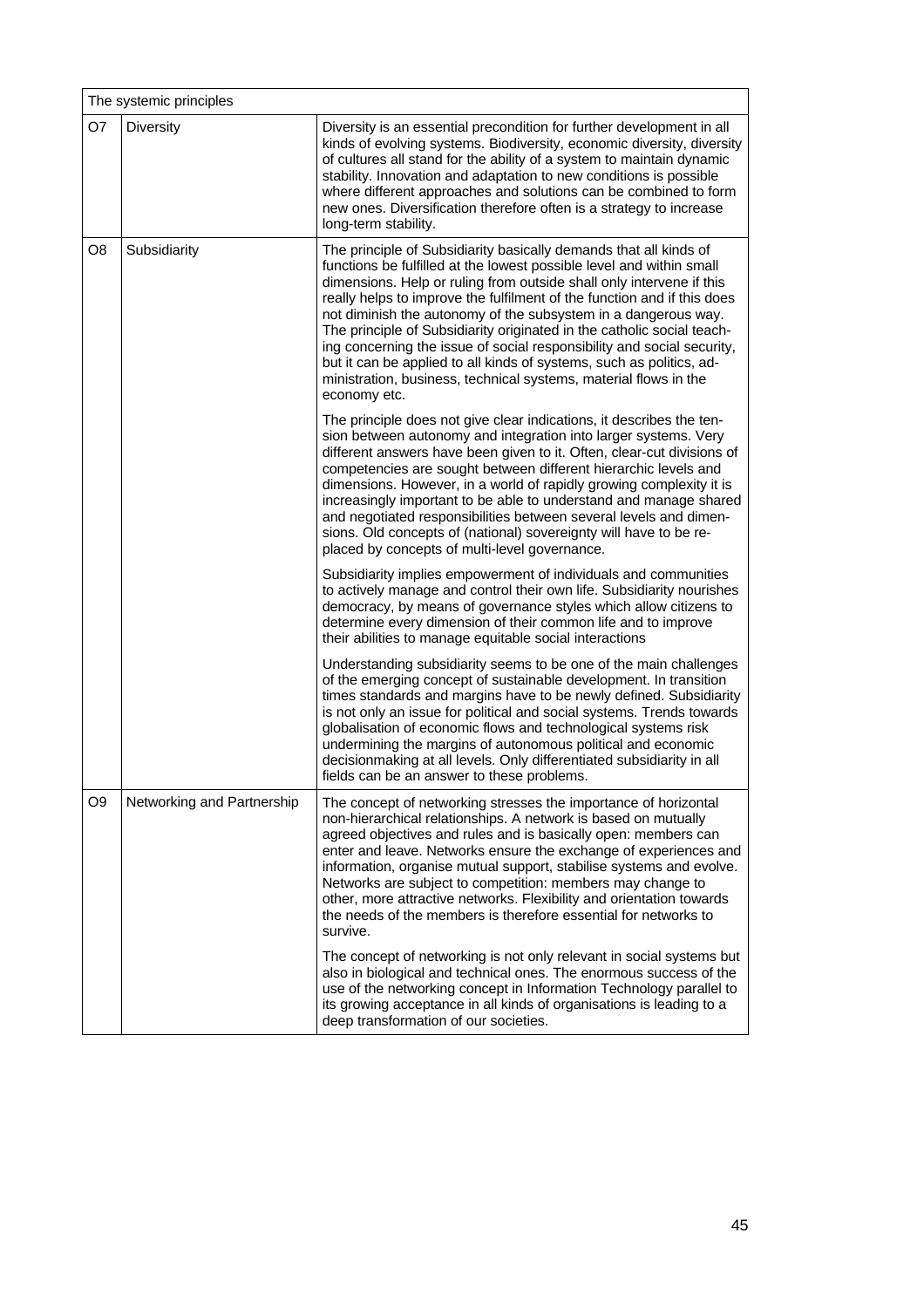| The systemic principles | | |
|---|---|---|
| O7 | Diversity | Diversity is an essential precondition for further development in all kinds of evolving systems. Biodiversity, economic diversity, diversity of cultures all stand for the ability of a system to maintain dynamic stability. Innovation and adaptation to new conditions is possible where different approaches and solutions can be combined to form new ones. Diversification therefore often is a strategy to increase long-term stability. |
| O8 | Subsidiarity | The principle of Subsidiarity basically demands that all kinds of functions be fulfilled at the lowest possible level and within small dimensions. Help or ruling from outside shall only intervene if this really helps to improve the fulfilment of the function and if this does not diminish the autonomy of the subsystem in a dangerous way. The principle of Subsidiarity originated in the catholic social teaching concerning the issue of social responsibility and social security, but it can be applied to all kinds of systems, such as politics, administration, business, technical systems, material flows in the economy etc.<br><br>The principle does not give clear indications, it describes the tension between autonomy and integration into larger systems. Very different answers have been given to it. Often, clear-cut divisions of competencies are sought between different hierarchic levels and dimensions. However, in a world of rapidly growing complexity it is increasingly important to be able to understand and manage shared and negotiated responsibilities between several levels and dimensions. Old concepts of (national) sovereignty will have to be replaced by concepts of multi-level governance.<br><br>Subsidiarity implies empowerment of individuals and communities to actively manage and control their own life. Subsidiarity nourishes democracy, by means of governance styles which allow citizens to determine every dimension of their common life and to improve their abilities to manage equitable social interactions<br><br>Understanding subsidiarity seems to be one of the main challenges of the emerging concept of sustainable development. In transition times standards and margins have to be newly defined. Subsidiarity is not only an issue for political and social systems. Trends towards globalisation of economic flows and technological systems risk undermining the margins of autonomous political and economic decisionmaking at all levels. Only differentiated subsidiarity in all fields can be an answer to these problems. |
| O9 | Networking and Partnership | The concept of networking stresses the importance of horizontal non-hierarchical relationships. A network is based on mutually agreed objectives and rules and is basically open: members can enter and leave. Networks ensure the exchange of experiences and information, organise mutual support, stabilise systems and evolve. Networks are subject to competition: members may change to other, more attractive networks. Flexibility and orientation towards the needs of the members is therefore essential for networks to survive.<br><br>The concept of networking is not only relevant in social systems but also in biological and technical ones. The enormous success of the use of the networking concept in Information Technology parallel to its growing acceptance in all kinds of organisations is leading to a deep transformation of our societies. |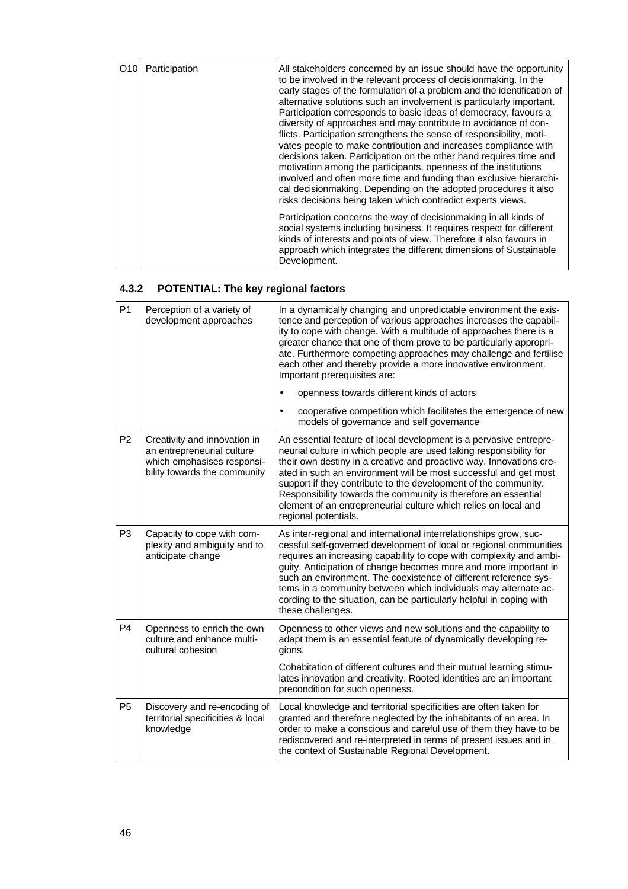| O10 | Participation | All stakeholders concerned by an issue should have the opportunity to be involved in the relevant process of decisionmaking. In the early stages of the formulation of a problem and the identification of alternative solutions such an involvement is particularly important. Participation corresponds to basic ideas of democracy, favours a diversity of approaches and may contribute to avoidance of conflicts. Participation strengthens the sense of responsibility, motivates people to make contribution and increases compliance with decisions taken. Participation on the other hand requires time and motivation among the participants, openness of the institutions involved and often more time and funding than exclusive hierarchical decisionmaking. Depending on the adopted procedures it also risks decisions being taken which contradict experts views.<br><br>Participation concerns the way of decisionmaking in all kinds of social systems including business. It requires respect for different kinds of interests and points of view. Therefore it also favours in approach which integrates the different dimensions of Sustainable Development. |
|---|---|---|

### 4.3.2 POTENTIAL: The key regional factors

| P1 | Perception of a variety of development approaches | In a dynamically changing and unpredictable environment the existence and perception of various approaches increases the capability to cope with change. With a multitude of approaches there is a greater chance that one of them prove to be particularly appropriate. Furthermore competing approaches may challenge and fertilise each other and thereby provide a more innovative environment. Important prerequisites are:<br>• openness towards different kinds of actors<br>• cooperative competition which facilitates the emergence of new models of governance and self governance |
|---|---|---|
| P2 | Creativity and innovation in an entrepreneurial culture which emphasises responsibility towards the community | An essential feature of local development is a pervasive entrepreneurial culture in which people are used taking responsibility for their own destiny in a creative and proactive way. Innovations created in such an environment will be most successful and get most support if they contribute to the development of the community. Responsibility towards the community is therefore an essential element of an entrepreneurial culture which relies on local and regional potentials. |
| P3 | Capacity to cope with complexity and ambiguity and to anticipate change | As inter-regional and international interrelationships grow, successful self-governed development of local or regional communities requires an increasing capability to cope with complexity and ambiguity. Anticipation of change becomes more and more important in such an environment. The coexistence of different reference systems in a community between which individuals may alternate according to the situation, can be particularly helpful in coping with these challenges. |
| P4 | Openness to enrich the own culture and enhance multicultural cohesion | Openness to other views and new solutions and the capability to adapt them is an essential feature of dynamically developing regions.<br><br>Cohabitation of different cultures and their mutual learning stimulates innovation and creativity. Rooted identities are an important precondition for such openness. |
| P5 | Discovery and re-encoding of territorial specificities & local knowledge | Local knowledge and territorial specificities are often taken for granted and therefore neglected by the inhabitants of an area. In order to make a conscious and careful use of them they have to be rediscovered and re-interpreted in terms of present issues and in the context of Sustainable Regional Development. |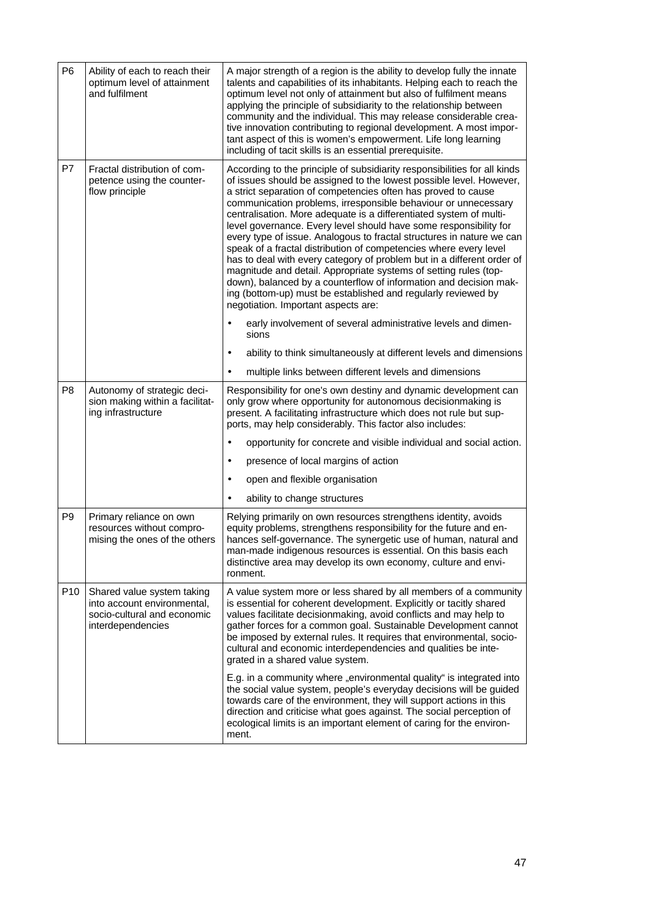| | | |
|---|---|---|
| P6 | Ability of each to reach their optimum level of attainment and fulfilment | A major strength of a region is the ability to develop fully the innate talents and capabilities of its inhabitants. Helping each to reach the optimum level not only of attainment but also of fulfilment means applying the principle of subsidiarity to the relationship between community and the individual. This may release considerable creative innovation contributing to regional development. A most important aspect of this is women's empowerment. Life long learning including of tacit skills is an essential prerequisite. |
| P7 | Fractal distribution of competence using the counter-flow principle | According to the principle of subsidiarity responsibilities for all kinds of issues should be assigned to the lowest possible level. However, a strict separation of competencies often has proved to cause communication problems, irresponsible behaviour or unnecessary centralisation. More adequate is a differentiated system of multi-level governance. Every level should have some responsibility for every type of issue. Analogous to fractal structures in nature we can speak of a fractal distribution of competencies where every level has to deal with every category of problem but in a different order of magnitude and detail. Appropriate systems of setting rules (top-down), balanced by a counterflow of information and decision making (bottom-up) must be established and regularly reviewed by negotiation. Important aspects are:<br>• early involvement of several administrative levels and dimensions<br>• ability to think simultaneously at different levels and dimensions<br>• multiple links between different levels and dimensions |
| P8 | Autonomy of strategic decision making within a facilitating infrastructure | Responsibility for one's own destiny and dynamic development can only grow where opportunity for autonomous decisionmaking is present. A facilitating infrastructure which does not rule but supports, may help considerably. This factor also includes:<br>• opportunity for concrete and visible individual and social action.<br>• presence of local margins of action<br>• open and flexible organisation<br>• ability to change structures |
| P9 | Primary reliance on own resources without compromising the ones of the others | Relying primarily on own resources strengthens identity, avoids equity problems, strengthens responsibility for the future and enhances self-governance. The synergetic use of human, natural and man-made indigenous resources is essential. On this basis each distinctive area may develop its own economy, culture and environment. |
| P10 | Shared value system taking into account environmental, socio-cultural and economic interdependencies | A value system more or less shared by all members of a community is essential for coherent development. Explicitly or tacitly shared values facilitate decisionmaking, avoid conflicts and may help to gather forces for a common goal. Sustainable Development cannot be imposed by external rules. It requires that environmental, socio-cultural and economic interdependencies and qualities be integrated in a shared value system.<br><br>E.g. in a community where „environmental quality" is integrated into the social value system, people's everyday decisions will be guided towards care of the environment, they will support actions in this direction and criticise what goes against. The social perception of ecological limits is an important element of caring for the environment. |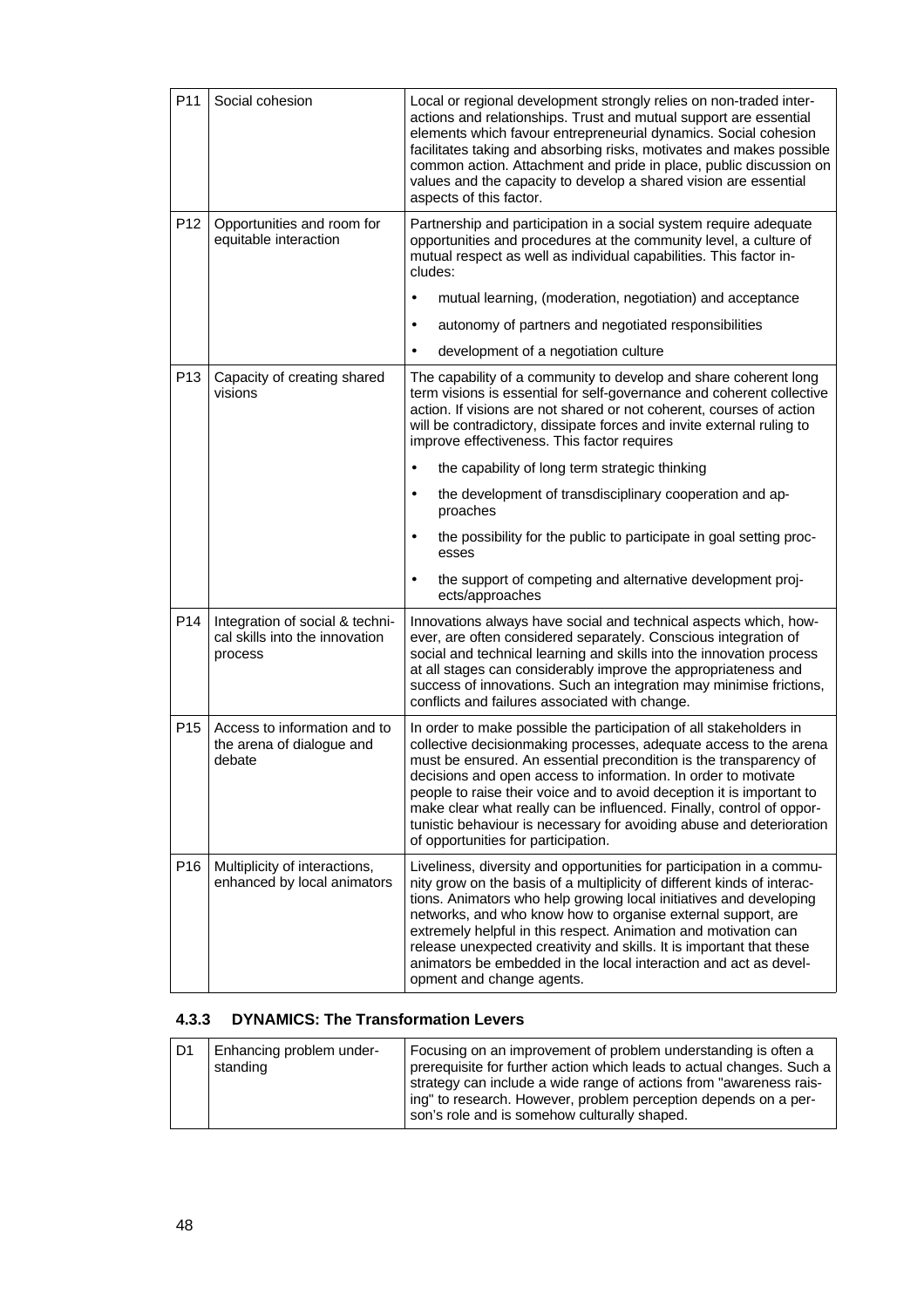| | | |
|---|---|---|
| P11 | Social cohesion | Local or regional development strongly relies on non-traded interactions and relationships. Trust and mutual support are essential elements which favour entrepreneurial dynamics. Social cohesion facilitates taking and absorbing risks, motivates and makes possible common action. Attachment and pride in place, public discussion on values and the capacity to develop a shared vision are essential aspects of this factor. |
| P12 | Opportunities and room for equitable interaction | Partnership and participation in a social system require adequate opportunities and procedures at the community level, a culture of mutual respect as well as individual capabilities. This factor includes:<br>• mutual learning, (moderation, negotiation) and acceptance<br>• autonomy of partners and negotiated responsibilities<br>• development of a negotiation culture |
| P13 | Capacity of creating shared visions | The capability of a community to develop and share coherent long term visions is essential for self-governance and coherent collective action. If visions are not shared or not coherent, courses of action will be contradictory, dissipate forces and invite external ruling to improve effectiveness. This factor requires<br>• the capability of long term strategic thinking<br>• the development of transdisciplinary cooperation and approaches<br>• the possibility for the public to participate in goal setting processes<br>• the support of competing and alternative development projects/approaches |
| P14 | Integration of social & technical skills into the innovation process | Innovations always have social and technical aspects which, however, are often considered separately. Conscious integration of social and technical learning and skills into the innovation process at all stages can considerably improve the appropriateness and success of innovations. Such an integration may minimise frictions, conflicts and failures associated with change. |
| P15 | Access to information and to the arena of dialogue and debate | In order to make possible the participation of all stakeholders in collective decisionmaking processes, adequate access to the arena must be ensured. An essential precondition is the transparency of decisions and open access to information. In order to motivate people to raise their voice and to avoid deception it is important to make clear what really can be influenced. Finally, control of opportunistic behaviour is necessary for avoiding abuse and deterioration of opportunities for participation. |
| P16 | Multiplicity of interactions, enhanced by local animators | Liveliness, diversity and opportunities for participation in a community grow on the basis of a multiplicity of different kinds of interactions. Animators who help growing local initiatives and developing networks, and who know how to organise external support, are extremely helpful in this respect. Animation and motivation can release unexpected creativity and skills. It is important that these animators be embedded in the local interaction and act as development and change agents. |

### 4.3.3 DYNAMICS: The Transformation Levers

| | | |
|---|---|---|
| D1 | Enhancing problem understanding | Focusing on an improvement of problem understanding is often a prerequisite for further action which leads to actual changes. Such a strategy can include a wide range of actions from "awareness raising" to research. However, problem perception depends on a person's role and is somehow culturally shaped. |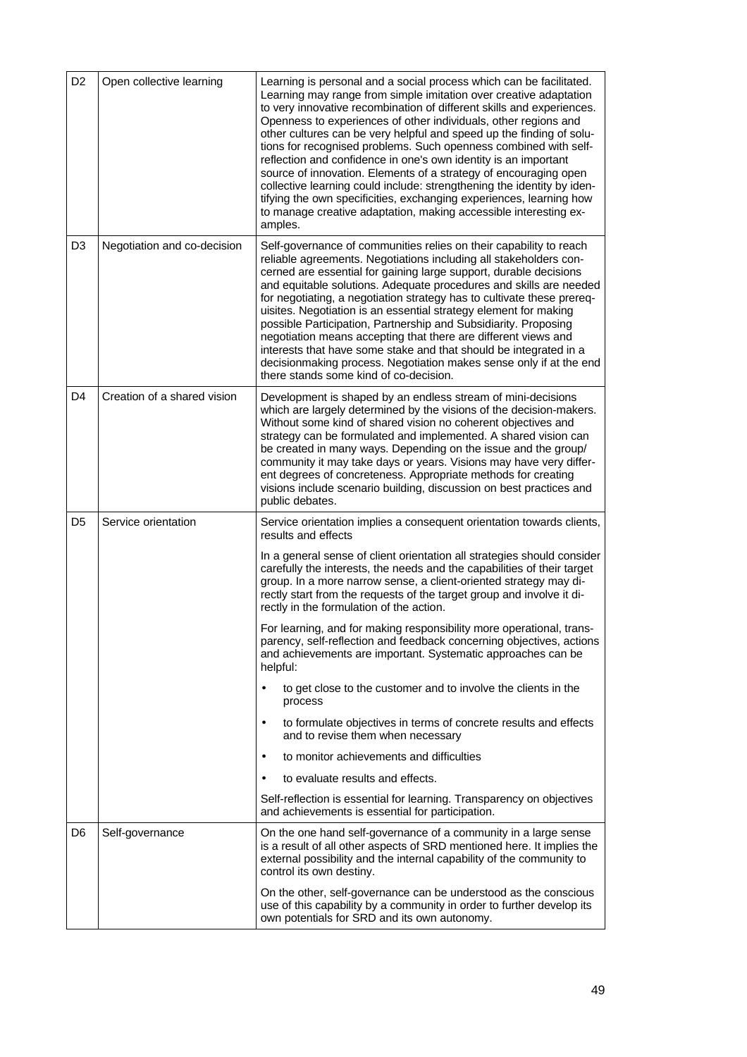| | | |
|---|---|---|
| D2 | Open collective learning | Learning is personal and a social process which can be facilitated. Learning may range from simple imitation over creative adaptation to very innovative recombination of different skills and experiences. Openness to experiences of other individuals, other regions and other cultures can be very helpful and speed up the finding of solutions for recognised problems. Such openness combined with self-reflection and confidence in one's own identity is an important source of innovation. Elements of a strategy of encouraging open collective learning could include: strengthening the identity by identifying the own specificities, exchanging experiences, learning how to manage creative adaptation, making accessible interesting examples. |
| D3 | Negotiation and co-decision | Self-governance of communities relies on their capability to reach reliable agreements. Negotiations including all stakeholders concerned are essential for gaining large support, durable decisions and equitable solutions. Adequate procedures and skills are needed for negotiating, a negotiation strategy has to cultivate these prerequisites. Negotiation is an essential strategy element for making possible Participation, Partnership and Subsidiarity. Proposing negotiation means accepting that there are different views and interests that have some stake and that should be integrated in a decisionmaking process. Negotiation makes sense only if at the end there stands some kind of co-decision. |
| D4 | Creation of a shared vision | Development is shaped by an endless stream of mini-decisions which are largely determined by the visions of the decision-makers. Without some kind of shared vision no coherent objectives and strategy can be formulated and implemented. A shared vision can be created in many ways. Depending on the issue and the group/community it may take days or years. Visions may have very different degrees of concreteness. Appropriate methods for creating visions include scenario building, discussion on best practices and public debates. |
| D5 | Service orientation | Service orientation implies a consequent orientation towards clients, results and effects<br><br>In a general sense of client orientation all strategies should consider carefully the interests, the needs and the capabilities of their target group. In a more narrow sense, a client-oriented strategy may directly start from the requests of the target group and involve it directly in the formulation of the action.<br><br>For learning, and for making responsibility more operational, transparency, self-reflection and feedback concerning objectives, actions and achievements are important. Systematic approaches can be helpful:<br><br>• to get close to the customer and to involve the clients in the process<br><br>• to formulate objectives in terms of concrete results and effects and to revise them when necessary<br><br>• to monitor achievements and difficulties<br><br>• to evaluate results and effects.<br><br>Self-reflection is essential for learning. Transparency on objectives and achievements is essential for participation. |
| D6 | Self-governance | On the one hand self-governance of a community in a large sense is a result of all other aspects of SRD mentioned here. It implies the external possibility and the internal capability of the community to control its own destiny.<br><br>On the other, self-governance can be understood as the conscious use of this capability by a community in order to further develop its own potentials for SRD and its own autonomy. |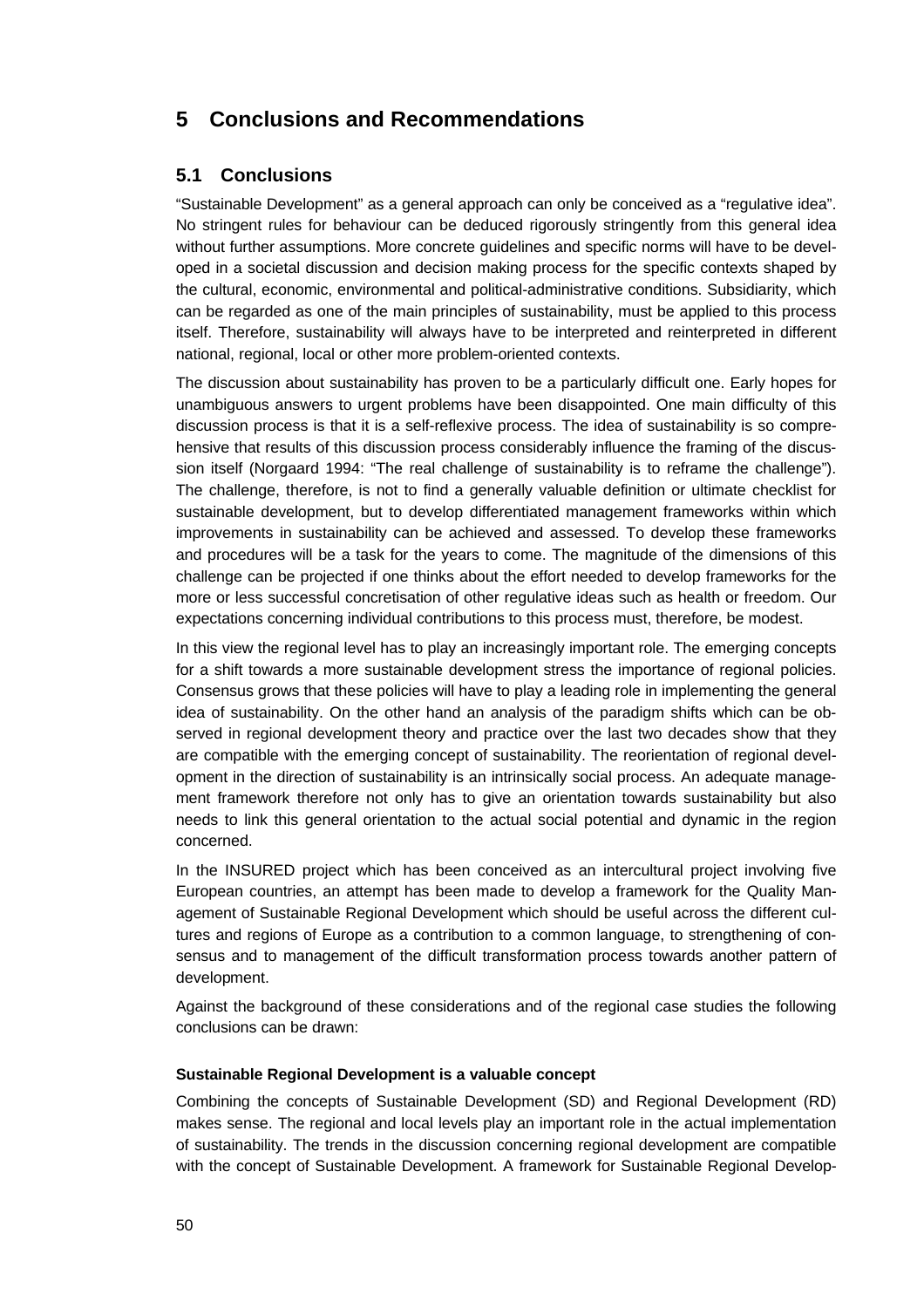# 5 Conclusions and Recommendations

## 5.1 Conclusions

“Sustainable Development” as a general approach can only be conceived as a “regulative idea”. No stringent rules for behaviour can be deduced rigorously stringently from this general idea without further assumptions. More concrete guidelines and specific norms will have to be developed in a societal discussion and decision making process for the specific contexts shaped by the cultural, economic, environmental and political-administrative conditions. Subsidiarity, which can be regarded as one of the main principles of sustainability, must be applied to this process itself. Therefore, sustainability will always have to be interpreted and reinterpreted in different national, regional, local or other more problem-oriented contexts.

The discussion about sustainability has proven to be a particularly difficult one. Early hopes for unambiguous answers to urgent problems have been disappointed. One main difficulty of this discussion process is that it is a self-reflexive process. The idea of sustainability is so comprehensive that results of this discussion process considerably influence the framing of the discussion itself (Norgaard 1994: “The real challenge of sustainability is to reframe the challenge”). The challenge, therefore, is not to find a generally valuable definition or ultimate checklist for sustainable development, but to develop differentiated management frameworks within which improvements in sustainability can be achieved and assessed. To develop these frameworks and procedures will be a task for the years to come. The magnitude of the dimensions of this challenge can be projected if one thinks about the effort needed to develop frameworks for the more or less successful concretisation of other regulative ideas such as health or freedom. Our expectations concerning individual contributions to this process must, therefore, be modest.

In this view the regional level has to play an increasingly important role. The emerging concepts for a shift towards a more sustainable development stress the importance of regional policies. Consensus grows that these policies will have to play a leading role in implementing the general idea of sustainability. On the other hand an analysis of the paradigm shifts which can be observed in regional development theory and practice over the last two decades show that they are compatible with the emerging concept of sustainability. The reorientation of regional development in the direction of sustainability is an intrinsically social process. An adequate management framework therefore not only has to give an orientation towards sustainability but also needs to link this general orientation to the actual social potential and dynamic in the region concerned.

In the INSURED project which has been conceived as an intercultural project involving five European countries, an attempt has been made to develop a framework for the Quality Management of Sustainable Regional Development which should be useful across the different cultures and regions of Europe as a contribution to a common language, to strengthening of consensus and to management of the difficult transformation process towards another pattern of development.

Against the background of these considerations and of the regional case studies the following conclusions can be drawn:

**Sustainable Regional Development is a valuable concept**

Combining the concepts of Sustainable Development (SD) and Regional Development (RD) makes sense. The regional and local levels play an important role in the actual implementation of sustainability. The trends in the discussion concerning regional development are compatible with the concept of Sustainable Development. A framework for Sustainable Regional Develop-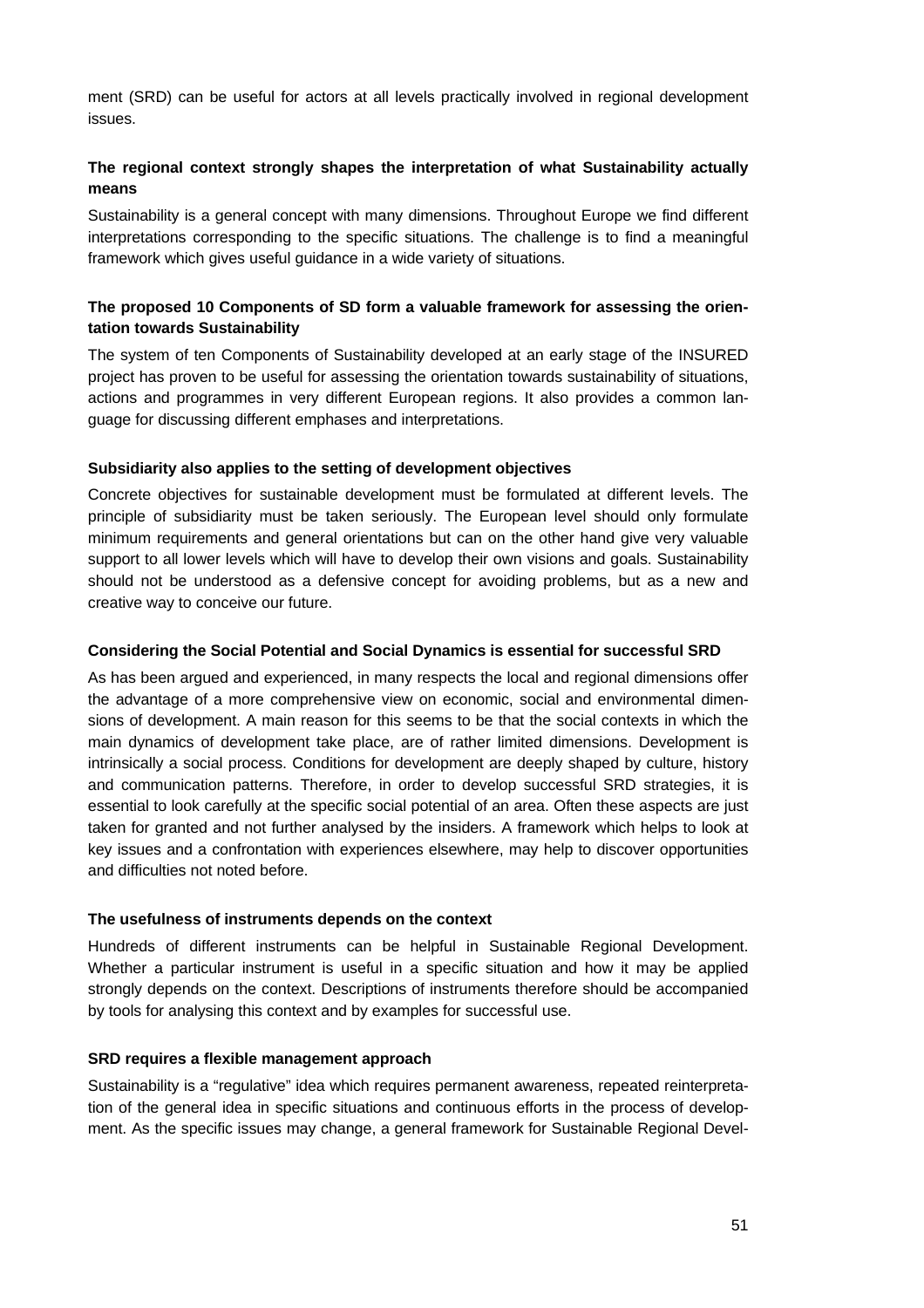ment (SRD) can be useful for actors at all levels practically involved in regional development issues.

**The regional context strongly shapes the interpretation of what Sustainability actually means**

Sustainability is a general concept with many dimensions. Throughout Europe we find different interpretations corresponding to the specific situations. The challenge is to find a meaningful framework which gives useful guidance in a wide variety of situations.

**The proposed 10 Components of SD form a valuable framework for assessing the orientation towards Sustainability**

The system of ten Components of Sustainability developed at an early stage of the INSURED project has proven to be useful for assessing the orientation towards sustainability of situations, actions and programmes in very different European regions. It also provides a common language for discussing different emphases and interpretations.

**Subsidiarity also applies to the setting of development objectives**

Concrete objectives for sustainable development must be formulated at different levels. The principle of subsidiarity must be taken seriously. The European level should only formulate minimum requirements and general orientations but can on the other hand give very valuable support to all lower levels which will have to develop their own visions and goals. Sustainability should not be understood as a defensive concept for avoiding problems, but as a new and creative way to conceive our future.

**Considering the Social Potential and Social Dynamics is essential for successful SRD**

As has been argued and experienced, in many respects the local and regional dimensions offer the advantage of a more comprehensive view on economic, social and environmental dimensions of development. A main reason for this seems to be that the social contexts in which the main dynamics of development take place, are of rather limited dimensions. Development is intrinsically a social process. Conditions for development are deeply shaped by culture, history and communication patterns. Therefore, in order to develop successful SRD strategies, it is essential to look carefully at the specific social potential of an area. Often these aspects are just taken for granted and not further analysed by the insiders. A framework which helps to look at key issues and a confrontation with experiences elsewhere, may help to discover opportunities and difficulties not noted before.

**The usefulness of instruments depends on the context**

Hundreds of different instruments can be helpful in Sustainable Regional Development. Whether a particular instrument is useful in a specific situation and how it may be applied strongly depends on the context. Descriptions of instruments therefore should be accompanied by tools for analysing this context and by examples for successful use.

**SRD requires a flexible management approach**

Sustainability is a "regulative" idea which requires permanent awareness, repeated reinterpretation of the general idea in specific situations and continuous efforts in the process of development. As the specific issues may change, a general framework for Sustainable Regional Devel-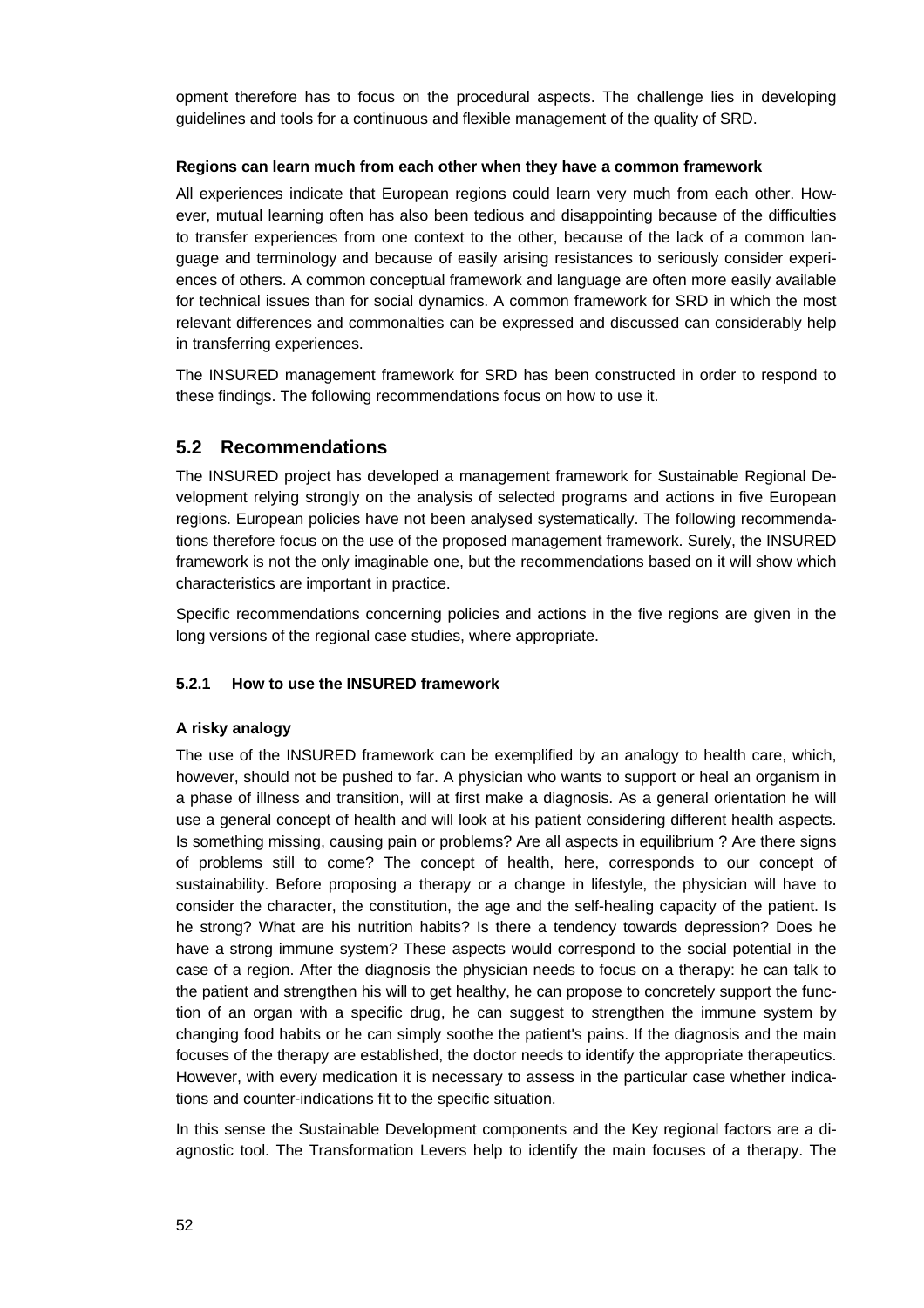opment therefore has to focus on the procedural aspects. The challenge lies in developing guidelines and tools for a continuous and flexible management of the quality of SRD.

**Regions can learn much from each other when they have a common framework**

All experiences indicate that European regions could learn very much from each other. However, mutual learning often has also been tedious and disappointing because of the difficulties to transfer experiences from one context to the other, because of the lack of a common language and terminology and because of easily arising resistances to seriously consider experiences of others. A common conceptual framework and language are often more easily available for technical issues than for social dynamics. A common framework for SRD in which the most relevant differences and commonalties can be expressed and discussed can considerably help in transferring experiences.

The INSURED management framework for SRD has been constructed in order to respond to these findings. The following recommendations focus on how to use it.

## 5.2 Recommendations

The INSURED project has developed a management framework for Sustainable Regional Development relying strongly on the analysis of selected programs and actions in five European regions. European policies have not been analysed systematically. The following recommendations therefore focus on the use of the proposed management framework. Surely, the INSURED framework is not the only imaginable one, but the recommendations based on it will show which characteristics are important in practice.

Specific recommendations concerning policies and actions in the five regions are given in the long versions of the regional case studies, where appropriate.

### 5.2.1 How to use the INSURED framework

**A risky analogy**

The use of the INSURED framework can be exemplified by an analogy to health care, which, however, should not be pushed to far. A physician who wants to support or heal an organism in a phase of illness and transition, will at first make a diagnosis. As a general orientation he will use a general concept of health and will look at his patient considering different health aspects. Is something missing, causing pain or problems? Are all aspects in equilibrium ? Are there signs of problems still to come? The concept of health, here, corresponds to our concept of sustainability. Before proposing a therapy or a change in lifestyle, the physician will have to consider the character, the constitution, the age and the self-healing capacity of the patient. Is he strong? What are his nutrition habits? Is there a tendency towards depression? Does he have a strong immune system? These aspects would correspond to the social potential in the case of a region. After the diagnosis the physician needs to focus on a therapy: he can talk to the patient and strengthen his will to get healthy, he can propose to concretely support the function of an organ with a specific drug, he can suggest to strengthen the immune system by changing food habits or he can simply soothe the patient's pains. If the diagnosis and the main focuses of the therapy are established, the doctor needs to identify the appropriate therapeutics. However, with every medication it is necessary to assess in the particular case whether indications and counter-indications fit to the specific situation.

In this sense the Sustainable Development components and the Key regional factors are a diagnostic tool. The Transformation Levers help to identify the main focuses of a therapy. The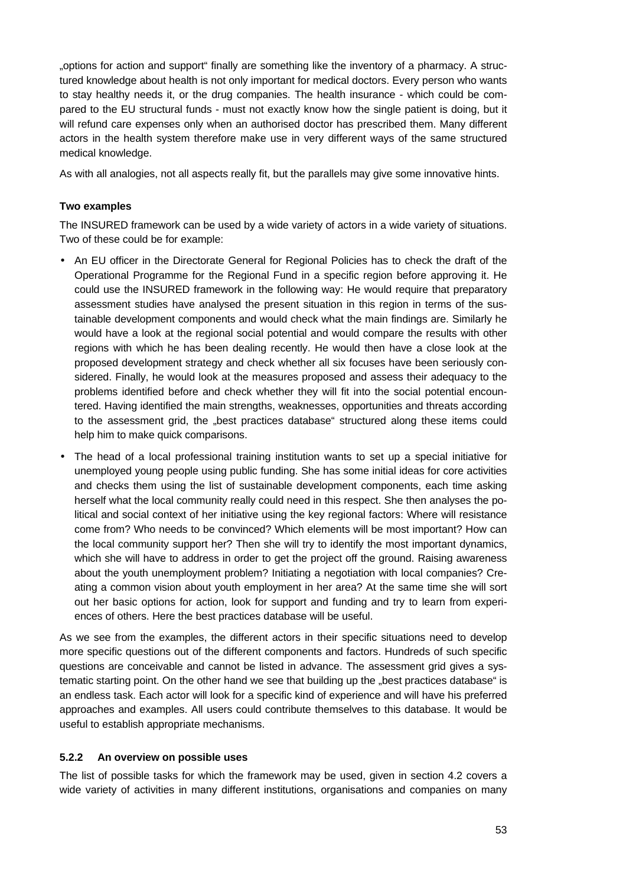„options for action and support“ finally are something like the inventory of a pharmacy. A structured knowledge about health is not only important for medical doctors. Every person who wants to stay healthy needs it, or the drug companies. The health insurance - which could be compared to the EU structural funds - must not exactly know how the single patient is doing, but it will refund care expenses only when an authorised doctor has prescribed them. Many different actors in the health system therefore make use in very different ways of the same structured medical knowledge.

As with all analogies, not all aspects really fit, but the parallels may give some innovative hints.

**Two examples**

The INSURED framework can be used by a wide variety of actors in a wide variety of situations. Two of these could be for example:

- An EU officer in the Directorate General for Regional Policies has to check the draft of the Operational Programme for the Regional Fund in a specific region before approving it. He could use the INSURED framework in the following way: He would require that preparatory assessment studies have analysed the present situation in this region in terms of the sustainable development components and would check what the main findings are. Similarly he would have a look at the regional social potential and would compare the results with other regions with which he has been dealing recently. He would then have a close look at the proposed development strategy and check whether all six focuses have been seriously considered. Finally, he would look at the measures proposed and assess their adequacy to the problems identified before and check whether they will fit into the social potential encountered. Having identified the main strengths, weaknesses, opportunities and threats according to the assessment grid, the „best practices database“ structured along these items could help him to make quick comparisons.
- The head of a local professional training institution wants to set up a special initiative for unemployed young people using public funding. She has some initial ideas for core activities and checks them using the list of sustainable development components, each time asking herself what the local community really could need in this respect. She then analyses the political and social context of her initiative using the key regional factors: Where will resistance come from? Who needs to be convinced? Which elements will be most important? How can the local community support her? Then she will try to identify the most important dynamics, which she will have to address in order to get the project off the ground. Raising awareness about the youth unemployment problem? Initiating a negotiation with local companies? Creating a common vision about youth employment in her area? At the same time she will sort out her basic options for action, look for support and funding and try to learn from experiences of others. Here the best practices database will be useful.

As we see from the examples, the different actors in their specific situations need to develop more specific questions out of the different components and factors. Hundreds of such specific questions are conceivable and cannot be listed in advance. The assessment grid gives a systematic starting point. On the other hand we see that building up the „best practices database“ is an endless task. Each actor will look for a specific kind of experience and will have his preferred approaches and examples. All users could contribute themselves to this database. It would be useful to establish appropriate mechanisms.

### 5.2.2 An overview on possible uses

The list of possible tasks for which the framework may be used, given in section 4.2 covers a wide variety of activities in many different institutions, organisations and companies on many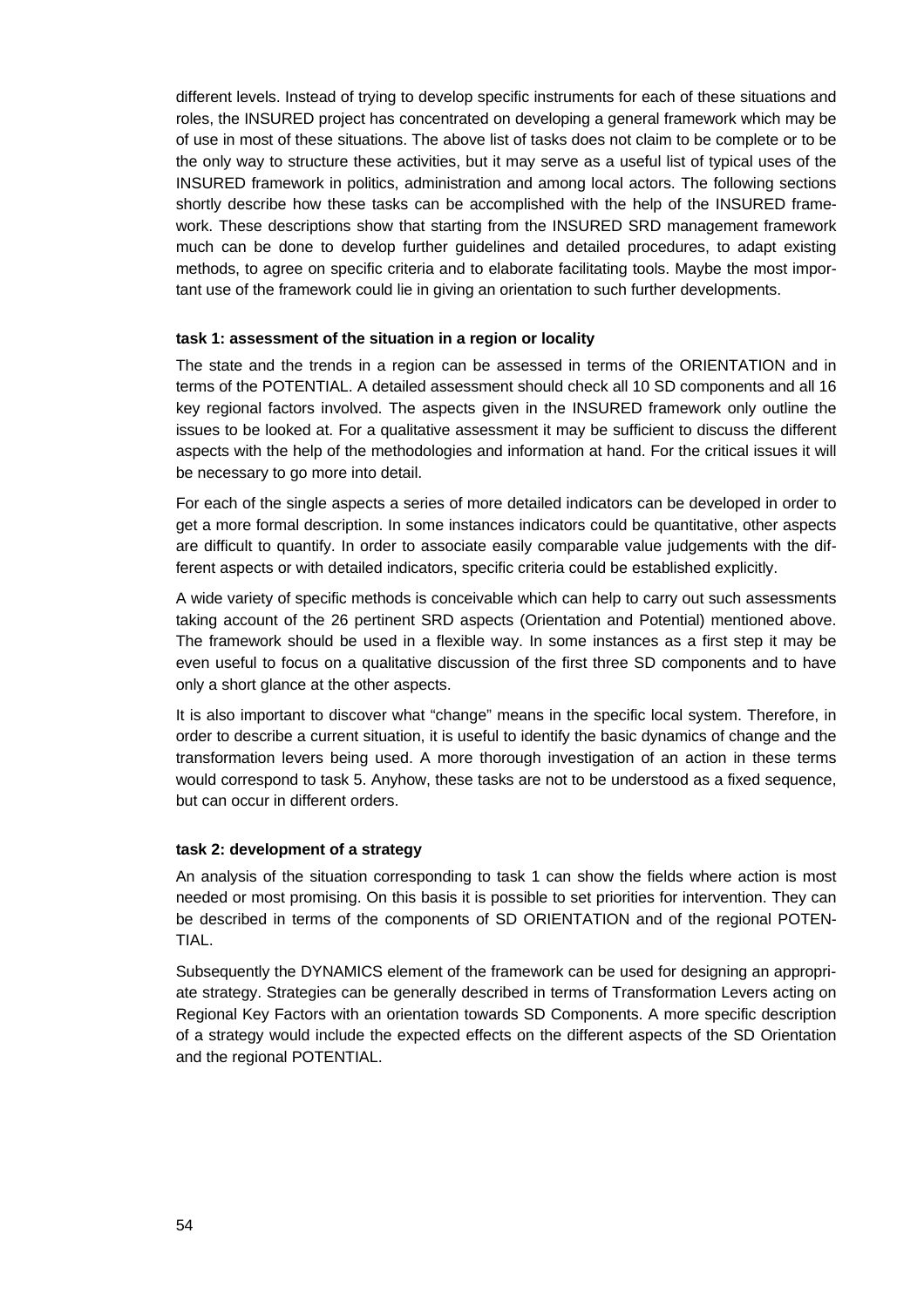different levels. Instead of trying to develop specific instruments for each of these situations and roles, the INSURED project has concentrated on developing a general framework which may be of use in most of these situations. The above list of tasks does not claim to be complete or to be the only way to structure these activities, but it may serve as a useful list of typical uses of the INSURED framework in politics, administration and among local actors. The following sections shortly describe how these tasks can be accomplished with the help of the INSURED framework. These descriptions show that starting from the INSURED SRD management framework much can be done to develop further guidelines and detailed procedures, to adapt existing methods, to agree on specific criteria and to elaborate facilitating tools. Maybe the most important use of the framework could lie in giving an orientation to such further developments.

**task 1: assessment of the situation in a region or locality**

The state and the trends in a region can be assessed in terms of the ORIENTATION and in terms of the POTENTIAL. A detailed assessment should check all 10 SD components and all 16 key regional factors involved. The aspects given in the INSURED framework only outline the issues to be looked at. For a qualitative assessment it may be sufficient to discuss the different aspects with the help of the methodologies and information at hand. For the critical issues it will be necessary to go more into detail.

For each of the single aspects a series of more detailed indicators can be developed in order to get a more formal description. In some instances indicators could be quantitative, other aspects are difficult to quantify. In order to associate easily comparable value judgements with the different aspects or with detailed indicators, specific criteria could be established explicitly.

A wide variety of specific methods is conceivable which can help to carry out such assessments taking account of the 26 pertinent SRD aspects (Orientation and Potential) mentioned above. The framework should be used in a flexible way. In some instances as a first step it may be even useful to focus on a qualitative discussion of the first three SD components and to have only a short glance at the other aspects.

It is also important to discover what "change" means in the specific local system. Therefore, in order to describe a current situation, it is useful to identify the basic dynamics of change and the transformation levers being used. A more thorough investigation of an action in these terms would correspond to task 5. Anyhow, these tasks are not to be understood as a fixed sequence, but can occur in different orders.

**task 2: development of a strategy**

An analysis of the situation corresponding to task 1 can show the fields where action is most needed or most promising. On this basis it is possible to set priorities for intervention. They can be described in terms of the components of SD ORIENTATION and of the regional POTENTIAL.

Subsequently the DYNAMICS element of the framework can be used for designing an appropriate strategy. Strategies can be generally described in terms of Transformation Levers acting on Regional Key Factors with an orientation towards SD Components. A more specific description of a strategy would include the expected effects on the different aspects of the SD Orientation and the regional POTENTIAL.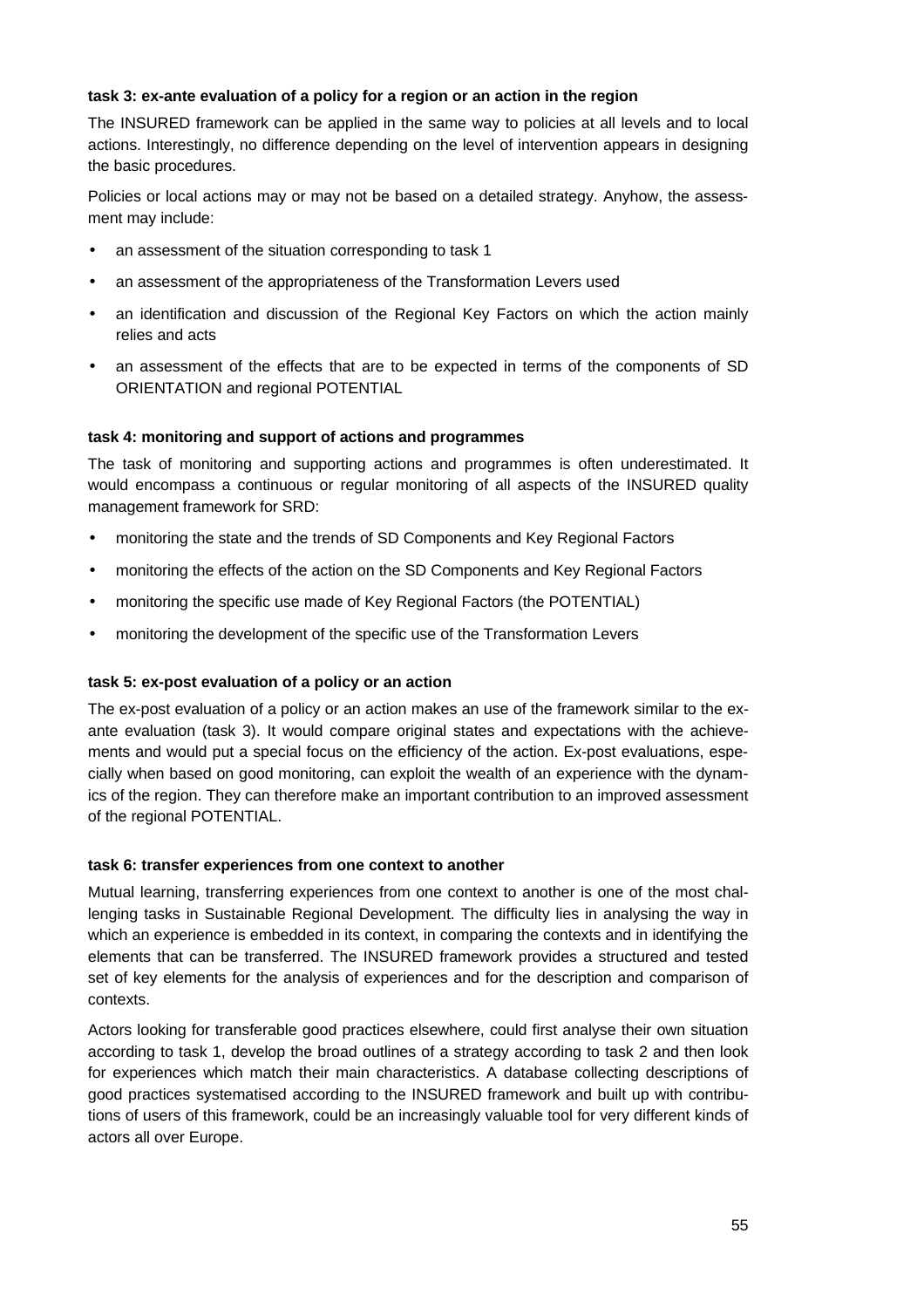**task 3: ex-ante evaluation of a policy for a region or an action in the region**

The INSURED framework can be applied in the same way to policies at all levels and to local actions. Interestingly, no difference depending on the level of intervention appears in designing the basic procedures.

Policies or local actions may or may not be based on a detailed strategy. Anyhow, the assessment may include:

- an assessment of the situation corresponding to task 1
- an assessment of the appropriateness of the Transformation Levers used
- an identification and discussion of the Regional Key Factors on which the action mainly relies and acts
- an assessment of the effects that are to be expected in terms of the components of SD ORIENTATION and regional POTENTIAL

**task 4: monitoring and support of actions and programmes**

The task of monitoring and supporting actions and programmes is often underestimated. It would encompass a continuous or regular monitoring of all aspects of the INSURED quality management framework for SRD:

- monitoring the state and the trends of SD Components and Key Regional Factors
- monitoring the effects of the action on the SD Components and Key Regional Factors
- monitoring the specific use made of Key Regional Factors (the POTENTIAL)
- monitoring the development of the specific use of the Transformation Levers

**task 5: ex-post evaluation of a policy or an action**

The ex-post evaluation of a policy or an action makes an use of the framework similar to the ex-ante evaluation (task 3). It would compare original states and expectations with the achievements and would put a special focus on the efficiency of the action. Ex-post evaluations, especially when based on good monitoring, can exploit the wealth of an experience with the dynamics of the region. They can therefore make an important contribution to an improved assessment of the regional POTENTIAL.

**task 6: transfer experiences from one context to another**

Mutual learning, transferring experiences from one context to another is one of the most challenging tasks in Sustainable Regional Development. The difficulty lies in analysing the way in which an experience is embedded in its context, in comparing the contexts and in identifying the elements that can be transferred. The INSURED framework provides a structured and tested set of key elements for the analysis of experiences and for the description and comparison of contexts.

Actors looking for transferable good practices elsewhere, could first analyse their own situation according to task 1, develop the broad outlines of a strategy according to task 2 and then look for experiences which match their main characteristics. A database collecting descriptions of good practices systematised according to the INSURED framework and built up with contributions of users of this framework, could be an increasingly valuable tool for very different kinds of actors all over Europe.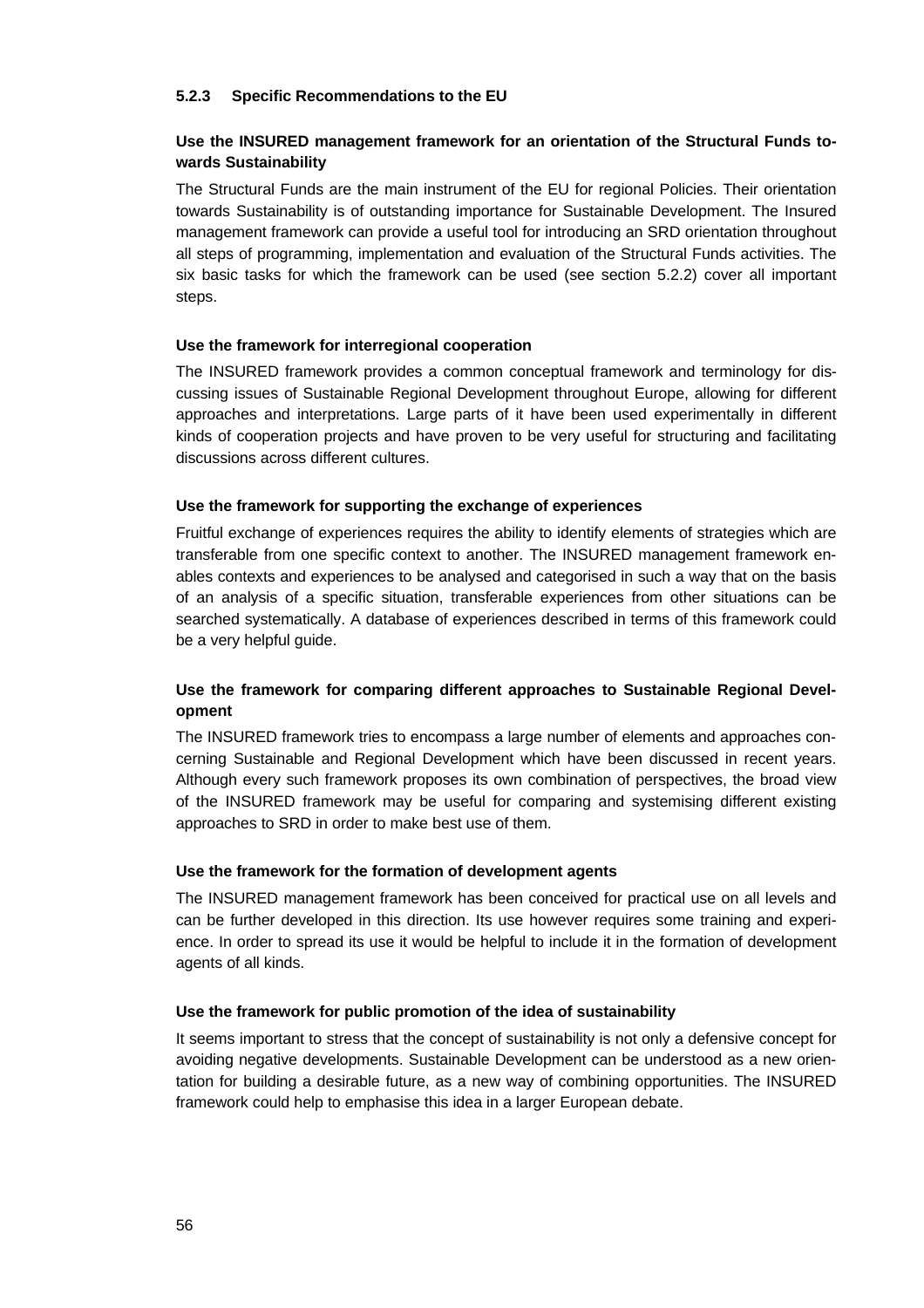### 5.2.3 Specific Recommendations to the EU

**Use the INSURED management framework for an orientation of the Structural Funds towards Sustainability**

The Structural Funds are the main instrument of the EU for regional Policies. Their orientation towards Sustainability is of outstanding importance for Sustainable Development. The Insured management framework can provide a useful tool for introducing an SRD orientation throughout all steps of programming, implementation and evaluation of the Structural Funds activities. The six basic tasks for which the framework can be used (see section 5.2.2) cover all important steps.

**Use the framework for interregional cooperation**

The INSURED framework provides a common conceptual framework and terminology for discussing issues of Sustainable Regional Development throughout Europe, allowing for different approaches and interpretations. Large parts of it have been used experimentally in different kinds of cooperation projects and have proven to be very useful for structuring and facilitating discussions across different cultures.

**Use the framework for supporting the exchange of experiences**

Fruitful exchange of experiences requires the ability to identify elements of strategies which are transferable from one specific context to another. The INSURED management framework enables contexts and experiences to be analysed and categorised in such a way that on the basis of an analysis of a specific situation, transferable experiences from other situations can be searched systematically. A database of experiences described in terms of this framework could be a very helpful guide.

**Use the framework for comparing different approaches to Sustainable Regional Development**

The INSURED framework tries to encompass a large number of elements and approaches concerning Sustainable and Regional Development which have been discussed in recent years. Although every such framework proposes its own combination of perspectives, the broad view of the INSURED framework may be useful for comparing and systemising different existing approaches to SRD in order to make best use of them.

**Use the framework for the formation of development agents**

The INSURED management framework has been conceived for practical use on all levels and can be further developed in this direction. Its use however requires some training and experience. In order to spread its use it would be helpful to include it in the formation of development agents of all kinds.

**Use the framework for public promotion of the idea of sustainability**

It seems important to stress that the concept of sustainability is not only a defensive concept for avoiding negative developments. Sustainable Development can be understood as a new orientation for building a desirable future, as a new way of combining opportunities. The INSURED framework could help to emphasise this idea in a larger European debate.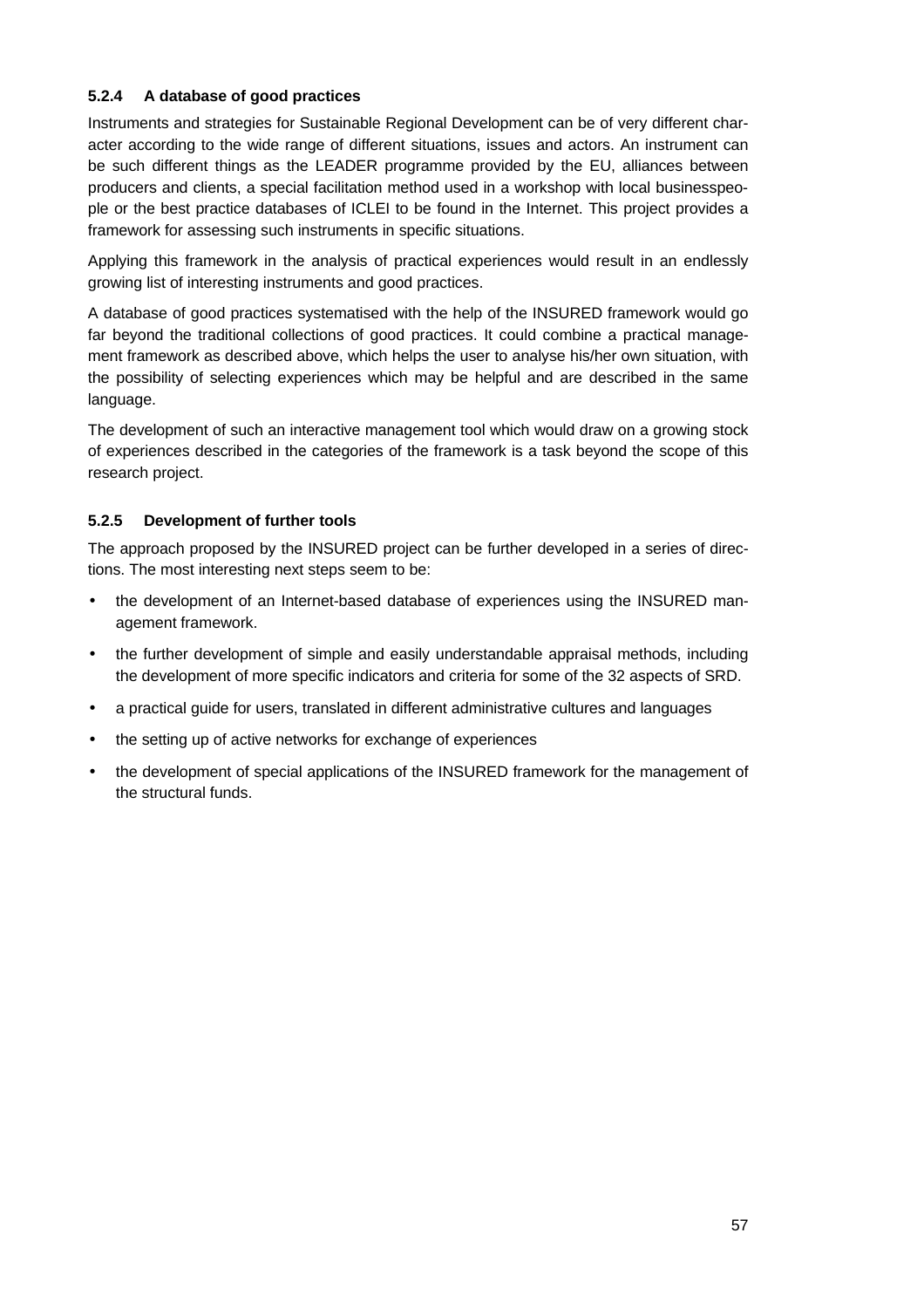### 5.2.4 A database of good practices

Instruments and strategies for Sustainable Regional Development can be of very different character according to the wide range of different situations, issues and actors. An instrument can be such different things as the LEADER programme provided by the EU, alliances between producers and clients, a special facilitation method used in a workshop with local businesspeople or the best practice databases of ICLEI to be found in the Internet. This project provides a framework for assessing such instruments in specific situations.

Applying this framework in the analysis of practical experiences would result in an endlessly growing list of interesting instruments and good practices.

A database of good practices systematised with the help of the INSURED framework would go far beyond the traditional collections of good practices. It could combine a practical management framework as described above, which helps the user to analyse his/her own situation, with the possibility of selecting experiences which may be helpful and are described in the same language.

The development of such an interactive management tool which would draw on a growing stock of experiences described in the categories of the framework is a task beyond the scope of this research project.

### 5.2.5 Development of further tools

The approach proposed by the INSURED project can be further developed in a series of directions. The most interesting next steps seem to be:

- the development of an Internet-based database of experiences using the INSURED management framework.
- the further development of simple and easily understandable appraisal methods, including the development of more specific indicators and criteria for some of the 32 aspects of SRD.
- a practical guide for users, translated in different administrative cultures and languages
- the setting up of active networks for exchange of experiences
- the development of special applications of the INSURED framework for the management of the structural funds.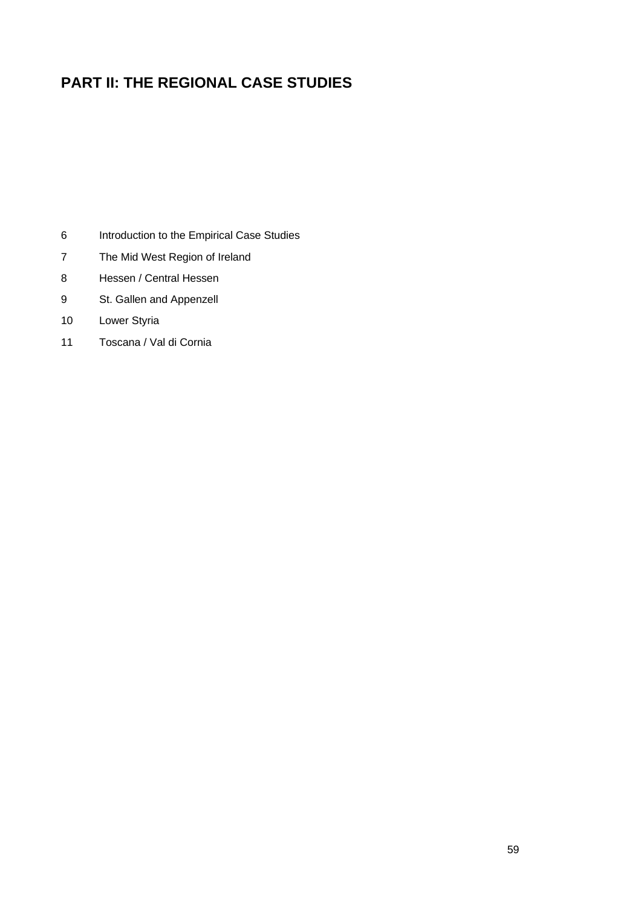# PART II: THE REGIONAL CASE STUDIES

6 Introduction to the Empirical Case Studies

7 The Mid West Region of Ireland

8 Hessen / Central Hessen

9 St. Gallen and Appenzell

10 Lower Styria

11 Toscana / Val di Cornia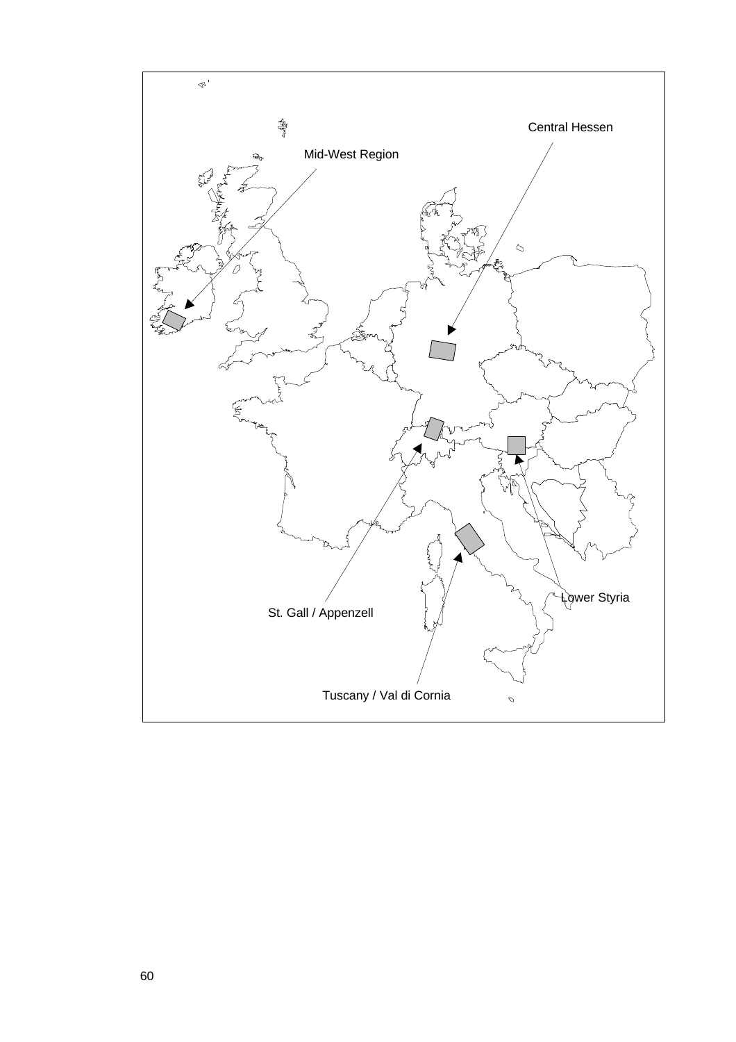Central Hessen

Mid-West Region

St. Gall / Appenzell

Lower Styria

Tuscany / Val di Cornia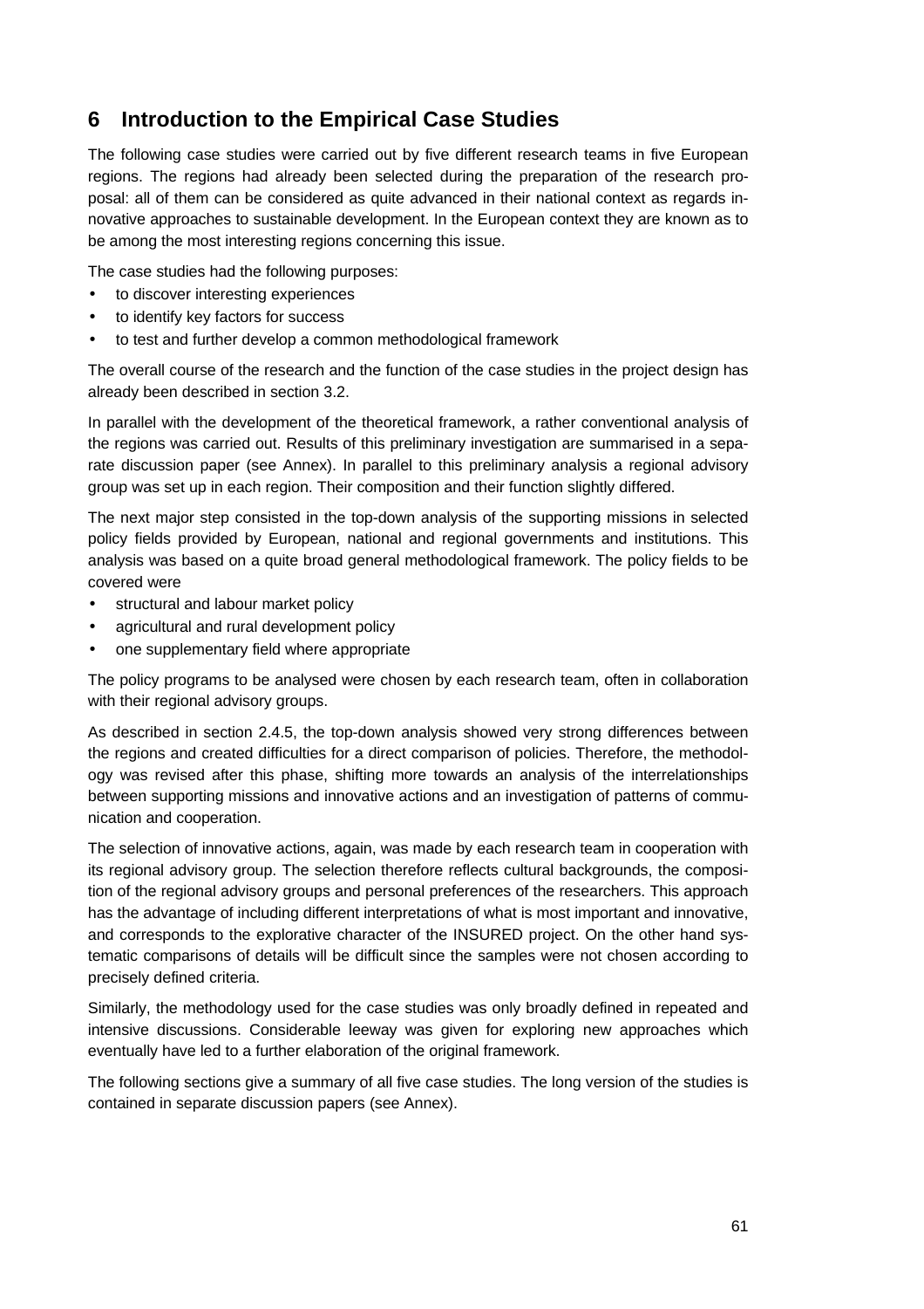# 6 Introduction to the Empirical Case Studies

The following case studies were carried out by five different research teams in five European regions. The regions had already been selected during the preparation of the research proposal: all of them can be considered as quite advanced in their national context as regards innovative approaches to sustainable development. In the European context they are known as to be among the most interesting regions concerning this issue.

The case studies had the following purposes:

- to discover interesting experiences
- to identify key factors for success
- to test and further develop a common methodological framework

The overall course of the research and the function of the case studies in the project design has already been described in section 3.2.

In parallel with the development of the theoretical framework, a rather conventional analysis of the regions was carried out. Results of this preliminary investigation are summarised in a separate discussion paper (see Annex). In parallel to this preliminary analysis a regional advisory group was set up in each region. Their composition and their function slightly differed.

The next major step consisted in the top-down analysis of the supporting missions in selected policy fields provided by European, national and regional governments and institutions. This analysis was based on a quite broad general methodological framework. The policy fields to be covered were

- structural and labour market policy
- agricultural and rural development policy
- one supplementary field where appropriate

The policy programs to be analysed were chosen by each research team, often in collaboration with their regional advisory groups.

As described in section 2.4.5, the top-down analysis showed very strong differences between the regions and created difficulties for a direct comparison of policies. Therefore, the methodology was revised after this phase, shifting more towards an analysis of the interrelationships between supporting missions and innovative actions and an investigation of patterns of communication and cooperation.

The selection of innovative actions, again, was made by each research team in cooperation with its regional advisory group. The selection therefore reflects cultural backgrounds, the composition of the regional advisory groups and personal preferences of the researchers. This approach has the advantage of including different interpretations of what is most important and innovative, and corresponds to the explorative character of the INSURED project. On the other hand systematic comparisons of details will be difficult since the samples were not chosen according to precisely defined criteria.

Similarly, the methodology used for the case studies was only broadly defined in repeated and intensive discussions. Considerable leeway was given for exploring new approaches which eventually have led to a further elaboration of the original framework.

The following sections give a summary of all five case studies. The long version of the studies is contained in separate discussion papers (see Annex).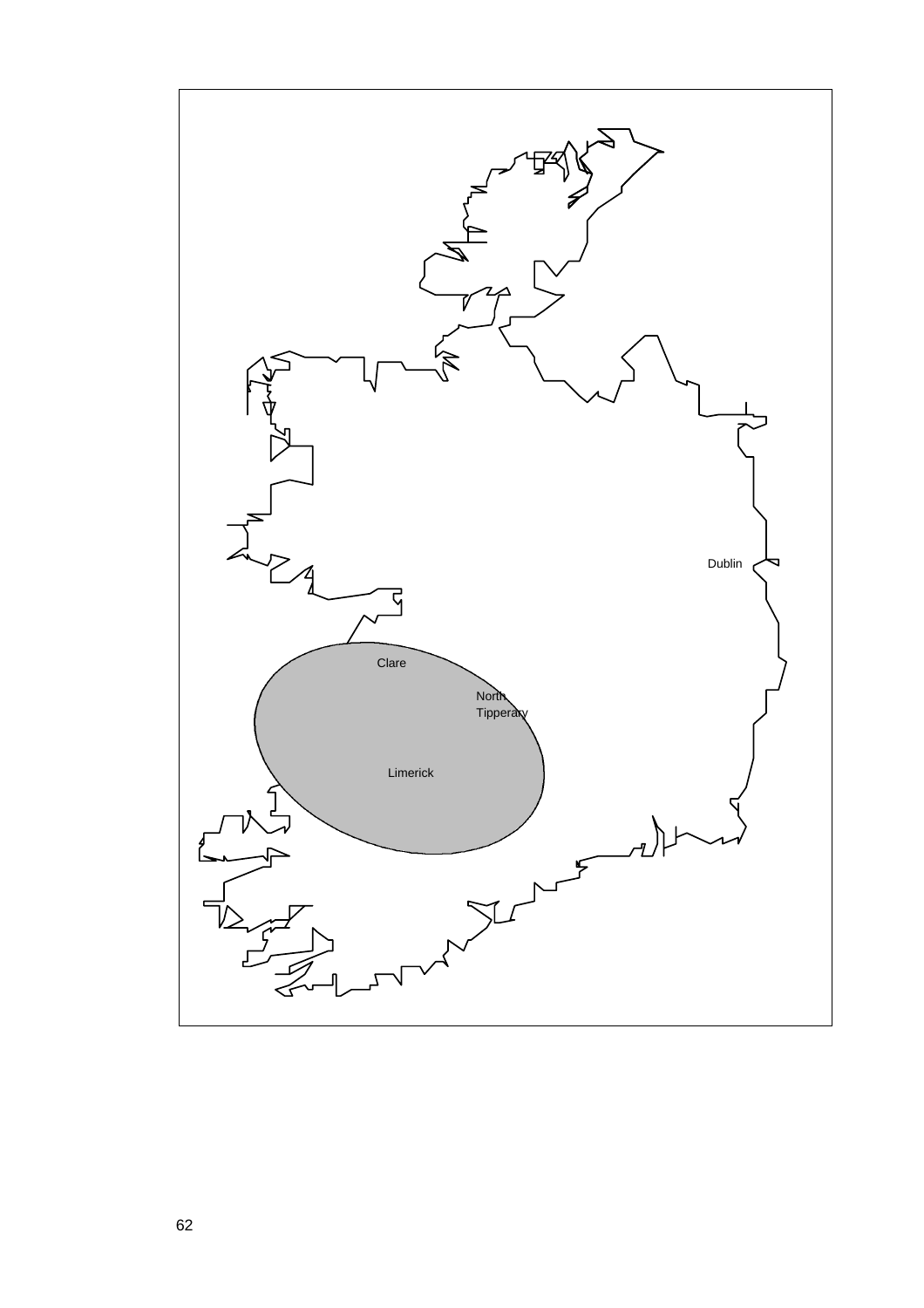Dublin

Clare

North
Tipperary

Limerick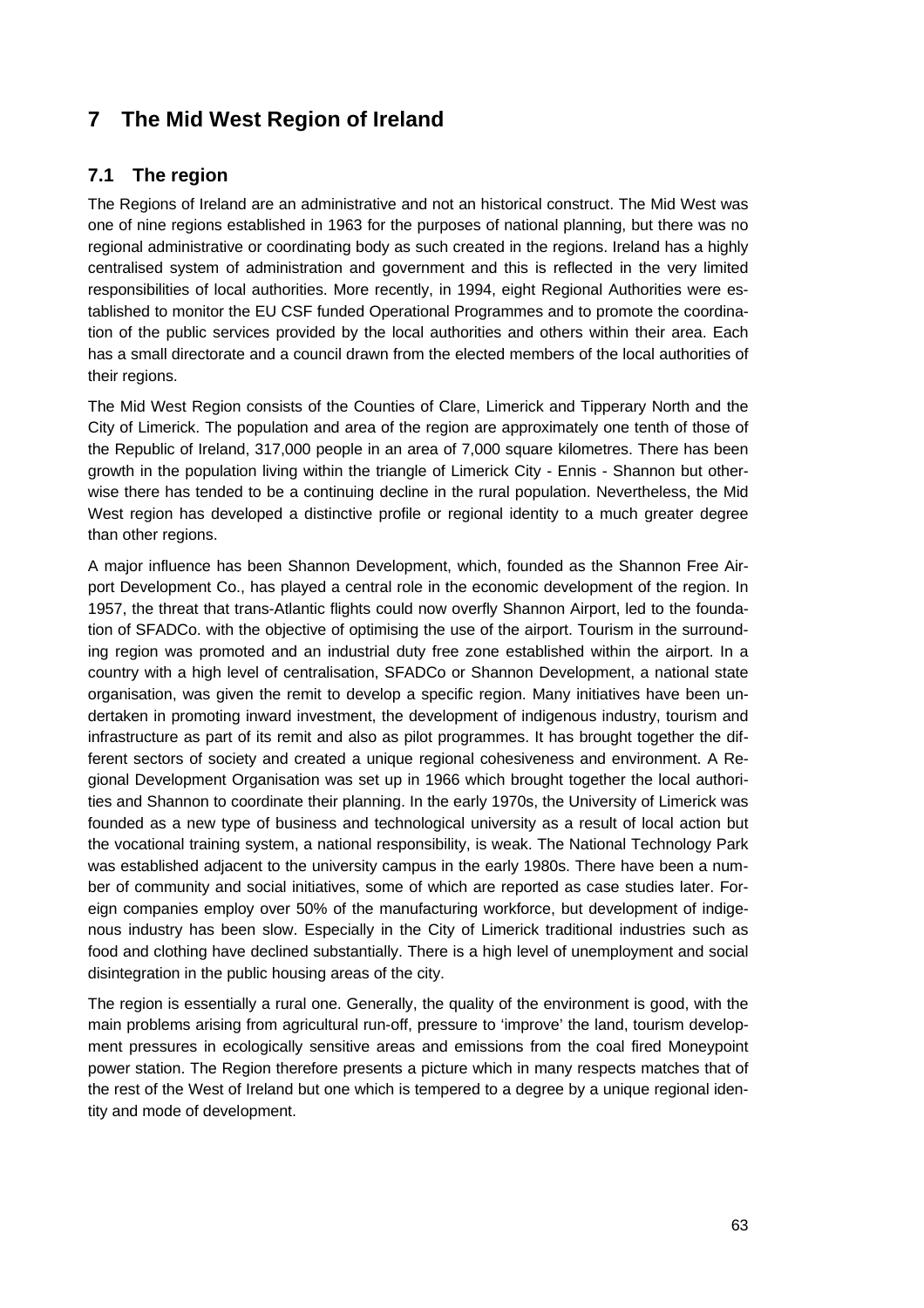# 7 The Mid West Region of Ireland

## 7.1 The region

The Regions of Ireland are an administrative and not an historical construct. The Mid West was one of nine regions established in 1963 for the purposes of national planning, but there was no regional administrative or coordinating body as such created in the regions. Ireland has a highly centralised system of administration and government and this is reflected in the very limited responsibilities of local authorities. More recently, in 1994, eight Regional Authorities were established to monitor the EU CSF funded Operational Programmes and to promote the coordination of the public services provided by the local authorities and others within their area. Each has a small directorate and a council drawn from the elected members of the local authorities of their regions.

The Mid West Region consists of the Counties of Clare, Limerick and Tipperary North and the City of Limerick. The population and area of the region are approximately one tenth of those of the Republic of Ireland, 317,000 people in an area of 7,000 square kilometres. There has been growth in the population living within the triangle of Limerick City - Ennis - Shannon but otherwise there has tended to be a continuing decline in the rural population. Nevertheless, the Mid West region has developed a distinctive profile or regional identity to a much greater degree than other regions.

A major influence has been Shannon Development, which, founded as the Shannon Free Airport Development Co., has played a central role in the economic development of the region. In 1957, the threat that trans-Atlantic flights could now overfly Shannon Airport, led to the foundation of SFADCo. with the objective of optimising the use of the airport. Tourism in the surrounding region was promoted and an industrial duty free zone established within the airport. In a country with a high level of centralisation, SFADCo or Shannon Development, a national state organisation, was given the remit to develop a specific region. Many initiatives have been undertaken in promoting inward investment, the development of indigenous industry, tourism and infrastructure as part of its remit and also as pilot programmes. It has brought together the different sectors of society and created a unique regional cohesiveness and environment. A Regional Development Organisation was set up in 1966 which brought together the local authorities and Shannon to coordinate their planning. In the early 1970s, the University of Limerick was founded as a new type of business and technological university as a result of local action but the vocational training system, a national responsibility, is weak. The National Technology Park was established adjacent to the university campus in the early 1980s. There have been a number of community and social initiatives, some of which are reported as case studies later. Foreign companies employ over 50% of the manufacturing workforce, but development of indigenous industry has been slow. Especially in the City of Limerick traditional industries such as food and clothing have declined substantially. There is a high level of unemployment and social disintegration in the public housing areas of the city.

The region is essentially a rural one. Generally, the quality of the environment is good, with the main problems arising from agricultural run-off, pressure to 'improve' the land, tourism development pressures in ecologically sensitive areas and emissions from the coal fired Moneypoint power station. The Region therefore presents a picture which in many respects matches that of the rest of the West of Ireland but one which is tempered to a degree by a unique regional identity and mode of development.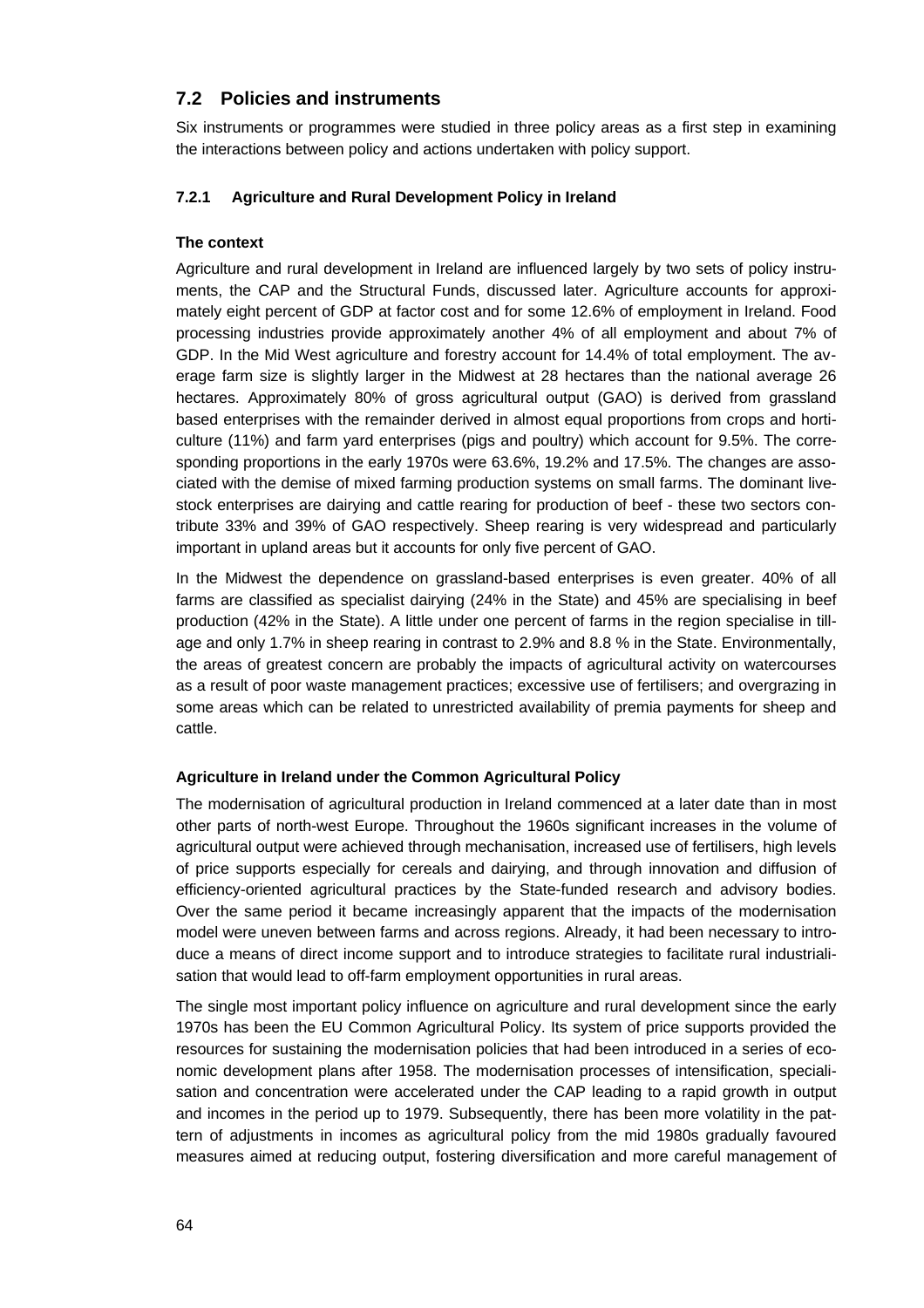## 7.2 Policies and instruments

Six instruments or programmes were studied in three policy areas as a first step in examining the interactions between policy and actions undertaken with policy support.

### 7.2.1 Agriculture and Rural Development Policy in Ireland

**The context**

Agriculture and rural development in Ireland are influenced largely by two sets of policy instruments, the CAP and the Structural Funds, discussed later. Agriculture accounts for approximately eight percent of GDP at factor cost and for some 12.6% of employment in Ireland. Food processing industries provide approximately another 4% of all employment and about 7% of GDP. In the Mid West agriculture and forestry account for 14.4% of total employment. The average farm size is slightly larger in the Midwest at 28 hectares than the national average 26 hectares. Approximately 80% of gross agricultural output (GAO) is derived from grassland based enterprises with the remainder derived in almost equal proportions from crops and horticulture (11%) and farm yard enterprises (pigs and poultry) which account for 9.5%. The corresponding proportions in the early 1970s were 63.6%, 19.2% and 17.5%. The changes are associated with the demise of mixed farming production systems on small farms. The dominant livestock enterprises are dairying and cattle rearing for production of beef - these two sectors contribute 33% and 39% of GAO respectively. Sheep rearing is very widespread and particularly important in upland areas but it accounts for only five percent of GAO.

In the Midwest the dependence on grassland-based enterprises is even greater. 40% of all farms are classified as specialist dairying (24% in the State) and 45% are specialising in beef production (42% in the State). A little under one percent of farms in the region specialise in tillage and only 1.7% in sheep rearing in contrast to 2.9% and 8.8 % in the State. Environmentally, the areas of greatest concern are probably the impacts of agricultural activity on watercourses as a result of poor waste management practices; excessive use of fertilisers; and overgrazing in some areas which can be related to unrestricted availability of premia payments for sheep and cattle.

**Agriculture in Ireland under the Common Agricultural Policy**

The modernisation of agricultural production in Ireland commenced at a later date than in most other parts of north-west Europe. Throughout the 1960s significant increases in the volume of agricultural output were achieved through mechanisation, increased use of fertilisers, high levels of price supports especially for cereals and dairying, and through innovation and diffusion of efficiency-oriented agricultural practices by the State-funded research and advisory bodies. Over the same period it became increasingly apparent that the impacts of the modernisation model were uneven between farms and across regions. Already, it had been necessary to introduce a means of direct income support and to introduce strategies to facilitate rural industrialisation that would lead to off-farm employment opportunities in rural areas.

The single most important policy influence on agriculture and rural development since the early 1970s has been the EU Common Agricultural Policy. Its system of price supports provided the resources for sustaining the modernisation policies that had been introduced in a series of economic development plans after 1958. The modernisation processes of intensification, specialisation and concentration were accelerated under the CAP leading to a rapid growth in output and incomes in the period up to 1979. Subsequently, there has been more volatility in the pattern of adjustments in incomes as agricultural policy from the mid 1980s gradually favoured measures aimed at reducing output, fostering diversification and more careful management of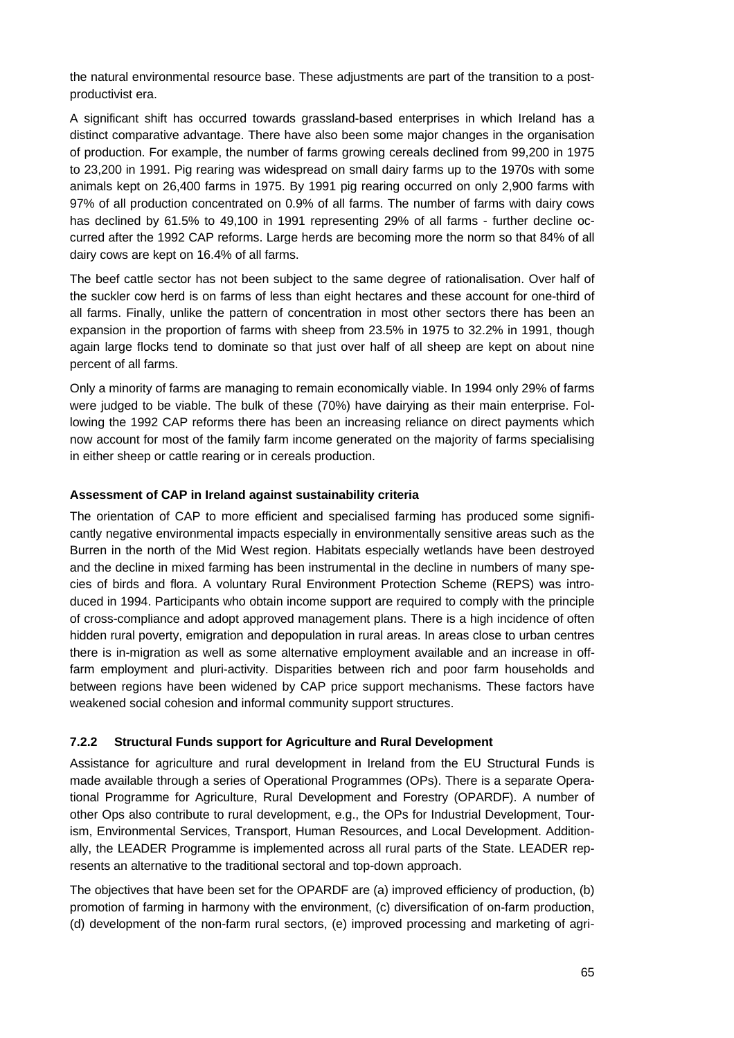the natural environmental resource base. These adjustments are part of the transition to a post-productivist era.

A significant shift has occurred towards grassland-based enterprises in which Ireland has a distinct comparative advantage. There have also been some major changes in the organisation of production. For example, the number of farms growing cereals declined from 99,200 in 1975 to 23,200 in 1991. Pig rearing was widespread on small dairy farms up to the 1970s with some animals kept on 26,400 farms in 1975. By 1991 pig rearing occurred on only 2,900 farms with 97% of all production concentrated on 0.9% of all farms. The number of farms with dairy cows has declined by 61.5% to 49,100 in 1991 representing 29% of all farms - further decline occurred after the 1992 CAP reforms. Large herds are becoming more the norm so that 84% of all dairy cows are kept on 16.4% of all farms.

The beef cattle sector has not been subject to the same degree of rationalisation. Over half of the suckler cow herd is on farms of less than eight hectares and these account for one-third of all farms. Finally, unlike the pattern of concentration in most other sectors there has been an expansion in the proportion of farms with sheep from 23.5% in 1975 to 32.2% in 1991, though again large flocks tend to dominate so that just over half of all sheep are kept on about nine percent of all farms.

Only a minority of farms are managing to remain economically viable. In 1994 only 29% of farms were judged to be viable. The bulk of these (70%) have dairying as their main enterprise. Following the 1992 CAP reforms there has been an increasing reliance on direct payments which now account for most of the family farm income generated on the majority of farms specialising in either sheep or cattle rearing or in cereals production.

**Assessment of CAP in Ireland against sustainability criteria**

The orientation of CAP to more efficient and specialised farming has produced some significantly negative environmental impacts especially in environmentally sensitive areas such as the Burren in the north of the Mid West region. Habitats especially wetlands have been destroyed and the decline in mixed farming has been instrumental in the decline in numbers of many species of birds and flora. A voluntary Rural Environment Protection Scheme (REPS) was introduced in 1994. Participants who obtain income support are required to comply with the principle of cross-compliance and adopt approved management plans. There is a high incidence of often hidden rural poverty, emigration and depopulation in rural areas. In areas close to urban centres there is in-migration as well as some alternative employment available and an increase in off-farm employment and pluri-activity. Disparities between rich and poor farm households and between regions have been widened by CAP price support mechanisms. These factors have weakened social cohesion and informal community support structures.

### 7.2.2 Structural Funds support for Agriculture and Rural Development

Assistance for agriculture and rural development in Ireland from the EU Structural Funds is made available through a series of Operational Programmes (OPs). There is a separate Operational Programme for Agriculture, Rural Development and Forestry (OPARDF). A number of other Ops also contribute to rural development, e.g., the OPs for Industrial Development, Tourism, Environmental Services, Transport, Human Resources, and Local Development. Additionally, the LEADER Programme is implemented across all rural parts of the State. LEADER represents an alternative to the traditional sectoral and top-down approach.

The objectives that have been set for the OPARDF are (a) improved efficiency of production, (b) promotion of farming in harmony with the environment, (c) diversification of on-farm production, (d) development of the non-farm rural sectors, (e) improved processing and marketing of agri-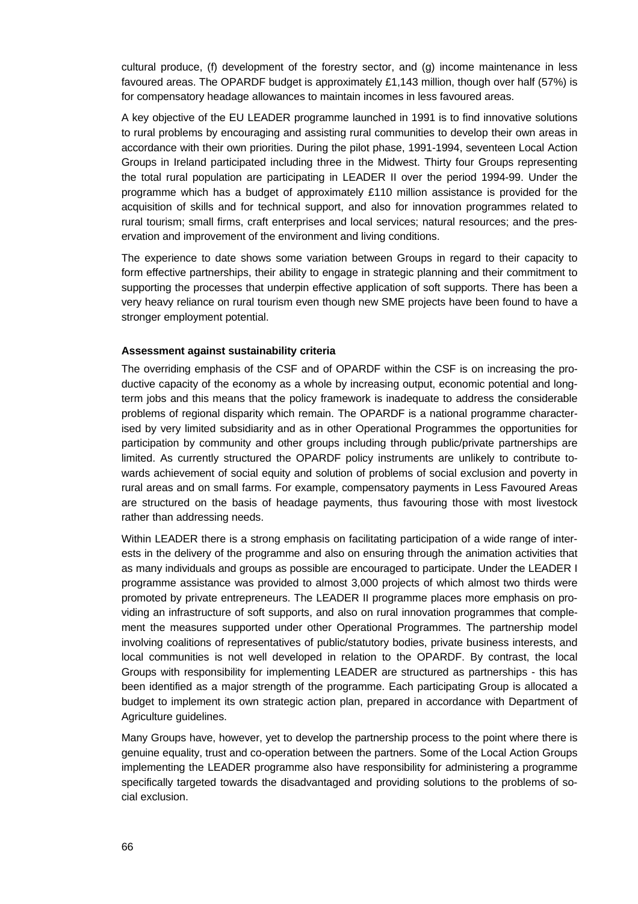cultural produce, (f) development of the forestry sector, and (g) income maintenance in less favoured areas. The OPARDF budget is approximately £1,143 million, though over half (57%) is for compensatory headage allowances to maintain incomes in less favoured areas.

A key objective of the EU LEADER programme launched in 1991 is to find innovative solutions to rural problems by encouraging and assisting rural communities to develop their own areas in accordance with their own priorities. During the pilot phase, 1991-1994, seventeen Local Action Groups in Ireland participated including three in the Midwest. Thirty four Groups representing the total rural population are participating in LEADER II over the period 1994-99. Under the programme which has a budget of approximately £110 million assistance is provided for the acquisition of skills and for technical support, and also for innovation programmes related to rural tourism; small firms, craft enterprises and local services; natural resources; and the preservation and improvement of the environment and living conditions.

The experience to date shows some variation between Groups in regard to their capacity to form effective partnerships, their ability to engage in strategic planning and their commitment to supporting the processes that underpin effective application of soft supports. There has been a very heavy reliance on rural tourism even though new SME projects have been found to have a stronger employment potential.

**Assessment against sustainability criteria**

The overriding emphasis of the CSF and of OPARDF within the CSF is on increasing the productive capacity of the economy as a whole by increasing output, economic potential and long-term jobs and this means that the policy framework is inadequate to address the considerable problems of regional disparity which remain. The OPARDF is a national programme characterised by very limited subsidiarity and as in other Operational Programmes the opportunities for participation by community and other groups including through public/private partnerships are limited. As currently structured the OPARDF policy instruments are unlikely to contribute towards achievement of social equity and solution of problems of social exclusion and poverty in rural areas and on small farms. For example, compensatory payments in Less Favoured Areas are structured on the basis of headage payments, thus favouring those with most livestock rather than addressing needs.

Within LEADER there is a strong emphasis on facilitating participation of a wide range of interests in the delivery of the programme and also on ensuring through the animation activities that as many individuals and groups as possible are encouraged to participate. Under the LEADER I programme assistance was provided to almost 3,000 projects of which almost two thirds were promoted by private entrepreneurs. The LEADER II programme places more emphasis on providing an infrastructure of soft supports, and also on rural innovation programmes that complement the measures supported under other Operational Programmes. The partnership model involving coalitions of representatives of public/statutory bodies, private business interests, and local communities is not well developed in relation to the OPARDF. By contrast, the local Groups with responsibility for implementing LEADER are structured as partnerships - this has been identified as a major strength of the programme. Each participating Group is allocated a budget to implement its own strategic action plan, prepared in accordance with Department of Agriculture guidelines.

Many Groups have, however, yet to develop the partnership process to the point where there is genuine equality, trust and co-operation between the partners. Some of the Local Action Groups implementing the LEADER programme also have responsibility for administering a programme specifically targeted towards the disadvantaged and providing solutions to the problems of social exclusion.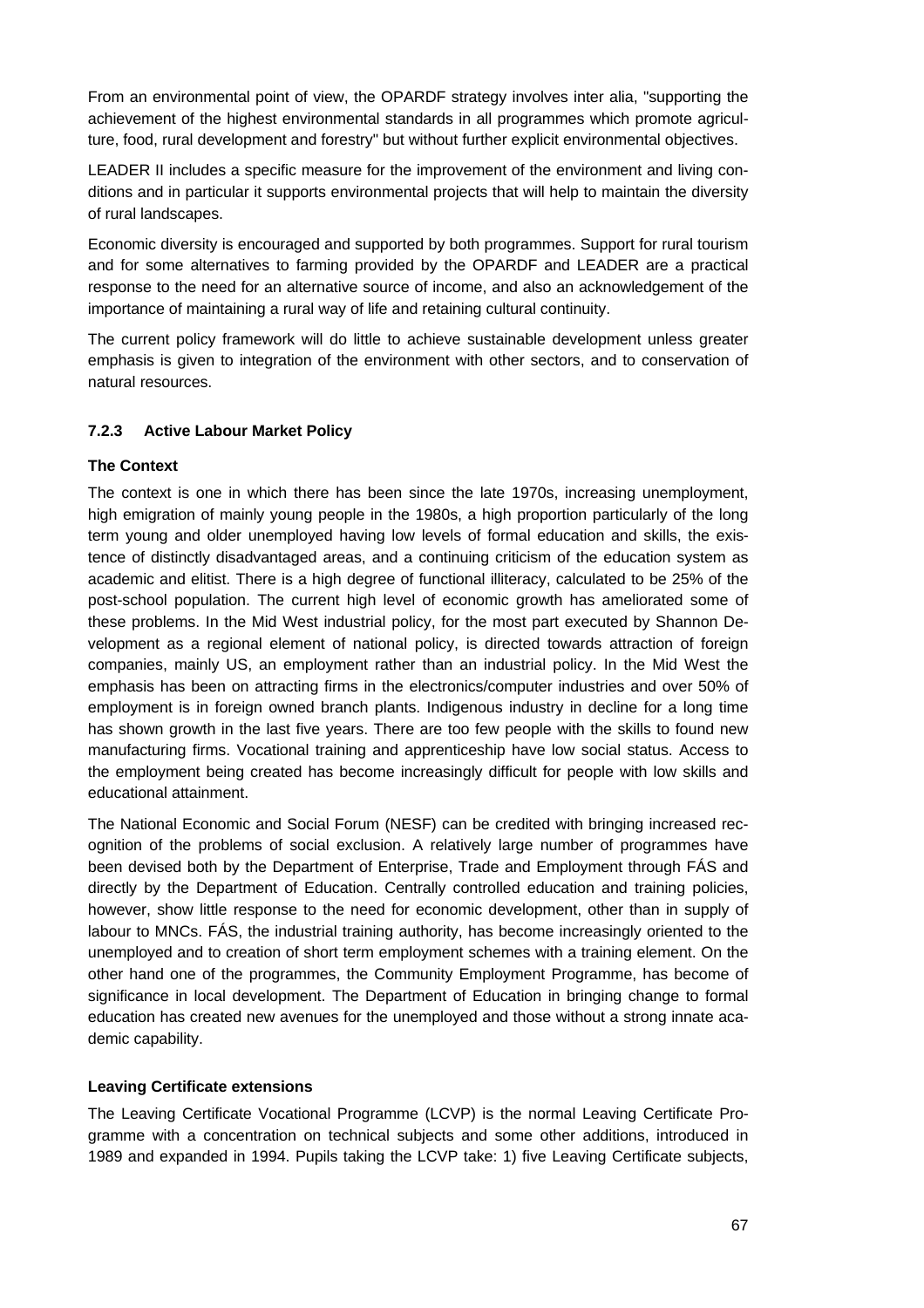From an environmental point of view, the OPARDF strategy involves inter alia, "supporting the achievement of the highest environmental standards in all programmes which promote agriculture, food, rural development and forestry" but without further explicit environmental objectives.

LEADER II includes a specific measure for the improvement of the environment and living conditions and in particular it supports environmental projects that will help to maintain the diversity of rural landscapes.

Economic diversity is encouraged and supported by both programmes. Support for rural tourism and for some alternatives to farming provided by the OPARDF and LEADER are a practical response to the need for an alternative source of income, and also an acknowledgement of the importance of maintaining a rural way of life and retaining cultural continuity.

The current policy framework will do little to achieve sustainable development unless greater emphasis is given to integration of the environment with other sectors, and to conservation of natural resources.

### 7.2.3 Active Labour Market Policy

**The Context**

The context is one in which there has been since the late 1970s, increasing unemployment, high emigration of mainly young people in the 1980s, a high proportion particularly of the long term young and older unemployed having low levels of formal education and skills, the existence of distinctly disadvantaged areas, and a continuing criticism of the education system as academic and elitist. There is a high degree of functional illiteracy, calculated to be 25% of the post-school population. The current high level of economic growth has ameliorated some of these problems. In the Mid West industrial policy, for the most part executed by Shannon Development as a regional element of national policy, is directed towards attraction of foreign companies, mainly US, an employment rather than an industrial policy. In the Mid West the emphasis has been on attracting firms in the electronics/computer industries and over 50% of employment is in foreign owned branch plants. Indigenous industry in decline for a long time has shown growth in the last five years. There are too few people with the skills to found new manufacturing firms. Vocational training and apprenticeship have low social status. Access to the employment being created has become increasingly difficult for people with low skills and educational attainment.

The National Economic and Social Forum (NESF) can be credited with bringing increased recognition of the problems of social exclusion. A relatively large number of programmes have been devised both by the Department of Enterprise, Trade and Employment through FÁS and directly by the Department of Education. Centrally controlled education and training policies, however, show little response to the need for economic development, other than in supply of labour to MNCs. FÁS, the industrial training authority, has become increasingly oriented to the unemployed and to creation of short term employment schemes with a training element. On the other hand one of the programmes, the Community Employment Programme, has become of significance in local development. The Department of Education in bringing change to formal education has created new avenues for the unemployed and those without a strong innate academic capability.

**Leaving Certificate extensions**

The Leaving Certificate Vocational Programme (LCVP) is the normal Leaving Certificate Programme with a concentration on technical subjects and some other additions, introduced in 1989 and expanded in 1994. Pupils taking the LCVP take: 1) five Leaving Certificate subjects,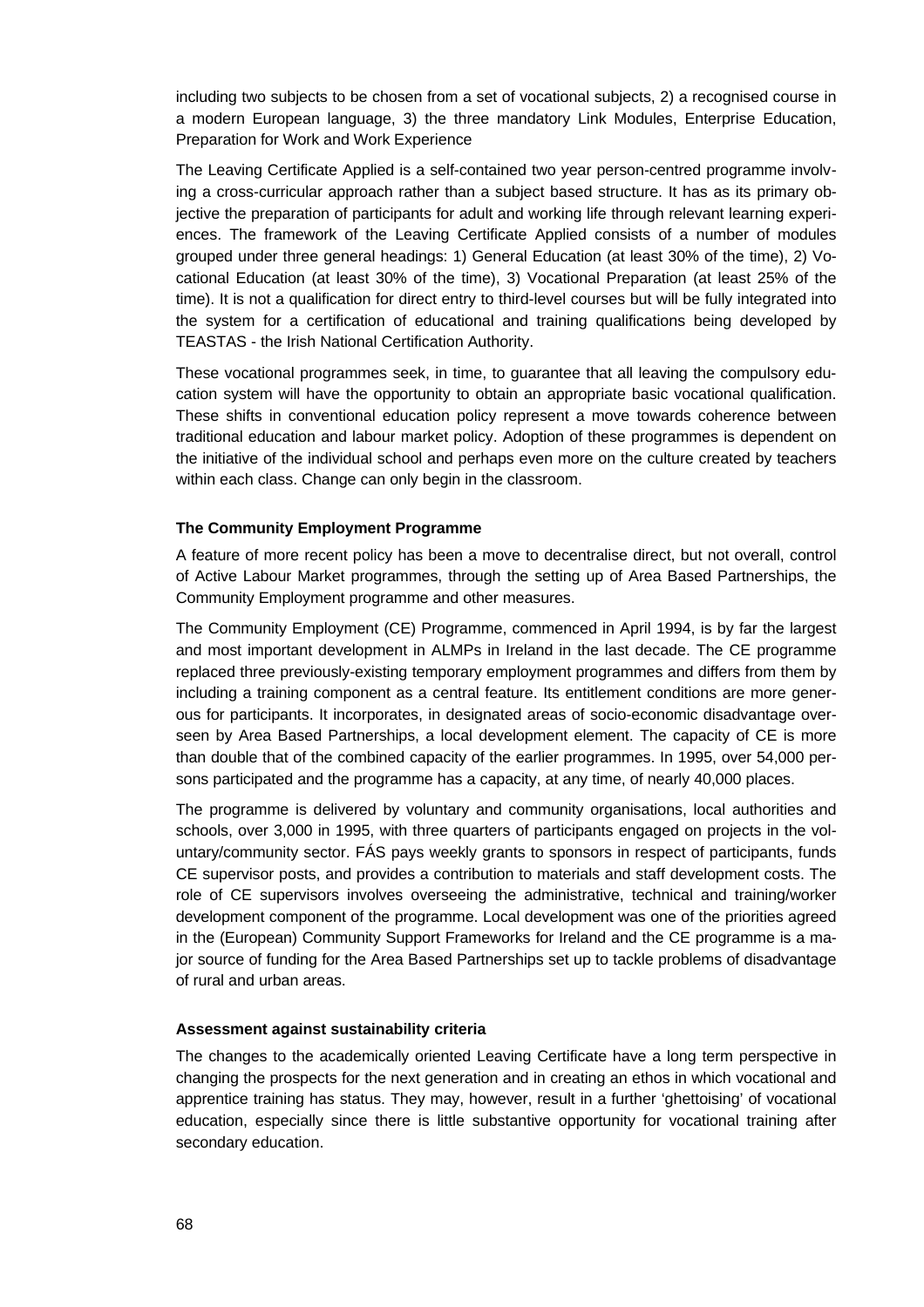including two subjects to be chosen from a set of vocational subjects, 2) a recognised course in a modern European language, 3) the three mandatory Link Modules, Enterprise Education, Preparation for Work and Work Experience

The Leaving Certificate Applied is a self-contained two year person-centred programme involving a cross-curricular approach rather than a subject based structure. It has as its primary objective the preparation of participants for adult and working life through relevant learning experiences. The framework of the Leaving Certificate Applied consists of a number of modules grouped under three general headings: 1) General Education (at least 30% of the time), 2) Vocational Education (at least 30% of the time), 3) Vocational Preparation (at least 25% of the time). It is not a qualification for direct entry to third-level courses but will be fully integrated into the system for a certification of educational and training qualifications being developed by TEASTAS - the Irish National Certification Authority.

These vocational programmes seek, in time, to guarantee that all leaving the compulsory education system will have the opportunity to obtain an appropriate basic vocational qualification. These shifts in conventional education policy represent a move towards coherence between traditional education and labour market policy. Adoption of these programmes is dependent on the initiative of the individual school and perhaps even more on the culture created by teachers within each class. Change can only begin in the classroom.

**The Community Employment Programme**

A feature of more recent policy has been a move to decentralise direct, but not overall, control of Active Labour Market programmes, through the setting up of Area Based Partnerships, the Community Employment programme and other measures.

The Community Employment (CE) Programme, commenced in April 1994, is by far the largest and most important development in ALMPs in Ireland in the last decade. The CE programme replaced three previously-existing temporary employment programmes and differs from them by including a training component as a central feature. Its entitlement conditions are more generous for participants. It incorporates, in designated areas of socio-economic disadvantage overseen by Area Based Partnerships, a local development element. The capacity of CE is more than double that of the combined capacity of the earlier programmes. In 1995, over 54,000 persons participated and the programme has a capacity, at any time, of nearly 40,000 places.

The programme is delivered by voluntary and community organisations, local authorities and schools, over 3,000 in 1995, with three quarters of participants engaged on projects in the voluntary/community sector. FÁS pays weekly grants to sponsors in respect of participants, funds CE supervisor posts, and provides a contribution to materials and staff development costs. The role of CE supervisors involves overseeing the administrative, technical and training/worker development component of the programme. Local development was one of the priorities agreed in the (European) Community Support Frameworks for Ireland and the CE programme is a major source of funding for the Area Based Partnerships set up to tackle problems of disadvantage of rural and urban areas.

**Assessment against sustainability criteria**

The changes to the academically oriented Leaving Certificate have a long term perspective in changing the prospects for the next generation and in creating an ethos in which vocational and apprentice training has status. They may, however, result in a further 'ghettoising' of vocational education, especially since there is little substantive opportunity for vocational training after secondary education.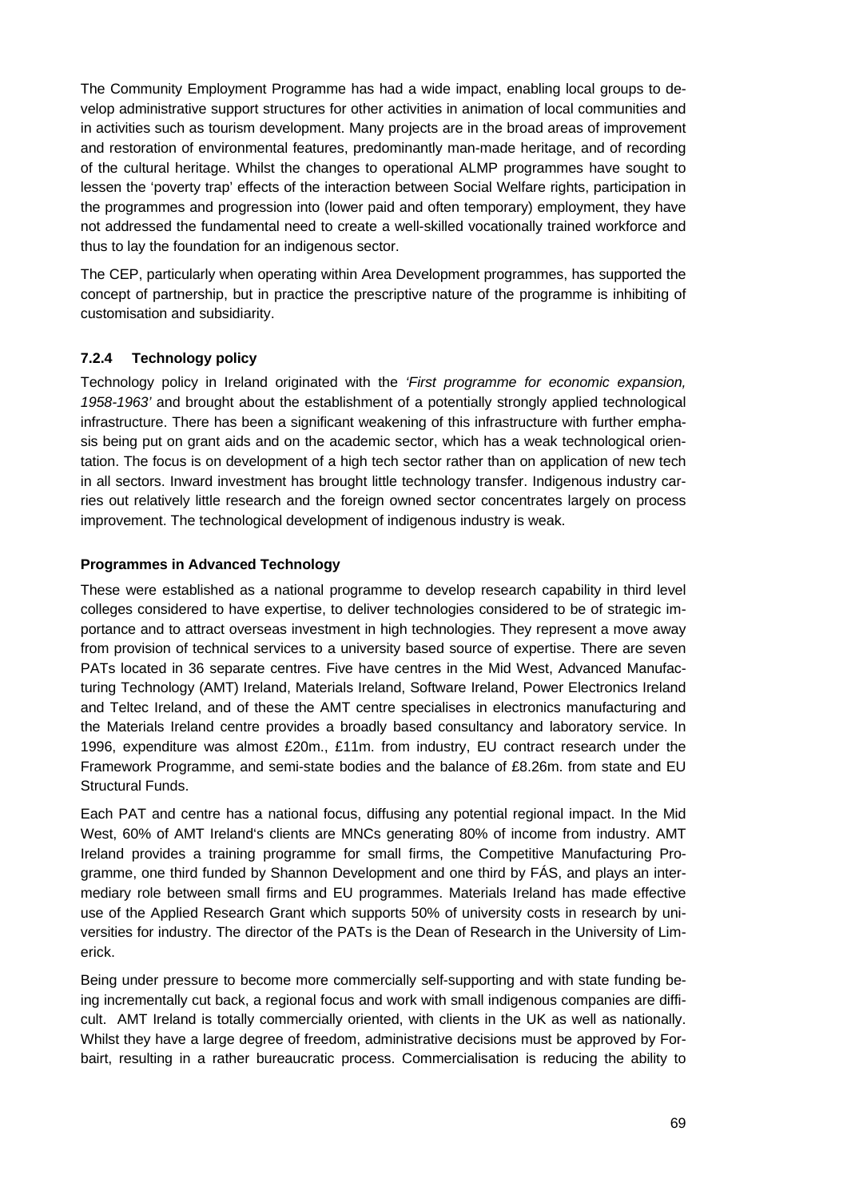The Community Employment Programme has had a wide impact, enabling local groups to develop administrative support structures for other activities in animation of local communities and in activities such as tourism development. Many projects are in the broad areas of improvement and restoration of environmental features, predominantly man-made heritage, and of recording of the cultural heritage. Whilst the changes to operational ALMP programmes have sought to lessen the 'poverty trap' effects of the interaction between Social Welfare rights, participation in the programmes and progression into (lower paid and often temporary) employment, they have not addressed the fundamental need to create a well-skilled vocationally trained workforce and thus to lay the foundation for an indigenous sector.

The CEP, particularly when operating within Area Development programmes, has supported the concept of partnership, but in practice the prescriptive nature of the programme is inhibiting of customisation and subsidiarity.

### 7.2.4 Technology policy

Technology policy in Ireland originated with the *'First programme for economic expansion, 1958-1963'* and brought about the establishment of a potentially strongly applied technological infrastructure. There has been a significant weakening of this infrastructure with further emphasis being put on grant aids and on the academic sector, which has a weak technological orientation. The focus is on development of a high tech sector rather than on application of new tech in all sectors. Inward investment has brought little technology transfer. Indigenous industry carries out relatively little research and the foreign owned sector concentrates largely on process improvement. The technological development of indigenous industry is weak.

**Programmes in Advanced Technology**

These were established as a national programme to develop research capability in third level colleges considered to have expertise, to deliver technologies considered to be of strategic importance and to attract overseas investment in high technologies. They represent a move away from provision of technical services to a university based source of expertise. There are seven PATs located in 36 separate centres. Five have centres in the Mid West, Advanced Manufacturing Technology (AMT) Ireland, Materials Ireland, Software Ireland, Power Electronics Ireland and Teltec Ireland, and of these the AMT centre specialises in electronics manufacturing and the Materials Ireland centre provides a broadly based consultancy and laboratory service. In 1996, expenditure was almost £20m., £11m. from industry, EU contract research under the Framework Programme, and semi-state bodies and the balance of £8.26m. from state and EU Structural Funds.

Each PAT and centre has a national focus, diffusing any potential regional impact. In the Mid West, 60% of AMT Ireland's clients are MNCs generating 80% of income from industry. AMT Ireland provides a training programme for small firms, the Competitive Manufacturing Programme, one third funded by Shannon Development and one third by FÁS, and plays an intermediary role between small firms and EU programmes. Materials Ireland has made effective use of the Applied Research Grant which supports 50% of university costs in research by universities for industry. The director of the PATs is the Dean of Research in the University of Limerick.

Being under pressure to become more commercially self-supporting and with state funding being incrementally cut back, a regional focus and work with small indigenous companies are difficult. AMT Ireland is totally commercially oriented, with clients in the UK as well as nationally. Whilst they have a large degree of freedom, administrative decisions must be approved by Forbairt, resulting in a rather bureaucratic process. Commercialisation is reducing the ability to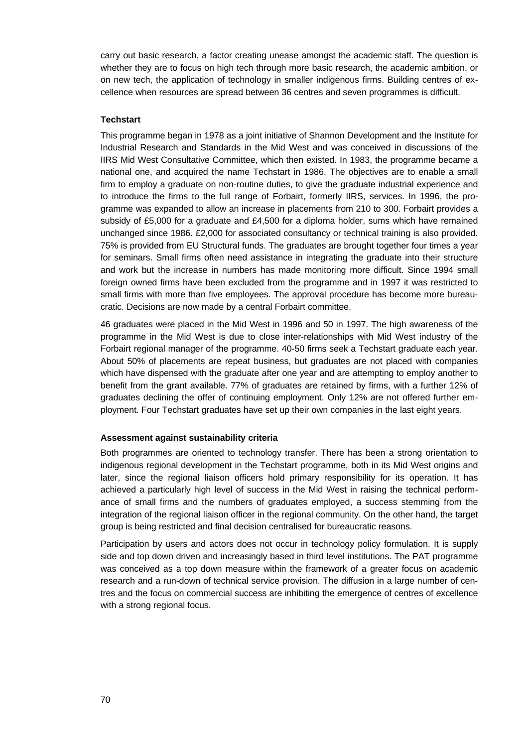carry out basic research, a factor creating unease amongst the academic staff. The question is whether they are to focus on high tech through more basic research, the academic ambition, or on new tech, the application of technology in smaller indigenous firms. Building centres of excellence when resources are spread between 36 centres and seven programmes is difficult.

### Techstart

This programme began in 1978 as a joint initiative of Shannon Development and the Institute for Industrial Research and Standards in the Mid West and was conceived in discussions of the IIRS Mid West Consultative Committee, which then existed. In 1983, the programme became a national one, and acquired the name Techstart in 1986. The objectives are to enable a small firm to employ a graduate on non-routine duties, to give the graduate industrial experience and to introduce the firms to the full range of Forbairt, formerly IIRS, services. In 1996, the programme was expanded to allow an increase in placements from 210 to 300. Forbairt provides a subsidy of £5,000 for a graduate and £4,500 for a diploma holder, sums which have remained unchanged since 1986. £2,000 for associated consultancy or technical training is also provided. 75% is provided from EU Structural funds. The graduates are brought together four times a year for seminars. Small firms often need assistance in integrating the graduate into their structure and work but the increase in numbers has made monitoring more difficult. Since 1994 small foreign owned firms have been excluded from the programme and in 1997 it was restricted to small firms with more than five employees. The approval procedure has become more bureaucratic. Decisions are now made by a central Forbairt committee.

46 graduates were placed in the Mid West in 1996 and 50 in 1997. The high awareness of the programme in the Mid West is due to close inter-relationships with Mid West industry of the Forbairt regional manager of the programme. 40-50 firms seek a Techstart graduate each year. About 50% of placements are repeat business, but graduates are not placed with companies which have dispensed with the graduate after one year and are attempting to employ another to benefit from the grant available. 77% of graduates are retained by firms, with a further 12% of graduates declining the offer of continuing employment. Only 12% are not offered further employment. Four Techstart graduates have set up their own companies in the last eight years.

### Assessment against sustainability criteria

Both programmes are oriented to technology transfer. There has been a strong orientation to indigenous regional development in the Techstart programme, both in its Mid West origins and later, since the regional liaison officers hold primary responsibility for its operation. It has achieved a particularly high level of success in the Mid West in raising the technical performance of small firms and the numbers of graduates employed, a success stemming from the integration of the regional liaison officer in the regional community. On the other hand, the target group is being restricted and final decision centralised for bureaucratic reasons.

Participation by users and actors does not occur in technology policy formulation. It is supply side and top down driven and increasingly based in third level institutions. The PAT programme was conceived as a top down measure within the framework of a greater focus on academic research and a run-down of technical service provision. The diffusion in a large number of centres and the focus on commercial success are inhibiting the emergence of centres of excellence with a strong regional focus.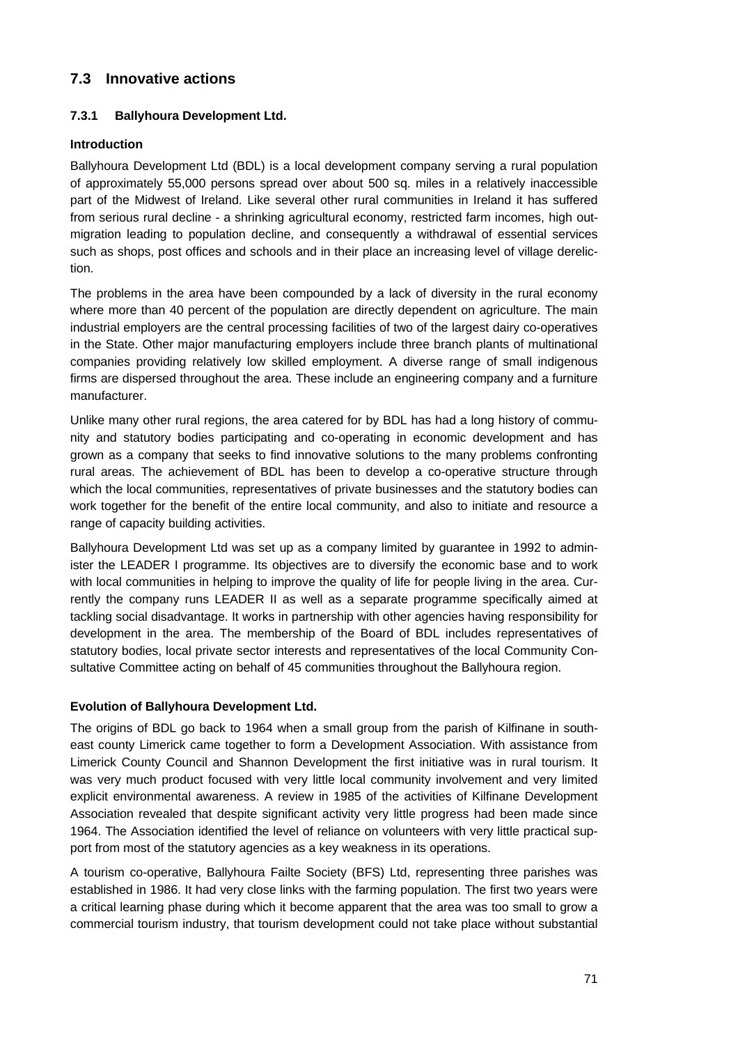## 7.3 Innovative actions

### 7.3.1 Ballyhoura Development Ltd.

**Introduction**

Ballyhoura Development Ltd (BDL) is a local development company serving a rural population of approximately 55,000 persons spread over about 500 sq. miles in a relatively inaccessible part of the Midwest of Ireland. Like several other rural communities in Ireland it has suffered from serious rural decline - a shrinking agricultural economy, restricted farm incomes, high out-migration leading to population decline, and consequently a withdrawal of essential services such as shops, post offices and schools and in their place an increasing level of village dereliction.

The problems in the area have been compounded by a lack of diversity in the rural economy where more than 40 percent of the population are directly dependent on agriculture. The main industrial employers are the central processing facilities of two of the largest dairy co-operatives in the State. Other major manufacturing employers include three branch plants of multinational companies providing relatively low skilled employment. A diverse range of small indigenous firms are dispersed throughout the area. These include an engineering company and a furniture manufacturer.

Unlike many other rural regions, the area catered for by BDL has had a long history of community and statutory bodies participating and co-operating in economic development and has grown as a company that seeks to find innovative solutions to the many problems confronting rural areas. The achievement of BDL has been to develop a co-operative structure through which the local communities, representatives of private businesses and the statutory bodies can work together for the benefit of the entire local community, and also to initiate and resource a range of capacity building activities.

Ballyhoura Development Ltd was set up as a company limited by guarantee in 1992 to administer the LEADER I programme. Its objectives are to diversify the economic base and to work with local communities in helping to improve the quality of life for people living in the area. Currently the company runs LEADER II as well as a separate programme specifically aimed at tackling social disadvantage. It works in partnership with other agencies having responsibility for development in the area. The membership of the Board of BDL includes representatives of statutory bodies, local private sector interests and representatives of the local Community Consultative Committee acting on behalf of 45 communities throughout the Ballyhoura region.

**Evolution of Ballyhoura Development Ltd.**

The origins of BDL go back to 1964 when a small group from the parish of Kilfinane in south-east county Limerick came together to form a Development Association. With assistance from Limerick County Council and Shannon Development the first initiative was in rural tourism. It was very much product focused with very little local community involvement and very limited explicit environmental awareness. A review in 1985 of the activities of Kilfinane Development Association revealed that despite significant activity very little progress had been made since 1964. The Association identified the level of reliance on volunteers with very little practical support from most of the statutory agencies as a key weakness in its operations.

A tourism co-operative, Ballyhoura Failte Society (BFS) Ltd, representing three parishes was established in 1986. It had very close links with the farming population. The first two years were a critical learning phase during which it become apparent that the area was too small to grow a commercial tourism industry, that tourism development could not take place without substantial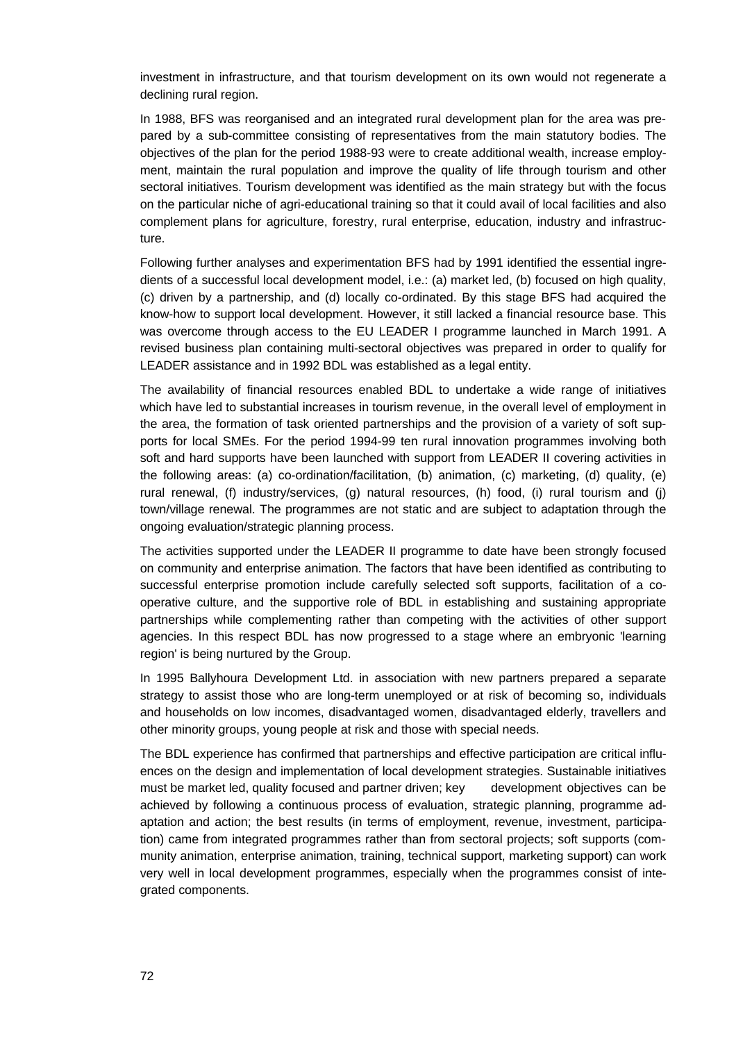investment in infrastructure, and that tourism development on its own would not regenerate a declining rural region.

In 1988, BFS was reorganised and an integrated rural development plan for the area was prepared by a sub-committee consisting of representatives from the main statutory bodies. The objectives of the plan for the period 1988-93 were to create additional wealth, increase employment, maintain the rural population and improve the quality of life through tourism and other sectoral initiatives. Tourism development was identified as the main strategy but with the focus on the particular niche of agri-educational training so that it could avail of local facilities and also complement plans for agriculture, forestry, rural enterprise, education, industry and infrastructure.

Following further analyses and experimentation BFS had by 1991 identified the essential ingredients of a successful local development model, i.e.: (a) market led, (b) focused on high quality, (c) driven by a partnership, and (d) locally co-ordinated. By this stage BFS had acquired the know-how to support local development. However, it still lacked a financial resource base. This was overcome through access to the EU LEADER I programme launched in March 1991. A revised business plan containing multi-sectoral objectives was prepared in order to qualify for LEADER assistance and in 1992 BDL was established as a legal entity.

The availability of financial resources enabled BDL to undertake a wide range of initiatives which have led to substantial increases in tourism revenue, in the overall level of employment in the area, the formation of task oriented partnerships and the provision of a variety of soft supports for local SMEs. For the period 1994-99 ten rural innovation programmes involving both soft and hard supports have been launched with support from LEADER II covering activities in the following areas: (a) co-ordination/facilitation, (b) animation, (c) marketing, (d) quality, (e) rural renewal, (f) industry/services, (g) natural resources, (h) food, (i) rural tourism and (j) town/village renewal. The programmes are not static and are subject to adaptation through the ongoing evaluation/strategic planning process.

The activities supported under the LEADER II programme to date have been strongly focused on community and enterprise animation. The factors that have been identified as contributing to successful enterprise promotion include carefully selected soft supports, facilitation of a co-operative culture, and the supportive role of BDL in establishing and sustaining appropriate partnerships while complementing rather than competing with the activities of other support agencies. In this respect BDL has now progressed to a stage where an embryonic 'learning region' is being nurtured by the Group.

In 1995 Ballyhoura Development Ltd. in association with new partners prepared a separate strategy to assist those who are long-term unemployed or at risk of becoming so, individuals and households on low incomes, disadvantaged women, disadvantaged elderly, travellers and other minority groups, young people at risk and those with special needs.

The BDL experience has confirmed that partnerships and effective participation are critical influences on the design and implementation of local development strategies. Sustainable initiatives must be market led, quality focused and partner driven; key development objectives can be achieved by following a continuous process of evaluation, strategic planning, programme adaptation and action; the best results (in terms of employment, revenue, investment, participation) came from integrated programmes rather than from sectoral projects; soft supports (community animation, enterprise animation, training, technical support, marketing support) can work very well in local development programmes, especially when the programmes consist of integrated components.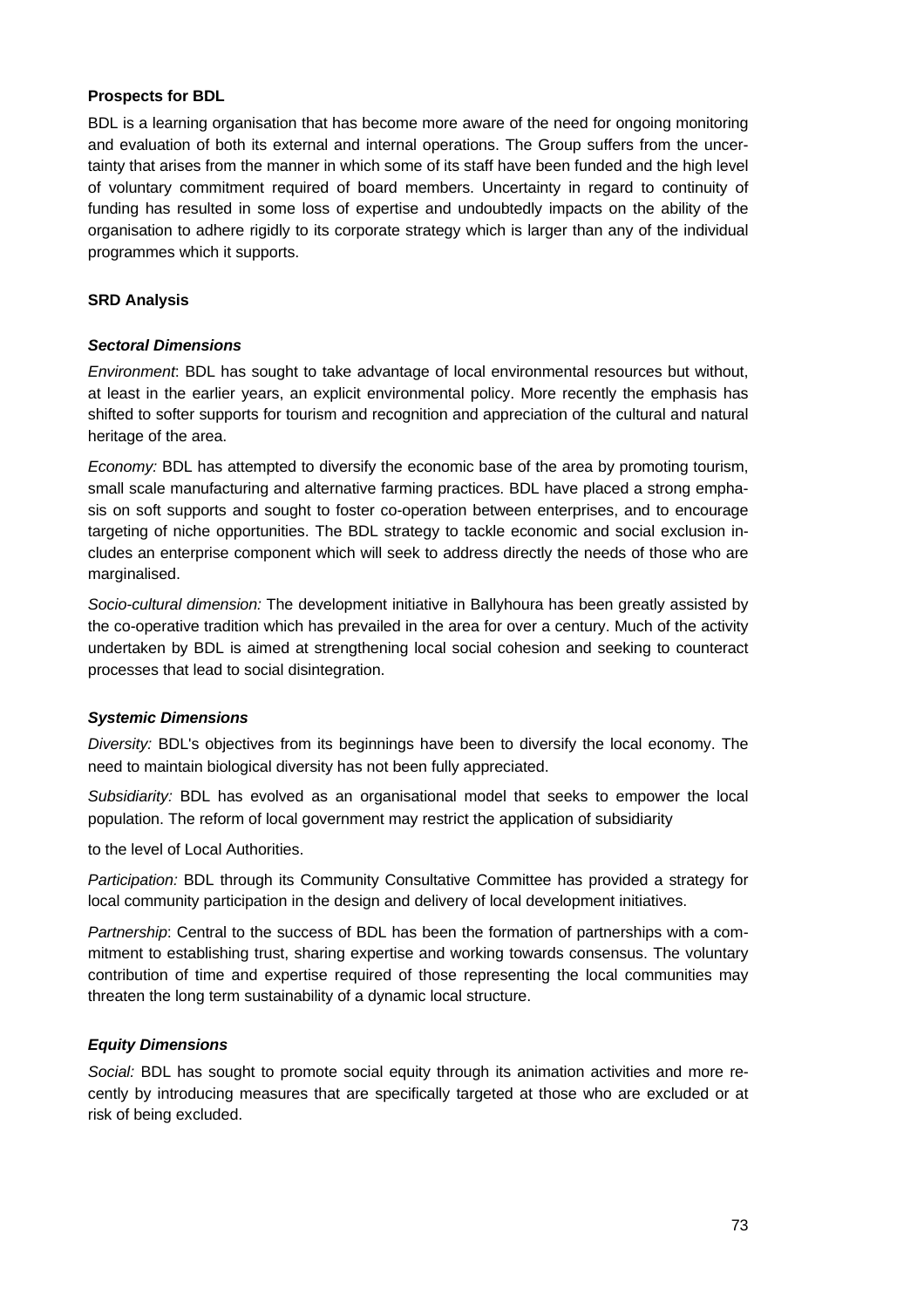**Prospects for BDL**

BDL is a learning organisation that has become more aware of the need for ongoing monitoring and evaluation of both its external and internal operations. The Group suffers from the uncertainty that arises from the manner in which some of its staff have been funded and the high level of voluntary commitment required of board members. Uncertainty in regard to continuity of funding has resulted in some loss of expertise and undoubtedly impacts on the ability of the organisation to adhere rigidly to its corporate strategy which is larger than any of the individual programmes which it supports.

**SRD Analysis**

***Sectoral Dimensions***

*Environment*: BDL has sought to take advantage of local environmental resources but without, at least in the earlier years, an explicit environmental policy. More recently the emphasis has shifted to softer supports for tourism and recognition and appreciation of the cultural and natural heritage of the area.

*Economy:* BDL has attempted to diversify the economic base of the area by promoting tourism, small scale manufacturing and alternative farming practices. BDL have placed a strong emphasis on soft supports and sought to foster co-operation between enterprises, and to encourage targeting of niche opportunities. The BDL strategy to tackle economic and social exclusion includes an enterprise component which will seek to address directly the needs of those who are marginalised.

*Socio-cultural dimension:* The development initiative in Ballyhoura has been greatly assisted by the co-operative tradition which has prevailed in the area for over a century. Much of the activity undertaken by BDL is aimed at strengthening local social cohesion and seeking to counteract processes that lead to social disintegration.

***Systemic Dimensions***

*Diversity:* BDL's objectives from its beginnings have been to diversify the local economy. The need to maintain biological diversity has not been fully appreciated.

*Subsidiarity:* BDL has evolved as an organisational model that seeks to empower the local population. The reform of local government may restrict the application of subsidiarity

to the level of Local Authorities.

*Participation:* BDL through its Community Consultative Committee has provided a strategy for local community participation in the design and delivery of local development initiatives.

*Partnership*: Central to the success of BDL has been the formation of partnerships with a commitment to establishing trust, sharing expertise and working towards consensus. The voluntary contribution of time and expertise required of those representing the local communities may threaten the long term sustainability of a dynamic local structure.

***Equity Dimensions***

*Social:* BDL has sought to promote social equity through its animation activities and more recently by introducing measures that are specifically targeted at those who are excluded or at risk of being excluded.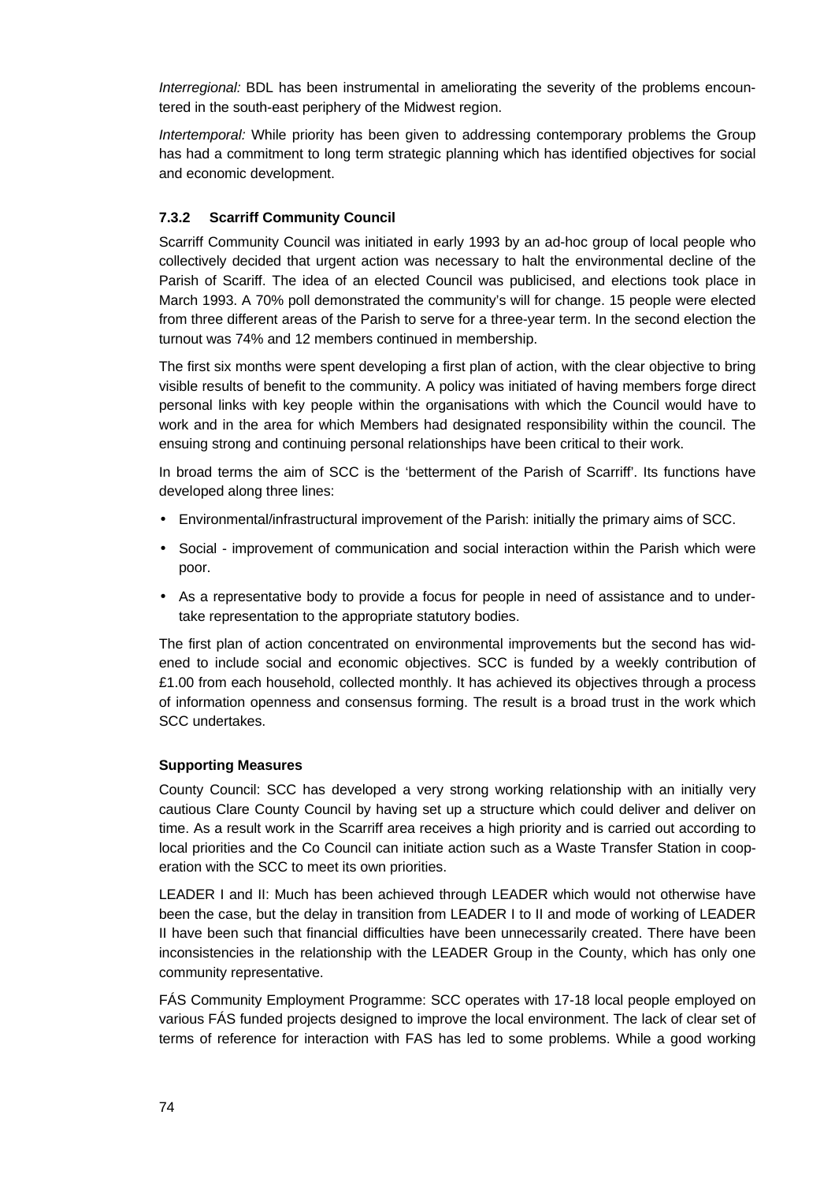*Interregional:* BDL has been instrumental in ameliorating the severity of the problems encountered in the south-east periphery of the Midwest region.

*Intertemporal:* While priority has been given to addressing contemporary problems the Group has had a commitment to long term strategic planning which has identified objectives for social and economic development.

### 7.3.2 Scarriff Community Council

Scarriff Community Council was initiated in early 1993 by an ad-hoc group of local people who collectively decided that urgent action was necessary to halt the environmental decline of the Parish of Scariff. The idea of an elected Council was publicised, and elections took place in March 1993. A 70% poll demonstrated the community's will for change. 15 people were elected from three different areas of the Parish to serve for a three-year term. In the second election the turnout was 74% and 12 members continued in membership.

The first six months were spent developing a first plan of action, with the clear objective to bring visible results of benefit to the community. A policy was initiated of having members forge direct personal links with key people within the organisations with which the Council would have to work and in the area for which Members had designated responsibility within the council. The ensuing strong and continuing personal relationships have been critical to their work.

In broad terms the aim of SCC is the 'betterment of the Parish of Scarriff'. Its functions have developed along three lines:

- Environmental/infrastructural improvement of the Parish: initially the primary aims of SCC.
- Social - improvement of communication and social interaction within the Parish which were poor.
- As a representative body to provide a focus for people in need of assistance and to undertake representation to the appropriate statutory bodies.

The first plan of action concentrated on environmental improvements but the second has widened to include social and economic objectives. SCC is funded by a weekly contribution of £1.00 from each household, collected monthly. It has achieved its objectives through a process of information openness and consensus forming. The result is a broad trust in the work which SCC undertakes.

#### Supporting Measures

County Council: SCC has developed a very strong working relationship with an initially very cautious Clare County Council by having set up a structure which could deliver and deliver on time. As a result work in the Scarriff area receives a high priority and is carried out according to local priorities and the Co Council can initiate action such as a Waste Transfer Station in cooperation with the SCC to meet its own priorities.

LEADER I and II: Much has been achieved through LEADER which would not otherwise have been the case, but the delay in transition from LEADER I to II and mode of working of LEADER II have been such that financial difficulties have been unnecessarily created. There have been inconsistencies in the relationship with the LEADER Group in the County, which has only one community representative.

FÁS Community Employment Programme: SCC operates with 17-18 local people employed on various FÁS funded projects designed to improve the local environment. The lack of clear set of terms of reference for interaction with FAS has led to some problems. While a good working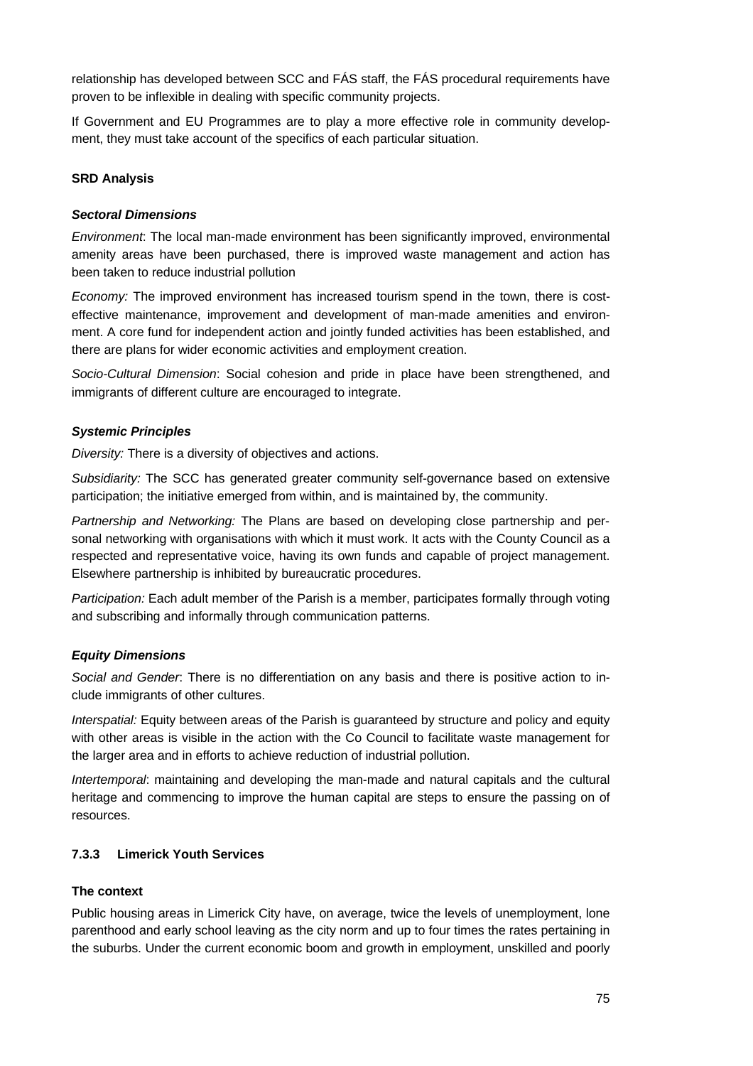relationship has developed between SCC and FÁS staff, the FÁS procedural requirements have proven to be inflexible in dealing with specific community projects.

If Government and EU Programmes are to play a more effective role in community development, they must take account of the specifics of each particular situation.

**SRD Analysis**

***Sectoral Dimensions***

*Environment*: The local man-made environment has been significantly improved, environmental amenity areas have been purchased, there is improved waste management and action has been taken to reduce industrial pollution

*Economy:* The improved environment has increased tourism spend in the town, there is cost-effective maintenance, improvement and development of man-made amenities and environment. A core fund for independent action and jointly funded activities has been established, and there are plans for wider economic activities and employment creation.

*Socio-Cultural Dimension*: Social cohesion and pride in place have been strengthened, and immigrants of different culture are encouraged to integrate.

***Systemic Principles***

*Diversity:* There is a diversity of objectives and actions.

*Subsidiarity:* The SCC has generated greater community self-governance based on extensive participation; the initiative emerged from within, and is maintained by, the community.

*Partnership and Networking:* The Plans are based on developing close partnership and personal networking with organisations with which it must work. It acts with the County Council as a respected and representative voice, having its own funds and capable of project management. Elsewhere partnership is inhibited by bureaucratic procedures.

*Participation:* Each adult member of the Parish is a member, participates formally through voting and subscribing and informally through communication patterns.

***Equity Dimensions***

*Social and Gender*: There is no differentiation on any basis and there is positive action to include immigrants of other cultures.

*Interspatial:* Equity between areas of the Parish is guaranteed by structure and policy and equity with other areas is visible in the action with the Co Council to facilitate waste management for the larger area and in efforts to achieve reduction of industrial pollution.

*Intertemporal*: maintaining and developing the man-made and natural capitals and the cultural heritage and commencing to improve the human capital are steps to ensure the passing on of resources.

### 7.3.3 Limerick Youth Services

**The context**

Public housing areas in Limerick City have, on average, twice the levels of unemployment, lone parenthood and early school leaving as the city norm and up to four times the rates pertaining in the suburbs. Under the current economic boom and growth in employment, unskilled and poorly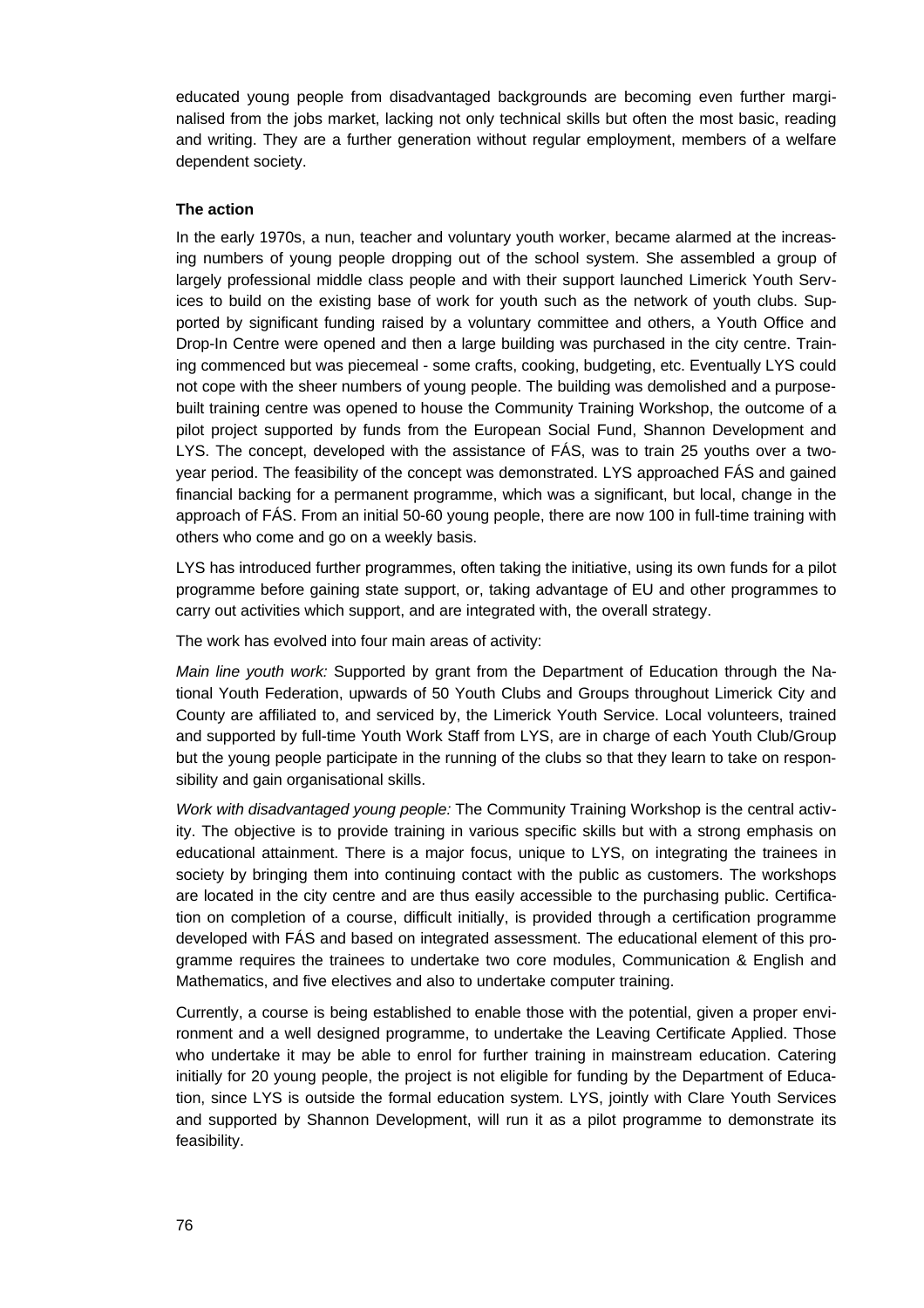educated young people from disadvantaged backgrounds are becoming even further marginalised from the jobs market, lacking not only technical skills but often the most basic, reading and writing. They are a further generation without regular employment, members of a welfare dependent society.

**The action**

In the early 1970s, a nun, teacher and voluntary youth worker, became alarmed at the increasing numbers of young people dropping out of the school system. She assembled a group of largely professional middle class people and with their support launched Limerick Youth Services to build on the existing base of work for youth such as the network of youth clubs. Supported by significant funding raised by a voluntary committee and others, a Youth Office and Drop-In Centre were opened and then a large building was purchased in the city centre. Training commenced but was piecemeal - some crafts, cooking, budgeting, etc. Eventually LYS could not cope with the sheer numbers of young people. The building was demolished and a purpose-built training centre was opened to house the Community Training Workshop, the outcome of a pilot project supported by funds from the European Social Fund, Shannon Development and LYS. The concept, developed with the assistance of FÁS, was to train 25 youths over a two-year period. The feasibility of the concept was demonstrated. LYS approached FÁS and gained financial backing for a permanent programme, which was a significant, but local, change in the approach of FÁS. From an initial 50-60 young people, there are now 100 in full-time training with others who come and go on a weekly basis.

LYS has introduced further programmes, often taking the initiative, using its own funds for a pilot programme before gaining state support, or, taking advantage of EU and other programmes to carry out activities which support, and are integrated with, the overall strategy.

The work has evolved into four main areas of activity:

*Main line youth work:* Supported by grant from the Department of Education through the National Youth Federation, upwards of 50 Youth Clubs and Groups throughout Limerick City and County are affiliated to, and serviced by, the Limerick Youth Service. Local volunteers, trained and supported by full-time Youth Work Staff from LYS, are in charge of each Youth Club/Group but the young people participate in the running of the clubs so that they learn to take on responsibility and gain organisational skills.

*Work with disadvantaged young people:* The Community Training Workshop is the central activity. The objective is to provide training in various specific skills but with a strong emphasis on educational attainment. There is a major focus, unique to LYS, on integrating the trainees in society by bringing them into continuing contact with the public as customers. The workshops are located in the city centre and are thus easily accessible to the purchasing public. Certification on completion of a course, difficult initially, is provided through a certification programme developed with FÁS and based on integrated assessment. The educational element of this programme requires the trainees to undertake two core modules, Communication & English and Mathematics, and five electives and also to undertake computer training.

Currently, a course is being established to enable those with the potential, given a proper environment and a well designed programme, to undertake the Leaving Certificate Applied. Those who undertake it may be able to enrol for further training in mainstream education. Catering initially for 20 young people, the project is not eligible for funding by the Department of Education, since LYS is outside the formal education system. LYS, jointly with Clare Youth Services and supported by Shannon Development, will run it as a pilot programme to demonstrate its feasibility.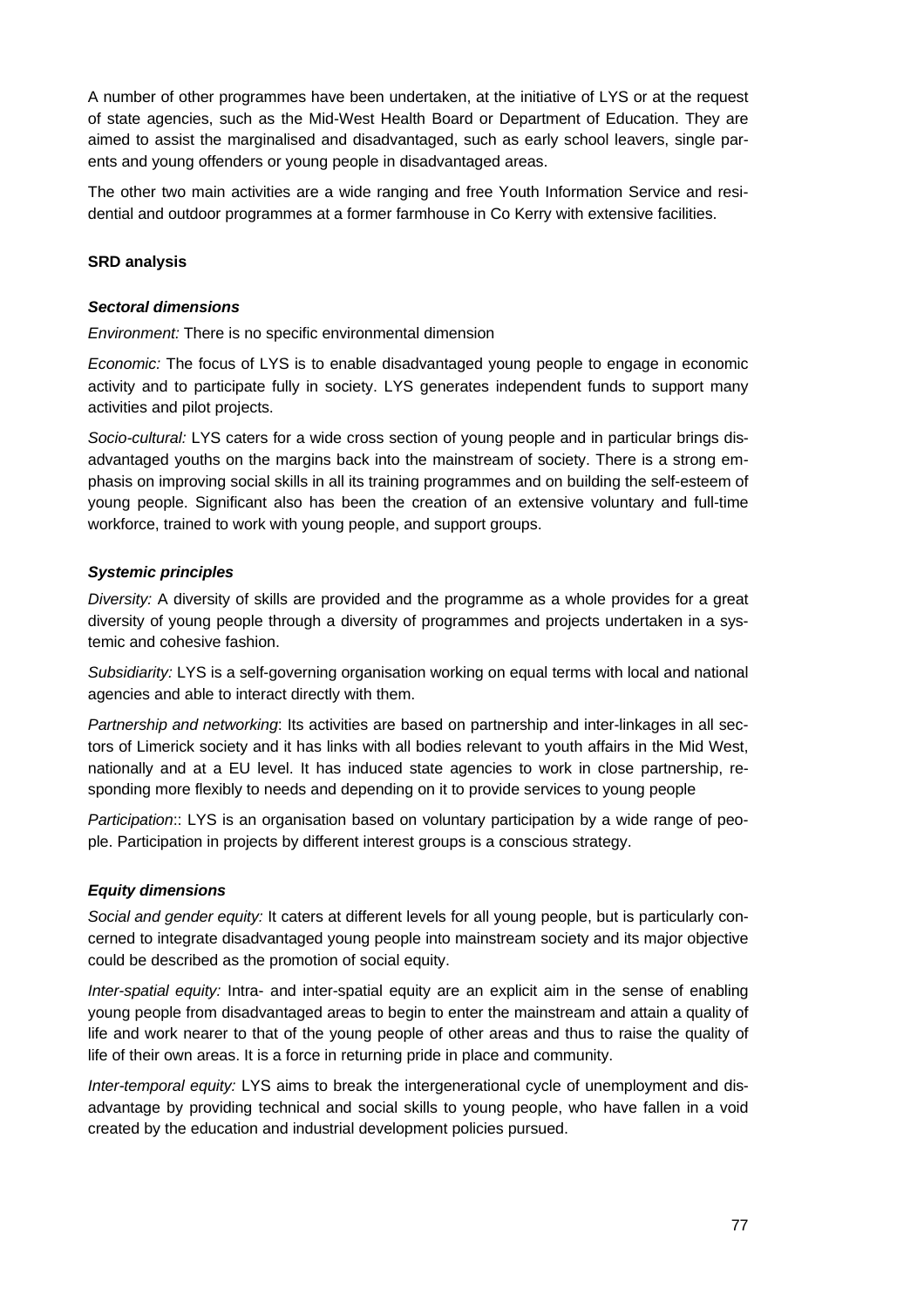A number of other programmes have been undertaken, at the initiative of LYS or at the request of state agencies, such as the Mid-West Health Board or Department of Education. They are aimed to assist the marginalised and disadvantaged, such as early school leavers, single parents and young offenders or young people in disadvantaged areas.

The other two main activities are a wide ranging and free Youth Information Service and residential and outdoor programmes at a former farmhouse in Co Kerry with extensive facilities.

**SRD analysis**

***Sectoral dimensions***

*Environment:* There is no specific environmental dimension

*Economic:* The focus of LYS is to enable disadvantaged young people to engage in economic activity and to participate fully in society. LYS generates independent funds to support many activities and pilot projects.

*Socio-cultural:* LYS caters for a wide cross section of young people and in particular brings disadvantaged youths on the margins back into the mainstream of society. There is a strong emphasis on improving social skills in all its training programmes and on building the self-esteem of young people. Significant also has been the creation of an extensive voluntary and full-time workforce, trained to work with young people, and support groups.

***Systemic principles***

*Diversity:* A diversity of skills are provided and the programme as a whole provides for a great diversity of young people through a diversity of programmes and projects undertaken in a systemic and cohesive fashion.

*Subsidiarity:* LYS is a self-governing organisation working on equal terms with local and national agencies and able to interact directly with them.

*Partnership and networking*: Its activities are based on partnership and inter-linkages in all sectors of Limerick society and it has links with all bodies relevant to youth affairs in the Mid West, nationally and at a EU level. It has induced state agencies to work in close partnership, responding more flexibly to needs and depending on it to provide services to young people

*Participation*:: LYS is an organisation based on voluntary participation by a wide range of people. Participation in projects by different interest groups is a conscious strategy.

***Equity dimensions***

*Social and gender equity:* It caters at different levels for all young people, but is particularly concerned to integrate disadvantaged young people into mainstream society and its major objective could be described as the promotion of social equity.

*Inter-spatial equity:* Intra- and inter-spatial equity are an explicit aim in the sense of enabling young people from disadvantaged areas to begin to enter the mainstream and attain a quality of life and work nearer to that of the young people of other areas and thus to raise the quality of life of their own areas. It is a force in returning pride in place and community.

*Inter-temporal equity:* LYS aims to break the intergenerational cycle of unemployment and disadvantage by providing technical and social skills to young people, who have fallen in a void created by the education and industrial development policies pursued.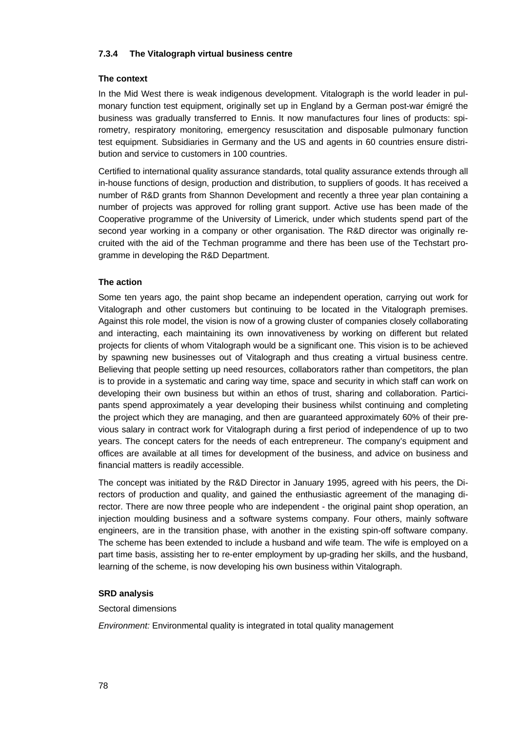### 7.3.4 The Vitalograph virtual business centre

#### The context

In the Mid West there is weak indigenous development. Vitalograph is the world leader in pulmonary function test equipment, originally set up in England by a German post-war émigré the business was gradually transferred to Ennis. It now manufactures four lines of products: spirometry, respiratory monitoring, emergency resuscitation and disposable pulmonary function test equipment. Subsidiaries in Germany and the US and agents in 60 countries ensure distribution and service to customers in 100 countries.

Certified to international quality assurance standards, total quality assurance extends through all in-house functions of design, production and distribution, to suppliers of goods. It has received a number of R&D grants from Shannon Development and recently a three year plan containing a number of projects was approved for rolling grant support. Active use has been made of the Cooperative programme of the University of Limerick, under which students spend part of the second year working in a company or other organisation. The R&D director was originally recruited with the aid of the Techman programme and there has been use of the Techstart programme in developing the R&D Department.

#### The action

Some ten years ago, the paint shop became an independent operation, carrying out work for Vitalograph and other customers but continuing to be located in the Vitalograph premises. Against this role model, the vision is now of a growing cluster of companies closely collaborating and interacting, each maintaining its own innovativeness by working on different but related projects for clients of whom Vitalograph would be a significant one. This vision is to be achieved by spawning new businesses out of Vitalograph and thus creating a virtual business centre. Believing that people setting up need resources, collaborators rather than competitors, the plan is to provide in a systematic and caring way time, space and security in which staff can work on developing their own business but within an ethos of trust, sharing and collaboration. Participants spend approximately a year developing their business whilst continuing and completing the project which they are managing, and then are guaranteed approximately 60% of their previous salary in contract work for Vitalograph during a first period of independence of up to two years. The concept caters for the needs of each entrepreneur. The company's equipment and offices are available at all times for development of the business, and advice on business and financial matters is readily accessible.

The concept was initiated by the R&D Director in January 1995, agreed with his peers, the Directors of production and quality, and gained the enthusiastic agreement of the managing director. There are now three people who are independent - the original paint shop operation, an injection moulding business and a software systems company. Four others, mainly software engineers, are in the transition phase, with another in the existing spin-off software company. The scheme has been extended to include a husband and wife team. The wife is employed on a part time basis, assisting her to re-enter employment by up-grading her skills, and the husband, learning of the scheme, is now developing his own business within Vitalograph.

#### SRD analysis

Sectoral dimensions

*Environment:* Environmental quality is integrated in total quality management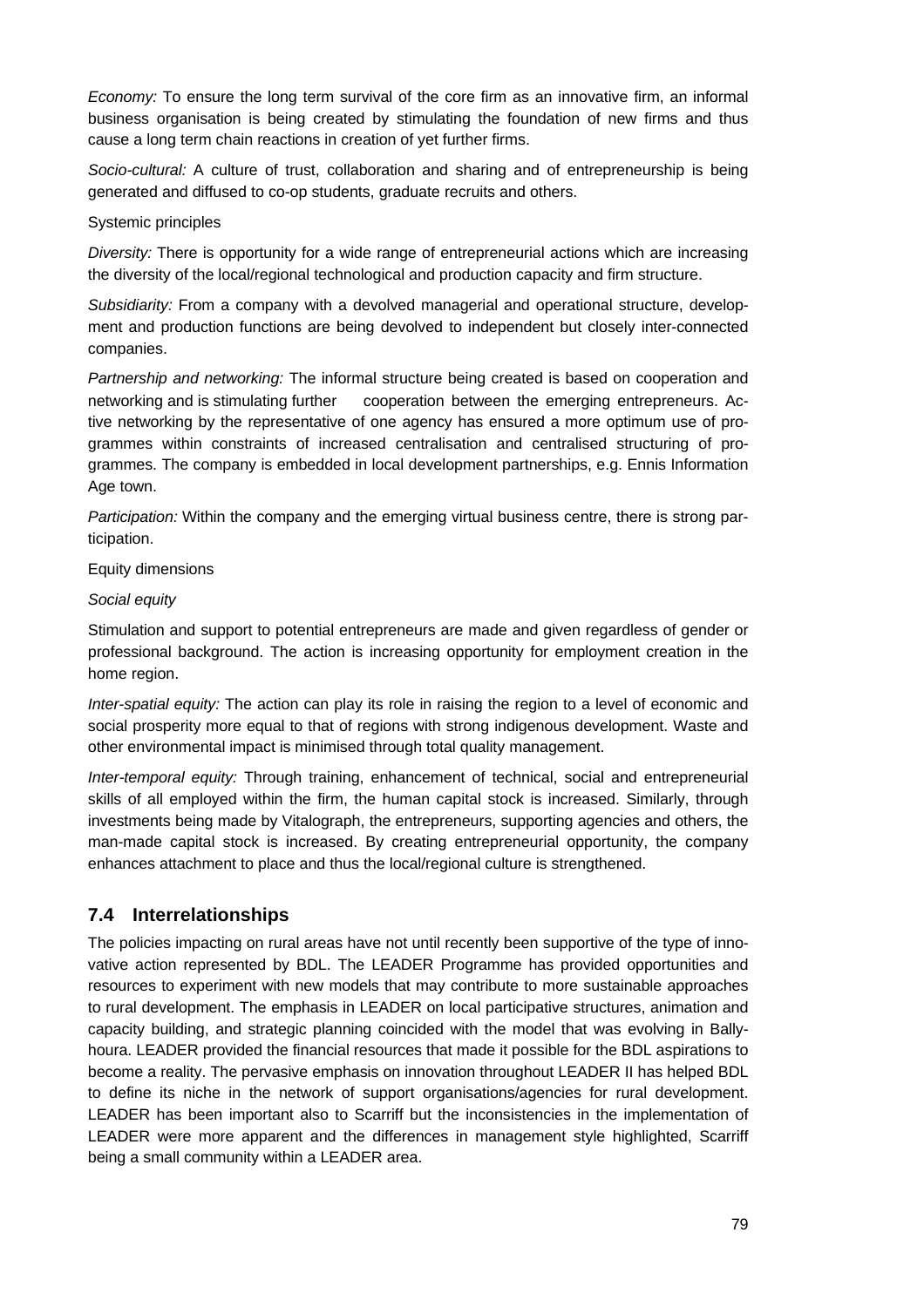*Economy:* To ensure the long term survival of the core firm as an innovative firm, an informal business organisation is being created by stimulating the foundation of new firms and thus cause a long term chain reactions in creation of yet further firms.

*Socio-cultural:* A culture of trust, collaboration and sharing and of entrepreneurship is being generated and diffused to co-op students, graduate recruits and others.

Systemic principles

*Diversity:* There is opportunity for a wide range of entrepreneurial actions which are increasing the diversity of the local/regional technological and production capacity and firm structure.

*Subsidiarity:* From a company with a devolved managerial and operational structure, development and production functions are being devolved to independent but closely inter-connected companies.

*Partnership and networking:* The informal structure being created is based on cooperation and networking and is stimulating further cooperation between the emerging entrepreneurs. Active networking by the representative of one agency has ensured a more optimum use of programmes within constraints of increased centralisation and centralised structuring of programmes. The company is embedded in local development partnerships, e.g. Ennis Information Age town.

*Participation:* Within the company and the emerging virtual business centre, there is strong participation.

Equity dimensions

*Social equity*

Stimulation and support to potential entrepreneurs are made and given regardless of gender or professional background. The action is increasing opportunity for employment creation in the home region.

*Inter-spatial equity:* The action can play its role in raising the region to a level of economic and social prosperity more equal to that of regions with strong indigenous development. Waste and other environmental impact is minimised through total quality management.

*Inter-temporal equity:* Through training, enhancement of technical, social and entrepreneurial skills of all employed within the firm, the human capital stock is increased. Similarly, through investments being made by Vitalograph, the entrepreneurs, supporting agencies and others, the man-made capital stock is increased. By creating entrepreneurial opportunity, the company enhances attachment to place and thus the local/regional culture is strengthened.

## 7.4 Interrelationships

The policies impacting on rural areas have not until recently been supportive of the type of innovative action represented by BDL. The LEADER Programme has provided opportunities and resources to experiment with new models that may contribute to more sustainable approaches to rural development. The emphasis in LEADER on local participative structures, animation and capacity building, and strategic planning coincided with the model that was evolving in Ballyhoura. LEADER provided the financial resources that made it possible for the BDL aspirations to become a reality. The pervasive emphasis on innovation throughout LEADER II has helped BDL to define its niche in the network of support organisations/agencies for rural development. LEADER has been important also to Scarriff but the inconsistencies in the implementation of LEADER were more apparent and the differences in management style highlighted, Scarriff being a small community within a LEADER area.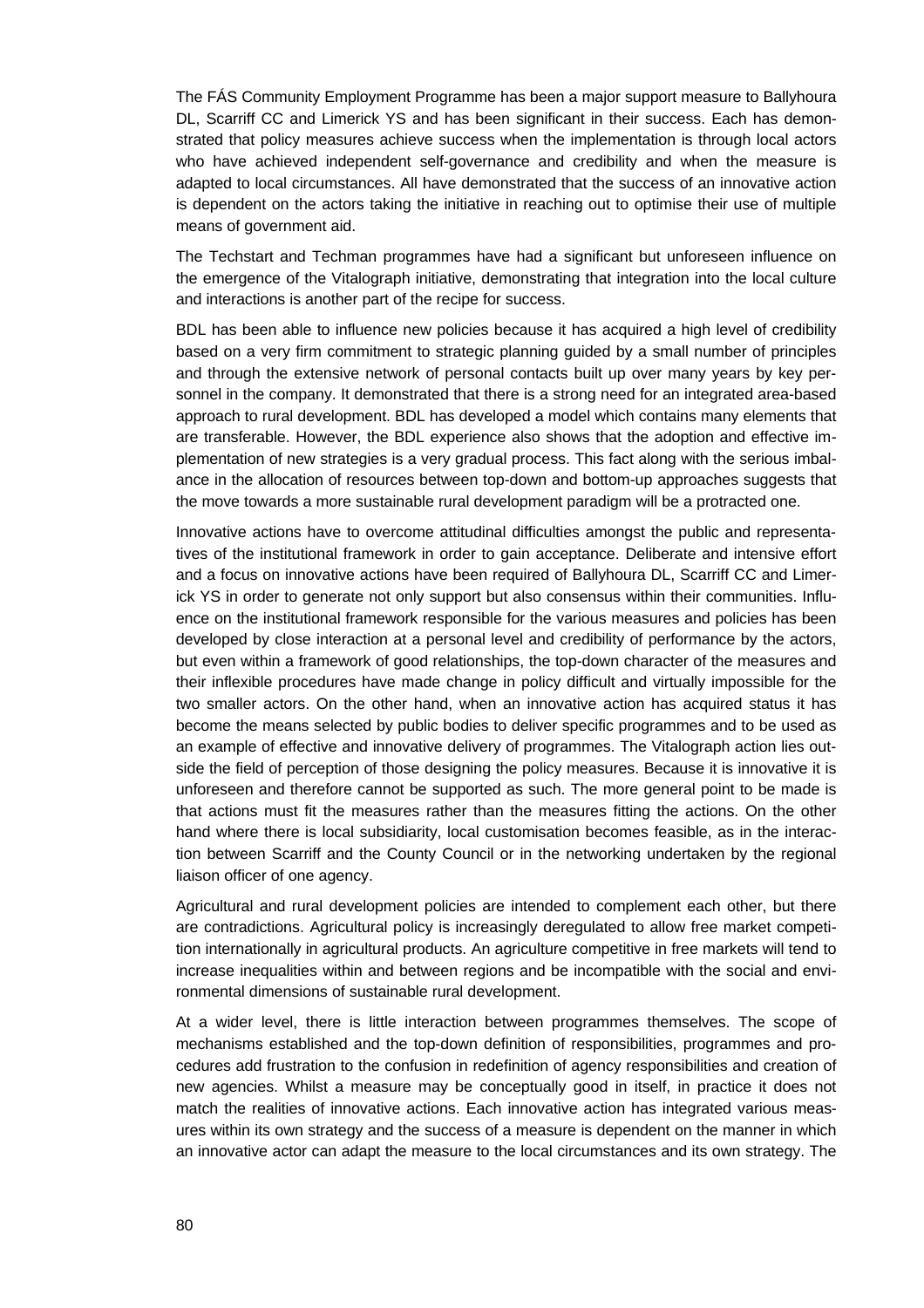The FÁS Community Employment Programme has been a major support measure to Ballyhoura DL, Scarriff CC and Limerick YS and has been significant in their success. Each has demonstrated that policy measures achieve success when the implementation is through local actors who have achieved independent self-governance and credibility and when the measure is adapted to local circumstances. All have demonstrated that the success of an innovative action is dependent on the actors taking the initiative in reaching out to optimise their use of multiple means of government aid.

The Techstart and Techman programmes have had a significant but unforeseen influence on the emergence of the Vitalograph initiative, demonstrating that integration into the local culture and interactions is another part of the recipe for success.

BDL has been able to influence new policies because it has acquired a high level of credibility based on a very firm commitment to strategic planning guided by a small number of principles and through the extensive network of personal contacts built up over many years by key personnel in the company. It demonstrated that there is a strong need for an integrated area-based approach to rural development. BDL has developed a model which contains many elements that are transferable. However, the BDL experience also shows that the adoption and effective implementation of new strategies is a very gradual process. This fact along with the serious imbalance in the allocation of resources between top-down and bottom-up approaches suggests that the move towards a more sustainable rural development paradigm will be a protracted one.

Innovative actions have to overcome attitudinal difficulties amongst the public and representatives of the institutional framework in order to gain acceptance. Deliberate and intensive effort and a focus on innovative actions have been required of Ballyhoura DL, Scarriff CC and Limerick YS in order to generate not only support but also consensus within their communities. Influence on the institutional framework responsible for the various measures and policies has been developed by close interaction at a personal level and credibility of performance by the actors, but even within a framework of good relationships, the top-down character of the measures and their inflexible procedures have made change in policy difficult and virtually impossible for the two smaller actors. On the other hand, when an innovative action has acquired status it has become the means selected by public bodies to deliver specific programmes and to be used as an example of effective and innovative delivery of programmes. The Vitalograph action lies outside the field of perception of those designing the policy measures. Because it is innovative it is unforeseen and therefore cannot be supported as such. The more general point to be made is that actions must fit the measures rather than the measures fitting the actions. On the other hand where there is local subsidiarity, local customisation becomes feasible, as in the interaction between Scarriff and the County Council or in the networking undertaken by the regional liaison officer of one agency.

Agricultural and rural development policies are intended to complement each other, but there are contradictions. Agricultural policy is increasingly deregulated to allow free market competition internationally in agricultural products. An agriculture competitive in free markets will tend to increase inequalities within and between regions and be incompatible with the social and environmental dimensions of sustainable rural development.

At a wider level, there is little interaction between programmes themselves. The scope of mechanisms established and the top-down definition of responsibilities, programmes and procedures add frustration to the confusion in redefinition of agency responsibilities and creation of new agencies. Whilst a measure may be conceptually good in itself, in practice it does not match the realities of innovative actions. Each innovative action has integrated various measures within its own strategy and the success of a measure is dependent on the manner in which an innovative actor can adapt the measure to the local circumstances and its own strategy. The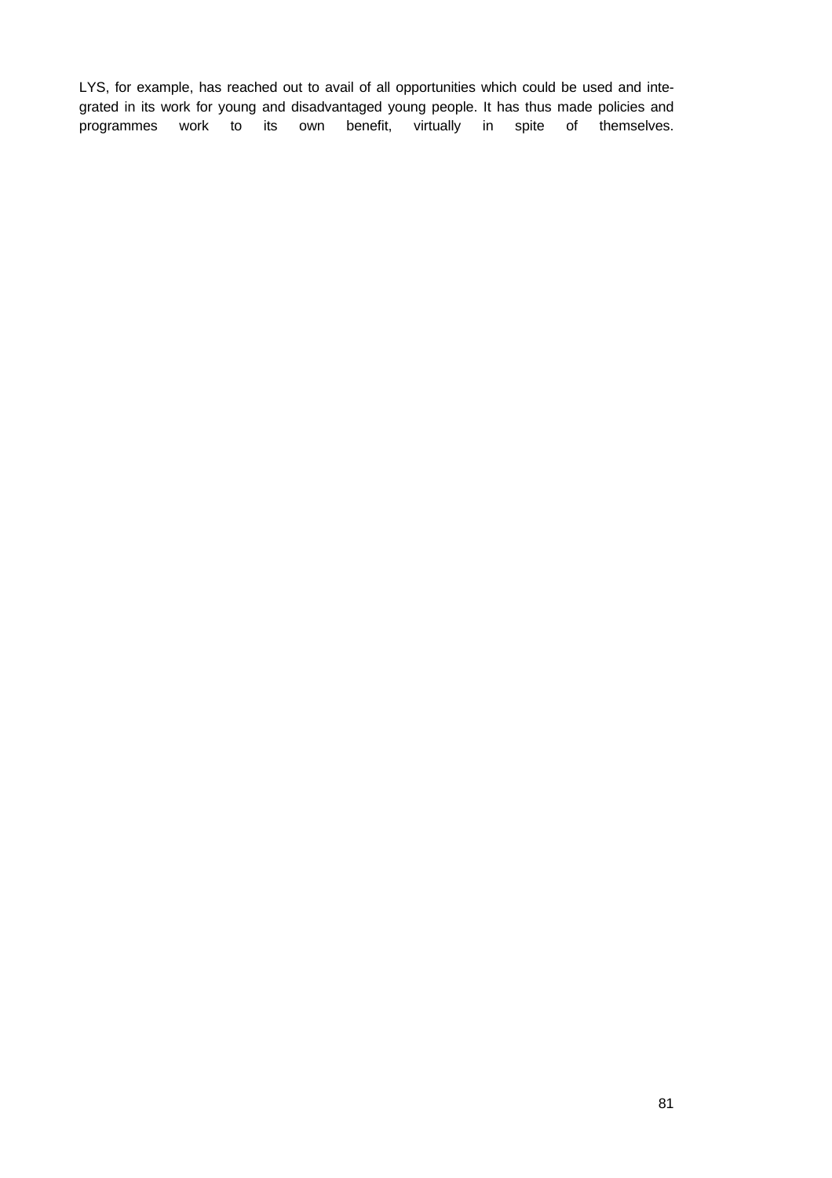LYS, for example, has reached out to avail of all opportunities which could be used and integrated in its work for young and disadvantaged young people. It has thus made policies and programmes work to its own benefit, virtually in spite of themselves.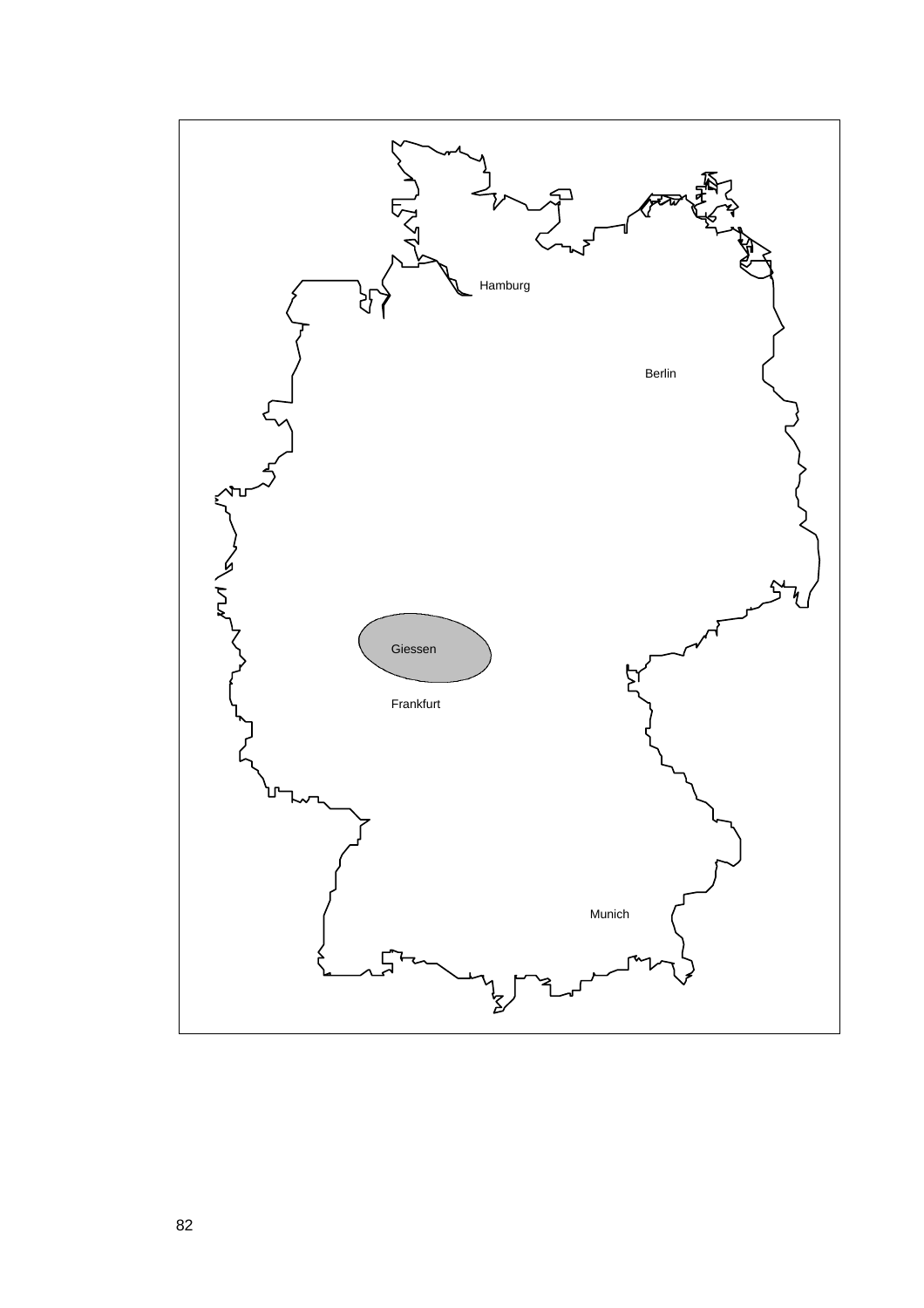Hamburg

Berlin

Giessen

Frankfurt

Munich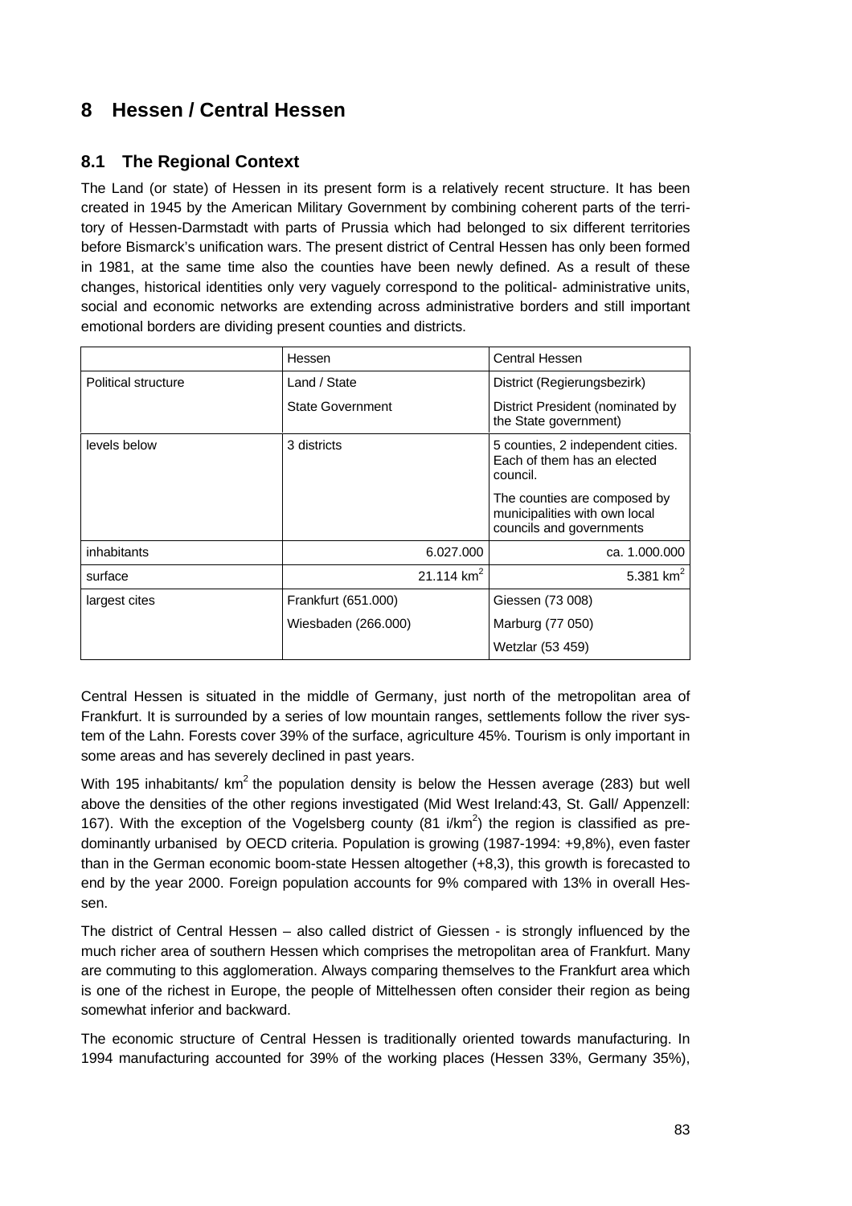# 8 Hessen / Central Hessen

## 8.1 The Regional Context

The Land (or state) of Hessen in its present form is a relatively recent structure. It has been created in 1945 by the American Military Government by combining coherent parts of the territory of Hessen-Darmstadt with parts of Prussia which had belonged to six different territories before Bismarck's unification wars. The present district of Central Hessen has only been formed in 1981, at the same time also the counties have been newly defined. As a result of these changes, historical identities only very vaguely correspond to the political- administrative units, social and economic networks are extending across administrative borders and still important emotional borders are dividing present counties and districts.

| | Hessen | Central Hessen |
|---|---|---|
| Political structure | Land / State | District (Regierungsbezirk) |
| | State Government | District President (nominated by the State government) |
| levels below | 3 districts | 5 counties, 2 independent cities. Each of them has an elected council. |
| | | The counties are composed by municipalities with own local councils and governments |
| inhabitants | 6.027.000 | ca. 1.000.000 |
| surface | 21.114 km$^2$ | 5.381 km$^2$ |
| largest cites | Frankfurt (651.000) | Giessen (73 008) |
| | Wiesbaden (266.000) | Marburg (77 050) |
| | | Wetzlar (53 459) |

Central Hessen is situated in the middle of Germany, just north of the metropolitan area of Frankfurt. It is surrounded by a series of low mountain ranges, settlements follow the river system of the Lahn. Forests cover 39% of the surface, agriculture 45%. Tourism is only important in some areas and has severely declined in past years.

With 195 inhabitants/ km$^2$ the population density is below the Hessen average (283) but well above the densities of the other regions investigated (Mid West Ireland:43, St. Gall/ Appenzell: 167). With the exception of the Vogelsberg county (81 i/km$^2$) the region is classified as predominantly urbanised by OECD criteria. Population is growing (1987-1994: +9,8%), even faster than in the German economic boom-state Hessen altogether (+8,3), this growth is forecasted to end by the year 2000. Foreign population accounts for 9% compared with 13% in overall Hessen.

The district of Central Hessen – also called district of Giessen - is strongly influenced by the much richer area of southern Hessen which comprises the metropolitan area of Frankfurt. Many are commuting to this agglomeration. Always comparing themselves to the Frankfurt area which is one of the richest in Europe, the people of Mittelhessen often consider their region as being somewhat inferior and backward.

The economic structure of Central Hessen is traditionally oriented towards manufacturing. In 1994 manufacturing accounted for 39% of the working places (Hessen 33%, Germany 35%),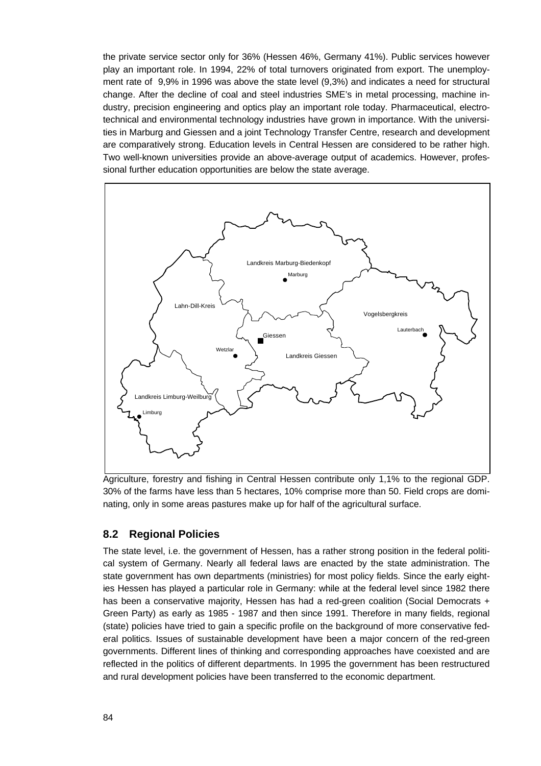the private service sector only for 36% (Hessen 46%, Germany 41%). Public services however play an important role. In 1994, 22% of total turnovers originated from export. The unemployment rate of 9,9% in 1996 was above the state level (9,3%) and indicates a need for structural change. After the decline of coal and steel industries SME's in metal processing, machine industry, precision engineering and optics play an important role today. Pharmaceutical, electrotechnical and environmental technology industries have grown in importance. With the universities in Marburg and Giessen and a joint Technology Transfer Centre, research and development are comparatively strong. Education levels in Central Hessen are considered to be rather high. Two well-known universities provide an above-average output of academics. However, professional further education opportunities are below the state average.

Agriculture, forestry and fishing in Central Hessen contribute only 1,1% to the regional GDP. 30% of the farms have less than 5 hectares, 10% comprise more than 50. Field crops are dominating, only in some areas pastures make up for half of the agricultural surface.

## 8.2 Regional Policies

The state level, i.e. the government of Hessen, has a rather strong position in the federal political system of Germany. Nearly all federal laws are enacted by the state administration. The state government has own departments (ministries) for most policy fields. Since the early eighties Hessen has played a particular role in Germany: while at the federal level since 1982 there has been a conservative majority, Hessen has had a red-green coalition (Social Democrats + Green Party) as early as 1985 - 1987 and then since 1991. Therefore in many fields, regional (state) policies have tried to gain a specific profile on the background of more conservative federal politics. Issues of sustainable development have been a major concern of the red-green governments. Different lines of thinking and corresponding approaches have coexisted and are reflected in the politics of different departments. In 1995 the government has been restructured and rural development policies have been transferred to the economic department.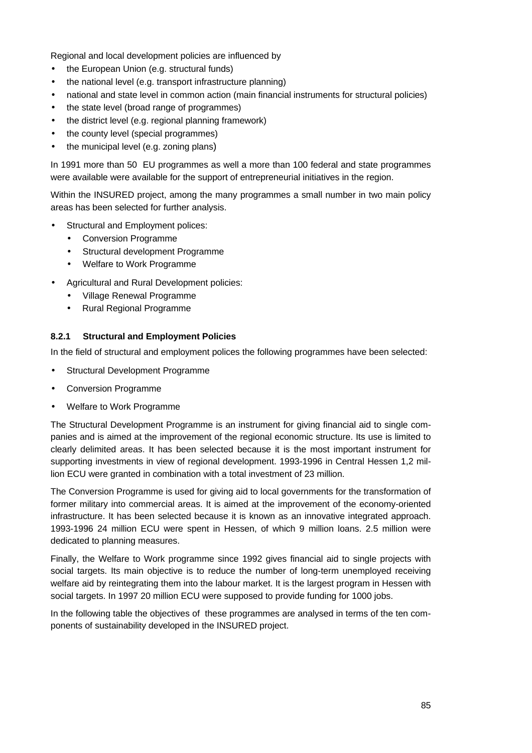Regional and local development policies are influenced by

- the European Union (e.g. structural funds)
- the national level (e.g. transport infrastructure planning)
- national and state level in common action (main financial instruments for structural policies)
- the state level (broad range of programmes)
- the district level (e.g. regional planning framework)
- the county level (special programmes)
- the municipal level (e.g. zoning plans)

In 1991 more than 50 EU programmes as well a more than 100 federal and state programmes were available were available for the support of entrepreneurial initiatives in the region.

Within the INSURED project, among the many programmes a small number in two main policy areas has been selected for further analysis.

- Structural and Employment polices:
  - Conversion Programme
  - Structural development Programme
  - Welfare to Work Programme
- Agricultural and Rural Development policies:
  - Village Renewal Programme
  - Rural Regional Programme

#### 8.2.1 Structural and Employment Policies

In the field of structural and employment polices the following programmes have been selected:

- Structural Development Programme
- Conversion Programme
- Welfare to Work Programme

The Structural Development Programme is an instrument for giving financial aid to single companies and is aimed at the improvement of the regional economic structure. Its use is limited to clearly delimited areas. It has been selected because it is the most important instrument for supporting investments in view of regional development. 1993-1996 in Central Hessen 1,2 million ECU were granted in combination with a total investment of 23 million.

The Conversion Programme is used for giving aid to local governments for the transformation of former military into commercial areas. It is aimed at the improvement of the economy-oriented infrastructure. It has been selected because it is known as an innovative integrated approach. 1993-1996 24 million ECU were spent in Hessen, of which 9 million loans. 2.5 million were dedicated to planning measures.

Finally, the Welfare to Work programme since 1992 gives financial aid to single projects with social targets. Its main objective is to reduce the number of long-term unemployed receiving welfare aid by reintegrating them into the labour market. It is the largest program in Hessen with social targets. In 1997 20 million ECU were supposed to provide funding for 1000 jobs.

In the following table the objectives of these programmes are analysed in terms of the ten components of sustainability developed in the INSURED project.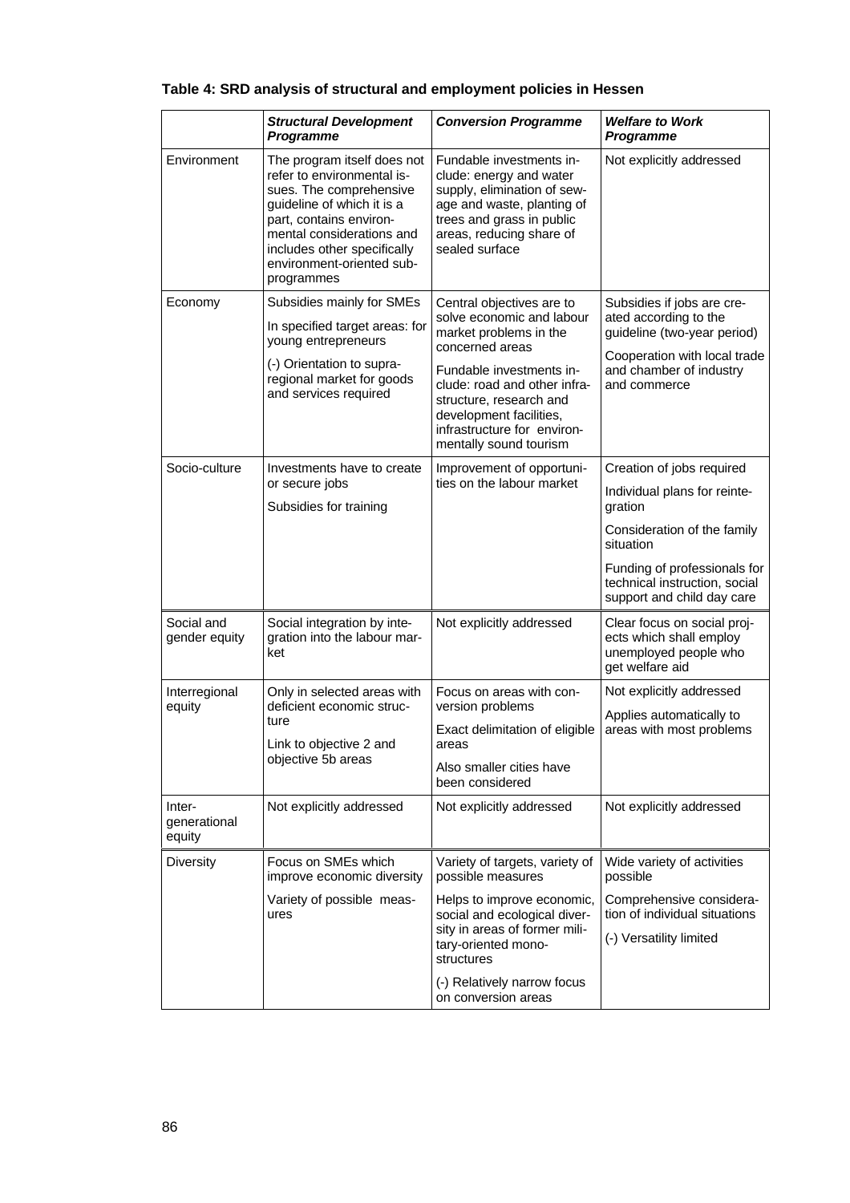**Table 4: SRD analysis of structural and employment policies in Hessen**

| | ***Structural Development Programme*** | ***Conversion Programme*** | ***Welfare to Work Programme*** |
|---|---|---|---|
| Environment | The program itself does not refer to environmental issues. The comprehensive guideline of which it is a part, contains environmental considerations and includes other specifically environment-oriented sub-programmes | Fundable investments include: energy and water supply, elimination of sewage and waste, planting of trees and grass in public areas, reducing share of sealed surface | Not explicitly addressed |
| Economy | Subsidies mainly for SMEs<br><br>In specified target areas: for young entrepreneurs<br><br>(-) Orientation to supra-regional market for goods and services required | Central objectives are to solve economic and labour market problems in the concerned areas<br><br>Fundable investments include: road and other infrastructure, research and development facilities, infrastructure for environmentally sound tourism | Subsidies if jobs are created according to the guideline (two-year period)<br><br>Cooperation with local trade and chamber of industry and commerce |
| Socio-culture | Investments have to create or secure jobs<br><br>Subsidies for training | Improvement of opportunities on the labour market | Creation of jobs required<br><br>Individual plans for reintegration<br><br>Consideration of the family situation<br><br>Funding of professionals for technical instruction, social support and child day care |
| Social and gender equity | Social integration by integration into the labour market | Not explicitly addressed | Clear focus on social projects which shall employ unemployed people who get welfare aid |
| Interregional equity | Only in selected areas with deficient economic structure<br><br>Link to objective 2 and objective 5b areas | Focus on areas with conversion problems<br><br>Exact delimitation of eligible areas<br><br>Also smaller cities have been considered | Not explicitly addressed<br><br>Applies automatically to areas with most problems |
| Inter-generational equity | Not explicitly addressed | Not explicitly addressed | Not explicitly addressed |
| Diversity | Focus on SMEs which improve economic diversity<br><br>Variety of possible measures | Variety of targets, variety of possible measures<br><br>Helps to improve economic, social and ecological diversity in areas of former military-oriented mono-structures<br><br>(-) Relatively narrow focus on conversion areas | Wide variety of activities possible<br><br>Comprehensive consideration of individual situations<br><br>(-) Versatility limited |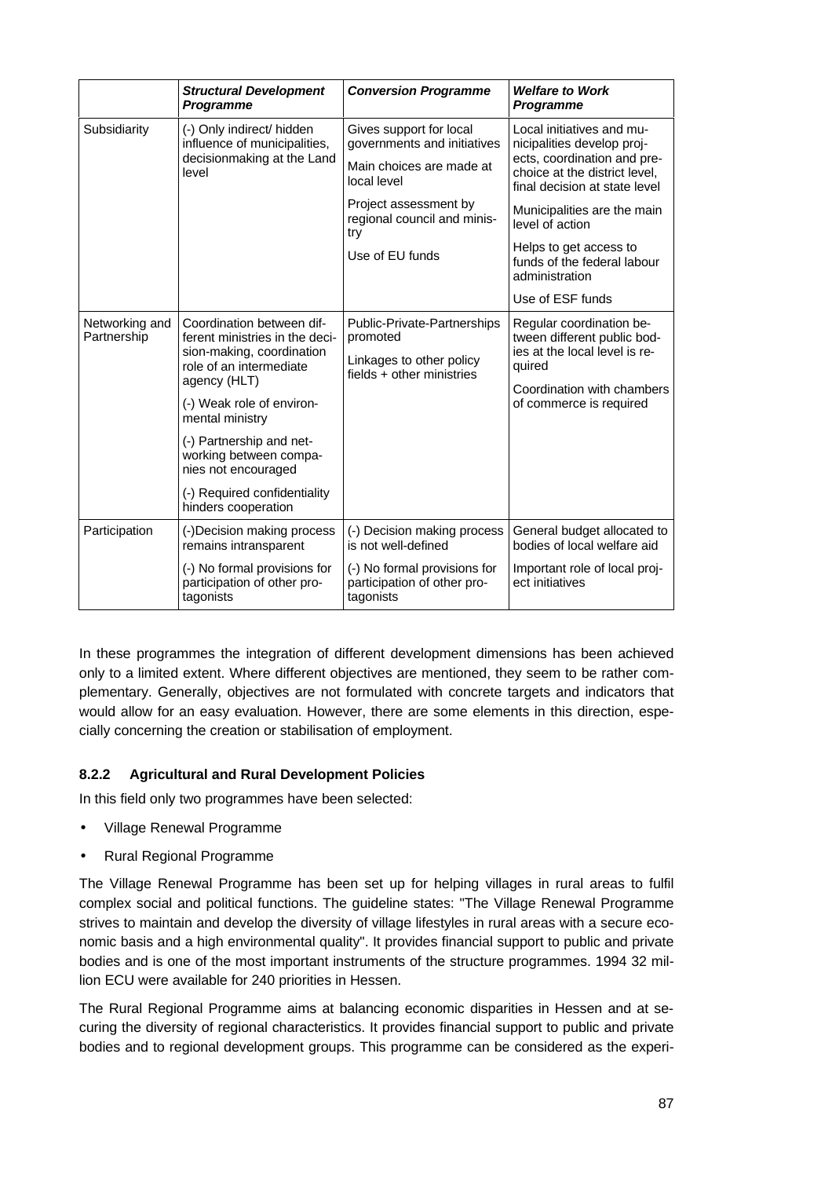| | ***Structural Development Programme*** | ***Conversion Programme*** | ***Welfare to Work Programme*** |
|---|---|---|---|
| Subsidiarity | (-) Only indirect/ hidden influence of municipalities, decisionmaking at the Land level | Gives support for local governments and initiatives<br><br>Main choices are made at local level<br><br>Project assessment by regional council and ministry<br><br>Use of EU funds | Local initiatives and municipalities develop projects, coordination and prechoice at the district level, final decision at state level<br><br>Municipalities are the main level of action<br><br>Helps to get access to funds of the federal labour administration<br><br>Use of ESF funds |
| Networking and Partnership | Coordination between different ministries in the decision-making, coordination role of an intermediate agency (HLT)<br><br>(-) Weak role of environmental ministry<br><br>(-) Partnership and networking between companies not encouraged<br><br>(-) Required confidentiality hinders cooperation | Public-Private-Partnerships promoted<br><br>Linkages to other policy fields + other ministries | Regular coordination between different public bodies at the local level is required<br><br>Coordination with chambers of commerce is required |
| Participation | (-)Decision making process remains intransparent<br><br>(-) No formal provisions for participation of other protagonists | (-) Decision making process is not well-defined<br><br>(-) No formal provisions for participation of other protagonists | General budget allocated to bodies of local welfare aid<br><br>Important role of local project initiatives |

In these programmes the integration of different development dimensions has been achieved only to a limited extent. Where different objectives are mentioned, they seem to be rather complementary. Generally, objectives are not formulated with concrete targets and indicators that would allow for an easy evaluation. However, there are some elements in this direction, especially concerning the creation or stabilisation of employment.

### 8.2.2 Agricultural and Rural Development Policies

In this field only two programmes have been selected:

- Village Renewal Programme
- Rural Regional Programme

The Village Renewal Programme has been set up for helping villages in rural areas to fulfil complex social and political functions. The guideline states: "The Village Renewal Programme strives to maintain and develop the diversity of village lifestyles in rural areas with a secure economic basis and a high environmental quality". It provides financial support to public and private bodies and is one of the most important instruments of the structure programmes. 1994 32 million ECU were available for 240 priorities in Hessen.

The Rural Regional Programme aims at balancing economic disparities in Hessen and at securing the diversity of regional characteristics. It provides financial support to public and private bodies and to regional development groups. This programme can be considered as the experi-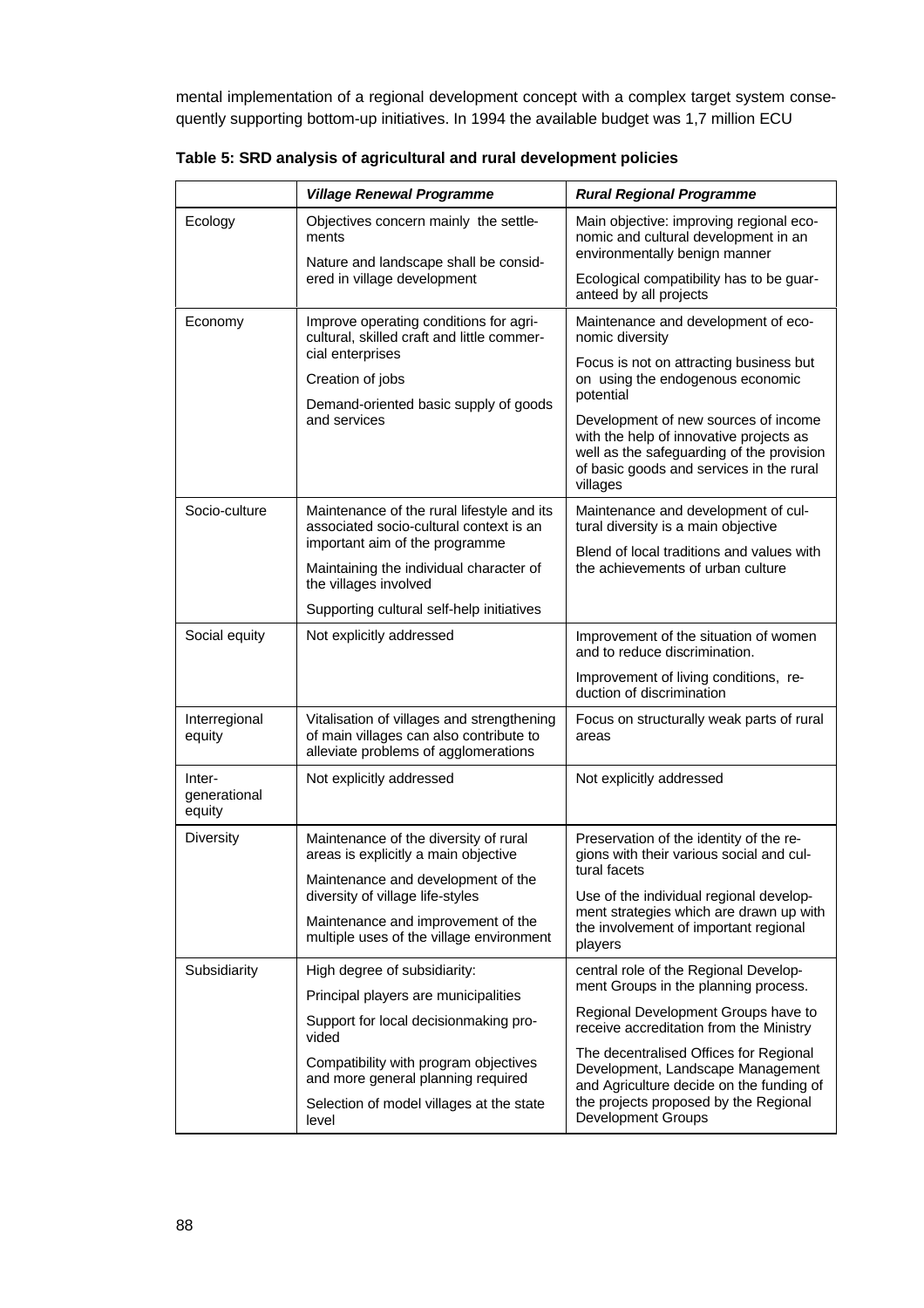mental implementation of a regional development concept with a complex target system consequently supporting bottom-up initiatives. In 1994 the available budget was 1,7 million ECU

**Table 5: SRD analysis of agricultural and rural development policies**

| | *Village Renewal Programme* | *Rural Regional Programme* |
|---|---|---|
| Ecology | Objectives concern mainly the settlements<br>Nature and landscape shall be considered in village development | Main objective: improving regional economic and cultural development in an environmentally benign manner<br>Ecological compatibility has to be guaranteed by all projects |
| Economy | Improve operating conditions for agricultural, skilled craft and little commercial enterprises<br>Creation of jobs<br>Demand-oriented basic supply of goods and services | Maintenance and development of economic diversity<br>Focus is not on attracting business but on using the endogenous economic potential<br>Development of new sources of income with the help of innovative projects as well as the safeguarding of the provision of basic goods and services in the rural villages |
| Socio-culture | Maintenance of the rural lifestyle and its associated socio-cultural context is an important aim of the programme<br>Maintaining the individual character of the villages involved<br>Supporting cultural self-help initiatives | Maintenance and development of cultural diversity is a main objective<br>Blend of local traditions and values with the achievements of urban culture |
| Social equity | Not explicitly addressed | Improvement of the situation of women and to reduce discrimination.<br>Improvement of living conditions, reduction of discrimination |
| Interregional equity | Vitalisation of villages and strengthening of main villages can also contribute to alleviate problems of agglomerations | Focus on structurally weak parts of rural areas |
| Inter-generational equity | Not explicitly addressed | Not explicitly addressed |
| Diversity | Maintenance of the diversity of rural areas is explicitly a main objective<br>Maintenance and development of the diversity of village life-styles<br>Maintenance and improvement of the multiple uses of the village environment | Preservation of the identity of the regions with their various social and cultural facets<br>Use of the individual regional development strategies which are drawn up with the involvement of important regional players |
| Subsidiarity | High degree of subsidiarity:<br>Principal players are municipalities<br>Support for local decisionmaking provided<br>Compatibility with program objectives and more general planning required<br>Selection of model villages at the state level | central role of the Regional Development Groups in the planning process.<br>Regional Development Groups have to receive accreditation from the Ministry<br>The decentralised Offices for Regional Development, Landscape Management and Agriculture decide on the funding of the projects proposed by the Regional Development Groups |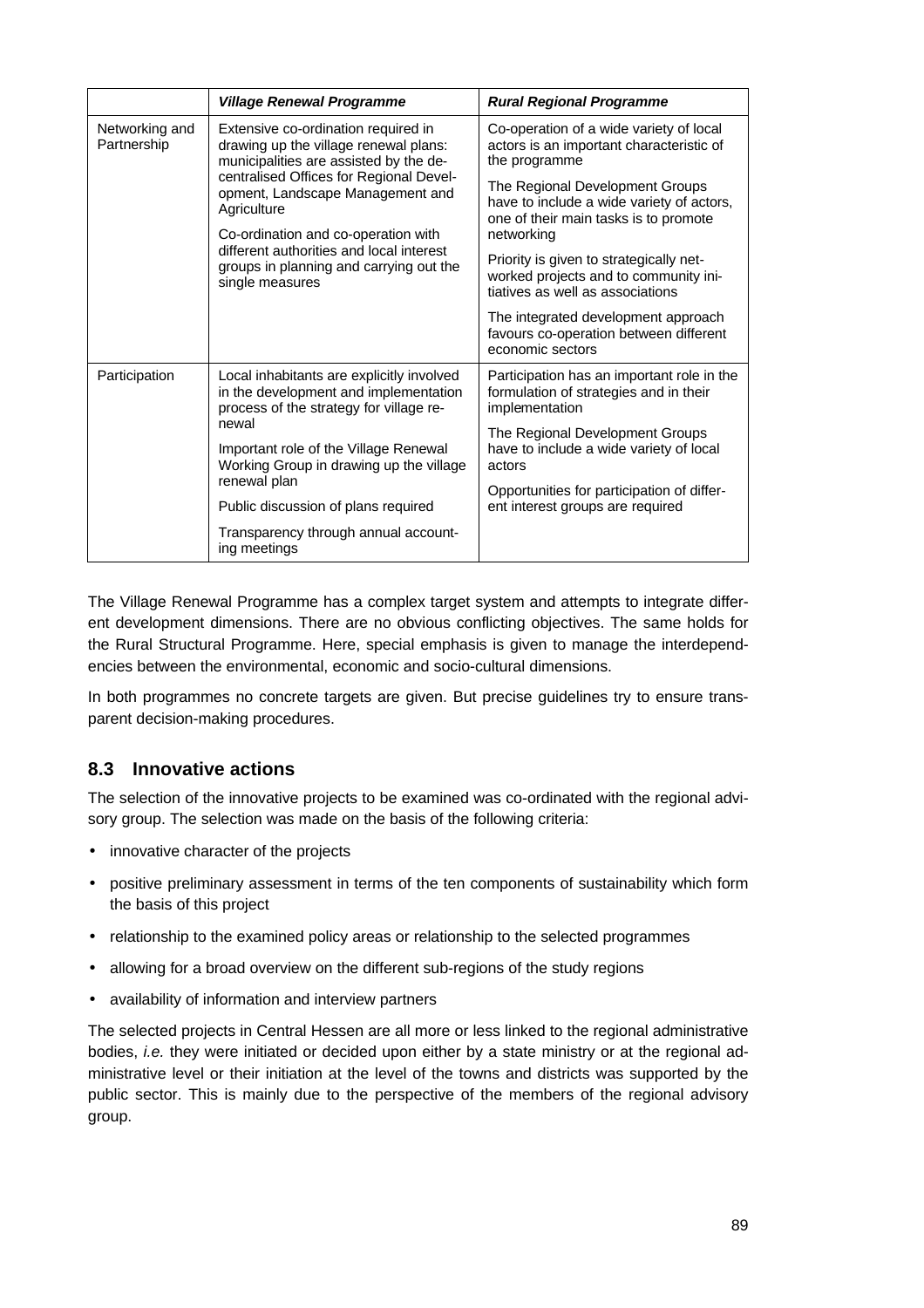| | *Village Renewal Programme* | *Rural Regional Programme* |
|---|---|---|
| Networking and Partnership | Extensive co-ordination required in drawing up the village renewal plans: municipalities are assisted by the decentralised Offices for Regional Development, Landscape Management and Agriculture<br><br>Co-ordination and co-operation with different authorities and local interest groups in planning and carrying out the single measures | Co-operation of a wide variety of local actors is an important characteristic of the programme<br><br>The Regional Development Groups have to include a wide variety of actors, one of their main tasks is to promote networking<br><br>Priority is given to strategically networked projects and to community initiatives as well as associations<br><br>The integrated development approach favours co-operation between different economic sectors |
| Participation | Local inhabitants are explicitly involved in the development and implementation process of the strategy for village renewal<br><br>Important role of the Village Renewal Working Group in drawing up the village renewal plan<br><br>Public discussion of plans required<br><br>Transparency through annual accounting meetings | Participation has an important role in the formulation of strategies and in their implementation<br><br>The Regional Development Groups have to include a wide variety of local actors<br><br>Opportunities for participation of different interest groups are required |

The Village Renewal Programme has a complex target system and attempts to integrate different development dimensions. There are no obvious conflicting objectives. The same holds for the Rural Structural Programme. Here, special emphasis is given to manage the interdependencies between the environmental, economic and socio-cultural dimensions.

In both programmes no concrete targets are given. But precise guidelines try to ensure transparent decision-making procedures.

## 8.3 Innovative actions

The selection of the innovative projects to be examined was co-ordinated with the regional advisory group. The selection was made on the basis of the following criteria:

- innovative character of the projects
- positive preliminary assessment in terms of the ten components of sustainability which form the basis of this project
- relationship to the examined policy areas or relationship to the selected programmes
- allowing for a broad overview on the different sub-regions of the study regions
- availability of information and interview partners

The selected projects in Central Hessen are all more or less linked to the regional administrative bodies, *i.e.* they were initiated or decided upon either by a state ministry or at the regional administrative level or their initiation at the level of the towns and districts was supported by the public sector. This is mainly due to the perspective of the members of the regional advisory group.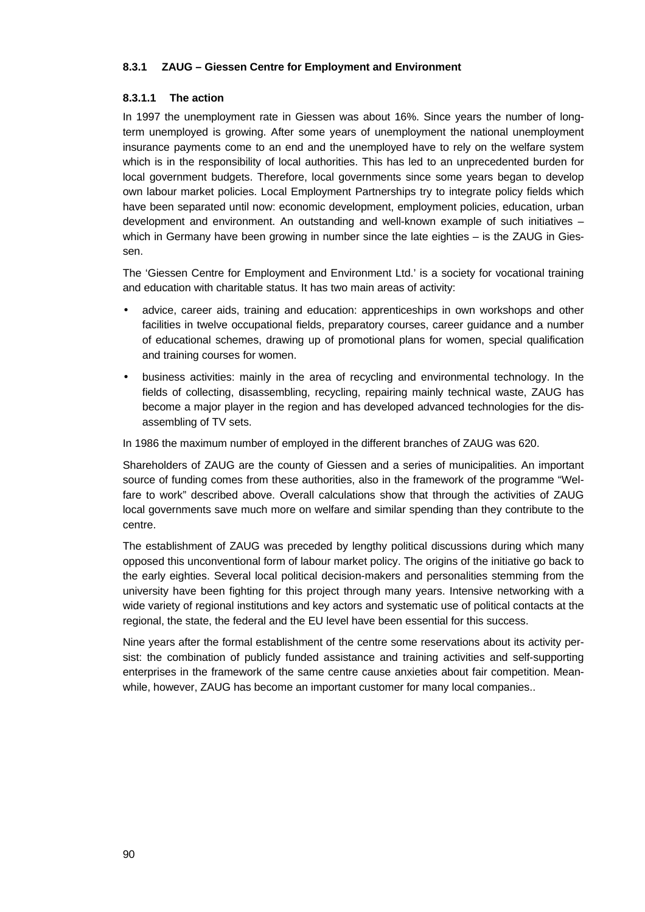### 8.3.1 ZAUG – Giessen Centre for Employment and Environment

#### 8.3.1.1 The action

In 1997 the unemployment rate in Giessen was about 16%. Since years the number of long-term unemployed is growing. After some years of unemployment the national unemployment insurance payments come to an end and the unemployed have to rely on the welfare system which is in the responsibility of local authorities. This has led to an unprecedented burden for local government budgets. Therefore, local governments since some years began to develop own labour market policies. Local Employment Partnerships try to integrate policy fields which have been separated until now: economic development, employment policies, education, urban development and environment. An outstanding and well-known example of such initiatives – which in Germany have been growing in number since the late eighties – is the ZAUG in Giessen.

The 'Giessen Centre for Employment and Environment Ltd.' is a society for vocational training and education with charitable status. It has two main areas of activity:

- advice, career aids, training and education: apprenticeships in own workshops and other facilities in twelve occupational fields, preparatory courses, career guidance and a number of educational schemes, drawing up of promotional plans for women, special qualification and training courses for women.
- business activities: mainly in the area of recycling and environmental technology. In the fields of collecting, disassembling, recycling, repairing mainly technical waste, ZAUG has become a major player in the region and has developed advanced technologies for the disassembling of TV sets.

In 1986 the maximum number of employed in the different branches of ZAUG was 620.

Shareholders of ZAUG are the county of Giessen and a series of municipalities. An important source of funding comes from these authorities, also in the framework of the programme "Welfare to work" described above. Overall calculations show that through the activities of ZAUG local governments save much more on welfare and similar spending than they contribute to the centre.

The establishment of ZAUG was preceded by lengthy political discussions during which many opposed this unconventional form of labour market policy. The origins of the initiative go back to the early eighties. Several local political decision-makers and personalities stemming from the university have been fighting for this project through many years. Intensive networking with a wide variety of regional institutions and key actors and systematic use of political contacts at the regional, the state, the federal and the EU level have been essential for this success.

Nine years after the formal establishment of the centre some reservations about its activity persist: the combination of publicly funded assistance and training activities and self-supporting enterprises in the framework of the same centre cause anxieties about fair competition. Meanwhile, however, ZAUG has become an important customer for many local companies..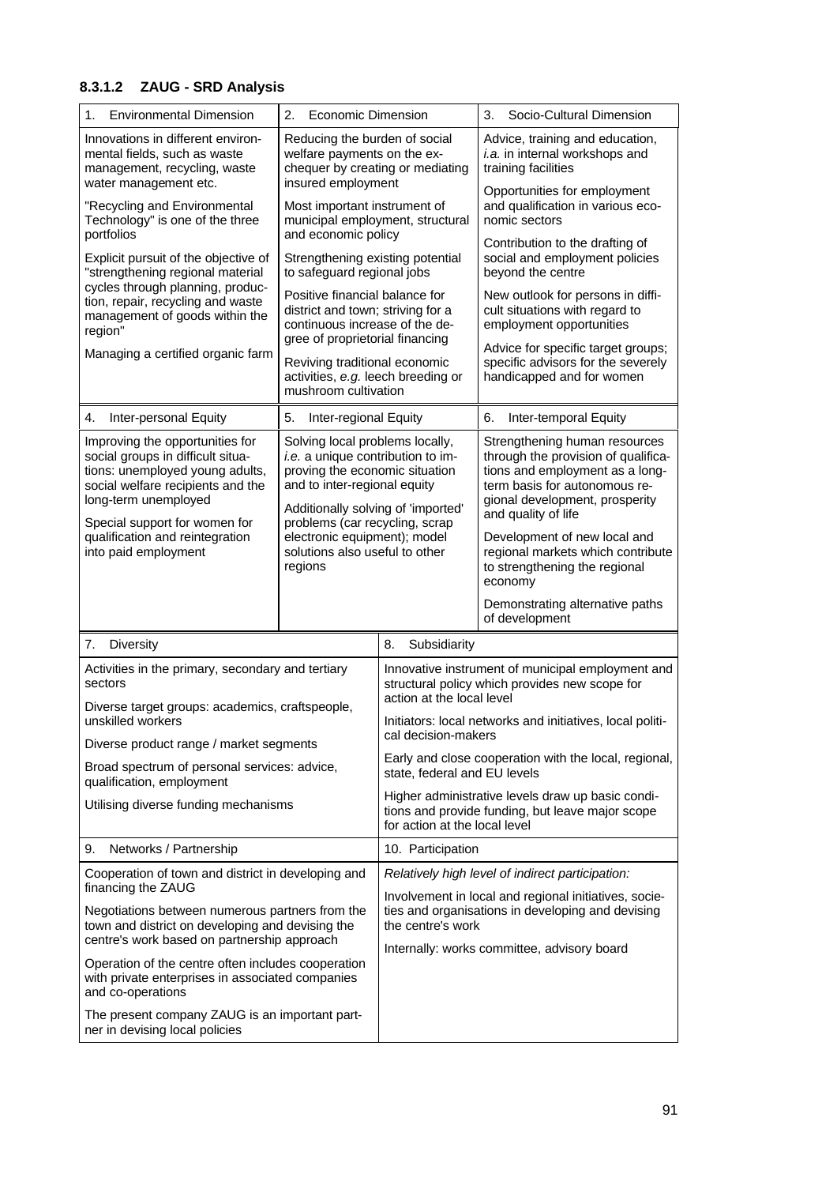#### 8.3.1.2 ZAUG - SRD Analysis

| 1. Environmental Dimension | 2. Economic Dimension | 3. Socio-Cultural Dimension |
|---|---|---|
| Innovations in different environmental fields, such as waste management, recycling, waste water management etc.<br><br>"Recycling and Environmental Technology" is one of the three portfolios<br><br>Explicit pursuit of the objective of "strengthening regional material cycles through planning, production, repair, recycling and waste management of goods within the region"<br><br>Managing a certified organic farm | Reducing the burden of social welfare payments on the exchequer by creating or mediating insured employment<br><br>Most important instrument of municipal employment, structural and economic policy<br><br>Strengthening existing potential to safeguard regional jobs<br><br>Positive financial balance for district and town; striving for a continuous increase of the degree of proprietorial financing<br><br>Reviving traditional economic activities, *e.g.* leech breeding or mushroom cultivation | Advice, training and education, *i.a.* in internal workshops and training facilities<br><br>Opportunities for employment and qualification in various economic sectors<br><br>Contribution to the drafting of social and employment policies beyond the centre<br><br>New outlook for persons in difficult situations with regard to employment opportunities<br><br>Advice for specific target groups; specific advisors for the severely handicapped and for women |

| 4. Inter-personal Equity | 5. Inter-regional Equity | 6. Inter-temporal Equity |
|---|---|---|
| Improving the opportunities for social groups in difficult situations: unemployed young adults, social welfare recipients and the long-term unemployed<br><br>Special support for women for qualification and reintegration into paid employment | Solving local problems locally, *i.e.* a unique contribution to improving the economic situation and to inter-regional equity<br><br>Additionally solving of 'imported' problems (car recycling, scrap electronic equipment); model solutions also useful to other regions | Strengthening human resources through the provision of qualifications and employment as a long-term basis for autonomous regional development, prosperity and quality of life<br><br>Development of new local and regional markets which contribute to strengthening the regional economy<br><br>Demonstrating alternative paths of development |

| 7. Diversity | 8. Subsidiarity |
|---|---|
| Activities in the primary, secondary and tertiary sectors<br><br>Diverse target groups: academics, craftspeople, unskilled workers<br><br>Diverse product range / market segments<br><br>Broad spectrum of personal services: advice, qualification, employment<br><br>Utilising diverse funding mechanisms | Innovative instrument of municipal employment and structural policy which provides new scope for action at the local level<br><br>Initiators: local networks and initiatives, local political decision-makers<br><br>Early and close cooperation with the local, regional, state, federal and EU levels<br><br>Higher administrative levels draw up basic conditions and provide funding, but leave major scope for action at the local level |

| 9. Networks / Partnership | 10. Participation |
|---|---|
| Cooperation of town and district in developing and financing the ZAUG<br><br>Negotiations between numerous partners from the town and district on developing and devising the centre's work based on partnership approach<br><br>Operation of the centre often includes cooperation with private enterprises in associated companies and co-operations<br><br>The present company ZAUG is an important partner in devising local policies | *Relatively high level of indirect participation:*<br><br>Involvement in local and regional initiatives, societies and organisations in developing and devising the centre's work<br><br>Internally: works committee, advisory board |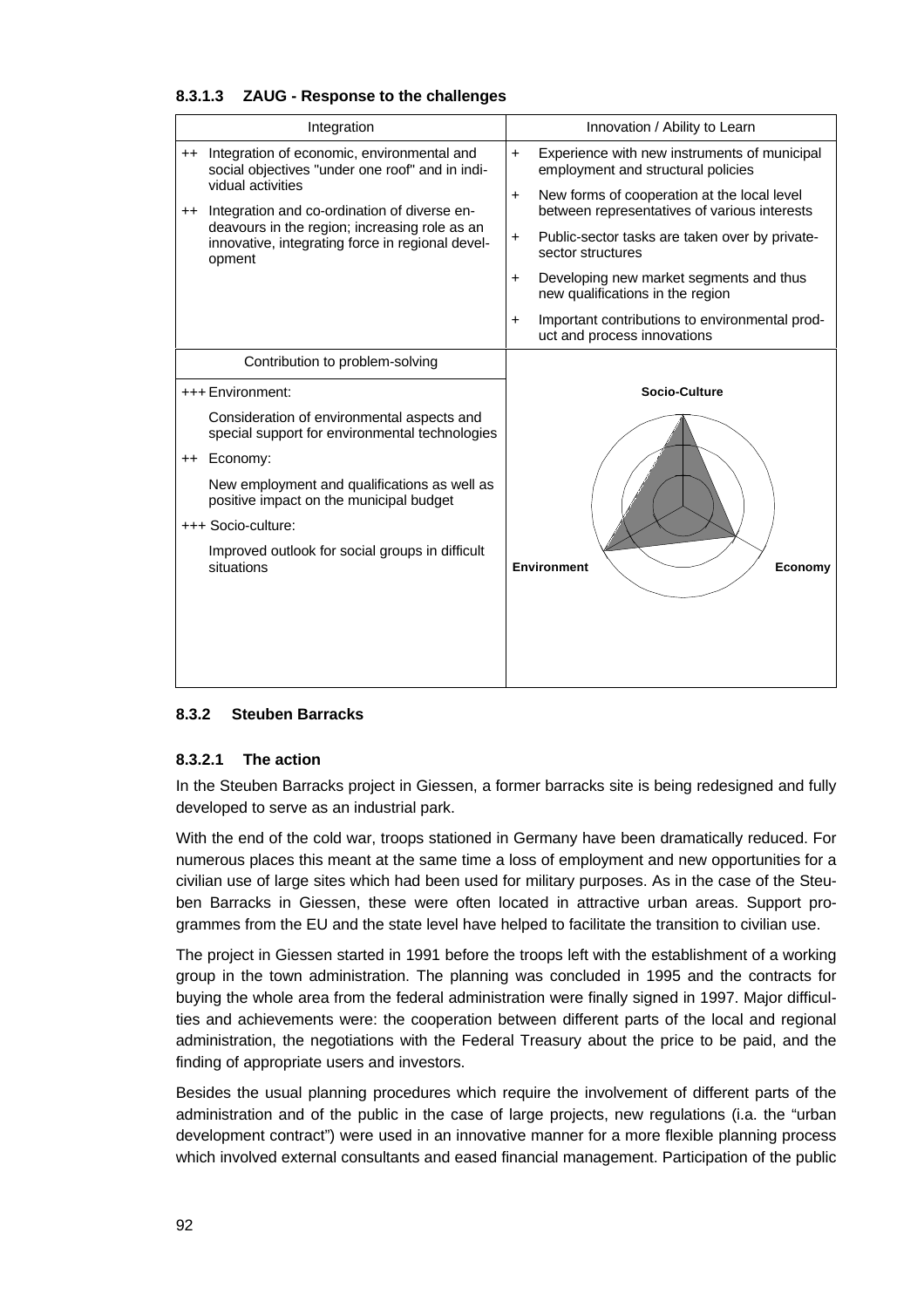#### 8.3.1.3 ZAUG - Response to the challenges

| Integration | Innovation / Ability to Learn |
|---|---|
| ++ Integration of economic, environmental and social objectives "under one roof" and in individual activities<br>++ Integration and co-ordination of diverse endeavours in the region; increasing role as an innovative, integrating force in regional development | + Experience with new instruments of municipal employment and structural policies<br>+ New forms of cooperation at the local level between representatives of various interests<br>+ Public-sector tasks are taken over by private-sector structures<br>+ Developing new market segments and thus new qualifications in the region<br>+ Important contributions to environmental product and process innovations |
| **Contribution to problem-solving** | |
| +++ Environment:<br>Consideration of environmental aspects and special support for environmental technologies<br>++ Economy:<br>New employment and qualifications as well as positive impact on the municipal budget<br>+++ Socio-culture:<br>Improved outlook for social groups in difficult situations | **Socio-Culture**<br>**Environment** **Economy** |

### 8.3.2 Steuben Barracks

#### 8.3.2.1 The action

In the Steuben Barracks project in Giessen, a former barracks site is being redesigned and fully developed to serve as an industrial park.

With the end of the cold war, troops stationed in Germany have been dramatically reduced. For numerous places this meant at the same time a loss of employment and new opportunities for a civilian use of large sites which had been used for military purposes. As in the case of the Steuben Barracks in Giessen, these were often located in attractive urban areas. Support programmes from the EU and the state level have helped to facilitate the transition to civilian use.

The project in Giessen started in 1991 before the troops left with the establishment of a working group in the town administration. The planning was concluded in 1995 and the contracts for buying the whole area from the federal administration were finally signed in 1997. Major difficulties and achievements were: the cooperation between different parts of the local and regional administration, the negotiations with the Federal Treasury about the price to be paid, and the finding of appropriate users and investors.

Besides the usual planning procedures which require the involvement of different parts of the administration and of the public in the case of large projects, new regulations (i.a. the "urban development contract") were used in an innovative manner for a more flexible planning process which involved external consultants and eased financial management. Participation of the public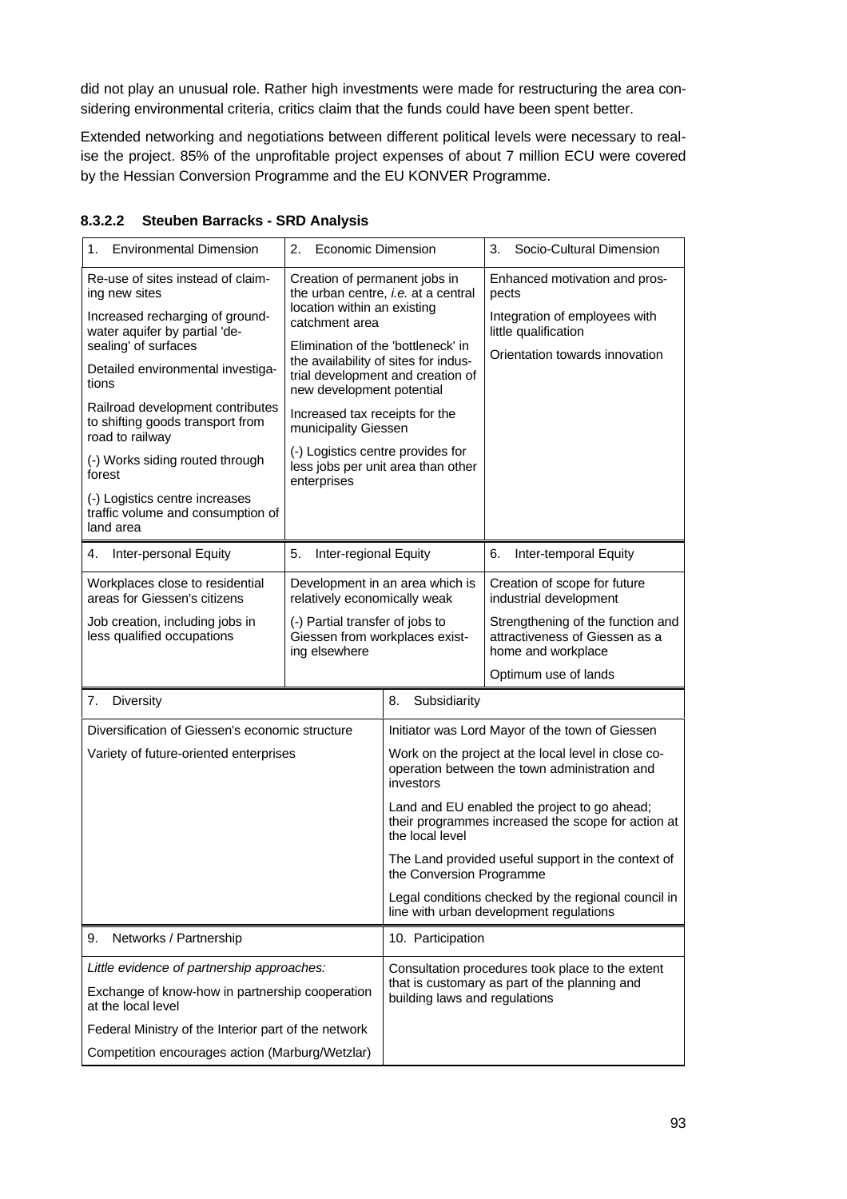did not play an unusual role. Rather high investments were made for restructuring the area considering environmental criteria, critics claim that the funds could have been spent better.

Extended networking and negotiations between different political levels were necessary to realise the project. 85% of the unprofitable project expenses of about 7 million ECU were covered by the Hessian Conversion Programme and the EU KONVER Programme.

#### 8.3.2.2 Steuben Barracks - SRD Analysis

| 1. Environmental Dimension | 2. Economic Dimension | 3. Socio-Cultural Dimension |
|---|---|---|
| Re-use of sites instead of claiming new sites<br>Increased recharging of groundwater aquifer by partial 'de-sealing' of surfaces<br>Detailed environmental investigations<br>Railroad development contributes to shifting goods transport from road to railway<br>(-) Works siding routed through forest<br>(-) Logistics centre increases traffic volume and consumption of land area | Creation of permanent jobs in the urban centre, *i.e.* at a central location within an existing catchment area<br>Elimination of the 'bottleneck' in the availability of sites for industrial development and creation of new development potential<br>Increased tax receipts for the municipality Giessen<br>(-) Logistics centre provides for less jobs per unit area than other enterprises | Enhanced motivation and prospects<br>Integration of employees with little qualification<br>Orientation towards innovation |

| 4. Inter-personal Equity | 5. Inter-regional Equity | 6. Inter-temporal Equity |
|---|---|---|
| Workplaces close to residential areas for Giessen's citizens<br>Job creation, including jobs in less qualified occupations | Development in an area which is relatively economically weak<br>(-) Partial transfer of jobs to Giessen from workplaces existing elsewhere | Creation of scope for future industrial development<br>Strengthening of the function and attractiveness of Giessen as a home and workplace<br>Optimum use of lands |

| 7. Diversity | 8. Subsidiarity |
|---|---|
| Diversification of Giessen's economic structure<br>Variety of future-oriented enterprises | Initiator was Lord Mayor of the town of Giessen<br>Work on the project at the local level in close co-operation between the town administration and investors<br>Land and EU enabled the project to go ahead; their programmes increased the scope for action at the local level<br>The Land provided useful support in the context of the Conversion Programme<br>Legal conditions checked by the regional council in line with urban development regulations |

| 9. Networks / Partnership | 10. Participation |
|---|---|
| *Little evidence of partnership approaches:*<br>Exchange of know-how in partnership cooperation at the local level<br>Federal Ministry of the Interior part of the network<br>Competition encourages action (Marburg/Wetzlar) | Consultation procedures took place to the extent that is customary as part of the planning and building laws and regulations |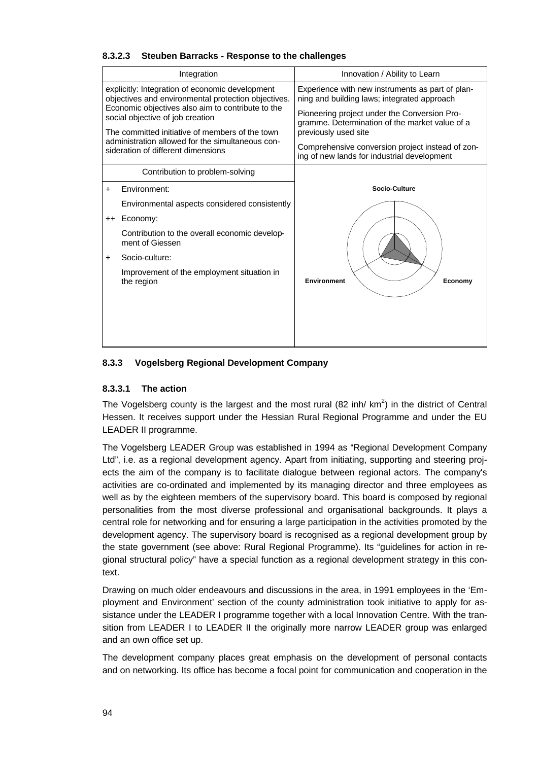#### 8.3.2.3 Steuben Barracks - Response to the challenges

| Integration | Innovation / Ability to Learn |
|---|---|
| explicitly: Integration of economic development objectives and environmental protection objectives. Economic objectives also aim to contribute to the social objective of job creation<br><br>The committed initiative of members of the town administration allowed for the simultaneous consideration of different dimensions | Experience with new instruments as part of planning and building laws; integrated approach<br><br>Pioneering project under the Conversion Programme. Determination of the market value of a previously used site<br><br>Comprehensive conversion project instead of zoning of new lands for industrial development |
| **Contribution to problem-solving** | |
| + Environment:<br>Environmental aspects considered consistently<br><br>++ Economy:<br>Contribution to the overall economic development of Giessen<br><br>+ Socio-culture:<br>Improvement of the employment situation in the region | Socio-Culture<br><br>Environment Economy |

### 8.3.3 Vogelsberg Regional Development Company

#### 8.3.3.1 The action

The Vogelsberg county is the largest and the most rural (82 inh/ km$^2$) in the district of Central Hessen. It receives support under the Hessian Rural Regional Programme and under the EU LEADER II programme.

The Vogelsberg LEADER Group was established in 1994 as "Regional Development Company Ltd", i.e. as a regional development agency. Apart from initiating, supporting and steering projects the aim of the company is to facilitate dialogue between regional actors. The company's activities are co-ordinated and implemented by its managing director and three employees as well as by the eighteen members of the supervisory board. This board is composed by regional personalities from the most diverse professional and organisational backgrounds. It plays a central role for networking and for ensuring a large participation in the activities promoted by the development agency. The supervisory board is recognised as a regional development group by the state government (see above: Rural Regional Programme). Its "guidelines for action in regional structural policy" have a special function as a regional development strategy in this context.

Drawing on much older endeavours and discussions in the area, in 1991 employees in the 'Employment and Environment' section of the county administration took initiative to apply for assistance under the LEADER I programme together with a local Innovation Centre. With the transition from LEADER I to LEADER II the originally more narrow LEADER group was enlarged and an own office set up.

The development company places great emphasis on the development of personal contacts and on networking. Its office has become a focal point for communication and cooperation in the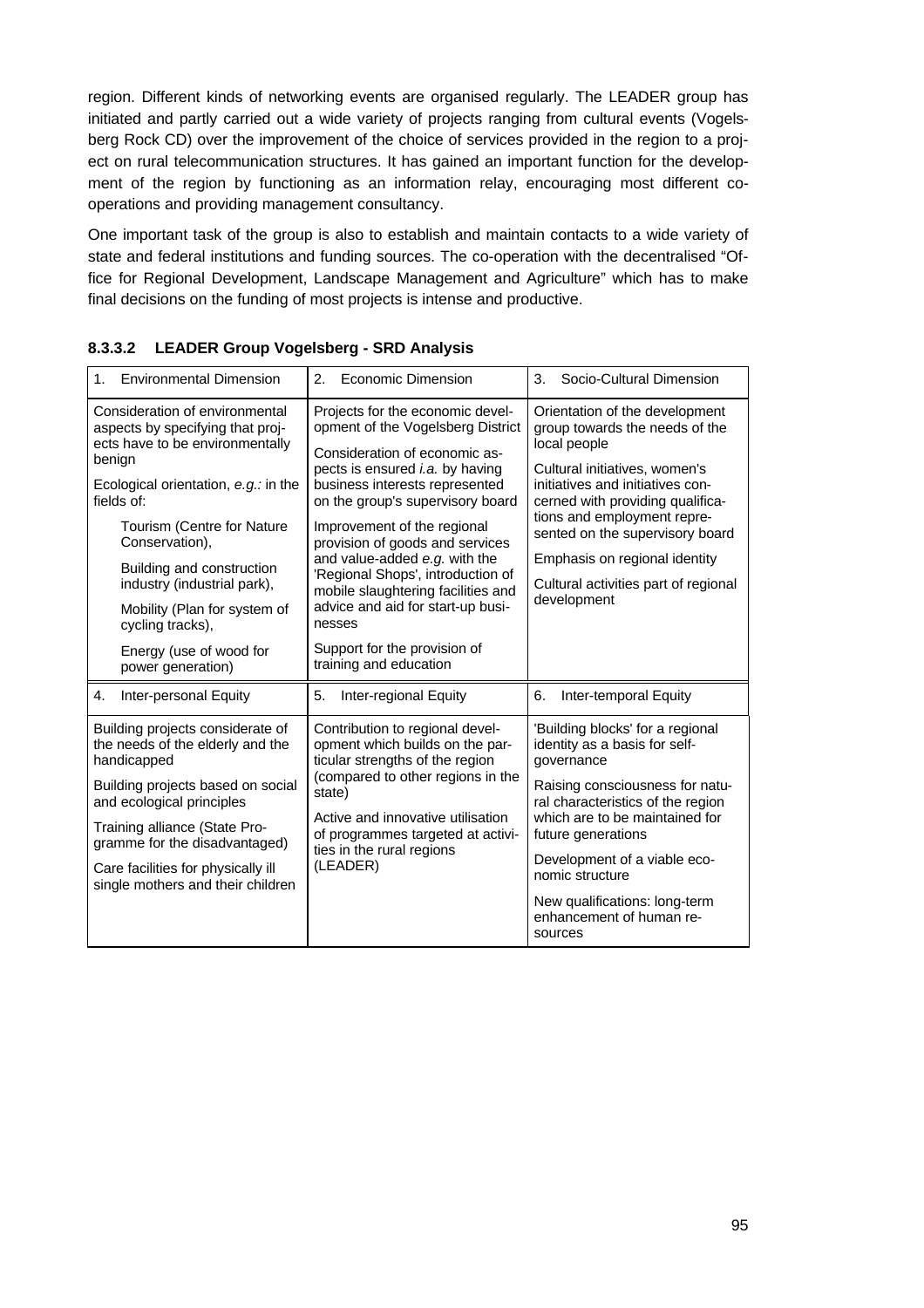region. Different kinds of networking events are organised regularly. The LEADER group has initiated and partly carried out a wide variety of projects ranging from cultural events (Vogelsberg Rock CD) over the improvement of the choice of services provided in the region to a project on rural telecommunication structures. It has gained an important function for the development of the region by functioning as an information relay, encouraging most different co-operations and providing management consultancy.

One important task of the group is also to establish and maintain contacts to a wide variety of state and federal institutions and funding sources. The co-operation with the decentralised "Office for Regional Development, Landscape Management and Agriculture" which has to make final decisions on the funding of most projects is intense and productive.

#### 8.3.3.2 LEADER Group Vogelsberg - SRD Analysis

| 1. Environmental Dimension | 2. Economic Dimension | 3. Socio-Cultural Dimension |
|---|---|---|
| Consideration of environmental aspects by specifying that projects have to be environmentally benign<br><br>Ecological orientation, *e.g.:* in the fields of:<br><br>Tourism (Centre for Nature Conservation),<br><br>Building and construction industry (industrial park),<br><br>Mobility (Plan for system of cycling tracks),<br><br>Energy (use of wood for power generation) | Projects for the economic development of the Vogelsberg District<br><br>Consideration of economic aspects is ensured *i.a.* by having business interests represented on the group's supervisory board<br><br>Improvement of the regional provision of goods and services and value-added *e.g.* with the 'Regional Shops', introduction of mobile slaughtering facilities and advice and aid for start-up businesses<br><br>Support for the provision of training and education | Orientation of the development group towards the needs of the local people<br><br>Cultural initiatives, women's initiatives and initiatives concerned with providing qualifications and employment represented on the supervisory board<br><br>Emphasis on regional identity<br><br>Cultural activities part of regional development |
| **4. Inter-personal Equity** | **5. Inter-regional Equity** | **6. Inter-temporal Equity** |
| Building projects considerate of the needs of the elderly and the handicapped<br><br>Building projects based on social and ecological principles<br><br>Training alliance (State Programme for the disadvantaged)<br><br>Care facilities for physically ill single mothers and their children | Contribution to regional development which builds on the particular strengths of the region (compared to other regions in the state)<br><br>Active and innovative utilisation of programmes targeted at activities in the rural regions (LEADER) | 'Building blocks' for a regional identity as a basis for self-governance<br><br>Raising consciousness for natural characteristics of the region which are to be maintained for future generations<br><br>Development of a viable economic structure<br><br>New qualifications: long-term enhancement of human resources |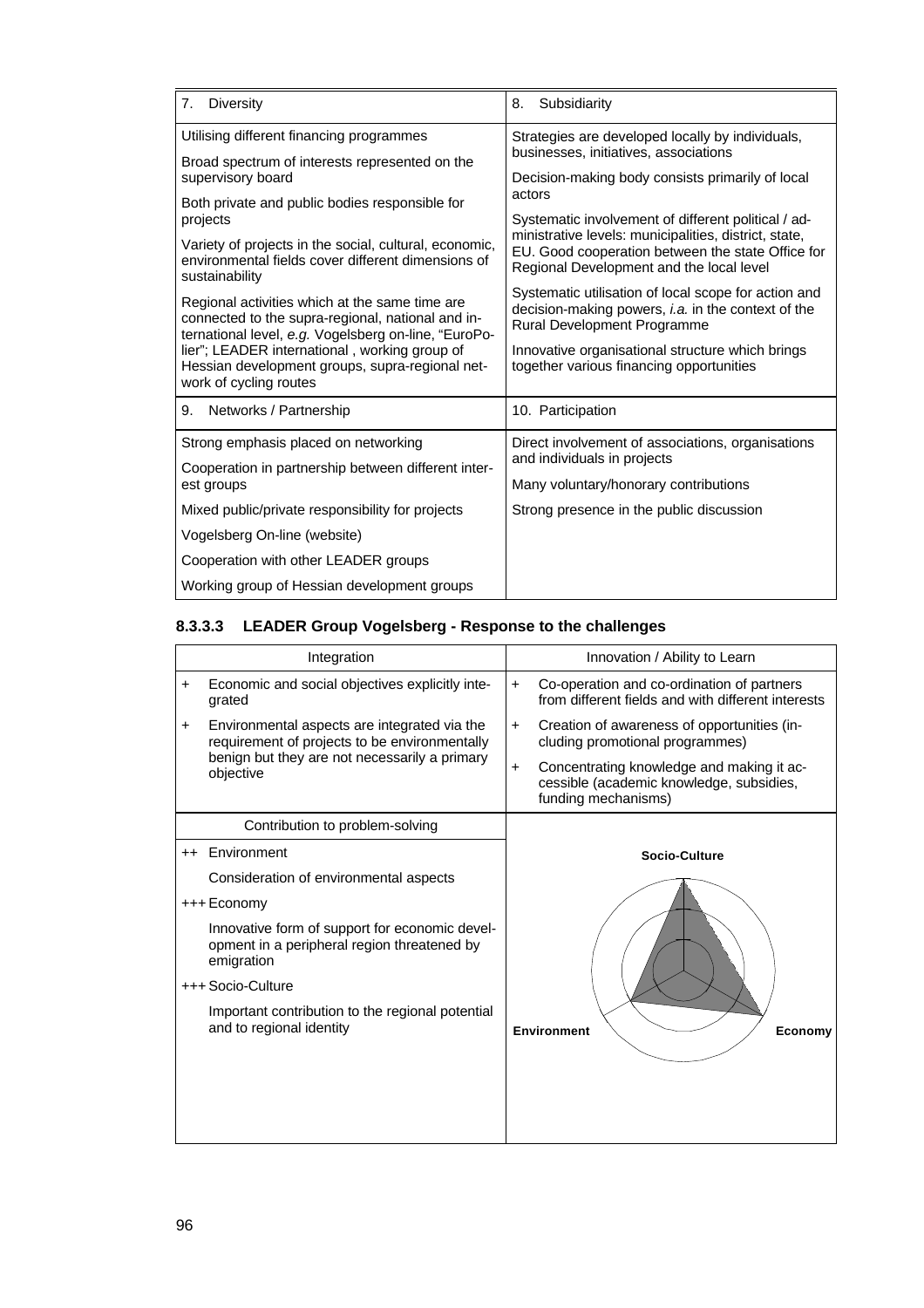| 7. Diversity | 8. Subsidiarity |
|---|---|
| Utilising different financing programmes<br><br>Broad spectrum of interests represented on the supervisory board<br><br>Both private and public bodies responsible for projects<br><br>Variety of projects in the social, cultural, economic, environmental fields cover different dimensions of sustainability<br><br>Regional activities which at the same time are connected to the supra-regional, national and international level, *e.g.* Vogelsberg on-line, "EuroPolier"; LEADER international , working group of Hessian development groups, supra-regional network of cycling routes | Strategies are developed locally by individuals, businesses, initiatives, associations<br><br>Decision-making body consists primarily of local actors<br><br>Systematic involvement of different political / administrative levels: municipalities, district, state, EU. Good cooperation between the state Office for Regional Development and the local level<br><br>Systematic utilisation of local scope for action and decision-making powers, *i.a.* in the context of the Rural Development Programme<br><br>Innovative organisational structure which brings together various financing opportunities |
| **9. Networks / Partnership** | **10. Participation** |
| Strong emphasis placed on networking<br><br>Cooperation in partnership between different interest groups<br><br>Mixed public/private responsibility for projects<br><br>Vogelsberg On-line (website)<br><br>Cooperation with other LEADER groups<br><br>Working group of Hessian development groups | Direct involvement of associations, organisations and individuals in projects<br><br>Many voluntary/honorary contributions<br><br>Strong presence in the public discussion |

### 8.3.3.3 LEADER Group Vogelsberg - Response to the challenges

| Integration | Innovation / Ability to Learn |
|---|---|
| + Economic and social objectives explicitly integrated<br><br>+ Environmental aspects are integrated via the requirement of projects to be environmentally benign but they are not necessarily a primary objective | + Co-operation and co-ordination of partners from different fields and with different interests<br><br>+ Creation of awareness of opportunities (including promotional programmes)<br><br>+ Concentrating knowledge and making it accessible (academic knowledge, subsidies, funding mechanisms) |
| **Contribution to problem-solving** | |
| ++ Environment<br><br>Consideration of environmental aspects<br><br>+++ Economy<br><br>Innovative form of support for economic development in a peripheral region threatened by emigration<br><br>+++ Socio-Culture<br><br>Important contribution to the regional potential and to regional identity | Socio-Culture<br><br>Environment Economy |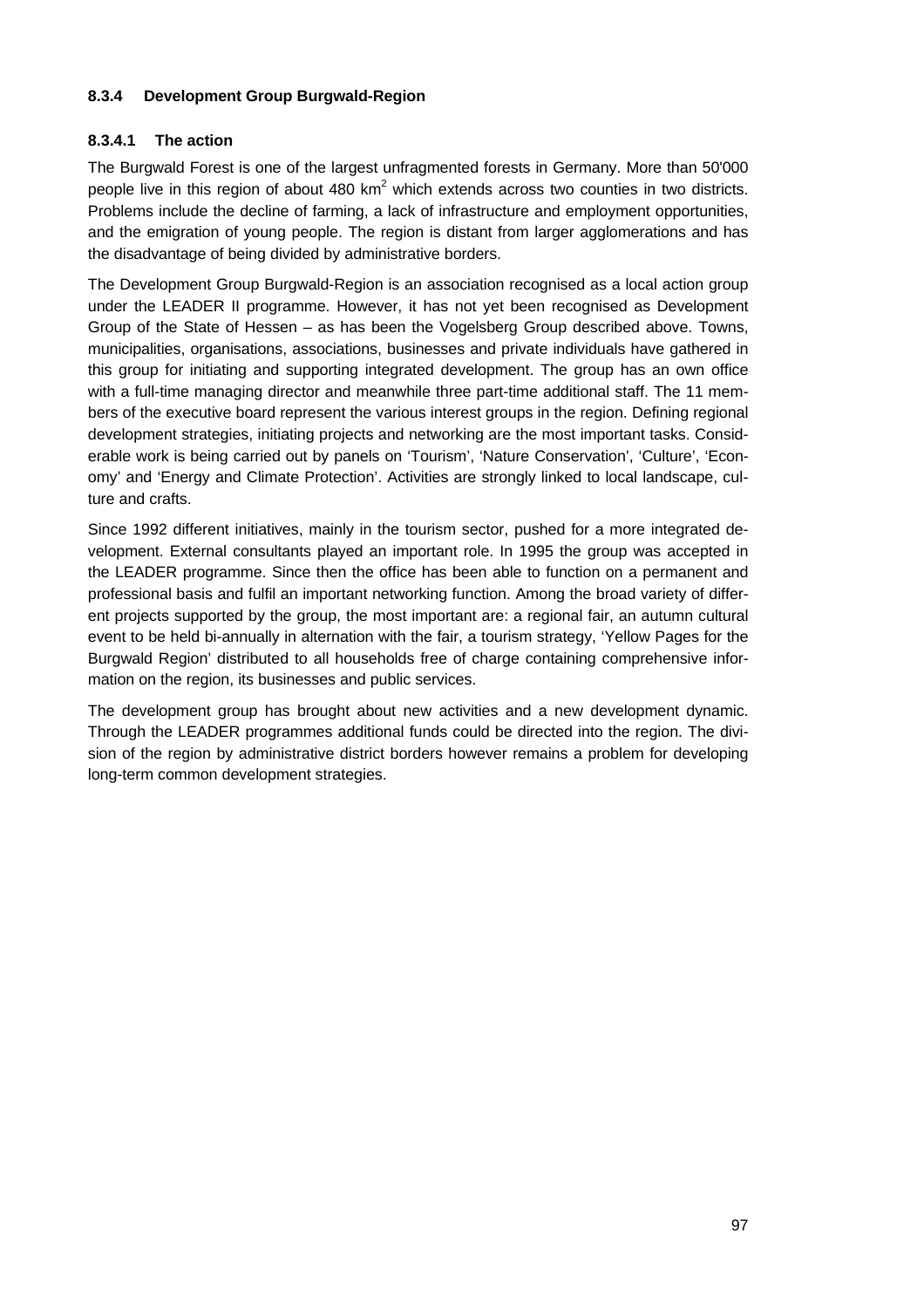### 8.3.4 Development Group Burgwald-Region

#### 8.3.4.1 The action

The Burgwald Forest is one of the largest unfragmented forests in Germany. More than 50'000 people live in this region of about 480 km$^2$ which extends across two counties in two districts. Problems include the decline of farming, a lack of infrastructure and employment opportunities, and the emigration of young people. The region is distant from larger agglomerations and has the disadvantage of being divided by administrative borders.

The Development Group Burgwald-Region is an association recognised as a local action group under the LEADER II programme. However, it has not yet been recognised as Development Group of the State of Hessen – as has been the Vogelsberg Group described above. Towns, municipalities, organisations, associations, businesses and private individuals have gathered in this group for initiating and supporting integrated development. The group has an own office with a full-time managing director and meanwhile three part-time additional staff. The 11 members of the executive board represent the various interest groups in the region. Defining regional development strategies, initiating projects and networking are the most important tasks. Considerable work is being carried out by panels on 'Tourism', 'Nature Conservation', 'Culture', 'Economy' and 'Energy and Climate Protection'. Activities are strongly linked to local landscape, culture and crafts.

Since 1992 different initiatives, mainly in the tourism sector, pushed for a more integrated development. External consultants played an important role. In 1995 the group was accepted in the LEADER programme. Since then the office has been able to function on a permanent and professional basis and fulfil an important networking function. Among the broad variety of different projects supported by the group, the most important are: a regional fair, an autumn cultural event to be held bi-annually in alternation with the fair, a tourism strategy, 'Yellow Pages for the Burgwald Region' distributed to all households free of charge containing comprehensive information on the region, its businesses and public services.

The development group has brought about new activities and a new development dynamic. Through the LEADER programmes additional funds could be directed into the region. The division of the region by administrative district borders however remains a problem for developing long-term common development strategies.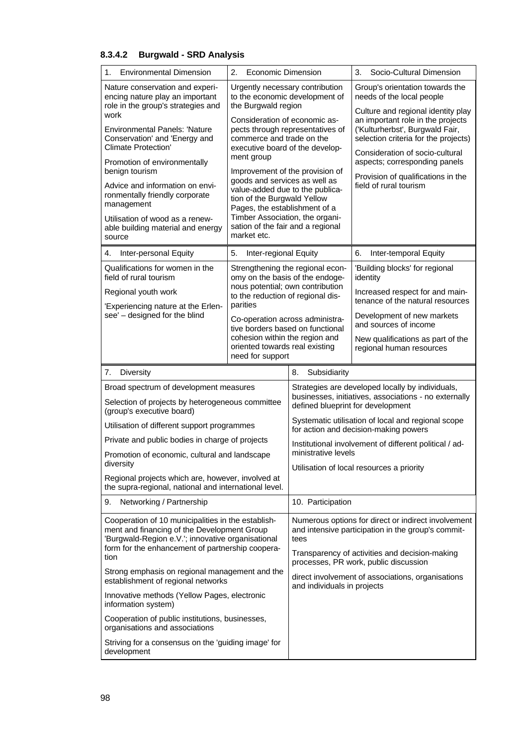#### 8.3.4.2 Burgwald - SRD Analysis

| 1. Environmental Dimension | 2. Economic Dimension | 3. Socio-Cultural Dimension |
|---|---|---|
| Nature conservation and experiencing nature play an important role in the group's strategies and work<br><br>Environmental Panels: 'Nature Conservation' and 'Energy and Climate Protection'<br><br>Promotion of environmentally benign tourism<br><br>Advice and information on environmentally friendly corporate management<br><br>Utilisation of wood as a renewable building material and energy source | Urgently necessary contribution to the economic development of the Burgwald region<br><br>Consideration of economic aspects through representatives of commerce and trade on the executive board of the development group<br><br>Improvement of the provision of goods and services as well as value-added due to the publication of the Burgwald Yellow Pages, the establishment of a Timber Association, the organisation of the fair and a regional market etc. | Group's orientation towards the needs of the local people<br><br>Culture and regional identity play an important role in the projects ('Kulturherbst', Burgwald Fair, selection criteria for the projects)<br><br>Consideration of socio-cultural aspects; corresponding panels<br><br>Provision of qualifications in the field of rural tourism |
| **4. Inter-personal Equity** | **5. Inter-regional Equity** | **6. Inter-temporal Equity** |
| Qualifications for women in the field of rural tourism<br><br>Regional youth work<br><br>'Experiencing nature at the Erlensee' – designed for the blind | Strengthening the regional economy on the basis of the endogenous potential; own contribution to the reduction of regional disparities<br><br>Co-operation across administrative borders based on functional cohesion within the region and oriented towards real existing need for support | 'Building blocks' for regional identity<br><br>Increased respect for and maintenance of the natural resources<br><br>Development of new markets and sources of income<br><br>New qualifications as part of the regional human resources |

| 7. Diversity | 8. Subsidiarity |
|---|---|
| Broad spectrum of development measures<br><br>Selection of projects by heterogeneous committee (group's executive board)<br><br>Utilisation of different support programmes<br><br>Private and public bodies in charge of projects<br><br>Promotion of economic, cultural and landscape diversity<br><br>Regional projects which are, however, involved at the supra-regional, national and international level. | Strategies are developed locally by individuals, businesses, initiatives, associations - no externally defined blueprint for development<br><br>Systematic utilisation of local and regional scope for action and decision-making powers<br><br>Institutional involvement of different political / administrative levels<br><br>Utilisation of local resources a priority |
| **9. Networking / Partnership** | **10. Participation** |
| Cooperation of 10 municipalities in the establishment and financing of the Development Group 'Burgwald-Region e.V.'; innovative organisational form for the enhancement of partnership cooperation<br><br>Strong emphasis on regional management and the establishment of regional networks<br><br>Innovative methods (Yellow Pages, electronic information system)<br><br>Cooperation of public institutions, businesses, organisations and associations<br><br>Striving for a consensus on the 'guiding image' for development | Numerous options for direct or indirect involvement and intensive participation in the group's committees<br><br>Transparency of activities and decision-making processes, PR work, public discussion<br><br>direct involvement of associations, organisations and individuals in projects |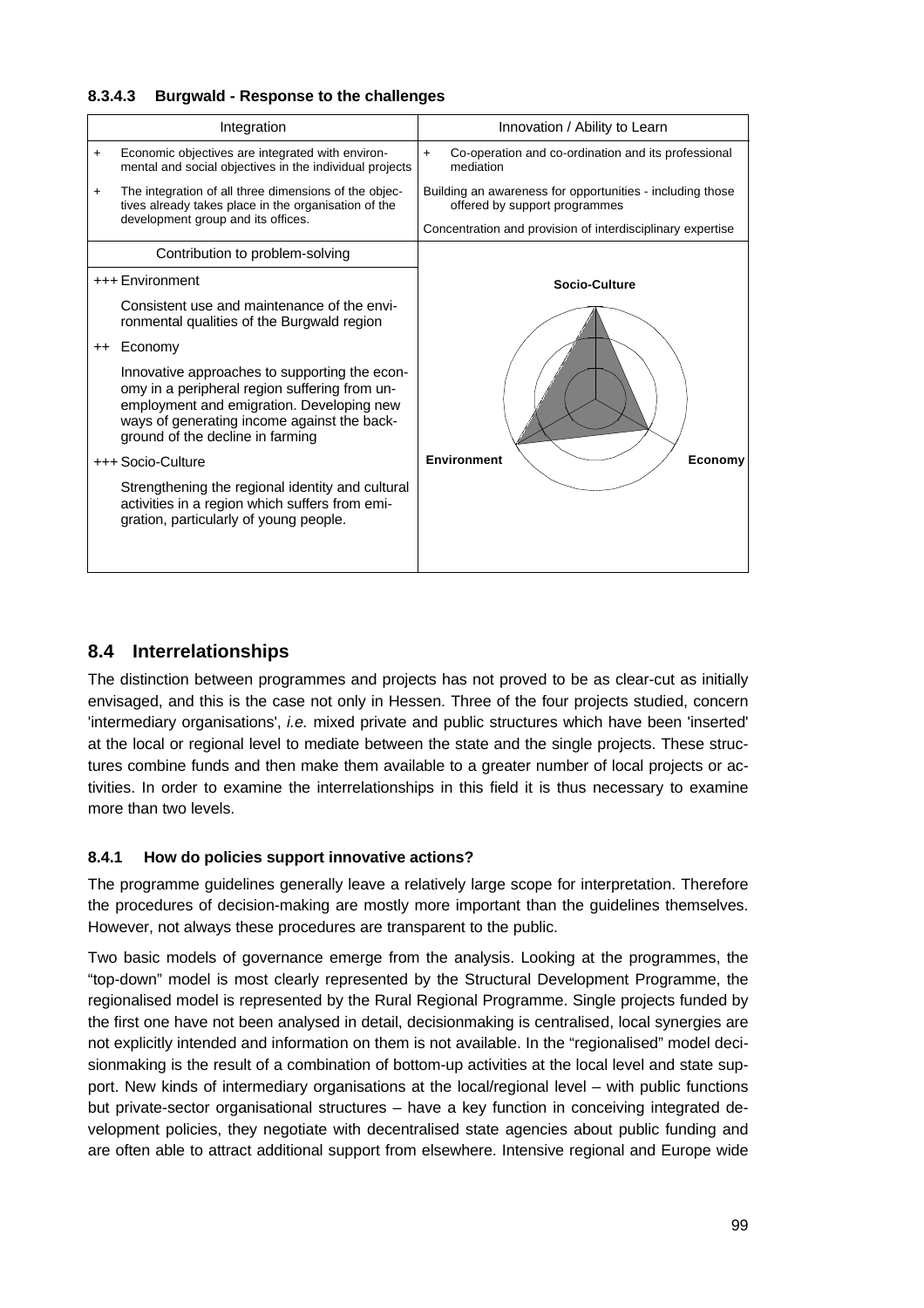### 8.3.4.3 Burgwald - Response to the challenges

| Integration | Innovation / Ability to Learn |
|---|---|
| + Economic objectives are integrated with environmental and social objectives in the individual projects | + Co-operation and co-ordination and its professional mediation |
| + The integration of all three dimensions of the objectives already takes place in the organisation of the development group and its offices. | Building an awareness for opportunities - including those offered by support programmes<br>Concentration and provision of interdisciplinary expertise |

| Contribution to problem-solving | |
|---|---|
| +++ Environment<br>Consistent use and maintenance of the environmental qualities of the Burgwald region | Socio-Culture |
| ++ Economy<br>Innovative approaches to supporting the economy in a peripheral region suffering from unemployment and emigration. Developing new ways of generating income against the background of the decline in farming | |
| +++ Socio-Culture<br>Strengthening the regional identity and cultural activities in a region which suffers from emigration, particularly of young people. | Environment Economy |

## 8.4 Interrelationships

The distinction between programmes and projects has not proved to be as clear-cut as initially envisaged, and this is the case not only in Hessen. Three of the four projects studied, concern 'intermediary organisations', *i.e.* mixed private and public structures which have been 'inserted' at the local or regional level to mediate between the state and the single projects. These structures combine funds and then make them available to a greater number of local projects or activities. In order to examine the interrelationships in this field it is thus necessary to examine more than two levels.

### 8.4.1 How do policies support innovative actions?

The programme guidelines generally leave a relatively large scope for interpretation. Therefore the procedures of decision-making are mostly more important than the guidelines themselves. However, not always these procedures are transparent to the public.

Two basic models of governance emerge from the analysis. Looking at the programmes, the "top-down" model is most clearly represented by the Structural Development Programme, the regionalised model is represented by the Rural Regional Programme. Single projects funded by the first one have not been analysed in detail, decisionmaking is centralised, local synergies are not explicitly intended and information on them is not available. In the "regionalised" model decisionmaking is the result of a combination of bottom-up activities at the local level and state support. New kinds of intermediary organisations at the local/regional level – with public functions but private-sector organisational structures – have a key function in conceiving integrated development policies, they negotiate with decentralised state agencies about public funding and are often able to attract additional support from elsewhere. Intensive regional and Europe wide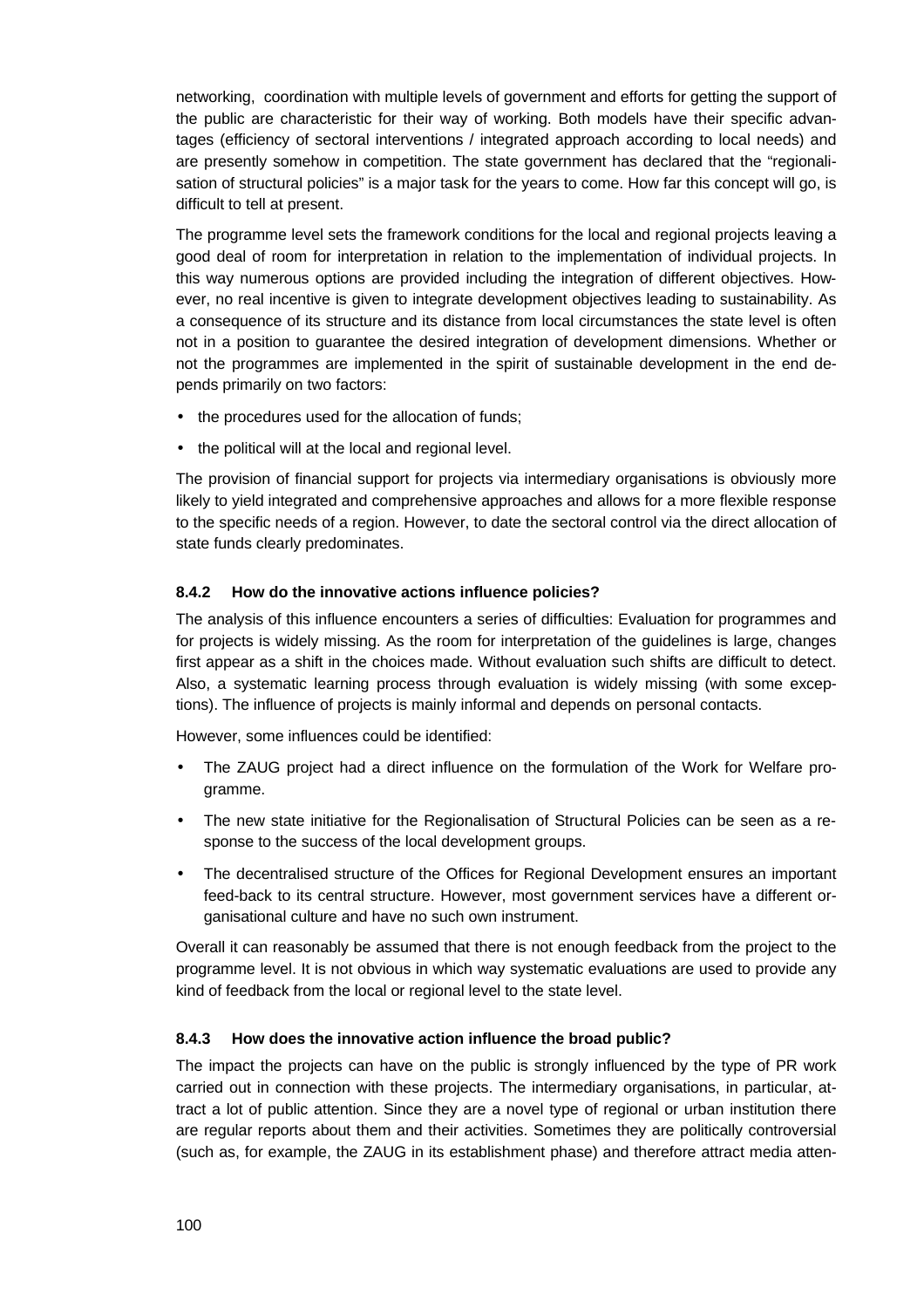networking, coordination with multiple levels of government and efforts for getting the support of the public are characteristic for their way of working. Both models have their specific advantages (efficiency of sectoral interventions / integrated approach according to local needs) and are presently somehow in competition. The state government has declared that the "regionalisation of structural policies" is a major task for the years to come. How far this concept will go, is difficult to tell at present.

The programme level sets the framework conditions for the local and regional projects leaving a good deal of room for interpretation in relation to the implementation of individual projects. In this way numerous options are provided including the integration of different objectives. However, no real incentive is given to integrate development objectives leading to sustainability. As a consequence of its structure and its distance from local circumstances the state level is often not in a position to guarantee the desired integration of development dimensions. Whether or not the programmes are implemented in the spirit of sustainable development in the end depends primarily on two factors:

- the procedures used for the allocation of funds;
- the political will at the local and regional level.

The provision of financial support for projects via intermediary organisations is obviously more likely to yield integrated and comprehensive approaches and allows for a more flexible response to the specific needs of a region. However, to date the sectoral control via the direct allocation of state funds clearly predominates.

#### 8.4.2 How do the innovative actions influence policies?

The analysis of this influence encounters a series of difficulties: Evaluation for programmes and for projects is widely missing. As the room for interpretation of the guidelines is large, changes first appear as a shift in the choices made. Without evaluation such shifts are difficult to detect. Also, a systematic learning process through evaluation is widely missing (with some exceptions). The influence of projects is mainly informal and depends on personal contacts.

However, some influences could be identified:

- The ZAUG project had a direct influence on the formulation of the Work for Welfare programme.
- The new state initiative for the Regionalisation of Structural Policies can be seen as a response to the success of the local development groups.
- The decentralised structure of the Offices for Regional Development ensures an important feed-back to its central structure. However, most government services have a different organisational culture and have no such own instrument.

Overall it can reasonably be assumed that there is not enough feedback from the project to the programme level. It is not obvious in which way systematic evaluations are used to provide any kind of feedback from the local or regional level to the state level.

#### 8.4.3 How does the innovative action influence the broad public?

The impact the projects can have on the public is strongly influenced by the type of PR work carried out in connection with these projects. The intermediary organisations, in particular, attract a lot of public attention. Since they are a novel type of regional or urban institution there are regular reports about them and their activities. Sometimes they are politically controversial (such as, for example, the ZAUG in its establishment phase) and therefore attract media atten-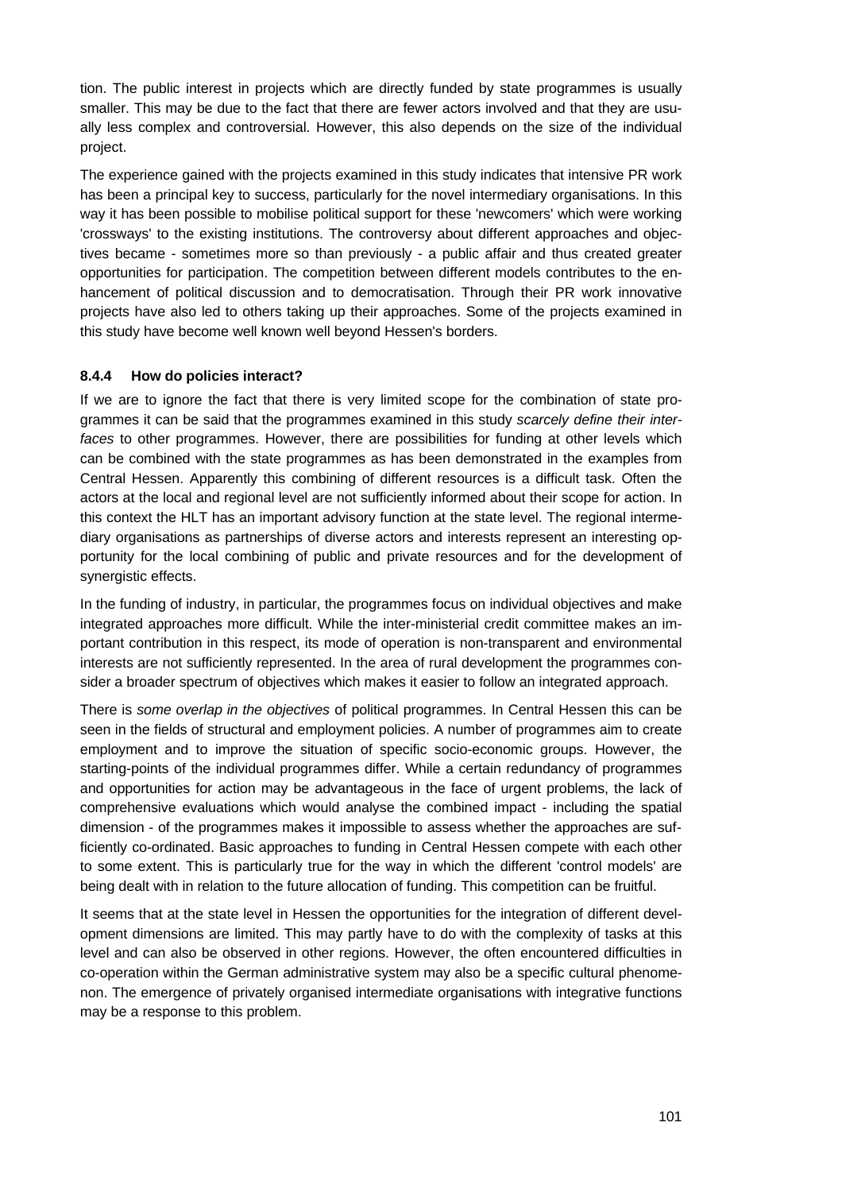tion. The public interest in projects which are directly funded by state programmes is usually smaller. This may be due to the fact that there are fewer actors involved and that they are usually less complex and controversial. However, this also depends on the size of the individual project.

The experience gained with the projects examined in this study indicates that intensive PR work has been a principal key to success, particularly for the novel intermediary organisations. In this way it has been possible to mobilise political support for these 'newcomers' which were working 'crossways' to the existing institutions. The controversy about different approaches and objectives became - sometimes more so than previously - a public affair and thus created greater opportunities for participation. The competition between different models contributes to the enhancement of political discussion and to democratisation. Through their PR work innovative projects have also led to others taking up their approaches. Some of the projects examined in this study have become well known well beyond Hessen's borders.

### 8.4.4 How do policies interact?

If we are to ignore the fact that there is very limited scope for the combination of state programmes it can be said that the programmes examined in this study *scarcely define their interfaces* to other programmes. However, there are possibilities for funding at other levels which can be combined with the state programmes as has been demonstrated in the examples from Central Hessen. Apparently this combining of different resources is a difficult task. Often the actors at the local and regional level are not sufficiently informed about their scope for action. In this context the HLT has an important advisory function at the state level. The regional intermediary organisations as partnerships of diverse actors and interests represent an interesting opportunity for the local combining of public and private resources and for the development of synergistic effects.

In the funding of industry, in particular, the programmes focus on individual objectives and make integrated approaches more difficult. While the inter-ministerial credit committee makes an important contribution in this respect, its mode of operation is non-transparent and environmental interests are not sufficiently represented. In the area of rural development the programmes consider a broader spectrum of objectives which makes it easier to follow an integrated approach.

There is *some overlap in the objectives* of political programmes. In Central Hessen this can be seen in the fields of structural and employment policies. A number of programmes aim to create employment and to improve the situation of specific socio-economic groups. However, the starting-points of the individual programmes differ. While a certain redundancy of programmes and opportunities for action may be advantageous in the face of urgent problems, the lack of comprehensive evaluations which would analyse the combined impact - including the spatial dimension - of the programmes makes it impossible to assess whether the approaches are sufficiently co-ordinated. Basic approaches to funding in Central Hessen compete with each other to some extent. This is particularly true for the way in which the different 'control models' are being dealt with in relation to the future allocation of funding. This competition can be fruitful.

It seems that at the state level in Hessen the opportunities for the integration of different development dimensions are limited. This may partly have to do with the complexity of tasks at this level and can also be observed in other regions. However, the often encountered difficulties in co-operation within the German administrative system may also be a specific cultural phenomenon. The emergence of privately organised intermediate organisations with integrative functions may be a response to this problem.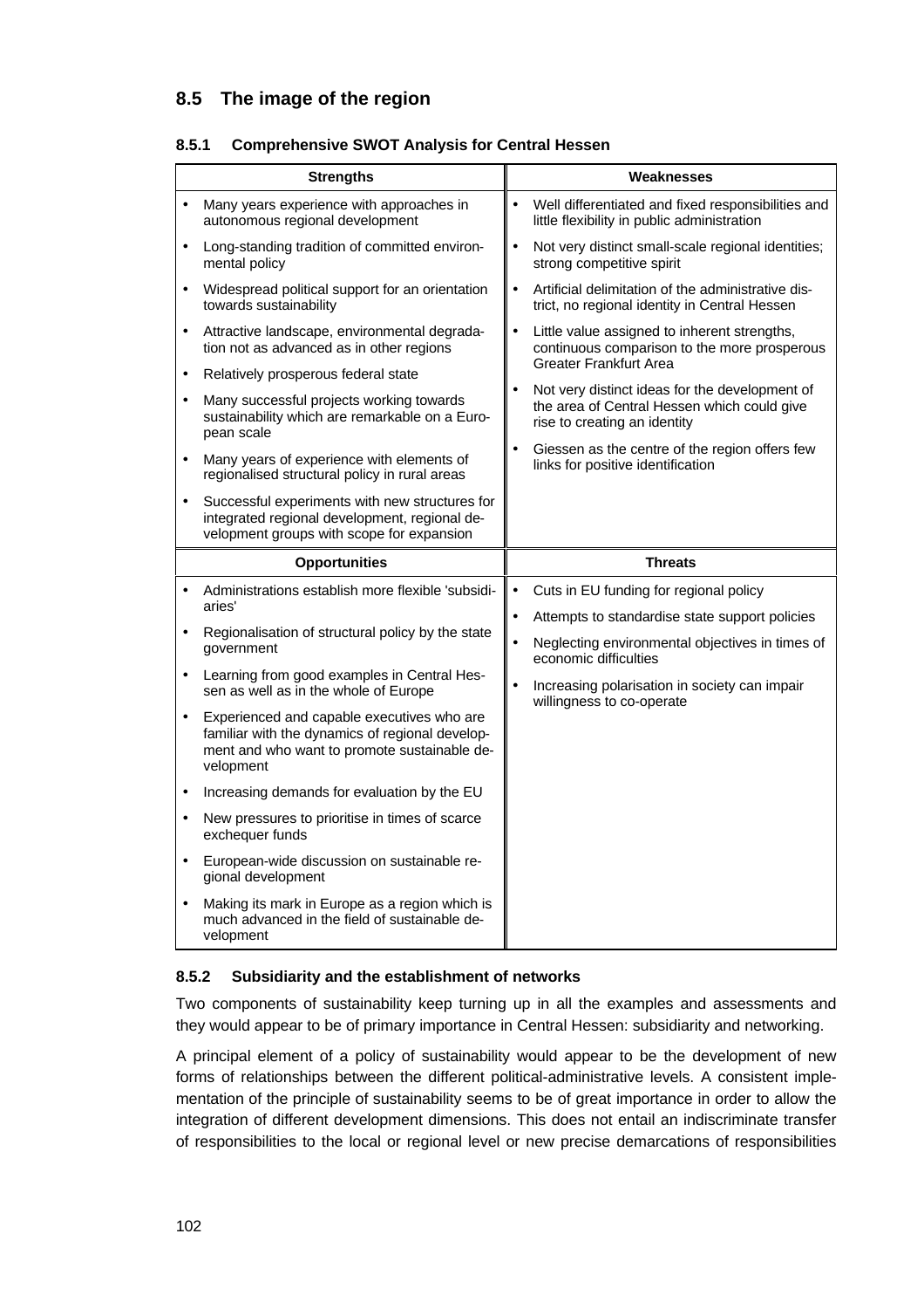## 8.5 The image of the region

### 8.5.1 Comprehensive SWOT Analysis for Central Hessen

| Strengths | Weaknesses |
|---|---|
| • Many years experience with approaches in autonomous regional development<br>• Long-standing tradition of committed environmental policy<br>• Widespread political support for an orientation towards sustainability<br>• Attractive landscape, environmental degradation not as advanced as in other regions<br>• Relatively prosperous federal state<br>• Many successful projects working towards sustainability which are remarkable on a European scale<br>• Many years of experience with elements of regionalised structural policy in rural areas<br>• Successful experiments with new structures for integrated regional development, regional development groups with scope for expansion | • Well differentiated and fixed responsibilities and little flexibility in public administration<br>• Not very distinct small-scale regional identities; strong competitive spirit<br>• Artificial delimitation of the administrative district, no regional identity in Central Hessen<br>• Little value assigned to inherent strengths, continuous comparison to the more prosperous Greater Frankfurt Area<br>• Not very distinct ideas for the development of the area of Central Hessen which could give rise to creating an identity<br>• Giessen as the centre of the region offers few links for positive identification |
| **Opportunities** | **Threats** |
| • Administrations establish more flexible 'subsidiaries'<br>• Regionalisation of structural policy by the state government<br>• Learning from good examples in Central Hessen as well as in the whole of Europe<br>• Experienced and capable executives who are familiar with the dynamics of regional development and who want to promote sustainable development<br>• Increasing demands for evaluation by the EU<br>• New pressures to prioritise in times of scarce exchequer funds<br>• European-wide discussion on sustainable regional development<br>• Making its mark in Europe as a region which is much advanced in the field of sustainable development | • Cuts in EU funding for regional policy<br>• Attempts to standardise state support policies<br>• Neglecting environmental objectives in times of economic difficulties<br>• Increasing polarisation in society can impair willingness to co-operate |

### 8.5.2 Subsidiarity and the establishment of networks

Two components of sustainability keep turning up in all the examples and assessments and they would appear to be of primary importance in Central Hessen: subsidiarity and networking.

A principal element of a policy of sustainability would appear to be the development of new forms of relationships between the different political-administrative levels. A consistent implementation of the principle of sustainability seems to be of great importance in order to allow the integration of different development dimensions. This does not entail an indiscriminate transfer of responsibilities to the local or regional level or new precise demarcations of responsibilities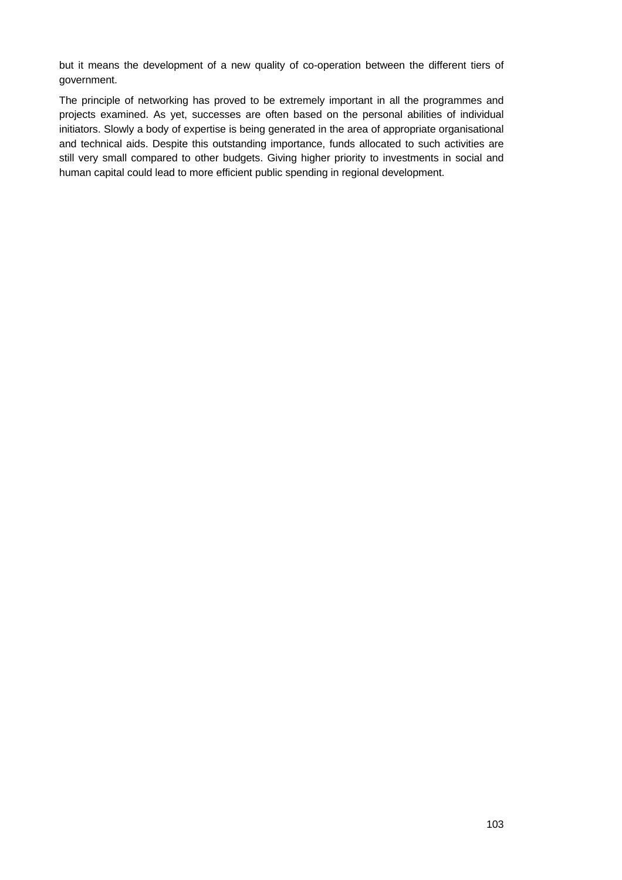but it means the development of a new quality of co-operation between the different tiers of government.

The principle of networking has proved to be extremely important in all the programmes and projects examined. As yet, successes are often based on the personal abilities of individual initiators. Slowly a body of expertise is being generated in the area of appropriate organisational and technical aids. Despite this outstanding importance, funds allocated to such activities are still very small compared to other budgets. Giving higher priority to investments in social and human capital could lead to more efficient public spending in regional development.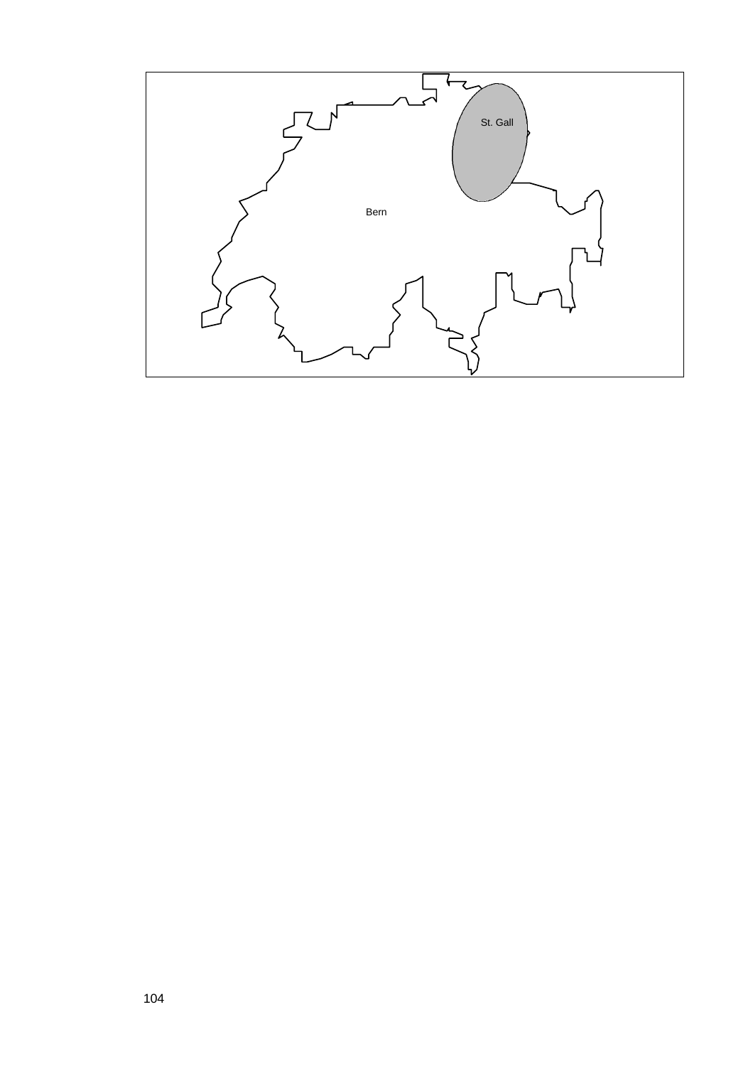St. Gall

Bern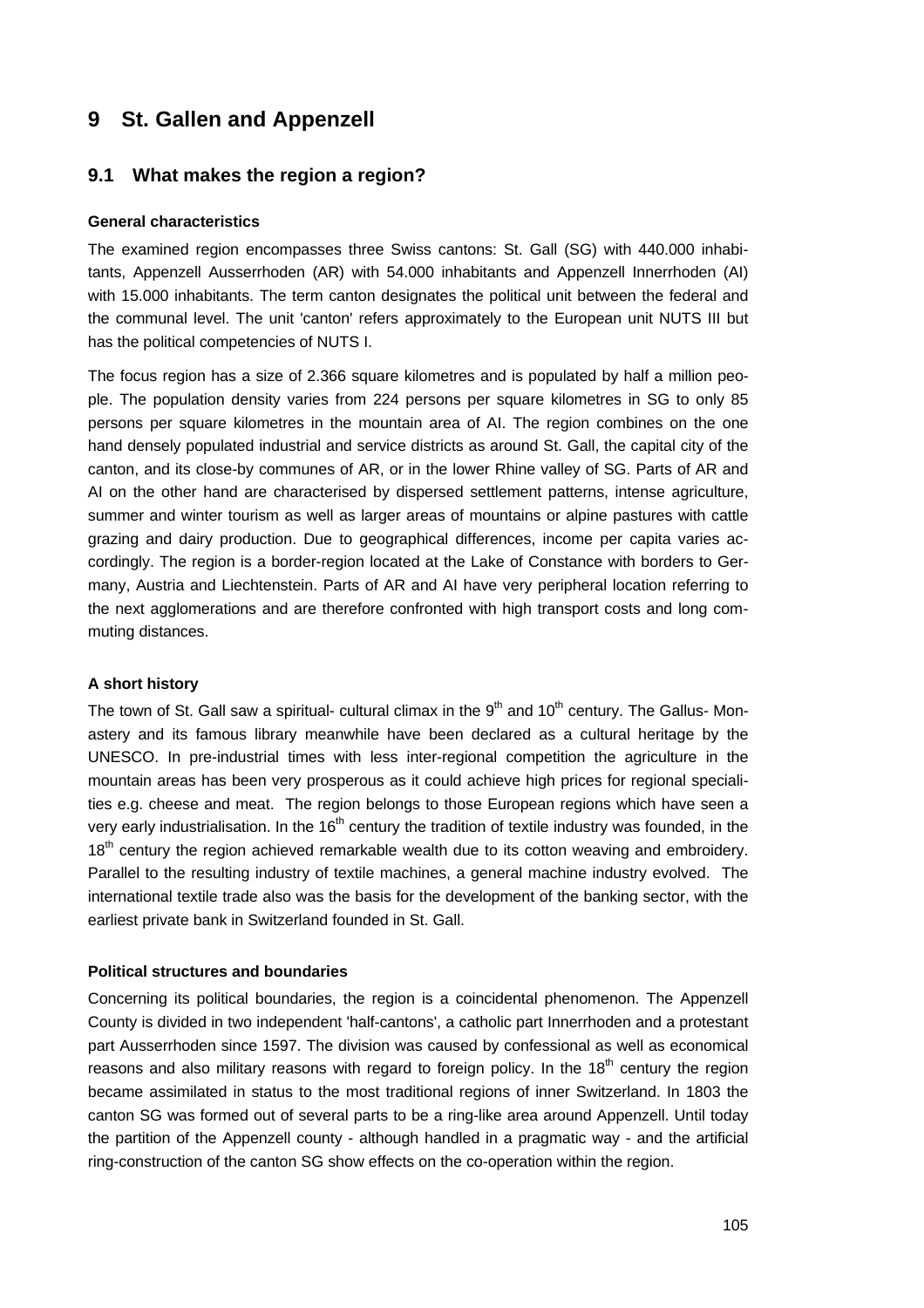# 9 St. Gallen and Appenzell

## 9.1 What makes the region a region?

### General characteristics

The examined region encompasses three Swiss cantons: St. Gall (SG) with 440.000 inhabitants, Appenzell Ausserrhoden (AR) with 54.000 inhabitants and Appenzell Innerrhoden (AI) with 15.000 inhabitants. The term canton designates the political unit between the federal and the communal level. The unit 'canton' refers approximately to the European unit NUTS III but has the political competencies of NUTS I.

The focus region has a size of 2.366 square kilometres and is populated by half a million people. The population density varies from 224 persons per square kilometres in SG to only 85 persons per square kilometres in the mountain area of AI. The region combines on the one hand densely populated industrial and service districts as around St. Gall, the capital city of the canton, and its close-by communes of AR, or in the lower Rhine valley of SG. Parts of AR and AI on the other hand are characterised by dispersed settlement patterns, intense agriculture, summer and winter tourism as well as larger areas of mountains or alpine pastures with cattle grazing and dairy production. Due to geographical differences, income per capita varies accordingly. The region is a border-region located at the Lake of Constance with borders to Germany, Austria and Liechtenstein. Parts of AR and AI have very peripheral location referring to the next agglomerations and are therefore confronted with high transport costs and long commuting distances.

### A short history

The town of St. Gall saw a spiritual- cultural climax in the 9th and 10th century. The Gallus- Monastery and its famous library meanwhile have been declared as a cultural heritage by the UNESCO. In pre-industrial times with less inter-regional competition the agriculture in the mountain areas has been very prosperous as it could achieve high prices for regional specialities e.g. cheese and meat. The region belongs to those European regions which have seen a very early industrialisation. In the 16th century the tradition of textile industry was founded, in the 18th century the region achieved remarkable wealth due to its cotton weaving and embroidery. Parallel to the resulting industry of textile machines, a general machine industry evolved. The international textile trade also was the basis for the development of the banking sector, with the earliest private bank in Switzerland founded in St. Gall.

### Political structures and boundaries

Concerning its political boundaries, the region is a coincidental phenomenon. The Appenzell County is divided in two independent 'half-cantons', a catholic part Innerrhoden and a protestant part Ausserrhoden since 1597. The division was caused by confessional as well as economical reasons and also military reasons with regard to foreign policy. In the 18th century the region became assimilated in status to the most traditional regions of inner Switzerland. In 1803 the canton SG was formed out of several parts to be a ring-like area around Appenzell. Until today the partition of the Appenzell county - although handled in a pragmatic way - and the artificial ring-construction of the canton SG show effects on the co-operation within the region.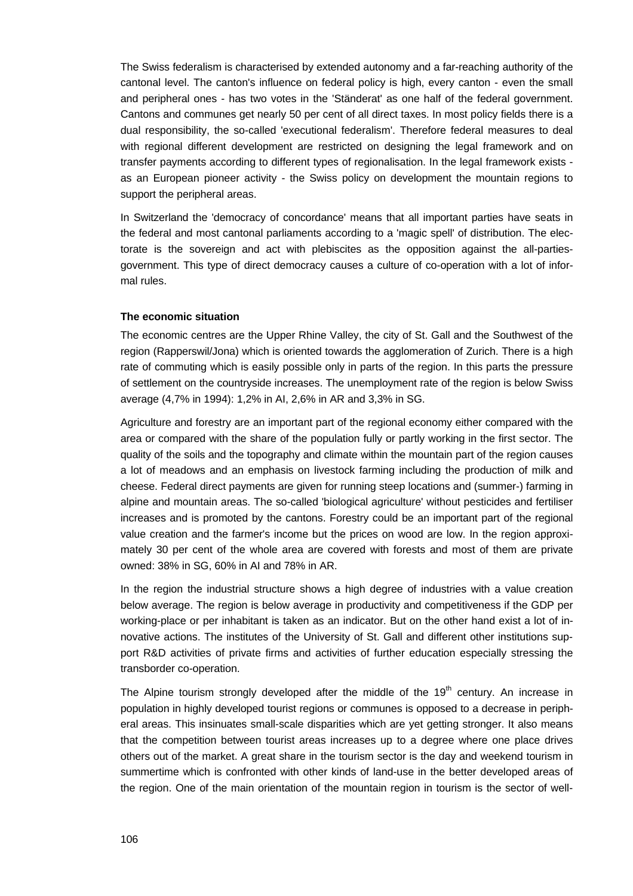The Swiss federalism is characterised by extended autonomy and a far-reaching authority of the cantonal level. The canton's influence on federal policy is high, every canton - even the small and peripheral ones - has two votes in the 'Ständerat' as one half of the federal government. Cantons and communes get nearly 50 per cent of all direct taxes. In most policy fields there is a dual responsibility, the so-called 'executional federalism'. Therefore federal measures to deal with regional different development are restricted on designing the legal framework and on transfer payments according to different types of regionalisation. In the legal framework exists - as an European pioneer activity - the Swiss policy on development the mountain regions to support the peripheral areas.

In Switzerland the 'democracy of concordance' means that all important parties have seats in the federal and most cantonal parliaments according to a 'magic spell' of distribution. The electorate is the sovereign and act with plebiscites as the opposition against the all-parties-government. This type of direct democracy causes a culture of co-operation with a lot of informal rules.

**The economic situation**

The economic centres are the Upper Rhine Valley, the city of St. Gall and the Southwest of the region (Rapperswil/Jona) which is oriented towards the agglomeration of Zurich. There is a high rate of commuting which is easily possible only in parts of the region. In this parts the pressure of settlement on the countryside increases. The unemployment rate of the region is below Swiss average (4,7% in 1994): 1,2% in AI, 2,6% in AR and 3,3% in SG.

Agriculture and forestry are an important part of the regional economy either compared with the area or compared with the share of the population fully or partly working in the first sector. The quality of the soils and the topography and climate within the mountain part of the region causes a lot of meadows and an emphasis on livestock farming including the production of milk and cheese. Federal direct payments are given for running steep locations and (summer-) farming in alpine and mountain areas. The so-called 'biological agriculture' without pesticides and fertiliser increases and is promoted by the cantons. Forestry could be an important part of the regional value creation and the farmer's income but the prices on wood are low. In the region approximately 30 per cent of the whole area are covered with forests and most of them are private owned: 38% in SG, 60% in AI and 78% in AR.

In the region the industrial structure shows a high degree of industries with a value creation below average. The region is below average in productivity and competitiveness if the GDP per working-place or per inhabitant is taken as an indicator. But on the other hand exist a lot of innovative actions. The institutes of the University of St. Gall and different other institutions support R&D activities of private firms and activities of further education especially stressing the transborder co-operation.

The Alpine tourism strongly developed after the middle of the 19th century. An increase in population in highly developed tourist regions or communes is opposed to a decrease in peripheral areas. This insinuates small-scale disparities which are yet getting stronger. It also means that the competition between tourist areas increases up to a degree where one place drives others out of the market. A great share in the tourism sector is the day and weekend tourism in summertime which is confronted with other kinds of land-use in the better developed areas of the region. One of the main orientation of the mountain region in tourism is the sector of well-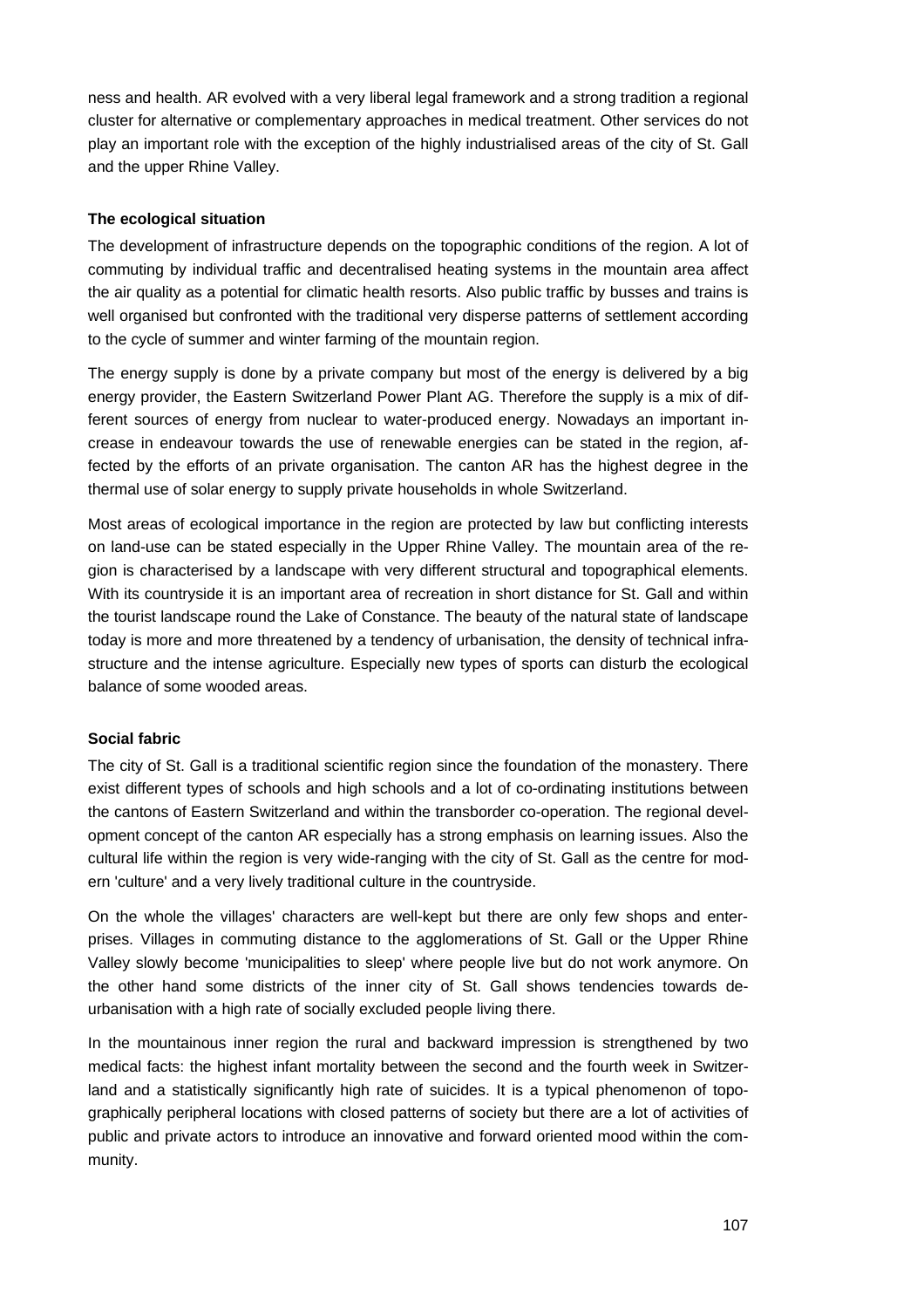ness and health. AR evolved with a very liberal legal framework and a strong tradition a regional cluster for alternative or complementary approaches in medical treatment. Other services do not play an important role with the exception of the highly industrialised areas of the city of St. Gall and the upper Rhine Valley.

**The ecological situation**

The development of infrastructure depends on the topographic conditions of the region. A lot of commuting by individual traffic and decentralised heating systems in the mountain area affect the air quality as a potential for climatic health resorts. Also public traffic by busses and trains is well organised but confronted with the traditional very disperse patterns of settlement according to the cycle of summer and winter farming of the mountain region.

The energy supply is done by a private company but most of the energy is delivered by a big energy provider, the Eastern Switzerland Power Plant AG. Therefore the supply is a mix of different sources of energy from nuclear to water-produced energy. Nowadays an important increase in endeavour towards the use of renewable energies can be stated in the region, affected by the efforts of an private organisation. The canton AR has the highest degree in the thermal use of solar energy to supply private households in whole Switzerland.

Most areas of ecological importance in the region are protected by law but conflicting interests on land-use can be stated especially in the Upper Rhine Valley. The mountain area of the region is characterised by a landscape with very different structural and topographical elements. With its countryside it is an important area of recreation in short distance for St. Gall and within the tourist landscape round the Lake of Constance. The beauty of the natural state of landscape today is more and more threatened by a tendency of urbanisation, the density of technical infrastructure and the intense agriculture. Especially new types of sports can disturb the ecological balance of some wooded areas.

**Social fabric**

The city of St. Gall is a traditional scientific region since the foundation of the monastery. There exist different types of schools and high schools and a lot of co-ordinating institutions between the cantons of Eastern Switzerland and within the transborder co-operation. The regional development concept of the canton AR especially has a strong emphasis on learning issues. Also the cultural life within the region is very wide-ranging with the city of St. Gall as the centre for modern 'culture' and a very lively traditional culture in the countryside.

On the whole the villages' characters are well-kept but there are only few shops and enterprises. Villages in commuting distance to the agglomerations of St. Gall or the Upper Rhine Valley slowly become 'municipalities to sleep' where people live but do not work anymore. On the other hand some districts of the inner city of St. Gall shows tendencies towards de-urbanisation with a high rate of socially excluded people living there.

In the mountainous inner region the rural and backward impression is strengthened by two medical facts: the highest infant mortality between the second and the fourth week in Switzerland and a statistically significantly high rate of suicides. It is a typical phenomenon of topographically peripheral locations with closed patterns of society but there are a lot of activities of public and private actors to introduce an innovative and forward oriented mood within the community.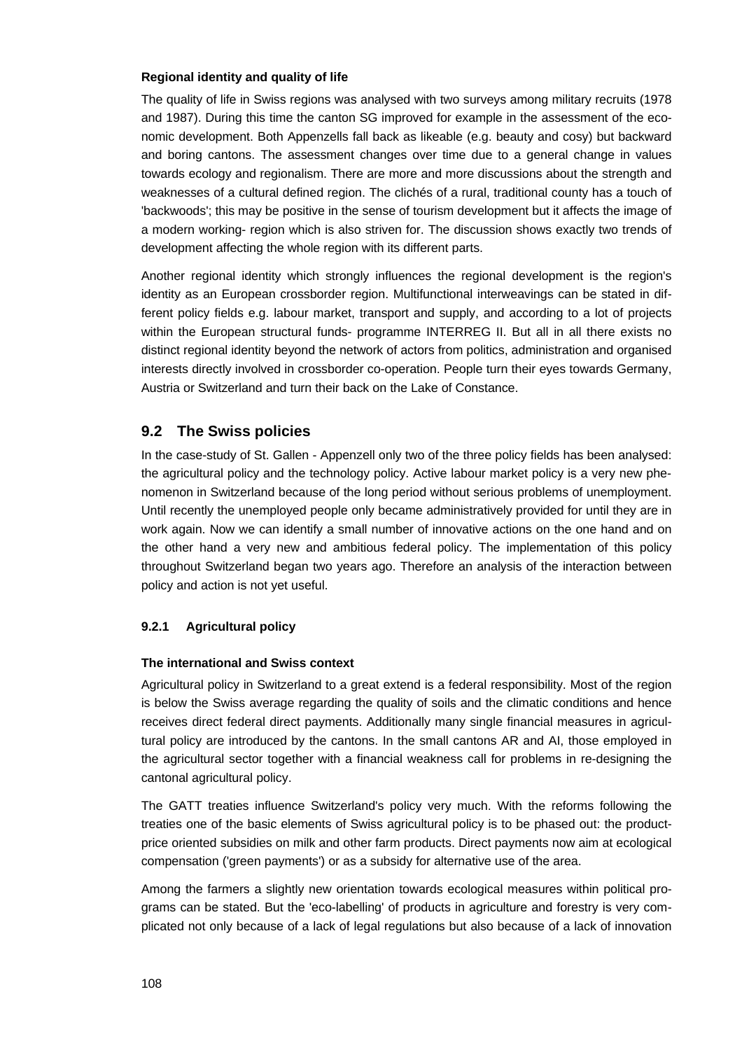**Regional identity and quality of life**

The quality of life in Swiss regions was analysed with two surveys among military recruits (1978 and 1987). During this time the canton SG improved for example in the assessment of the economic development. Both Appenzells fall back as likeable (e.g. beauty and cosy) but backward and boring cantons. The assessment changes over time due to a general change in values towards ecology and regionalism. There are more and more discussions about the strength and weaknesses of a cultural defined region. The clichés of a rural, traditional county has a touch of 'backwoods'; this may be positive in the sense of tourism development but it affects the image of a modern working- region which is also striven for. The discussion shows exactly two trends of development affecting the whole region with its different parts.

Another regional identity which strongly influences the regional development is the region's identity as an European crossborder region. Multifunctional interweavings can be stated in different policy fields e.g. labour market, transport and supply, and according to a lot of projects within the European structural funds- programme INTERREG II. But all in all there exists no distinct regional identity beyond the network of actors from politics, administration and organised interests directly involved in crossborder co-operation. People turn their eyes towards Germany, Austria or Switzerland and turn their back on the Lake of Constance.

## 9.2 The Swiss policies

In the case-study of St. Gallen - Appenzell only two of the three policy fields has been analysed: the agricultural policy and the technology policy. Active labour market policy is a very new phenomenon in Switzerland because of the long period without serious problems of unemployment. Until recently the unemployed people only became administratively provided for until they are in work again. Now we can identify a small number of innovative actions on the one hand and on the other hand a very new and ambitious federal policy. The implementation of this policy throughout Switzerland began two years ago. Therefore an analysis of the interaction between policy and action is not yet useful.

### 9.2.1 Agricultural policy

**The international and Swiss context**

Agricultural policy in Switzerland to a great extend is a federal responsibility. Most of the region is below the Swiss average regarding the quality of soils and the climatic conditions and hence receives direct federal direct payments. Additionally many single financial measures in agricultural policy are introduced by the cantons. In the small cantons AR and AI, those employed in the agricultural sector together with a financial weakness call for problems in re-designing the cantonal agricultural policy.

The GATT treaties influence Switzerland's policy very much. With the reforms following the treaties one of the basic elements of Swiss agricultural policy is to be phased out: the product-price oriented subsidies on milk and other farm products. Direct payments now aim at ecological compensation ('green payments') or as a subsidy for alternative use of the area.

Among the farmers a slightly new orientation towards ecological measures within political programs can be stated. But the 'eco-labelling' of products in agriculture and forestry is very complicated not only because of a lack of legal regulations but also because of a lack of innovation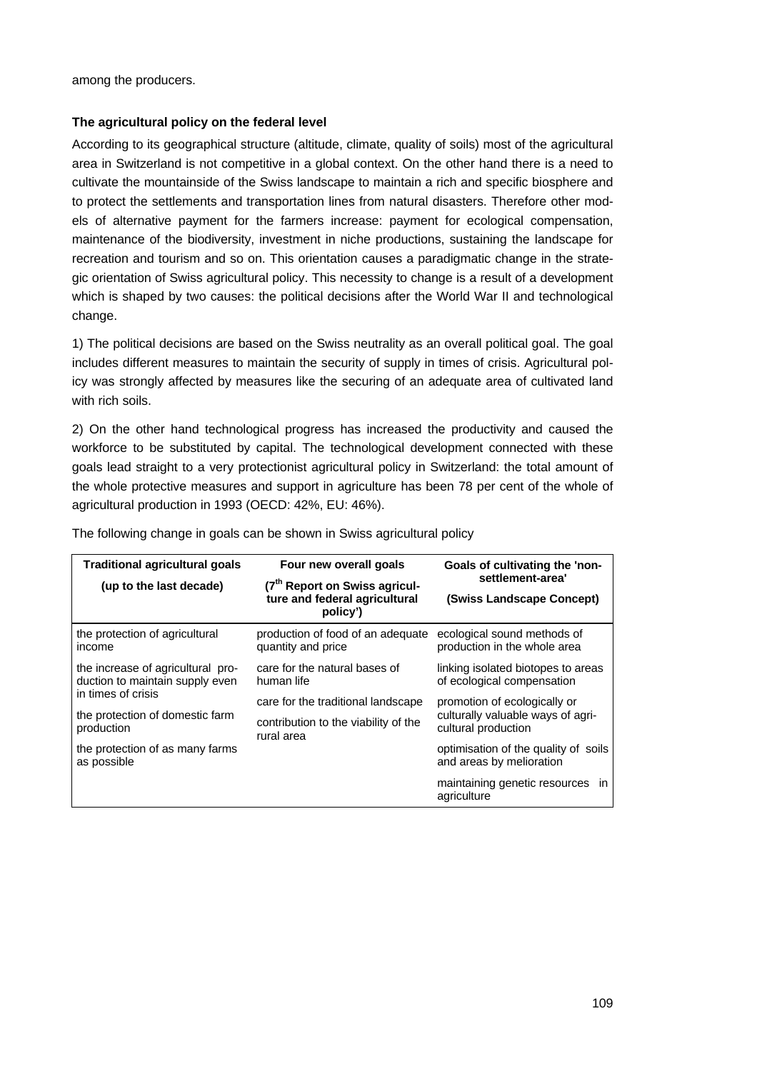among the producers.

**The agricultural policy on the federal level**

According to its geographical structure (altitude, climate, quality of soils) most of the agricultural area in Switzerland is not competitive in a global context. On the other hand there is a need to cultivate the mountainside of the Swiss landscape to maintain a rich and specific biosphere and to protect the settlements and transportation lines from natural disasters. Therefore other models of alternative payment for the farmers increase: payment for ecological compensation, maintenance of the biodiversity, investment in niche productions, sustaining the landscape for recreation and tourism and so on. This orientation causes a paradigmatic change in the strategic orientation of Swiss agricultural policy. This necessity to change is a result of a development which is shaped by two causes: the political decisions after the World War II and technological change.

1) The political decisions are based on the Swiss neutrality as an overall political goal. The goal includes different measures to maintain the security of supply in times of crisis. Agricultural policy was strongly affected by measures like the securing of an adequate area of cultivated land with rich soils.

2) On the other hand technological progress has increased the productivity and caused the workforce to be substituted by capital. The technological development connected with these goals lead straight to a very protectionist agricultural policy in Switzerland: the total amount of the whole protective measures and support in agriculture has been 78 per cent of the whole of agricultural production in 1993 (OECD: 42%, EU: 46%).

The following change in goals can be shown in Swiss agricultural policy

| **Traditional agricultural goals (up to the last decade)** | **Four new overall goals (7th Report on Swiss agriculture and federal agricultural policy')** | **Goals of cultivating the 'non-settlement-area' (Swiss Landscape Concept)** |
|---|---|---|
| the protection of agricultural income | production of food of an adequate quantity and price | ecological sound methods of production in the whole area |
| the increase of agricultural production to maintain supply even in times of crisis | care for the natural bases of human life | linking isolated biotopes to areas of ecological compensation |
| the protection of domestic farm production | care for the traditional landscape | promotion of ecologically or culturally valuable ways of agricultural production |
| the protection of as many farms as possible | contribution to the viability of the rural area | optimisation of the quality of soils and areas by melioration |
| | | maintaining genetic resources in agriculture |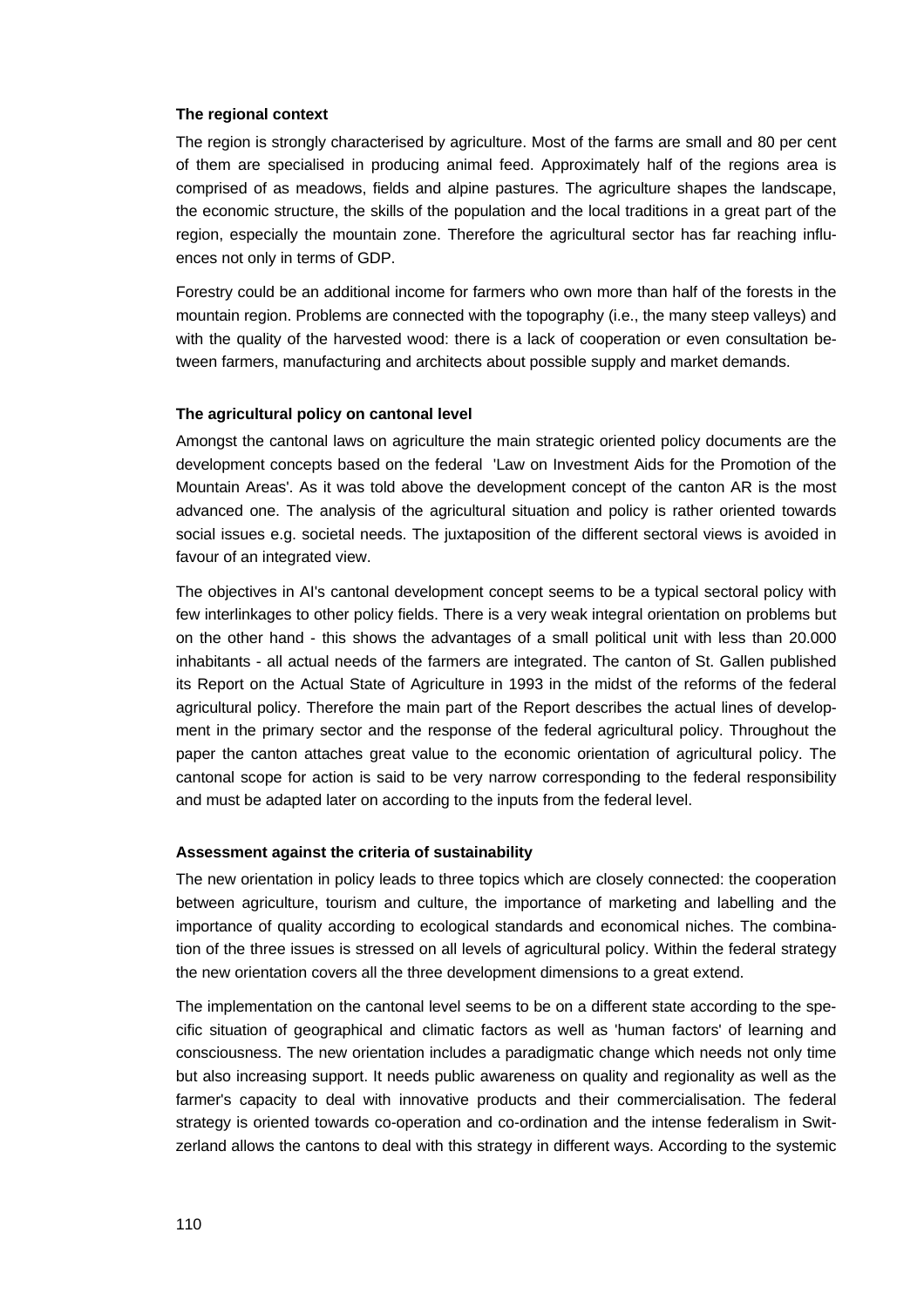#### The regional context

The region is strongly characterised by agriculture. Most of the farms are small and 80 per cent of them are specialised in producing animal feed. Approximately half of the regions area is comprised of as meadows, fields and alpine pastures. The agriculture shapes the landscape, the economic structure, the skills of the population and the local traditions in a great part of the region, especially the mountain zone. Therefore the agricultural sector has far reaching influences not only in terms of GDP.

Forestry could be an additional income for farmers who own more than half of the forests in the mountain region. Problems are connected with the topography (i.e., the many steep valleys) and with the quality of the harvested wood: there is a lack of cooperation or even consultation between farmers, manufacturing and architects about possible supply and market demands.

#### The agricultural policy on cantonal level

Amongst the cantonal laws on agriculture the main strategic oriented policy documents are the development concepts based on the federal 'Law on Investment Aids for the Promotion of the Mountain Areas'. As it was told above the development concept of the canton AR is the most advanced one. The analysis of the agricultural situation and policy is rather oriented towards social issues e.g. societal needs. The juxtaposition of the different sectoral views is avoided in favour of an integrated view.

The objectives in AI's cantonal development concept seems to be a typical sectoral policy with few interlinkages to other policy fields. There is a very weak integral orientation on problems but on the other hand - this shows the advantages of a small political unit with less than 20.000 inhabitants - all actual needs of the farmers are integrated. The canton of St. Gallen published its Report on the Actual State of Agriculture in 1993 in the midst of the reforms of the federal agricultural policy. Therefore the main part of the Report describes the actual lines of development in the primary sector and the response of the federal agricultural policy. Throughout the paper the canton attaches great value to the economic orientation of agricultural policy. The cantonal scope for action is said to be very narrow corresponding to the federal responsibility and must be adapted later on according to the inputs from the federal level.

#### Assessment against the criteria of sustainability

The new orientation in policy leads to three topics which are closely connected: the cooperation between agriculture, tourism and culture, the importance of marketing and labelling and the importance of quality according to ecological standards and economical niches. The combination of the three issues is stressed on all levels of agricultural policy. Within the federal strategy the new orientation covers all the three development dimensions to a great extend.

The implementation on the cantonal level seems to be on a different state according to the specific situation of geographical and climatic factors as well as 'human factors' of learning and consciousness. The new orientation includes a paradigmatic change which needs not only time but also increasing support. It needs public awareness on quality and regionality as well as the farmer's capacity to deal with innovative products and their commercialisation. The federal strategy is oriented towards co-operation and co-ordination and the intense federalism in Switzerland allows the cantons to deal with this strategy in different ways. According to the systemic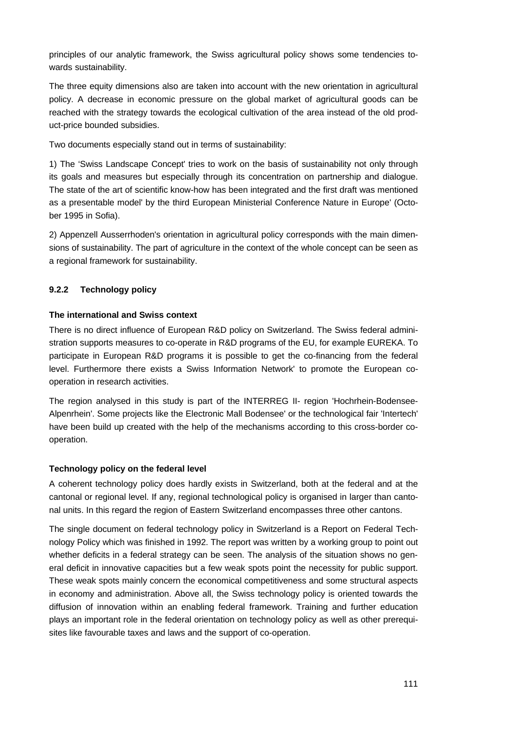principles of our analytic framework, the Swiss agricultural policy shows some tendencies towards sustainability.

The three equity dimensions also are taken into account with the new orientation in agricultural policy. A decrease in economic pressure on the global market of agricultural goods can be reached with the strategy towards the ecological cultivation of the area instead of the old product-price bounded subsidies.

Two documents especially stand out in terms of sustainability:

1) The 'Swiss Landscape Concept' tries to work on the basis of sustainability not only through its goals and measures but especially through its concentration on partnership and dialogue. The state of the art of scientific know-how has been integrated and the first draft was mentioned as a presentable model' by the third European Ministerial Conference Nature in Europe' (October 1995 in Sofia).

2) Appenzell Ausserrhoden's orientation in agricultural policy corresponds with the main dimensions of sustainability. The part of agriculture in the context of the whole concept can be seen as a regional framework for sustainability.

### 9.2.2 Technology policy

**The international and Swiss context**

There is no direct influence of European R&D policy on Switzerland. The Swiss federal administration supports measures to co-operate in R&D programs of the EU, for example EUREKA. To participate in European R&D programs it is possible to get the co-financing from the federal level. Furthermore there exists a Swiss Information Network' to promote the European co-operation in research activities.

The region analysed in this study is part of the INTERREG II- region 'Hochrhein-Bodensee-Alpenrhein'. Some projects like the Electronic Mall Bodensee' or the technological fair 'Intertech' have been build up created with the help of the mechanisms according to this cross-border co-operation.

**Technology policy on the federal level**

A coherent technology policy does hardly exists in Switzerland, both at the federal and at the cantonal or regional level. If any, regional technological policy is organised in larger than cantonal units. In this regard the region of Eastern Switzerland encompasses three other cantons.

The single document on federal technology policy in Switzerland is a Report on Federal Technology Policy which was finished in 1992. The report was written by a working group to point out whether deficits in a federal strategy can be seen. The analysis of the situation shows no general deficit in innovative capacities but a few weak spots point the necessity for public support. These weak spots mainly concern the economical competitiveness and some structural aspects in economy and administration. Above all, the Swiss technology policy is oriented towards the diffusion of innovation within an enabling federal framework. Training and further education plays an important role in the federal orientation on technology policy as well as other prerequisites like favourable taxes and laws and the support of co-operation.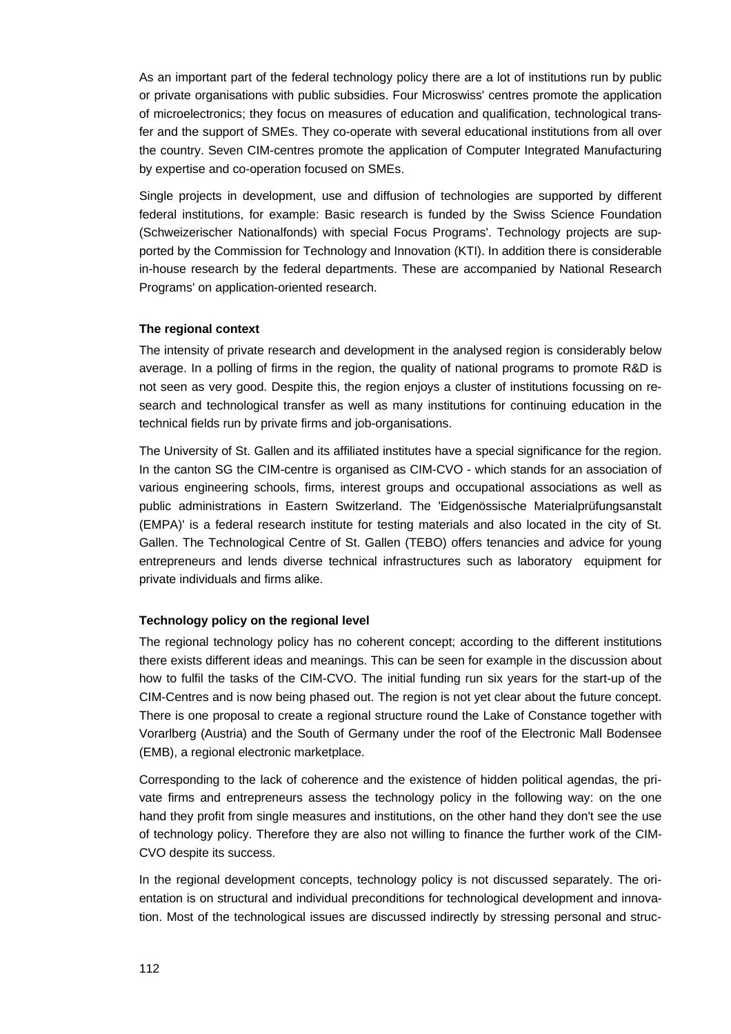As an important part of the federal technology policy there are a lot of institutions run by public or private organisations with public subsidies. Four Microswiss' centres promote the application of microelectronics; they focus on measures of education and qualification, technological transfer and the support of SMEs. They co-operate with several educational institutions from all over the country. Seven CIM-centres promote the application of Computer Integrated Manufacturing by expertise and co-operation focused on SMEs.

Single projects in development, use and diffusion of technologies are supported by different federal institutions, for example: Basic research is funded by the Swiss Science Foundation (Schweizerischer Nationalfonds) with special Focus Programs'. Technology projects are supported by the Commission for Technology and Innovation (KTI). In addition there is considerable in-house research by the federal departments. These are accompanied by National Research Programs' on application-oriented research.

**The regional context**

The intensity of private research and development in the analysed region is considerably below average. In a polling of firms in the region, the quality of national programs to promote R&D is not seen as very good. Despite this, the region enjoys a cluster of institutions focussing on research and technological transfer as well as many institutions for continuing education in the technical fields run by private firms and job-organisations.

The University of St. Gallen and its affiliated institutes have a special significance for the region. In the canton SG the CIM-centre is organised as CIM-CVO - which stands for an association of various engineering schools, firms, interest groups and occupational associations as well as public administrations in Eastern Switzerland. The 'Eidgenössische Materialprüfungsanstalt (EMPA)' is a federal research institute for testing materials and also located in the city of St. Gallen. The Technological Centre of St. Gallen (TEBO) offers tenancies and advice for young entrepreneurs and lends diverse technical infrastructures such as laboratory equipment for private individuals and firms alike.

**Technology policy on the regional level**

The regional technology policy has no coherent concept; according to the different institutions there exists different ideas and meanings. This can be seen for example in the discussion about how to fulfil the tasks of the CIM-CVO. The initial funding run six years for the start-up of the CIM-Centres and is now being phased out. The region is not yet clear about the future concept. There is one proposal to create a regional structure round the Lake of Constance together with Vorarlberg (Austria) and the South of Germany under the roof of the Electronic Mall Bodensee (EMB), a regional electronic marketplace.

Corresponding to the lack of coherence and the existence of hidden political agendas, the private firms and entrepreneurs assess the technology policy in the following way: on the one hand they profit from single measures and institutions, on the other hand they don't see the use of technology policy. Therefore they are also not willing to finance the further work of the CIM-CVO despite its success.

In the regional development concepts, technology policy is not discussed separately. The orientation is on structural and individual preconditions for technological development and innovation. Most of the technological issues are discussed indirectly by stressing personal and struc-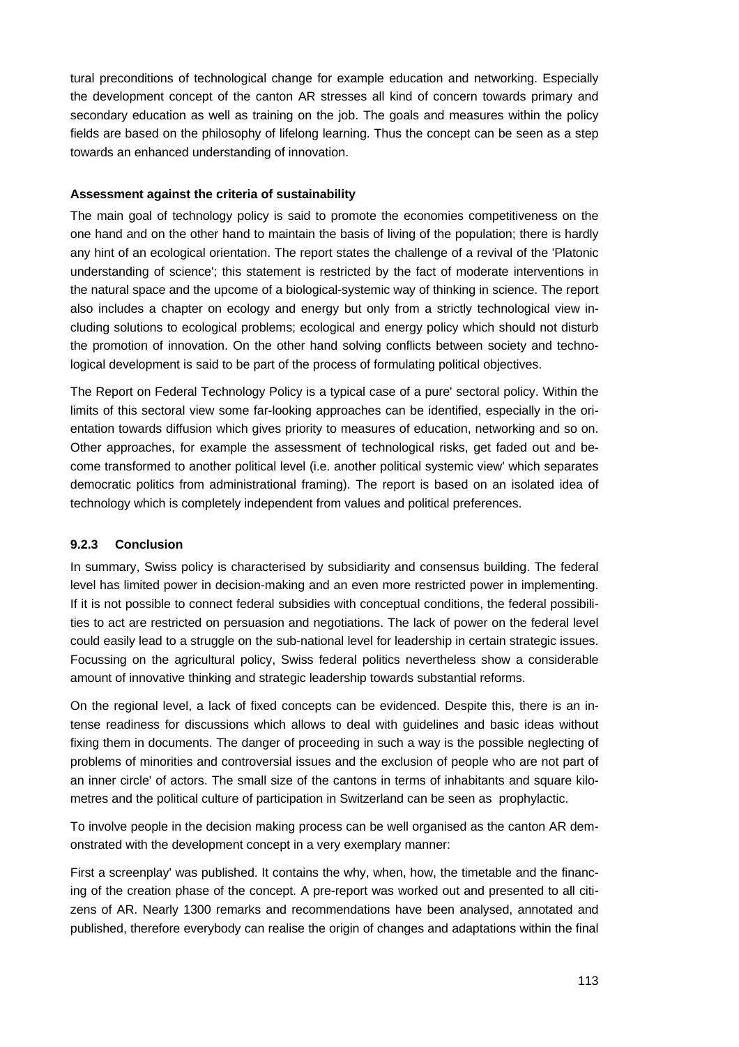tural preconditions of technological change for example education and networking. Especially the development concept of the canton AR stresses all kind of concern towards primary and secondary education as well as training on the job. The goals and measures within the policy fields are based on the philosophy of lifelong learning. Thus the concept can be seen as a step towards an enhanced understanding of innovation.

**Assessment against the criteria of sustainability**

The main goal of technology policy is said to promote the economies competitiveness on the one hand and on the other hand to maintain the basis of living of the population; there is hardly any hint of an ecological orientation. The report states the challenge of a revival of the 'Platonic understanding of science'; this statement is restricted by the fact of moderate interventions in the natural space and the upcome of a biological-systemic way of thinking in science. The report also includes a chapter on ecology and energy but only from a strictly technological view including solutions to ecological problems; ecological and energy policy which should not disturb the promotion of innovation. On the other hand solving conflicts between society and technological development is said to be part of the process of formulating political objectives.

The Report on Federal Technology Policy is a typical case of a pure' sectoral policy. Within the limits of this sectoral view some far-looking approaches can be identified, especially in the orientation towards diffusion which gives priority to measures of education, networking and so on. Other approaches, for example the assessment of technological risks, get faded out and become transformed to another political level (i.e. another political systemic view' which separates democratic politics from administrational framing). The report is based on an isolated idea of technology which is completely independent from values and political preferences.

### 9.2.3 Conclusion

In summary, Swiss policy is characterised by subsidiarity and consensus building. The federal level has limited power in decision-making and an even more restricted power in implementing. If it is not possible to connect federal subsidies with conceptual conditions, the federal possibilities to act are restricted on persuasion and negotiations. The lack of power on the federal level could easily lead to a struggle on the sub-national level for leadership in certain strategic issues. Focussing on the agricultural policy, Swiss federal politics nevertheless show a considerable amount of innovative thinking and strategic leadership towards substantial reforms.

On the regional level, a lack of fixed concepts can be evidenced. Despite this, there is an intense readiness for discussions which allows to deal with guidelines and basic ideas without fixing them in documents. The danger of proceeding in such a way is the possible neglecting of problems of minorities and controversial issues and the exclusion of people who are not part of an inner circle' of actors. The small size of the cantons in terms of inhabitants and square kilometres and the political culture of participation in Switzerland can be seen as prophylactic.

To involve people in the decision making process can be well organised as the canton AR demonstrated with the development concept in a very exemplary manner:

First a screenplay' was published. It contains the why, when, how, the timetable and the financing of the creation phase of the concept. A pre-report was worked out and presented to all citizens of AR. Nearly 1300 remarks and recommendations have been analysed, annotated and published, therefore everybody can realise the origin of changes and adaptations within the final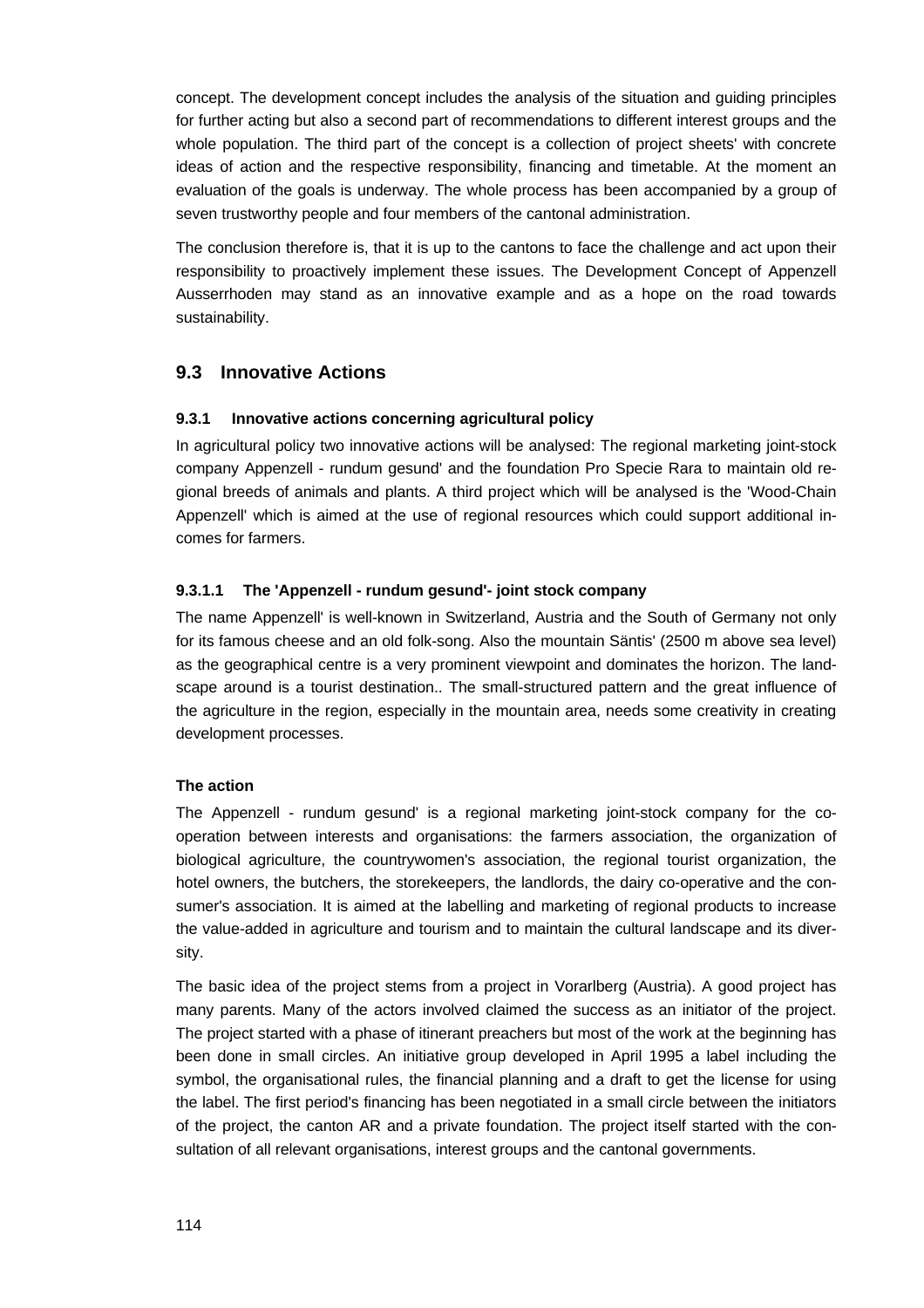concept. The development concept includes the analysis of the situation and guiding principles for further acting but also a second part of recommendations to different interest groups and the whole population. The third part of the concept is a collection of project sheets' with concrete ideas of action and the respective responsibility, financing and timetable. At the moment an evaluation of the goals is underway. The whole process has been accompanied by a group of seven trustworthy people and four members of the cantonal administration.

The conclusion therefore is, that it is up to the cantons to face the challenge and act upon their responsibility to proactively implement these issues. The Development Concept of Appenzell Ausserrhoden may stand as an innovative example and as a hope on the road towards sustainability.

## 9.3 Innovative Actions

### 9.3.1 Innovative actions concerning agricultural policy

In agricultural policy two innovative actions will be analysed: The regional marketing joint-stock company Appenzell - rundum gesund' and the foundation Pro Specie Rara to maintain old regional breeds of animals and plants. A third project which will be analysed is the 'Wood-Chain Appenzell' which is aimed at the use of regional resources which could support additional incomes for farmers.

#### 9.3.1.1 The 'Appenzell - rundum gesund'- joint stock company

The name Appenzell' is well-known in Switzerland, Austria and the South of Germany not only for its famous cheese and an old folk-song. Also the mountain Säntis' (2500 m above sea level) as the geographical centre is a very prominent viewpoint and dominates the horizon. The landscape around is a tourist destination.. The small-structured pattern and the great influence of the agriculture in the region, especially in the mountain area, needs some creativity in creating development processes.

**The action**

The Appenzell - rundum gesund' is a regional marketing joint-stock company for the co-operation between interests and organisations: the farmers association, the organization of biological agriculture, the countrywomen's association, the regional tourist organization, the hotel owners, the butchers, the storekeepers, the landlords, the dairy co-operative and the consumer's association. It is aimed at the labelling and marketing of regional products to increase the value-added in agriculture and tourism and to maintain the cultural landscape and its diversity.

The basic idea of the project stems from a project in Vorarlberg (Austria). A good project has many parents. Many of the actors involved claimed the success as an initiator of the project. The project started with a phase of itinerant preachers but most of the work at the beginning has been done in small circles. An initiative group developed in April 1995 a label including the symbol, the organisational rules, the financial planning and a draft to get the license for using the label. The first period's financing has been negotiated in a small circle between the initiators of the project, the canton AR and a private foundation. The project itself started with the consultation of all relevant organisations, interest groups and the cantonal governments.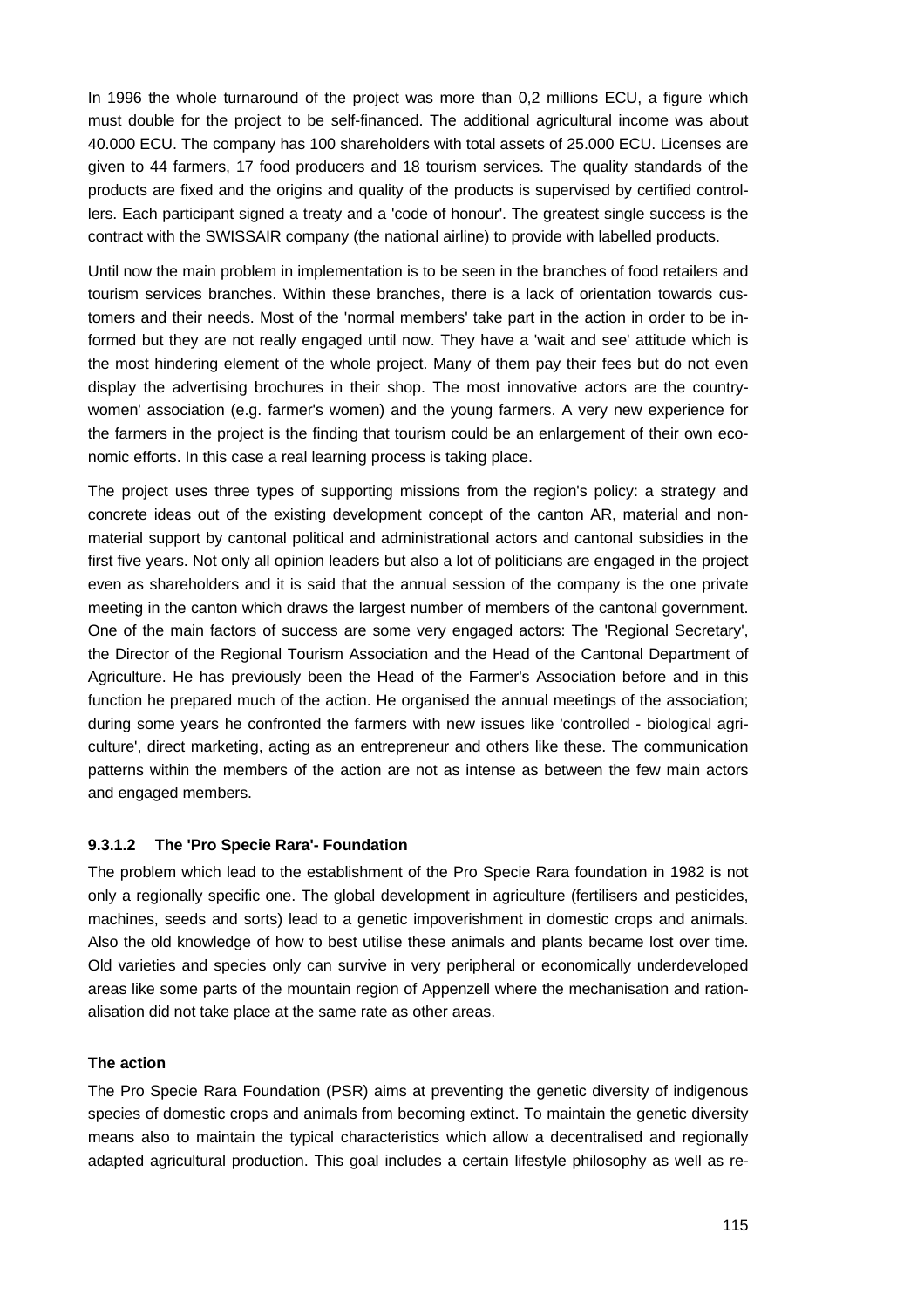In 1996 the whole turnaround of the project was more than 0,2 millions ECU, a figure which must double for the project to be self-financed. The additional agricultural income was about 40.000 ECU. The company has 100 shareholders with total assets of 25.000 ECU. Licenses are given to 44 farmers, 17 food producers and 18 tourism services. The quality standards of the products are fixed and the origins and quality of the products is supervised by certified controllers. Each participant signed a treaty and a 'code of honour'. The greatest single success is the contract with the SWISSAIR company (the national airline) to provide with labelled products.

Until now the main problem in implementation is to be seen in the branches of food retailers and tourism services branches. Within these branches, there is a lack of orientation towards customers and their needs. Most of the 'normal members' take part in the action in order to be informed but they are not really engaged until now. They have a 'wait and see' attitude which is the most hindering element of the whole project. Many of them pay their fees but do not even display the advertising brochures in their shop. The most innovative actors are the country-women' association (e.g. farmer's women) and the young farmers. A very new experience for the farmers in the project is the finding that tourism could be an enlargement of their own economic efforts. In this case a real learning process is taking place.

The project uses three types of supporting missions from the region's policy: a strategy and concrete ideas out of the existing development concept of the canton AR, material and non-material support by cantonal political and administrational actors and cantonal subsidies in the first five years. Not only all opinion leaders but also a lot of politicians are engaged in the project even as shareholders and it is said that the annual session of the company is the one private meeting in the canton which draws the largest number of members of the cantonal government. One of the main factors of success are some very engaged actors: The 'Regional Secretary', the Director of the Regional Tourism Association and the Head of the Cantonal Department of Agriculture. He has previously been the Head of the Farmer's Association before and in this function he prepared much of the action. He organised the annual meetings of the association; during some years he confronted the farmers with new issues like 'controlled - biological agriculture', direct marketing, acting as an entrepreneur and others like these. The communication patterns within the members of the action are not as intense as between the few main actors and engaged members.

#### 9.3.1.2 The 'Pro Specie Rara'- Foundation

The problem which lead to the establishment of the Pro Specie Rara foundation in 1982 is not only a regionally specific one. The global development in agriculture (fertilisers and pesticides, machines, seeds and sorts) lead to a genetic impoverishment in domestic crops and animals. Also the old knowledge of how to best utilise these animals and plants became lost over time. Old varieties and species only can survive in very peripheral or economically underdeveloped areas like some parts of the mountain region of Appenzell where the mechanisation and rationalisation did not take place at the same rate as other areas.

**The action**

The Pro Specie Rara Foundation (PSR) aims at preventing the genetic diversity of indigenous species of domestic crops and animals from becoming extinct. To maintain the genetic diversity means also to maintain the typical characteristics which allow a decentralised and regionally adapted agricultural production. This goal includes a certain lifestyle philosophy as well as re-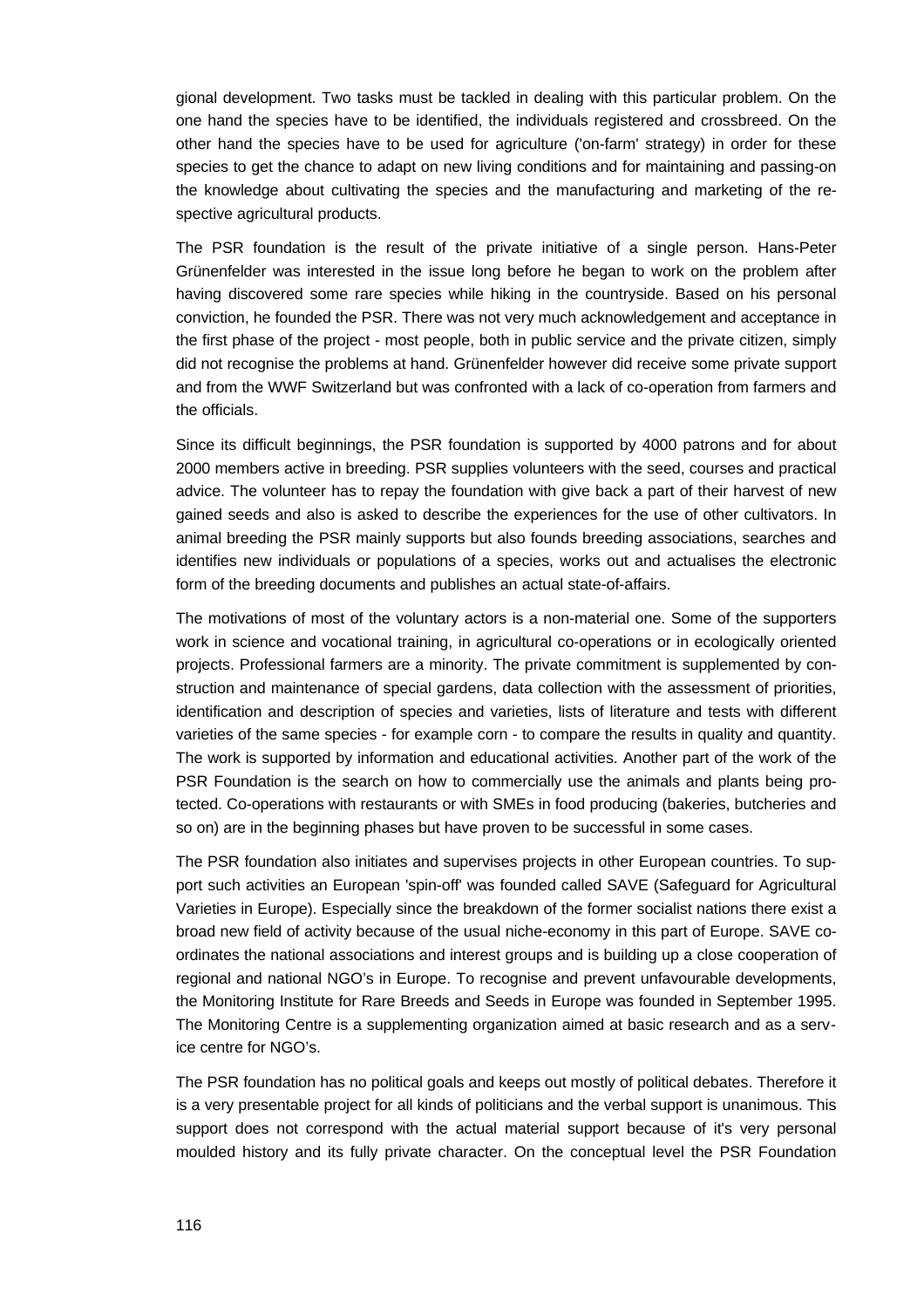gional development. Two tasks must be tackled in dealing with this particular problem. On the one hand the species have to be identified, the individuals registered and crossbreed. On the other hand the species have to be used for agriculture ('on-farm' strategy) in order for these species to get the chance to adapt on new living conditions and for maintaining and passing-on the knowledge about cultivating the species and the manufacturing and marketing of the respective agricultural products.

The PSR foundation is the result of the private initiative of a single person. Hans-Peter Grünenfelder was interested in the issue long before he began to work on the problem after having discovered some rare species while hiking in the countryside. Based on his personal conviction, he founded the PSR. There was not very much acknowledgement and acceptance in the first phase of the project - most people, both in public service and the private citizen, simply did not recognise the problems at hand. Grünenfelder however did receive some private support and from the WWF Switzerland but was confronted with a lack of co-operation from farmers and the officials.

Since its difficult beginnings, the PSR foundation is supported by 4000 patrons and for about 2000 members active in breeding. PSR supplies volunteers with the seed, courses and practical advice. The volunteer has to repay the foundation with give back a part of their harvest of new gained seeds and also is asked to describe the experiences for the use of other cultivators. In animal breeding the PSR mainly supports but also founds breeding associations, searches and identifies new individuals or populations of a species, works out and actualises the electronic form of the breeding documents and publishes an actual state-of-affairs.

The motivations of most of the voluntary actors is a non-material one. Some of the supporters work in science and vocational training, in agricultural co-operations or in ecologically oriented projects. Professional farmers are a minority. The private commitment is supplemented by construction and maintenance of special gardens, data collection with the assessment of priorities, identification and description of species and varieties, lists of literature and tests with different varieties of the same species - for example corn - to compare the results in quality and quantity. The work is supported by information and educational activities. Another part of the work of the PSR Foundation is the search on how to commercially use the animals and plants being protected. Co-operations with restaurants or with SMEs in food producing (bakeries, butcheries and so on) are in the beginning phases but have proven to be successful in some cases.

The PSR foundation also initiates and supervises projects in other European countries. To support such activities an European 'spin-off' was founded called SAVE (Safeguard for Agricultural Varieties in Europe). Especially since the breakdown of the former socialist nations there exist a broad new field of activity because of the usual niche-economy in this part of Europe. SAVE coordinates the national associations and interest groups and is building up a close cooperation of regional and national NGO's in Europe. To recognise and prevent unfavourable developments, the Monitoring Institute for Rare Breeds and Seeds in Europe was founded in September 1995. The Monitoring Centre is a supplementing organization aimed at basic research and as a service centre for NGO's.

The PSR foundation has no political goals and keeps out mostly of political debates. Therefore it is a very presentable project for all kinds of politicians and the verbal support is unanimous. This support does not correspond with the actual material support because of it's very personal moulded history and its fully private character. On the conceptual level the PSR Foundation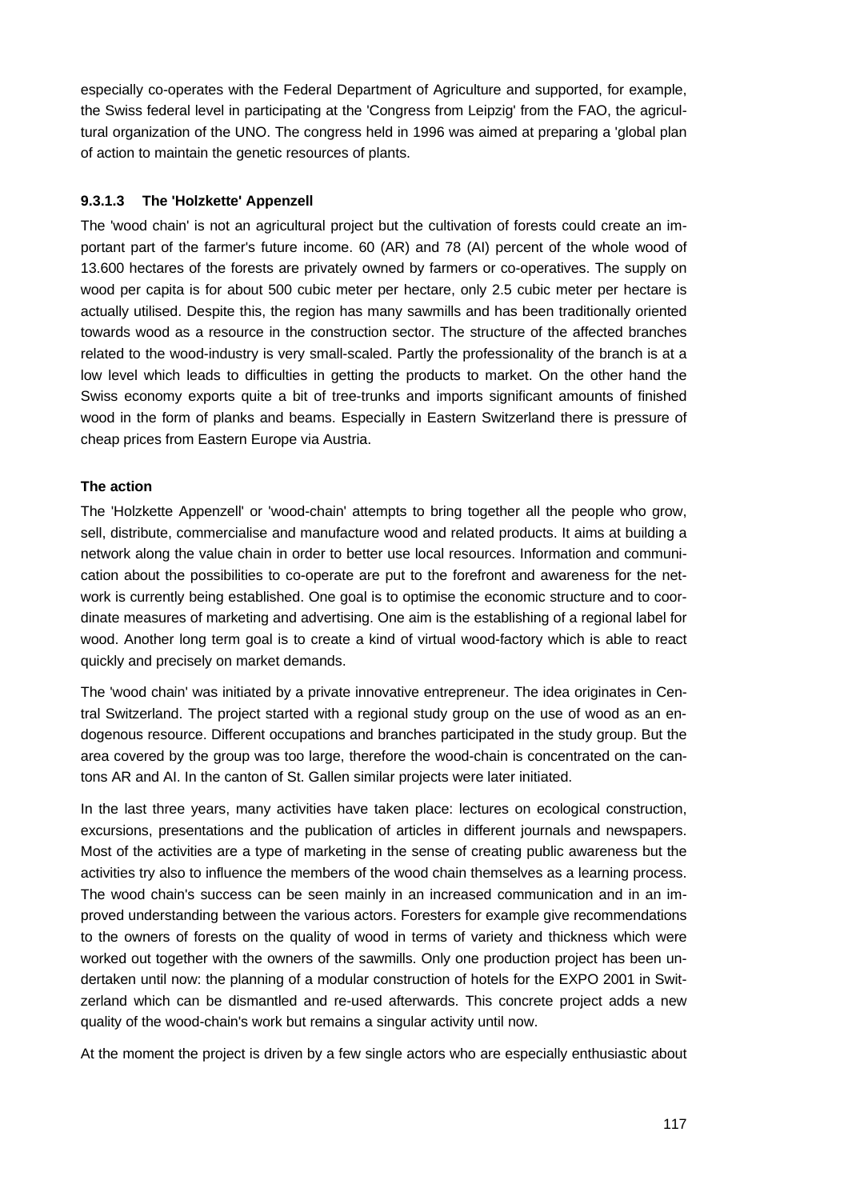especially co-operates with the Federal Department of Agriculture and supported, for example, the Swiss federal level in participating at the 'Congress from Leipzig' from the FAO, the agricultural organization of the UNO. The congress held in 1996 was aimed at preparing a 'global plan of action to maintain the genetic resources of plants.

#### 9.3.1.3 The 'Holzkette' Appenzell

The 'wood chain' is not an agricultural project but the cultivation of forests could create an important part of the farmer's future income. 60 (AR) and 78 (AI) percent of the whole wood of 13.600 hectares of the forests are privately owned by farmers or co-operatives. The supply on wood per capita is for about 500 cubic meter per hectare, only 2.5 cubic meter per hectare is actually utilised. Despite this, the region has many sawmills and has been traditionally oriented towards wood as a resource in the construction sector. The structure of the affected branches related to the wood-industry is very small-scaled. Partly the professionality of the branch is at a low level which leads to difficulties in getting the products to market. On the other hand the Swiss economy exports quite a bit of tree-trunks and imports significant amounts of finished wood in the form of planks and beams. Especially in Eastern Switzerland there is pressure of cheap prices from Eastern Europe via Austria.

**The action**

The 'Holzkette Appenzell' or 'wood-chain' attempts to bring together all the people who grow, sell, distribute, commercialise and manufacture wood and related products. It aims at building a network along the value chain in order to better use local resources. Information and communication about the possibilities to co-operate are put to the forefront and awareness for the network is currently being established. One goal is to optimise the economic structure and to coordinate measures of marketing and advertising. One aim is the establishing of a regional label for wood. Another long term goal is to create a kind of virtual wood-factory which is able to react quickly and precisely on market demands.

The 'wood chain' was initiated by a private innovative entrepreneur. The idea originates in Central Switzerland. The project started with a regional study group on the use of wood as an endogenous resource. Different occupations and branches participated in the study group. But the area covered by the group was too large, therefore the wood-chain is concentrated on the cantons AR and AI. In the canton of St. Gallen similar projects were later initiated.

In the last three years, many activities have taken place: lectures on ecological construction, excursions, presentations and the publication of articles in different journals and newspapers. Most of the activities are a type of marketing in the sense of creating public awareness but the activities try also to influence the members of the wood chain themselves as a learning process. The wood chain's success can be seen mainly in an increased communication and in an improved understanding between the various actors. Foresters for example give recommendations to the owners of forests on the quality of wood in terms of variety and thickness which were worked out together with the owners of the sawmills. Only one production project has been undertaken until now: the planning of a modular construction of hotels for the EXPO 2001 in Switzerland which can be dismantled and re-used afterwards. This concrete project adds a new quality of the wood-chain's work but remains a singular activity until now.

At the moment the project is driven by a few single actors who are especially enthusiastic about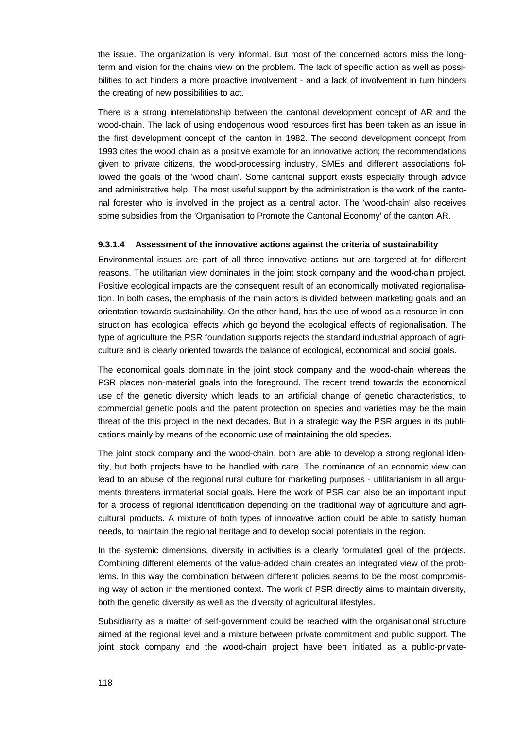the issue. The organization is very informal. But most of the concerned actors miss the long-term and vision for the chains view on the problem. The lack of specific action as well as possibilities to act hinders a more proactive involvement - and a lack of involvement in turn hinders the creating of new possibilities to act.

There is a strong interrelationship between the cantonal development concept of AR and the wood-chain. The lack of using endogenous wood resources first has been taken as an issue in the first development concept of the canton in 1982. The second development concept from 1993 cites the wood chain as a positive example for an innovative action; the recommendations given to private citizens, the wood-processing industry, SMEs and different associations followed the goals of the 'wood chain'. Some cantonal support exists especially through advice and administrative help. The most useful support by the administration is the work of the cantonal forester who is involved in the project as a central actor. The 'wood-chain' also receives some subsidies from the 'Organisation to Promote the Cantonal Economy' of the canton AR.

#### 9.3.1.4 Assessment of the innovative actions against the criteria of sustainability

Environmental issues are part of all three innovative actions but are targeted at for different reasons. The utilitarian view dominates in the joint stock company and the wood-chain project. Positive ecological impacts are the consequent result of an economically motivated regionalisation. In both cases, the emphasis of the main actors is divided between marketing goals and an orientation towards sustainability. On the other hand, has the use of wood as a resource in construction has ecological effects which go beyond the ecological effects of regionalisation. The type of agriculture the PSR foundation supports rejects the standard industrial approach of agriculture and is clearly oriented towards the balance of ecological, economical and social goals.

The economical goals dominate in the joint stock company and the wood-chain whereas the PSR places non-material goals into the foreground. The recent trend towards the economical use of the genetic diversity which leads to an artificial change of genetic characteristics, to commercial genetic pools and the patent protection on species and varieties may be the main threat of the this project in the next decades. But in a strategic way the PSR argues in its publications mainly by means of the economic use of maintaining the old species.

The joint stock company and the wood-chain, both are able to develop a strong regional identity, but both projects have to be handled with care. The dominance of an economic view can lead to an abuse of the regional rural culture for marketing purposes - utilitarianism in all arguments threatens immaterial social goals. Here the work of PSR can also be an important input for a process of regional identification depending on the traditional way of agriculture and agricultural products. A mixture of both types of innovative action could be able to satisfy human needs, to maintain the regional heritage and to develop social potentials in the region.

In the systemic dimensions, diversity in activities is a clearly formulated goal of the projects. Combining different elements of the value-added chain creates an integrated view of the problems. In this way the combination between different policies seems to be the most compromising way of action in the mentioned context. The work of PSR directly aims to maintain diversity, both the genetic diversity as well as the diversity of agricultural lifestyles.

Subsidiarity as a matter of self-government could be reached with the organisational structure aimed at the regional level and a mixture between private commitment and public support. The joint stock company and the wood-chain project have been initiated as a public-private-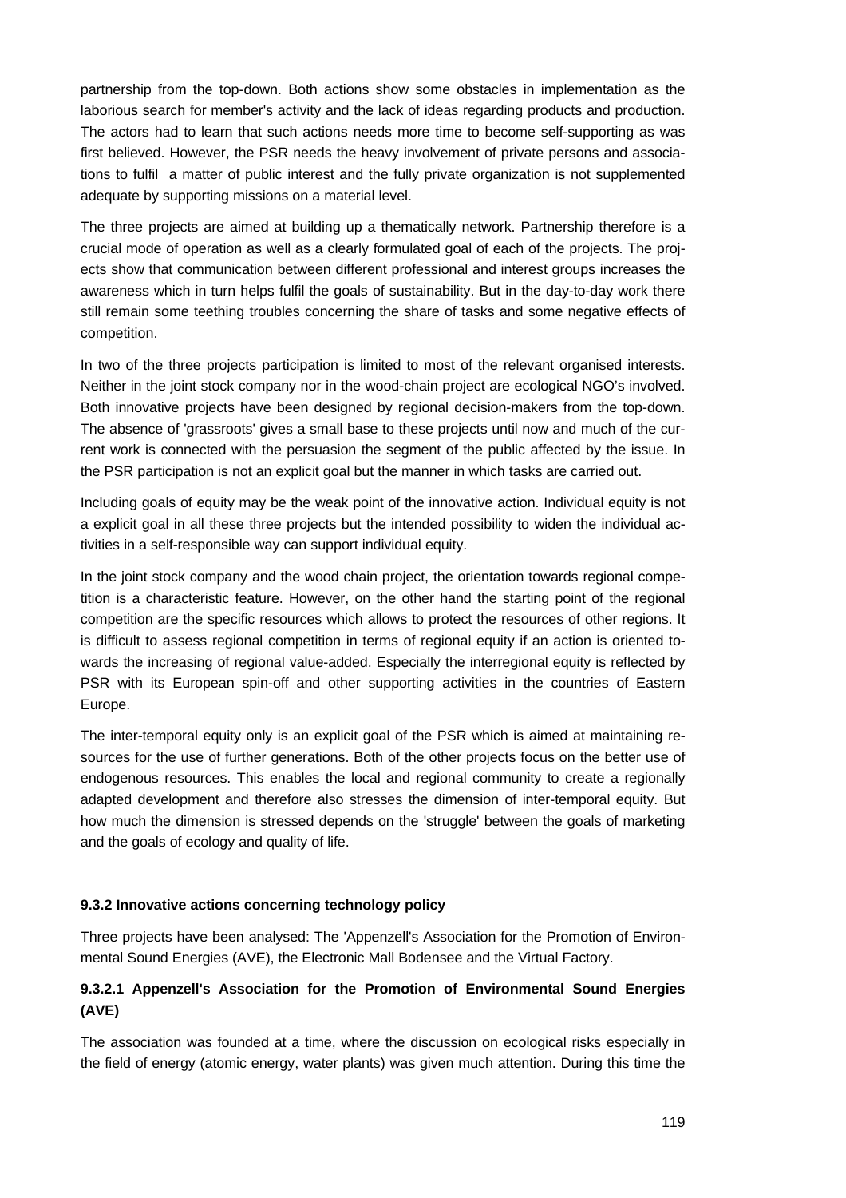partnership from the top-down. Both actions show some obstacles in implementation as the laborious search for member's activity and the lack of ideas regarding products and production. The actors had to learn that such actions needs more time to become self-supporting as was first believed. However, the PSR needs the heavy involvement of private persons and associations to fulfil a matter of public interest and the fully private organization is not supplemented adequate by supporting missions on a material level.

The three projects are aimed at building up a thematically network. Partnership therefore is a crucial mode of operation as well as a clearly formulated goal of each of the projects. The projects show that communication between different professional and interest groups increases the awareness which in turn helps fulfil the goals of sustainability. But in the day-to-day work there still remain some teething troubles concerning the share of tasks and some negative effects of competition.

In two of the three projects participation is limited to most of the relevant organised interests. Neither in the joint stock company nor in the wood-chain project are ecological NGO's involved. Both innovative projects have been designed by regional decision-makers from the top-down. The absence of 'grassroots' gives a small base to these projects until now and much of the current work is connected with the persuasion the segment of the public affected by the issue. In the PSR participation is not an explicit goal but the manner in which tasks are carried out.

Including goals of equity may be the weak point of the innovative action. Individual equity is not a explicit goal in all these three projects but the intended possibility to widen the individual activities in a self-responsible way can support individual equity.

In the joint stock company and the wood chain project, the orientation towards regional competition is a characteristic feature. However, on the other hand the starting point of the regional competition are the specific resources which allows to protect the resources of other regions. It is difficult to assess regional competition in terms of regional equity if an action is oriented towards the increasing of regional value-added. Especially the interregional equity is reflected by PSR with its European spin-off and other supporting activities in the countries of Eastern Europe.

The inter-temporal equity only is an explicit goal of the PSR which is aimed at maintaining resources for the use of further generations. Both of the other projects focus on the better use of endogenous resources. This enables the local and regional community to create a regionally adapted development and therefore also stresses the dimension of inter-temporal equity. But how much the dimension is stressed depends on the 'struggle' between the goals of marketing and the goals of ecology and quality of life.

#### 9.3.2 Innovative actions concerning technology policy

Three projects have been analysed: The 'Appenzell's Association for the Promotion of Environmental Sound Energies (AVE), the Electronic Mall Bodensee and the Virtual Factory.

##### 9.3.2.1 Appenzell's Association for the Promotion of Environmental Sound Energies (AVE)

The association was founded at a time, where the discussion on ecological risks especially in the field of energy (atomic energy, water plants) was given much attention. During this time the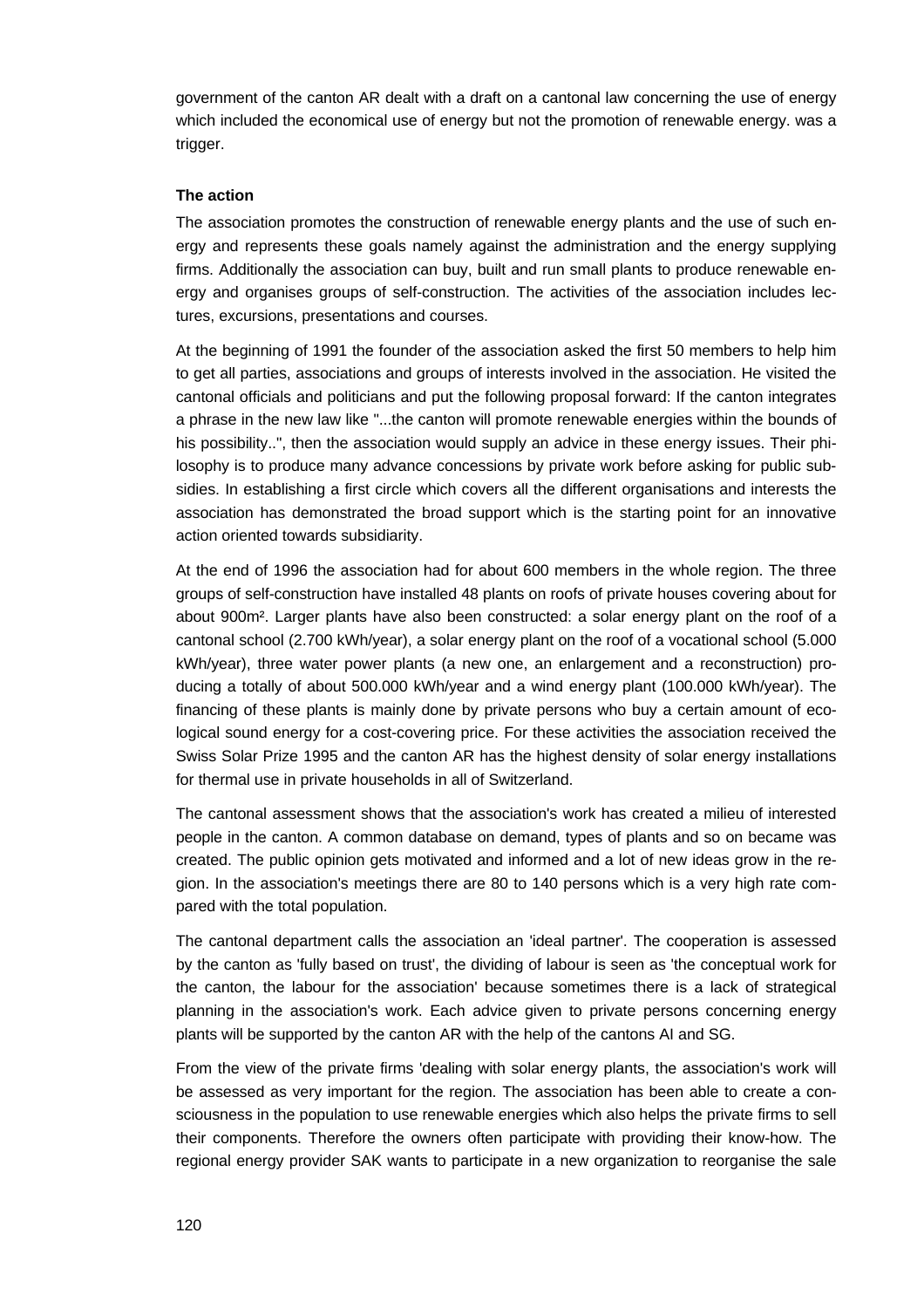government of the canton AR dealt with a draft on a cantonal law concerning the use of energy which included the economical use of energy but not the promotion of renewable energy. was a trigger.

**The action**

The association promotes the construction of renewable energy plants and the use of such energy and represents these goals namely against the administration and the energy supplying firms. Additionally the association can buy, built and run small plants to produce renewable energy and organises groups of self-construction. The activities of the association includes lectures, excursions, presentations and courses.

At the beginning of 1991 the founder of the association asked the first 50 members to help him to get all parties, associations and groups of interests involved in the association. He visited the cantonal officials and politicians and put the following proposal forward: If the canton integrates a phrase in the new law like "...the canton will promote renewable energies within the bounds of his possibility..", then the association would supply an advice in these energy issues. Their philosophy is to produce many advance concessions by private work before asking for public subsidies. In establishing a first circle which covers all the different organisations and interests the association has demonstrated the broad support which is the starting point for an innovative action oriented towards subsidiarity.

At the end of 1996 the association had for about 600 members in the whole region. The three groups of self-construction have installed 48 plants on roofs of private houses covering about for about 900m². Larger plants have also been constructed: a solar energy plant on the roof of a cantonal school (2.700 kWh/year), a solar energy plant on the roof of a vocational school (5.000 kWh/year), three water power plants (a new one, an enlargement and a reconstruction) producing a totally of about 500.000 kWh/year and a wind energy plant (100.000 kWh/year). The financing of these plants is mainly done by private persons who buy a certain amount of ecological sound energy for a cost-covering price. For these activities the association received the Swiss Solar Prize 1995 and the canton AR has the highest density of solar energy installations for thermal use in private households in all of Switzerland.

The cantonal assessment shows that the association's work has created a milieu of interested people in the canton. A common database on demand, types of plants and so on became was created. The public opinion gets motivated and informed and a lot of new ideas grow in the region. In the association's meetings there are 80 to 140 persons which is a very high rate compared with the total population.

The cantonal department calls the association an 'ideal partner'. The cooperation is assessed by the canton as 'fully based on trust', the dividing of labour is seen as 'the conceptual work for the canton, the labour for the association' because sometimes there is a lack of strategical planning in the association's work. Each advice given to private persons concerning energy plants will be supported by the canton AR with the help of the cantons AI and SG.

From the view of the private firms 'dealing with solar energy plants, the association's work will be assessed as very important for the region. The association has been able to create a consciousness in the population to use renewable energies which also helps the private firms to sell their components. Therefore the owners often participate with providing their know-how. The regional energy provider SAK wants to participate in a new organization to reorganise the sale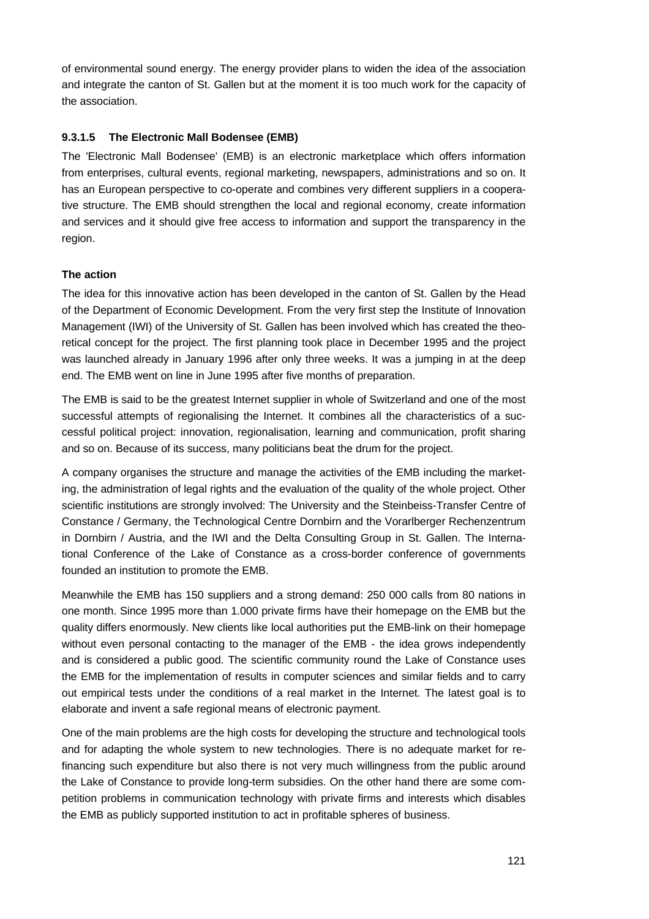of environmental sound energy. The energy provider plans to widen the idea of the association and integrate the canton of St. Gallen but at the moment it is too much work for the capacity of the association.

#### 9.3.1.5 The Electronic Mall Bodensee (EMB)

The 'Electronic Mall Bodensee' (EMB) is an electronic marketplace which offers information from enterprises, cultural events, regional marketing, newspapers, administrations and so on. It has an European perspective to co-operate and combines very different suppliers in a cooperative structure. The EMB should strengthen the local and regional economy, create information and services and it should give free access to information and support the transparency in the region.

**The action**

The idea for this innovative action has been developed in the canton of St. Gallen by the Head of the Department of Economic Development. From the very first step the Institute of Innovation Management (IWI) of the University of St. Gallen has been involved which has created the theoretical concept for the project. The first planning took place in December 1995 and the project was launched already in January 1996 after only three weeks. It was a jumping in at the deep end. The EMB went on line in June 1995 after five months of preparation.

The EMB is said to be the greatest Internet supplier in whole of Switzerland and one of the most successful attempts of regionalising the Internet. It combines all the characteristics of a successful political project: innovation, regionalisation, learning and communication, profit sharing and so on. Because of its success, many politicians beat the drum for the project.

A company organises the structure and manage the activities of the EMB including the marketing, the administration of legal rights and the evaluation of the quality of the whole project. Other scientific institutions are strongly involved: The University and the Steinbeiss-Transfer Centre of Constance / Germany, the Technological Centre Dornbirn and the Vorarlberger Rechenzentrum in Dornbirn / Austria, and the IWI and the Delta Consulting Group in St. Gallen. The International Conference of the Lake of Constance as a cross-border conference of governments founded an institution to promote the EMB.

Meanwhile the EMB has 150 suppliers and a strong demand: 250 000 calls from 80 nations in one month. Since 1995 more than 1.000 private firms have their homepage on the EMB but the quality differs enormously. New clients like local authorities put the EMB-link on their homepage without even personal contacting to the manager of the EMB - the idea grows independently and is considered a public good. The scientific community round the Lake of Constance uses the EMB for the implementation of results in computer sciences and similar fields and to carry out empirical tests under the conditions of a real market in the Internet. The latest goal is to elaborate and invent a safe regional means of electronic payment.

One of the main problems are the high costs for developing the structure and technological tools and for adapting the whole system to new technologies. There is no adequate market for refinancing such expenditure but also there is not very much willingness from the public around the Lake of Constance to provide long-term subsidies. On the other hand there are some competition problems in communication technology with private firms and interests which disables the EMB as publicly supported institution to act in profitable spheres of business.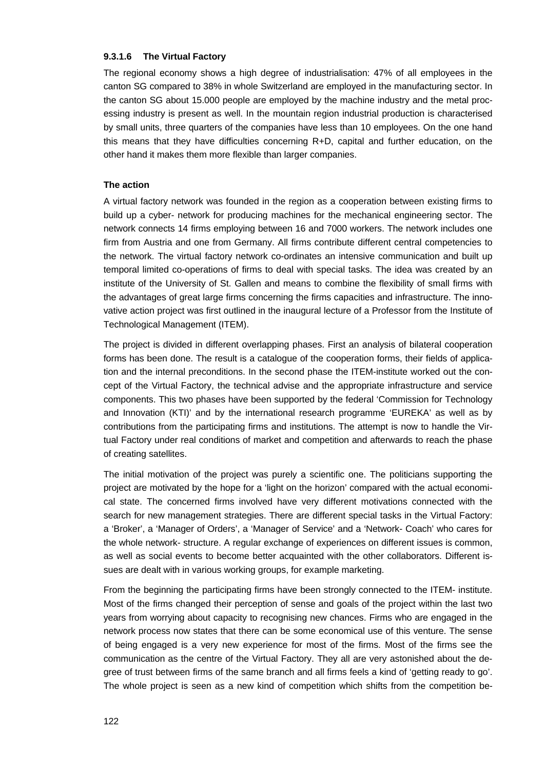### 9.3.1.6 The Virtual Factory

The regional economy shows a high degree of industrialisation: 47% of all employees in the canton SG compared to 38% in whole Switzerland are employed in the manufacturing sector. In the canton SG about 15.000 people are employed by the machine industry and the metal processing industry is present as well. In the mountain region industrial production is characterised by small units, three quarters of the companies have less than 10 employees. On the one hand this means that they have difficulties concerning R+D, capital and further education, on the other hand it makes them more flexible than larger companies.

**The action**

A virtual factory network was founded in the region as a cooperation between existing firms to build up a cyber- network for producing machines for the mechanical engineering sector. The network connects 14 firms employing between 16 and 7000 workers. The network includes one firm from Austria and one from Germany. All firms contribute different central competencies to the network. The virtual factory network co-ordinates an intensive communication and built up temporal limited co-operations of firms to deal with special tasks. The idea was created by an institute of the University of St. Gallen and means to combine the flexibility of small firms with the advantages of great large firms concerning the firms capacities and infrastructure. The innovative action project was first outlined in the inaugural lecture of a Professor from the Institute of Technological Management (ITEM).

The project is divided in different overlapping phases. First an analysis of bilateral cooperation forms has been done. The result is a catalogue of the cooperation forms, their fields of application and the internal preconditions. In the second phase the ITEM-institute worked out the concept of the Virtual Factory, the technical advise and the appropriate infrastructure and service components. This two phases have been supported by the federal 'Commission for Technology and Innovation (KTI)' and by the international research programme 'EUREKA' as well as by contributions from the participating firms and institutions. The attempt is now to handle the Virtual Factory under real conditions of market and competition and afterwards to reach the phase of creating satellites.

The initial motivation of the project was purely a scientific one. The politicians supporting the project are motivated by the hope for a 'light on the horizon' compared with the actual economical state. The concerned firms involved have very different motivations connected with the search for new management strategies. There are different special tasks in the Virtual Factory: a 'Broker', a 'Manager of Orders', a 'Manager of Service' and a 'Network- Coach' who cares for the whole network- structure. A regular exchange of experiences on different issues is common, as well as social events to become better acquainted with the other collaborators. Different issues are dealt with in various working groups, for example marketing.

From the beginning the participating firms have been strongly connected to the ITEM- institute. Most of the firms changed their perception of sense and goals of the project within the last two years from worrying about capacity to recognising new chances. Firms who are engaged in the network process now states that there can be some economical use of this venture. The sense of being engaged is a very new experience for most of the firms. Most of the firms see the communication as the centre of the Virtual Factory. They all are very astonished about the degree of trust between firms of the same branch and all firms feels a kind of 'getting ready to go'. The whole project is seen as a new kind of competition which shifts from the competition be-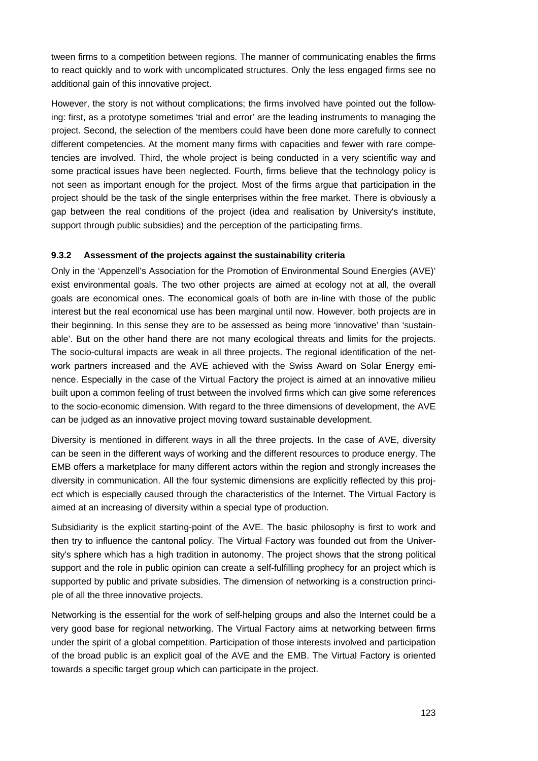tween firms to a competition between regions. The manner of communicating enables the firms to react quickly and to work with uncomplicated structures. Only the less engaged firms see no additional gain of this innovative project.

However, the story is not without complications; the firms involved have pointed out the following: first, as a prototype sometimes 'trial and error' are the leading instruments to managing the project. Second, the selection of the members could have been done more carefully to connect different competencies. At the moment many firms with capacities and fewer with rare competencies are involved. Third, the whole project is being conducted in a very scientific way and some practical issues have been neglected. Fourth, firms believe that the technology policy is not seen as important enough for the project. Most of the firms argue that participation in the project should be the task of the single enterprises within the free market. There is obviously a gap between the real conditions of the project (idea and realisation by University's institute, support through public subsidies) and the perception of the participating firms.

### 9.3.2 Assessment of the projects against the sustainability criteria

Only in the 'Appenzell's Association for the Promotion of Environmental Sound Energies (AVE)' exist environmental goals. The two other projects are aimed at ecology not at all, the overall goals are economical ones. The economical goals of both are in-line with those of the public interest but the real economical use has been marginal until now. However, both projects are in their beginning. In this sense they are to be assessed as being more 'innovative' than 'sustainable'. But on the other hand there are not many ecological threats and limits for the projects. The socio-cultural impacts are weak in all three projects. The regional identification of the network partners increased and the AVE achieved with the Swiss Award on Solar Energy eminence. Especially in the case of the Virtual Factory the project is aimed at an innovative milieu built upon a common feeling of trust between the involved firms which can give some references to the socio-economic dimension. With regard to the three dimensions of development, the AVE can be judged as an innovative project moving toward sustainable development.

Diversity is mentioned in different ways in all the three projects. In the case of AVE, diversity can be seen in the different ways of working and the different resources to produce energy. The EMB offers a marketplace for many different actors within the region and strongly increases the diversity in communication. All the four systemic dimensions are explicitly reflected by this project which is especially caused through the characteristics of the Internet. The Virtual Factory is aimed at an increasing of diversity within a special type of production.

Subsidiarity is the explicit starting-point of the AVE. The basic philosophy is first to work and then try to influence the cantonal policy. The Virtual Factory was founded out from the University's sphere which has a high tradition in autonomy. The project shows that the strong political support and the role in public opinion can create a self-fulfilling prophecy for an project which is supported by public and private subsidies. The dimension of networking is a construction principle of all the three innovative projects.

Networking is the essential for the work of self-helping groups and also the Internet could be a very good base for regional networking. The Virtual Factory aims at networking between firms under the spirit of a global competition. Participation of those interests involved and participation of the broad public is an explicit goal of the AVE and the EMB. The Virtual Factory is oriented towards a specific target group which can participate in the project.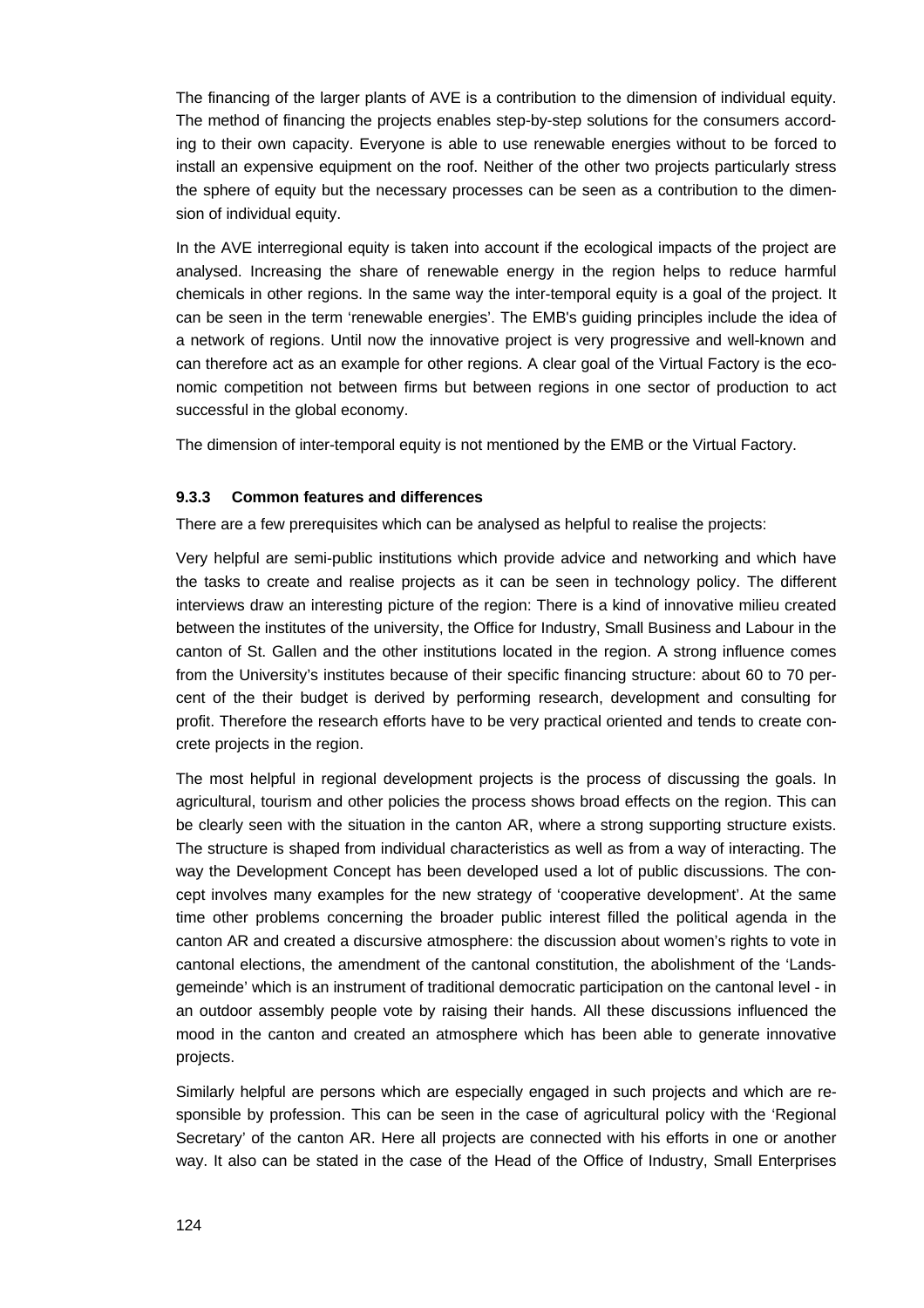The financing of the larger plants of AVE is a contribution to the dimension of individual equity. The method of financing the projects enables step-by-step solutions for the consumers according to their own capacity. Everyone is able to use renewable energies without to be forced to install an expensive equipment on the roof. Neither of the other two projects particularly stress the sphere of equity but the necessary processes can be seen as a contribution to the dimension of individual equity.

In the AVE interregional equity is taken into account if the ecological impacts of the project are analysed. Increasing the share of renewable energy in the region helps to reduce harmful chemicals in other regions. In the same way the inter-temporal equity is a goal of the project. It can be seen in the term 'renewable energies'. The EMB's guiding principles include the idea of a network of regions. Until now the innovative project is very progressive and well-known and can therefore act as an example for other regions. A clear goal of the Virtual Factory is the economic competition not between firms but between regions in one sector of production to act successful in the global economy.

The dimension of inter-temporal equity is not mentioned by the EMB or the Virtual Factory.

### 9.3.3 Common features and differences

There are a few prerequisites which can be analysed as helpful to realise the projects:

Very helpful are semi-public institutions which provide advice and networking and which have the tasks to create and realise projects as it can be seen in technology policy. The different interviews draw an interesting picture of the region: There is a kind of innovative milieu created between the institutes of the university, the Office for Industry, Small Business and Labour in the canton of St. Gallen and the other institutions located in the region. A strong influence comes from the University's institutes because of their specific financing structure: about 60 to 70 percent of the their budget is derived by performing research, development and consulting for profit. Therefore the research efforts have to be very practical oriented and tends to create concrete projects in the region.

The most helpful in regional development projects is the process of discussing the goals. In agricultural, tourism and other policies the process shows broad effects on the region. This can be clearly seen with the situation in the canton AR, where a strong supporting structure exists. The structure is shaped from individual characteristics as well as from a way of interacting. The way the Development Concept has been developed used a lot of public discussions. The concept involves many examples for the new strategy of 'cooperative development'. At the same time other problems concerning the broader public interest filled the political agenda in the canton AR and created a discursive atmosphere: the discussion about women's rights to vote in cantonal elections, the amendment of the cantonal constitution, the abolishment of the 'Landsgemeinde' which is an instrument of traditional democratic participation on the cantonal level - in an outdoor assembly people vote by raising their hands. All these discussions influenced the mood in the canton and created an atmosphere which has been able to generate innovative projects.

Similarly helpful are persons which are especially engaged in such projects and which are responsible by profession. This can be seen in the case of agricultural policy with the 'Regional Secretary' of the canton AR. Here all projects are connected with his efforts in one or another way. It also can be stated in the case of the Head of the Office of Industry, Small Enterprises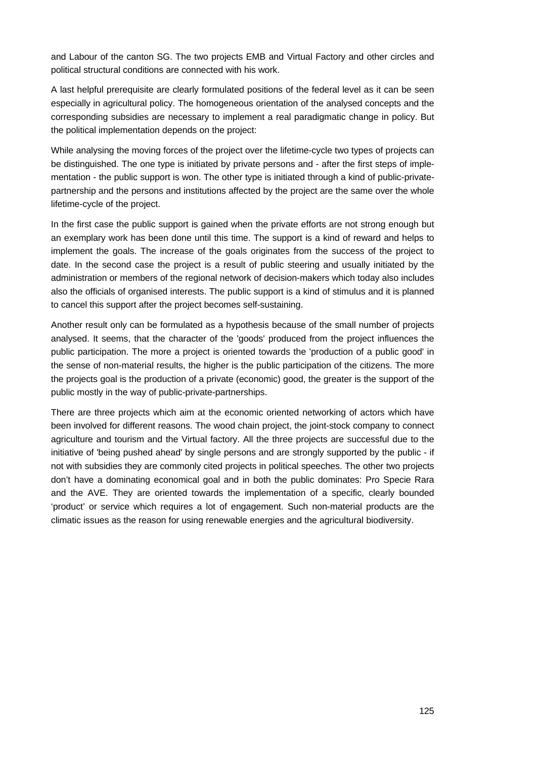and Labour of the canton SG. The two projects EMB and Virtual Factory and other circles and political structural conditions are connected with his work.

A last helpful prerequisite are clearly formulated positions of the federal level as it can be seen especially in agricultural policy. The homogeneous orientation of the analysed concepts and the corresponding subsidies are necessary to implement a real paradigmatic change in policy. But the political implementation depends on the project:

While analysing the moving forces of the project over the lifetime-cycle two types of projects can be distinguished. The one type is initiated by private persons and - after the first steps of implementation - the public support is won. The other type is initiated through a kind of public-private-partnership and the persons and institutions affected by the project are the same over the whole lifetime-cycle of the project.

In the first case the public support is gained when the private efforts are not strong enough but an exemplary work has been done until this time. The support is a kind of reward and helps to implement the goals. The increase of the goals originates from the success of the project to date. In the second case the project is a result of public steering and usually initiated by the administration or members of the regional network of decision-makers which today also includes also the officials of organised interests. The public support is a kind of stimulus and it is planned to cancel this support after the project becomes self-sustaining.

Another result only can be formulated as a hypothesis because of the small number of projects analysed. It seems, that the character of the 'goods' produced from the project influences the public participation. The more a project is oriented towards the 'production of a public good' in the sense of non-material results, the higher is the public participation of the citizens. The more the projects goal is the production of a private (economic) good, the greater is the support of the public mostly in the way of public-private-partnerships.

There are three projects which aim at the economic oriented networking of actors which have been involved for different reasons. The wood chain project, the joint-stock company to connect agriculture and tourism and the Virtual factory. All the three projects are successful due to the initiative of 'being pushed ahead' by single persons and are strongly supported by the public - if not with subsidies they are commonly cited projects in political speeches. The other two projects don't have a dominating economical goal and in both the public dominates: Pro Specie Rara and the AVE. They are oriented towards the implementation of a specific, clearly bounded 'product' or service which requires a lot of engagement. Such non-material products are the climatic issues as the reason for using renewable energies and the agricultural biodiversity.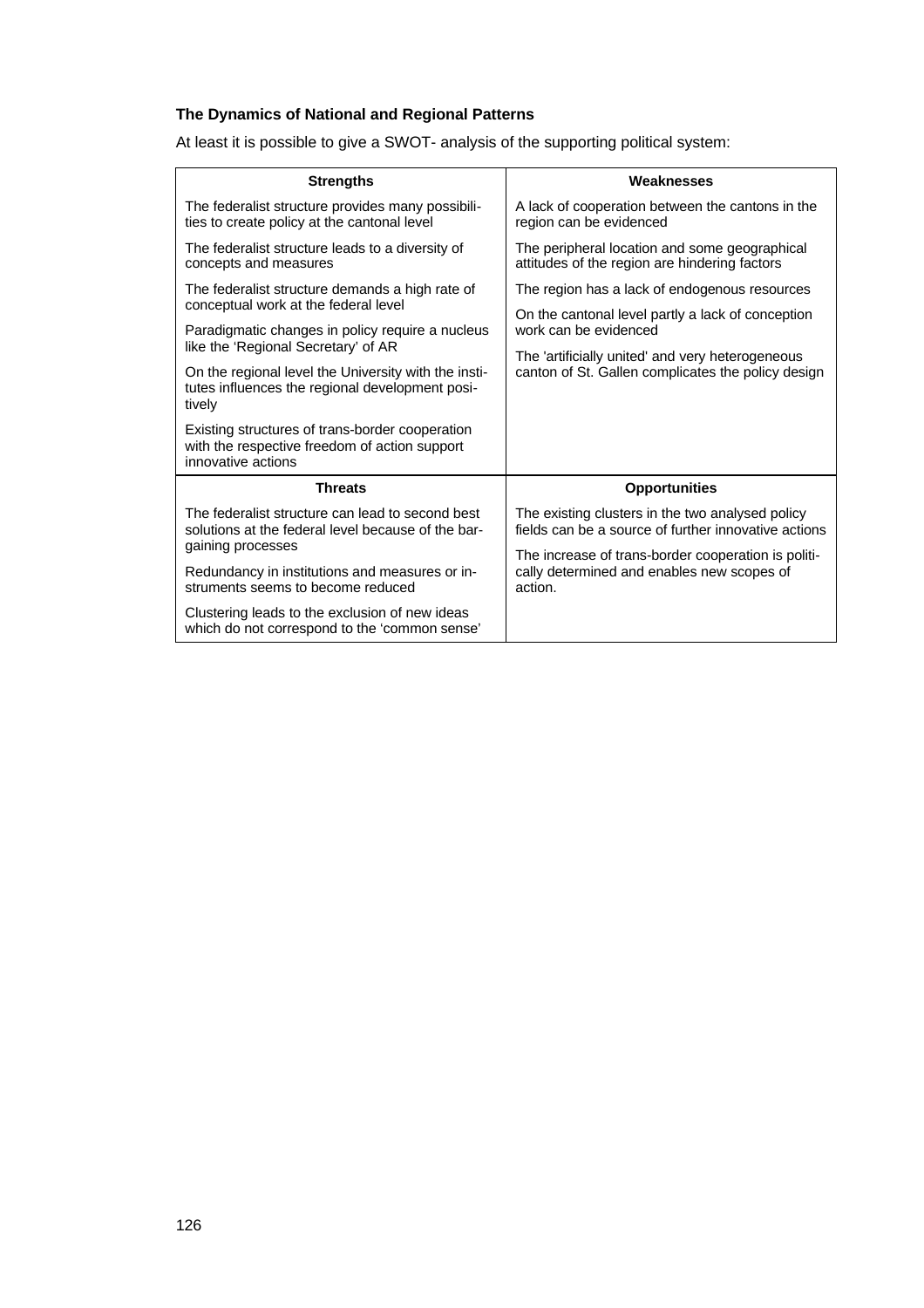**The Dynamics of National and Regional Patterns**

At least it is possible to give a SWOT- analysis of the supporting political system:

| Strengths | Weaknesses |
|---|---|
| The federalist structure provides many possibilities to create policy at the cantonal level<br><br>The federalist structure leads to a diversity of concepts and measures<br><br>The federalist structure demands a high rate of conceptual work at the federal level<br><br>Paradigmatic changes in policy require a nucleus like the 'Regional Secretary' of AR<br><br>On the regional level the University with the institutes influences the regional development positively<br><br>Existing structures of trans-border cooperation with the respective freedom of action support innovative actions | A lack of cooperation between the cantons in the region can be evidenced<br><br>The peripheral location and some geographical attitudes of the region are hindering factors<br><br>The region has a lack of endogenous resources<br><br>On the cantonal level partly a lack of conception work can be evidenced<br><br>The 'artificially united' and very heterogeneous canton of St. Gallen complicates the policy design |
| **Threats** | **Opportunities** |
| The federalist structure can lead to second best solutions at the federal level because of the bargaining processes<br><br>Redundancy in institutions and measures or instruments seems to become reduced<br><br>Clustering leads to the exclusion of new ideas which do not correspond to the 'common sense' | The existing clusters in the two analysed policy fields can be a source of further innovative actions<br><br>The increase of trans-border cooperation is politically determined and enables new scopes of action. |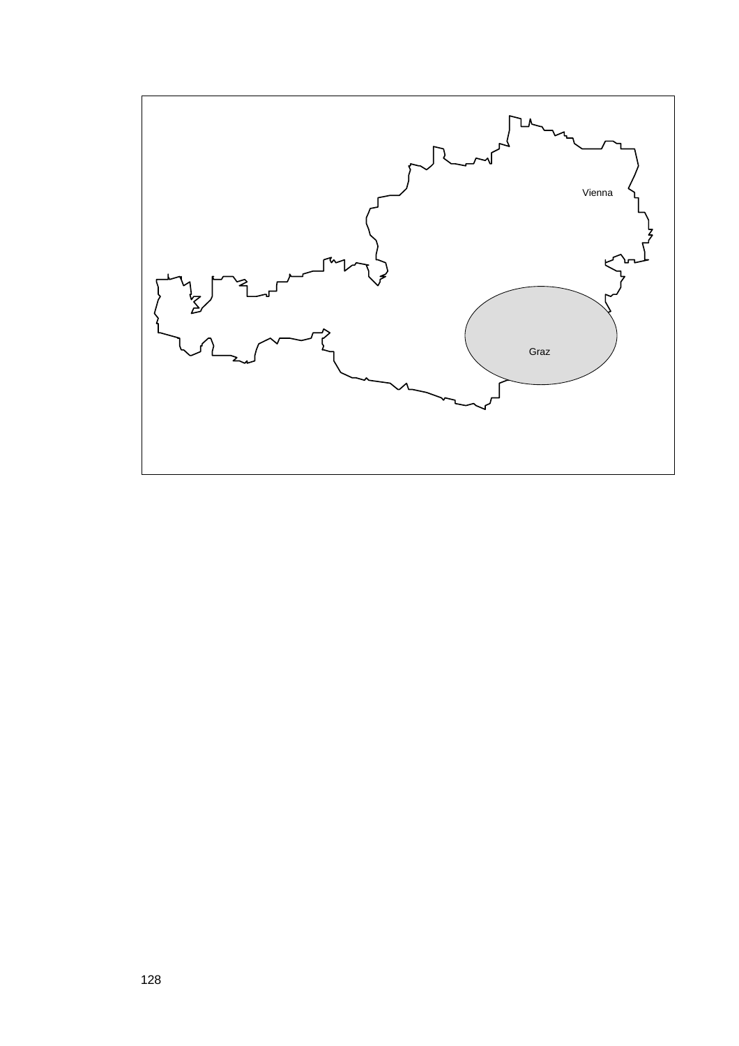Vienna

Graz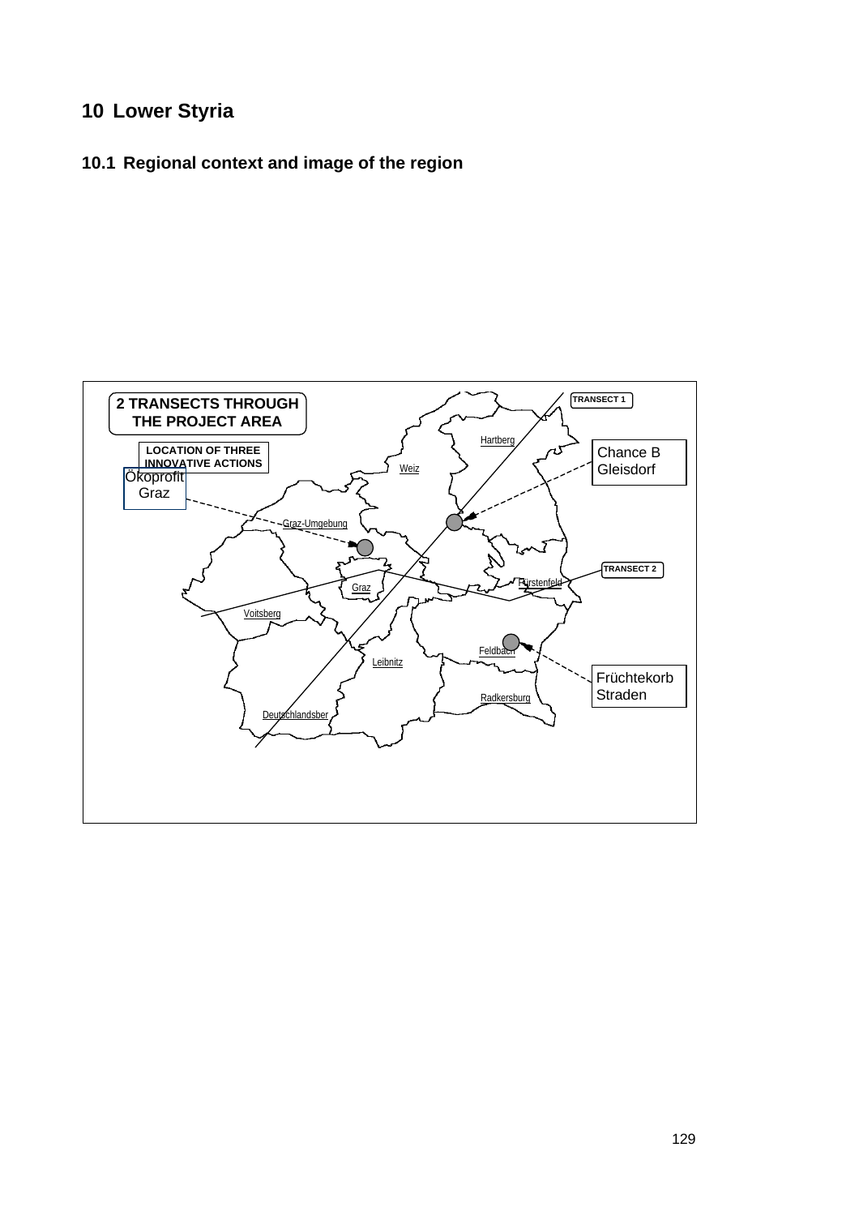# 10 Lower Styria

## 10.1 Regional context and image of the region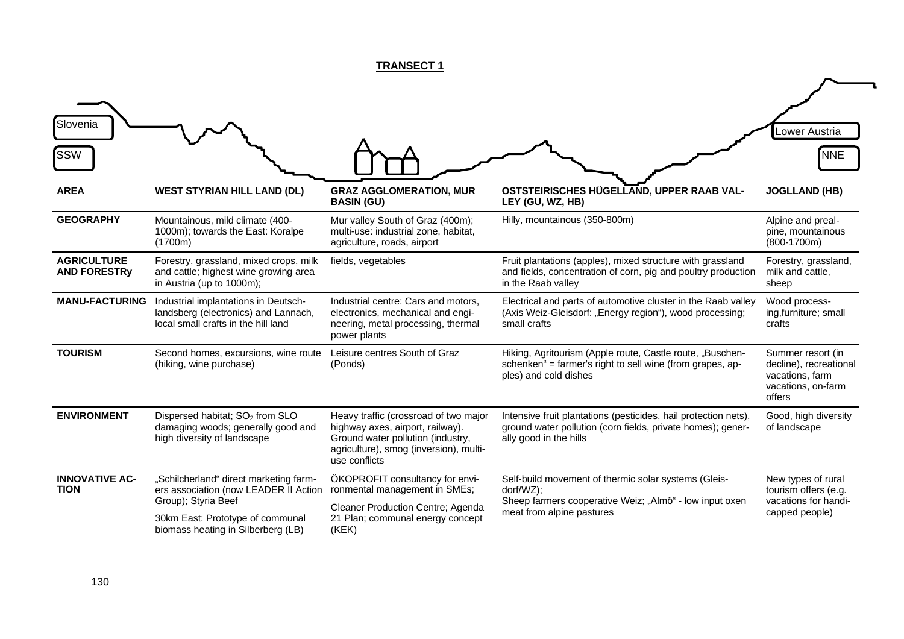## TRANSECT 1

Slovenia — SSW … Lower Austria — NNE

| AREA | WEST STYRIAN HILL LAND (DL) | GRAZ AGGLOMERATION, MUR BASIN (GU) | OSTSTEIRISCHES HÜGELLAND, UPPER RAAB VALLEY (GU, WZ, HB) | JOGLLAND (HB) |
|---|---|---|---|---|
| **GEOGRAPHY** | Mountainous, mild climate (400-1000m); towards the East: Koralpe (1700m) | Mur valley South of Graz (400m); multi-use: industrial zone, habitat, agriculture, roads, airport | Hilly, mountainous (350-800m) | Alpine and prealpine, mountainous (800-1700m) |
| **AGRICULTURE AND FORESTRy** | Forestry, grassland, mixed crops, milk and cattle; highest wine growing area in Austria (up to 1000m); | fields, vegetables | Fruit plantations (apples), mixed structure with grassland and fields, concentration of corn, pig and poultry production in the Raab valley | Forestry, grassland, milk and cattle, sheep |
| **MANU-FACTURING** | Industrial implantations in Deutschlandsberg (electronics) and Lannach, local small crafts in the hill land | Industrial centre: Cars and motors, electronics, mechanical and engineering, metal processing, thermal power plants | Electrical and parts of automotive cluster in the Raab valley (Axis Weiz-Gleisdorf: „Energy region"), wood processing; small crafts | Wood processing,furniture; small crafts |
| **TOURISM** | Second homes, excursions, wine route (hiking, wine purchase) | Leisure centres South of Graz (Ponds) | Hiking, Agritourism (Apple route, Castle route, „Buschenschenken" = farmer's right to sell wine (from grapes, apples) and cold dishes | Summer resort (in decline), recreational vacations, farm vacations, on-farm offers |
| **ENVIRONMENT** | Dispersed habitat; $SO_2$ from SLO damaging woods; generally good and high diversity of landscape | Heavy traffic (crossroad of two major highway axes, airport, railway). Ground water pollution (industry, agriculture), smog (inversion), multi-use conflicts | Intensive fruit plantations (pesticides, hail protection nets), ground water pollution (corn fields, private homes); generally good in the hills | Good, high diversity of landscape |
| **INNOVATIVE ACTION** | „Schilcherland" direct marketing farmers association (now LEADER II Action Group); Styria Beef<br>30km East: Prototype of communal biomass heating in Silberberg (LB) | ÖKOPROFIT consultancy for environmental management in SMEs;<br>Cleaner Production Centre; Agenda 21 Plan; communal energy concept (KEK) | Self-build movement of thermic solar systems (Gleisdorf/WZ);<br>Sheep farmers cooperative Weiz; „Almö" - low input oxen meat from alpine pastures | New types of rural tourism offers (e.g. vacations for handicapped people) |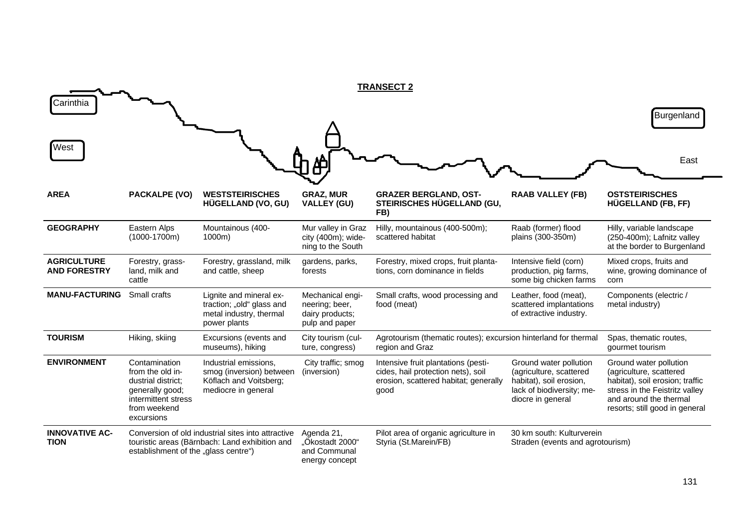## TRANSECT 2

Carinthia — West — Burgenland — East

| AREA | PACKALPE (VO) | WESTSTEIRISCHES HÜGELLAND (VO, GU) | GRAZ, MUR VALLEY (GU) | GRAZER BERGLAND, OST-STEIRISCHES HÜGELLAND (GU, FB) | RAAB VALLEY (FB) | OSTSTEIRISCHES HÜGELLAND (FB, FF) |
|---|---|---|---|---|---|---|
| **GEOGRAPHY** | Eastern Alps (1000-1700m) | Mountainous (400-1000m) | Mur valley in Graz city (400m); widening to the South | Hilly, mountainous (400-500m); scattered habitat | Raab (former) flood plains (300-350m) | Hilly, variable landscape (250-400m); Lafnitz valley at the border to Burgenland |
| **AGRICULTURE AND FORESTRY** | Forestry, grassland, milk and cattle | Forestry, grassland, milk and cattle, sheep | gardens, parks, forests | Forestry, mixed crops, fruit plantations, corn dominance in fields | Intensive field (corn) production, pig farms, some big chicken farms | Mixed crops, fruits and wine, growing dominance of corn |
| **MANU-FACTURING** | Small crafts | Lignite and mineral extraction; „old“ glass and metal industry, thermal power plants | Mechanical engineering; beer, dairy products; pulp and paper | Small crafts, wood processing and food (meat) | Leather, food (meat), scattered implantations of extractive industry. | Components (electric / metal industry) |
| **TOURISM** | Hiking, skiing | Excursions (events and museums), hiking | City tourism (culture, congress) | Agrotourism (thematic routes); excursion hinterland for thermal region and Graz | | Spas, thematic routes, gourmet tourism |
| **ENVIRONMENT** | Contamination from the old industrial district; generally good; intermittent stress from weekend excursions | Industrial emissions, smog (inversion) between Köflach and Voitsberg; mediocre in general | City traffic; smog (inversion) | Intensive fruit plantations (pesticides, hail protection nets), soil erosion, scattered habitat; generally good | Ground water pollution (agriculture, scattered habitat), soil erosion, lack of biodiversity; mediocre in general | Ground water pollution (agriculture, scattered habitat), soil erosion; traffic stress in the Feistritz valley and around the thermal resorts; still good in general |
| **INNOVATIVE ACTION** | Conversion of old industrial sites into attractive touristic areas (Bärnbach: Land exhibition and establishment of the „glass centre“) | | Agenda 21, „Ökostadt 2000“ and Communal energy concept | Pilot area of organic agriculture in Styria (St.Marein/FB) | 30 km south: Kulturverein Straden (events and agrotourism) | |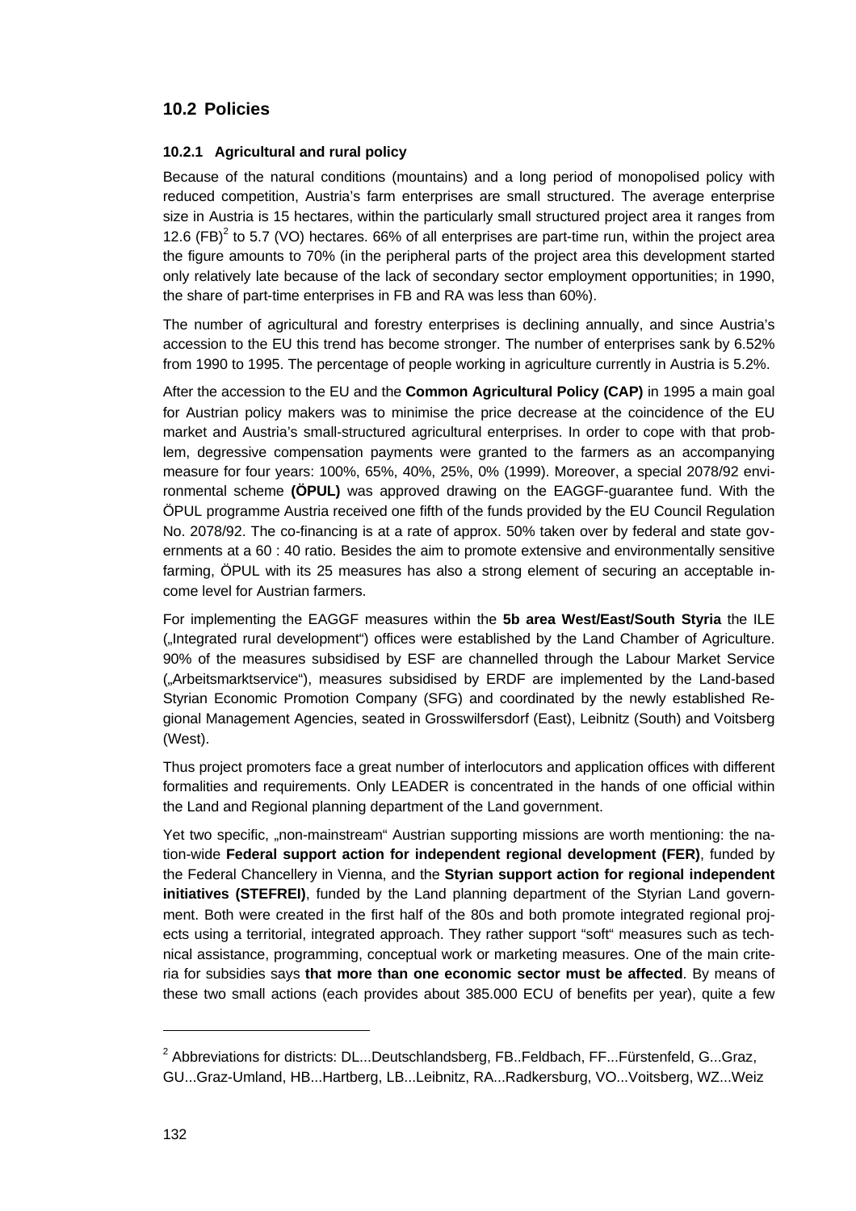## 10.2 Policies

### 10.2.1 Agricultural and rural policy

Because of the natural conditions (mountains) and a long period of monopolised policy with reduced competition, Austria's farm enterprises are small structured. The average enterprise size in Austria is 15 hectares, within the particularly small structured project area it ranges from 12.6 (FB)[2] to 5.7 (VO) hectares. 66% of all enterprises are part-time run, within the project area the figure amounts to 70% (in the peripheral parts of the project area this development started only relatively late because of the lack of secondary sector employment opportunities; in 1990, the share of part-time enterprises in FB and RA was less than 60%).

The number of agricultural and forestry enterprises is declining annually, and since Austria's accession to the EU this trend has become stronger. The number of enterprises sank by 6.52% from 1990 to 1995. The percentage of people working in agriculture currently in Austria is 5.2%.

After the accession to the EU and the **Common Agricultural Policy (CAP)** in 1995 a main goal for Austrian policy makers was to minimise the price decrease at the coincidence of the EU market and Austria's small-structured agricultural enterprises. In order to cope with that problem, degressive compensation payments were granted to the farmers as an accompanying measure for four years: 100%, 65%, 40%, 25%, 0% (1999). Moreover, a special 2078/92 environmental scheme **(ÖPUL)** was approved drawing on the EAGGF-guarantee fund. With the ÖPUL programme Austria received one fifth of the funds provided by the EU Council Regulation No. 2078/92. The co-financing is at a rate of approx. 50% taken over by federal and state governments at a 60 : 40 ratio. Besides the aim to promote extensive and environmentally sensitive farming, ÖPUL with its 25 measures has also a strong element of securing an acceptable income level for Austrian farmers.

For implementing the EAGGF measures within the **5b area West/East/South Styria** the ILE („Integrated rural development") offices were established by the Land Chamber of Agriculture. 90% of the measures subsidised by ESF are channelled through the Labour Market Service („Arbeitsmarktservice"), measures subsidised by ERDF are implemented by the Land-based Styrian Economic Promotion Company (SFG) and coordinated by the newly established Regional Management Agencies, seated in Grosswilfersdorf (East), Leibnitz (South) and Voitsberg (West).

Thus project promoters face a great number of interlocutors and application offices with different formalities and requirements. Only LEADER is concentrated in the hands of one official within the Land and Regional planning department of the Land government.

Yet two specific, „non-mainstream" Austrian supporting missions are worth mentioning: the nation-wide **Federal support action for independent regional development (FER)**, funded by the Federal Chancellery in Vienna, and the **Styrian support action for regional independent initiatives (STEFREI)**, funded by the Land planning department of the Styrian Land government. Both were created in the first half of the 80s and both promote integrated regional projects using a territorial, integrated approach. They rather support "soft" measures such as technical assistance, programming, conceptual work or marketing measures. One of the main criteria for subsidies says **that more than one economic sector must be affected**. By means of these two small actions (each provides about 385.000 ECU of benefits per year), quite a few

---

[2] Abbreviations for districts: DL...Deutschlandsberg, FB..Feldbach, FF...Fürstenfeld, G...Graz, GU...Graz-Umland, HB...Hartberg, LB...Leibnitz, RA...Radkersburg, VO...Voitsberg, WZ...Weiz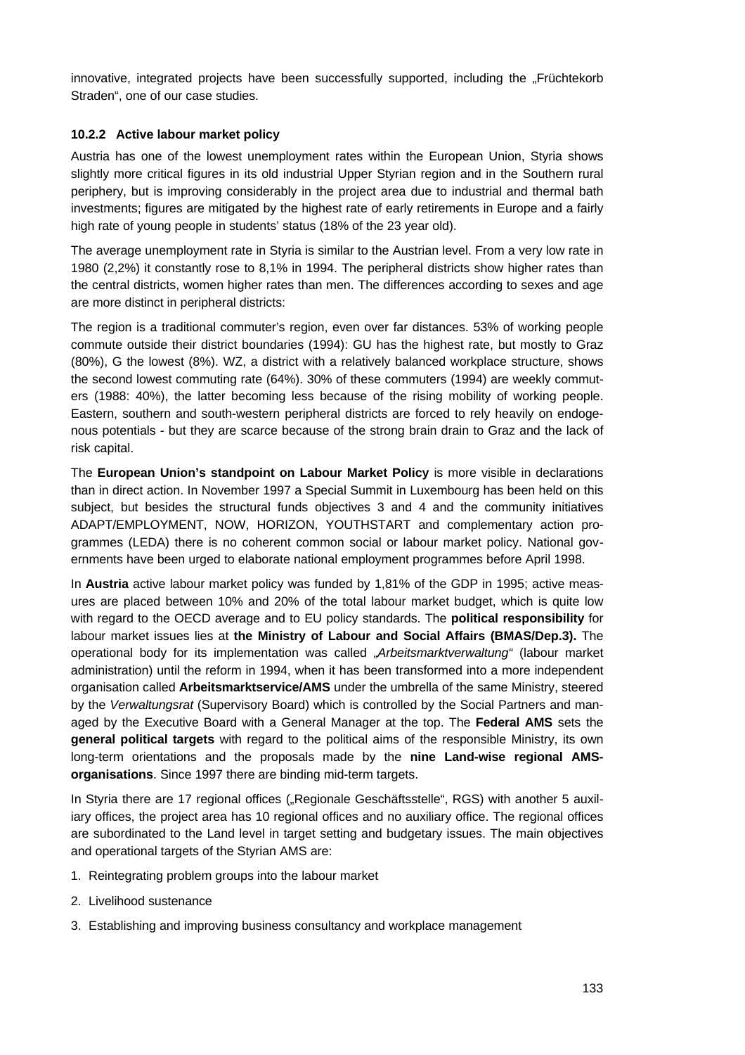innovative, integrated projects have been successfully supported, including the „Früchtekorb Straden", one of our case studies.

### 10.2.2 Active labour market policy

Austria has one of the lowest unemployment rates within the European Union, Styria shows slightly more critical figures in its old industrial Upper Styrian region and in the Southern rural periphery, but is improving considerably in the project area due to industrial and thermal bath investments; figures are mitigated by the highest rate of early retirements in Europe and a fairly high rate of young people in students' status (18% of the 23 year old).

The average unemployment rate in Styria is similar to the Austrian level. From a very low rate in 1980 (2,2%) it constantly rose to 8,1% in 1994. The peripheral districts show higher rates than the central districts, women higher rates than men. The differences according to sexes and age are more distinct in peripheral districts:

The region is a traditional commuter's region, even over far distances. 53% of working people commute outside their district boundaries (1994): GU has the highest rate, but mostly to Graz (80%), G the lowest (8%). WZ, a district with a relatively balanced workplace structure, shows the second lowest commuting rate (64%). 30% of these commuters (1994) are weekly commuters (1988: 40%), the latter becoming less because of the rising mobility of working people. Eastern, southern and south-western peripheral districts are forced to rely heavily on endogenous potentials - but they are scarce because of the strong brain drain to Graz and the lack of risk capital.

The **European Union's standpoint on Labour Market Policy** is more visible in declarations than in direct action. In November 1997 a Special Summit in Luxembourg has been held on this subject, but besides the structural funds objectives 3 and 4 and the community initiatives ADAPT/EMPLOYMENT, NOW, HORIZON, YOUTHSTART and complementary action programmes (LEDA) there is no coherent common social or labour market policy. National governments have been urged to elaborate national employment programmes before April 1998.

In **Austria** active labour market policy was funded by 1,81% of the GDP in 1995; active measures are placed between 10% and 20% of the total labour market budget, which is quite low with regard to the OECD average and to EU policy standards. The **political responsibility** for labour market issues lies at **the Ministry of Labour and Social Affairs (BMAS/Dep.3).** The operational body for its implementation was called *„Arbeitsmarktverwaltung"* (labour market administration) until the reform in 1994, when it has been transformed into a more independent organisation called **Arbeitsmarktservice/AMS** under the umbrella of the same Ministry, steered by the *Verwaltungsrat* (Supervisory Board) which is controlled by the Social Partners and managed by the Executive Board with a General Manager at the top. The **Federal AMS** sets the **general political targets** with regard to the political aims of the responsible Ministry, its own long-term orientations and the proposals made by the **nine Land-wise regional AMS-organisations**. Since 1997 there are binding mid-term targets.

In Styria there are 17 regional offices („Regionale Geschäftsstelle", RGS) with another 5 auxiliary offices, the project area has 10 regional offices and no auxiliary office. The regional offices are subordinated to the Land level in target setting and budgetary issues. The main objectives and operational targets of the Styrian AMS are:

1. Reintegrating problem groups into the labour market
2. Livelihood sustenance
3. Establishing and improving business consultancy and workplace management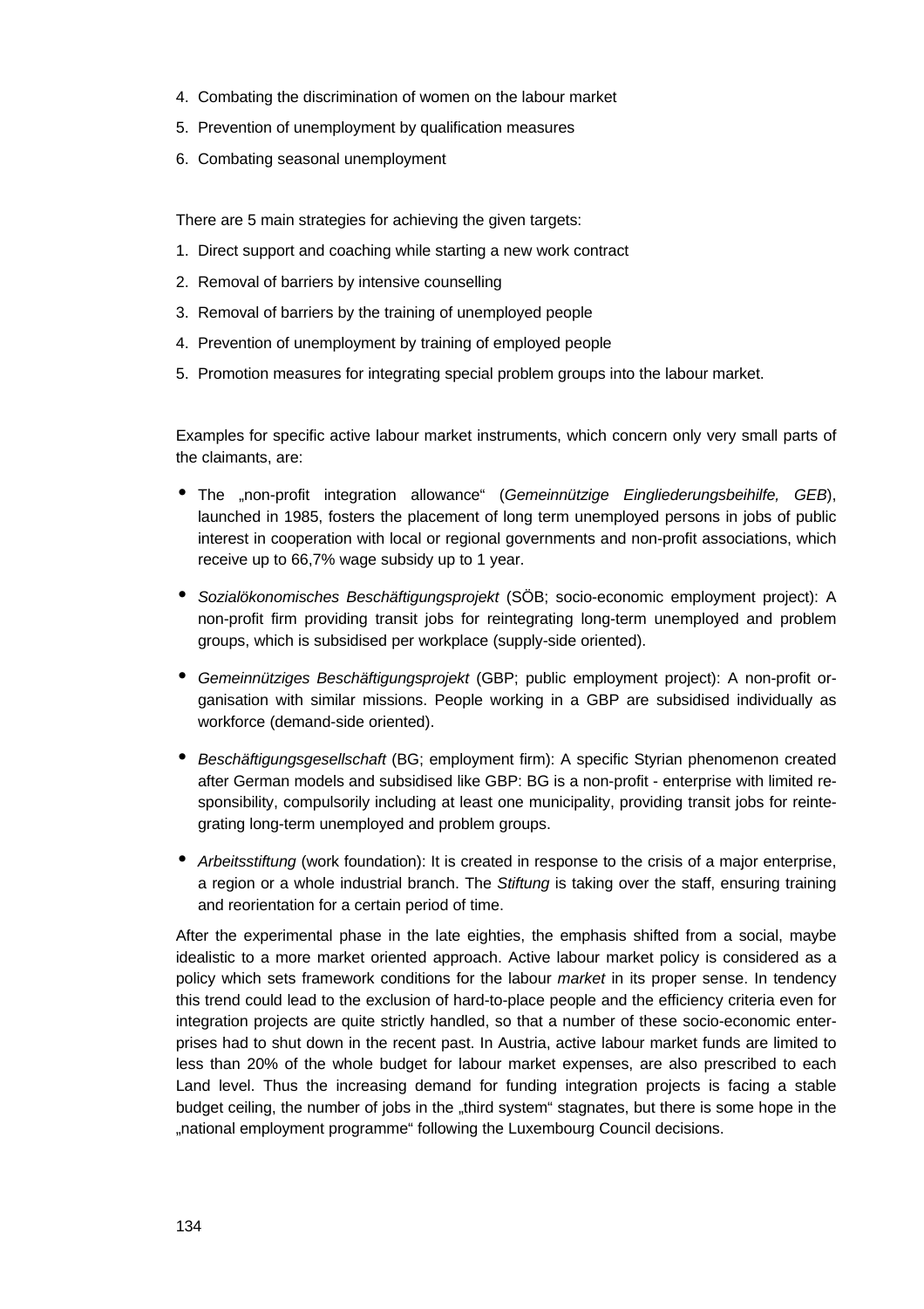4. Combating the discrimination of women on the labour market
5. Prevention of unemployment by qualification measures
6. Combating seasonal unemployment

There are 5 main strategies for achieving the given targets:

1. Direct support and coaching while starting a new work contract
2. Removal of barriers by intensive counselling
3. Removal of barriers by the training of unemployed people
4. Prevention of unemployment by training of employed people
5. Promotion measures for integrating special problem groups into the labour market.

Examples for specific active labour market instruments, which concern only very small parts of the claimants, are:

- The „non-profit integration allowance“ (*Gemeinnützige Eingliederungsbeihilfe, GEB*), launched in 1985, fosters the placement of long term unemployed persons in jobs of public interest in cooperation with local or regional governments and non-profit associations, which receive up to 66,7% wage subsidy up to 1 year.
- *Sozialökonomisches Beschäftigungsprojekt* (SÖB; socio-economic employment project): A non-profit firm providing transit jobs for reintegrating long-term unemployed and problem groups, which is subsidised per workplace (supply-side oriented).
- *Gemeinnütziges Beschäftigungsprojekt* (GBP; public employment project): A non-profit organisation with similar missions. People working in a GBP are subsidised individually as workforce (demand-side oriented).
- *Beschäftigungsgesellschaft* (BG; employment firm): A specific Styrian phenomenon created after German models and subsidised like GBP: BG is a non-profit - enterprise with limited responsibility, compulsorily including at least one municipality, providing transit jobs for reintegrating long-term unemployed and problem groups.
- *Arbeitsstiftung* (work foundation): It is created in response to the crisis of a major enterprise, a region or a whole industrial branch. The *Stiftung* is taking over the staff, ensuring training and reorientation for a certain period of time.

After the experimental phase in the late eighties, the emphasis shifted from a social, maybe idealistic to a more market oriented approach. Active labour market policy is considered as a policy which sets framework conditions for the labour *market* in its proper sense. In tendency this trend could lead to the exclusion of hard-to-place people and the efficiency criteria even for integration projects are quite strictly handled, so that a number of these socio-economic enterprises had to shut down in the recent past. In Austria, active labour market funds are limited to less than 20% of the whole budget for labour market expenses, are also prescribed to each Land level. Thus the increasing demand for funding integration projects is facing a stable budget ceiling, the number of jobs in the „third system“ stagnates, but there is some hope in the „national employment programme“ following the Luxembourg Council decisions.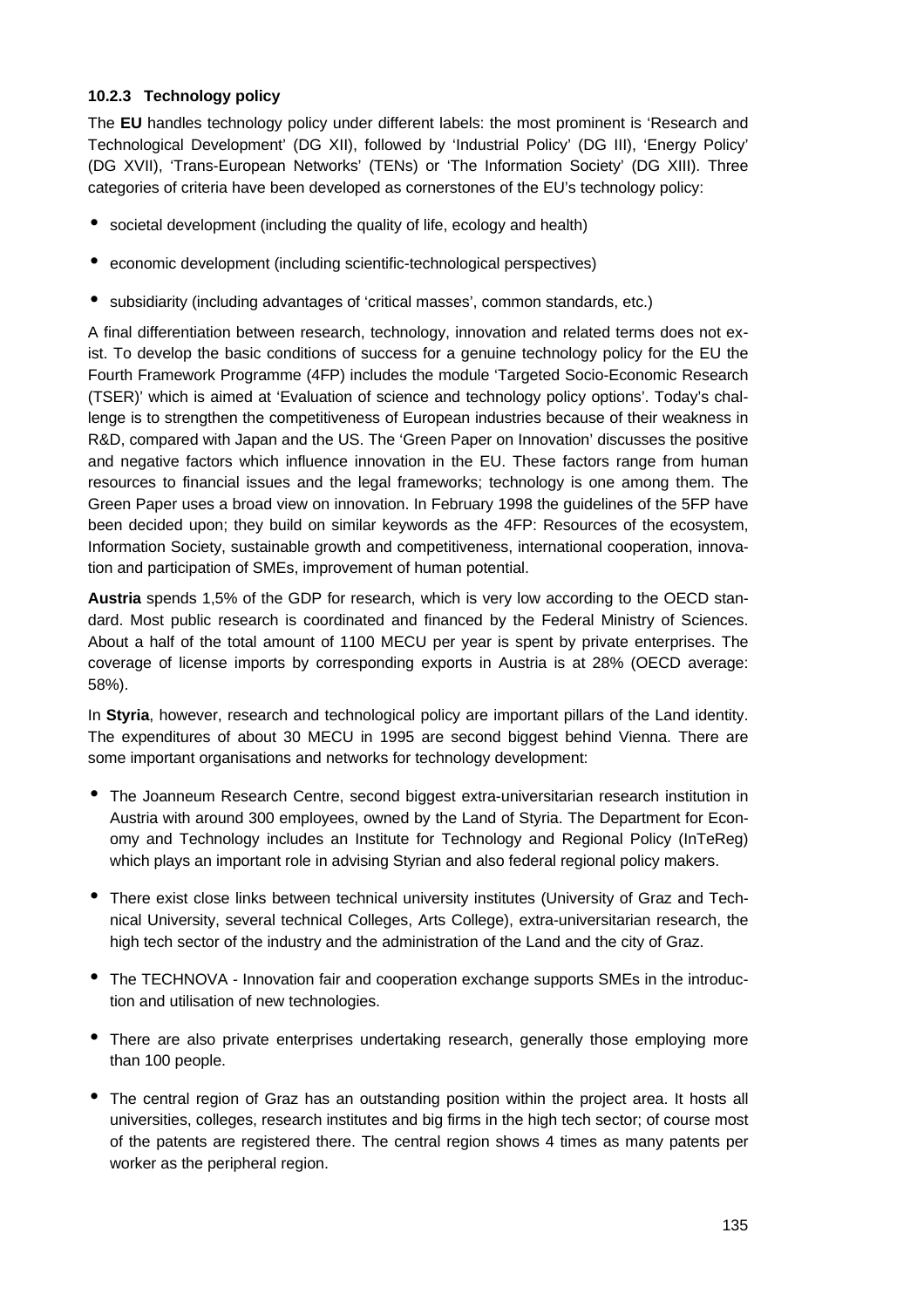### 10.2.3 Technology policy

The **EU** handles technology policy under different labels: the most prominent is 'Research and Technological Development' (DG XII), followed by 'Industrial Policy' (DG III), 'Energy Policy' (DG XVII), 'Trans-European Networks' (TENs) or 'The Information Society' (DG XIII). Three categories of criteria have been developed as cornerstones of the EU's technology policy:

- societal development (including the quality of life, ecology and health)
- economic development (including scientific-technological perspectives)
- subsidiarity (including advantages of 'critical masses', common standards, etc.)

A final differentiation between research, technology, innovation and related terms does not exist. To develop the basic conditions of success for a genuine technology policy for the EU the Fourth Framework Programme (4FP) includes the module 'Targeted Socio-Economic Research (TSER)' which is aimed at 'Evaluation of science and technology policy options'. Today's challenge is to strengthen the competitiveness of European industries because of their weakness in R&D, compared with Japan and the US. The 'Green Paper on Innovation' discusses the positive and negative factors which influence innovation in the EU. These factors range from human resources to financial issues and the legal frameworks; technology is one among them. The Green Paper uses a broad view on innovation. In February 1998 the guidelines of the 5FP have been decided upon; they build on similar keywords as the 4FP: Resources of the ecosystem, Information Society, sustainable growth and competitiveness, international cooperation, innovation and participation of SMEs, improvement of human potential.

**Austria** spends 1,5% of the GDP for research, which is very low according to the OECD standard. Most public research is coordinated and financed by the Federal Ministry of Sciences. About a half of the total amount of 1100 MECU per year is spent by private enterprises. The coverage of license imports by corresponding exports in Austria is at 28% (OECD average: 58%).

In **Styria**, however, research and technological policy are important pillars of the Land identity. The expenditures of about 30 MECU in 1995 are second biggest behind Vienna. There are some important organisations and networks for technology development:

- The Joanneum Research Centre, second biggest extra-universitarian research institution in Austria with around 300 employees, owned by the Land of Styria. The Department for Economy and Technology includes an Institute for Technology and Regional Policy (InTeReg) which plays an important role in advising Styrian and also federal regional policy makers.
- There exist close links between technical university institutes (University of Graz and Technical University, several technical Colleges, Arts College), extra-universitarian research, the high tech sector of the industry and the administration of the Land and the city of Graz.
- The TECHNOVA - Innovation fair and cooperation exchange supports SMEs in the introduction and utilisation of new technologies.
- There are also private enterprises undertaking research, generally those employing more than 100 people.
- The central region of Graz has an outstanding position within the project area. It hosts all universities, colleges, research institutes and big firms in the high tech sector; of course most of the patents are registered there. The central region shows 4 times as many patents per worker as the peripheral region.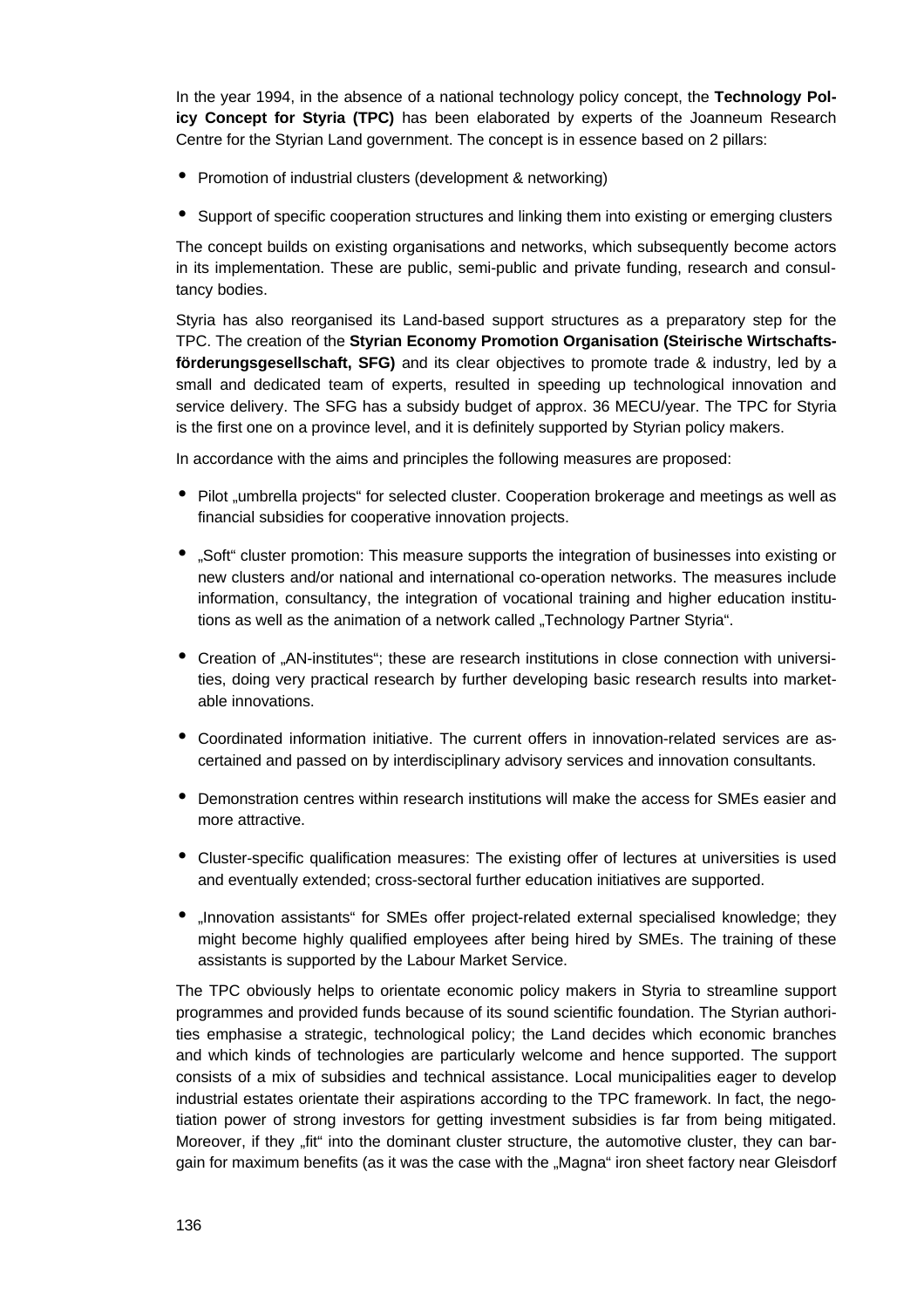In the year 1994, in the absence of a national technology policy concept, the **Technology Policy Concept for Styria (TPC)** has been elaborated by experts of the Joanneum Research Centre for the Styrian Land government. The concept is in essence based on 2 pillars:

- Promotion of industrial clusters (development & networking)
- Support of specific cooperation structures and linking them into existing or emerging clusters

The concept builds on existing organisations and networks, which subsequently become actors in its implementation. These are public, semi-public and private funding, research and consultancy bodies.

Styria has also reorganised its Land-based support structures as a preparatory step for the TPC. The creation of the **Styrian Economy Promotion Organisation (Steirische Wirtschaftsförderungsgesellschaft, SFG)** and its clear objectives to promote trade & industry, led by a small and dedicated team of experts, resulted in speeding up technological innovation and service delivery. The SFG has a subsidy budget of approx. 36 MECU/year. The TPC for Styria is the first one on a province level, and it is definitely supported by Styrian policy makers.

In accordance with the aims and principles the following measures are proposed:

- Pilot „umbrella projects" for selected cluster. Cooperation brokerage and meetings as well as financial subsidies for cooperative innovation projects.
- „Soft" cluster promotion: This measure supports the integration of businesses into existing or new clusters and/or national and international co-operation networks. The measures include information, consultancy, the integration of vocational training and higher education institutions as well as the animation of a network called „Technology Partner Styria".
- Creation of „AN-institutes"; these are research institutions in close connection with universities, doing very practical research by further developing basic research results into marketable innovations.
- Coordinated information initiative. The current offers in innovation-related services are ascertained and passed on by interdisciplinary advisory services and innovation consultants.
- Demonstration centres within research institutions will make the access for SMEs easier and more attractive.
- Cluster-specific qualification measures: The existing offer of lectures at universities is used and eventually extended; cross-sectoral further education initiatives are supported.
- „Innovation assistants" for SMEs offer project-related external specialised knowledge; they might become highly qualified employees after being hired by SMEs. The training of these assistants is supported by the Labour Market Service.

The TPC obviously helps to orientate economic policy makers in Styria to streamline support programmes and provided funds because of its sound scientific foundation. The Styrian authorities emphasise a strategic, technological policy; the Land decides which economic branches and which kinds of technologies are particularly welcome and hence supported. The support consists of a mix of subsidies and technical assistance. Local municipalities eager to develop industrial estates orientate their aspirations according to the TPC framework. In fact, the negotiation power of strong investors for getting investment subsidies is far from being mitigated. Moreover, if they „fit" into the dominant cluster structure, the automotive cluster, they can bargain for maximum benefits (as it was the case with the „Magna" iron sheet factory near Gleisdorf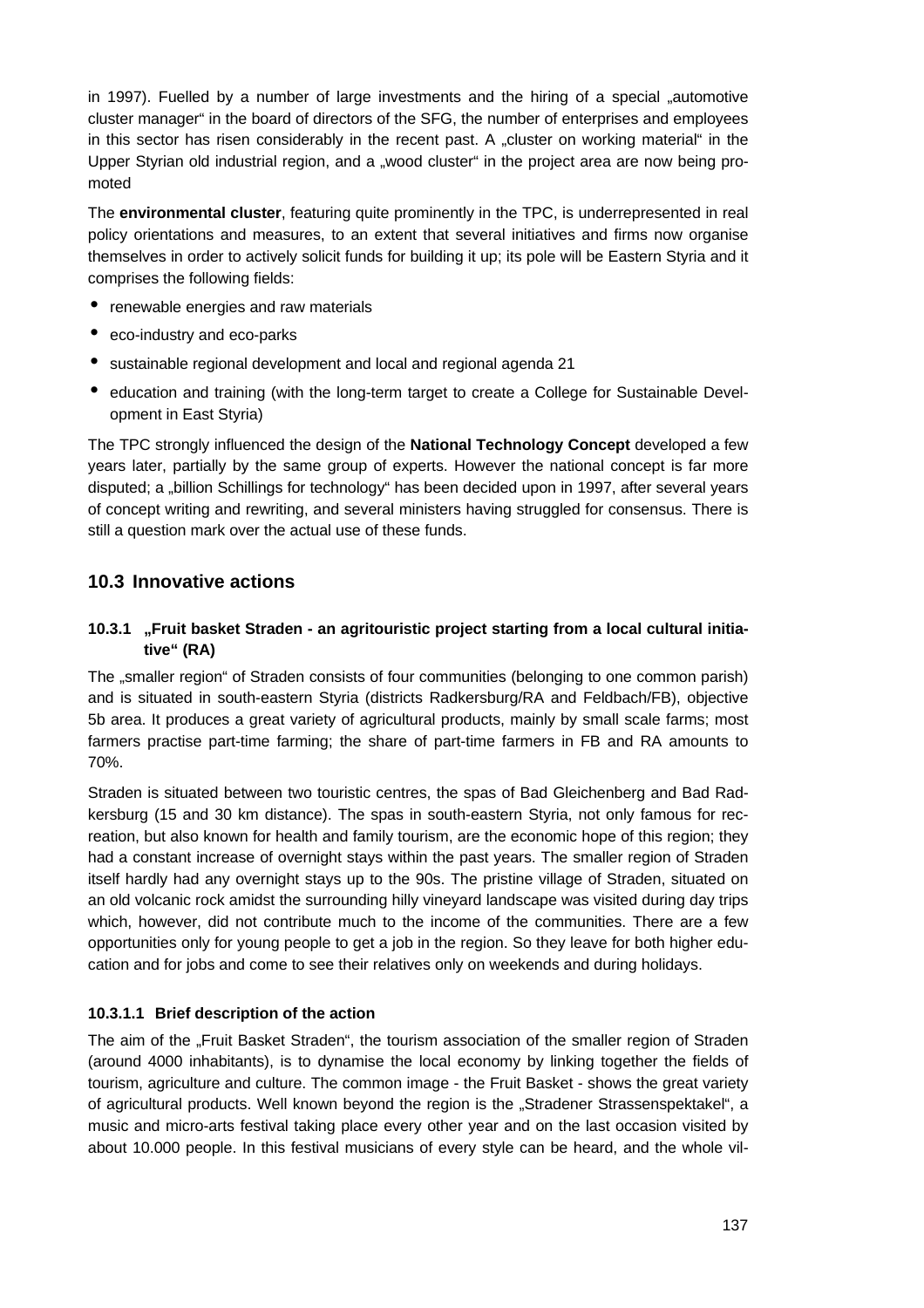in 1997). Fuelled by a number of large investments and the hiring of a special „automotive cluster manager“ in the board of directors of the SFG, the number of enterprises and employees in this sector has risen considerably in the recent past. A „cluster on working material“ in the Upper Styrian old industrial region, and a „wood cluster“ in the project area are now being promoted

The **environmental cluster**, featuring quite prominently in the TPC, is underrepresented in real policy orientations and measures, to an extent that several initiatives and firms now organise themselves in order to actively solicit funds for building it up; its pole will be Eastern Styria and it comprises the following fields:

- renewable energies and raw materials
- eco-industry and eco-parks
- sustainable regional development and local and regional agenda 21
- education and training (with the long-term target to create a College for Sustainable Development in East Styria)

The TPC strongly influenced the design of the **National Technology Concept** developed a few years later, partially by the same group of experts. However the national concept is far more disputed; a „billion Schillings for technology“ has been decided upon in 1997, after several years of concept writing and rewriting, and several ministers having struggled for consensus. There is still a question mark over the actual use of these funds.

## 10.3 Innovative actions

### 10.3.1 „Fruit basket Straden - an agritouristic project starting from a local cultural initiative“ (RA)

The „smaller region“ of Straden consists of four communities (belonging to one common parish) and is situated in south-eastern Styria (districts Radkersburg/RA and Feldbach/FB), objective 5b area. It produces a great variety of agricultural products, mainly by small scale farms; most farmers practise part-time farming; the share of part-time farmers in FB and RA amounts to 70%.

Straden is situated between two touristic centres, the spas of Bad Gleichenberg and Bad Radkersburg (15 and 30 km distance). The spas in south-eastern Styria, not only famous for recreation, but also known for health and family tourism, are the economic hope of this region; they had a constant increase of overnight stays within the past years. The smaller region of Straden itself hardly had any overnight stays up to the 90s. The pristine village of Straden, situated on an old volcanic rock amidst the surrounding hilly vineyard landscape was visited during day trips which, however, did not contribute much to the income of the communities. There are a few opportunities only for young people to get a job in the region. So they leave for both higher education and for jobs and come to see their relatives only on weekends and during holidays.

#### 10.3.1.1 Brief description of the action

The aim of the „Fruit Basket Straden“, the tourism association of the smaller region of Straden (around 4000 inhabitants), is to dynamise the local economy by linking together the fields of tourism, agriculture and culture. The common image - the Fruit Basket - shows the great variety of agricultural products. Well known beyond the region is the „Stradener Strassenspektakel“, a music and micro-arts festival taking place every other year and on the last occasion visited by about 10.000 people. In this festival musicians of every style can be heard, and the whole vil-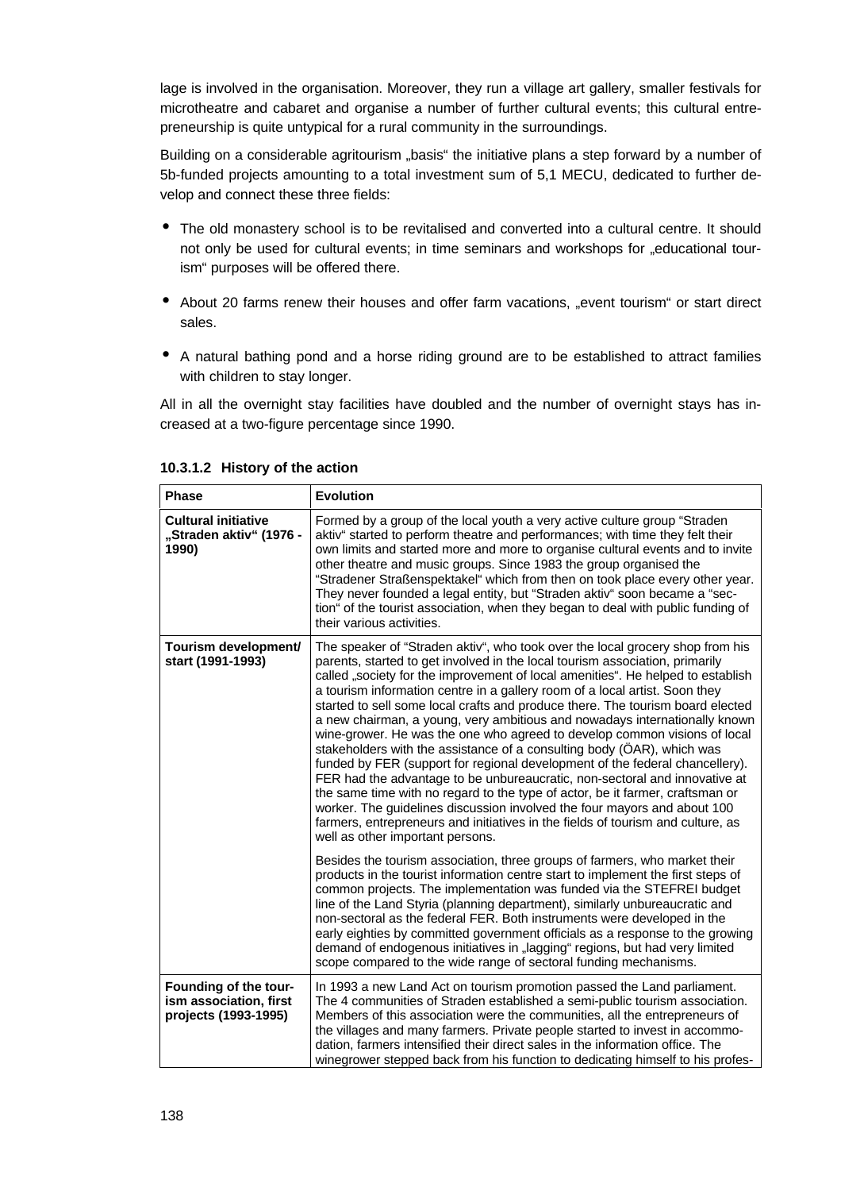lage is involved in the organisation. Moreover, they run a village art gallery, smaller festivals for microtheatre and cabaret and organise a number of further cultural events; this cultural entrepreneurship is quite untypical for a rural community in the surroundings.

Building on a considerable agritourism „basis" the initiative plans a step forward by a number of 5b-funded projects amounting to a total investment sum of 5,1 MECU, dedicated to further develop and connect these three fields:

- The old monastery school is to be revitalised and converted into a cultural centre. It should not only be used for cultural events; in time seminars and workshops for „educational tourism" purposes will be offered there.
- About 20 farms renew their houses and offer farm vacations, „event tourism" or start direct sales.
- A natural bathing pond and a horse riding ground are to be established to attract families with children to stay longer.

All in all the overnight stay facilities have doubled and the number of overnight stays has increased at a two-figure percentage since 1990.

#### 10.3.1.2 History of the action

| Phase | Evolution |
|---|---|
| **Cultural initiative „Straden aktiv" (1976 - 1990)** | Formed by a group of the local youth a very active culture group "Straden aktiv" started to perform theatre and performances; with time they felt their own limits and started more and more to organise cultural events and to invite other theatre and music groups. Since 1983 the group organised the "Stradener Straßenspektakel" which from then on took place every other year. They never founded a legal entity, but "Straden aktiv" soon became a "section" of the tourist association, when they began to deal with public funding of their various activities. |
| **Tourism development/ start (1991-1993)** | The speaker of "Straden aktiv", who took over the local grocery shop from his parents, started to get involved in the local tourism association, primarily called „society for the improvement of local amenities". He helped to establish a tourism information centre in a gallery room of a local artist. Soon they started to sell some local crafts and produce there. The tourism board elected a new chairman, a young, very ambitious and nowadays internationally known wine-grower. He was the one who agreed to develop common visions of local stakeholders with the assistance of a consulting body (ÖAR), which was funded by FER (support for regional development of the federal chancellery). FER had the advantage to be unbureaucratic, non-sectoral and innovative at the same time with no regard to the type of actor, be it farmer, craftsman or worker. The guidelines discussion involved the four mayors and about 100 farmers, entrepreneurs and initiatives in the fields of tourism and culture, as well as other important persons.<br><br>Besides the tourism association, three groups of farmers, who market their products in the tourist information centre start to implement the first steps of common projects. The implementation was funded via the STEFREI budget line of the Land Styria (planning department), similarly unbureaucratic and non-sectoral as the federal FER. Both instruments were developed in the early eighties by committed government officials as a response to the growing demand of endogenous initiatives in „lagging" regions, but had very limited scope compared to the wide range of sectoral funding mechanisms. |
| **Founding of the tourism association, first projects (1993-1995)** | In 1993 a new Land Act on tourism promotion passed the Land parliament. The 4 communities of Straden established a semi-public tourism association. Members of this association were the communities, all the entrepreneurs of the villages and many farmers. Private people started to invest in accommodation, farmers intensified their direct sales in the information office. The winegrower stepped back from his function to dedicating himself to his profes- |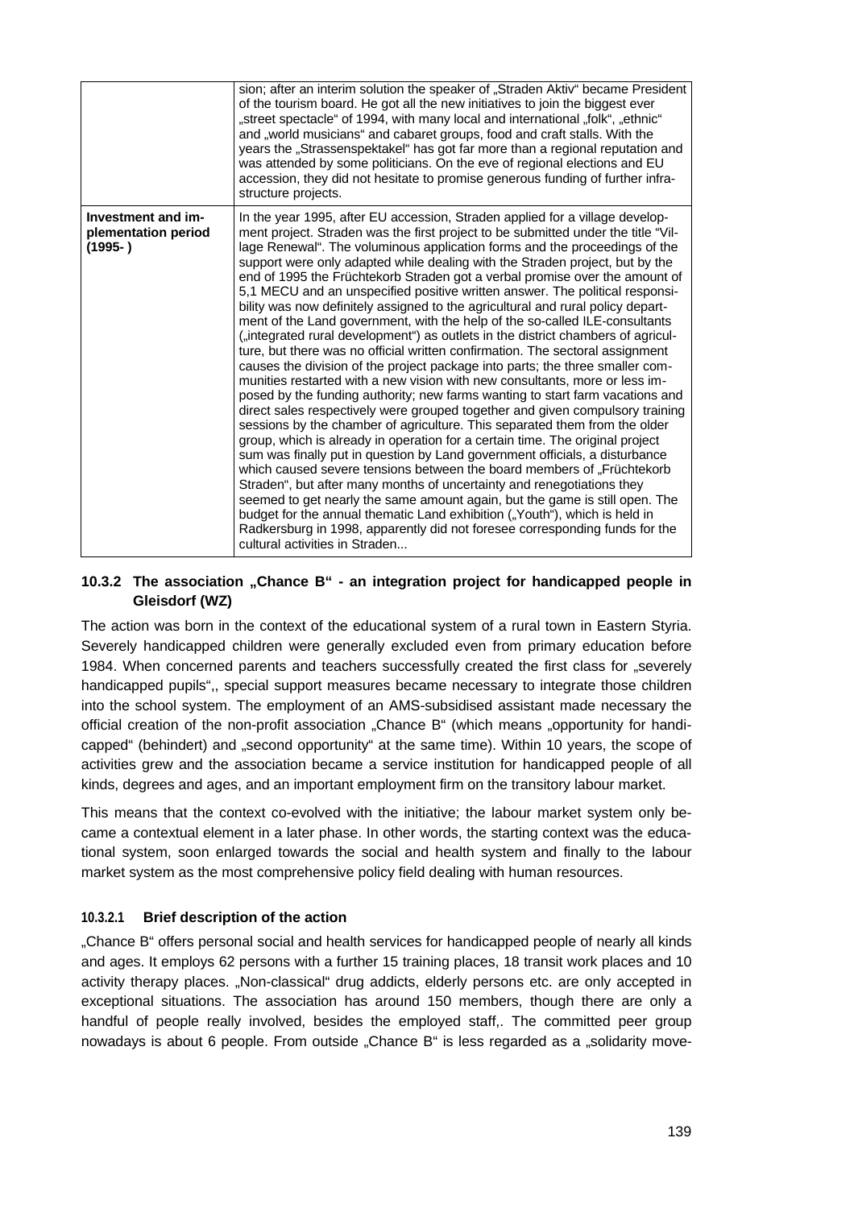| | |
|---|---|
| | sion; after an interim solution the speaker of „Straden Aktiv" became President of the tourism board. He got all the new initiatives to join the biggest ever „street spectacle" of 1994, with many local and international „folk", „ethnic" and „world musicians" and cabaret groups, food and craft stalls. With the years the „Strassenspektakel" has got far more than a regional reputation and was attended by some politicians. On the eve of regional elections and EU accession, they did not hesitate to promise generous funding of further infrastructure projects. |
| **Investment and implementation period (1995- )** | In the year 1995, after EU accession, Straden applied for a village development project. Straden was the first project to be submitted under the title "Village Renewal". The voluminous application forms and the proceedings of the support were only adapted while dealing with the Straden project, but by the end of 1995 the Früchtekorb Straden got a verbal promise over the amount of 5,1 MECU and an unspecified positive written answer. The political responsibility was now definitely assigned to the agricultural and rural policy department of the Land government, with the help of the so-called ILE-consultants („integrated rural development") as outlets in the district chambers of agriculture, but there was no official written confirmation. The sectoral assignment causes the division of the project package into parts; the three smaller communities restarted with a new vision with new consultants, more or less imposed by the funding authority; new farms wanting to start farm vacations and direct sales respectively were grouped together and given compulsory training sessions by the chamber of agriculture. This separated them from the older group, which is already in operation for a certain time. The original project sum was finally put in question by Land government officials, a disturbance which caused severe tensions between the board members of „Früchtekorb Straden", but after many months of uncertainty and renegotiations they seemed to get nearly the same amount again, but the game is still open. The budget for the annual thematic Land exhibition („Youth"), which is held in Radkersburg in 1998, apparently did not foresee corresponding funds for the cultural activities in Straden... |

### 10.3.2 The association „Chance B" - an integration project for handicapped people in Gleisdorf (WZ)

The action was born in the context of the educational system of a rural town in Eastern Styria. Severely handicapped children were generally excluded even from primary education before 1984. When concerned parents and teachers successfully created the first class for „severely handicapped pupils",, special support measures became necessary to integrate those children into the school system. The employment of an AMS-subsidised assistant made necessary the official creation of the non-profit association „Chance B" (which means „opportunity for handicapped" (behindert) and „second opportunity" at the same time). Within 10 years, the scope of activities grew and the association became a service institution for handicapped people of all kinds, degrees and ages, and an important employment firm on the transitory labour market.

This means that the context co-evolved with the initiative; the labour market system only became a contextual element in a later phase. In other words, the starting context was the educational system, soon enlarged towards the social and health system and finally to the labour market system as the most comprehensive policy field dealing with human resources.

#### 10.3.2.1 Brief description of the action

„Chance B" offers personal social and health services for handicapped people of nearly all kinds and ages. It employs 62 persons with a further 15 training places, 18 transit work places and 10 activity therapy places. „Non-classical" drug addicts, elderly persons etc. are only accepted in exceptional situations. The association has around 150 members, though there are only a handful of people really involved, besides the employed staff,. The committed peer group nowadays is about 6 people. From outside „Chance B" is less regarded as a „solidarity move-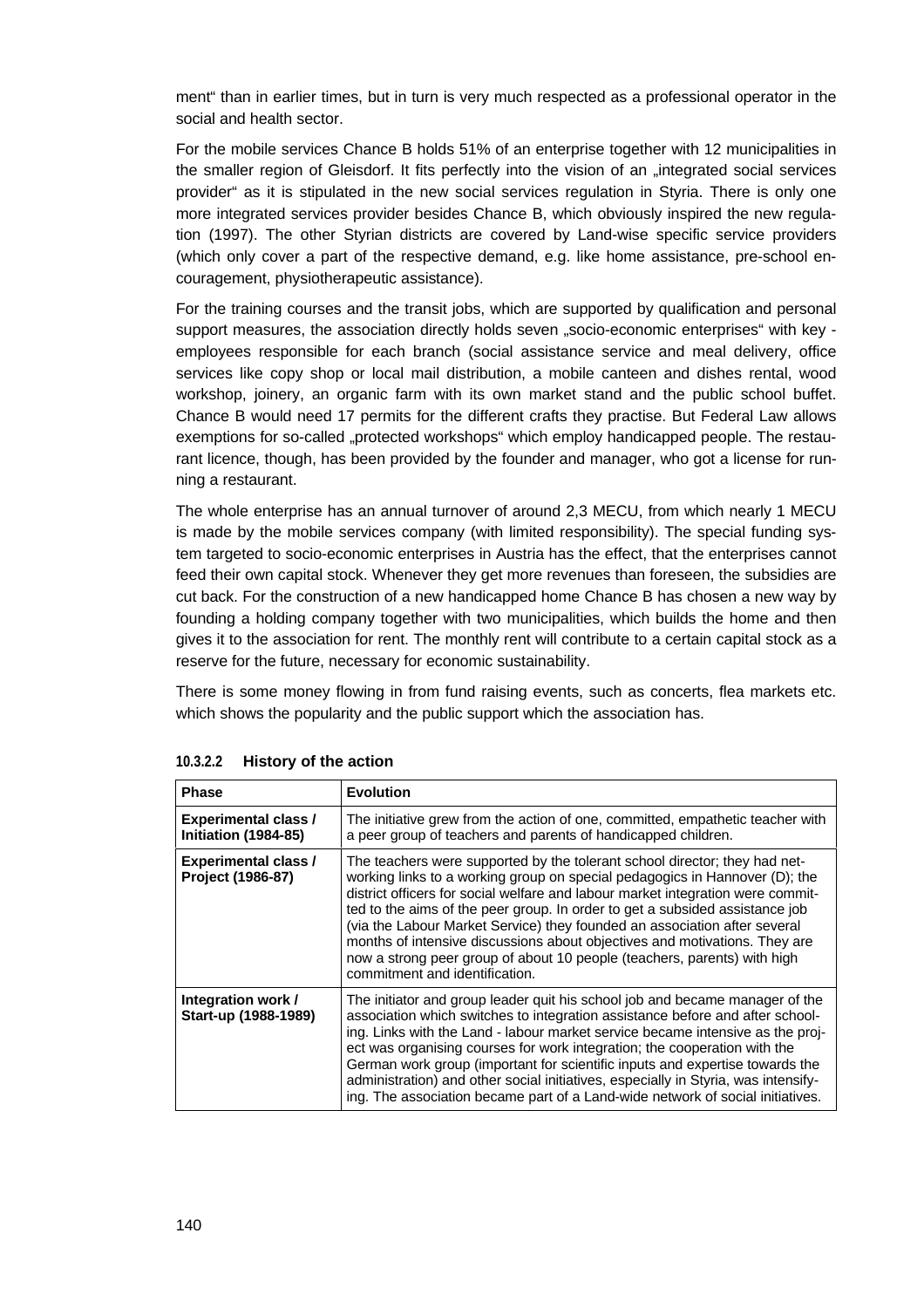ment" than in earlier times, but in turn is very much respected as a professional operator in the social and health sector.

For the mobile services Chance B holds 51% of an enterprise together with 12 municipalities in the smaller region of Gleisdorf. It fits perfectly into the vision of an „integrated social services provider" as it is stipulated in the new social services regulation in Styria. There is only one more integrated services provider besides Chance B, which obviously inspired the new regulation (1997). The other Styrian districts are covered by Land-wise specific service providers (which only cover a part of the respective demand, e.g. like home assistance, pre-school encouragement, physiotherapeutic assistance).

For the training courses and the transit jobs, which are supported by qualification and personal support measures, the association directly holds seven „socio-economic enterprises" with key - employees responsible for each branch (social assistance service and meal delivery, office services like copy shop or local mail distribution, a mobile canteen and dishes rental, wood workshop, joinery, an organic farm with its own market stand and the public school buffet. Chance B would need 17 permits for the different crafts they practise. But Federal Law allows exemptions for so-called „protected workshops" which employ handicapped people. The restaurant licence, though, has been provided by the founder and manager, who got a license for running a restaurant.

The whole enterprise has an annual turnover of around 2,3 MECU, from which nearly 1 MECU is made by the mobile services company (with limited responsibility). The special funding system targeted to socio-economic enterprises in Austria has the effect, that the enterprises cannot feed their own capital stock. Whenever they get more revenues than foreseen, the subsidies are cut back. For the construction of a new handicapped home Chance B has chosen a new way by founding a holding company together with two municipalities, which builds the home and then gives it to the association for rent. The monthly rent will contribute to a certain capital stock as a reserve for the future, necessary for economic sustainability.

There is some money flowing in from fund raising events, such as concerts, flea markets etc. which shows the popularity and the public support which the association has.

#### 10.3.2.2 History of the action

| Phase | Evolution |
|---|---|
| **Experimental class / Initiation (1984-85)** | The initiative grew from the action of one, committed, empathetic teacher with a peer group of teachers and parents of handicapped children. |
| **Experimental class / Project (1986-87)** | The teachers were supported by the tolerant school director; they had networking links to a working group on special pedagogics in Hannover (D); the district officers for social welfare and labour market integration were committed to the aims of the peer group. In order to get a subsided assistance job (via the Labour Market Service) they founded an association after several months of intensive discussions about objectives and motivations. They are now a strong peer group of about 10 people (teachers, parents) with high commitment and identification. |
| **Integration work / Start-up (1988-1989)** | The initiator and group leader quit his school job and became manager of the association which switches to integration assistance before and after schooling. Links with the Land - labour market service became intensive as the project was organising courses for work integration; the cooperation with the German work group (important for scientific inputs and expertise towards the administration) and other social initiatives, especially in Styria, was intensifying. The association became part of a Land-wide network of social initiatives. |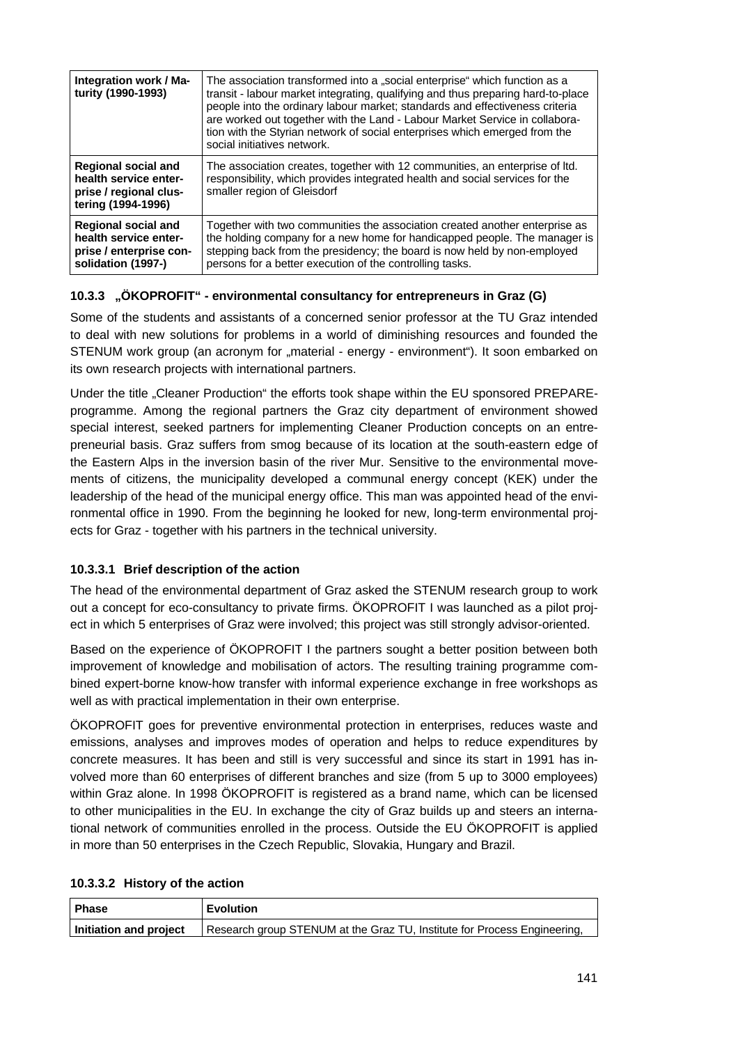| Integration work / Maturity (1990-1993) | The association transformed into a „social enterprise“ which function as a transit - labour market integrating, qualifying and thus preparing hard-to-place people into the ordinary labour market; standards and effectiveness criteria are worked out together with the Land - Labour Market Service in collaboration with the Styrian network of social enterprises which emerged from the social initiatives network. |
|---|---|
| **Regional social and health service enterprise / regional clustering (1994-1996)** | The association creates, together with 12 communities, an enterprise of ltd. responsibility, which provides integrated health and social services for the smaller region of Gleisdorf |
| **Regional social and health service enterprise / enterprise consolidation (1997-)** | Together with two communities the association created another enterprise as the holding company for a new home for handicapped people. The manager is stepping back from the presidency; the board is now held by non-employed persons for a better execution of the controlling tasks. |

### 10.3.3 „ÖKOPROFIT“ - environmental consultancy for entrepreneurs in Graz (G)

Some of the students and assistants of a concerned senior professor at the TU Graz intended to deal with new solutions for problems in a world of diminishing resources and founded the STENUM work group (an acronym for „material - energy - environment“). It soon embarked on its own research projects with international partners.

Under the title „Cleaner Production“ the efforts took shape within the EU sponsored PREPARE-programme. Among the regional partners the Graz city department of environment showed special interest, seeked partners for implementing Cleaner Production concepts on an entrepreneurial basis. Graz suffers from smog because of its location at the south-eastern edge of the Eastern Alps in the inversion basin of the river Mur. Sensitive to the environmental movements of citizens, the municipality developed a communal energy concept (KEK) under the leadership of the head of the municipal energy office. This man was appointed head of the environmental office in 1990. From the beginning he looked for new, long-term environmental projects for Graz - together with his partners in the technical university.

#### 10.3.3.1 Brief description of the action

The head of the environmental department of Graz asked the STENUM research group to work out a concept for eco-consultancy to private firms. ÖKOPROFIT I was launched as a pilot project in which 5 enterprises of Graz were involved; this project was still strongly advisor-oriented.

Based on the experience of ÖKOPROFIT I the partners sought a better position between both improvement of knowledge and mobilisation of actors. The resulting training programme combined expert-borne know-how transfer with informal experience exchange in free workshops as well as with practical implementation in their own enterprise.

ÖKOPROFIT goes for preventive environmental protection in enterprises, reduces waste and emissions, analyses and improves modes of operation and helps to reduce expenditures by concrete measures. It has been and still is very successful and since its start in 1991 has involved more than 60 enterprises of different branches and size (from 5 up to 3000 employees) within Graz alone. In 1998 ÖKOPROFIT is registered as a brand name, which can be licensed to other municipalities in the EU. In exchange the city of Graz builds up and steers an international network of communities enrolled in the process. Outside the EU ÖKOPROFIT is applied in more than 50 enterprises in the Czech Republic, Slovakia, Hungary and Brazil.

#### 10.3.3.2 History of the action

| Phase | Evolution |
|---|---|
| **Initiation and project** | Research group STENUM at the Graz TU, Institute for Process Engineering, |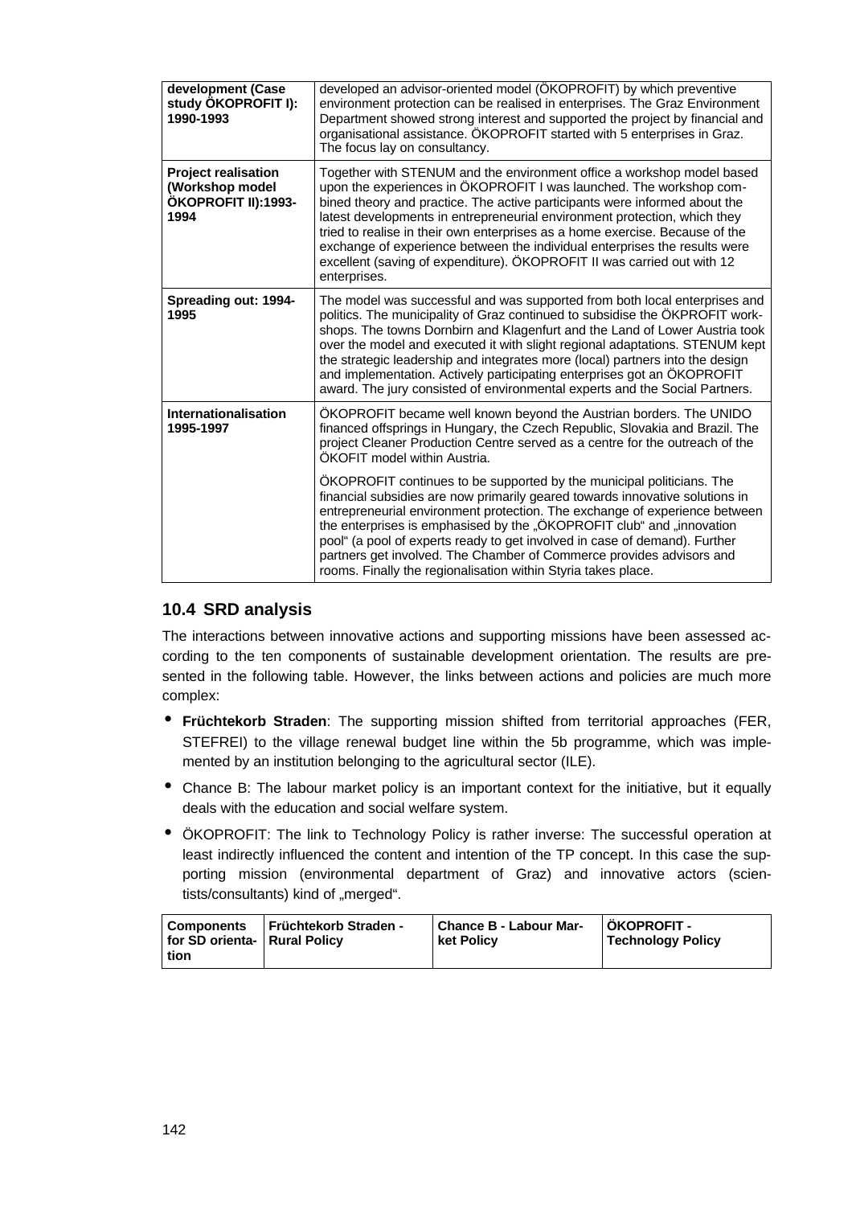| | |
|---|---|
| **development (Case study ÖKOPROFIT I): 1990-1993** | developed an advisor-oriented model (ÖKOPROFIT) by which preventive environment protection can be realised in enterprises. The Graz Environment Department showed strong interest and supported the project by financial and organisational assistance. ÖKOPROFIT started with 5 enterprises in Graz. The focus lay on consultancy. |
| **Project realisation (Workshop model ÖKOPROFIT II):1993-1994** | Together with STENUM and the environment office a workshop model based upon the experiences in ÖKOPROFIT I was launched. The workshop combined theory and practice. The active participants were informed about the latest developments in entrepreneurial environment protection, which they tried to realise in their own enterprises as a home exercise. Because of the exchange of experience between the individual enterprises the results were excellent (saving of expenditure). ÖKOPROFIT II was carried out with 12 enterprises. |
| **Spreading out: 1994-1995** | The model was successful and was supported from both local enterprises and politics. The municipality of Graz continued to subsidise the ÖKPROFIT workshops. The towns Dornbirn and Klagenfurt and the Land of Lower Austria took over the model and executed it with slight regional adaptations. STENUM kept the strategic leadership and integrates more (local) partners into the design and implementation. Actively participating enterprises got an ÖKOPROFIT award. The jury consisted of environmental experts and the Social Partners. |
| **Internationalisation 1995-1997** | ÖKOPROFIT became well known beyond the Austrian borders. The UNIDO financed offsprings in Hungary, the Czech Republic, Slovakia and Brazil. The project Cleaner Production Centre served as a centre for the outreach of the ÖKOFIT model within Austria.<br><br>ÖKOPROFIT continues to be supported by the municipal politicians. The financial subsidies are now primarily geared towards innovative solutions in entrepreneurial environment protection. The exchange of experience between the enterprises is emphasised by the „ÖKOPROFIT club" and „innovation pool" (a pool of experts ready to get involved in case of demand). Further partners get involved. The Chamber of Commerce provides advisors and rooms. Finally the regionalisation within Styria takes place. |

## 10.4 SRD analysis

The interactions between innovative actions and supporting missions have been assessed according to the ten components of sustainable development orientation. The results are presented in the following table. However, the links between actions and policies are much more complex:

- **Früchtekorb Straden**: The supporting mission shifted from territorial approaches (FER, STEFREI) to the village renewal budget line within the 5b programme, which was implemented by an institution belonging to the agricultural sector (ILE).
- Chance B: The labour market policy is an important context for the initiative, but it equally deals with the education and social welfare system.
- ÖKOPROFIT: The link to Technology Policy is rather inverse: The successful operation at least indirectly influenced the content and intention of the TP concept. In this case the supporting mission (environmental department of Graz) and innovative actors (scientists/consultants) kind of „merged".

| Components for SD orientation | Früchtekorb Straden - Rural Policy | Chance B - Labour Market Policy | ÖKOPROFIT - Technology Policy |
|---|---|---|---|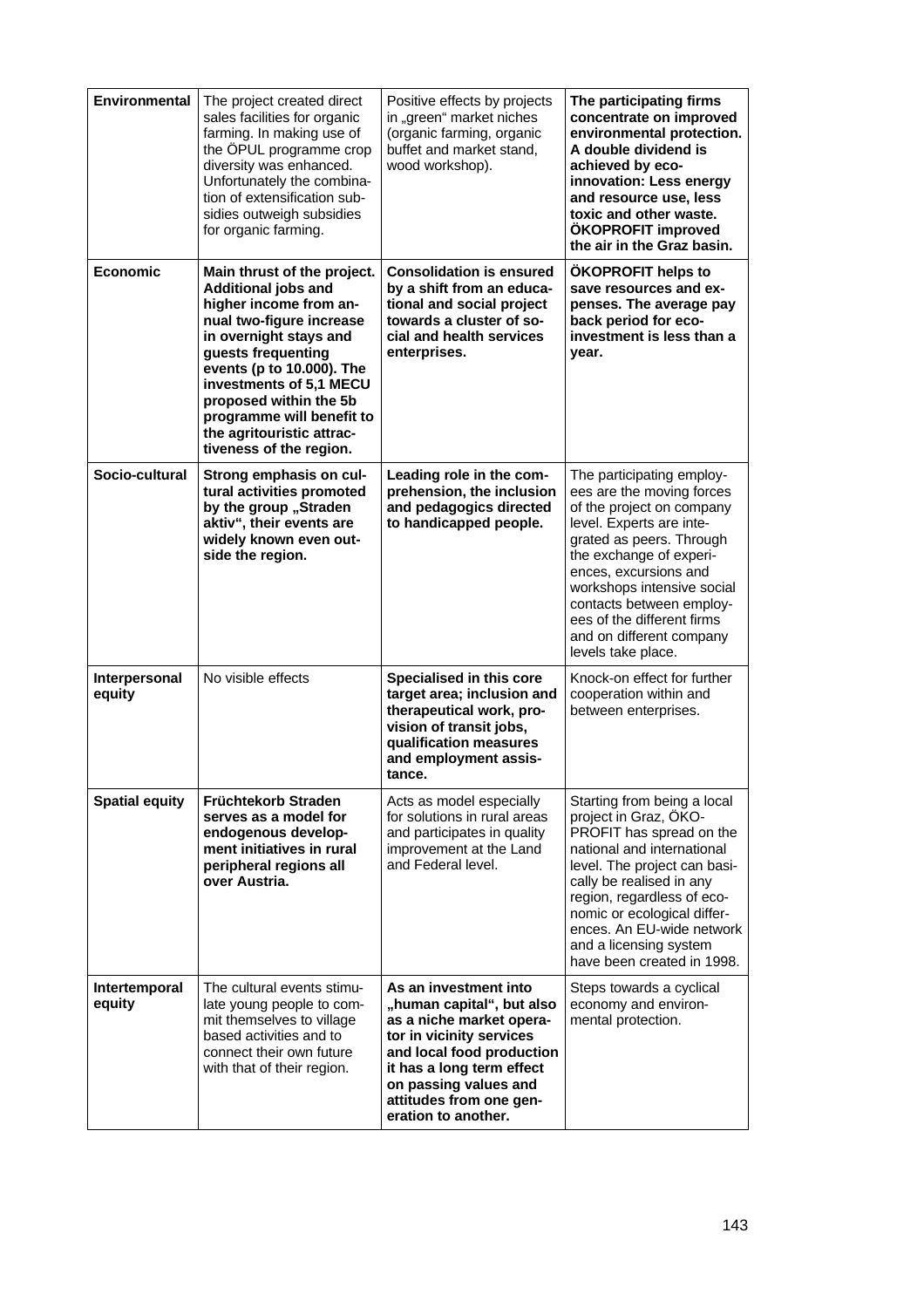| | | | |
|---|---|---|---|
| **Environmental** | The project created direct sales facilities for organic farming. In making use of the ÖPUL programme crop diversity was enhanced. Unfortunately the combination of extensification subsidies outweigh subsidies for organic farming. | Positive effects by projects in „green“ market niches (organic farming, organic buffet and market stand, wood workshop). | **The participating firms concentrate on improved environmental protection. A double dividend is achieved by eco-innovation: Less energy and resource use, less toxic and other waste. ÖKOPROFIT improved the air in the Graz basin.** |
| **Economic** | **Main thrust of the project. Additional jobs and higher income from annual two-figure increase in overnight stays and guests frequenting events (p to 10.000). The investments of 5,1 MECU proposed within the 5b programme will benefit to the agritouristic attractiveness of the region.** | **Consolidation is ensured by a shift from an educational and social project towards a cluster of social and health services enterprises.** | **ÖKOPROFIT helps to save resources and expenses. The average pay back period for eco-investment is less than a year.** |
| **Socio-cultural** | **Strong emphasis on cultural activities promoted by the group „Straden aktiv“, their events are widely known even outside the region.** | **Leading role in the comprehension, the inclusion and pedagogics directed to handicapped people.** | The participating employees are the moving forces of the project on company level. Experts are integrated as peers. Through the exchange of experiences, excursions and workshops intensive social contacts between employees of the different firms and on different company levels take place. |
| **Interpersonal equity** | No visible effects | **Specialised in this core target area; inclusion and therapeutical work, provision of transit jobs, qualification measures and employment assistance.** | Knock-on effect for further cooperation within and between enterprises. |
| **Spatial equity** | **Früchtekorb Straden serves as a model for endogenous development initiatives in rural peripheral regions all over Austria.** | Acts as model especially for solutions in rural areas and participates in quality improvement at the Land and Federal level. | Starting from being a local project in Graz, ÖKOPROFIT has spread on the national and international level. The project can basically be realised in any region, regardless of economic or ecological differences. An EU-wide network and a licensing system have been created in 1998. |
| **Intertemporal equity** | The cultural events stimulate young people to commit themselves to village based activities and to connect their own future with that of their region. | **As an investment into „human capital“, but also as a niche market operator in vicinity services and local food production it has a long term effect on passing values and attitudes from one generation to another.** | Steps towards a cyclical economy and environmental protection. |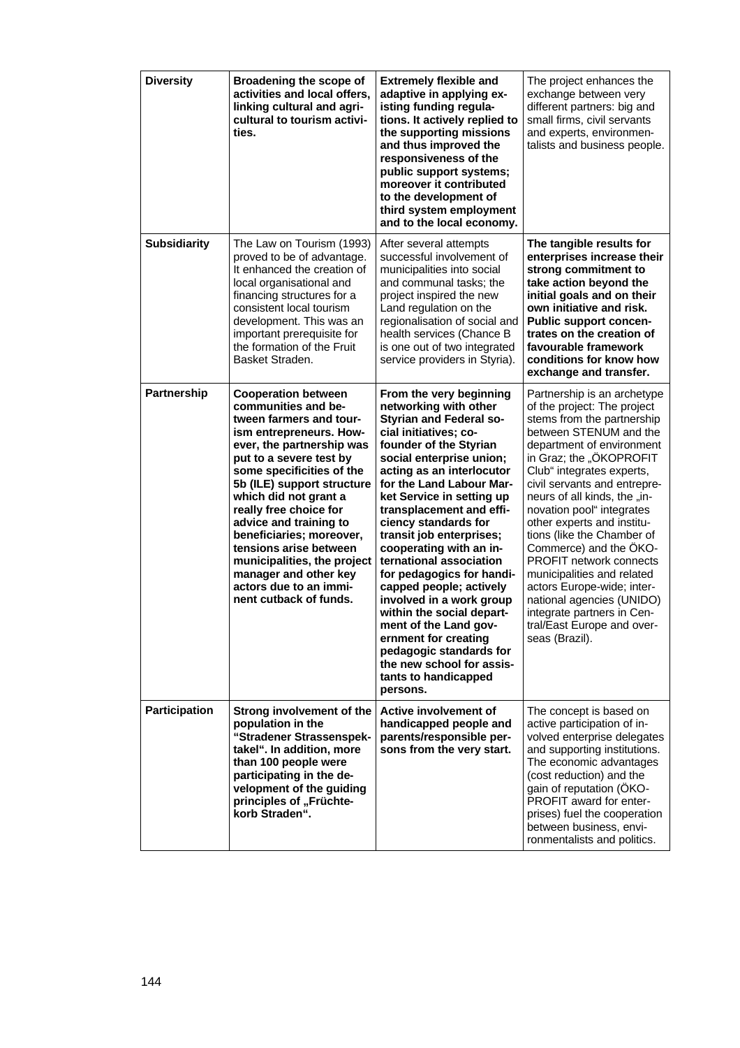| | | | |
|---|---|---|---|
| **Diversity** | **Broadening the scope of activities and local offers, linking cultural and agricultural to tourism activities.** | **Extremely flexible and adaptive in applying existing funding regulations. It actively replied to the supporting missions and thus improved the responsiveness of the public support systems; moreover it contributed to the development of third system employment and to the local economy.** | The project enhances the exchange between very different partners: big and small firms, civil servants and experts, environmentalists and business people. |
| **Subsidiarity** | The Law on Tourism (1993) proved to be of advantage. It enhanced the creation of local organisational and financing structures for a consistent local tourism development. This was an important prerequisite for the formation of the Fruit Basket Straden. | After several attempts successful involvement of municipalities into social and communal tasks; the project inspired the new Land regulation on the regionalisation of social and health services (Chance B is one out of two integrated service providers in Styria). | **The tangible results for enterprises increase their strong commitment to take action beyond the initial goals and on their own initiative and risk. Public support concentrates on the creation of favourable framework conditions for know how exchange and transfer.** |
| **Partnership** | **Cooperation between communities and between farmers and tourism entrepreneurs. However, the partnership was put to a severe test by some specificities of the 5b (ILE) support structure which did not grant a really free choice for advice and training to beneficiaries; moreover, tensions arise between municipalities, the project manager and other key actors due to an imminent cutback of funds.** | **From the very beginning networking with other Styrian and Federal social initiatives; co-founder of the Styrian social enterprise union; acting as an interlocutor for the Land Labour Market Service in setting up transplacement and efficiency standards for transit job enterprises; cooperating with an international association for pedagogics for handicapped people; actively involved in a work group within the social department of the Land government for creating pedagogic standards for the new school for assistants to handicapped persons.** | Partnership is an archetype of the project: The project stems from the partnership between STENUM and the department of environment in Graz; the „ÖKOPROFIT Club" integrates experts, civil servants and entrepreneurs of all kinds, the „innovation pool" integrates other experts and institutions (like the Chamber of Commerce) and the ÖKOPROFIT network connects municipalities and related actors Europe-wide; international agencies (UNIDO) integrate partners in Central/East Europe and overseas (Brazil). |
| **Participation** | **Strong involvement of the population in the "Stradener Strassenspektakel". In addition, more than 100 people were participating in the development of the guiding principles of „Früchtekorb Straden".** | **Active involvement of handicapped people and parents/responsible persons from the very start.** | The concept is based on active participation of involved enterprise delegates and supporting institutions. The economic advantages (cost reduction) and the gain of reputation (ÖKOPROFIT award for enterprises) fuel the cooperation between business, environmentalists and politics. |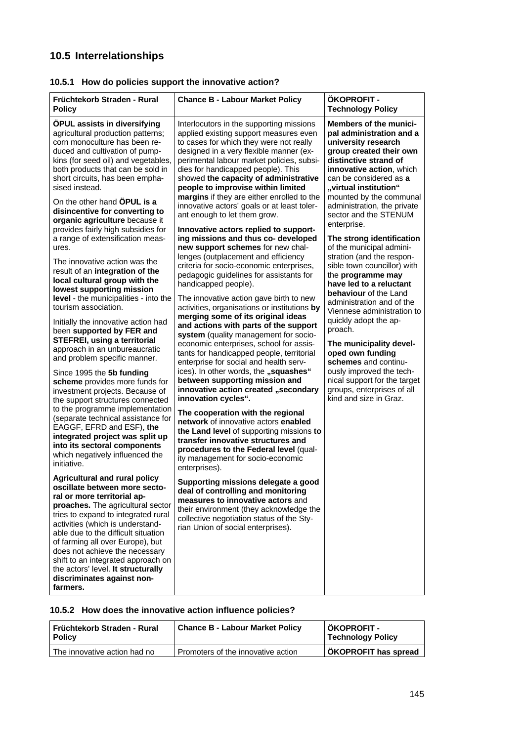## 10.5 Interrelationships

### 10.5.1 How do policies support the innovative action?

| Früchtekorb Straden - Rural Policy | Chance B - Labour Market Policy | ÖKOPROFIT - Technology Policy |
|---|---|---|
| **ÖPUL assists in diversifying** agricultural production patterns; corn monoculture has been reduced and cultivation of pumpkins (for seed oil) and vegetables, both products that can be sold in short circuits, has been emphasised instead.<br><br>On the other hand **ÖPUL is a disincentive for converting to organic agriculture** because it provides fairly high subsidies for a range of extensification measures.<br><br>The innovative action was the result of an **integration of the local cultural group with the lowest supporting mission level** - the municipalities - into the tourism association.<br><br>Initially the innovative action had been **supported by FER and STEFREI, using a territorial** approach in an unbureaucratic and problem specific manner.<br><br>Since 1995 the **5b funding scheme** provides more funds for investment projects. Because of the support structures connected to the programme implementation (separate technical assistance for EAGGF, EFRD and ESF), **the integrated project was split up into its sectoral components** which negatively influenced the initiative.<br><br>**Agricultural and rural policy oscillate between more sectoral or more territorial approaches.** The agricultural sector tries to expand to integrated rural activities (which is understandable due to the difficult situation of farming all over Europe), but does not achieve the necessary shift to an integrated approach on the actors' level. **It structurally discriminates against non-farmers.** | Interlocutors in the supporting missions applied existing support measures even to cases for which they were not really designed in a very flexible manner (experimental labour market policies, subsidies for handicapped people). This showed **the capacity of administrative people to improvise within limited margins** if they are either enrolled to the innovative actors' goals or at least tolerant enough to let them grow.<br><br>**Innovative actors replied to supporting missions and thus co- developed new support schemes** for new challenges (outplacement and efficiency criteria for socio-economic enterprises, pedagogic guidelines for assistants for handicapped people).<br><br>The innovative action gave birth to new activities, organisations or institutions **by merging some of its original ideas and actions with parts of the support system** (quality management for socio-economic enterprises, school for assistants for handicapped people, territorial enterprise for social and health services). In other words, the **„squashes" between supporting mission and innovative action created „secondary innovation cycles".**<br><br>**The cooperation with the regional network** of innovative actors **enabled the Land level** of supporting missions **to transfer innovative structures and procedures to the Federal level** (quality management for socio-economic enterprises).<br><br>**Supporting missions delegate a good deal of controlling and monitoring measures to innovative actors** and their environment (they acknowledge the collective negotiation status of the Styrian Union of social enterprises). | **Members of the municipal administration and a university research group created their own distinctive strand of innovative action**, which can be considered as **a „virtual institution"** mounted by the communal administration, the private sector and the STENUM enterprise.<br><br>**The strong identification** of the municipal administration (and the responsible town councillor) with the **programme may have led to a reluctant behaviour** of the Land administration and of the Viennese administration to quickly adopt the approach.<br><br>**The municipality developed own funding schemes** and continuously improved the technical support for the target groups, enterprises of all kind and size in Graz. |

### 10.5.2 How does the innovative action influence policies?

| Früchtekorb Straden - Rural Policy | Chance B - Labour Market Policy | ÖKOPROFIT - Technology Policy |
|---|---|---|
| The innovative action had no | Promoters of the innovative action | **ÖKOPROFIT has spread** |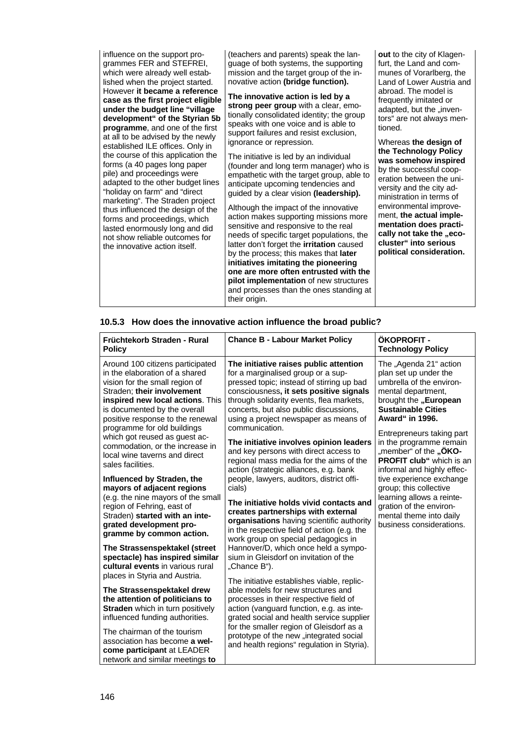| | | |
|---|---|---|
| influence on the support programmes FER and STEFREI, which were already well established when the project started. However **it became a reference case as the first project eligible under the budget line "village development" of the Styrian 5b programme**, and one of the first at all to be advised by the newly established ILE offices. Only in the course of this application the forms (a 40 pages long paper pile) and proceedings were adapted to the other budget lines "holiday on farm" and "direct marketing". The Straden project thus influenced the design of the forms and proceedings, which lasted enormously long and did not show reliable outcomes for the innovative action itself. | (teachers and parents) speak the language of both systems, the supporting mission and the target group of the innovative action **(bridge function).**<br><br>**The innovative action is led by a strong peer group** with a clear, emotionally consolidated identity; the group speaks with one voice and is able to support failures and resist exclusion, ignorance or repression.<br><br>The initiative is led by an individual (founder and long term manager) who is empathetic with the target group, able to anticipate upcoming tendencies and guided by a clear vision **(leadership).**<br><br>Although the impact of the innovative action makes supporting missions more sensitive and responsive to the real needs of specific target populations, the latter don't forget the **irritation** caused by the process; this makes that **later initiatives imitating the pioneering one are more often entrusted with the pilot implementation** of new structures and processes than the ones standing at their origin. | **out** to the city of Klagenfurt, the Land and communes of Vorarlberg, the Land of Lower Austria and abroad. The model is frequently imitated or adapted, but the „inventors" are not always mentioned.<br><br>Whereas **the design of the Technology Policy was somehow inspired** by the successful cooperation between the university and the city administration in terms of environmental improvement, **the actual implementation does practically not take the „eco-cluster" into serious political consideration.** |

### 10.5.3 How does the innovative action influence the broad public?

| Früchtekorb Straden - Rural Policy | Chance B - Labour Market Policy | ÖKOPROFIT - Technology Policy |
|---|---|---|
| Around 100 citizens participated in the elaboration of a shared vision for the small region of Straden; **their involvement inspired new local actions**. This is documented by the overall positive response to the renewal programme for old buildings which got reused as guest accommodation, or the increase in local wine taverns and direct sales facilities.<br><br>**Influenced by Straden, the mayors of adjacent regions** (e.g. the nine mayors of the small region of Fehring, east of Straden) **started with an integrated development programme by common action.**<br><br>**The Strassenspektakel (street spectacle) has inspired similar cultural events** in various rural places in Styria and Austria.<br><br>**The Strassenspektakel drew the attention of politicians to Straden** which in turn positively influenced funding authorities.<br><br>The chairman of the tourism association has become **a welcome participant** at LEADER network and similar meetings **to** | **The initiative raises public attention** for a marginalised group or a suppressed topic; instead of stirring up bad consciousness**, it sets positive signals** through solidarity events, flea markets, concerts, but also public discussions, using a project newspaper as means of communication.<br><br>**The initiative involves opinion leaders** and key persons with direct access to regional mass media for the aims of the action (strategic alliances, e.g. bank people, lawyers, auditors, district officials)<br><br>**The initiative holds vivid contacts and creates partnerships with external organisations** having scientific authority in the respective field of action (e.g. the work group on special pedagogics in Hannover/D, which once held a symposium in Gleisdorf on invitation of the „Chance B").<br><br>The initiative establishes viable, replicable models for new structures and processes in their respective field of action (vanguard function, e.g. as integrated social and health service supplier for the smaller region of Gleisdorf as a prototype of the new „integrated social and health regions" regulation in Styria). | The „Agenda 21" action plan set up under the umbrella of the environmental department, brought the **„European Sustainable Cities Award" in 1996.**<br><br>Entrepreneurs taking part in the programme remain „member" of the **„ÖKO-PROFIT club"** which is an informal and highly effective experience exchange group; this collective learning allows a reintegration of the environmental theme into daily business considerations. |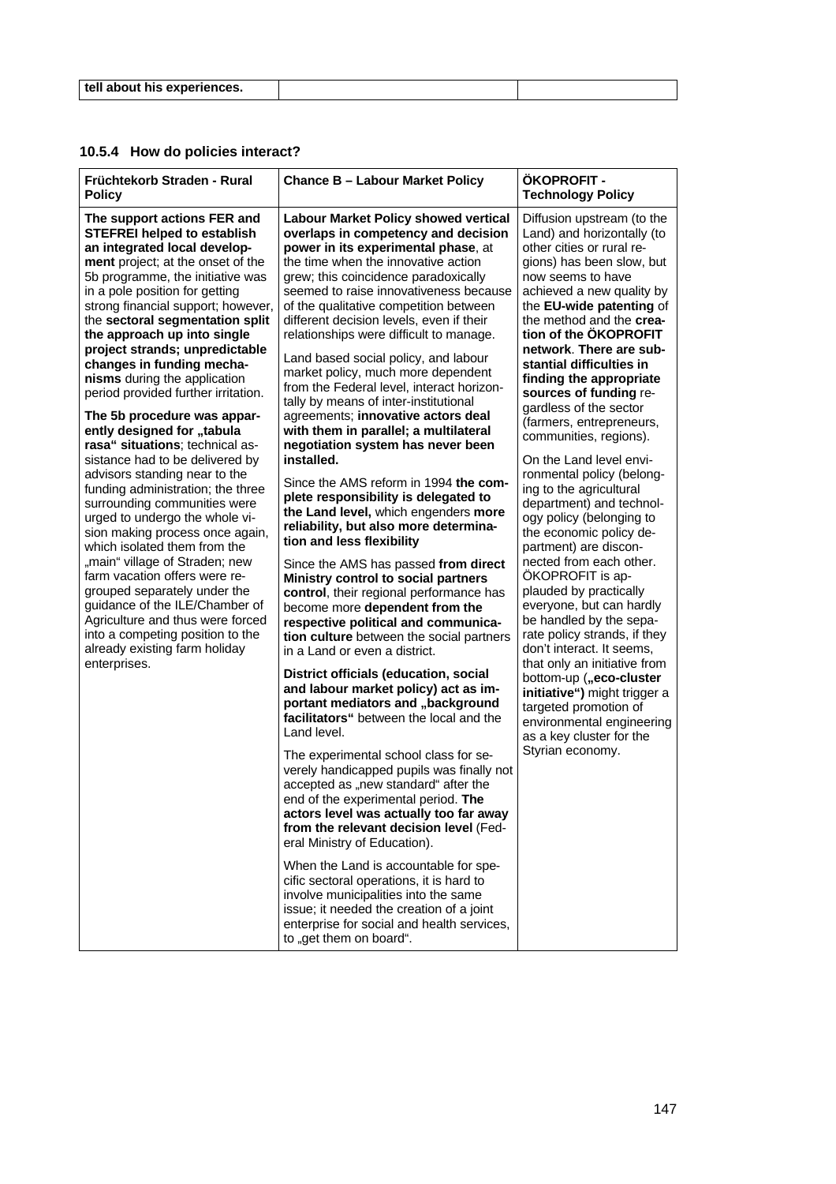| tell about his experiences. | | |
|---|---|---|

### 10.5.4 How do policies interact?

| Früchtekorb Straden - Rural Policy | Chance B – Labour Market Policy | ÖKOPROFIT - Technology Policy |
|---|---|---|
| **The support actions FER and STEFREI helped to establish an integrated local development** project; at the onset of the 5b programme, the initiative was in a pole position for getting strong financial support; however, the **sectoral segmentation split the approach up into single project strands; unpredictable changes in funding mechanisms** during the application period provided further irritation.<br><br>**The 5b procedure was apparently designed for „tabula rasa" situations**; technical assistance had to be delivered by advisors standing near to the funding administration; the three surrounding communities were urged to undergo the whole vision making process once again, which isolated them from the „main" village of Straden; new farm vacation offers were regrouped separately under the guidance of the ILE/Chamber of Agriculture and thus were forced into a competing position to the already existing farm holiday enterprises. | **Labour Market Policy showed vertical overlaps in competency and decision power in its experimental phase**, at the time when the innovative action grew; this coincidence paradoxically seemed to raise innovativeness because of the qualitative competition between different decision levels, even if their relationships were difficult to manage.<br><br>Land based social policy, and labour market policy, much more dependent from the Federal level, interact horizontally by means of inter-institutional agreements; **innovative actors deal with them in parallel; a multilateral negotiation system has never been installed.**<br><br>Since the AMS reform in 1994 **the complete responsibility is delegated to the Land level,** which engenders **more reliability, but also more determination and less flexibility**<br><br>Since the AMS has passed **from direct Ministry control to social partners control**, their regional performance has become more **dependent from the respective political and communication culture** between the social partners in a Land or even a district.<br><br>**District officials (education, social and labour market policy) act as important mediators and „background facilitators"** between the local and the Land level.<br><br>The experimental school class for severely handicapped pupils was finally not accepted as „new standard" after the end of the experimental period. **The actors level was actually too far away from the relevant decision level** (Federal Ministry of Education).<br><br>When the Land is accountable for specific sectoral operations, it is hard to involve municipalities into the same issue; it needed the creation of a joint enterprise for social and health services, to „get them on board". | Diffusion upstream (to the Land) and horizontally (to other cities or rural regions) has been slow, but now seems to have achieved a new quality by the **EU-wide patenting** of the method and the **creation of the ÖKOPROFIT network**. **There are substantial difficulties in finding the appropriate sources of funding** regardless of the sector (farmers, entrepreneurs, communities, regions).<br><br>On the Land level environmental policy (belonging to the agricultural department) and technology policy (belonging to the economic policy department) are disconnected from each other. ÖKOPROFIT is applauded by practically everyone, but can hardly be handled by the separate policy strands, if they don't interact. It seems, that only an initiative from bottom-up (**„eco-cluster initiative")** might trigger a targeted promotion of environmental engineering as a key cluster for the Styrian economy. |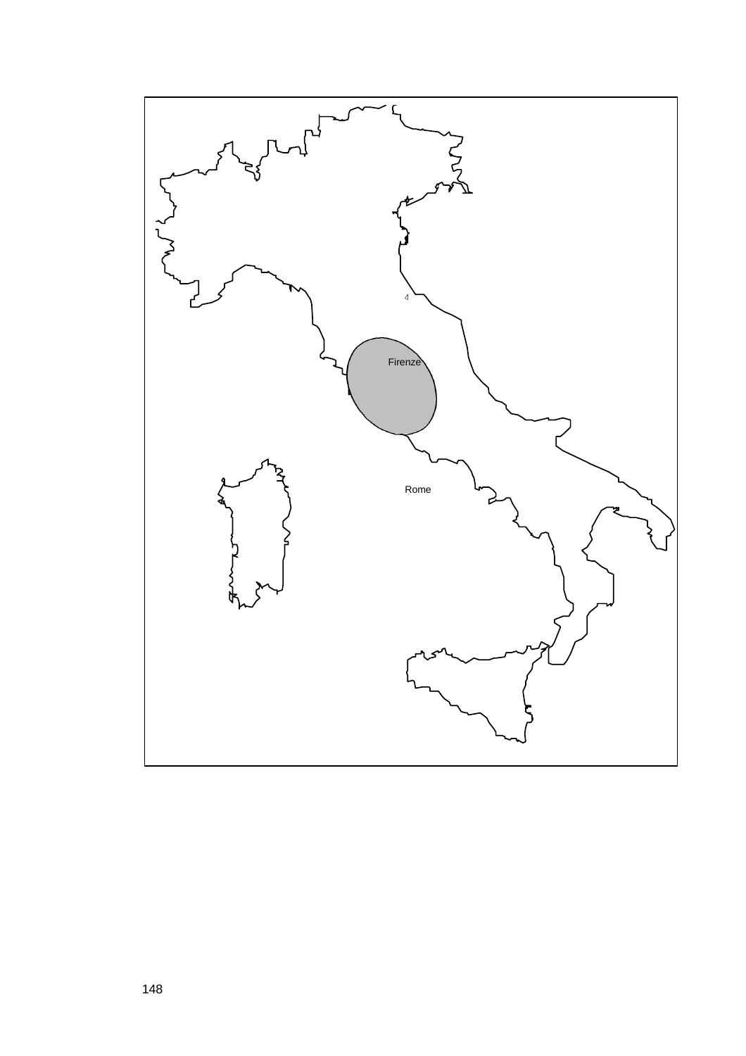4

Firenze

Rome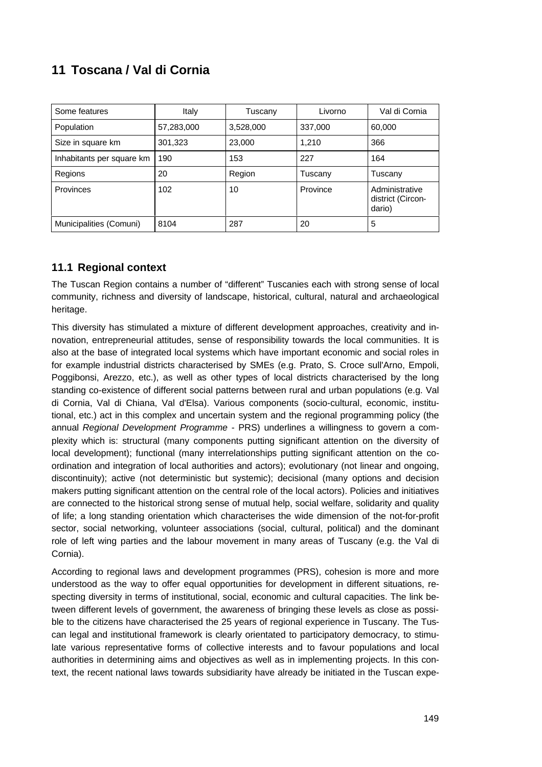# 11 Toscana / Val di Cornia

| Some features | Italy | Tuscany | Livorno | Val di Cornia |
|---|---|---|---|---|
| Population | 57,283,000 | 3,528,000 | 337,000 | 60,000 |
| Size in square km | 301,323 | 23,000 | 1,210 | 366 |
| Inhabitants per square km | 190 | 153 | 227 | 164 |
| Regions | 20 | Region | Tuscany | Tuscany |
| Provinces | 102 | 10 | Province | Administrative district (Circondario) |
| Municipalities (Comuni) | 8104 | 287 | 20 | 5 |

## 11.1 Regional context

The Tuscan Region contains a number of "different" Tuscanies each with strong sense of local community, richness and diversity of landscape, historical, cultural, natural and archaeological heritage.

This diversity has stimulated a mixture of different development approaches, creativity and innovation, entrepreneurial attitudes, sense of responsibility towards the local communities. It is also at the base of integrated local systems which have important economic and social roles in for example industrial districts characterised by SMEs (e.g. Prato, S. Croce sull'Arno, Empoli, Poggibonsi, Arezzo, etc.), as well as other types of local districts characterised by the long standing co-existence of different social patterns between rural and urban populations (e.g. Val di Cornia, Val di Chiana, Val d'Elsa). Various components (socio-cultural, economic, institutional, etc.) act in this complex and uncertain system and the regional programming policy (the annual *Regional Development Programme* - PRS) underlines a willingness to govern a complexity which is: structural (many components putting significant attention on the diversity of local development); functional (many interrelationships putting significant attention on the coordination and integration of local authorities and actors); evolutionary (not linear and ongoing, discontinuity); active (not deterministic but systemic); decisional (many options and decision makers putting significant attention on the central role of the local actors). Policies and initiatives are connected to the historical strong sense of mutual help, social welfare, solidarity and quality of life; a long standing orientation which characterises the wide dimension of the not-for-profit sector, social networking, volunteer associations (social, cultural, political) and the dominant role of left wing parties and the labour movement in many areas of Tuscany (e.g. the Val di Cornia).

According to regional laws and development programmes (PRS), cohesion is more and more understood as the way to offer equal opportunities for development in different situations, respecting diversity in terms of institutional, social, economic and cultural capacities. The link between different levels of government, the awareness of bringing these levels as close as possible to the citizens have characterised the 25 years of regional experience in Tuscany. The Tuscan legal and institutional framework is clearly orientated to participatory democracy, to stimulate various representative forms of collective interests and to favour populations and local authorities in determining aims and objectives as well as in implementing projects. In this context, the recent national laws towards subsidiarity have already be initiated in the Tuscan expe-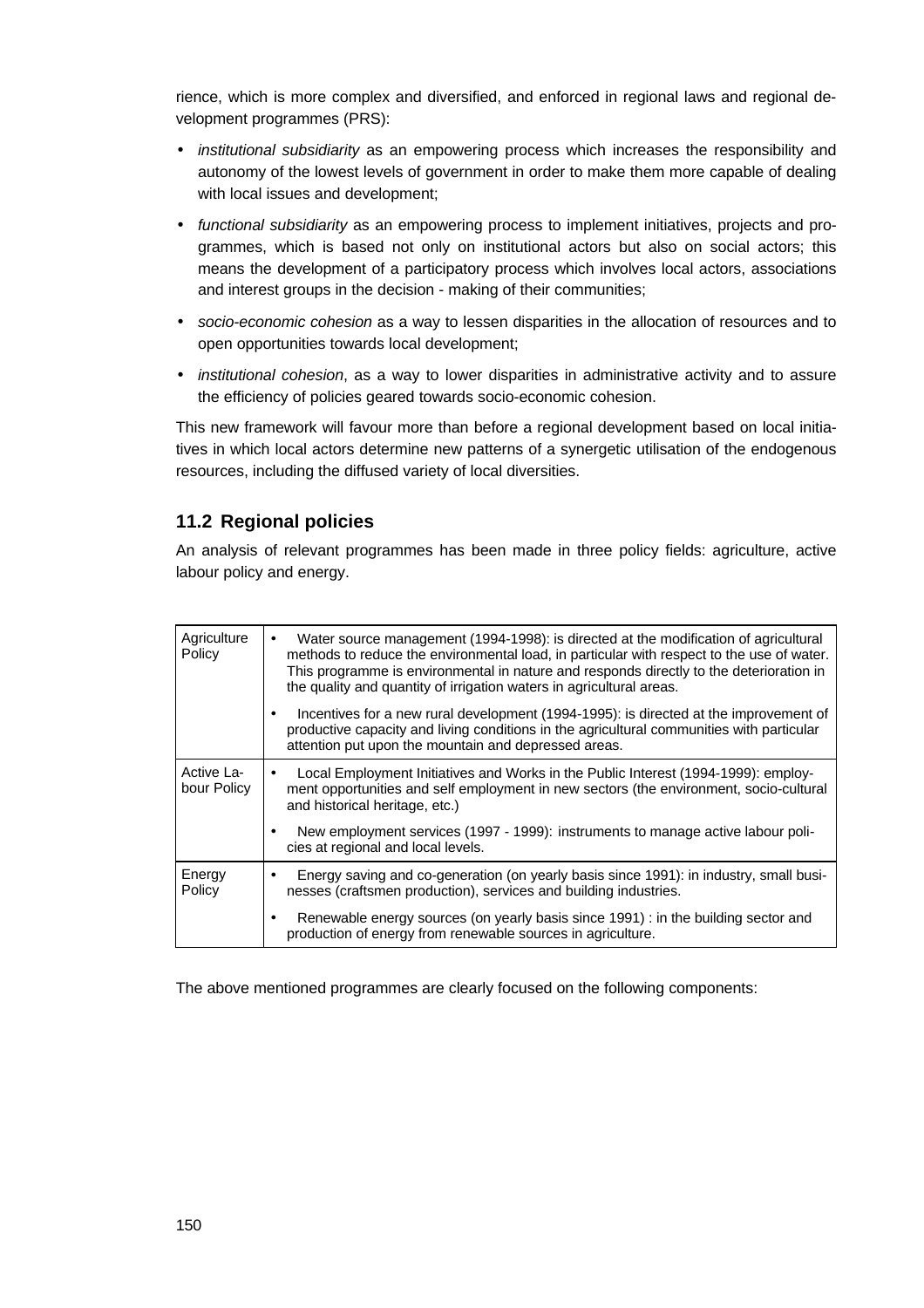rience, which is more complex and diversified, and enforced in regional laws and regional development programmes (PRS):

- *institutional subsidiarity* as an empowering process which increases the responsibility and autonomy of the lowest levels of government in order to make them more capable of dealing with local issues and development;
- *functional subsidiarity* as an empowering process to implement initiatives, projects and programmes, which is based not only on institutional actors but also on social actors; this means the development of a participatory process which involves local actors, associations and interest groups in the decision - making of their communities;
- *socio-economic cohesion* as a way to lessen disparities in the allocation of resources and to open opportunities towards local development;
- *institutional cohesion*, as a way to lower disparities in administrative activity and to assure the efficiency of policies geared towards socio-economic cohesion.

This new framework will favour more than before a regional development based on local initiatives in which local actors determine new patterns of a synergetic utilisation of the endogenous resources, including the diffused variety of local diversities.

## 11.2 Regional policies

An analysis of relevant programmes has been made in three policy fields: agriculture, active labour policy and energy.

| | |
|---|---|
| Agriculture Policy | • Water source management (1994-1998): is directed at the modification of agricultural methods to reduce the environmental load, in particular with respect to the use of water. This programme is environmental in nature and responds directly to the deterioration in the quality and quantity of irrigation waters in agricultural areas. |
| | • Incentives for a new rural development (1994-1995): is directed at the improvement of productive capacity and living conditions in the agricultural communities with particular attention put upon the mountain and depressed areas. |
| Active Labour Policy | • Local Employment Initiatives and Works in the Public Interest (1994-1999): employment opportunities and self employment in new sectors (the environment, socio-cultural and historical heritage, etc.) |
| | • New employment services (1997 - 1999): instruments to manage active labour policies at regional and local levels. |
| Energy Policy | • Energy saving and co-generation (on yearly basis since 1991): in industry, small businesses (craftsmen production), services and building industries. |
| | • Renewable energy sources (on yearly basis since 1991) : in the building sector and production of energy from renewable sources in agriculture. |

The above mentioned programmes are clearly focused on the following components: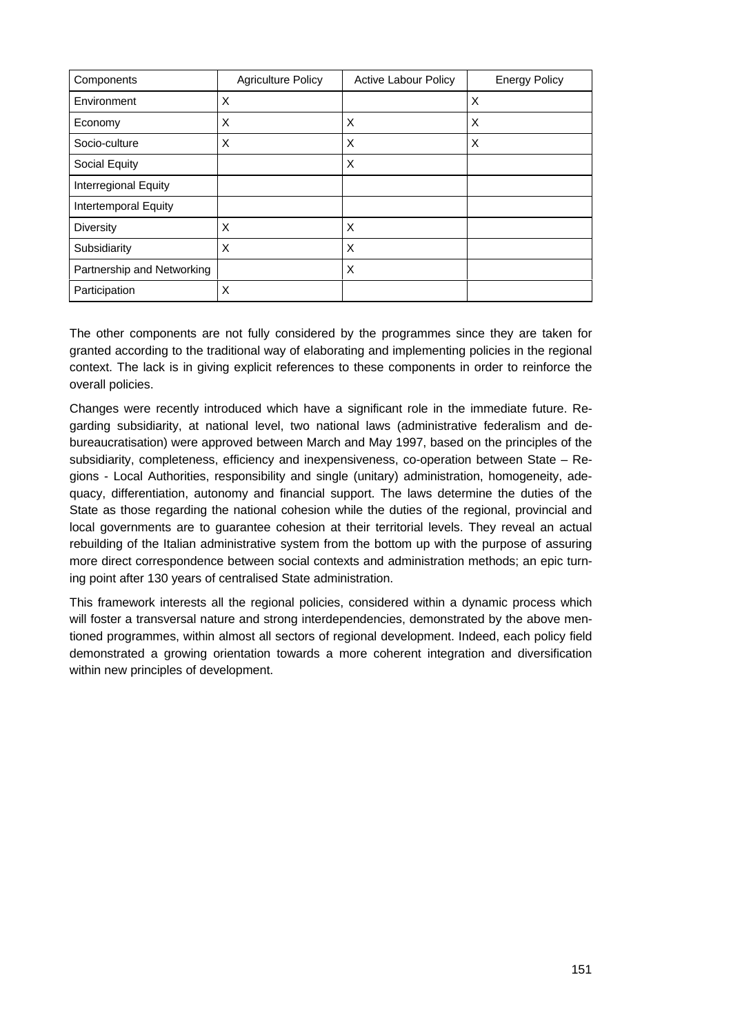| Components | Agriculture Policy | Active Labour Policy | Energy Policy |
|---|---|---|---|
| Environment | X | | X |
| Economy | X | X | X |
| Socio-culture | X | X | X |
| Social Equity | | X | |
| Interregional Equity | | | |
| Intertemporal Equity | | | |
| Diversity | X | X | |
| Subsidiarity | X | X | |
| Partnership and Networking | | X | |
| Participation | X | | |

The other components are not fully considered by the programmes since they are taken for granted according to the traditional way of elaborating and implementing policies in the regional context. The lack is in giving explicit references to these components in order to reinforce the overall policies.

Changes were recently introduced which have a significant role in the immediate future. Regarding subsidiarity, at national level, two national laws (administrative federalism and debureaucratisation) were approved between March and May 1997, based on the principles of the subsidiarity, completeness, efficiency and inexpensiveness, co-operation between State – Regions - Local Authorities, responsibility and single (unitary) administration, homogeneity, adequacy, differentiation, autonomy and financial support. The laws determine the duties of the State as those regarding the national cohesion while the duties of the regional, provincial and local governments are to guarantee cohesion at their territorial levels. They reveal an actual rebuilding of the Italian administrative system from the bottom up with the purpose of assuring more direct correspondence between social contexts and administration methods; an epic turning point after 130 years of centralised State administration.

This framework interests all the regional policies, considered within a dynamic process which will foster a transversal nature and strong interdependencies, demonstrated by the above mentioned programmes, within almost all sectors of regional development. Indeed, each policy field demonstrated a growing orientation towards a more coherent integration and diversification within new principles of development.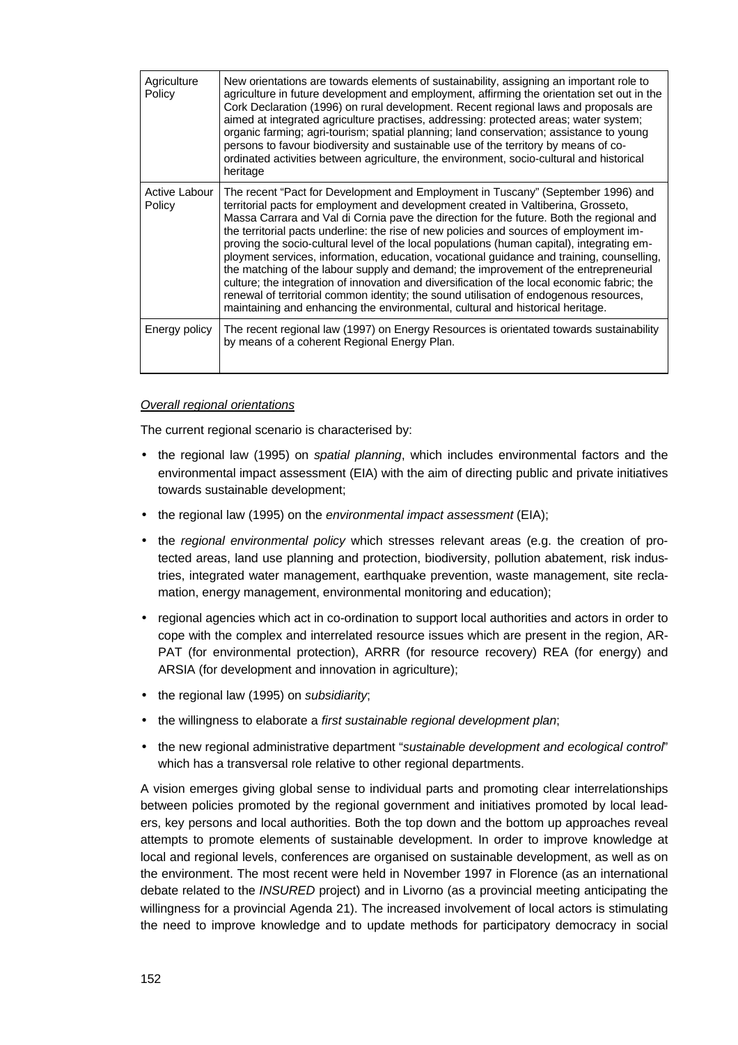| | |
|---|---|
| Agriculture Policy | New orientations are towards elements of sustainability, assigning an important role to agriculture in future development and employment, affirming the orientation set out in the Cork Declaration (1996) on rural development. Recent regional laws and proposals are aimed at integrated agriculture practises, addressing: protected areas; water system; organic farming; agri-tourism; spatial planning; land conservation; assistance to young persons to favour biodiversity and sustainable use of the territory by means of co-ordinated activities between agriculture, the environment, socio-cultural and historical heritage |
| Active Labour Policy | The recent "Pact for Development and Employment in Tuscany" (September 1996) and territorial pacts for employment and development created in Valtiberina, Grosseto, Massa Carrara and Val di Cornia pave the direction for the future. Both the regional and the territorial pacts underline: the rise of new policies and sources of employment improving the socio-cultural level of the local populations (human capital), integrating employment services, information, education, vocational guidance and training, counselling, the matching of the labour supply and demand; the improvement of the entrepreneurial culture; the integration of innovation and diversification of the local economic fabric; the renewal of territorial common identity; the sound utilisation of endogenous resources, maintaining and enhancing the environmental, cultural and historical heritage. |
| Energy policy | The recent regional law (1997) on Energy Resources is orientated towards sustainability by means of a coherent Regional Energy Plan. |

*Overall regional orientations*

The current regional scenario is characterised by:

- the regional law (1995) on *spatial planning*, which includes environmental factors and the environmental impact assessment (EIA) with the aim of directing public and private initiatives towards sustainable development;
- the regional law (1995) on the *environmental impact assessment* (EIA);
- the *regional environmental policy* which stresses relevant areas (e.g. the creation of protected areas, land use planning and protection, biodiversity, pollution abatement, risk industries, integrated water management, earthquake prevention, waste management, site reclamation, energy management, environmental monitoring and education);
- regional agencies which act in co-ordination to support local authorities and actors in order to cope with the complex and interrelated resource issues which are present in the region, ARPAT (for environmental protection), ARRR (for resource recovery) REA (for energy) and ARSIA (for development and innovation in agriculture);
- the regional law (1995) on *subsidiarity*;
- the willingness to elaborate a *first sustainable regional development plan*;
- the new regional administrative department "*sustainable development and ecological control*" which has a transversal role relative to other regional departments.

A vision emerges giving global sense to individual parts and promoting clear interrelationships between policies promoted by the regional government and initiatives promoted by local leaders, key persons and local authorities. Both the top down and the bottom up approaches reveal attempts to promote elements of sustainable development. In order to improve knowledge at local and regional levels, conferences are organised on sustainable development, as well as on the environment. The most recent were held in November 1997 in Florence (as an international debate related to the *INSURED* project) and in Livorno (as a provincial meeting anticipating the willingness for a provincial Agenda 21). The increased involvement of local actors is stimulating the need to improve knowledge and to update methods for participatory democracy in social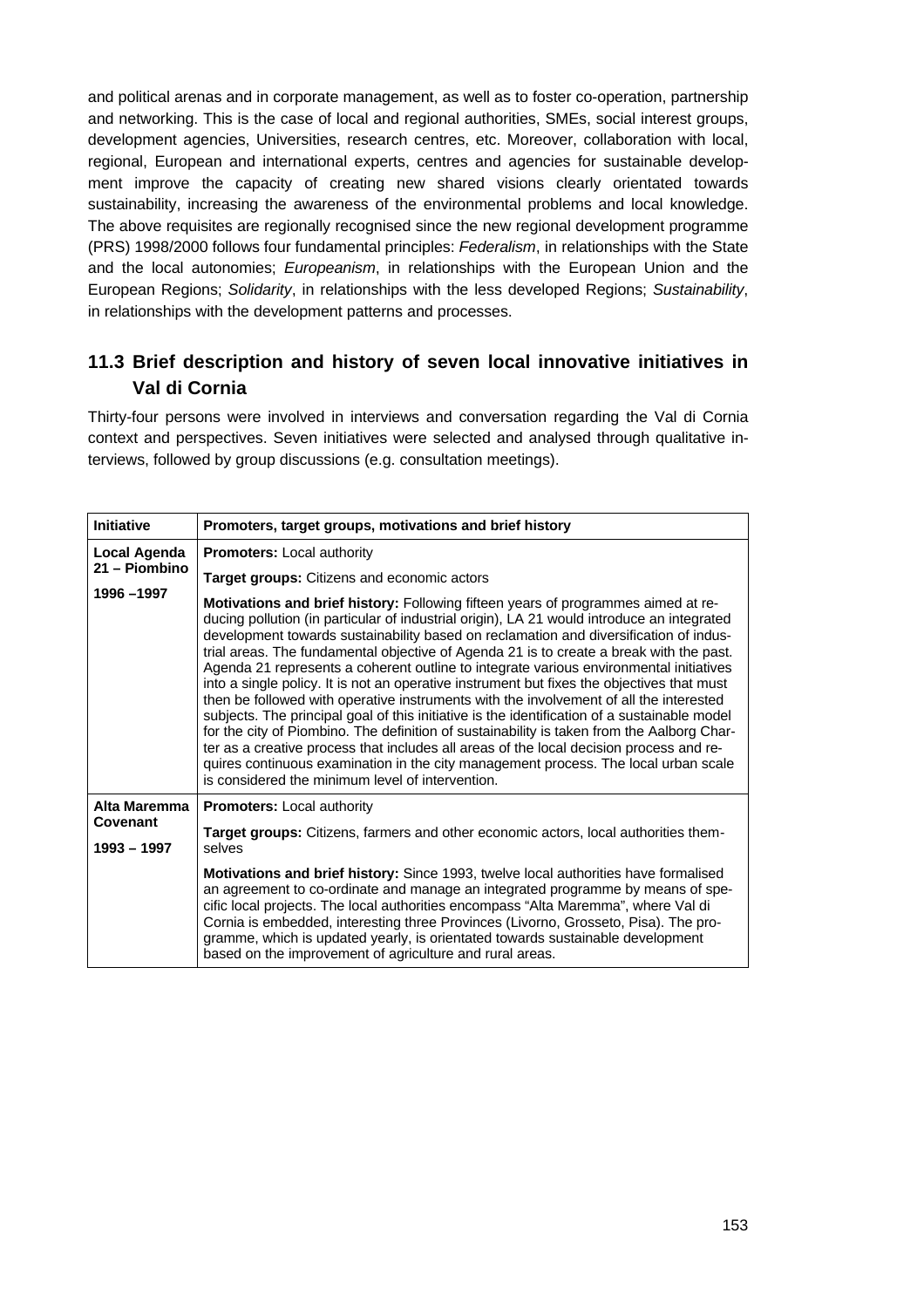and political arenas and in corporate management, as well as to foster co-operation, partnership and networking. This is the case of local and regional authorities, SMEs, social interest groups, development agencies, Universities, research centres, etc. Moreover, collaboration with local, regional, European and international experts, centres and agencies for sustainable development improve the capacity of creating new shared visions clearly orientated towards sustainability, increasing the awareness of the environmental problems and local knowledge. The above requisites are regionally recognised since the new regional development programme (PRS) 1998/2000 follows four fundamental principles: *Federalism*, in relationships with the State and the local autonomies; *Europeanism*, in relationships with the European Union and the European Regions; *Solidarity*, in relationships with the less developed Regions; *Sustainability*, in relationships with the development patterns and processes.

## 11.3 Brief description and history of seven local innovative initiatives in Val di Cornia

Thirty-four persons were involved in interviews and conversation regarding the Val di Cornia context and perspectives. Seven initiatives were selected and analysed through qualitative interviews, followed by group discussions (e.g. consultation meetings).

| Initiative | Promoters, target groups, motivations and brief history |
|---|---|
| **Local Agenda 21 – Piombino 1996 –1997** | **Promoters:** Local authority<br>**Target groups:** Citizens and economic actors<br>**Motivations and brief history:** Following fifteen years of programmes aimed at reducing pollution (in particular of industrial origin), LA 21 would introduce an integrated development towards sustainability based on reclamation and diversification of industrial areas. The fundamental objective of Agenda 21 is to create a break with the past. Agenda 21 represents a coherent outline to integrate various environmental initiatives into a single policy. It is not an operative instrument but fixes the objectives that must then be followed with operative instruments with the involvement of all the interested subjects. The principal goal of this initiative is the identification of a sustainable model for the city of Piombino. The definition of sustainability is taken from the Aalborg Charter as a creative process that includes all areas of the local decision process and requires continuous examination in the city management process. The local urban scale is considered the minimum level of intervention. |
| **Alta Maremma Covenant 1993 – 1997** | **Promoters:** Local authority<br>**Target groups:** Citizens, farmers and other economic actors, local authorities themselves<br>**Motivations and brief history:** Since 1993, twelve local authorities have formalised an agreement to co-ordinate and manage an integrated programme by means of specific local projects. The local authorities encompass "Alta Maremma", where Val di Cornia is embedded, interesting three Provinces (Livorno, Grosseto, Pisa). The programme, which is updated yearly, is orientated towards sustainable development based on the improvement of agriculture and rural areas. |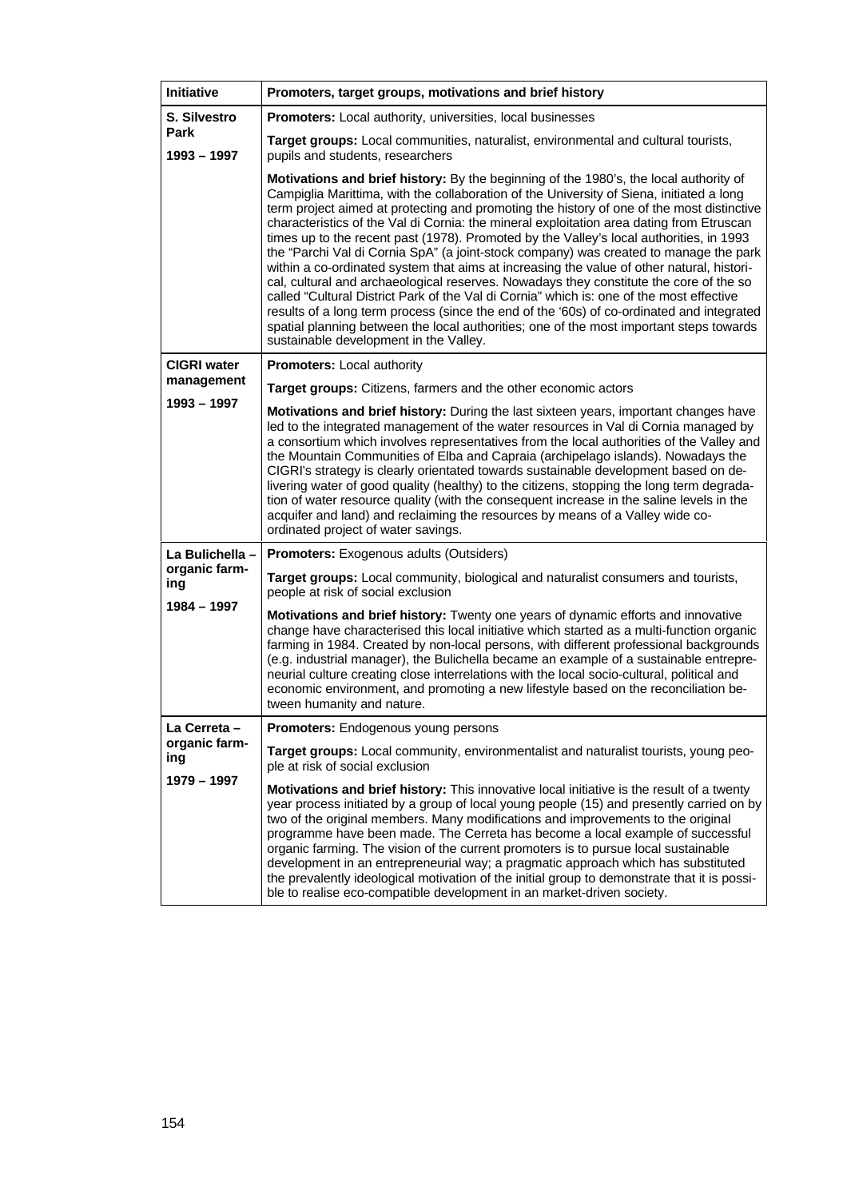| Initiative | Promoters, target groups, motivations and brief history |
|---|---|
| **S. Silvestro Park**<br>**1993 – 1997** | **Promoters:** Local authority, universities, local businesses<br><br>**Target groups:** Local communities, naturalist, environmental and cultural tourists, pupils and students, researchers<br><br>**Motivations and brief history:** By the beginning of the 1980's, the local authority of Campiglia Marittima, with the collaboration of the University of Siena, initiated a long term project aimed at protecting and promoting the history of one of the most distinctive characteristics of the Val di Cornia: the mineral exploitation area dating from Etruscan times up to the recent past (1978). Promoted by the Valley's local authorities, in 1993 the "Parchi Val di Cornia SpA" (a joint-stock company) was created to manage the park within a co-ordinated system that aims at increasing the value of other natural, historical, cultural and archaeological reserves. Nowadays they constitute the core of the so called "Cultural District Park of the Val di Cornia" which is: one of the most effective results of a long term process (since the end of the '60s) of co-ordinated and integrated spatial planning between the local authorities; one of the most important steps towards sustainable development in the Valley. |
| **CIGRI water management**<br>**1993 – 1997** | **Promoters:** Local authority<br><br>**Target groups:** Citizens, farmers and the other economic actors<br><br>**Motivations and brief history:** During the last sixteen years, important changes have led to the integrated management of the water resources in Val di Cornia managed by a consortium which involves representatives from the local authorities of the Valley and the Mountain Communities of Elba and Capraia (archipelago islands). Nowadays the CIGRI's strategy is clearly orientated towards sustainable development based on delivering water of good quality (healthy) to the citizens, stopping the long term degradation of water resource quality (with the consequent increase in the saline levels in the acquifer and land) and reclaiming the resources by means of a Valley wide co-ordinated project of water savings. |
| **La Bulichella – organic farming**<br>**1984 – 1997** | **Promoters:** Exogenous adults (Outsiders)<br><br>**Target groups:** Local community, biological and naturalist consumers and tourists, people at risk of social exclusion<br><br>**Motivations and brief history:** Twenty one years of dynamic efforts and innovative change have characterised this local initiative which started as a multi-function organic farming in 1984. Created by non-local persons, with different professional backgrounds (e.g. industrial manager), the Bulichella became an example of a sustainable entrepreneurial culture creating close interrelations with the local socio-cultural, political and economic environment, and promoting a new lifestyle based on the reconciliation between humanity and nature. |
| **La Cerreta – organic farming**<br>**1979 – 1997** | **Promoters:** Endogenous young persons<br><br>**Target groups:** Local community, environmentalist and naturalist tourists, young people at risk of social exclusion<br><br>**Motivations and brief history:** This innovative local initiative is the result of a twenty year process initiated by a group of local young people (15) and presently carried on by two of the original members. Many modifications and improvements to the original programme have been made. The Cerreta has become a local example of successful organic farming. The vision of the current promoters is to pursue local sustainable development in an entrepreneurial way; a pragmatic approach which has substituted the prevalently ideological motivation of the initial group to demonstrate that it is possible to realise eco-compatible development in an market-driven society. |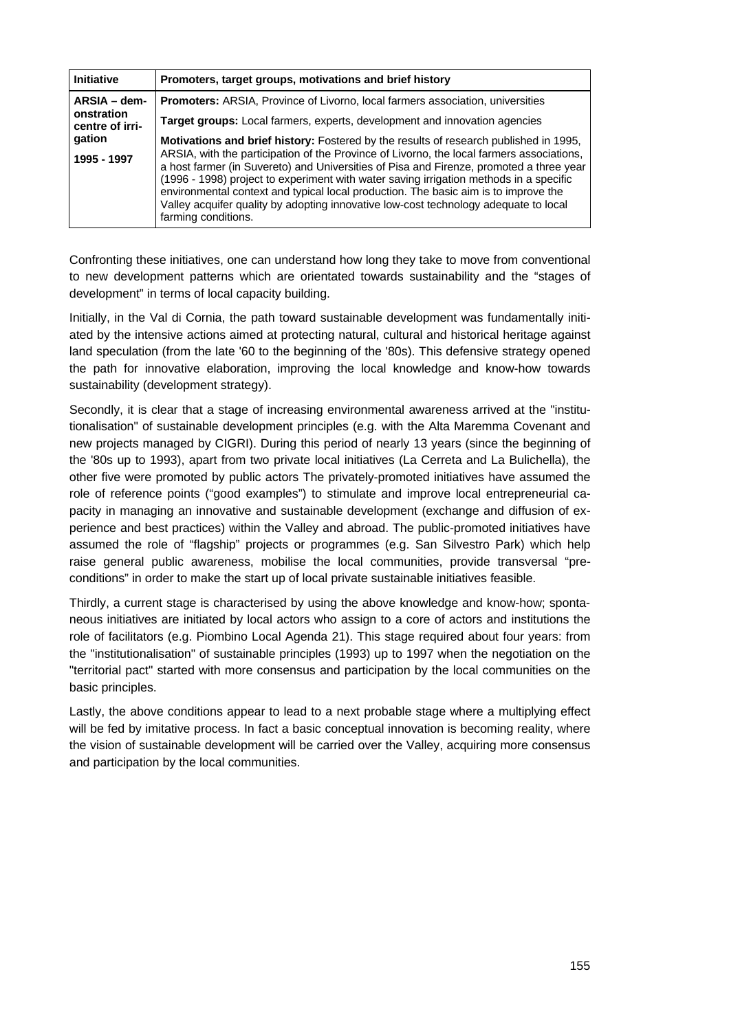| Initiative | Promoters, target groups, motivations and brief history |
|---|---|
| **ARSIA – demonstration centre of irrigation**<br><br>**1995 - 1997** | **Promoters:** ARSIA, Province of Livorno, local farmers association, universities<br><br>**Target groups:** Local farmers, experts, development and innovation agencies<br><br>**Motivations and brief history:** Fostered by the results of research published in 1995, ARSIA, with the participation of the Province of Livorno, the local farmers associations, a host farmer (in Suvereto) and Universities of Pisa and Firenze, promoted a three year (1996 - 1998) project to experiment with water saving irrigation methods in a specific environmental context and typical local production. The basic aim is to improve the Valley acquifer quality by adopting innovative low-cost technology adequate to local farming conditions. |

Confronting these initiatives, one can understand how long they take to move from conventional to new development patterns which are orientated towards sustainability and the "stages of development" in terms of local capacity building.

Initially, in the Val di Cornia, the path toward sustainable development was fundamentally initiated by the intensive actions aimed at protecting natural, cultural and historical heritage against land speculation (from the late '60 to the beginning of the '80s). This defensive strategy opened the path for innovative elaboration, improving the local knowledge and know-how towards sustainability (development strategy).

Secondly, it is clear that a stage of increasing environmental awareness arrived at the "institutionalisation" of sustainable development principles (e.g. with the Alta Maremma Covenant and new projects managed by CIGRI). During this period of nearly 13 years (since the beginning of the '80s up to 1993), apart from two private local initiatives (La Cerreta and La Bulichella), the other five were promoted by public actors The privately-promoted initiatives have assumed the role of reference points ("good examples") to stimulate and improve local entrepreneurial capacity in managing an innovative and sustainable development (exchange and diffusion of experience and best practices) within the Valley and abroad. The public-promoted initiatives have assumed the role of "flagship" projects or programmes (e.g. San Silvestro Park) which help raise general public awareness, mobilise the local communities, provide transversal "preconditions" in order to make the start up of local private sustainable initiatives feasible.

Thirdly, a current stage is characterised by using the above knowledge and know-how; spontaneous initiatives are initiated by local actors who assign to a core of actors and institutions the role of facilitators (e.g. Piombino Local Agenda 21). This stage required about four years: from the "institutionalisation" of sustainable principles (1993) up to 1997 when the negotiation on the "territorial pact" started with more consensus and participation by the local communities on the basic principles.

Lastly, the above conditions appear to lead to a next probable stage where a multiplying effect will be fed by imitative process. In fact a basic conceptual innovation is becoming reality, where the vision of sustainable development will be carried over the Valley, acquiring more consensus and participation by the local communities.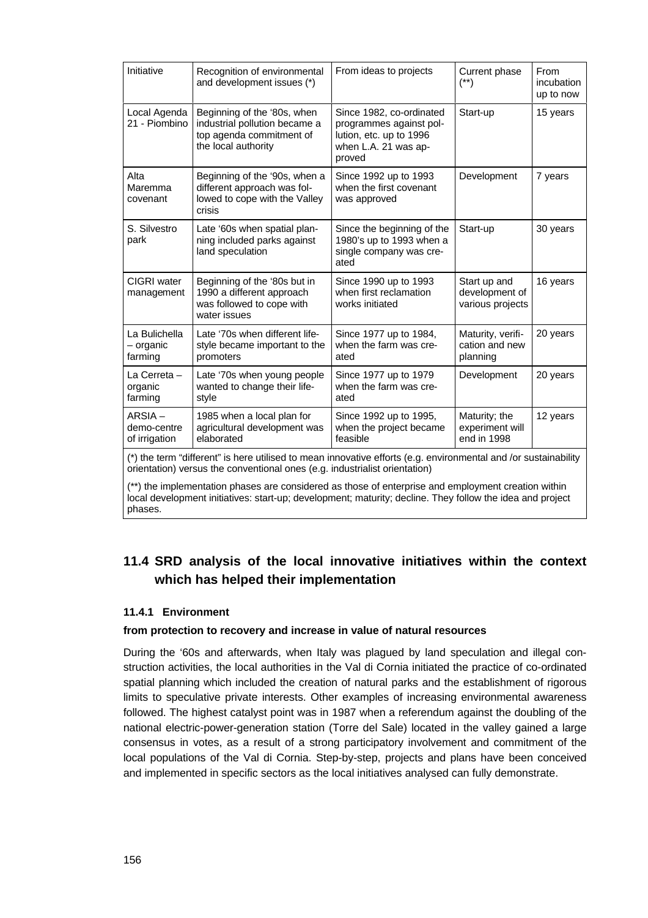| Initiative | Recognition of environmental and development issues (*) | From ideas to projects | Current phase (**) | From incubation up to now |
|---|---|---|---|---|
| Local Agenda 21 - Piombino | Beginning of the '80s, when industrial pollution became a top agenda commitment of the local authority | Since 1982, co-ordinated programmes against pollution, etc. up to 1996 when L.A. 21 was approved | Start-up | 15 years |
| Alta Maremma covenant | Beginning of the '90s, when a different approach was followed to cope with the Valley crisis | Since 1992 up to 1993 when the first covenant was approved | Development | 7 years |
| S. Silvestro park | Late '60s when spatial planning included parks against land speculation | Since the beginning of the 1980's up to 1993 when a single company was created | Start-up | 30 years |
| CIGRI water management | Beginning of the '80s but in 1990 a different approach was followed to cope with water issues | Since 1990 up to 1993 when first reclamation works initiated | Start up and development of various projects | 16 years |
| La Bulichella – organic farming | Late '70s when different lifestyle became important to the promoters | Since 1977 up to 1984, when the farm was created | Maturity, verification and new planning | 20 years |
| La Cerreta – organic farming | Late '70s when young people wanted to change their lifestyle | Since 1977 up to 1979 when the farm was created | Development | 20 years |
| ARSIA – demo-centre of irrigation | 1985 when a local plan for agricultural development was elaborated | Since 1992 up to 1995, when the project became feasible | Maturity; the experiment will end in 1998 | 12 years |

(*) the term "different" is here utilised to mean innovative efforts (e.g. environmental and /or sustainability orientation) versus the conventional ones (e.g. industrialist orientation)

(**) the implementation phases are considered as those of enterprise and employment creation within local development initiatives: start-up; development; maturity; decline. They follow the idea and project phases.

## 11.4 SRD analysis of the local innovative initiatives within the context which has helped their implementation

### 11.4.1 Environment

**from protection to recovery and increase in value of natural resources**

During the '60s and afterwards, when Italy was plagued by land speculation and illegal construction activities, the local authorities in the Val di Cornia initiated the practice of co-ordinated spatial planning which included the creation of natural parks and the establishment of rigorous limits to speculative private interests. Other examples of increasing environmental awareness followed. The highest catalyst point was in 1987 when a referendum against the doubling of the national electric-power-generation station (Torre del Sale) located in the valley gained a large consensus in votes, as a result of a strong participatory involvement and commitment of the local populations of the Val di Cornia. Step-by-step, projects and plans have been conceived and implemented in specific sectors as the local initiatives analysed can fully demonstrate.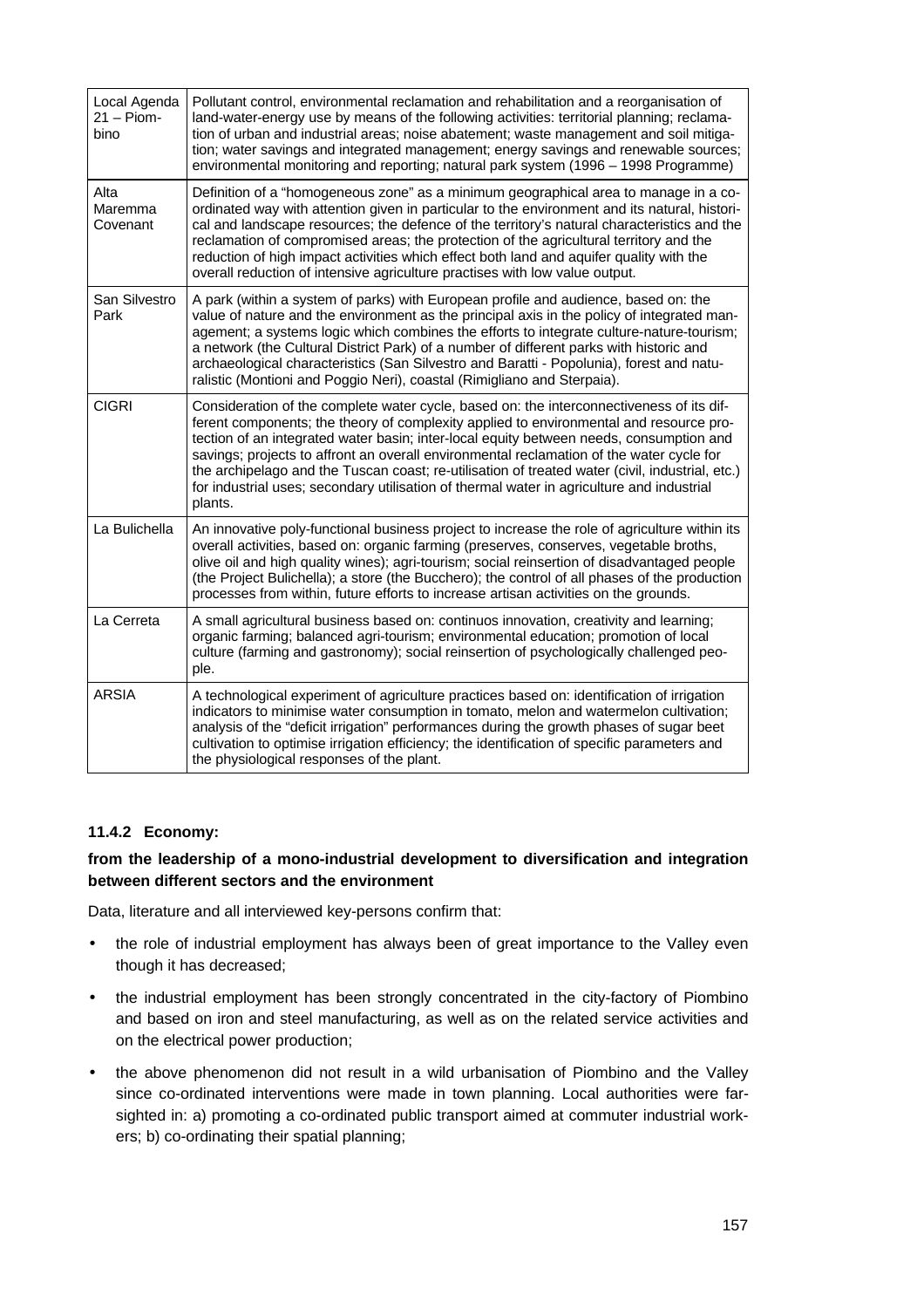| | |
|---|---|
| Local Agenda 21 – Piombino | Pollutant control, environmental reclamation and rehabilitation and a reorganisation of land-water-energy use by means of the following activities: territorial planning; reclamation of urban and industrial areas; noise abatement; waste management and soil mitigation; water savings and integrated management; energy savings and renewable sources; environmental monitoring and reporting; natural park system (1996 – 1998 Programme) |
| Alta Maremma Covenant | Definition of a "homogeneous zone" as a minimum geographical area to manage in a co-ordinated way with attention given in particular to the environment and its natural, historical and landscape resources; the defence of the territory's natural characteristics and the reclamation of compromised areas; the protection of the agricultural territory and the reduction of high impact activities which effect both land and aquifer quality with the overall reduction of intensive agriculture practises with low value output. |
| San Silvestro Park | A park (within a system of parks) with European profile and audience, based on: the value of nature and the environment as the principal axis in the policy of integrated management; a systems logic which combines the efforts to integrate culture-nature-tourism; a network (the Cultural District Park) of a number of different parks with historic and archaeological characteristics (San Silvestro and Baratti - Popolunia), forest and naturalistic (Montioni and Poggio Neri), coastal (Rimigliano and Sterpaia). |
| CIGRI | Consideration of the complete water cycle, based on: the interconnectiveness of its different components; the theory of complexity applied to environmental and resource protection of an integrated water basin; inter-local equity between needs, consumption and savings; projects to affront an overall environmental reclamation of the water cycle for the archipelago and the Tuscan coast; re-utilisation of treated water (civil, industrial, etc.) for industrial uses; secondary utilisation of thermal water in agriculture and industrial plants. |
| La Bulichella | An innovative poly-functional business project to increase the role of agriculture within its overall activities, based on: organic farming (preserves, conserves, vegetable broths, olive oil and high quality wines); agri-tourism; social reinsertion of disadvantaged people (the Project Bulichella); a store (the Bucchero); the control of all phases of the production processes from within, future efforts to increase artisan activities on the grounds. |
| La Cerreta | A small agricultural business based on: continuos innovation, creativity and learning; organic farming; balanced agri-tourism; environmental education; promotion of local culture (farming and gastronomy); social reinsertion of psychologically challenged people. |
| ARSIA | A technological experiment of agriculture practices based on: identification of irrigation indicators to minimise water consumption in tomato, melon and watermelon cultivation; analysis of the "deficit irrigation" performances during the growth phases of sugar beet cultivation to optimise irrigation efficiency; the identification of specific parameters and the physiological responses of the plant. |

#### 11.4.2 Economy:

**from the leadership of a mono-industrial development to diversification and integration between different sectors and the environment**

Data, literature and all interviewed key-persons confirm that:

- the role of industrial employment has always been of great importance to the Valley even though it has decreased;
- the industrial employment has been strongly concentrated in the city-factory of Piombino and based on iron and steel manufacturing, as well as on the related service activities and on the electrical power production;
- the above phenomenon did not result in a wild urbanisation of Piombino and the Valley since co-ordinated interventions were made in town planning. Local authorities were far-sighted in: a) promoting a co-ordinated public transport aimed at commuter industrial workers; b) co-ordinating their spatial planning;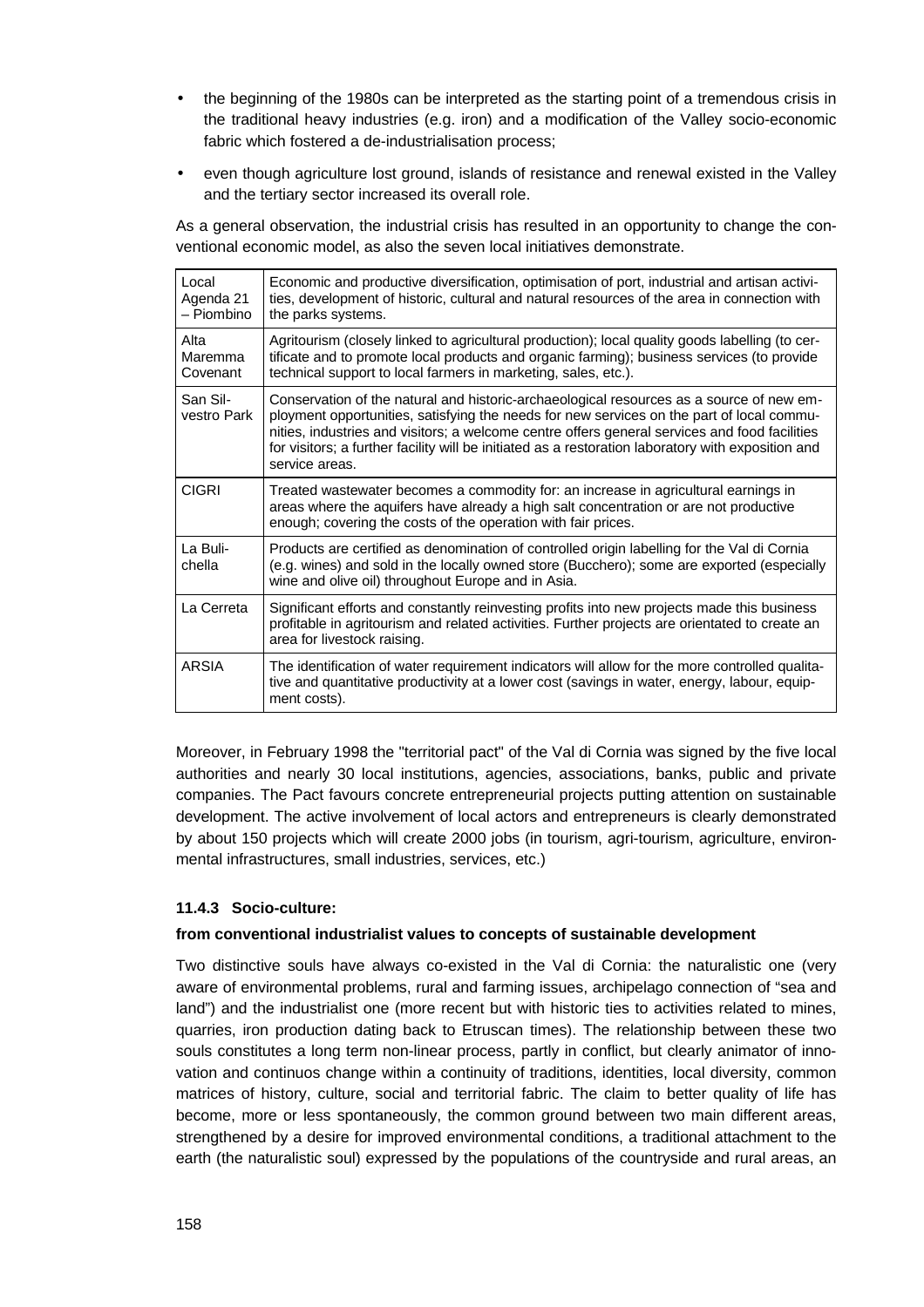- the beginning of the 1980s can be interpreted as the starting point of a tremendous crisis in the traditional heavy industries (e.g. iron) and a modification of the Valley socio-economic fabric which fostered a de-industrialisation process;
- even though agriculture lost ground, islands of resistance and renewal existed in the Valley and the tertiary sector increased its overall role.

As a general observation, the industrial crisis has resulted in an opportunity to change the conventional economic model, as also the seven local initiatives demonstrate.

| | |
|---|---|
| Local Agenda 21 – Piombino | Economic and productive diversification, optimisation of port, industrial and artisan activities, development of historic, cultural and natural resources of the area in connection with the parks systems. |
| Alta Maremma Covenant | Agritourism (closely linked to agricultural production); local quality goods labelling (to certificate and to promote local products and organic farming); business services (to provide technical support to local farmers in marketing, sales, etc.). |
| San Silvestro Park | Conservation of the natural and historic-archaeological resources as a source of new employment opportunities, satisfying the needs for new services on the part of local communities, industries and visitors; a welcome centre offers general services and food facilities for visitors; a further facility will be initiated as a restoration laboratory with exposition and service areas. |
| CIGRI | Treated wastewater becomes a commodity for: an increase in agricultural earnings in areas where the aquifers have already a high salt concentration or are not productive enough; covering the costs of the operation with fair prices. |
| La Bulichella | Products are certified as denomination of controlled origin labelling for the Val di Cornia (e.g. wines) and sold in the locally owned store (Bucchero); some are exported (especially wine and olive oil) throughout Europe and in Asia. |
| La Cerreta | Significant efforts and constantly reinvesting profits into new projects made this business profitable in agritourism and related activities. Further projects are orientated to create an area for livestock raising. |
| ARSIA | The identification of water requirement indicators will allow for the more controlled qualitative and quantitative productivity at a lower cost (savings in water, energy, labour, equipment costs). |

Moreover, in February 1998 the "territorial pact" of the Val di Cornia was signed by the five local authorities and nearly 30 local institutions, agencies, associations, banks, public and private companies. The Pact favours concrete entrepreneurial projects putting attention on sustainable development. The active involvement of local actors and entrepreneurs is clearly demonstrated by about 150 projects which will create 2000 jobs (in tourism, agri-tourism, agriculture, environmental infrastructures, small industries, services, etc.)

### 11.4.3 Socio-culture:

**from conventional industrialist values to concepts of sustainable development**

Two distinctive souls have always co-existed in the Val di Cornia: the naturalistic one (very aware of environmental problems, rural and farming issues, archipelago connection of "sea and land") and the industrialist one (more recent but with historic ties to activities related to mines, quarries, iron production dating back to Etruscan times). The relationship between these two souls constitutes a long term non-linear process, partly in conflict, but clearly animator of innovation and continuos change within a continuity of traditions, identities, local diversity, common matrices of history, culture, social and territorial fabric. The claim to better quality of life has become, more or less spontaneously, the common ground between two main different areas, strengthened by a desire for improved environmental conditions, a traditional attachment to the earth (the naturalistic soul) expressed by the populations of the countryside and rural areas, an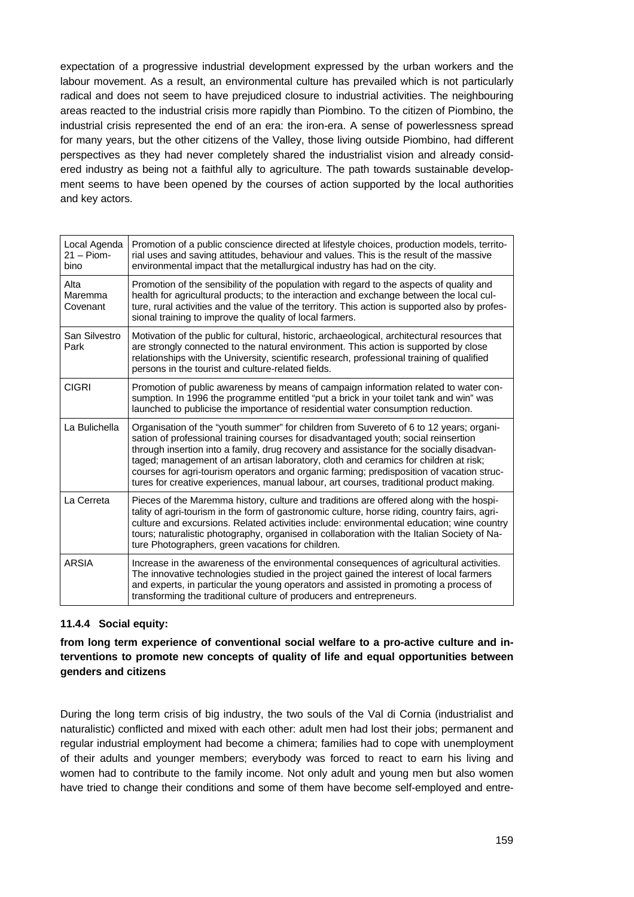expectation of a progressive industrial development expressed by the urban workers and the labour movement. As a result, an environmental culture has prevailed which is not particularly radical and does not seem to have prejudiced closure to industrial activities. The neighbouring areas reacted to the industrial crisis more rapidly than Piombino. To the citizen of Piombino, the industrial crisis represented the end of an era: the iron-era. A sense of powerlessness spread for many years, but the other citizens of the Valley, those living outside Piombino, had different perspectives as they had never completely shared the industrialist vision and already considered industry as being not a faithful ally to agriculture. The path towards sustainable development seems to have been opened by the courses of action supported by the local authorities and key actors.

| | |
|---|---|
| Local Agenda 21 – Piombino | Promotion of a public conscience directed at lifestyle choices, production models, territorial uses and saving attitudes, behaviour and values. This is the result of the massive environmental impact that the metallurgical industry has had on the city. |
| Alta Maremma Covenant | Promotion of the sensibility of the population with regard to the aspects of quality and health for agricultural products; to the interaction and exchange between the local culture, rural activities and the value of the territory. This action is supported also by professional training to improve the quality of local farmers. |
| San Silvestro Park | Motivation of the public for cultural, historic, archaeological, architectural resources that are strongly connected to the natural environment. This action is supported by close relationships with the University, scientific research, professional training of qualified persons in the tourist and culture-related fields. |
| CIGRI | Promotion of public awareness by means of campaign information related to water consumption. In 1996 the programme entitled "put a brick in your toilet tank and win" was launched to publicise the importance of residential water consumption reduction. |
| La Bulichella | Organisation of the "youth summer" for children from Suvereto of 6 to 12 years; organisation of professional training courses for disadvantaged youth; social reinsertion through insertion into a family, drug recovery and assistance for the socially disadvantaged; management of an artisan laboratory, cloth and ceramics for children at risk; courses for agri-tourism operators and organic farming; predisposition of vacation structures for creative experiences, manual labour, art courses, traditional product making. |
| La Cerreta | Pieces of the Maremma history, culture and traditions are offered along with the hospitality of agri-tourism in the form of gastronomic culture, horse riding, country fairs, agriculture and excursions. Related activities include: environmental education; wine country tours; naturalistic photography, organised in collaboration with the Italian Society of Nature Photographers, green vacations for children. |
| ARSIA | Increase in the awareness of the environmental consequences of agricultural activities. The innovative technologies studied in the project gained the interest of local farmers and experts, in particular the young operators and assisted in promoting a process of transforming the traditional culture of producers and entrepreneurs. |

### 11.4.4 Social equity:

**from long term experience of conventional social welfare to a pro-active culture and interventions to promote new concepts of quality of life and equal opportunities between genders and citizens**

During the long term crisis of big industry, the two souls of the Val di Cornia (industrialist and naturalistic) conflicted and mixed with each other: adult men had lost their jobs; permanent and regular industrial employment had become a chimera; families had to cope with unemployment of their adults and younger members; everybody was forced to react to earn his living and women had to contribute to the family income. Not only adult and young men but also women have tried to change their conditions and some of them have become self-employed and entre-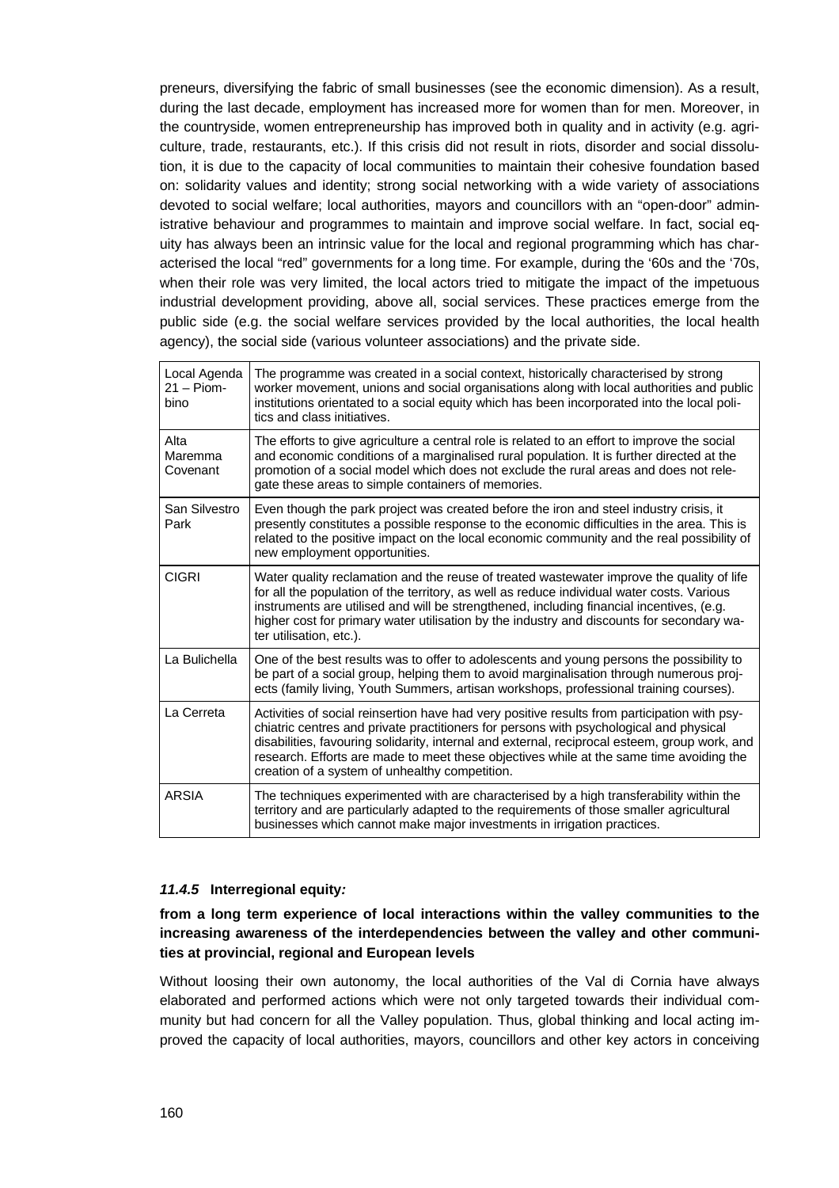preneurs, diversifying the fabric of small businesses (see the economic dimension). As a result, during the last decade, employment has increased more for women than for men. Moreover, in the countryside, women entrepreneurship has improved both in quality and in activity (e.g. agriculture, trade, restaurants, etc.). If this crisis did not result in riots, disorder and social dissolution, it is due to the capacity of local communities to maintain their cohesive foundation based on: solidarity values and identity; strong social networking with a wide variety of associations devoted to social welfare; local authorities, mayors and councillors with an "open-door" administrative behaviour and programmes to maintain and improve social welfare. In fact, social equity has always been an intrinsic value for the local and regional programming which has characterised the local "red" governments for a long time. For example, during the '60s and the '70s, when their role was very limited, the local actors tried to mitigate the impact of the impetuous industrial development providing, above all, social services. These practices emerge from the public side (e.g. the social welfare services provided by the local authorities, the local health agency), the social side (various volunteer associations) and the private side.

| | |
|---|---|
| Local Agenda 21 – Piombino | The programme was created in a social context, historically characterised by strong worker movement, unions and social organisations along with local authorities and public institutions orientated to a social equity which has been incorporated into the local politics and class initiatives. |
| Alta Maremma Covenant | The efforts to give agriculture a central role is related to an effort to improve the social and economic conditions of a marginalised rural population. It is further directed at the promotion of a social model which does not exclude the rural areas and does not relegate these areas to simple containers of memories. |
| San Silvestro Park | Even though the park project was created before the iron and steel industry crisis, it presently constitutes a possible response to the economic difficulties in the area. This is related to the positive impact on the local economic community and the real possibility of new employment opportunities. |
| CIGRI | Water quality reclamation and the reuse of treated wastewater improve the quality of life for all the population of the territory, as well as reduce individual water costs. Various instruments are utilised and will be strengthened, including financial incentives, (e.g. higher cost for primary water utilisation by the industry and discounts for secondary water utilisation, etc.). |
| La Bulichella | One of the best results was to offer to adolescents and young persons the possibility to be part of a social group, helping them to avoid marginalisation through numerous projects (family living, Youth Summers, artisan workshops, professional training courses). |
| La Cerreta | Activities of social reinsertion have had very positive results from participation with psychiatric centres and private practitioners for persons with psychological and physical disabilities, favouring solidarity, internal and external, reciprocal esteem, group work, and research. Efforts are made to meet these objectives while at the same time avoiding the creation of a system of unhealthy competition. |
| ARSIA | The techniques experimented with are characterised by a high transferability within the territory and are particularly adapted to the requirements of those smaller agricultural businesses which cannot make major investments in irrigation practices. |

### *11.4.5* Interregional equity*:*

**from a long term experience of local interactions within the valley communities to the increasing awareness of the interdependencies between the valley and other communities at provincial, regional and European levels**

Without loosing their own autonomy, the local authorities of the Val di Cornia have always elaborated and performed actions which were not only targeted towards their individual community but had concern for all the Valley population. Thus, global thinking and local acting improved the capacity of local authorities, mayors, councillors and other key actors in conceiving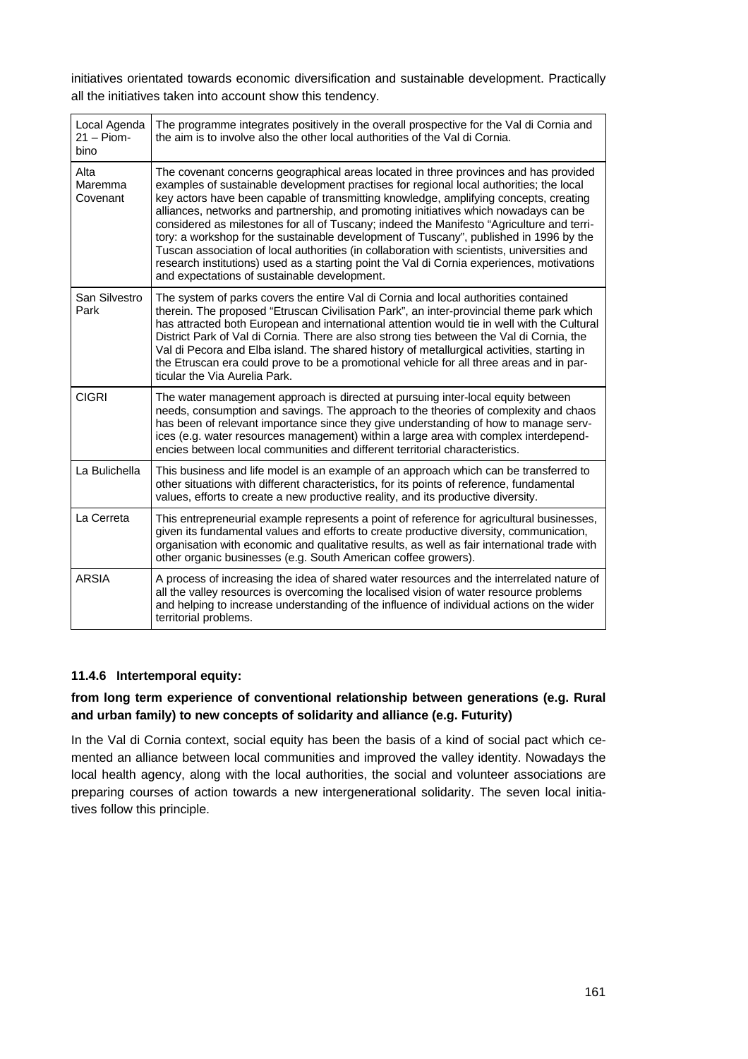initiatives orientated towards economic diversification and sustainable development. Practically all the initiatives taken into account show this tendency.

| | |
|---|---|
| Local Agenda 21 – Piombino | The programme integrates positively in the overall prospective for the Val di Cornia and the aim is to involve also the other local authorities of the Val di Cornia. |
| Alta Maremma Covenant | The covenant concerns geographical areas located in three provinces and has provided examples of sustainable development practises for regional local authorities; the local key actors have been capable of transmitting knowledge, amplifying concepts, creating alliances, networks and partnership, and promoting initiatives which nowadays can be considered as milestones for all of Tuscany; indeed the Manifesto "Agriculture and territory: a workshop for the sustainable development of Tuscany", published in 1996 by the Tuscan association of local authorities (in collaboration with scientists, universities and research institutions) used as a starting point the Val di Cornia experiences, motivations and expectations of sustainable development. |
| San Silvestro Park | The system of parks covers the entire Val di Cornia and local authorities contained therein. The proposed "Etruscan Civilisation Park", an inter-provincial theme park which has attracted both European and international attention would tie in well with the Cultural District Park of Val di Cornia. There are also strong ties between the Val di Cornia, the Val di Pecora and Elba island. The shared history of metallurgical activities, starting in the Etruscan era could prove to be a promotional vehicle for all three areas and in particular the Via Aurelia Park. |
| CIGRI | The water management approach is directed at pursuing inter-local equity between needs, consumption and savings. The approach to the theories of complexity and chaos has been of relevant importance since they give understanding of how to manage services (e.g. water resources management) within a large area with complex interdependencies between local communities and different territorial characteristics. |
| La Bulichella | This business and life model is an example of an approach which can be transferred to other situations with different characteristics, for its points of reference, fundamental values, efforts to create a new productive reality, and its productive diversity. |
| La Cerreta | This entrepreneurial example represents a point of reference for agricultural businesses, given its fundamental values and efforts to create productive diversity, communication, organisation with economic and qualitative results, as well as fair international trade with other organic businesses (e.g. South American coffee growers). |
| ARSIA | A process of increasing the idea of shared water resources and the interrelated nature of all the valley resources is overcoming the localised vision of water resource problems and helping to increase understanding of the influence of individual actions on the wider territorial problems. |

#### 11.4.6 Intertemporal equity:

**from long term experience of conventional relationship between generations (e.g. Rural and urban family) to new concepts of solidarity and alliance (e.g. Futurity)**

In the Val di Cornia context, social equity has been the basis of a kind of social pact which cemented an alliance between local communities and improved the valley identity. Nowadays the local health agency, along with the local authorities, the social and volunteer associations are preparing courses of action towards a new intergenerational solidarity. The seven local initiatives follow this principle.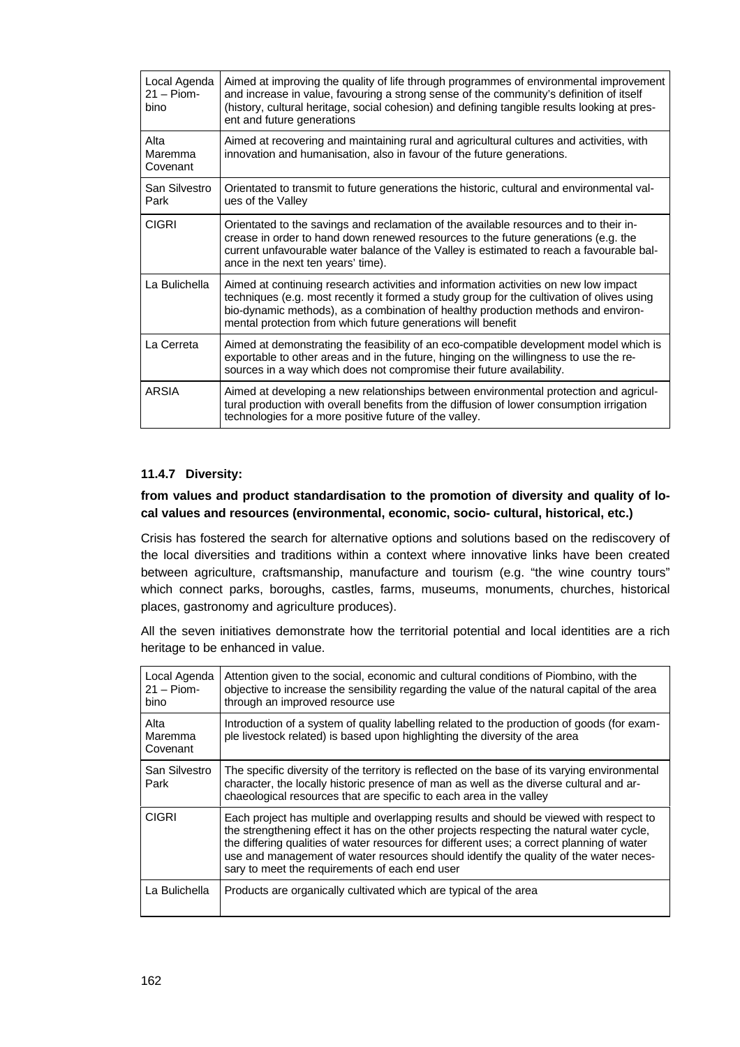| | |
|---|---|
| Local Agenda 21 – Piombino | Aimed at improving the quality of life through programmes of environmental improvement and increase in value, favouring a strong sense of the community's definition of itself (history, cultural heritage, social cohesion) and defining tangible results looking at present and future generations |
| Alta Maremma Covenant | Aimed at recovering and maintaining rural and agricultural cultures and activities, with innovation and humanisation, also in favour of the future generations. |
| San Silvestro Park | Orientated to transmit to future generations the historic, cultural and environmental values of the Valley |
| CIGRI | Orientated to the savings and reclamation of the available resources and to their increase in order to hand down renewed resources to the future generations (e.g. the current unfavourable water balance of the Valley is estimated to reach a favourable balance in the next ten years' time). |
| La Bulichella | Aimed at continuing research activities and information activities on new low impact techniques (e.g. most recently it formed a study group for the cultivation of olives using bio-dynamic methods), as a combination of healthy production methods and environmental protection from which future generations will benefit |
| La Cerreta | Aimed at demonstrating the feasibility of an eco-compatible development model which is exportable to other areas and in the future, hinging on the willingness to use the resources in a way which does not compromise their future availability. |
| ARSIA | Aimed at developing a new relationships between environmental protection and agricultural production with overall benefits from the diffusion of lower consumption irrigation technologies for a more positive future of the valley. |

### 11.4.7 Diversity:

**from values and product standardisation to the promotion of diversity and quality of local values and resources (environmental, economic, socio- cultural, historical, etc.)**

Crisis has fostered the search for alternative options and solutions based on the rediscovery of the local diversities and traditions within a context where innovative links have been created between agriculture, craftsmanship, manufacture and tourism (e.g. "the wine country tours" which connect parks, boroughs, castles, farms, museums, monuments, churches, historical places, gastronomy and agriculture produces).

All the seven initiatives demonstrate how the territorial potential and local identities are a rich heritage to be enhanced in value.

| | |
|---|---|
| Local Agenda 21 – Piombino | Attention given to the social, economic and cultural conditions of Piombino, with the objective to increase the sensibility regarding the value of the natural capital of the area through an improved resource use |
| Alta Maremma Covenant | Introduction of a system of quality labelling related to the production of goods (for example livestock related) is based upon highlighting the diversity of the area |
| San Silvestro Park | The specific diversity of the territory is reflected on the base of its varying environmental character, the locally historic presence of man as well as the diverse cultural and archaeological resources that are specific to each area in the valley |
| CIGRI | Each project has multiple and overlapping results and should be viewed with respect to the strengthening effect it has on the other projects respecting the natural water cycle, the differing qualities of water resources for different uses; a correct planning of water use and management of water resources should identify the quality of the water necessary to meet the requirements of each end user |
| La Bulichella | Products are organically cultivated which are typical of the area |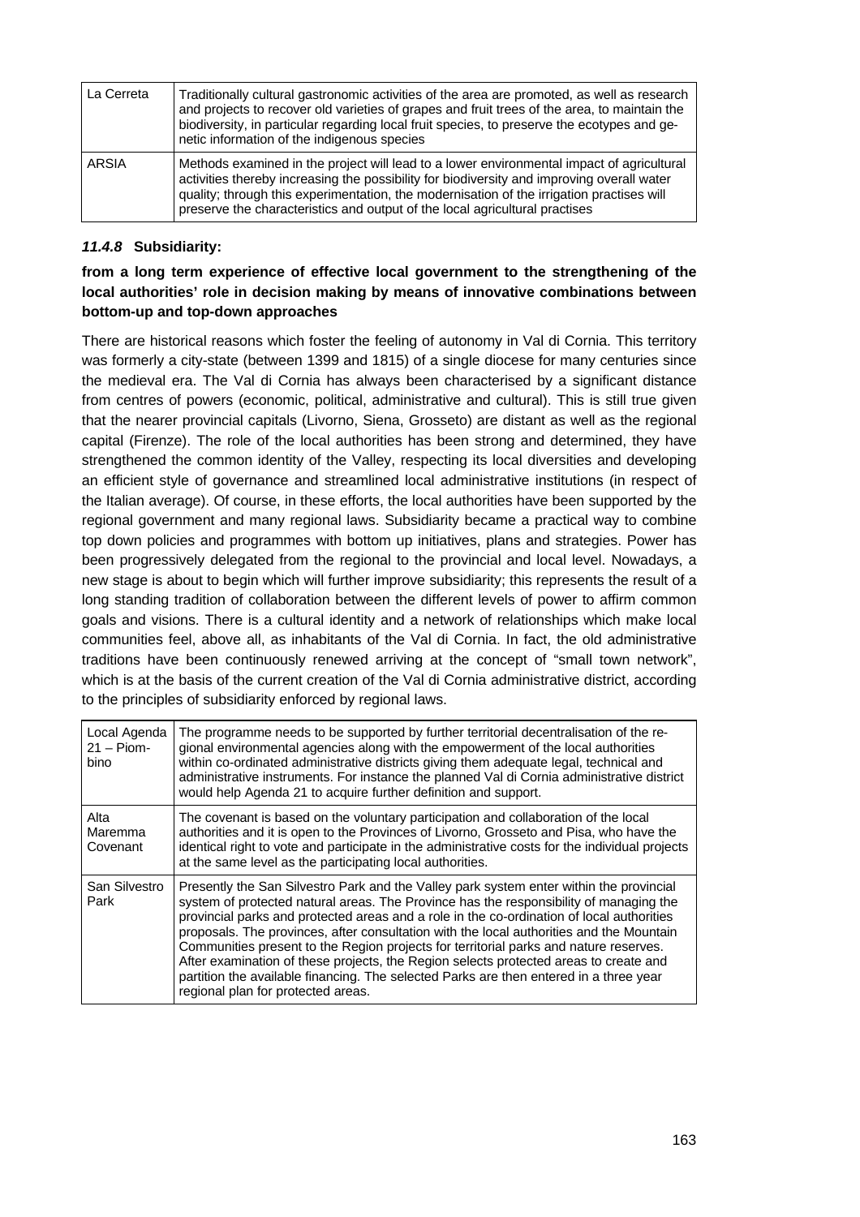| La Cerreta | Traditionally cultural gastronomic activities of the area are promoted, as well as research and projects to recover old varieties of grapes and fruit trees of the area, to maintain the biodiversity, in particular regarding local fruit species, to preserve the ecotypes and genetic information of the indigenous species |
|---|---|
| ARSIA | Methods examined in the project will lead to a lower environmental impact of agricultural activities thereby increasing the possibility for biodiversity and improving overall water quality; through this experimentation, the modernisation of the irrigation practises will preserve the characteristics and output of the local agricultural practises |

#### *11.4.8* Subsidiarity:

**from a long term experience of effective local government to the strengthening of the local authorities' role in decision making by means of innovative combinations between bottom-up and top-down approaches**

There are historical reasons which foster the feeling of autonomy in Val di Cornia. This territory was formerly a city-state (between 1399 and 1815) of a single diocese for many centuries since the medieval era. The Val di Cornia has always been characterised by a significant distance from centres of powers (economic, political, administrative and cultural). This is still true given that the nearer provincial capitals (Livorno, Siena, Grosseto) are distant as well as the regional capital (Firenze). The role of the local authorities has been strong and determined, they have strengthened the common identity of the Valley, respecting its local diversities and developing an efficient style of governance and streamlined local administrative institutions (in respect of the Italian average). Of course, in these efforts, the local authorities have been supported by the regional government and many regional laws. Subsidiarity became a practical way to combine top down policies and programmes with bottom up initiatives, plans and strategies. Power has been progressively delegated from the regional to the provincial and local level. Nowadays, a new stage is about to begin which will further improve subsidiarity; this represents the result of a long standing tradition of collaboration between the different levels of power to affirm common goals and visions. There is a cultural identity and a network of relationships which make local communities feel, above all, as inhabitants of the Val di Cornia. In fact, the old administrative traditions have been continuously renewed arriving at the concept of "small town network", which is at the basis of the current creation of the Val di Cornia administrative district, according to the principles of subsidiarity enforced by regional laws.

| Local Agenda 21 – Piombino | The programme needs to be supported by further territorial decentralisation of the regional environmental agencies along with the empowerment of the local authorities within co-ordinated administrative districts giving them adequate legal, technical and administrative instruments. For instance the planned Val di Cornia administrative district would help Agenda 21 to acquire further definition and support. |
|---|---|
| Alta Maremma Covenant | The covenant is based on the voluntary participation and collaboration of the local authorities and it is open to the Provinces of Livorno, Grosseto and Pisa, who have the identical right to vote and participate in the administrative costs for the individual projects at the same level as the participating local authorities. |
| San Silvestro Park | Presently the San Silvestro Park and the Valley park system enter within the provincial system of protected natural areas. The Province has the responsibility of managing the provincial parks and protected areas and a role in the co-ordination of local authorities proposals. The provinces, after consultation with the local authorities and the Mountain Communities present to the Region projects for territorial parks and nature reserves. After examination of these projects, the Region selects protected areas to create and partition the available financing. The selected Parks are then entered in a three year regional plan for protected areas. |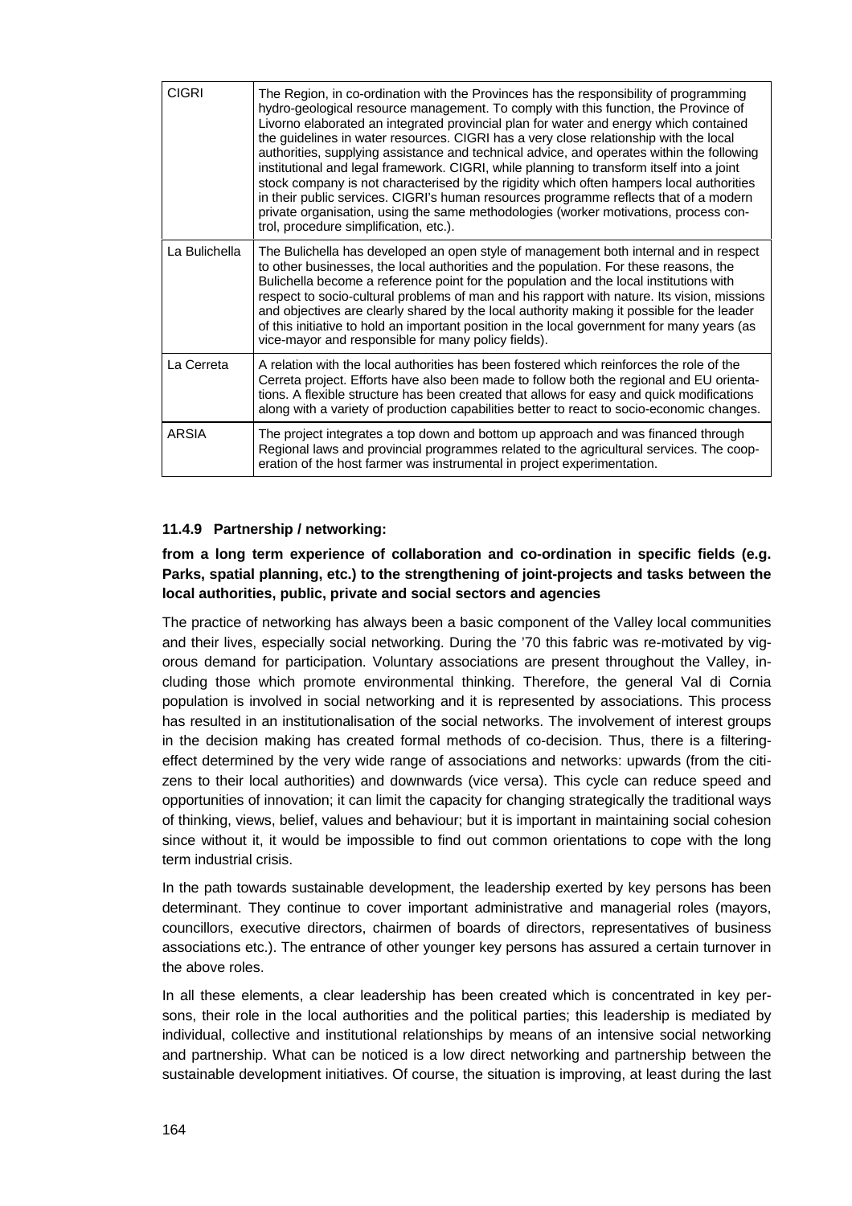| | |
|---|---|
| CIGRI | The Region, in co-ordination with the Provinces has the responsibility of programming hydro-geological resource management. To comply with this function, the Province of Livorno elaborated an integrated provincial plan for water and energy which contained the guidelines in water resources. CIGRI has a very close relationship with the local authorities, supplying assistance and technical advice, and operates within the following institutional and legal framework. CIGRI, while planning to transform itself into a joint stock company is not characterised by the rigidity which often hampers local authorities in their public services. CIGRI's human resources programme reflects that of a modern private organisation, using the same methodologies (worker motivations, process control, procedure simplification, etc.). |
| La Bulichella | The Bulichella has developed an open style of management both internal and in respect to other businesses, the local authorities and the population. For these reasons, the Bulichella become a reference point for the population and the local institutions with respect to socio-cultural problems of man and his rapport with nature. Its vision, missions and objectives are clearly shared by the local authority making it possible for the leader of this initiative to hold an important position in the local government for many years (as vice-mayor and responsible for many policy fields). |
| La Cerreta | A relation with the local authorities has been fostered which reinforces the role of the Cerreta project. Efforts have also been made to follow both the regional and EU orientations. A flexible structure has been created that allows for easy and quick modifications along with a variety of production capabilities better to react to socio-economic changes. |
| ARSIA | The project integrates a top down and bottom up approach and was financed through Regional laws and provincial programmes related to the agricultural services. The cooperation of the host farmer was instrumental in project experimentation. |

#### 11.4.9 Partnership / networking:

**from a long term experience of collaboration and co-ordination in specific fields (e.g. Parks, spatial planning, etc.) to the strengthening of joint-projects and tasks between the local authorities, public, private and social sectors and agencies**

The practice of networking has always been a basic component of the Valley local communities and their lives, especially social networking. During the '70 this fabric was re-motivated by vigorous demand for participation. Voluntary associations are present throughout the Valley, including those which promote environmental thinking. Therefore, the general Val di Cornia population is involved in social networking and it is represented by associations. This process has resulted in an institutionalisation of the social networks. The involvement of interest groups in the decision making has created formal methods of co-decision. Thus, there is a filtering-effect determined by the very wide range of associations and networks: upwards (from the citizens to their local authorities) and downwards (vice versa). This cycle can reduce speed and opportunities of innovation; it can limit the capacity for changing strategically the traditional ways of thinking, views, belief, values and behaviour; but it is important in maintaining social cohesion since without it, it would be impossible to find out common orientations to cope with the long term industrial crisis.

In the path towards sustainable development, the leadership exerted by key persons has been determinant. They continue to cover important administrative and managerial roles (mayors, councillors, executive directors, chairmen of boards of directors, representatives of business associations etc.). The entrance of other younger key persons has assured a certain turnover in the above roles.

In all these elements, a clear leadership has been created which is concentrated in key persons, their role in the local authorities and the political parties; this leadership is mediated by individual, collective and institutional relationships by means of an intensive social networking and partnership. What can be noticed is a low direct networking and partnership between the sustainable development initiatives. Of course, the situation is improving, at least during the last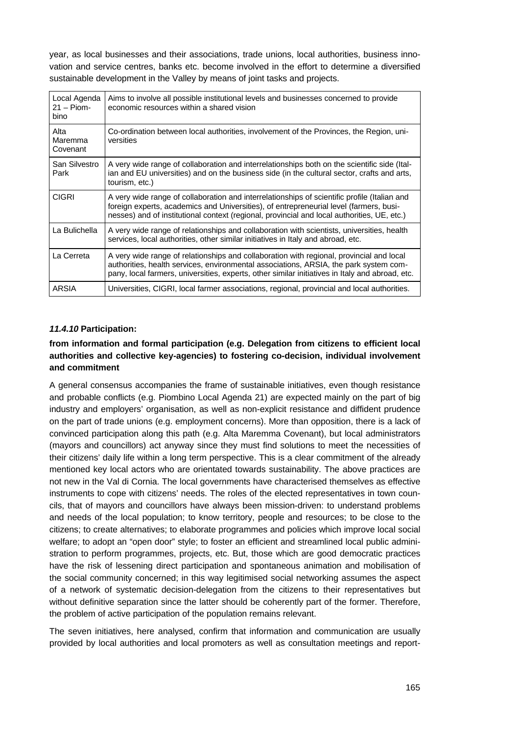year, as local businesses and their associations, trade unions, local authorities, business innovation and service centres, banks etc. become involved in the effort to determine a diversified sustainable development in the Valley by means of joint tasks and projects.

| Local Agenda 21 – Piombino | Aims to involve all possible institutional levels and businesses concerned to provide economic resources within a shared vision |
|---|---|
| Alta Maremma Covenant | Co-ordination between local authorities, involvement of the Provinces, the Region, universities |
| San Silvestro Park | A very wide range of collaboration and interrelationships both on the scientific side (Italian and EU universities) and on the business side (in the cultural sector, crafts and arts, tourism, etc.) |
| CIGRI | A very wide range of collaboration and interrelationships of scientific profile (Italian and foreign experts, academics and Universities), of entrepreneurial level (farmers, businesses) and of institutional context (regional, provincial and local authorities, UE, etc.) |
| La Bulichella | A very wide range of relationships and collaboration with scientists, universities, health services, local authorities, other similar initiatives in Italy and abroad, etc. |
| La Cerreta | A very wide range of relationships and collaboration with regional, provincial and local authorities, health services, environmental associations, ARSIA, the park system company, local farmers, universities, experts, other similar initiatives in Italy and abroad, etc. |
| ARSIA | Universities, CIGRI, local farmer associations, regional, provincial and local authorities. |

### *11.4.10* Participation:

**from information and formal participation (e.g. Delegation from citizens to efficient local authorities and collective key-agencies) to fostering co-decision, individual involvement and commitment**

A general consensus accompanies the frame of sustainable initiatives, even though resistance and probable conflicts (e.g. Piombino Local Agenda 21) are expected mainly on the part of big industry and employers' organisation, as well as non-explicit resistance and diffident prudence on the part of trade unions (e.g. employment concerns). More than opposition, there is a lack of convinced participation along this path (e.g. Alta Maremma Covenant), but local administrators (mayors and councillors) act anyway since they must find solutions to meet the necessities of their citizens' daily life within a long term perspective. This is a clear commitment of the already mentioned key local actors who are orientated towards sustainability. The above practices are not new in the Val di Cornia. The local governments have characterised themselves as effective instruments to cope with citizens' needs. The roles of the elected representatives in town councils, that of mayors and councillors have always been mission-driven: to understand problems and needs of the local population; to know territory, people and resources; to be close to the citizens; to create alternatives; to elaborate programmes and policies which improve local social welfare; to adopt an "open door" style; to foster an efficient and streamlined local public administration to perform programmes, projects, etc. But, those which are good democratic practices have the risk of lessening direct participation and spontaneous animation and mobilisation of the social community concerned; in this way legitimised social networking assumes the aspect of a network of systematic decision-delegation from the citizens to their representatives but without definitive separation since the latter should be coherently part of the former. Therefore, the problem of active participation of the population remains relevant.

The seven initiatives, here analysed, confirm that information and communication are usually provided by local authorities and local promoters as well as consultation meetings and report-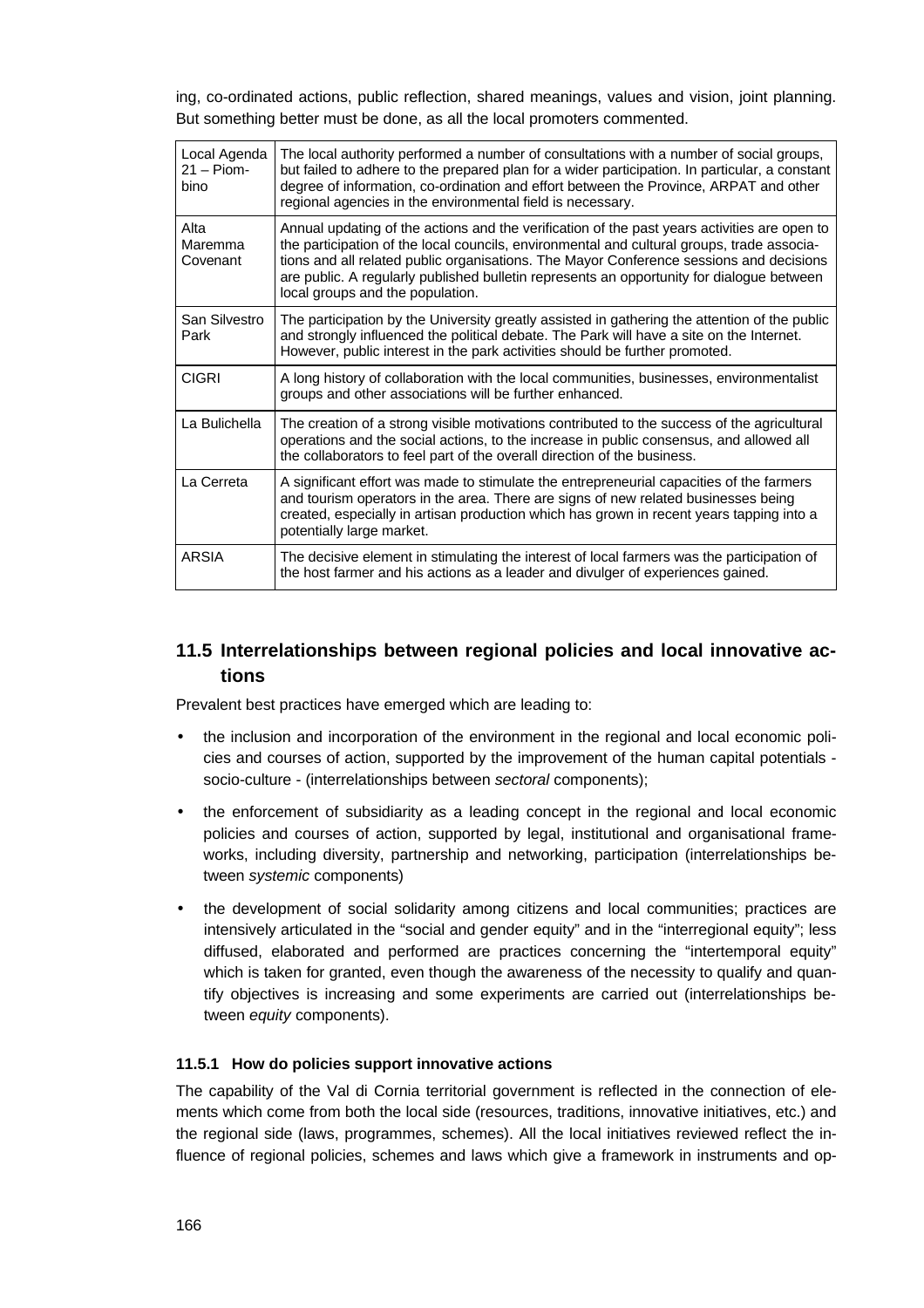ing, co-ordinated actions, public reflection, shared meanings, values and vision, joint planning. But something better must be done, as all the local promoters commented.

| | |
|---|---|
| Local Agenda 21 – Piombino | The local authority performed a number of consultations with a number of social groups, but failed to adhere to the prepared plan for a wider participation. In particular, a constant degree of information, co-ordination and effort between the Province, ARPAT and other regional agencies in the environmental field is necessary. |
| Alta Maremma Covenant | Annual updating of the actions and the verification of the past years activities are open to the participation of the local councils, environmental and cultural groups, trade associations and all related public organisations. The Mayor Conference sessions and decisions are public. A regularly published bulletin represents an opportunity for dialogue between local groups and the population. |
| San Silvestro Park | The participation by the University greatly assisted in gathering the attention of the public and strongly influenced the political debate. The Park will have a site on the Internet. However, public interest in the park activities should be further promoted. |
| CIGRI | A long history of collaboration with the local communities, businesses, environmentalist groups and other associations will be further enhanced. |
| La Bulichella | The creation of a strong visible motivations contributed to the success of the agricultural operations and the social actions, to the increase in public consensus, and allowed all the collaborators to feel part of the overall direction of the business. |
| La Cerreta | A significant effort was made to stimulate the entrepreneurial capacities of the farmers and tourism operators in the area. There are signs of new related businesses being created, especially in artisan production which has grown in recent years tapping into a potentially large market. |
| ARSIA | The decisive element in stimulating the interest of local farmers was the participation of the host farmer and his actions as a leader and divulger of experiences gained. |

## 11.5 Interrelationships between regional policies and local innovative actions

Prevalent best practices have emerged which are leading to:

- the inclusion and incorporation of the environment in the regional and local economic policies and courses of action, supported by the improvement of the human capital potentials - socio-culture - (interrelationships between *sectoral* components);
- the enforcement of subsidiarity as a leading concept in the regional and local economic policies and courses of action, supported by legal, institutional and organisational frameworks, including diversity, partnership and networking, participation (interrelationships between *systemic* components)
- the development of social solidarity among citizens and local communities; practices are intensively articulated in the "social and gender equity" and in the "interregional equity"; less diffused, elaborated and performed are practices concerning the "intertemporal equity" which is taken for granted, even though the awareness of the necessity to qualify and quantify objectives is increasing and some experiments are carried out (interrelationships between *equity* components).

### 11.5.1 How do policies support innovative actions

The capability of the Val di Cornia territorial government is reflected in the connection of elements which come from both the local side (resources, traditions, innovative initiatives, etc.) and the regional side (laws, programmes, schemes). All the local initiatives reviewed reflect the influence of regional policies, schemes and laws which give a framework in instruments and op-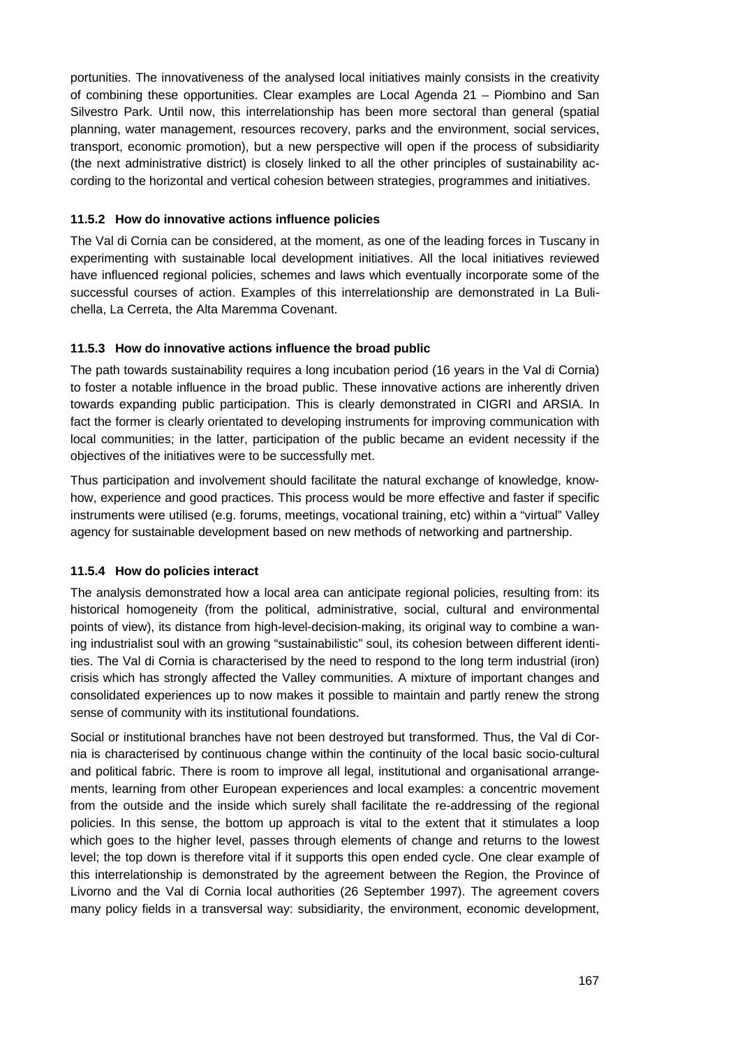portunities. The innovativeness of the analysed local initiatives mainly consists in the creativity of combining these opportunities. Clear examples are Local Agenda 21 – Piombino and San Silvestro Park. Until now, this interrelationship has been more sectoral than general (spatial planning, water management, resources recovery, parks and the environment, social services, transport, economic promotion), but a new perspective will open if the process of subsidiarity (the next administrative district) is closely linked to all the other principles of sustainability according to the horizontal and vertical cohesion between strategies, programmes and initiatives.

### 11.5.2 How do innovative actions influence policies

The Val di Cornia can be considered, at the moment, as one of the leading forces in Tuscany in experimenting with sustainable local development initiatives. All the local initiatives reviewed have influenced regional policies, schemes and laws which eventually incorporate some of the successful courses of action. Examples of this interrelationship are demonstrated in La Bulichella, La Cerreta, the Alta Maremma Covenant.

### 11.5.3 How do innovative actions influence the broad public

The path towards sustainability requires a long incubation period (16 years in the Val di Cornia) to foster a notable influence in the broad public. These innovative actions are inherently driven towards expanding public participation. This is clearly demonstrated in CIGRI and ARSIA. In fact the former is clearly orientated to developing instruments for improving communication with local communities; in the latter, participation of the public became an evident necessity if the objectives of the initiatives were to be successfully met.

Thus participation and involvement should facilitate the natural exchange of knowledge, know-how, experience and good practices. This process would be more effective and faster if specific instruments were utilised (e.g. forums, meetings, vocational training, etc) within a "virtual" Valley agency for sustainable development based on new methods of networking and partnership.

### 11.5.4 How do policies interact

The analysis demonstrated how a local area can anticipate regional policies, resulting from: its historical homogeneity (from the political, administrative, social, cultural and environmental points of view), its distance from high-level-decision-making, its original way to combine a waning industrialist soul with an growing "sustainabilistic" soul, its cohesion between different identities. The Val di Cornia is characterised by the need to respond to the long term industrial (iron) crisis which has strongly affected the Valley communities. A mixture of important changes and consolidated experiences up to now makes it possible to maintain and partly renew the strong sense of community with its institutional foundations.

Social or institutional branches have not been destroyed but transformed. Thus, the Val di Cornia is characterised by continuous change within the continuity of the local basic socio-cultural and political fabric. There is room to improve all legal, institutional and organisational arrangements, learning from other European experiences and local examples: a concentric movement from the outside and the inside which surely shall facilitate the re-addressing of the regional policies. In this sense, the bottom up approach is vital to the extent that it stimulates a loop which goes to the higher level, passes through elements of change and returns to the lowest level; the top down is therefore vital if it supports this open ended cycle. One clear example of this interrelationship is demonstrated by the agreement between the Region, the Province of Livorno and the Val di Cornia local authorities (26 September 1997). The agreement covers many policy fields in a transversal way: subsidiarity, the environment, economic development,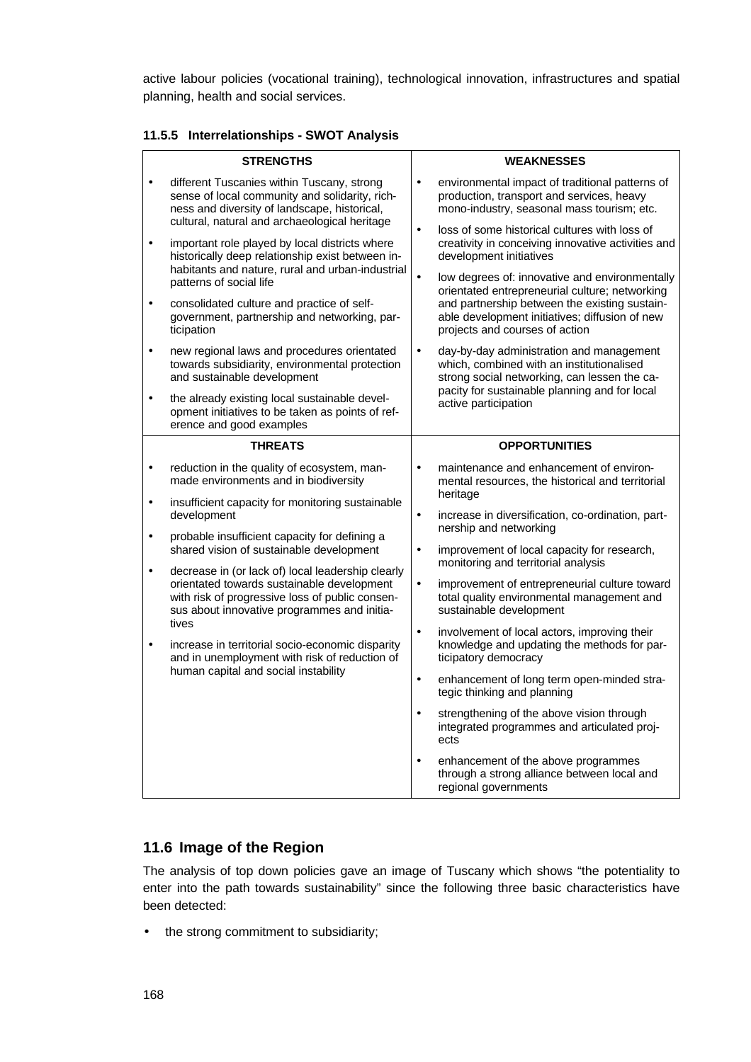active labour policies (vocational training), technological innovation, infrastructures and spatial planning, health and social services.

### 11.5.5 Interrelationships - SWOT Analysis

| STRENGTHS | WEAKNESSES |
| --- | --- |
| • different Tuscanies within Tuscany, strong sense of local community and solidarity, richness and diversity of landscape, historical, cultural, natural and archaeological heritage<br>• important role played by local districts where historically deep relationship exist between inhabitants and nature, rural and urban-industrial patterns of social life<br>• consolidated culture and practice of self-government, partnership and networking, participation<br>• new regional laws and procedures orientated towards subsidiarity, environmental protection and sustainable development<br>• the already existing local sustainable development initiatives to be taken as points of reference and good examples | • environmental impact of traditional patterns of production, transport and services, heavy mono-industry, seasonal mass tourism; etc.<br>• loss of some historical cultures with loss of creativity in conceiving innovative activities and development initiatives<br>• low degrees of: innovative and environmentally orientated entrepreneurial culture; networking and partnership between the existing sustainable development initiatives; diffusion of new projects and courses of action<br>• day-by-day administration and management which, combined with an institutionalised strong social networking, can lessen the capacity for sustainable planning and for local active participation |
| **THREATS** | **OPPORTUNITIES** |
| • reduction in the quality of ecosystem, man-made environments and in biodiversity<br>• insufficient capacity for monitoring sustainable development<br>• probable insufficient capacity for defining a shared vision of sustainable development<br>• decrease in (or lack of) local leadership clearly orientated towards sustainable development with risk of progressive loss of public consensus about innovative programmes and initiatives<br>• increase in territorial socio-economic disparity and in unemployment with risk of reduction of human capital and social instability | • maintenance and enhancement of environmental resources, the historical and territorial heritage<br>• increase in diversification, co-ordination, partnership and networking<br>• improvement of local capacity for research, monitoring and territorial analysis<br>• improvement of entrepreneurial culture toward total quality environmental management and sustainable development<br>• involvement of local actors, improving their knowledge and updating the methods for participatory democracy<br>• enhancement of long term open-minded strategic thinking and planning<br>• strengthening of the above vision through integrated programmes and articulated projects<br>• enhancement of the above programmes through a strong alliance between local and regional governments |

## 11.6 Image of the Region

The analysis of top down policies gave an image of Tuscany which shows "the potentiality to enter into the path towards sustainability" since the following three basic characteristics have been detected:

- the strong commitment to subsidiarity;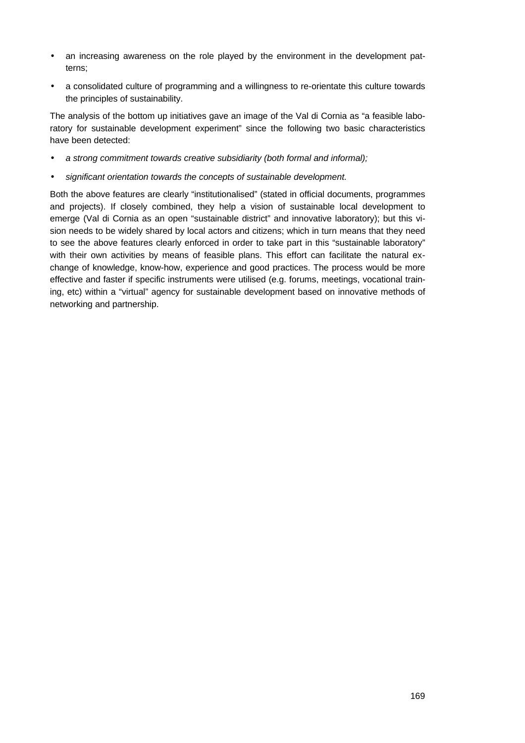- an increasing awareness on the role played by the environment in the development patterns;
- a consolidated culture of programming and a willingness to re-orientate this culture towards the principles of sustainability.

The analysis of the bottom up initiatives gave an image of the Val di Cornia as "a feasible laboratory for sustainable development experiment" since the following two basic characteristics have been detected:

- *a strong commitment towards creative subsidiarity (both formal and informal);*
- *significant orientation towards the concepts of sustainable development.*

Both the above features are clearly "institutionalised" (stated in official documents, programmes and projects). If closely combined, they help a vision of sustainable local development to emerge (Val di Cornia as an open "sustainable district" and innovative laboratory); but this vision needs to be widely shared by local actors and citizens; which in turn means that they need to see the above features clearly enforced in order to take part in this "sustainable laboratory" with their own activities by means of feasible plans. This effort can facilitate the natural exchange of knowledge, know-how, experience and good practices. The process would be more effective and faster if specific instruments were utilised (e.g. forums, meetings, vocational training, etc) within a "virtual" agency for sustainable development based on innovative methods of networking and partnership.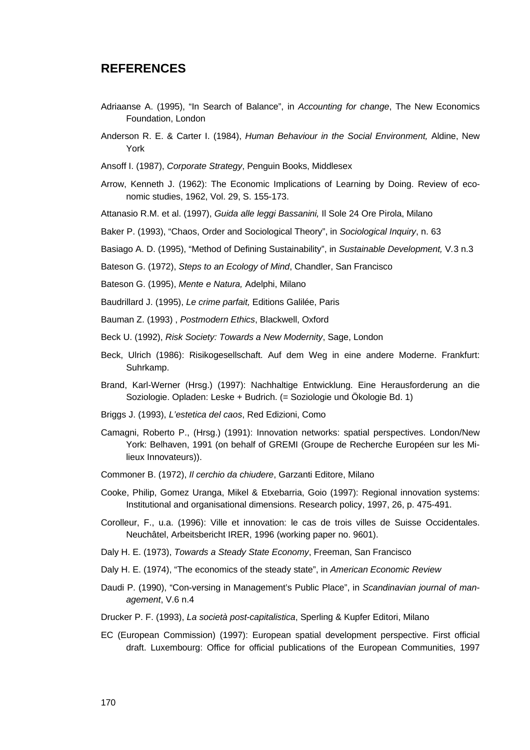## REFERENCES

Adriaanse A. (1995), “In Search of Balance”, in *Accounting for change*, The New Economics Foundation, London

Anderson R. E. & Carter I. (1984), *Human Behaviour in the Social Environment,* Aldine, New York

Ansoff I. (1987), *Corporate Strategy*, Penguin Books, Middlesex

Arrow, Kenneth J. (1962): The Economic Implications of Learning by Doing. Review of economic studies, 1962, Vol. 29, S. 155-173.

Attanasio R.M. et al. (1997), *Guida alle leggi Bassanini,* Il Sole 24 Ore Pirola, Milano

Baker P. (1993), “Chaos, Order and Sociological Theory”, in *Sociological Inquiry*, n. 63

Basiago A. D. (1995), “Method of Defining Sustainability”, in *Sustainable Development,* V.3 n.3

Bateson G. (1972), *Steps to an Ecology of Mind*, Chandler, San Francisco

Bateson G. (1995), *Mente e Natura,* Adelphi, Milano

Baudrillard J. (1995), *Le crime parfait,* Editions Galilée, Paris

Bauman Z. (1993) , *Postmodern Ethics*, Blackwell, Oxford

Beck U. (1992), *Risk Society: Towards a New Modernity*, Sage, London

Beck, Ulrich (1986): Risikogesellschaft. Auf dem Weg in eine andere Moderne. Frankfurt: Suhrkamp.

Brand, Karl-Werner (Hrsg.) (1997): Nachhaltige Entwicklung. Eine Herausforderung an die Soziologie. Opladen: Leske + Budrich. (= Soziologie und Ökologie Bd. 1)

Briggs J. (1993), *L'estetica del caos*, Red Edizioni, Como

Camagni, Roberto P., (Hrsg.) (1991): Innovation networks: spatial perspectives. London/New York: Belhaven, 1991 (on behalf of GREMI (Groupe de Recherche Européen sur les Milieux Innovateurs)).

Commoner B. (1972), *Il cerchio da chiudere*, Garzanti Editore, Milano

Cooke, Philip, Gomez Uranga, Mikel & Etxebarria, Goio (1997): Regional innovation systems: Institutional and organisational dimensions. Research policy, 1997, 26, p. 475-491.

Corolleur, F., u.a. (1996): Ville et innovation: le cas de trois villes de Suisse Occidentales. Neuchâtel, Arbeitsbericht IRER, 1996 (working paper no. 9601).

Daly H. E. (1973), *Towards a Steady State Economy*, Freeman, San Francisco

Daly H. E. (1974), “The economics of the steady state”, in *American Economic Review*

Daudi P. (1990), “Con-versing in Management's Public Place”, in *Scandinavian journal of management*, V.6 n.4

Drucker P. F. (1993), *La società post-capitalistica*, Sperling & Kupfer Editori, Milano

EC (European Commission) (1997): European spatial development perspective. First official draft. Luxembourg: Office for official publications of the European Communities, 1997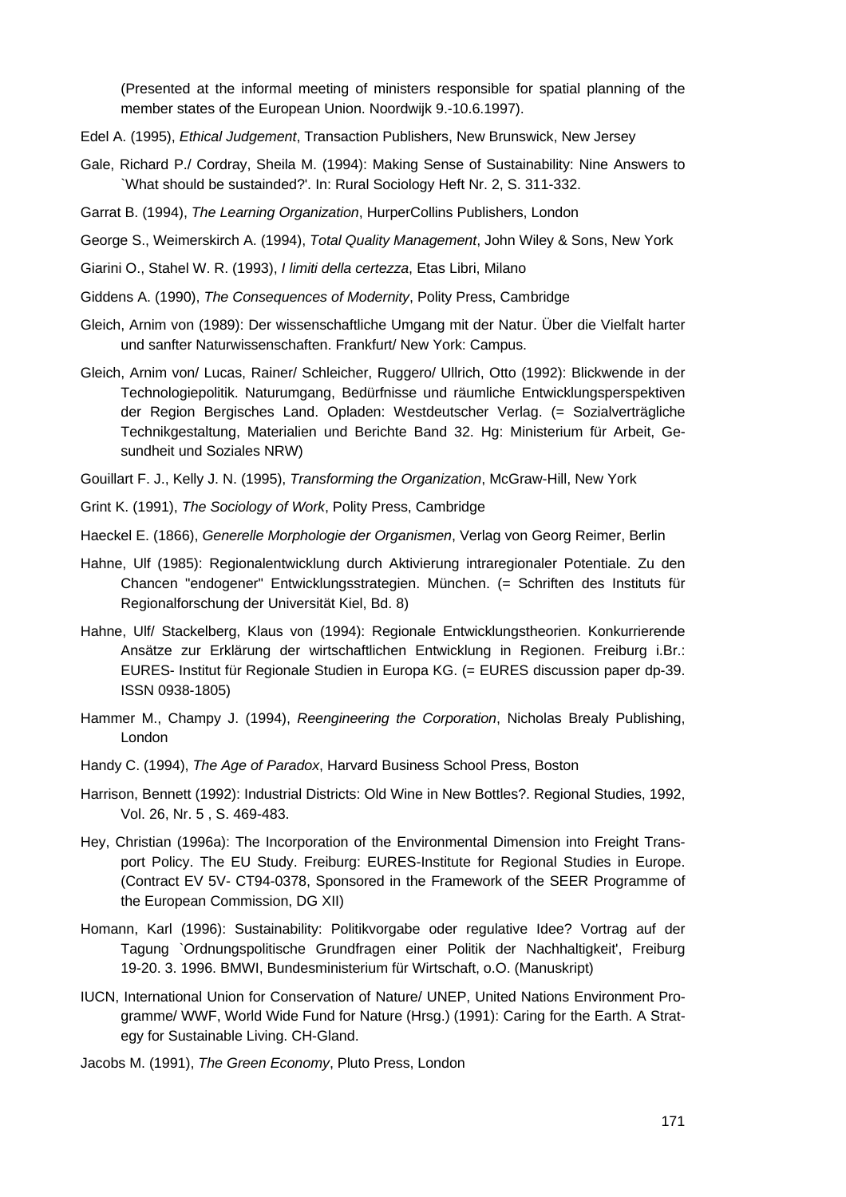(Presented at the informal meeting of ministers responsible for spatial planning of the member states of the European Union. Noordwijk 9.-10.6.1997).

Edel A. (1995), *Ethical Judgement*, Transaction Publishers, New Brunswick, New Jersey

Gale, Richard P./ Cordray, Sheila M. (1994): Making Sense of Sustainability: Nine Answers to `What should be sustainded?'. In: Rural Sociology Heft Nr. 2, S. 311-332.

Garrat B. (1994), *The Learning Organization*, HurperCollins Publishers, London

George S., Weimerskirch A. (1994), *Total Quality Management*, John Wiley & Sons, New York

Giarini O., Stahel W. R. (1993), *I limiti della certezza*, Etas Libri, Milano

Giddens A. (1990), *The Consequences of Modernity*, Polity Press, Cambridge

Gleich, Arnim von (1989): Der wissenschaftliche Umgang mit der Natur. Über die Vielfalt harter und sanfter Naturwissenschaften. Frankfurt/ New York: Campus.

Gleich, Arnim von/ Lucas, Rainer/ Schleicher, Ruggero/ Ullrich, Otto (1992): Blickwende in der Technologiepolitik. Naturumgang, Bedürfnisse und räumliche Entwicklungsperspektiven der Region Bergisches Land. Opladen: Westdeutscher Verlag. (= Sozialverträgliche Technikgestaltung, Materialien und Berichte Band 32. Hg: Ministerium für Arbeit, Gesundheit und Soziales NRW)

Gouillart F. J., Kelly J. N. (1995), *Transforming the Organization*, McGraw-Hill, New York

Grint K. (1991), *The Sociology of Work*, Polity Press, Cambridge

Haeckel E. (1866), *Generelle Morphologie der Organismen*, Verlag von Georg Reimer, Berlin

Hahne, Ulf (1985): Regionalentwicklung durch Aktivierung intraregionaler Potentiale. Zu den Chancen "endogener" Entwicklungsstrategien. München. (= Schriften des Instituts für Regionalforschung der Universität Kiel, Bd. 8)

Hahne, Ulf/ Stackelberg, Klaus von (1994): Regionale Entwicklungstheorien. Konkurrierende Ansätze zur Erklärung der wirtschaftlichen Entwicklung in Regionen. Freiburg i.Br.: EURES- Institut für Regionale Studien in Europa KG. (= EURES discussion paper dp-39. ISSN 0938-1805)

Hammer M., Champy J. (1994), *Reengineering the Corporation*, Nicholas Brealy Publishing, London

Handy C. (1994), *The Age of Paradox*, Harvard Business School Press, Boston

Harrison, Bennett (1992): Industrial Districts: Old Wine in New Bottles?. Regional Studies, 1992, Vol. 26, Nr. 5 , S. 469-483.

Hey, Christian (1996a): The Incorporation of the Environmental Dimension into Freight Transport Policy. The EU Study. Freiburg: EURES-Institute for Regional Studies in Europe. (Contract EV 5V- CT94-0378, Sponsored in the Framework of the SEER Programme of the European Commission, DG XII)

Homann, Karl (1996): Sustainability: Politikvorgabe oder regulative Idee? Vortrag auf der Tagung `Ordnungspolitische Grundfragen einer Politik der Nachhaltigkeit', Freiburg 19-20. 3. 1996. BMWI, Bundesministerium für Wirtschaft, o.O. (Manuskript)

IUCN, International Union for Conservation of Nature/ UNEP, United Nations Environment Programme/ WWF, World Wide Fund for Nature (Hrsg.) (1991): Caring for the Earth. A Strategy for Sustainable Living. CH-Gland.

Jacobs M. (1991), *The Green Economy*, Pluto Press, London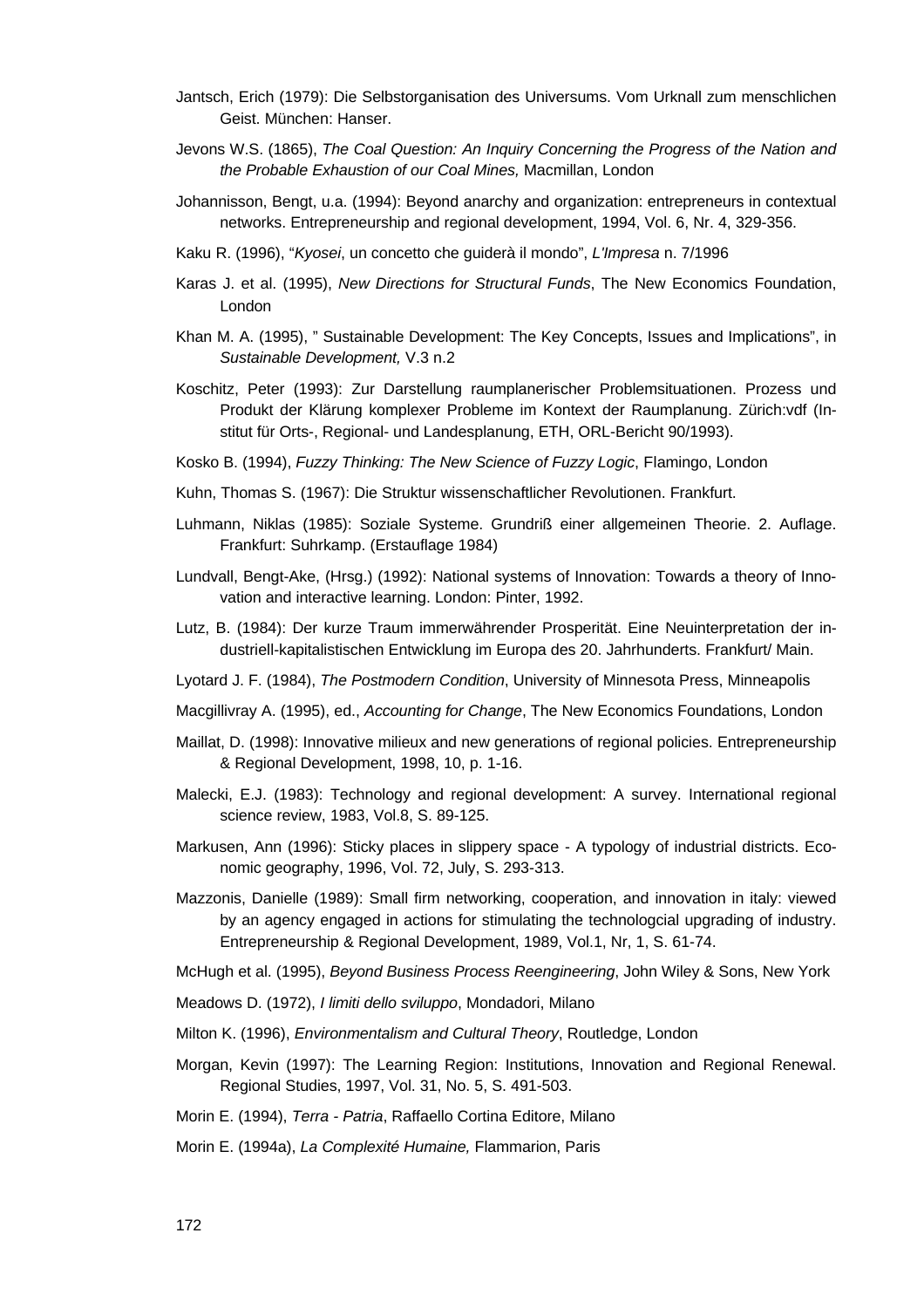Jantsch, Erich (1979): Die Selbstorganisation des Universums. Vom Urknall zum menschlichen Geist. München: Hanser.

Jevons W.S. (1865), *The Coal Question: An Inquiry Concerning the Progress of the Nation and the Probable Exhaustion of our Coal Mines,* Macmillan, London

Johannisson, Bengt, u.a. (1994): Beyond anarchy and organization: entrepreneurs in contextual networks. Entrepreneurship and regional development, 1994, Vol. 6, Nr. 4, 329-356.

Kaku R. (1996), "*Kyosei*, un concetto che guiderà il mondo", *L'Impresa* n. 7/1996

Karas J. et al. (1995), *New Directions for Structural Funds*, The New Economics Foundation, London

Khan M. A. (1995), " Sustainable Development: The Key Concepts, Issues and Implications", in *Sustainable Development,* V.3 n.2

Koschitz, Peter (1993): Zur Darstellung raumplanerischer Problemsituationen. Prozess und Produkt der Klärung komplexer Probleme im Kontext der Raumplanung. Zürich:vdf (Institut für Orts-, Regional- und Landesplanung, ETH, ORL-Bericht 90/1993).

Kosko B. (1994), *Fuzzy Thinking: The New Science of Fuzzy Logic*, Flamingo, London

Kuhn, Thomas S. (1967): Die Struktur wissenschaftlicher Revolutionen. Frankfurt.

Luhmann, Niklas (1985): Soziale Systeme. Grundriß einer allgemeinen Theorie. 2. Auflage. Frankfurt: Suhrkamp. (Erstauflage 1984)

Lundvall, Bengt-Ake, (Hrsg.) (1992): National systems of Innovation: Towards a theory of Innovation and interactive learning. London: Pinter, 1992.

Lutz, B. (1984): Der kurze Traum immerwährender Prosperität. Eine Neuinterpretation der industriell-kapitalistischen Entwicklung im Europa des 20. Jahrhunderts. Frankfurt/ Main.

Lyotard J. F. (1984), *The Postmodern Condition*, University of Minnesota Press, Minneapolis

Macgillivray A. (1995), ed., *Accounting for Change*, The New Economics Foundations, London

Maillat, D. (1998): Innovative milieux and new generations of regional policies. Entrepreneurship & Regional Development, 1998, 10, p. 1-16.

Malecki, E.J. (1983): Technology and regional development: A survey. International regional science review, 1983, Vol.8, S. 89-125.

Markusen, Ann (1996): Sticky places in slippery space - A typology of industrial districts. Economic geography, 1996, Vol. 72, July, S. 293-313.

Mazzonis, Danielle (1989): Small firm networking, cooperation, and innovation in italy: viewed by an agency engaged in actions for stimulating the technologcial upgrading of industry. Entrepreneurship & Regional Development, 1989, Vol.1, Nr, 1, S. 61-74.

McHugh et al. (1995), *Beyond Business Process Reengineering*, John Wiley & Sons, New York

Meadows D. (1972), *I limiti dello sviluppo*, Mondadori, Milano

Milton K. (1996), *Environmentalism and Cultural Theory*, Routledge, London

Morgan, Kevin (1997): The Learning Region: Institutions, Innovation and Regional Renewal. Regional Studies, 1997, Vol. 31, No. 5, S. 491-503.

Morin E. (1994), *Terra - Patria*, Raffaello Cortina Editore, Milano

Morin E. (1994a), *La Complexité Humaine,* Flammarion, Paris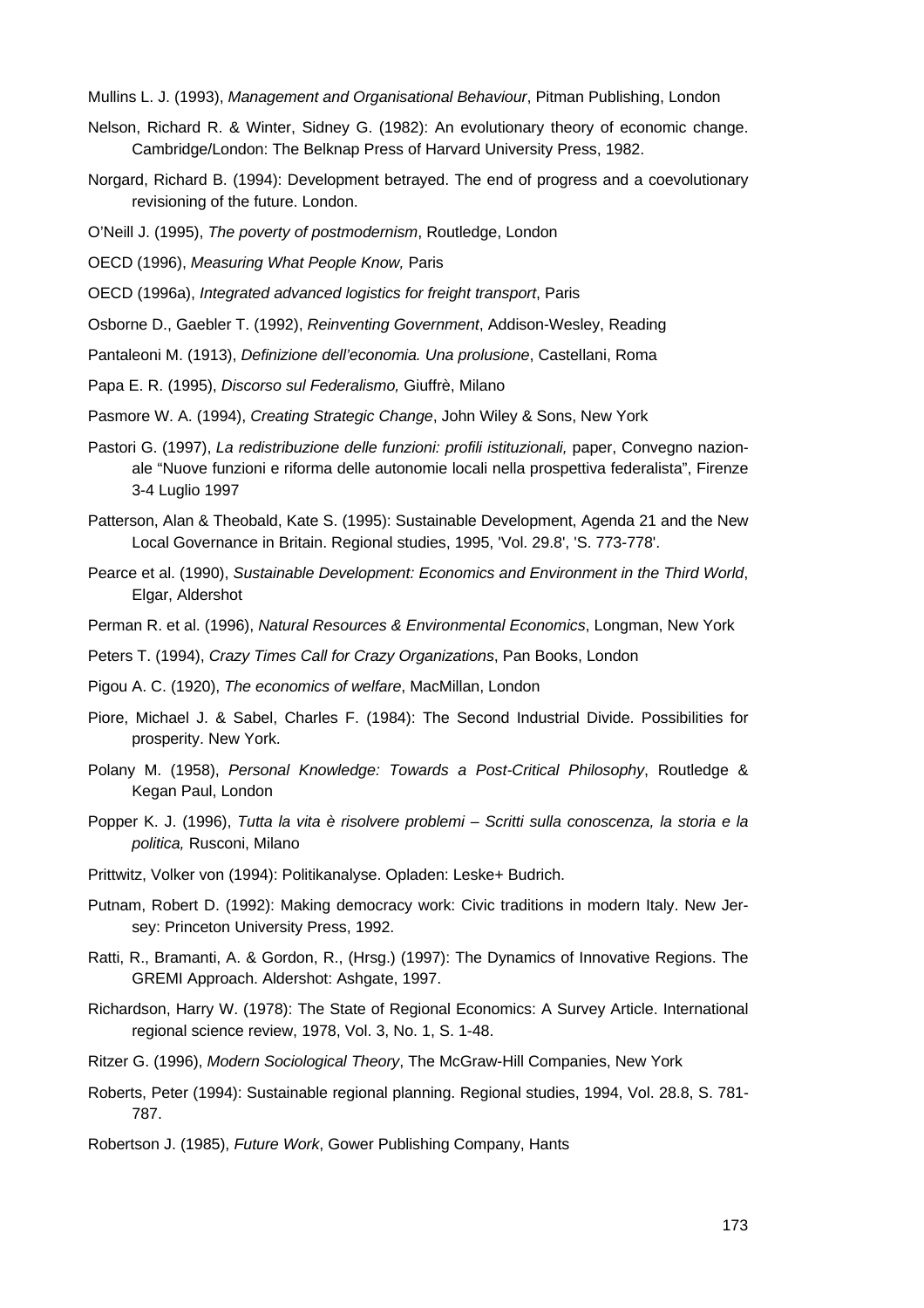Mullins L. J. (1993), *Management and Organisational Behaviour*, Pitman Publishing, London

Nelson, Richard R. & Winter, Sidney G. (1982): An evolutionary theory of economic change. Cambridge/London: The Belknap Press of Harvard University Press, 1982.

Norgard, Richard B. (1994): Development betrayed. The end of progress and a coevolutionary revisioning of the future. London.

O'Neill J. (1995), *The poverty of postmodernism*, Routledge, London

OECD (1996), *Measuring What People Know,* Paris

OECD (1996a), *Integrated advanced logistics for freight transport*, Paris

Osborne D., Gaebler T. (1992), *Reinventing Government*, Addison-Wesley, Reading

Pantaleoni M. (1913), *Definizione dell'economia. Una prolusione*, Castellani, Roma

Papa E. R. (1995), *Discorso sul Federalismo,* Giuffrè, Milano

Pasmore W. A. (1994), *Creating Strategic Change*, John Wiley & Sons, New York

Pastori G. (1997), *La redistribuzione delle funzioni: profili istituzionali,* paper, Convegno nazionale "Nuove funzioni e riforma delle autonomie locali nella prospettiva federalista", Firenze 3-4 Luglio 1997

Patterson, Alan & Theobald, Kate S. (1995): Sustainable Development, Agenda 21 and the New Local Governance in Britain. Regional studies, 1995, 'Vol. 29.8', 'S. 773-778'.

Pearce et al. (1990), *Sustainable Development: Economics and Environment in the Third World*, Elgar, Aldershot

Perman R. et al. (1996), *Natural Resources & Environmental Economics*, Longman, New York

Peters T. (1994), *Crazy Times Call for Crazy Organizations*, Pan Books, London

Pigou A. C. (1920), *The economics of welfare*, MacMillan, London

Piore, Michael J. & Sabel, Charles F. (1984): The Second Industrial Divide. Possibilities for prosperity. New York.

Polany M. (1958), *Personal Knowledge: Towards a Post-Critical Philosophy*, Routledge & Kegan Paul, London

Popper K. J. (1996), *Tutta la vita è risolvere problemi – Scritti sulla conoscenza, la storia e la politica,* Rusconi, Milano

Prittwitz, Volker von (1994): Politikanalyse. Opladen: Leske+ Budrich.

Putnam, Robert D. (1992): Making democracy work: Civic traditions in modern Italy. New Jersey: Princeton University Press, 1992.

Ratti, R., Bramanti, A. & Gordon, R., (Hrsg.) (1997): The Dynamics of Innovative Regions. The GREMI Approach. Aldershot: Ashgate, 1997.

Richardson, Harry W. (1978): The State of Regional Economics: A Survey Article. International regional science review, 1978, Vol. 3, No. 1, S. 1-48.

Ritzer G. (1996), *Modern Sociological Theory*, The McGraw-Hill Companies, New York

Roberts, Peter (1994): Sustainable regional planning. Regional studies, 1994, Vol. 28.8, S. 781-787.

Robertson J. (1985), *Future Work*, Gower Publishing Company, Hants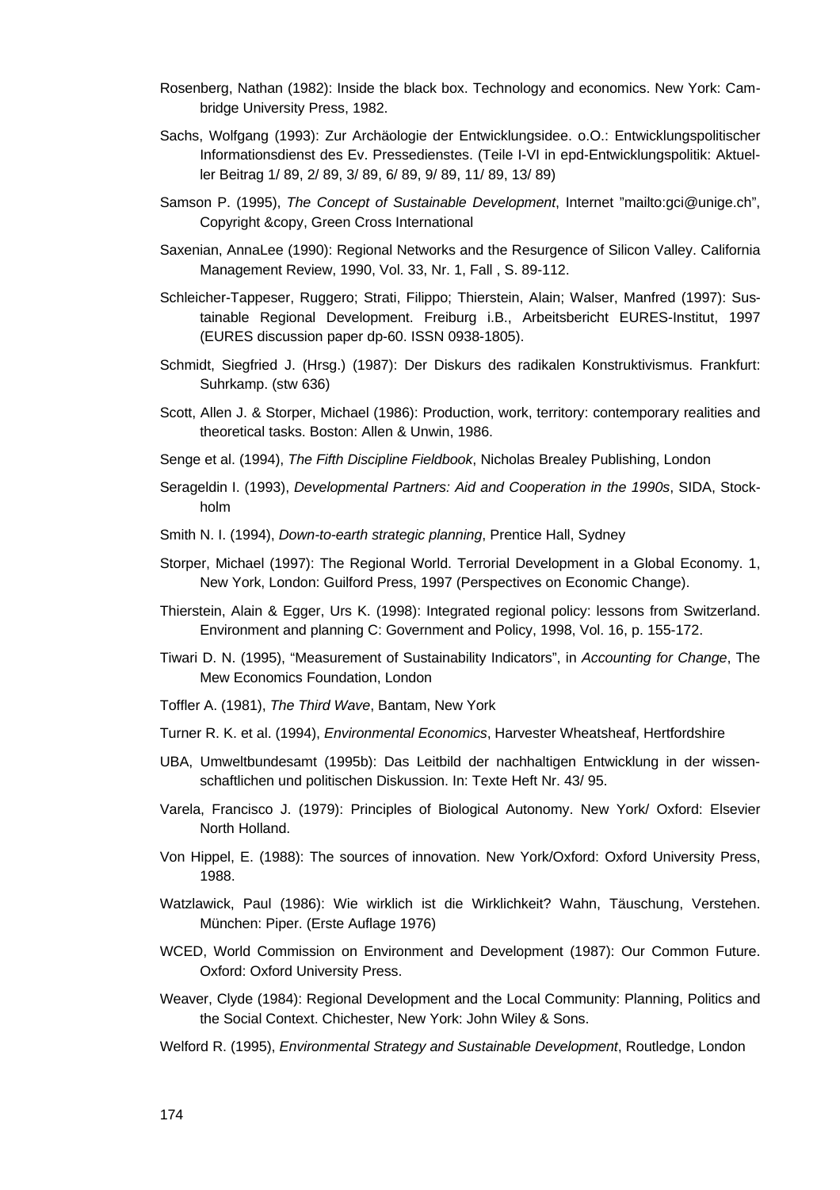Rosenberg, Nathan (1982): Inside the black box. Technology and economics. New York: Cambridge University Press, 1982.

Sachs, Wolfgang (1993): Zur Archäologie der Entwicklungsidee. o.O.: Entwicklungspolitischer Informationsdienst des Ev. Pressedienstes. (Teile I-VI in epd-Entwicklungspolitik: Aktueller Beitrag 1/ 89, 2/ 89, 3/ 89, 6/ 89, 9/ 89, 11/ 89, 13/ 89)

Samson P. (1995), *The Concept of Sustainable Development*, Internet "mailto:gci@unige.ch", Copyright &copy, Green Cross International

Saxenian, AnnaLee (1990): Regional Networks and the Resurgence of Silicon Valley. California Management Review, 1990, Vol. 33, Nr. 1, Fall , S. 89-112.

Schleicher-Tappeser, Ruggero; Strati, Filippo; Thierstein, Alain; Walser, Manfred (1997): Sustainable Regional Development. Freiburg i.B., Arbeitsbericht EURES-Institut, 1997 (EURES discussion paper dp-60. ISSN 0938-1805).

Schmidt, Siegfried J. (Hrsg.) (1987): Der Diskurs des radikalen Konstruktivismus. Frankfurt: Suhrkamp. (stw 636)

Scott, Allen J. & Storper, Michael (1986): Production, work, territory: contemporary realities and theoretical tasks. Boston: Allen & Unwin, 1986.

Senge et al. (1994), *The Fifth Discipline Fieldbook*, Nicholas Brealey Publishing, London

Serageldin I. (1993), *Developmental Partners: Aid and Cooperation in the 1990s*, SIDA, Stockholm

Smith N. I. (1994), *Down-to-earth strategic planning*, Prentice Hall, Sydney

Storper, Michael (1997): The Regional World. Terrorial Development in a Global Economy. 1, New York, London: Guilford Press, 1997 (Perspectives on Economic Change).

Thierstein, Alain & Egger, Urs K. (1998): Integrated regional policy: lessons from Switzerland. Environment and planning C: Government and Policy, 1998, Vol. 16, p. 155-172.

Tiwari D. N. (1995), "Measurement of Sustainability Indicators", in *Accounting for Change*, The Mew Economics Foundation, London

Toffler A. (1981), *The Third Wave*, Bantam, New York

Turner R. K. et al. (1994), *Environmental Economics*, Harvester Wheatsheaf, Hertfordshire

UBA, Umweltbundesamt (1995b): Das Leitbild der nachhaltigen Entwicklung in der wissenschaftlichen und politischen Diskussion. In: Texte Heft Nr. 43/ 95.

Varela, Francisco J. (1979): Principles of Biological Autonomy. New York/ Oxford: Elsevier North Holland.

Von Hippel, E. (1988): The sources of innovation. New York/Oxford: Oxford University Press, 1988.

Watzlawick, Paul (1986): Wie wirklich ist die Wirklichkeit? Wahn, Täuschung, Verstehen. München: Piper. (Erste Auflage 1976)

WCED, World Commission on Environment and Development (1987): Our Common Future. Oxford: Oxford University Press.

Weaver, Clyde (1984): Regional Development and the Local Community: Planning, Politics and the Social Context. Chichester, New York: John Wiley & Sons.

Welford R. (1995), *Environmental Strategy and Sustainable Development*, Routledge, London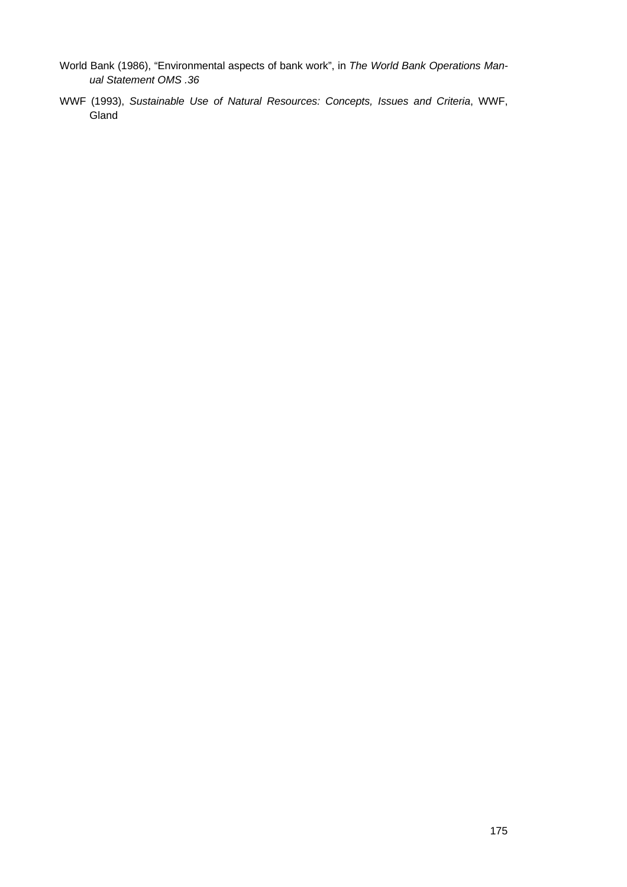World Bank (1986), “Environmental aspects of bank work”, in *The World Bank Operations Manual Statement OMS .36*

WWF (1993), *Sustainable Use of Natural Resources: Concepts, Issues and Criteria*, WWF, Gland